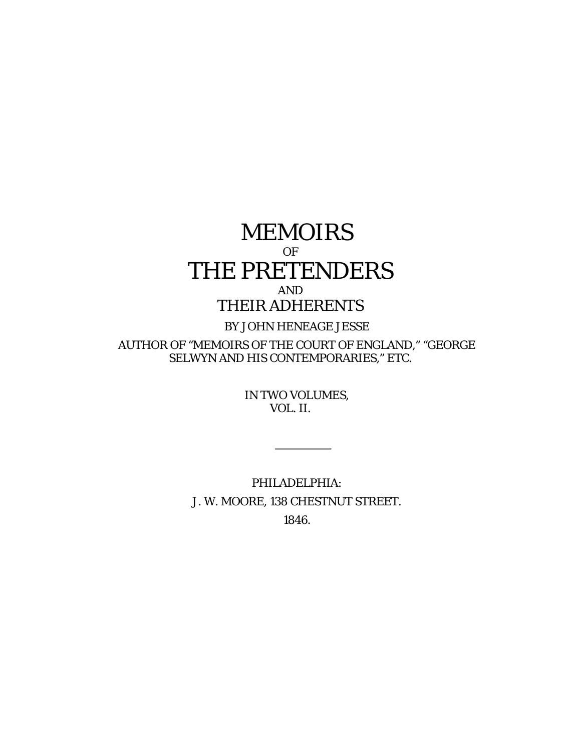# MEMOIRS

OF

# THE PRETENDERS

AND

## THEIR ADHERENTS

BY JOHN HENEAGE JESSE

AUTHOR OF "MEMOIRS OF THE COURT OF ENGLAND," "GEORGE SELWYN AND HIS CONTEMPORARIES," ETC.

IN TWO VOLUMES,
VOL. II.

---

PHILADELPHIA:

J. W. MOORE, 138 CHESTNUT STREET.

1846.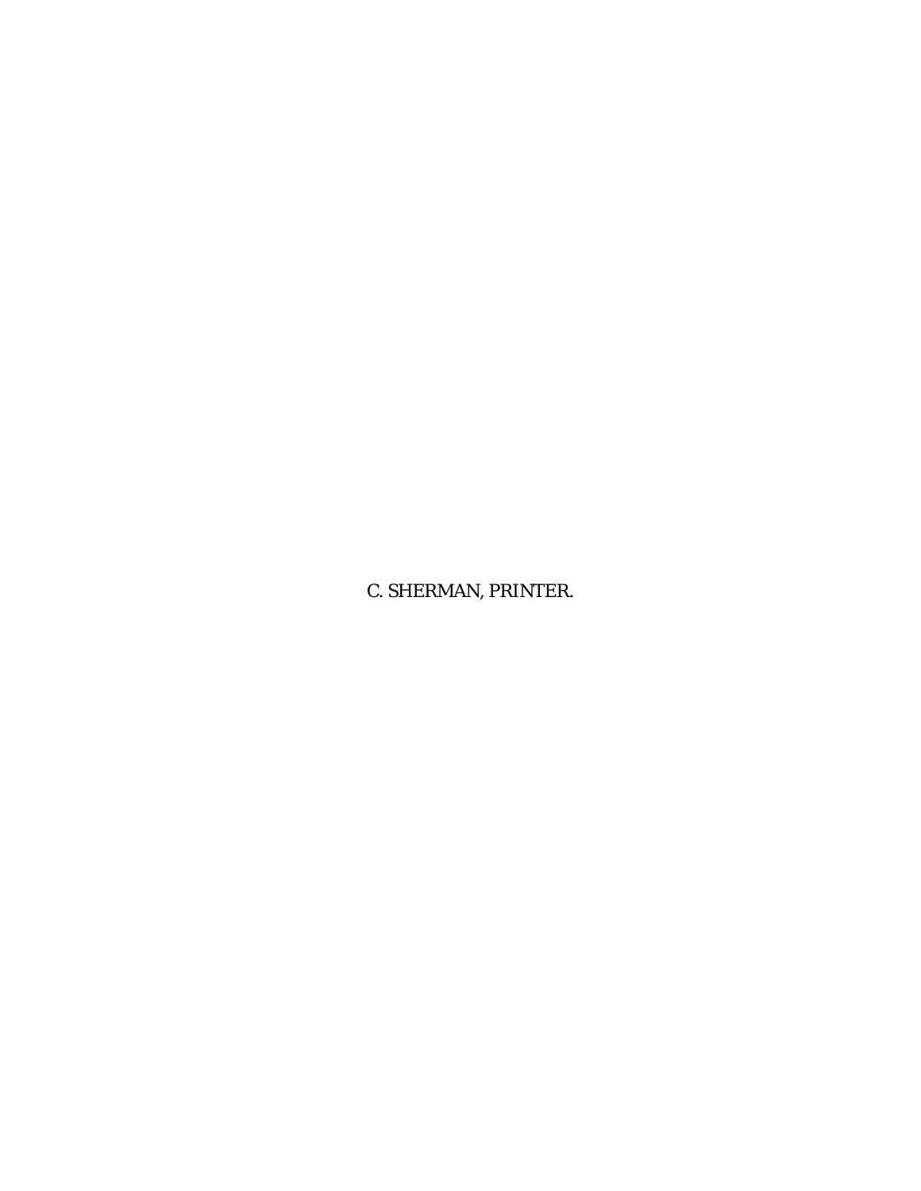C. SHERMAN, PRINTER.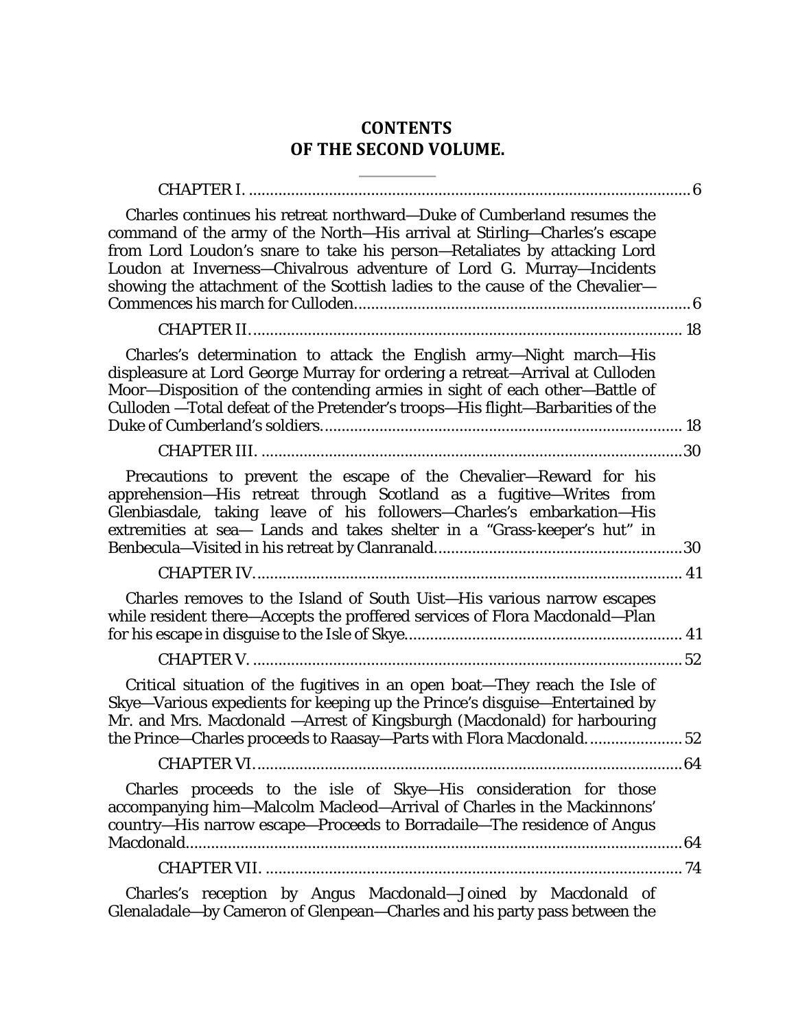# CONTENTS
# OF THE SECOND VOLUME.

---

CHAPTER I. ........................................................................................................ 6

Charles continues his retreat northward—Duke of Cumberland resumes the command of the army of the North—His arrival at Stirling—Charles's escape from Lord Loudon's snare to take his person—Retaliates by attacking Lord Loudon at Inverness—Chivalrous adventure of Lord G. Murray—Incidents showing the attachment of the Scottish ladies to the cause of the Chevalier—Commences his march for Culloden............................................................................... 6

CHAPTER II...................................................................................................... 18

Charles's determination to attack the English army—Night march—His displeasure at Lord George Murray for ordering a retreat—Arrival at Culloden Moor—Disposition of the contending armies in sight of each other—Battle of Culloden —Total defeat of the Pretender's troops—His flight—Barbarities of the Duke of Cumberland's soldiers..................................................................................... 18

CHAPTER III. ...................................................................................................30

Precautions to prevent the escape of the Chevalier—Reward for his apprehension—His retreat through Scotland as a fugitive—Writes from Glenbiasdale, taking leave of his followers—Charles's embarkation—His extremities at sea— Lands and takes shelter in a "Grass-keeper's hut" in Benbecula—Visited in his retreat by Clanranald.........................................................30

CHAPTER IV..................................................................................................... 41

Charles removes to the Island of South Uist—His various narrow escapes while resident there—Accepts the proffered services of Flora Macdonald—Plan for his escape in disguise to the Isle of Skye................................................................. 41

CHAPTER V. ..................................................................................................... 52

Critical situation of the fugitives in an open boat—They reach the Isle of Skye—Various expedients for keeping up the Prince's disguise—Entertained by Mr. and Mrs. Macdonald —Arrest of Kingsburgh (Macdonald) for harbouring the Prince—Charles proceeds to Raasay—Parts with Flora Macdonald...................... 52

CHAPTER VI...................................................................................................... 64

Charles proceeds to the isle of Skye—His consideration for those accompanying him—Malcolm Macleod—Arrival of Charles in the Mackinnons' country—His narrow escape—Proceeds to Borradaile—The residence of Angus Macdonald....................................................................................................................... 64

CHAPTER VII. .................................................................................................. 74

Charles's reception by Angus Macdonald—Joined by Macdonald of Glenaladale—by Cameron of Glenpean—Charles and his party pass between the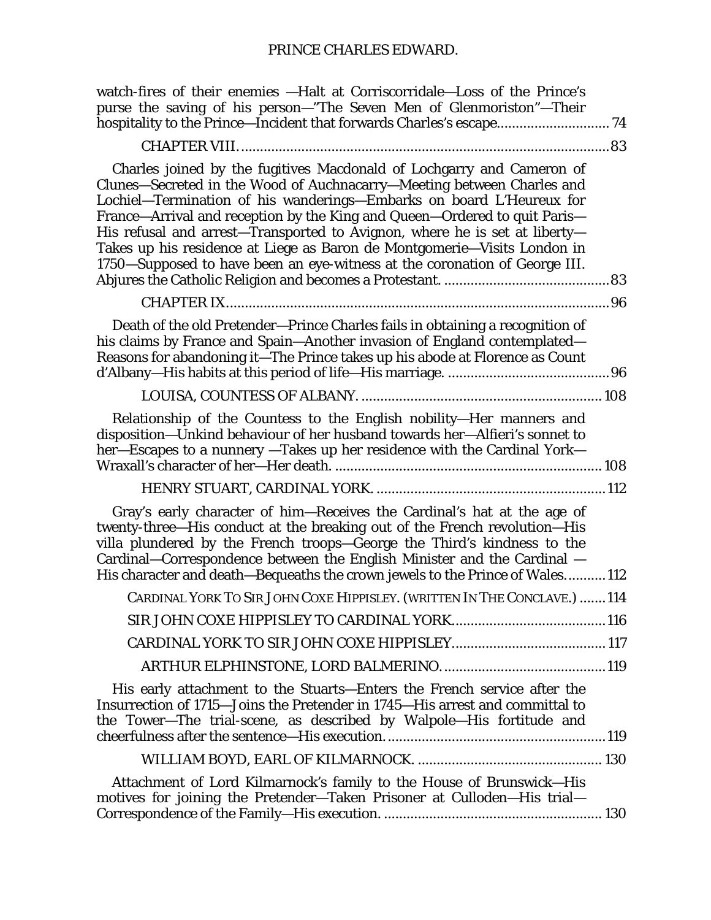watch-fires of their enemies —Halt at Corriscorridale—Loss of the Prince's purse the saving of his person—"The Seven Men of Glenmoriston"—Their hospitality to the Prince—Incident that forwards Charles's escape............................. 74

CHAPTER VIII. .................................................................................................83

Charles joined by the fugitives Macdonald of Lochgarry and Cameron of Clunes—Secreted in the Wood of Auchnacarry—Meeting between Charles and Lochiel—Termination of his wanderings—Embarks on board L'Heureux for France—Arrival and reception by the King and Queen—Ordered to quit Paris—His refusal and arrest—Transported to Avignon, where he is set at liberty—Takes up his residence at Liege as Baron de Montgomerie—Visits London in 1750—Supposed to have been an eye-witness at the coronation of George III. Abjures the Catholic Religion and becomes a Protestant. ............................................83

CHAPTER IX......................................................................................................96

Death of the old Pretender—Prince Charles fails in obtaining a recognition of his claims by France and Spain—Another invasion of England contemplated—Reasons for abandoning it—The Prince takes up his abode at Florence as Count d'Albany—His habits at this period of life—His marriage. ...........................................96

LOUISA, COUNTESS OF ALBANY. ................................................................ 108

Relationship of the Countess to the English nobility—Her manners and disposition—Unkind behaviour of her husband towards her—Alfieri's sonnet to her—Escapes to a nunnery —Takes up her residence with the Cardinal York—Wraxall's character of her—Her death. ...................................................................... 108

HENRY STUART, CARDINAL YORK. ............................................................ 112

Gray's early character of him—Receives the Cardinal's hat at the age of twenty-three—His conduct at the breaking out of the French revolution—His villa plundered by the French troops—George the Third's kindness to the Cardinal—Correspondence between the English Minister and the Cardinal —His character and death—Bequeaths the crown jewels to the Prince of Wales........... 112

CARDINAL YORK TO SIR JOHN COXE HIPPISLEY. (WRITTEN IN THE CONCLAVE.) ....... 114

SIR JOHN COXE HIPPISLEY TO CARDINAL YORK........................................ 116

CARDINAL YORK TO SIR JOHN COXE HIPPISLEY......................................... 117

ARTHUR ELPHINSTONE, LORD BALMERINO. ........................................... 119

His early attachment to the Stuarts—Enters the French service after the Insurrection of 1715—Joins the Pretender in 1745—His arrest and committal to the Tower—The trial-scene, as described by Walpole—His fortitude and cheerfulness after the sentence—His execution. ......................................................... 119

WILLIAM BOYD, EARL OF KILMARNOCK. ................................................. 130

Attachment of Lord Kilmarnock's family to the House of Brunswick—His motives for joining the Pretender—Taken Prisoner at Culloden—His trial—Correspondence of the Family—His execution. ......................................................... 130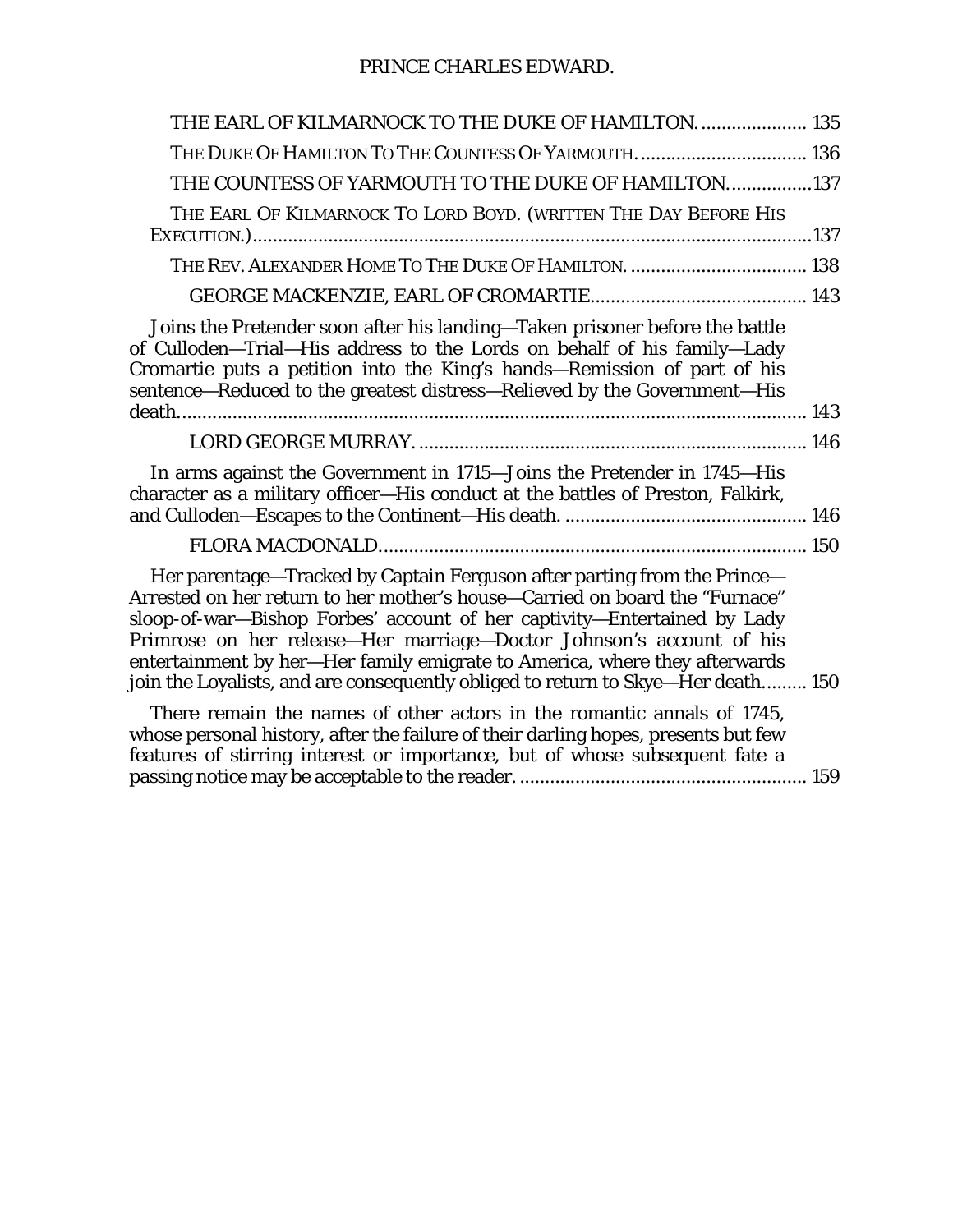THE EARL OF KILMARNOCK TO THE DUKE OF HAMILTON. .................... 135

THE DUKE OF HAMILTON TO THE COUNTESS OF YARMOUTH. ................................ 136

THE COUNTESS OF YARMOUTH TO THE DUKE OF HAMILTON. ................137

THE EARL OF KILMARNOCK TO LORD BOYD. (WRITTEN THE DAY BEFORE HIS EXECUTION.) ..........................................................................................................137

THE REV. ALEXANDER HOME TO THE DUKE OF HAMILTON. .................................. 138

GEORGE MACKENZIE, EARL OF CROMARTIE.......................................... 143

Joins the Pretender soon after his landing—Taken prisoner before the battle of Culloden—Trial—His address to the Lords on behalf of his family—Lady Cromartie puts a petition into the King's hands—Remission of part of his sentence—Reduced to the greatest distress—Relieved by the Government—His death.......................................................................................................... 143

LORD GEORGE MURRAY. ............................................................................ 146

In arms against the Government in 1715—Joins the Pretender in 1745—His character as a military officer—His conduct at the battles of Preston, Falkirk, and Culloden—Escapes to the Continent—His death. ............................................... 146

FLORA MACDONALD.................................................................................... 150

Her parentage—Tracked by Captain Ferguson after parting from the Prince—Arrested on her return to her mother's house—Carried on board the "Furnace" sloop-of-war—Bishop Forbes' account of her captivity—Entertained by Lady Primrose on her release—Her marriage—Doctor Johnson's account of his entertainment by her—Her family emigrate to America, where they afterwards join the Loyalists, and are consequently obliged to return to Skye—Her death......... 150

There remain the names of other actors in the romantic annals of 1745, whose personal history, after the failure of their darling hopes, presents but few features of stirring interest or importance, but of whose subsequent fate a passing notice may be acceptable to the reader. ........................................................ 159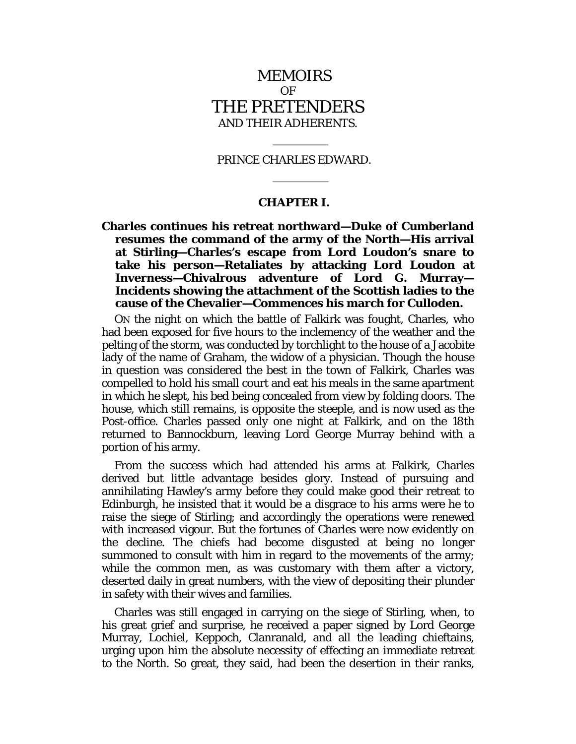# MEMOIRS
OF
# THE PRETENDERS
AND THEIR ADHERENTS.

---

## PRINCE CHARLES EDWARD.

---

### CHAPTER I.

**Charles continues his retreat northward—Duke of Cumberland resumes the command of the army of the North—His arrival at Stirling—Charles's escape from Lord Loudon's snare to take his person—Retaliates by attacking Lord Loudon at Inverness—Chivalrous adventure of Lord G. Murray—Incidents showing the attachment of the Scottish ladies to the cause of the Chevalier—Commences his march for Culloden.**

ON the night on which the battle of Falkirk was fought, Charles, who had been exposed for five hours to the inclemency of the weather and the pelting of the storm, was conducted by torchlight to the house of a Jacobite lady of the name of Graham, the widow of a physician. Though the house in question was considered the best in the town of Falkirk, Charles was compelled to hold his small court and eat his meals in the same apartment in which he slept, his bed being concealed from view by folding doors. The house, which still remains, is opposite the steeple, and is now used as the Post-office. Charles passed only one night at Falkirk, and on the 18th returned to Bannockburn, leaving Lord George Murray behind with a portion of his army.

From the success which had attended his arms at Falkirk, Charles derived but little advantage besides glory. Instead of pursuing and annihilating Hawley's army before they could make good their retreat to Edinburgh, he insisted that it would be a disgrace to his arms were he to raise the siege of Stirling; and accordingly the operations were renewed with increased vigour. But the fortunes of Charles were now evidently on the decline. The chiefs had become disgusted at being no longer summoned to consult with him in regard to the movements of the army; while the common men, as was customary with them after a victory, deserted daily in great numbers, with the view of depositing their plunder in safety with their wives and families.

Charles was still engaged in carrying on the siege of Stirling, when, to his great grief and surprise, he received a paper signed by Lord George Murray, Lochiel, Keppoch, Clanranald, and all the leading chieftains, urging upon him the absolute necessity of effecting an immediate retreat to the North. So great, they said, had been the desertion in their ranks,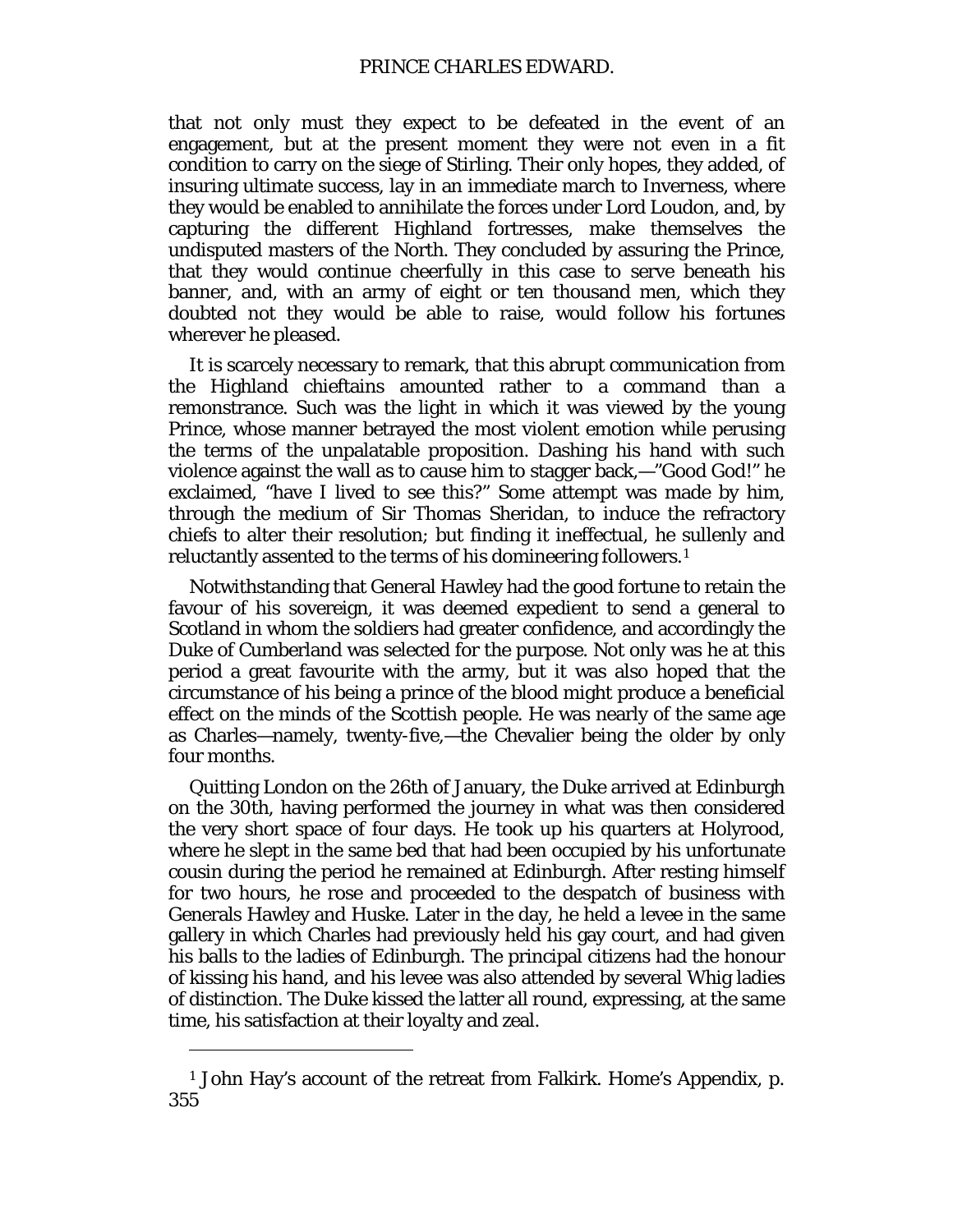that not only must they expect to be defeated in the event of an engagement, but at the present moment they were not even in a fit condition to carry on the siege of Stirling. Their only hopes, they added, of insuring ultimate success, lay in an immediate march to Inverness, where they would be enabled to annihilate the forces under Lord Loudon, and, by capturing the different Highland fortresses, make themselves the undisputed masters of the North. They concluded by assuring the Prince, that they would continue cheerfully in this case to serve beneath his banner, and, with an army of eight or ten thousand men, which they doubted not they would be able to raise, would follow his fortunes wherever he pleased.

It is scarcely necessary to remark, that this abrupt communication from the Highland chieftains amounted rather to a command than a remonstrance. Such was the light in which it was viewed by the young Prince, whose manner betrayed the most violent emotion while perusing the terms of the unpalatable proposition. Dashing his hand with such violence against the wall as to cause him to stagger back,—"Good God!" he exclaimed, "have I lived to see this?" Some attempt was made by him, through the medium of Sir Thomas Sheridan, to induce the refractory chiefs to alter their resolution; but finding it ineffectual, he sullenly and reluctantly assented to the terms of his domineering followers.[1]

Notwithstanding that General Hawley had the good fortune to retain the favour of his sovereign, it was deemed expedient to send a general to Scotland in whom the soldiers had greater confidence, and accordingly the Duke of Cumberland was selected for the purpose. Not only was he at this period a great favourite with the army, but it was also hoped that the circumstance of his being a prince of the blood might produce a beneficial effect on the minds of the Scottish people. He was nearly of the same age as Charles—namely, twenty-five,—the Chevalier being the older by only four months.

Quitting London on the 26th of January, the Duke arrived at Edinburgh on the 30th, having performed the journey in what was then considered the very short space of four days. He took up his quarters at Holyrood, where he slept in the same bed that had been occupied by his unfortunate cousin during the period he remained at Edinburgh. After resting himself for two hours, he rose and proceeded to the despatch of business with Generals Hawley and Huske. Later in the day, he held a levee in the same gallery in which Charles had previously held his gay court, and had given his balls to the ladies of Edinburgh. The principal citizens had the honour of kissing his hand, and his levee was also attended by several Whig ladies of distinction. The Duke kissed the latter all round, expressing, at the same time, his satisfaction at their loyalty and zeal.

---

[1] John Hay's account of the retreat from Falkirk. Home's Appendix, p. 355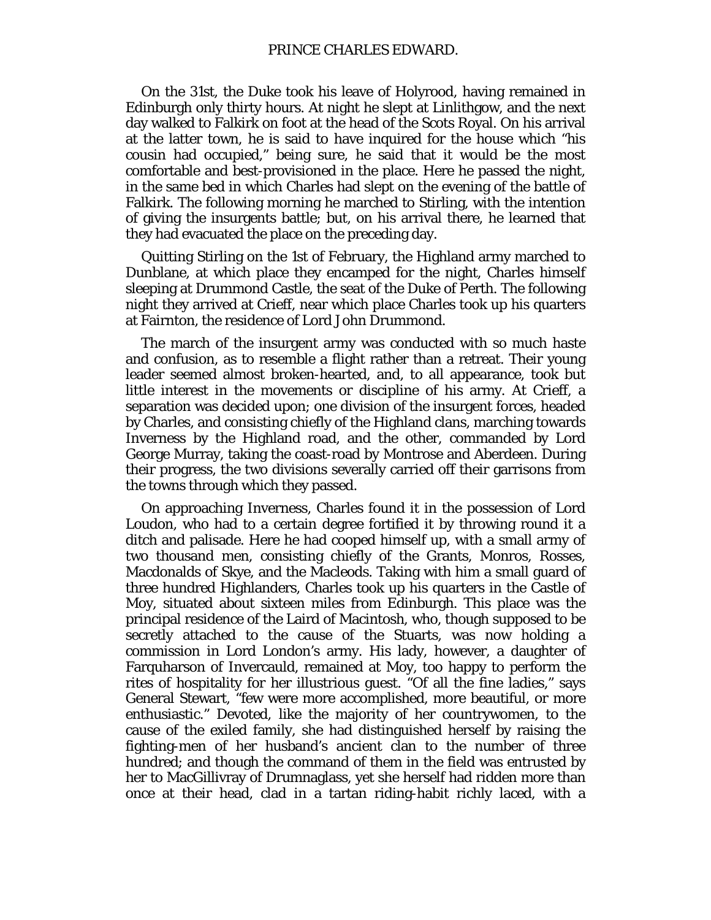On the 31st, the Duke took his leave of Holyrood, having remained in Edinburgh only thirty hours. At night he slept at Linlithgow, and the next day walked to Falkirk on foot at the head of the Scots Royal. On his arrival at the latter town, he is said to have inquired for the house which "his cousin had occupied," being sure, he said that it would be the most comfortable and best-provisioned in the place. Here he passed the night, in the same bed in which Charles had slept on the evening of the battle of Falkirk. The following morning he marched to Stirling, with the intention of giving the insurgents battle; but, on his arrival there, he learned that they had evacuated the place on the preceding day.

Quitting Stirling on the 1st of February, the Highland army marched to Dunblane, at which place they encamped for the night, Charles himself sleeping at Drummond Castle, the seat of the Duke of Perth. The following night they arrived at Crieff, near which place Charles took up his quarters at Fairnton, the residence of Lord John Drummond.

The march of the insurgent army was conducted with so much haste and confusion, as to resemble a flight rather than a retreat. Their young leader seemed almost broken-hearted, and, to all appearance, took but little interest in the movements or discipline of his army. At Crieff, a separation was decided upon; one division of the insurgent forces, headed by Charles, and consisting chiefly of the Highland clans, marching towards Inverness by the Highland road, and the other, commanded by Lord George Murray, taking the coast-road by Montrose and Aberdeen. During their progress, the two divisions severally carried off their garrisons from the towns through which they passed.

On approaching Inverness, Charles found it in the possession of Lord Loudon, who had to a certain degree fortified it by throwing round it a ditch and palisade. Here he had cooped himself up, with a small army of two thousand men, consisting chiefly of the Grants, Monros, Rosses, Macdonalds of Skye, and the Macleods. Taking with him a small guard of three hundred Highlanders, Charles took up his quarters in the Castle of Moy, situated about sixteen miles from Edinburgh. This place was the principal residence of the Laird of Macintosh, who, though supposed to be secretly attached to the cause of the Stuarts, was now holding a commission in Lord London's army. His lady, however, a daughter of Farquharson of Invercauld, remained at Moy, too happy to perform the rites of hospitality for her illustrious guest. "Of all the fine ladies," says General Stewart, "few were more accomplished, more beautiful, or more enthusiastic." Devoted, like the majority of her countrywomen, to the cause of the exiled family, she had distinguished herself by raising the fighting-men of her husband's ancient clan to the number of three hundred; and though the command of them in the field was entrusted by her to MacGillivray of Drumnaglass, yet she herself had ridden more than once at their head, clad in a tartan riding-habit richly laced, with a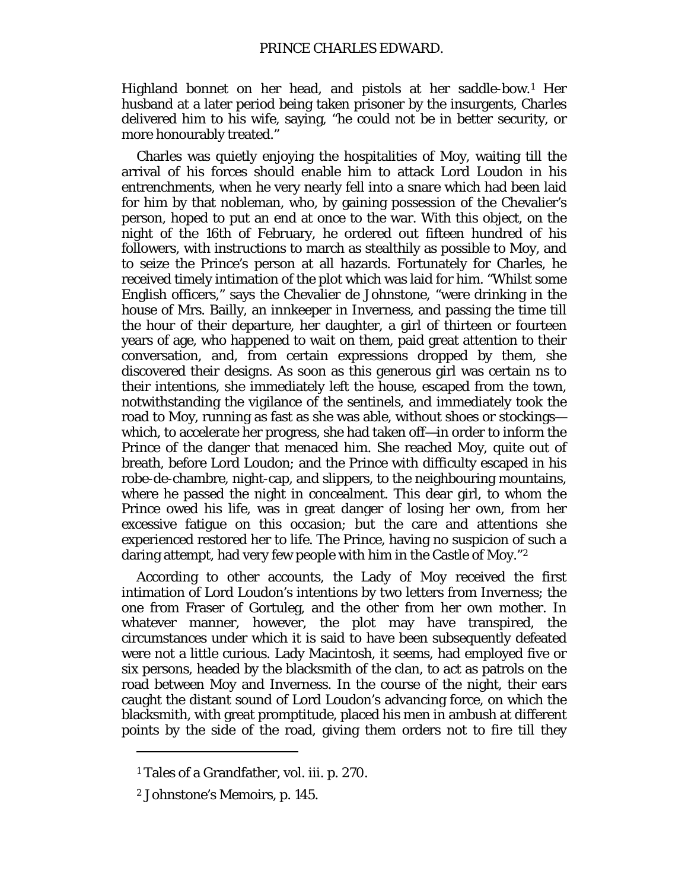Highland bonnet on her head, and pistols at her saddle-bow.[1] Her husband at a later period being taken prisoner by the insurgents, Charles delivered him to his wife, saying, "he could not be in better security, or more honourably treated."

Charles was quietly enjoying the hospitalities of Moy, waiting till the arrival of his forces should enable him to attack Lord Loudon in his entrenchments, when he very nearly fell into a snare which had been laid for him by that nobleman, who, by gaining possession of the Chevalier's person, hoped to put an end at once to the war. With this object, on the night of the 16th of February, he ordered out fifteen hundred of his followers, with instructions to march as stealthily as possible to Moy, and to seize the Prince's person at all hazards. Fortunately for Charles, he received timely intimation of the plot which was laid for him. "Whilst some English officers," says the Chevalier de Johnstone, "were drinking in the house of Mrs. Bailly, an innkeeper in Inverness, and passing the time till the hour of their departure, her daughter, a girl of thirteen or fourteen years of age, who happened to wait on them, paid great attention to their conversation, and, from certain expressions dropped by them, she discovered their designs. As soon as this generous girl was certain ns to their intentions, she immediately left the house, escaped from the town, notwithstanding the vigilance of the sentinels, and immediately took the road to Moy, running as fast as she was able, without shoes or stockings—which, to accelerate her progress, she had taken off—in order to inform the Prince of the danger that menaced him. She reached Moy, quite out of breath, before Lord Loudon; and the Prince with difficulty escaped in his robe-de-chambre, night-cap, and slippers, to the neighbouring mountains, where he passed the night in concealment. This dear girl, to whom the Prince owed his life, was in great danger of losing her own, from her excessive fatigue on this occasion; but the care and attentions she experienced restored her to life. The Prince, having no suspicion of such a daring attempt, had very few people with him in the Castle of Moy."[2]

According to other accounts, the Lady of Moy received the first intimation of Lord Loudon's intentions by two letters from Inverness; the one from Fraser of Gortuleg, and the other from her own mother. In whatever manner, however, the plot may have transpired, the circumstances under which it is said to have been subsequently defeated were not a little curious. Lady Macintosh, it seems, had employed five or six persons, headed by the blacksmith of the clan, to act as patrols on the road between Moy and Inverness. In the course of the night, their ears caught the distant sound of Lord Loudon's advancing force, on which the blacksmith, with great promptitude, placed his men in ambush at different points by the side of the road, giving them orders not to fire till they

---

[1] Tales of a Grandfather, vol. iii. p. 270.

[2] Johnstone's Memoirs, p. 145.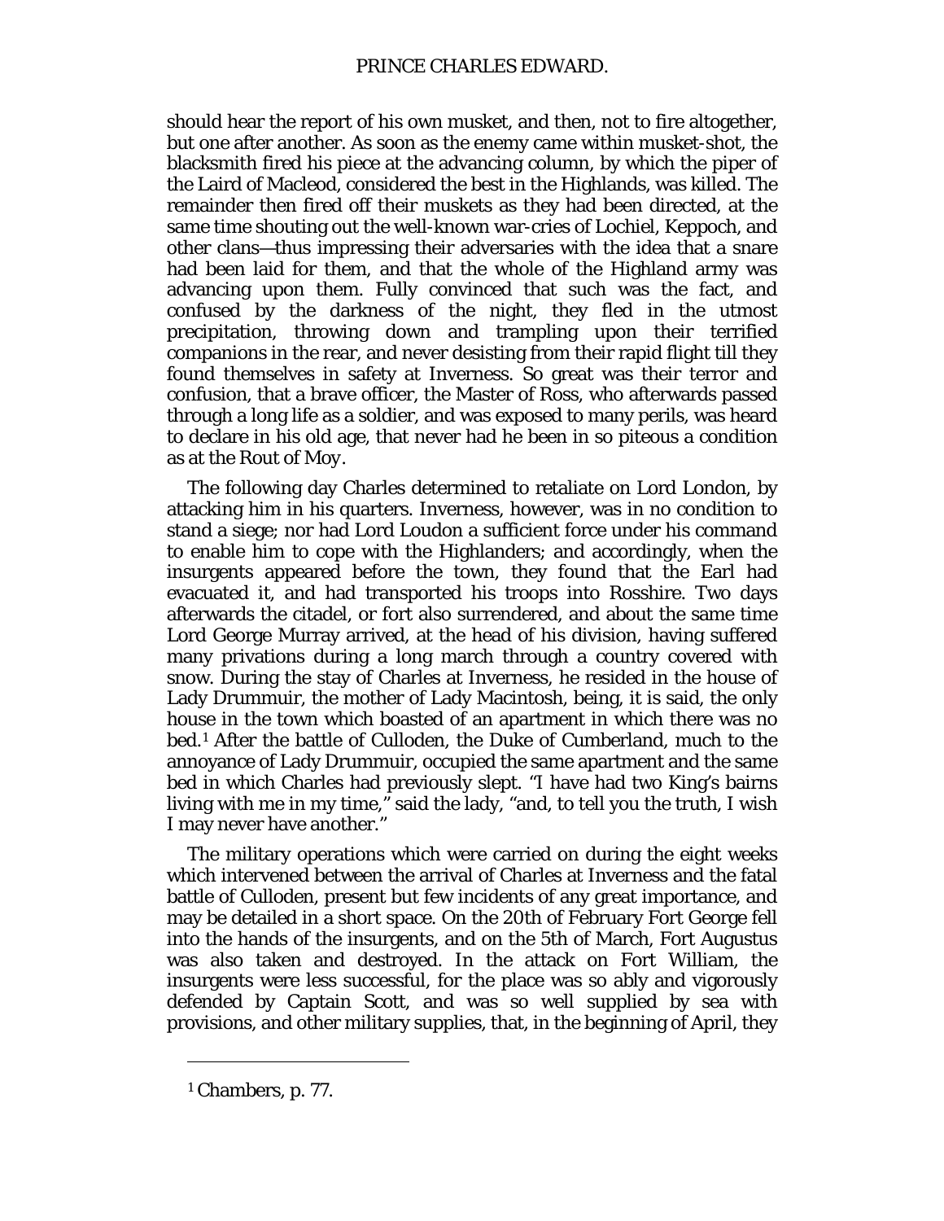should hear the report of his own musket, and then, not to fire altogether, but one after another. As soon as the enemy came within musket-shot, the blacksmith fired his piece at the advancing column, by which the piper of the Laird of Macleod, considered the best in the Highlands, was killed. The remainder then fired off their muskets as they had been directed, at the same time shouting out the well-known war-cries of Lochiel, Keppoch, and other clans—thus impressing their adversaries with the idea that a snare had been laid for them, and that the whole of the Highland army was advancing upon them. Fully convinced that such was the fact, and confused by the darkness of the night, they fled in the utmost precipitation, throwing down and trampling upon their terrified companions in the rear, and never desisting from their rapid flight till they found themselves in safety at Inverness. So great was their terror and confusion, that a brave officer, the Master of Ross, who afterwards passed through a long life as a soldier, and was exposed to many perils, was heard to declare in his old age, that never had he been in so piteous a condition as at the Rout of Moy.

The following day Charles determined to retaliate on Lord London, by attacking him in his quarters. Inverness, however, was in no condition to stand a siege; nor had Lord Loudon a sufficient force under his command to enable him to cope with the Highlanders; and accordingly, when the insurgents appeared before the town, they found that the Earl had evacuated it, and had transported his troops into Rosshire. Two days afterwards the citadel, or fort also surrendered, and about the same time Lord George Murray arrived, at the head of his division, having suffered many privations during a long march through a country covered with snow. During the stay of Charles at Inverness, he resided in the house of Lady Drummuir, the mother of Lady Macintosh, being, it is said, the only house in the town which boasted of an apartment in which there was no bed.[1] After the battle of Culloden, the Duke of Cumberland, much to the annoyance of Lady Drummuir, occupied the same apartment and the same bed in which Charles had previously slept. "I have had two King's bairns living with me in my time," said the lady, "and, to tell you the truth, I wish I may never have another."

The military operations which were carried on during the eight weeks which intervened between the arrival of Charles at Inverness and the fatal battle of Culloden, present but few incidents of any great importance, and may be detailed in a short space. On the 20th of February Fort George fell into the hands of the insurgents, and on the 5th of March, Fort Augustus was also taken and destroyed. In the attack on Fort William, the insurgents were less successful, for the place was so ably and vigorously defended by Captain Scott, and was so well supplied by sea with provisions, and other military supplies, that, in the beginning of April, they

[1] Chambers, p. 77.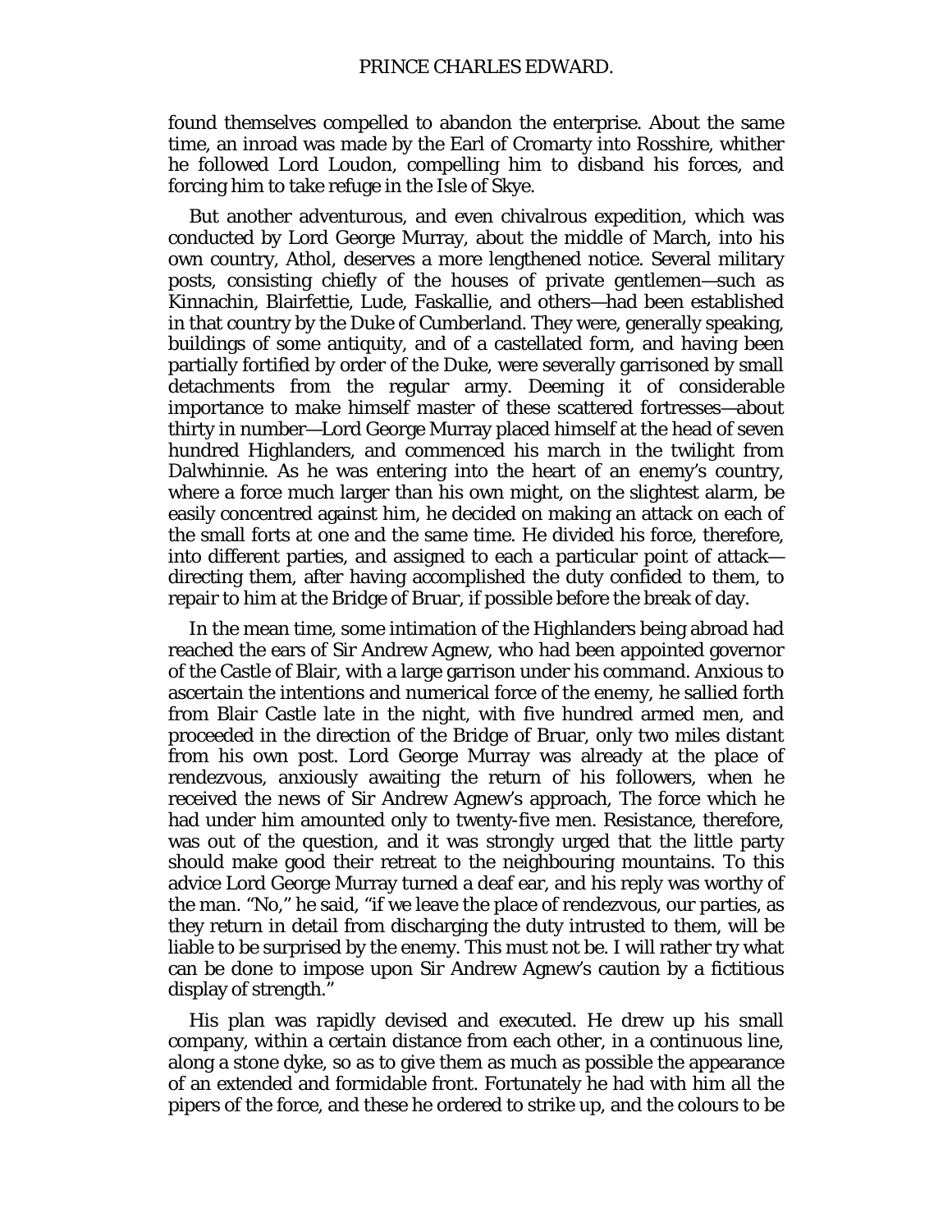found themselves compelled to abandon the enterprise. About the same time, an inroad was made by the Earl of Cromarty into Rosshire, whither he followed Lord Loudon, compelling him to disband his forces, and forcing him to take refuge in the Isle of Skye.

But another adventurous, and even chivalrous expedition, which was conducted by Lord George Murray, about the middle of March, into his own country, Athol, deserves a more lengthened notice. Several military posts, consisting chiefly of the houses of private gentlemen—such as Kinnachin, Blairfettie, Lude, Faskallie, and others—had been established in that country by the Duke of Cumberland. They were, generally speaking, buildings of some antiquity, and of a castellated form, and having been partially fortified by order of the Duke, were severally garrisoned by small detachments from the regular army. Deeming it of considerable importance to make himself master of these scattered fortresses—about thirty in number—Lord George Murray placed himself at the head of seven hundred Highlanders, and commenced his march in the twilight from Dalwhinnie. As he was entering into the heart of an enemy's country, where a force much larger than his own might, on the slightest alarm, be easily concentred against him, he decided on making an attack on each of the small forts at one and the same time. He divided his force, therefore, into different parties, and assigned to each a particular point of attack—directing them, after having accomplished the duty confided to them, to repair to him at the Bridge of Bruar, if possible before the break of day.

In the mean time, some intimation of the Highlanders being abroad had reached the ears of Sir Andrew Agnew, who had been appointed governor of the Castle of Blair, with a large garrison under his command. Anxious to ascertain the intentions and numerical force of the enemy, he sallied forth from Blair Castle late in the night, with five hundred armed men, and proceeded in the direction of the Bridge of Bruar, only two miles distant from his own post. Lord George Murray was already at the place of rendezvous, anxiously awaiting the return of his followers, when he received the news of Sir Andrew Agnew's approach, The force which he had under him amounted only to twenty-five men. Resistance, therefore, was out of the question, and it was strongly urged that the little party should make good their retreat to the neighbouring mountains. To this advice Lord George Murray turned a deaf ear, and his reply was worthy of the man. "No," he said, "if we leave the place of rendezvous, our parties, as they return in detail from discharging the duty intrusted to them, will be liable to be surprised by the enemy. This must not be. I will rather try what can be done to impose upon Sir Andrew Agnew's caution by a fictitious display of strength."

His plan was rapidly devised and executed. He drew up his small company, within a certain distance from each other, in a continuous line, along a stone dyke, so as to give them as much as possible the appearance of an extended and formidable front. Fortunately he had with him all the pipers of the force, and these he ordered to strike up, and the colours to be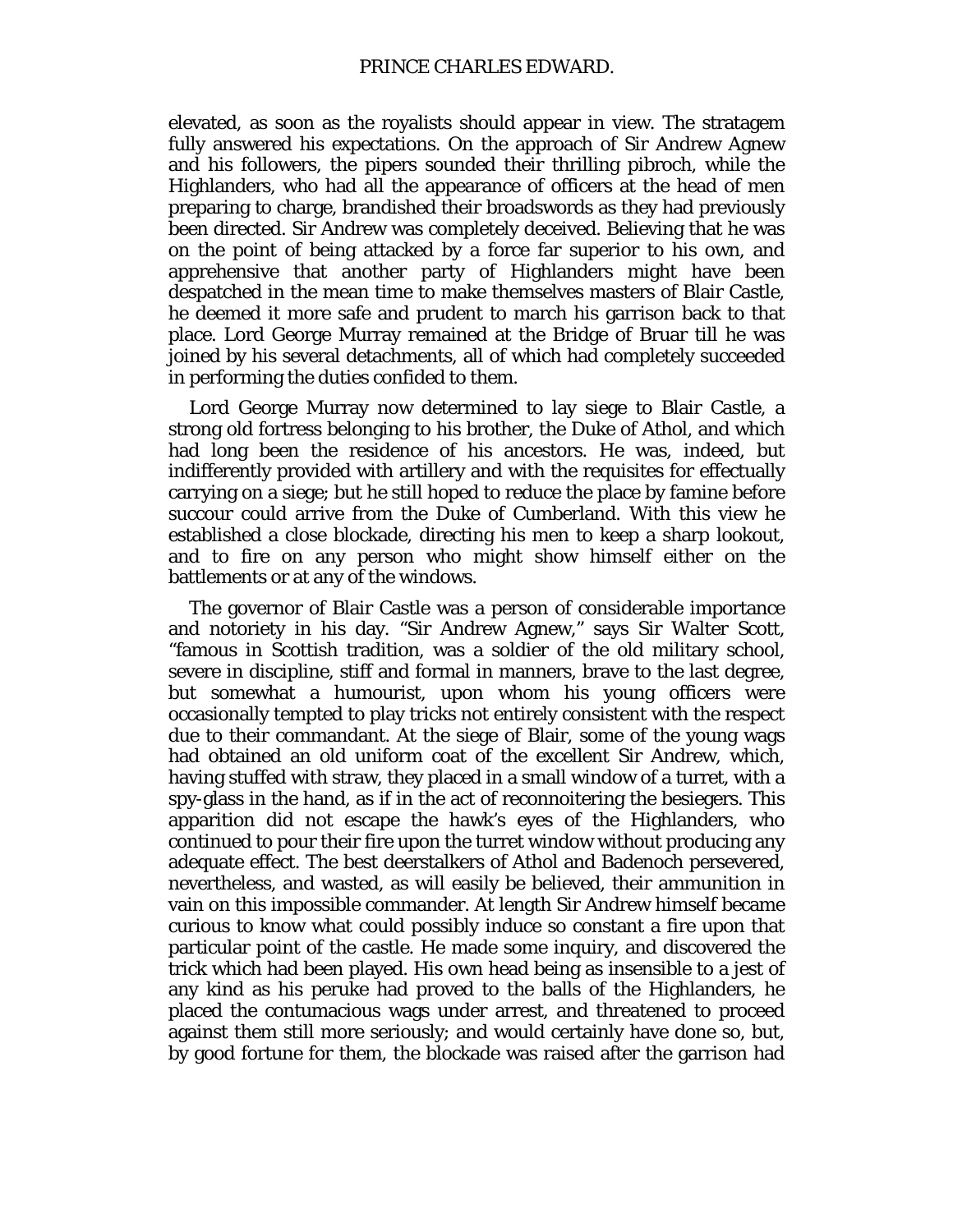elevated, as soon as the royalists should appear in view. The stratagem fully answered his expectations. On the approach of Sir Andrew Agnew and his followers, the pipers sounded their thrilling pibroch, while the Highlanders, who had all the appearance of officers at the head of men preparing to charge, brandished their broadswords as they had previously been directed. Sir Andrew was completely deceived. Believing that he was on the point of being attacked by a force far superior to his own, and apprehensive that another party of Highlanders might have been despatched in the mean time to make themselves masters of Blair Castle, he deemed it more safe and prudent to march his garrison back to that place. Lord George Murray remained at the Bridge of Bruar till he was joined by his several detachments, all of which had completely succeeded in performing the duties confided to them.

Lord George Murray now determined to lay siege to Blair Castle, a strong old fortress belonging to his brother, the Duke of Athol, and which had long been the residence of his ancestors. He was, indeed, but indifferently provided with artillery and with the requisites for effectually carrying on a siege; but he still hoped to reduce the place by famine before succour could arrive from the Duke of Cumberland. With this view he established a close blockade, directing his men to keep a sharp lookout, and to fire on any person who might show himself either on the battlements or at any of the windows.

The governor of Blair Castle was a person of considerable importance and notoriety in his day. "Sir Andrew Agnew," says Sir Walter Scott, "famous in Scottish tradition, was a soldier of the old military school, severe in discipline, stiff and formal in manners, brave to the last degree, but somewhat a humourist, upon whom his young officers were occasionally tempted to play tricks not entirely consistent with the respect due to their commandant. At the siege of Blair, some of the young wags had obtained an old uniform coat of the excellent Sir Andrew, which, having stuffed with straw, they placed in a small window of a turret, with a spy-glass in the hand, as if in the act of reconnoitering the besiegers. This apparition did not escape the hawk's eyes of the Highlanders, who continued to pour their fire upon the turret window without producing any adequate effect. The best deerstalkers of Athol and Badenoch persevered, nevertheless, and wasted, as will easily be believed, their ammunition in vain on this impossible commander. At length Sir Andrew himself became curious to know what could possibly induce so constant a fire upon that particular point of the castle. He made some inquiry, and discovered the trick which had been played. His own head being as insensible to a jest of any kind as his peruke had proved to the balls of the Highlanders, he placed the contumacious wags under arrest, and threatened to proceed against them still more seriously; and would certainly have done so, but, by good fortune for them, the blockade was raised after the garrison had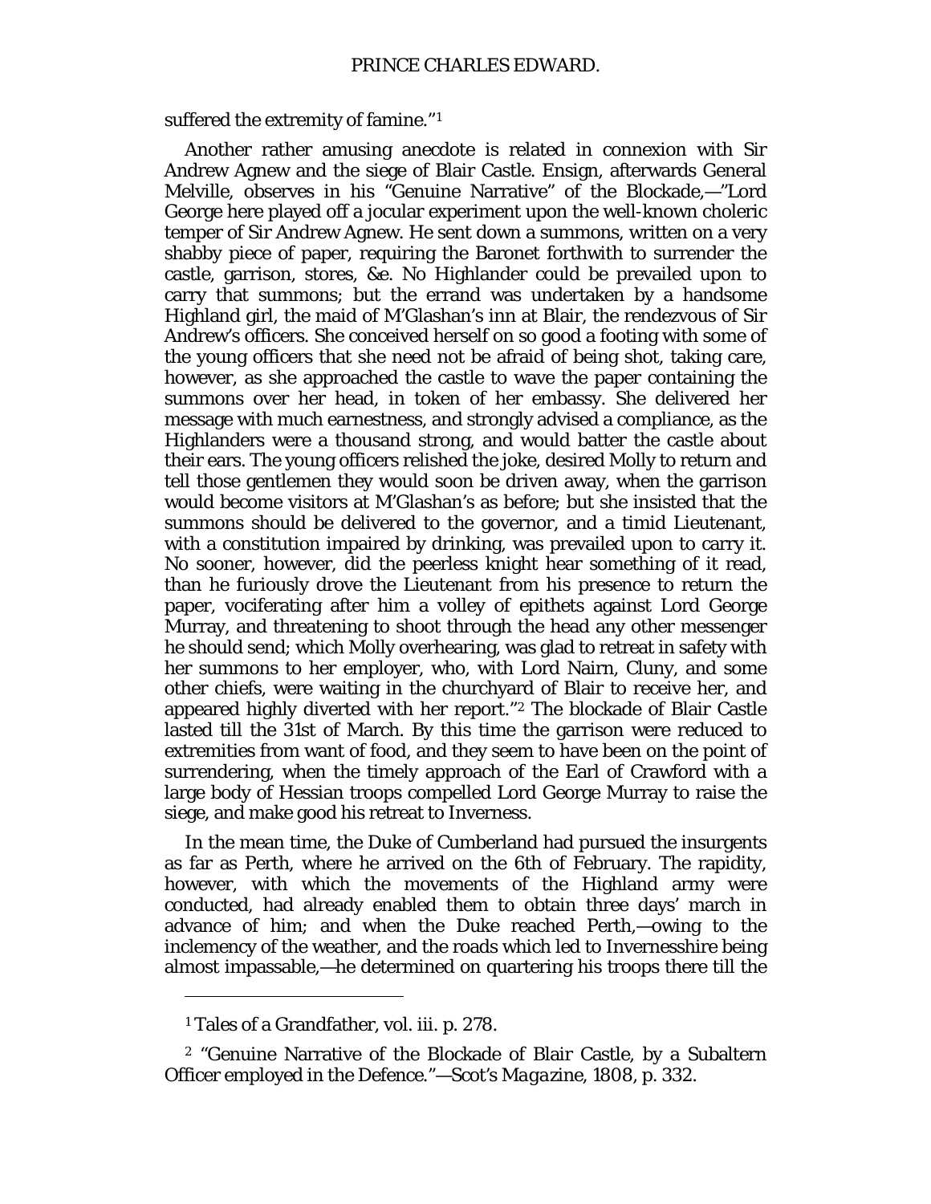suffered the extremity of famine."[1]

Another rather amusing anecdote is related in connexion with Sir Andrew Agnew and the siege of Blair Castle. Ensign, afterwards General Melville, observes in his "Genuine Narrative" of the Blockade,—"Lord George here played off a jocular experiment upon the well-known choleric temper of Sir Andrew Agnew. He sent down a summons, written on a very shabby piece of paper, requiring the Baronet forthwith to surrender the castle, garrison, stores, &c. No Highlander could be prevailed upon to carry that summons; but the errand was undertaken by a handsome Highland girl, the maid of M'Glashan's inn at Blair, the rendezvous of Sir Andrew's officers. She conceived herself on so good a footing with some of the young officers that she need not be afraid of being shot, taking care, however, as she approached the castle to wave the paper containing the summons over her head, in token of her embassy. She delivered her message with much earnestness, and strongly advised a compliance, as the Highlanders were a thousand strong, and would batter the castle about their ears. The young officers relished the joke, desired Molly to return and tell those gentlemen they would soon be driven away, when the garrison would become visitors at M'Glashan's as before; but she insisted that the summons should be delivered to the governor, and a timid Lieutenant, with a constitution impaired by drinking, was prevailed upon to carry it. No sooner, however, did the peerless knight hear something of it read, than he furiously drove the Lieutenant from his presence to return the paper, vociferating after him a volley of epithets against Lord George Murray, and threatening to shoot through the head any other messenger he should send; which Molly overhearing, was glad to retreat in safety with her summons to her employer, who, with Lord Nairn, Cluny, and some other chiefs, were waiting in the churchyard of Blair to receive her, and appeared highly diverted with her report."[2] The blockade of Blair Castle lasted till the 31st of March. By this time the garrison were reduced to extremities from want of food, and they seem to have been on the point of surrendering, when the timely approach of the Earl of Crawford with a large body of Hessian troops compelled Lord George Murray to raise the siege, and make good his retreat to Inverness.

In the mean time, the Duke of Cumberland had pursued the insurgents as far as Perth, where he arrived on the 6th of February. The rapidity, however, with which the movements of the Highland army were conducted, had already enabled them to obtain three days' march in advance of him; and when the Duke reached Perth,—owing to the inclemency of the weather, and the roads which led to Invernesshire being almost impassable,—he determined on quartering his troops there till the

---

[1] Tales of a Grandfather, vol. iii. p. 278.

[2] "Genuine Narrative of the Blockade of Blair Castle, by a Subaltern Officer employed in the Defence."—*Scot's Magazine*, 1808, p. 332.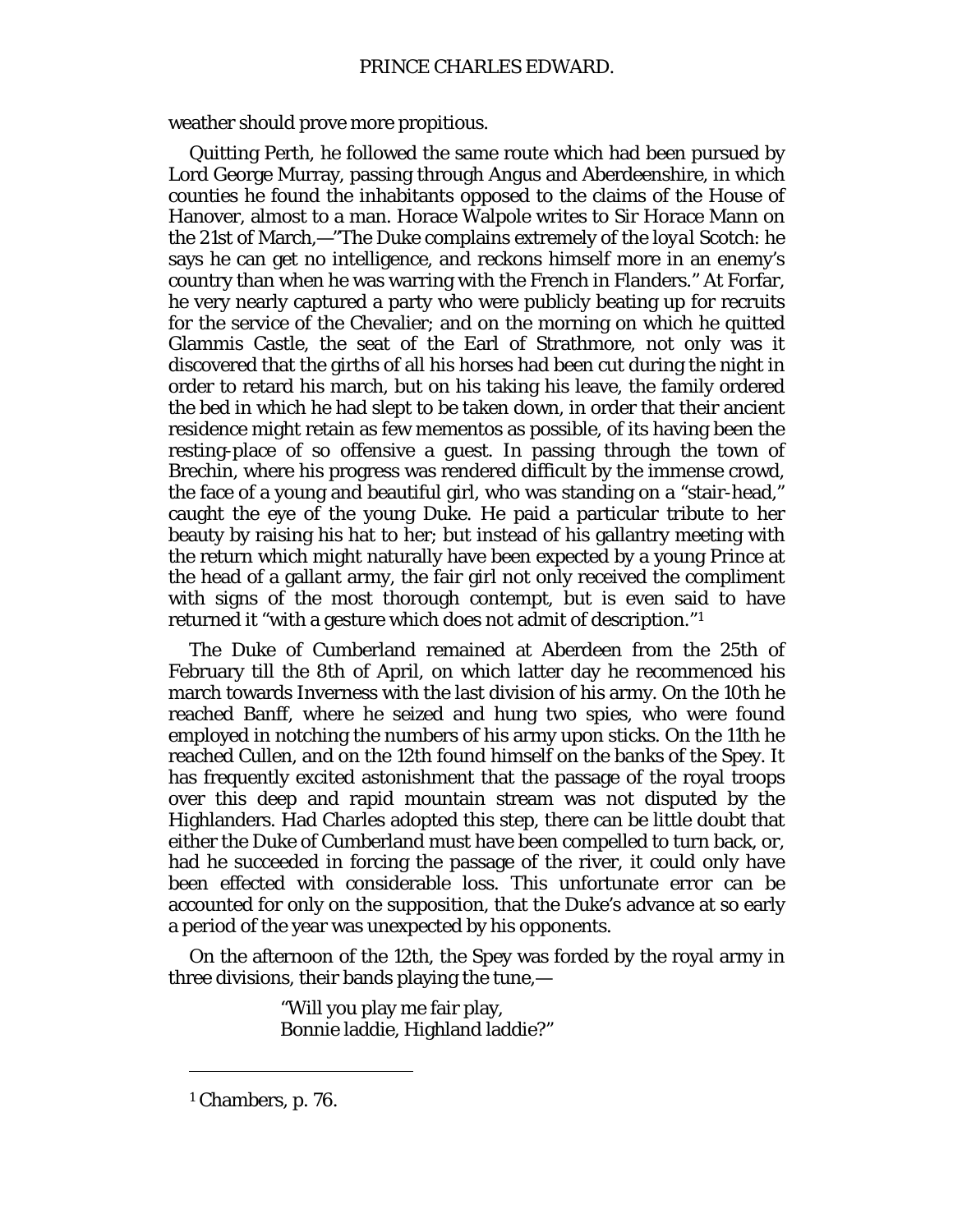weather should prove more propitious.

Quitting Perth, he followed the same route which had been pursued by Lord George Murray, passing through Angus and Aberdeenshire, in which counties he found the inhabitants opposed to the claims of the House of Hanover, almost to a man. Horace Walpole writes to Sir Horace Mann on the 21st of March,—"The Duke complains extremely of the *loyal* Scotch: he says he can get no intelligence, and reckons himself more in an enemy's country than when he was warring with the French in Flanders." At Forfar, he very nearly captured a party who were publicly beating up for recruits for the service of the Chevalier; and on the morning on which he quitted Glammis Castle, the seat of the Earl of Strathmore, not only was it discovered that the girths of all his horses had been cut during the night in order to retard his march, but on his taking his leave, the family ordered the bed in which he had slept to be taken down, in order that their ancient residence might retain as few mementos as possible, of its having been the resting-place of so offensive a guest. In passing through the town of Brechin, where his progress was rendered difficult by the immense crowd, the face of a young and beautiful girl, who was standing on a "stair-head," caught the eye of the young Duke. He paid a particular tribute to her beauty by raising his hat to her; but instead of his gallantry meeting with the return which might naturally have been expected by a young Prince at the head of a gallant army, the fair girl not only received the compliment with signs of the most thorough contempt, but is even said to have returned it "with a gesture which does not admit of description."[1]

The Duke of Cumberland remained at Aberdeen from the 25th of February till the 8th of April, on which latter day he recommenced his march towards Inverness with the last division of his army. On the 10th he reached Banff, where he seized and hung two spies, who were found employed in notching the numbers of his army upon sticks. On the 11th he reached Cullen, and on the 12th found himself on the banks of the Spey. It has frequently excited astonishment that the passage of the royal troops over this deep and rapid mountain stream was not disputed by the Highlanders. Had Charles adopted this step, there can be little doubt that either the Duke of Cumberland must have been compelled to turn back, or, had he succeeded in forcing the passage of the river, it could only have been effected with considerable loss. This unfortunate error can be accounted for only on the supposition, that the Duke's advance at so early a period of the year was unexpected by his opponents.

On the afternoon of the 12th, the Spey was forded by the royal army in three divisions, their bands playing the tune,—

> "Will you play me fair play,
> Bonnie laddie, Highland laddie?"

---

[1] Chambers, p. 76.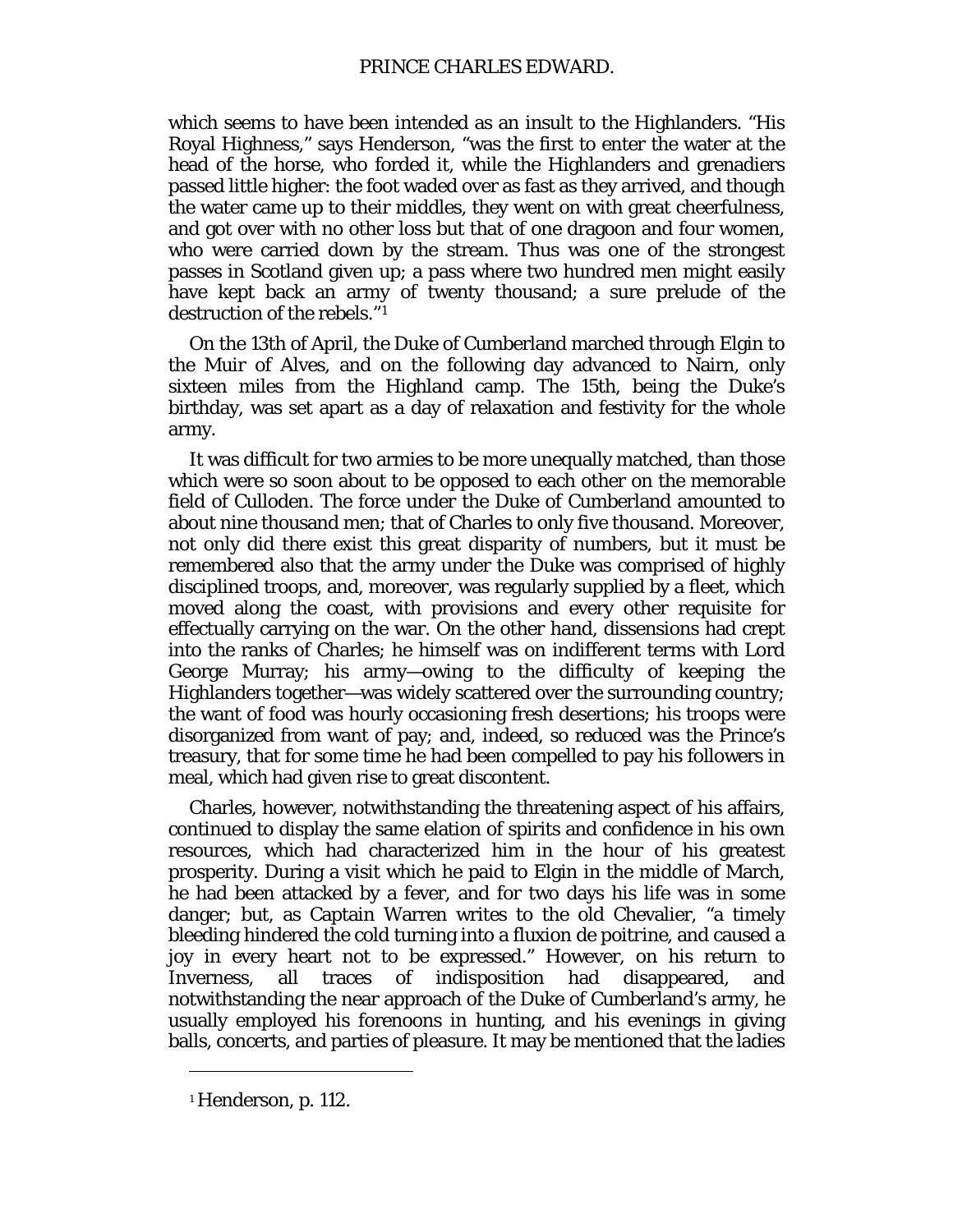which seems to have been intended as an insult to the Highlanders. “His Royal Highness,” says Henderson, “was the first to enter the water at the head of the horse, who forded it, while the Highlanders and grenadiers passed little higher: the foot waded over as fast as they arrived, and though the water came up to their middles, they went on with great cheerfulness, and got over with no other loss but that of one dragoon and four women, who were carried down by the stream. Thus was one of the strongest passes in Scotland given up; a pass where two hundred men might easily have kept back an army of twenty thousand; a sure prelude of the destruction of the rebels.”[1]

On the 13th of April, the Duke of Cumberland marched through Elgin to the Muir of Alves, and on the following day advanced to Nairn, only sixteen miles from the Highland camp. The 15th, being the Duke’s birthday, was set apart as a day of relaxation and festivity for the whole army.

It was difficult for two armies to be more unequally matched, than those which were so soon about to be opposed to each other on the memorable field of Culloden. The force under the Duke of Cumberland amounted to about nine thousand men; that of Charles to only five thousand. Moreover, not only did there exist this great disparity of numbers, but it must be remembered also that the army under the Duke was comprised of highly disciplined troops, and, moreover, was regularly supplied by a fleet, which moved along the coast, with provisions and every other requisite for effectually carrying on the war. On the other hand, dissensions had crept into the ranks of Charles; he himself was on indifferent terms with Lord George Murray; his army—owing to the difficulty of keeping the Highlanders together—was widely scattered over the surrounding country; the want of food was hourly occasioning fresh desertions; his troops were disorganized from want of pay; and, indeed, so reduced was the Prince’s treasury, that for some time he had been compelled to pay his followers in meal, which had given rise to great discontent.

Charles, however, notwithstanding the threatening aspect of his affairs, continued to display the same elation of spirits and confidence in his own resources, which had characterized him in the hour of his greatest prosperity. During a visit which he paid to Elgin in the middle of March, he had been attacked by a fever, and for two days his life was in some danger; but, as Captain Warren writes to the old Chevalier, “a timely bleeding hindered the cold turning into a fluxion de poitrine, and caused a joy in every heart not to be expressed.” However, on his return to Inverness, all traces of indisposition had disappeared, and notwithstanding the near approach of the Duke of Cumberland’s army, he usually employed his forenoons in hunting, and his evenings in giving balls, concerts, and parties of pleasure. It may be mentioned that the ladies

---

[1] Henderson, p. 112.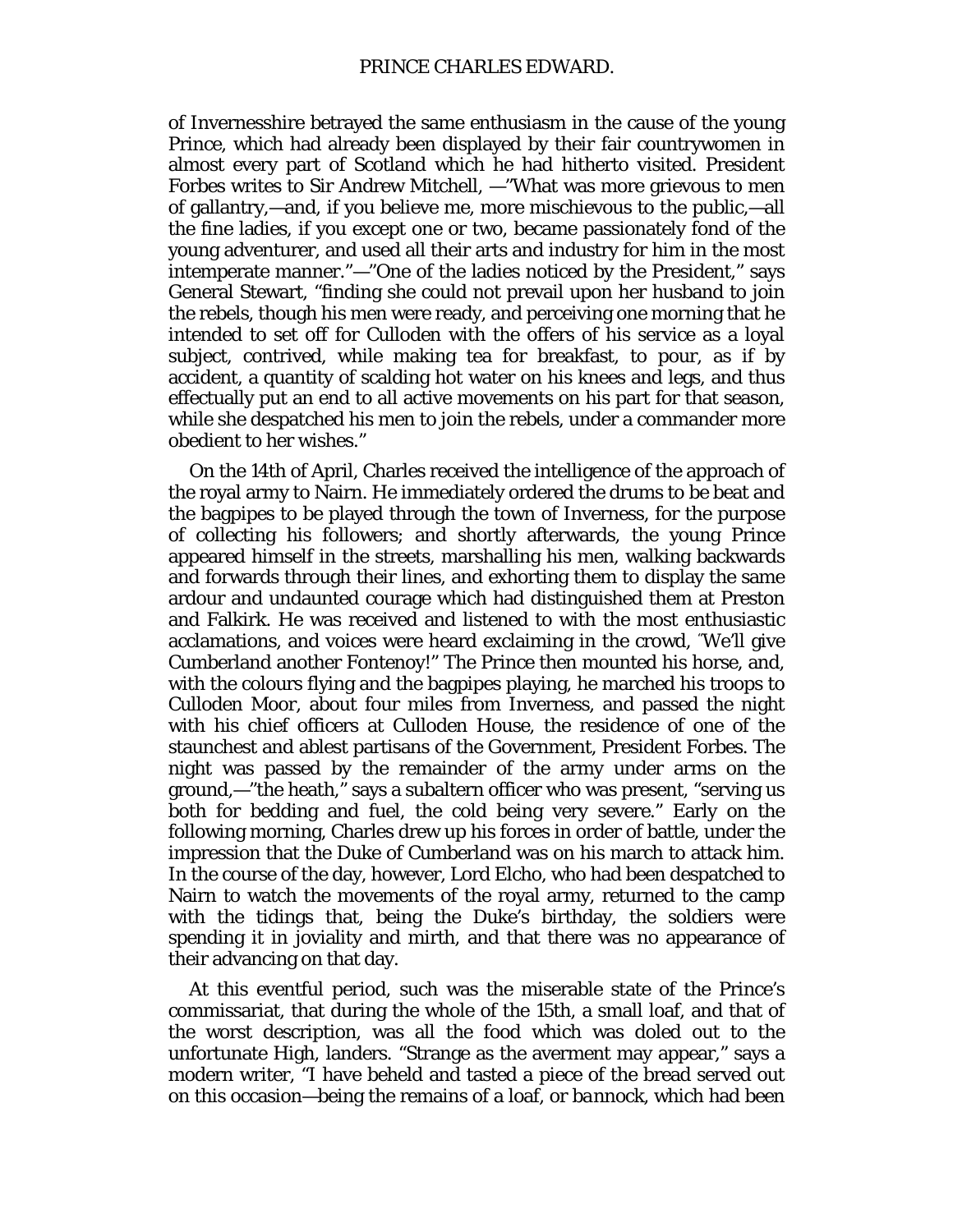of Invernesshire betrayed the same enthusiasm in the cause of the young Prince, which had already been displayed by their fair countrywomen in almost every part of Scotland which he had hitherto visited. President Forbes writes to Sir Andrew Mitchell, —"What was more grievous to men of gallantry,—and, if you believe me, more mischievous to the public,—all the fine ladies, if you except one or two, became passionately fond of the young adventurer, and used all their arts and industry for him in the most intemperate manner."—"One of the ladies noticed by the President," says General Stewart, "finding she could not prevail upon her husband to join the rebels, though his men were ready, and perceiving one morning that he intended to set off for Culloden with the offers of his service as a loyal subject, contrived, while making tea for breakfast, to pour, as if by accident, a quantity of scalding hot water on his knees and legs, and thus effectually put an end to all active movements on his part for that season, while she despatched his men to join the rebels, under a commander more obedient to her wishes."

On the 14th of April, Charles received the intelligence of the approach of the royal army to Nairn. He immediately ordered the drums to be beat and the bagpipes to be played through the town of Inverness, for the purpose of collecting his followers; and shortly afterwards, the young Prince appeared himself in the streets, marshalling his men, walking backwards and forwards through their lines, and exhorting them to display the same ardour and undaunted courage which had distinguished them at Preston and Falkirk. He was received and listened to with the most enthusiastic acclamations, and voices were heard exclaiming in the crowd, "We'll give Cumberland another Fontenoy!" The Prince then mounted his horse, and, with the colours flying and the bagpipes playing, he marched his troops to Culloden Moor, about four miles from Inverness, and passed the night with his chief officers at Culloden House, the residence of one of the staunchest and ablest partisans of the Government, President Forbes. The night was passed by the remainder of the army under arms on the ground,—"the heath," says a subaltern officer who was present, "serving us both for bedding and fuel, the cold being very severe." Early on the following morning, Charles drew up his forces in order of battle, under the impression that the Duke of Cumberland was on his march to attack him. In the course of the day, however, Lord Elcho, who had been despatched to Nairn to watch the movements of the royal army, returned to the camp with the tidings that, being the Duke's birthday, the soldiers were spending it in joviality and mirth, and that there was no appearance of their advancing on that day.

At this eventful period, such was the miserable state of the Prince's commissariat, that during the whole of the 15th, a small loaf, and that of the worst description, was all the food which was doled out to the unfortunate High, landers. "Strange as the averment may appear," says a modern writer, "I have beheld and tasted a piece of the bread served out on this occasion—being the remains of a loaf, or *bannock*, which had been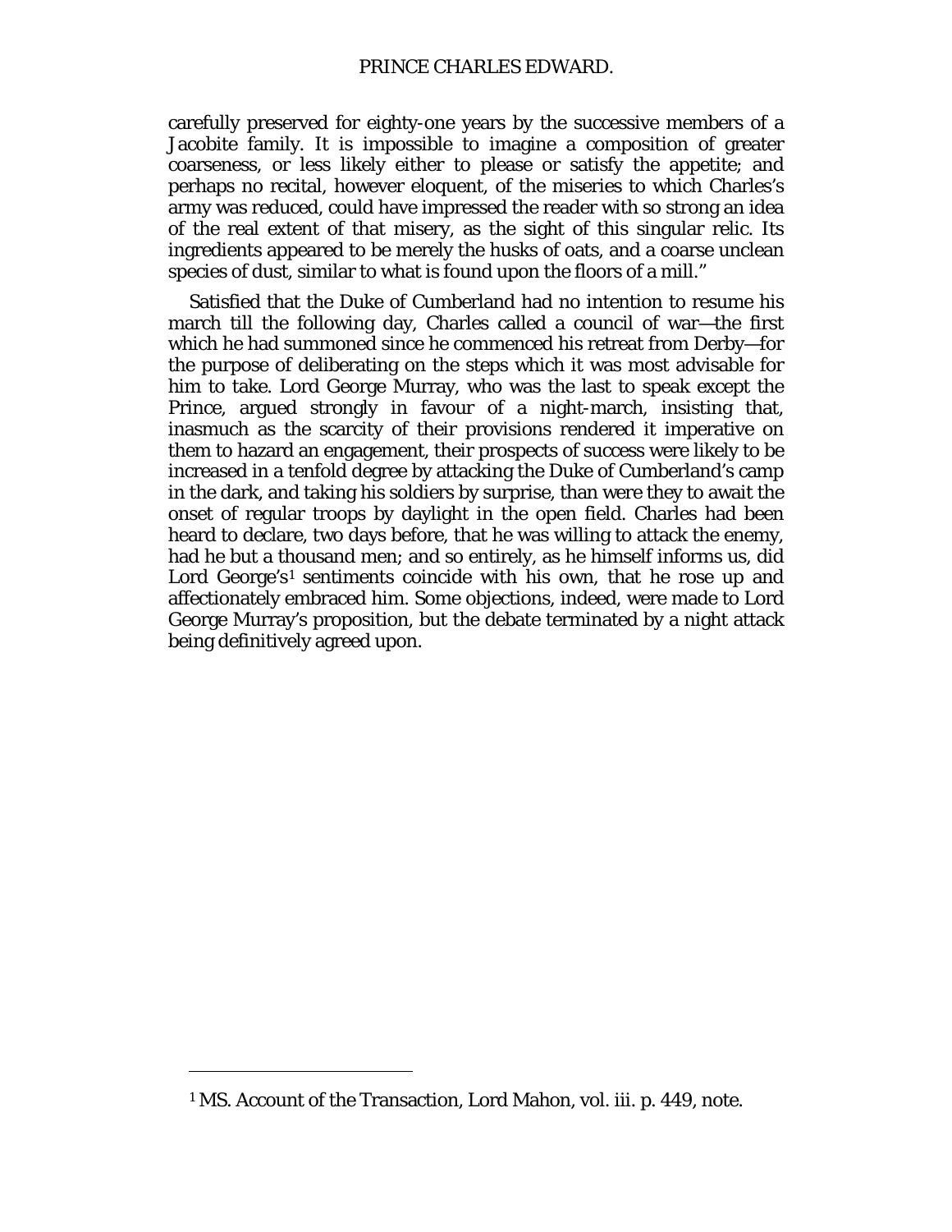carefully preserved for eighty-one years by the successive members of a Jacobite family. It is impossible to imagine a composition of greater coarseness, or less likely either to please or satisfy the appetite; and perhaps no recital, however eloquent, of the miseries to which Charles's army was reduced, could have impressed the reader with so strong an idea of the real extent of that misery, as the sight of this singular relic. Its ingredients appeared to be merely the husks of oats, and a coarse unclean species of dust, similar to what is found upon the floors of a mill."

Satisfied that the Duke of Cumberland had no intention to resume his march till the following day, Charles called a council of war—the first which he had summoned since he commenced his retreat from Derby—for the purpose of deliberating on the steps which it was most advisable for him to take. Lord George Murray, who was the last to speak except the Prince, argued strongly in favour of a night-march, insisting that, inasmuch as the scarcity of their provisions rendered it imperative on them to hazard an engagement, their prospects of success were likely to be increased in a tenfold degree by attacking the Duke of Cumberland's camp in the dark, and taking his soldiers by surprise, than were they to await the onset of regular troops by daylight in the open field. Charles had been heard to declare, two days before, that he was willing to attack the enemy, had he but a thousand men; and so entirely, as he himself informs us, did Lord George's[1] sentiments coincide with his own, that he rose up and affectionately embraced him. Some objections, indeed, were made to Lord George Murray's proposition, but the debate terminated by a night attack being definitively agreed upon.

---

[1] MS. Account of the Transaction, Lord Mahon, vol. iii. p. 449, note.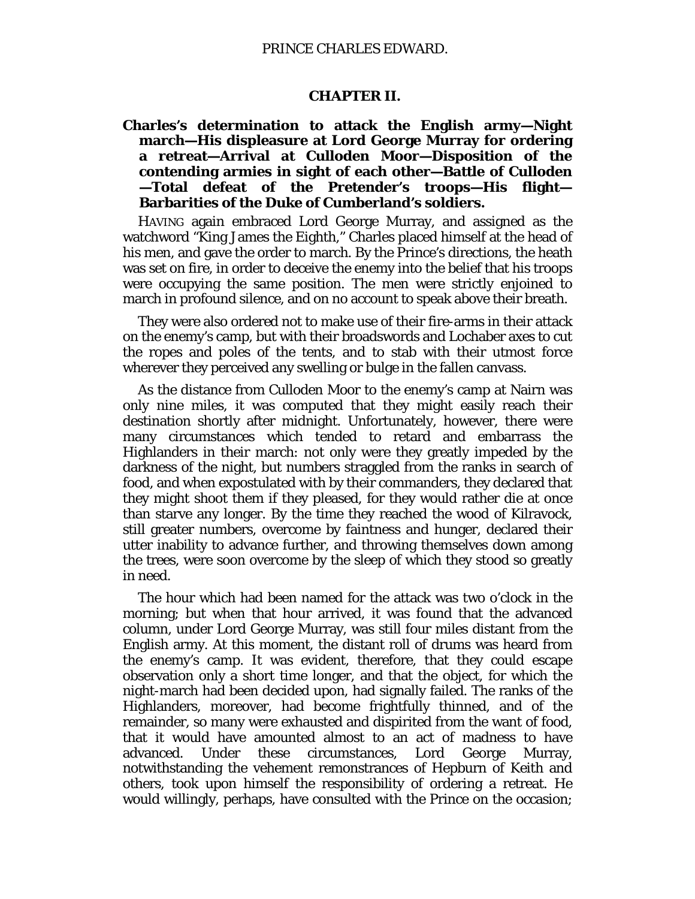## CHAPTER II.

**Charles's determination to attack the English army—Night march—His displeasure at Lord George Murray for ordering a retreat—Arrival at Culloden Moor—Disposition of the contending armies in sight of each other—Battle of Culloden—Total defeat of the Pretender's troops—His flight—Barbarities of the Duke of Cumberland's soldiers.**

HAVING again embraced Lord George Murray, and assigned as the watchword "King James the Eighth," Charles placed himself at the head of his men, and gave the order to march. By the Prince's directions, the heath was set on fire, in order to deceive the enemy into the belief that his troops were occupying the same position. The men were strictly enjoined to march in profound silence, and on no account to speak above their breath.

They were also ordered not to make use of their fire-arms in their attack on the enemy's camp, but with their broadswords and Lochaber axes to cut the ropes and poles of the tents, and to stab with their utmost force wherever they perceived any swelling or bulge in the fallen canvass.

As the distance from Culloden Moor to the enemy's camp at Nairn was only nine miles, it was computed that they might easily reach their destination shortly after midnight. Unfortunately, however, there were many circumstances which tended to retard and embarrass the Highlanders in their march: not only were they greatly impeded by the darkness of the night, but numbers straggled from the ranks in search of food, and when expostulated with by their commanders, they declared that they might shoot them if they pleased, for they would rather die at once than starve any longer. By the time they reached the wood of Kilravock, still greater numbers, overcome by faintness and hunger, declared their utter inability to advance further, and throwing themselves down among the trees, were soon overcome by the sleep of which they stood so greatly in need.

The hour which had been named for the attack was two o'clock in the morning; but when that hour arrived, it was found that the advanced column, under Lord George Murray, was still four miles distant from the English army. At this moment, the distant roll of drums was heard from the enemy's camp. It was evident, therefore, that they could escape observation only a short time longer, and that the object, for which the night-march had been decided upon, had signally failed. The ranks of the Highlanders, moreover, had become frightfully thinned, and of the remainder, so many were exhausted and dispirited from the want of food, that it would have amounted almost to an act of madness to have advanced. Under these circumstances, Lord George Murray, notwithstanding the vehement remonstrances of Hepburn of Keith and others, took upon himself the responsibility of ordering a retreat. He would willingly, perhaps, have consulted with the Prince on the occasion;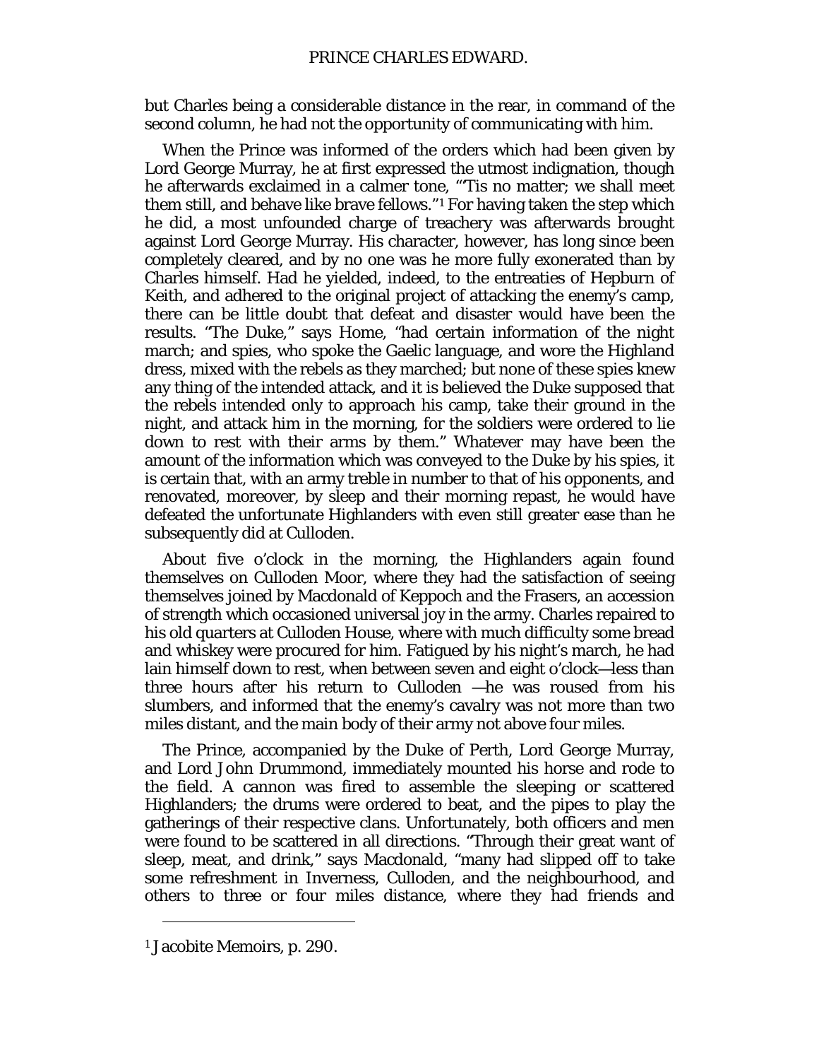but Charles being a considerable distance in the rear, in command of the second column, he had not the opportunity of communicating with him.

When the Prince was informed of the orders which had been given by Lord George Murray, he at first expressed the utmost indignation, though he afterwards exclaimed in a calmer tone, "'Tis no matter; we shall meet them still, and behave like brave fellows."[1] For having taken the step which he did, a most unfounded charge of treachery was afterwards brought against Lord George Murray. His character, however, has long since been completely cleared, and by no one was he more fully exonerated than by Charles himself. Had he yielded, indeed, to the entreaties of Hepburn of Keith, and adhered to the original project of attacking the enemy's camp, there can be little doubt that defeat and disaster would have been the results. "The Duke," says Home, "had certain information of the night march; and spies, who spoke the Gaelic language, and wore the Highland dress, mixed with the rebels as they marched; but none of these spies knew any thing of the intended attack, and it is believed the Duke supposed that the rebels intended only to approach his camp, take their ground in the night, and attack him in the morning, for the soldiers were ordered to lie down to rest with their arms by them." Whatever may have been the amount of the information which was conveyed to the Duke by his spies, it is certain that, with an army treble in number to that of his opponents, and renovated, moreover, by sleep and their morning repast, he would have defeated the unfortunate Highlanders with even still greater ease than he subsequently did at Culloden.

About five o'clock in the morning, the Highlanders again found themselves on Culloden Moor, where they had the satisfaction of seeing themselves joined by Macdonald of Keppoch and the Frasers, an accession of strength which occasioned universal joy in the army. Charles repaired to his old quarters at Culloden House, where with much difficulty some bread and whiskey were procured for him. Fatigued by his night's march, he had lain himself down to rest, when between seven and eight o'clock—less than three hours after his return to Culloden —he was roused from his slumbers, and informed that the enemy's cavalry was not more than two miles distant, and the main body of their army not above four miles.

The Prince, accompanied by the Duke of Perth, Lord George Murray, and Lord John Drummond, immediately mounted his horse and rode to the field. A cannon was fired to assemble the sleeping or scattered Highlanders; the drums were ordered to beat, and the pipes to play the gatherings of their respective clans. Unfortunately, both officers and men were found to be scattered in all directions. "Through their great want of sleep, meat, and drink," says Macdonald, "many had slipped off to take some refreshment in Inverness, Culloden, and the neighbourhood, and others to three or four miles distance, where they had friends and

---

[1] Jacobite Memoirs, p. 290.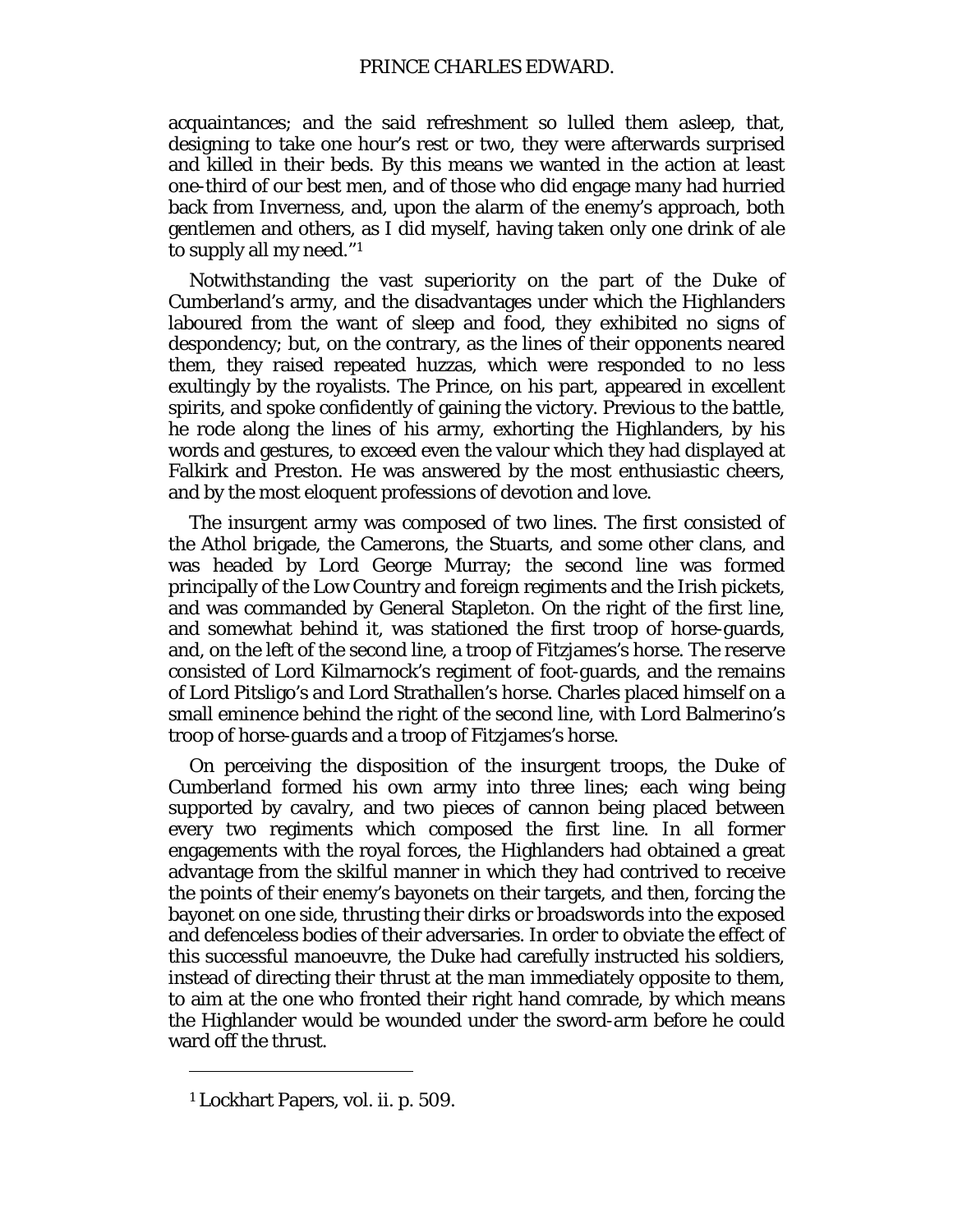acquaintances; and the said refreshment so lulled them asleep, that, designing to take one hour's rest or two, they were afterwards surprised and killed in their beds. By this means we wanted in the action at least one-third of our best men, and of those who did engage many had hurried back from Inverness, and, upon the alarm of the enemy's approach, both gentlemen and others, as I did myself, having taken only one drink of ale to supply all my need."[1]

Notwithstanding the vast superiority on the part of the Duke of Cumberland's army, and the disadvantages under which the Highlanders laboured from the want of sleep and food, they exhibited no signs of despondency; but, on the contrary, as the lines of their opponents neared them, they raised repeated huzzas, which were responded to no less exultingly by the royalists. The Prince, on his part, appeared in excellent spirits, and spoke confidently of gaining the victory. Previous to the battle, he rode along the lines of his army, exhorting the Highlanders, by his words and gestures, to exceed even the valour which they had displayed at Falkirk and Preston. He was answered by the most enthusiastic cheers, and by the most eloquent professions of devotion and love.

The insurgent army was composed of two lines. The first consisted of the Athol brigade, the Camerons, the Stuarts, and some other clans, and was headed by Lord George Murray; the second line was formed principally of the Low Country and foreign regiments and the Irish pickets, and was commanded by General Stapleton. On the right of the first line, and somewhat behind it, was stationed the first troop of horse-guards, and, on the left of the second line, a troop of Fitzjames's horse. The reserve consisted of Lord Kilmarnock's regiment of foot-guards, and the remains of Lord Pitsligo's and Lord Strathallen's horse. Charles placed himself on a small eminence behind the right of the second line, with Lord Balmerino's troop of horse-guards and a troop of Fitzjames's horse.

On perceiving the disposition of the insurgent troops, the Duke of Cumberland formed his own army into three lines; each wing being supported by cavalry, and two pieces of cannon being placed between every two regiments which composed the first line. In all former engagements with the royal forces, the Highlanders had obtained a great advantage from the skilful manner in which they had contrived to receive the points of their enemy's bayonets on their targets, and then, forcing the bayonet on one side, thrusting their dirks or broadswords into the exposed and defenceless bodies of their adversaries. In order to obviate the effect of this successful manoeuvre, the Duke had carefully instructed his soldiers, instead of directing their thrust at the man immediately opposite to them, to aim at the one who fronted their right hand comrade, by which means the Highlander would be wounded under the sword-arm before he could ward off the thrust.

---

[1] Lockhart Papers, vol. ii. p. 509.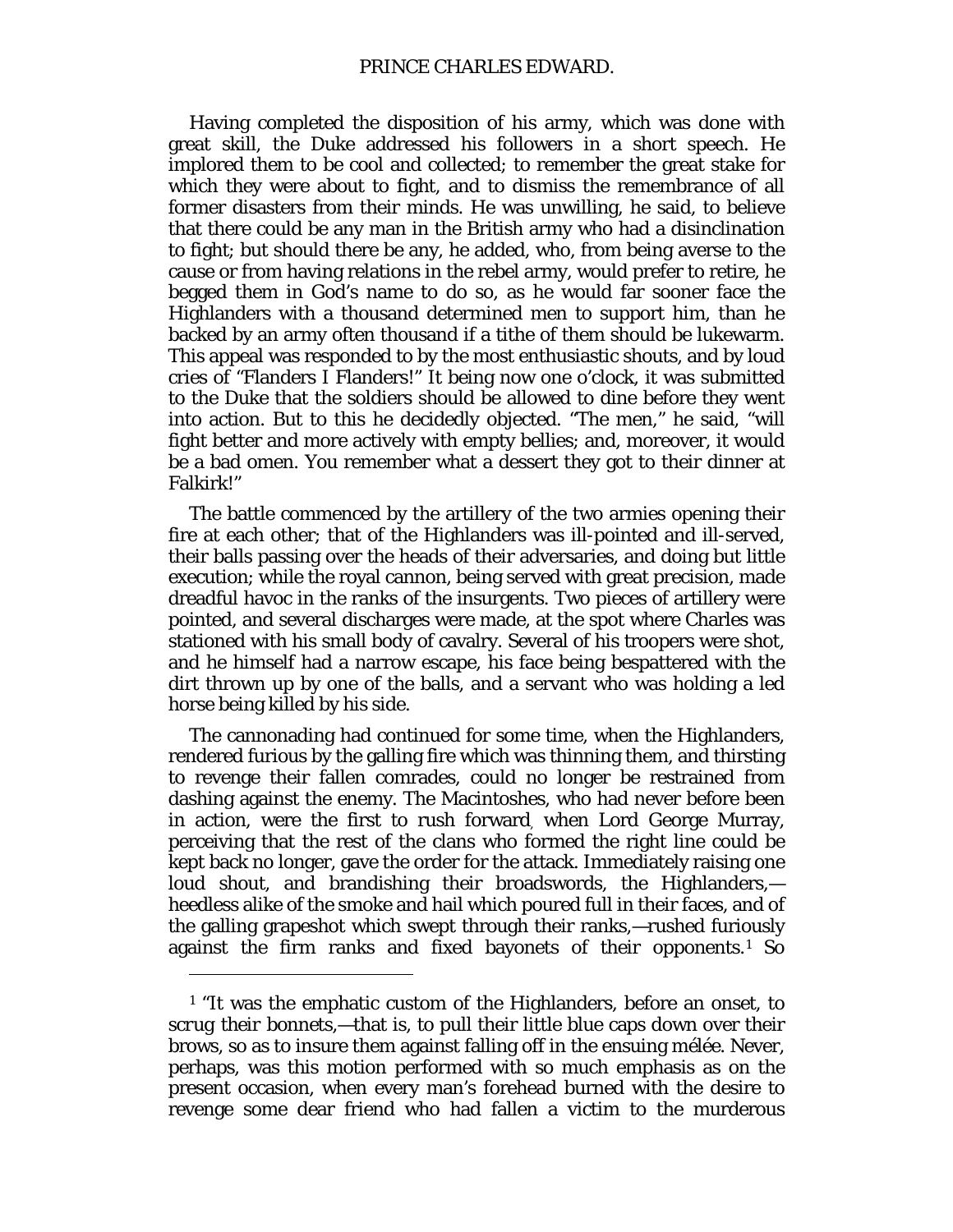Having completed the disposition of his army, which was done with great skill, the Duke addressed his followers in a short speech. He implored them to be cool and collected; to remember the great stake for which they were about to fight, and to dismiss the remembrance of all former disasters from their minds. He was unwilling, he said, to believe that there could be any man in the British army who had a disinclination to fight; but should there be any, he added, who, from being averse to the cause or from having relations in the rebel army, would prefer to retire, he begged them in God's name to do so, as he would far sooner face the Highlanders with a thousand determined men to support him, than he backed by an army often thousand if a tithe of them should be lukewarm. This appeal was responded to by the most enthusiastic shouts, and by loud cries of "Flanders I Flanders!" It being now one o'clock, it was submitted to the Duke that the soldiers should be allowed to dine before they went into action. But to this he decidedly objected. "The men," he said, "will fight better and more actively with empty bellies; and, moreover, it would be a bad omen. You remember what a dessert they got to their dinner at Falkirk!"

The battle commenced by the artillery of the two armies opening their fire at each other; that of the Highlanders was ill-pointed and ill-served, their balls passing over the heads of their adversaries, and doing but little execution; while the royal cannon, being served with great precision, made dreadful havoc in the ranks of the insurgents. Two pieces of artillery were pointed, and several discharges were made, at the spot where Charles was stationed with his small body of cavalry. Several of his troopers were shot, and he himself had a narrow escape, his face being bespattered with the dirt thrown up by one of the balls, and a servant who was holding a led horse being killed by his side.

The cannonading had continued for some time, when the Highlanders, rendered furious by the galling fire which was thinning them, and thirsting to revenge their fallen comrades, could no longer be restrained from dashing against the enemy. The Macintoshes, who had never before been in action, were the first to rush forward, when Lord George Murray, perceiving that the rest of the clans who formed the right line could be kept back no longer, gave the order for the attack. Immediately raising one loud shout, and brandishing their broadswords, the Highlanders,—heedless alike of the smoke and hail which poured full in their faces, and of the galling grapeshot which swept through their ranks,—rushed furiously against the firm ranks and fixed bayonets of their opponents.[1] So

[1] "It was the emphatic custom of the Highlanders, before an onset, to scrug their bonnets,—that is, to pull their little blue caps down over their brows, so as to insure them against falling off in the ensuing mélée. Never, perhaps, was this motion performed with so much emphasis as on the present occasion, when every man's forehead burned with the desire to revenge some dear friend who had fallen a victim to the murderous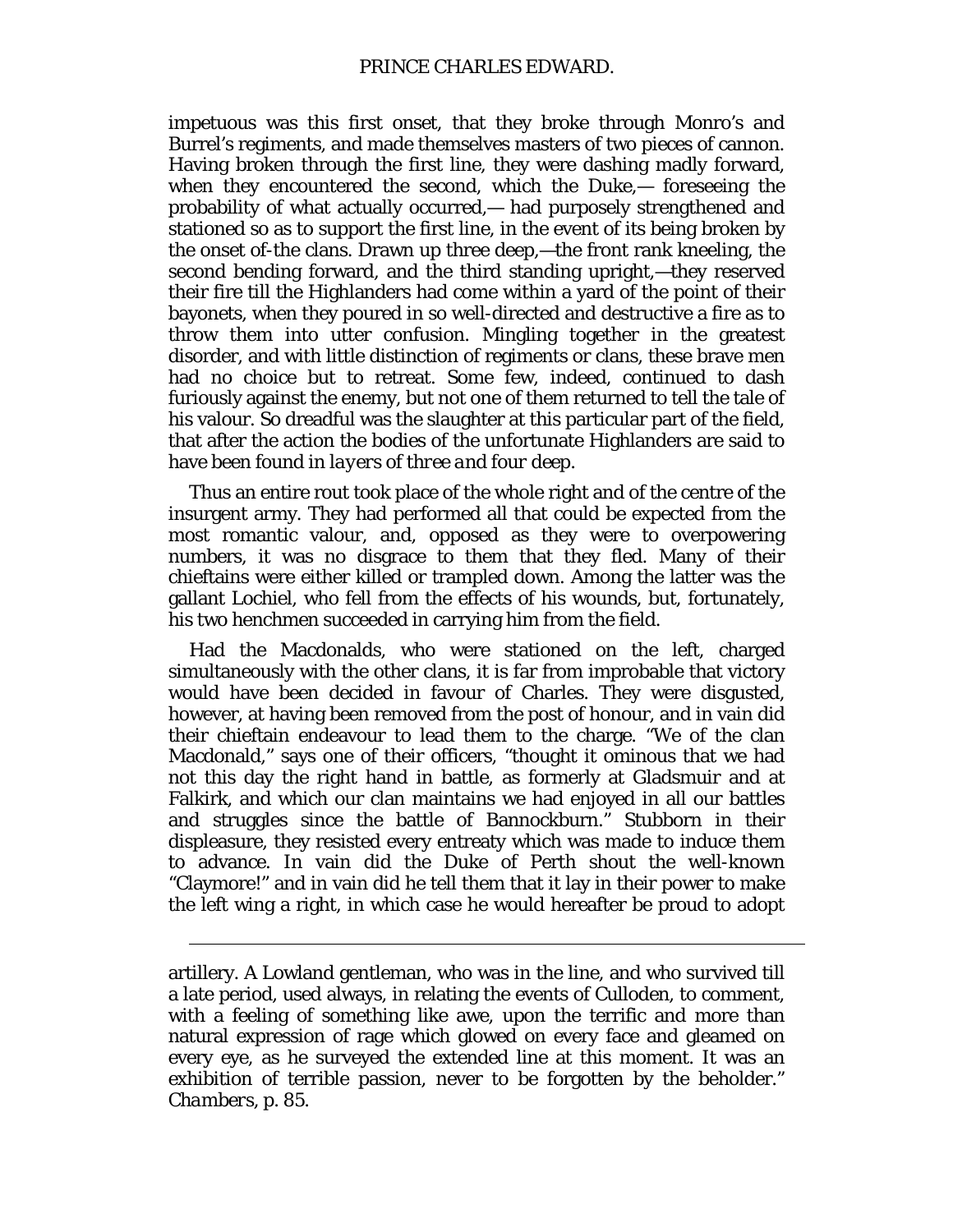impetuous was this first onset, that they broke through Monro's and Burrel's regiments, and made themselves masters of two pieces of cannon. Having broken through the first line, they were dashing madly forward, when they encountered the second, which the Duke,— foreseeing the probability of what actually occurred,— had purposely strengthened and stationed so as to support the first line, in the event of its being broken by the onset of-the clans. Drawn up three deep,—the front rank kneeling, the second bending forward, and the third standing upright,—they reserved their fire till the Highlanders had come within a yard of the point of their bayonets, when they poured in so well-directed and destructive a fire as to throw them into utter confusion. Mingling together in the greatest disorder, and with little distinction of regiments or clans, these brave men had no choice but to retreat. Some few, indeed, continued to dash furiously against the enemy, but not one of them returned to tell the tale of his valour. So dreadful was the slaughter at this particular part of the field, that after the action the bodies of the unfortunate Highlanders are said to have been found in *layers of three and* four deep.

Thus an entire rout took place of the whole right and of the centre of the insurgent army. They had performed all that could be expected from the most romantic valour, and, opposed as they were to overpowering numbers, it was no disgrace to them that they fled. Many of their chieftains were either killed or trampled down. Among the latter was the gallant Lochiel, who fell from the effects of his wounds, but, fortunately, his two henchmen succeeded in carrying him from the field.

Had the Macdonalds, who were stationed on the left, charged simultaneously with the other clans, it is far from improbable that victory would have been decided in favour of Charles. They were disgusted, however, at having been removed from the post of honour, and in vain did their chieftain endeavour to lead them to the charge. "We of the clan Macdonald," says one of their officers, "thought it ominous that we had not this day the right hand in battle, as formerly at Gladsmuir and at Falkirk, and which our clan maintains we had enjoyed in all our battles and struggles since the battle of Bannockburn." Stubborn in their displeasure, they resisted every entreaty which was made to induce them to advance. In vain did the Duke of Perth shout the well-known "Claymore!" and in vain did he tell them that it lay in their power to make the left wing a right, in which case he would hereafter be proud to adopt

---

artillery. A Lowland gentleman, who was in the line, and who survived till a late period, used always, in relating the events of Culloden, to comment, with a feeling of something like awe, upon the terrific and more than natural expression of rage which glowed on every face and gleamed on every eye, as he surveyed the extended line at this moment. It was an exhibition of terrible passion, never to be forgotten by the beholder." *Chambers*, p. 85.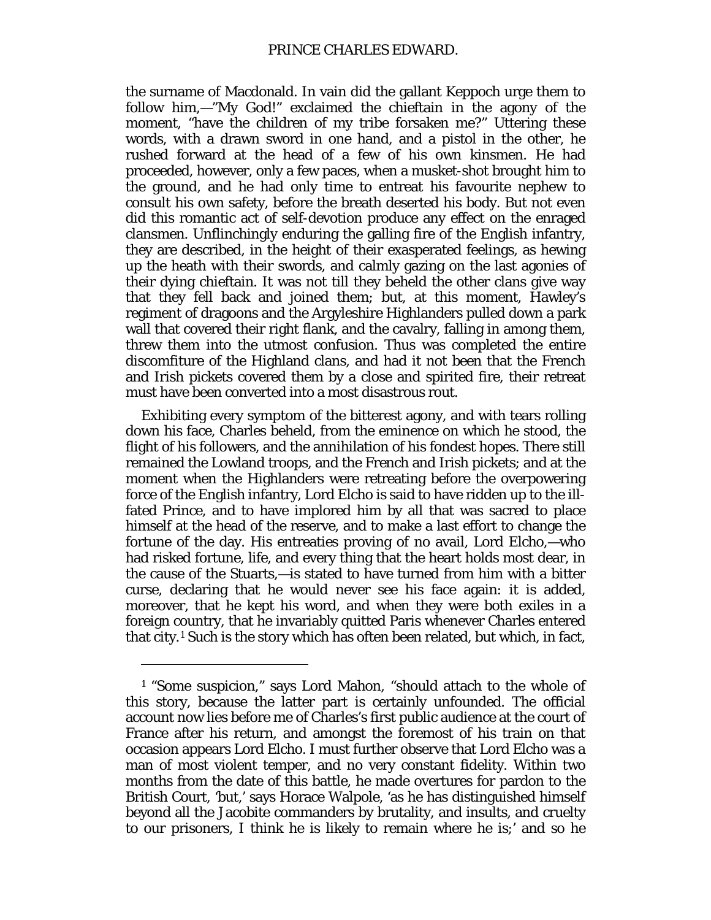the surname of Macdonald. In vain did the gallant Keppoch urge them to follow him,—"My God!" exclaimed the chieftain in the agony of the moment, "have the children of my tribe forsaken me?" Uttering these words, with a drawn sword in one hand, and a pistol in the other, he rushed forward at the head of a few of his own kinsmen. He had proceeded, however, only a few paces, when a musket-shot brought him to the ground, and he had only time to entreat his favourite nephew to consult his own safety, before the breath deserted his body. But not even did this romantic act of self-devotion produce any effect on the enraged clansmen. Unflinchingly enduring the galling fire of the English infantry, they are described, in the height of their exasperated feelings, as hewing up the heath with their swords, and calmly gazing on the last agonies of their dying chieftain. It was not till they beheld the other clans give way that they fell back and joined them; but, at this moment, Hawley's regiment of dragoons and the Argyleshire Highlanders pulled down a park wall that covered their right flank, and the cavalry, falling in among them, threw them into the utmost confusion. Thus was completed the entire discomfiture of the Highland clans, and had it not been that the French and Irish pickets covered them by a close and spirited fire, their retreat must have been converted into a most disastrous rout.

Exhibiting every symptom of the bitterest agony, and with tears rolling down his face, Charles beheld, from the eminence on which he stood, the flight of his followers, and the annihilation of his fondest hopes. There still remained the Lowland troops, and the French and Irish pickets; and at the moment when the Highlanders were retreating before the overpowering force of the English infantry, Lord Elcho is said to have ridden up to the ill-fated Prince, and to have implored him by all that was sacred to place himself at the head of the reserve, and to make a last effort to change the fortune of the day. His entreaties proving of no avail, Lord Elcho,—who had risked fortune, life, and every thing that the heart holds most dear, in the cause of the Stuarts,—is stated to have turned from him with a bitter curse, declaring that he would never see his face again: it is added, moreover, that he kept his word, and when they were both exiles in a foreign country, that he invariably quitted Paris whenever Charles entered that city.[1] Such is the story which has often been related, but which, in fact,

---

[1] "Some suspicion," says Lord Mahon, "should attach to the whole of this story, because the latter part is certainly unfounded. The official account now lies before me of Charles's first public audience at the court of France after his return, and amongst the foremost of his train on that occasion appears Lord Elcho. I must further observe that Lord Elcho was a man of most violent temper, and no very constant fidelity. Within two months from the date of this battle, he made overtures for pardon to the British Court, 'but,' says Horace Walpole, 'as he has distinguished himself beyond all the Jacobite commanders by brutality, and insults, and cruelty to our prisoners, I think he is likely to remain where he is;' and so he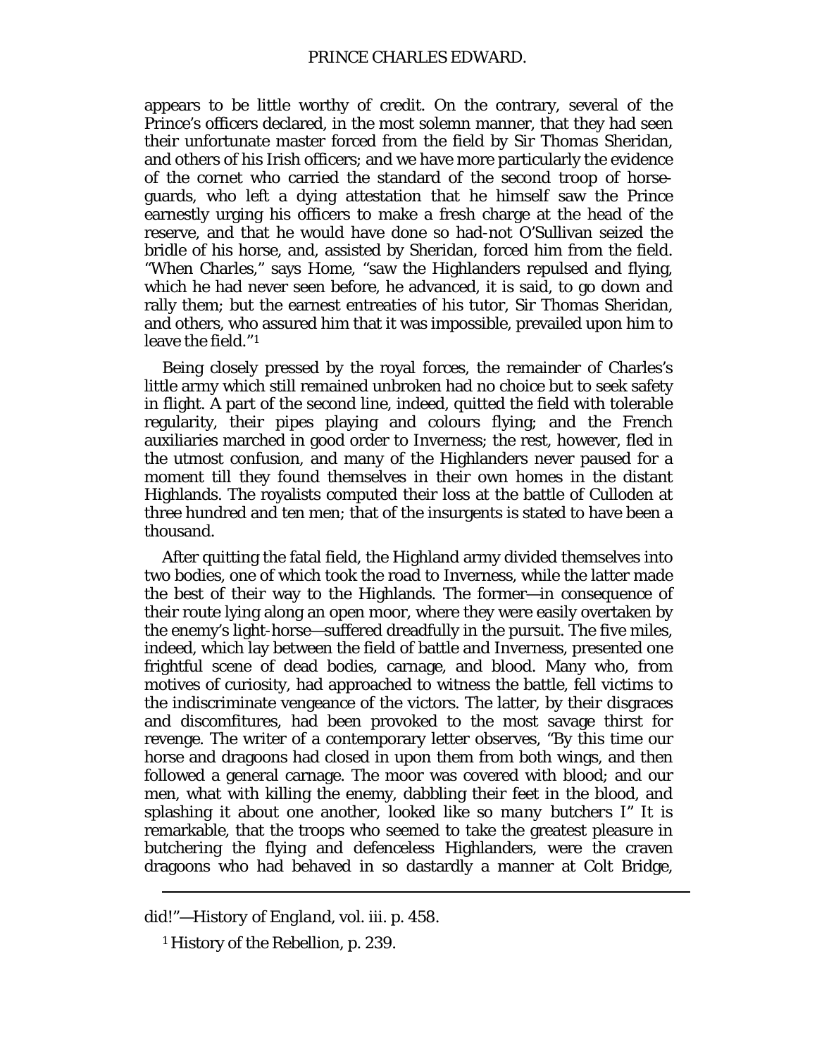appears to be little worthy of credit. On the contrary, several of the Prince's officers declared, in the most solemn manner, that they had seen their unfortunate master forced from the field by Sir Thomas Sheridan, and others of his Irish officers; and we have more particularly the evidence of the cornet who carried the standard of the second troop of horse-guards, who left a dying attestation that he himself saw the Prince earnestly urging his officers to make a fresh charge at the head of the reserve, and that he would have done so had-not O'Sullivan seized the bridle of his horse, and, assisted by Sheridan, forced him from the field. "When Charles," says Home, "saw the Highlanders repulsed and flying, which he had never seen before, he advanced, it is said, to go down and rally them; but the earnest entreaties of his tutor, Sir Thomas Sheridan, and others, who assured him that it was impossible, prevailed upon him to leave the field."[1]

Being closely pressed by the royal forces, the remainder of Charles's little army which still remained unbroken had no choice but to seek safety in flight. A part of the second line, indeed, quitted the field with tolerable regularity, their pipes playing and colours flying; and the French auxiliaries marched in good order to Inverness; the rest, however, fled in the utmost confusion, and many of the Highlanders never paused for a moment till they found themselves in their own homes in the distant Highlands. The royalists computed their loss at the battle of Culloden at three hundred and ten men; that of the insurgents is stated to have been a thousand.

After quitting the fatal field, the Highland army divided themselves into two bodies, one of which took the road to Inverness, while the latter made the best of their way to the Highlands. The former—in consequence of their route lying along an open moor, where they were easily overtaken by the enemy's light-horse—suffered dreadfully in the pursuit. The five miles, indeed, which lay between the field of battle and Inverness, presented one frightful scene of dead bodies, carnage, and blood. Many who, from motives of curiosity, had approached to witness the battle, fell victims to the indiscriminate vengeance of the victors. The latter, by their disgraces and discomfitures, had been provoked to the most savage thirst for revenge. The writer of a contemporary letter observes, "By this time our horse and dragoons had closed in upon them from both wings, and then followed a general carnage. The moor was covered with blood; and our men, what with killing the enemy, dabbling their feet in the blood, and splashing it about one another, looked like so *many* butchers I" It is remarkable, that the troops who seemed to take the greatest pleasure in butchering the flying and defenceless Highlanders, were the craven dragoons who had behaved in so dastardly a manner at Colt Bridge,

---

did!"—*History of England*, vol. iii. p. 458.

[1] History of the Rebellion, p. 239.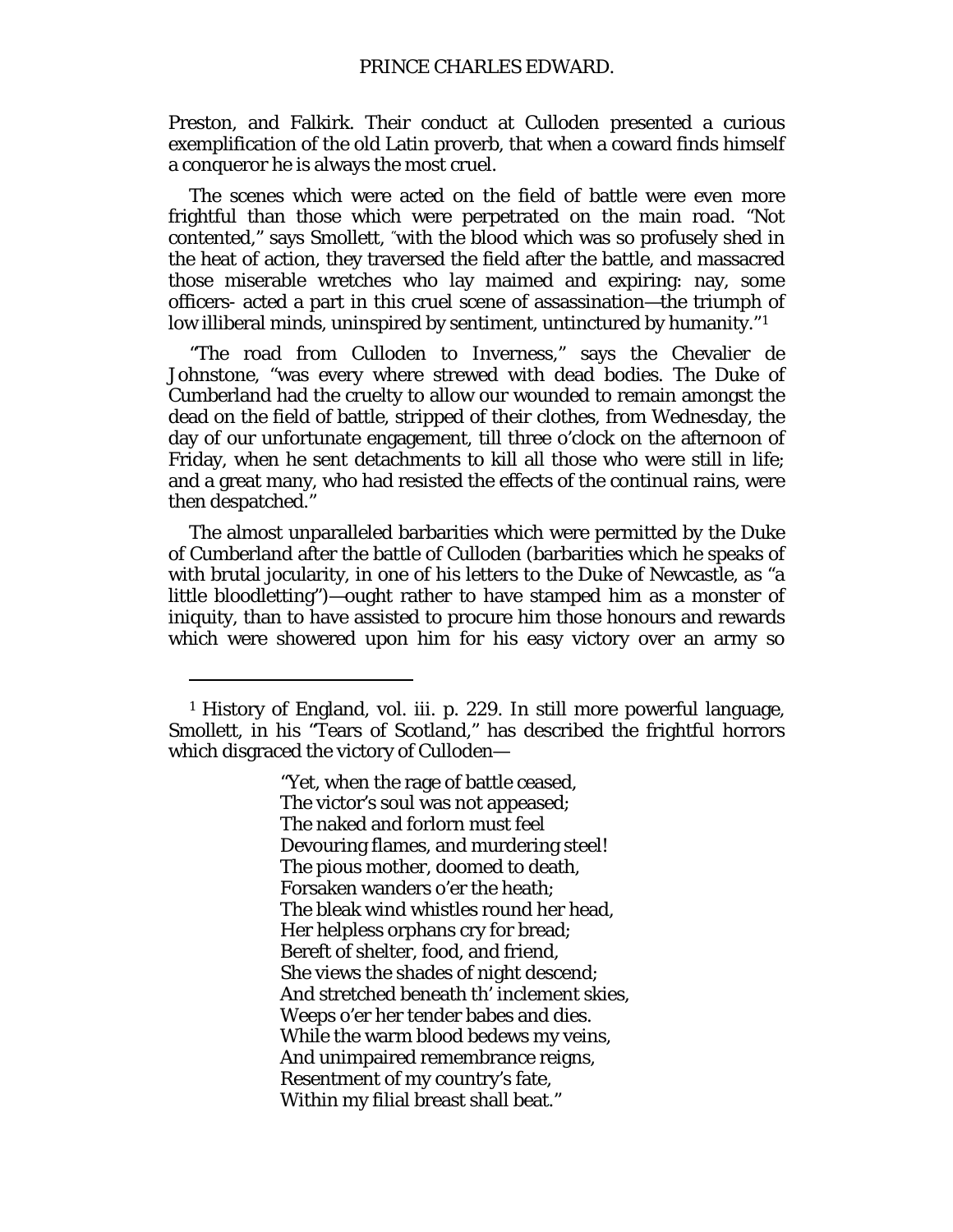Preston, and Falkirk. Their conduct at Culloden presented a curious exemplification of the old Latin proverb, that when a coward finds himself a conqueror he is always the most cruel.

The scenes which were acted on the field of battle were even more frightful than those which were perpetrated on the main road. "Not contented," says Smollett, "with the blood which was so profusely shed in the heat of action, they traversed the field after the battle, and massacred those miserable wretches who lay maimed and expiring: nay, some officers- acted a part in this cruel scene of assassination—the triumph of low illiberal minds, uninspired by sentiment, untinctured by humanity."[1]

"The road from Culloden to Inverness," says the Chevalier de Johnstone, "was every where strewed with dead bodies. The Duke of Cumberland had the cruelty to allow our wounded to remain amongst the dead on the field of battle, stripped of their clothes, from Wednesday, the day of our unfortunate engagement, till three o'clock on the afternoon of Friday, when he sent detachments to kill all those who were still in life; and a great many, who had resisted the effects of the continual rains, were then despatched."

The almost unparalleled barbarities which were permitted by the Duke of Cumberland after the battle of Culloden (barbarities which he speaks of with brutal jocularity, in one of his letters to the Duke of Newcastle, as "a little bloodletting")—ought rather to have stamped him as a monster of iniquity, than to have assisted to procure him those honours and rewards which were showered upon him for his easy victory over an army so

---

[1] History of England, vol. iii. p. 229. In still more powerful language, Smollett, in his "Tears of Scotland," has described the frightful horrors which disgraced the victory of Culloden—

> "Yet, when the rage of battle ceased,
> The victor's soul was not appeased;
> The naked and forlorn must feel
> Devouring flames, and murdering steel!
> The pious mother, doomed to death,
> Forsaken wanders o'er the heath;
> The bleak wind whistles round her head,
> Her helpless orphans cry for bread;
> Bereft of shelter, food, and friend,
> She views the shades of night descend;
> And stretched beneath th' inclement skies,
> Weeps o'er her tender babes and dies.
> While the warm blood bedews my veins,
> And unimpaired remembrance reigns,
> Resentment of my country's fate,
> Within my filial breast shall beat."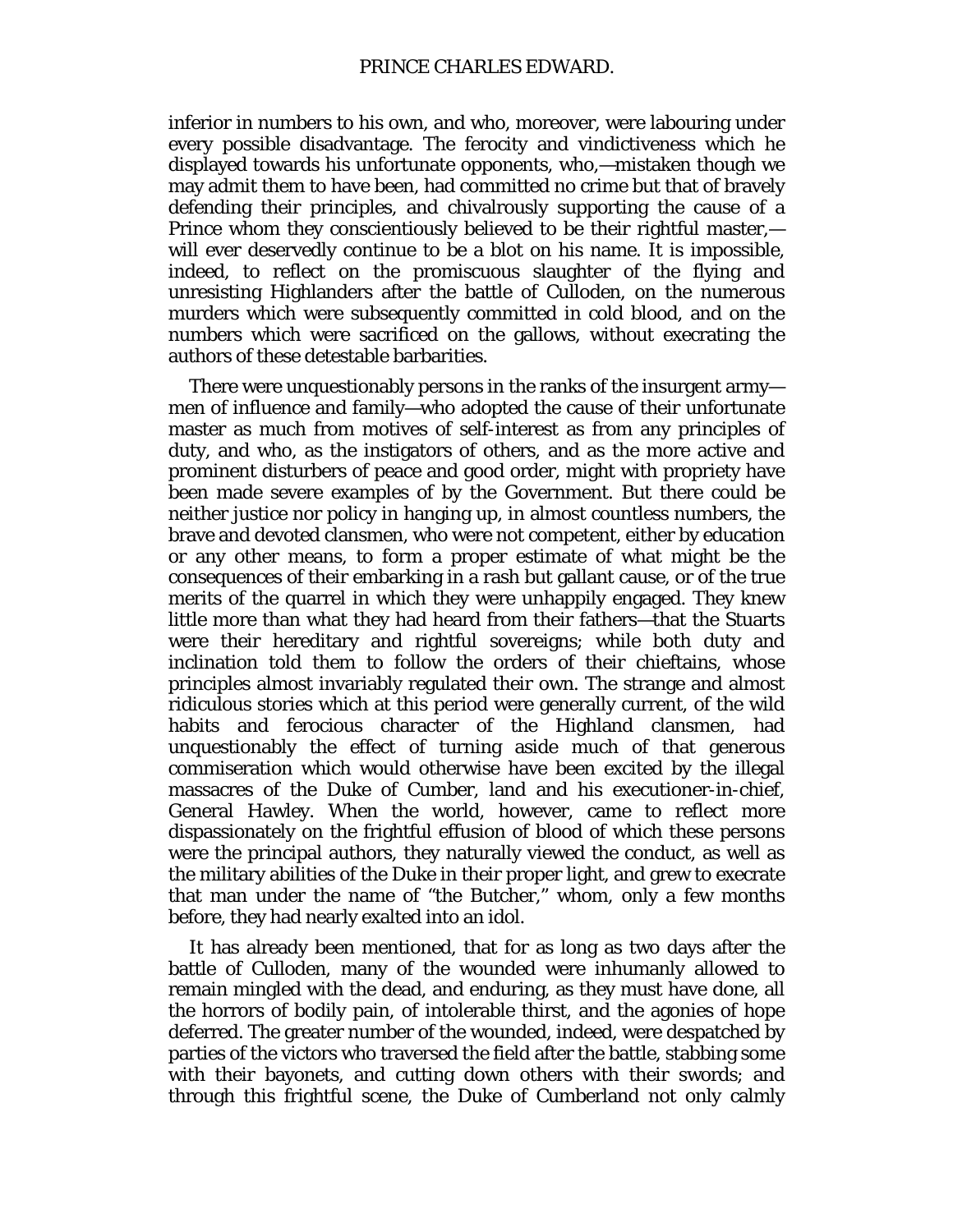inferior in numbers to his own, and who, moreover, were labouring under every possible disadvantage. The ferocity and vindictiveness which he displayed towards his unfortunate opponents, who,—mistaken though we may admit them to have been, had committed no crime but that of bravely defending their principles, and chivalrously supporting the cause of a Prince whom they conscientiously believed to be their rightful master,—will ever deservedly continue to be a blot on his name. It is impossible, indeed, to reflect on the promiscuous slaughter of the flying and unresisting Highlanders after the battle of Culloden, on the numerous murders which were subsequently committed in cold blood, and on the numbers which were sacrificed on the gallows, without execrating the authors of these detestable barbarities.

There were unquestionably persons in the ranks of the insurgent army—men of influence and family—who adopted the cause of their unfortunate master as much from motives of self-interest as from any principles of duty, and who, as the instigators of others, and as the more active and prominent disturbers of peace and good order, might with propriety have been made severe examples of by the Government. But there could be neither justice nor policy in hanging up, in almost countless numbers, the brave and devoted clansmen, who were not competent, either by education or any other means, to form a proper estimate of what might be the consequences of their embarking in a rash but gallant cause, or of the true merits of the quarrel in which they were unhappily engaged. They knew little more than what they had heard from their fathers—that the Stuarts were their hereditary and rightful sovereigns; while both duty and inclination told them to follow the orders of their chieftains, whose principles almost invariably regulated their own. The strange and almost ridiculous stories which at this period were generally current, of the wild habits and ferocious character of the Highland clansmen, had unquestionably the effect of turning aside much of that generous commiseration which would otherwise have been excited by the illegal massacres of the Duke of Cumber, land and his executioner-in-chief, General Hawley. When the world, however, came to reflect more dispassionately on the frightful effusion of blood of which these persons were the principal authors, they naturally viewed the conduct, as well as the military abilities of the Duke in their proper light, and grew to execrate that man under the name of "the Butcher," whom, only a few months before, they had nearly exalted into an idol.

It has already been mentioned, that for as long as two days after the battle of Culloden, many of the wounded were inhumanly allowed to remain mingled with the dead, and enduring, as they must have done, all the horrors of bodily pain, of intolerable thirst, and the agonies of hope deferred. The greater number of the wounded, indeed, were despatched by parties of the victors who traversed the field after the battle, stabbing some with their bayonets, and cutting down others with their swords; and through this frightful scene, the Duke of Cumberland not only calmly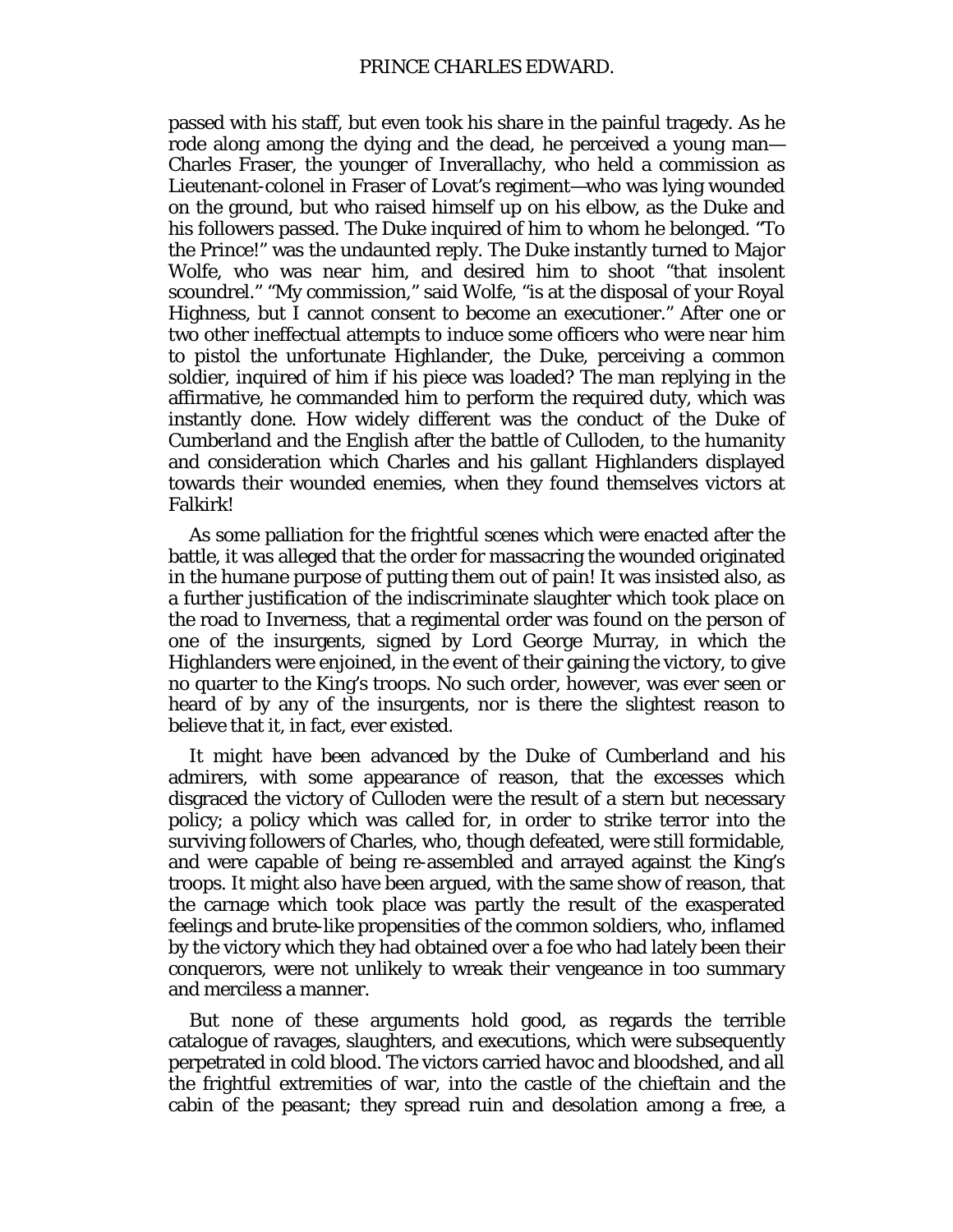passed with his staff, but even took his share in the painful tragedy. As he rode along among the dying and the dead, he perceived a young man—Charles Fraser, the younger of Inverallachy, who held a commission as Lieutenant-colonel in Fraser of Lovat's regiment—who was lying wounded on the ground, but who raised himself up on his elbow, as the Duke and his followers passed. The Duke inquired of him to whom he belonged. "To the Prince!" was the undaunted reply. The Duke instantly turned to Major Wolfe, who was near him, and desired him to shoot "that insolent scoundrel." "My commission," said Wolfe, "is at the disposal of your Royal Highness, but I cannot consent to become an executioner." After one or two other ineffectual attempts to induce some officers who were near him to pistol the unfortunate Highlander, the Duke, perceiving a common soldier, inquired of him if his piece was loaded? The man replying in the affirmative, he commanded him to perform the required duty, which was instantly done. How widely different was the conduct of the Duke of Cumberland and the English after the battle of Culloden, to the humanity and consideration which Charles and his gallant Highlanders displayed towards their wounded enemies, when they found themselves victors at Falkirk!

As some palliation for the frightful scenes which were enacted after the battle, it was alleged that the order for massacring the wounded originated in the humane purpose of putting them out of pain! It was insisted also, as a further justification of the indiscriminate slaughter which took place on the road to Inverness, that a regimental order was found on the person of one of the insurgents, signed by Lord George Murray, in which the Highlanders were enjoined, in the event of their gaining the victory, to give no quarter to the King's troops. No such order, however, was ever seen or heard of by any of the insurgents, nor is there the slightest reason to believe that it, in fact, ever existed.

It might have been advanced by the Duke of Cumberland and his admirers, with some appearance of reason, that the excesses which disgraced the victory of Culloden were the result of a stern but necessary policy; a policy which was called for, in order to strike terror into the surviving followers of Charles, who, though defeated, were still formidable, and were capable of being re-assembled and arrayed against the King's troops. It might also have been argued, with the same show of reason, that the carnage which took place was partly the result of the exasperated feelings and brute-like propensities of the common soldiers, who, inflamed by the victory which they had obtained over a foe who had lately been their conquerors, were not unlikely to wreak their vengeance in too summary and merciless a manner.

But none of these arguments hold good, as regards the terrible catalogue of ravages, slaughters, and executions, which were subsequently perpetrated in cold blood. The victors carried havoc and bloodshed, and all the frightful extremities of war, into the castle of the chieftain and the cabin of the peasant; they spread ruin and desolation among a free, a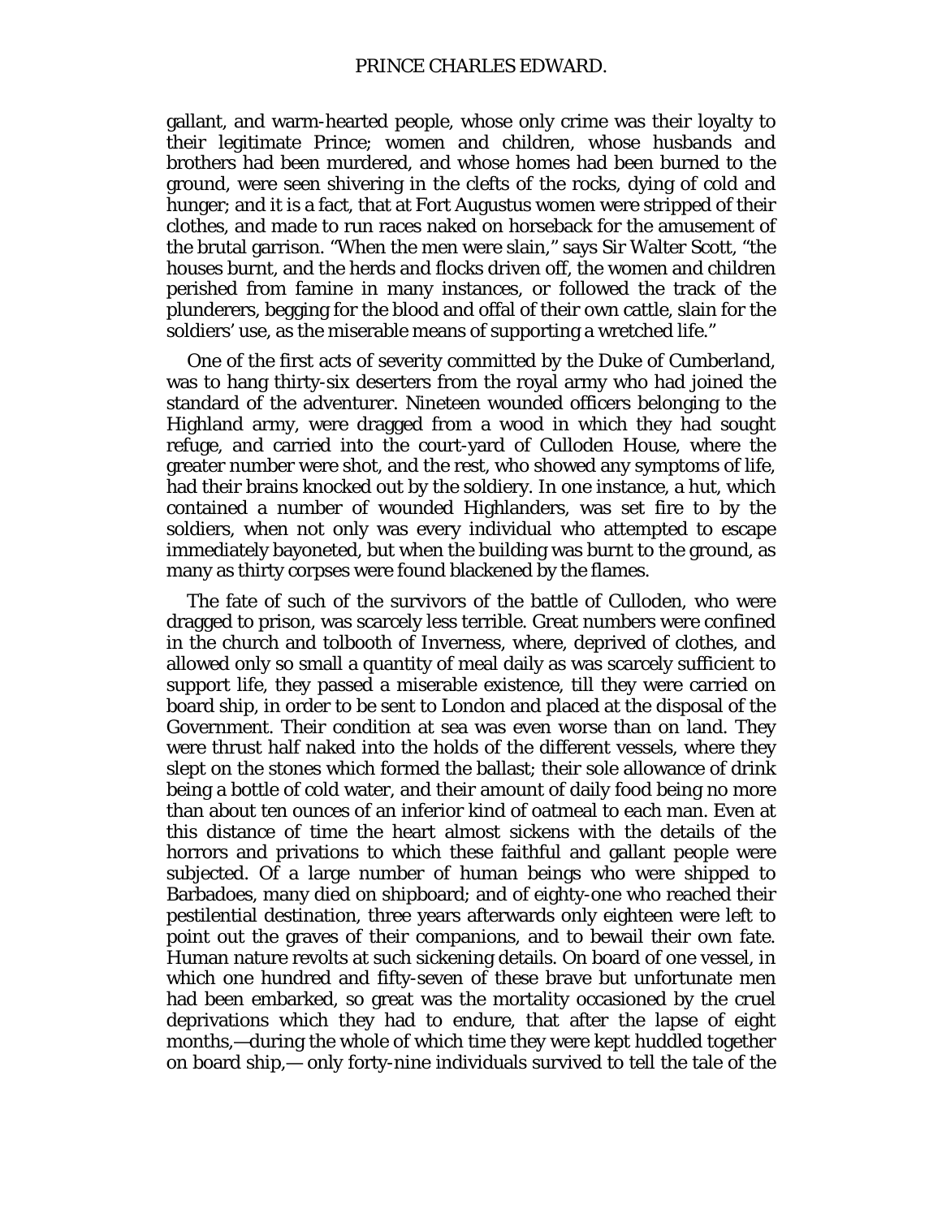gallant, and warm-hearted people, whose only crime was their loyalty to their legitimate Prince; women and children, whose husbands and brothers had been murdered, and whose homes had been burned to the ground, were seen shivering in the clefts of the rocks, dying of cold and hunger; and it is a fact, that at Fort Augustus women were stripped of their clothes, and made to run races naked on horseback for the amusement of the brutal garrison. "When the men were slain," says Sir Walter Scott, "the houses burnt, and the herds and flocks driven off, the women and children perished from famine in many instances, or followed the track of the plunderers, begging for the blood and offal of their own cattle, slain for the soldiers' use, as the miserable means of supporting a wretched life."

One of the first acts of severity committed by the Duke of Cumberland, was to hang thirty-six deserters from the royal army who had joined the standard of the adventurer. Nineteen wounded officers belonging to the Highland army, were dragged from a wood in which they had sought refuge, and carried into the court-yard of Culloden House, where the greater number were shot, and the rest, who showed any symptoms of life, had their brains knocked out by the soldiery. In one instance, a hut, which contained a number of wounded Highlanders, was set fire to by the soldiers, when not only was every individual who attempted to escape immediately bayoneted, but when the building was burnt to the ground, as many as thirty corpses were found blackened by the flames.

The fate of such of the survivors of the battle of Culloden, who were dragged to prison, was scarcely less terrible. Great numbers were confined in the church and tolbooth of Inverness, where, deprived of clothes, and allowed only so small a quantity of meal daily as was scarcely sufficient to support life, they passed a miserable existence, till they were carried on board ship, in order to be sent to London and placed at the disposal of the Government. Their condition at sea was even worse than on land. They were thrust half naked into the holds of the different vessels, where they slept on the stones which formed the ballast; their sole allowance of drink being a bottle of cold water, and their amount of daily food being no more than about ten ounces of an inferior kind of oatmeal to each man. Even at this distance of time the heart almost sickens with the details of the horrors and privations to which these faithful and gallant people were subjected. Of a large number of human beings who were shipped to Barbadoes, many died on shipboard; and of eighty-one who reached their pestilential destination, three years afterwards only eighteen were left to point out the graves of their companions, and to bewail their own fate. Human nature revolts at such sickening details. On board of one vessel, in which one hundred and fifty-seven of these brave but unfortunate men had been embarked, so great was the mortality occasioned by the cruel deprivations which they had to endure, that after the lapse of eight months,—during the whole of which time they were kept huddled together on board ship,— only forty-nine individuals survived to tell the tale of the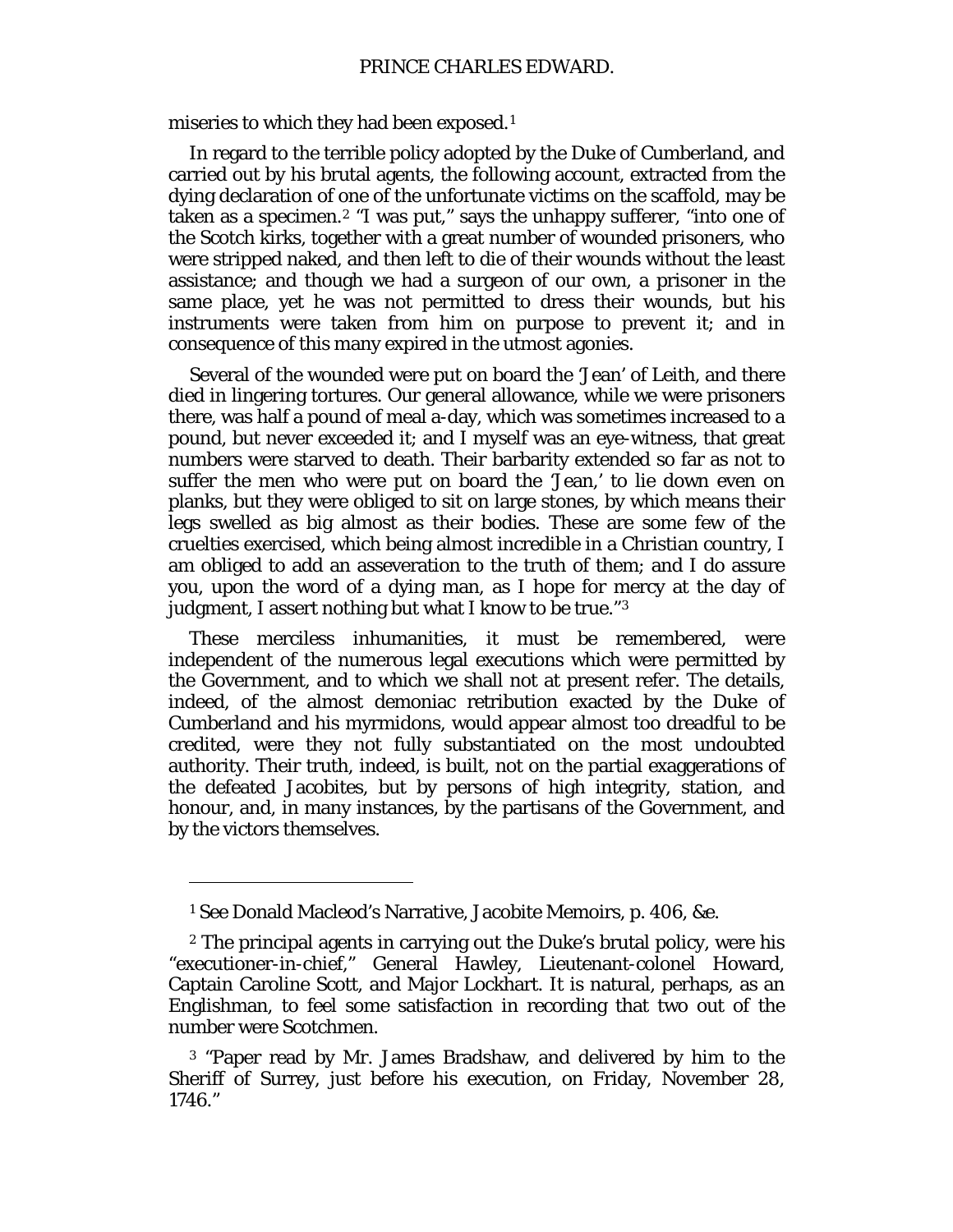miseries to which they had been exposed.[1]

In regard to the terrible policy adopted by the Duke of Cumberland, and carried out by his brutal agents, the following account, extracted from the dying declaration of one of the unfortunate victims on the scaffold, may be taken as a specimen.[2] "I was put," says the unhappy sufferer, "into one of the Scotch kirks, together with a great number of wounded prisoners, who were stripped naked, and then left to die of their wounds without the least assistance; and though we had a surgeon of our own, a prisoner in the same place, yet he was not permitted to dress their wounds, but his instruments were taken from him on purpose to prevent it; and in consequence of this many expired in the utmost agonies.

Several of the wounded were put on board the 'Jean' of Leith, and there died in lingering tortures. Our general allowance, while we were prisoners there, was half a pound of meal a-day, which was sometimes increased to a pound, but never exceeded it; and I myself was an eye-witness, that great numbers were starved to death. Their barbarity extended so far as not to suffer the men who were put on board the 'Jean,' to lie down even on planks, but they were obliged to sit on large stones, by which means their legs swelled as big almost as their bodies. These are some few of the cruelties exercised, which being almost incredible in a Christian country, I am obliged to add an asseveration to the truth of them; and I do assure you, upon the word of a dying man, as I hope for mercy at the day of judgment, I assert nothing but what I know to be true."[3]

These merciless inhumanities, it must be remembered, were independent of the numerous legal executions which were permitted by the Government, and to which we shall not at present refer. The details, indeed, of the almost demoniac retribution exacted by the Duke of Cumberland and his myrmidons, would appear almost too dreadful to be credited, were they not fully substantiated on the most undoubted authority. Their truth, indeed, is built, not on the partial exaggerations of the defeated Jacobites, but by persons of high integrity, station, and honour, and, in many instances, by the partisans of the Government, and by the victors themselves.

---

[1] See Donald Macleod's Narrative, Jacobite Memoirs, p. 406, &c.

[2] The principal agents in carrying out the Duke's brutal policy, were his "executioner-in-chief," General Hawley, Lieutenant-colonel Howard, Captain Caroline Scott, and Major Lockhart. It is natural, perhaps, as an Englishman, to feel some satisfaction in recording that two out of the number were Scotchmen.

[3] "Paper read by Mr. James Bradshaw, and delivered by him to the Sheriff of Surrey, just before his execution, on Friday, November 28, 1746."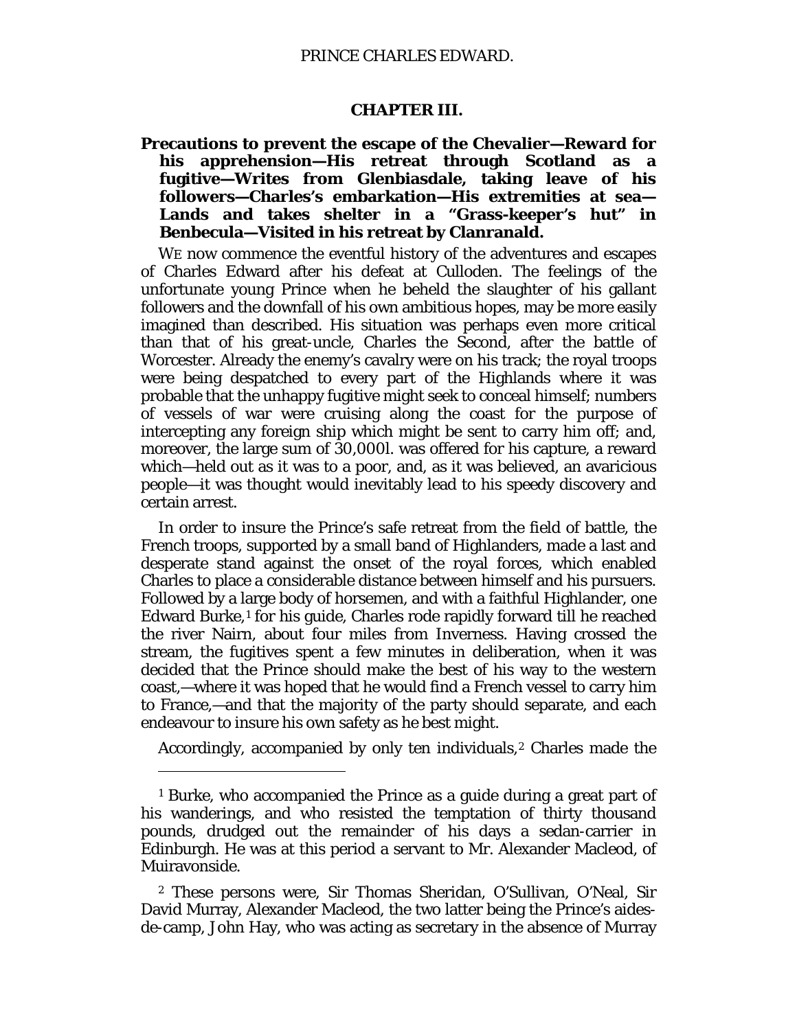## CHAPTER III.

**Precautions to prevent the escape of the Chevalier—Reward for his apprehension—His retreat through Scotland as a fugitive—Writes from Glenbiasdale, taking leave of his followers—Charles's embarkation—His extremities at sea—Lands and takes shelter in a "Grass-keeper's hut" in Benbecula—Visited in his retreat by Clanranald.**

WE now commence the eventful history of the adventures and escapes of Charles Edward after his defeat at Culloden. The feelings of the unfortunate young Prince when he beheld the slaughter of his gallant followers and the downfall of his own ambitious hopes, may be more easily imagined than described. His situation was perhaps even more critical than that of his great-uncle, Charles the Second, after the battle of Worcester. Already the enemy's cavalry were on his track; the royal troops were being despatched to every part of the Highlands where it was probable that the unhappy fugitive might seek to conceal himself; numbers of vessels of war were cruising along the coast for the purpose of intercepting any foreign ship which might be sent to carry him off; and, moreover, the large sum of 30,000l. was offered for his capture, a reward which—held out as it was to a poor, and, as it was believed, an avaricious people—it was thought would inevitably lead to his speedy discovery and certain arrest.

In order to insure the Prince's safe retreat from the field of battle, the French troops, supported by a small band of Highlanders, made a last and desperate stand against the onset of the royal forces, which enabled Charles to place a considerable distance between himself and his pursuers. Followed by a large body of horsemen, and with a faithful Highlander, one Edward Burke,[1] for his guide, Charles rode rapidly forward till he reached the river Nairn, about four miles from Inverness. Having crossed the stream, the fugitives spent a few minutes in deliberation, when it was decided that the Prince should make the best of his way to the western coast,—where it was hoped that he would find a French vessel to carry him to France,—and that the majority of the party should separate, and each endeavour to insure his own safety as he best might.

Accordingly, accompanied by only ten individuals,[2] Charles made the

---

[1] Burke, who accompanied the Prince as a guide during a great part of his wanderings, and who resisted the temptation of thirty thousand pounds, drudged out the remainder of his days a sedan-carrier in Edinburgh. He was at this period a servant to Mr. Alexander Macleod, of Muiravonside.

[2] These persons were, Sir Thomas Sheridan, O'Sullivan, O'Neal, Sir David Murray, Alexander Macleod, the two latter being the Prince's aides-de-camp, John Hay, who was acting as secretary in the absence of Murray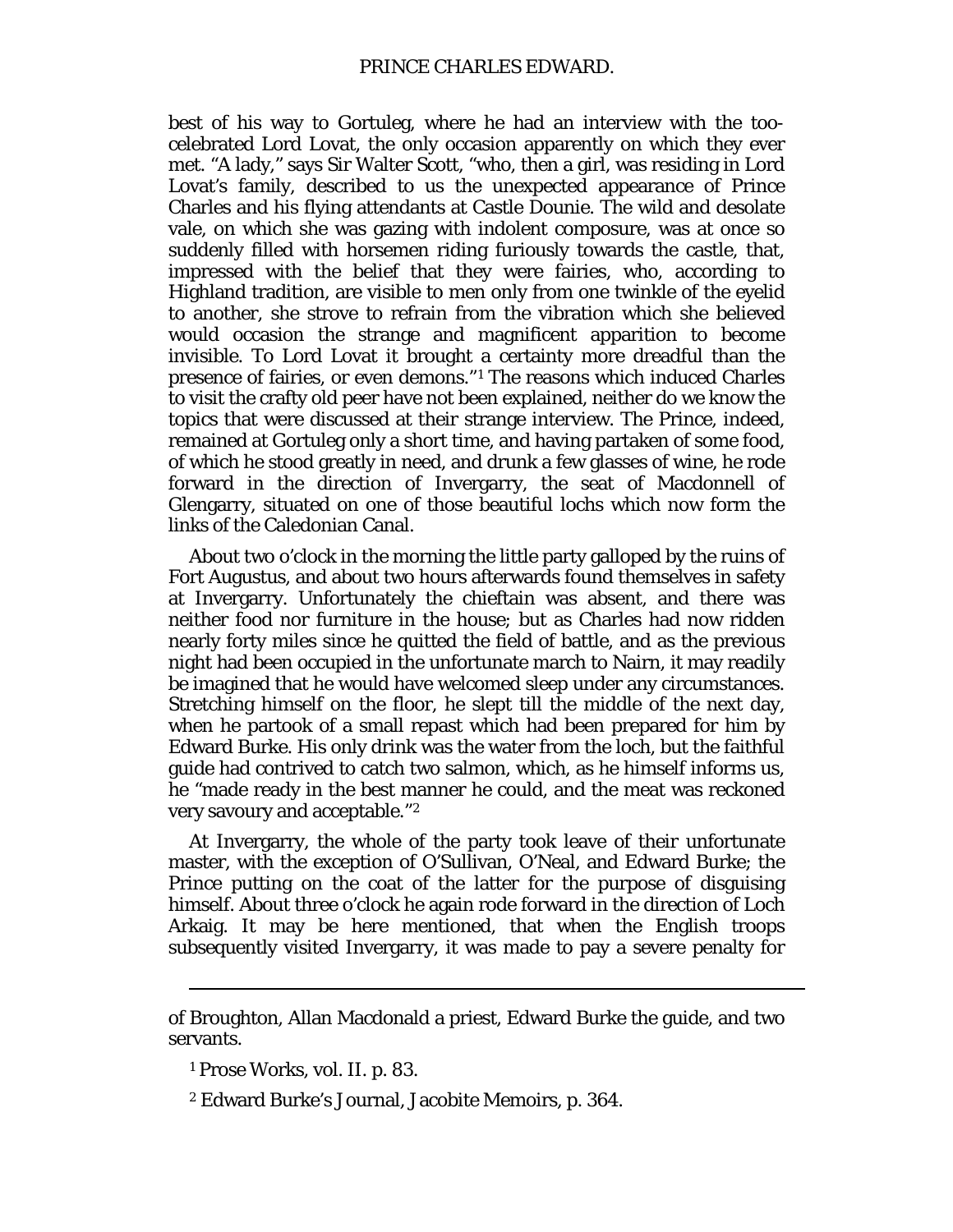best of his way to Gortuleg, where he had an interview with the too-celebrated Lord Lovat, the only occasion apparently on which they ever met. "A lady," says Sir Walter Scott, "who, then a girl, was residing in Lord Lovat's family, described to us the unexpected appearance of Prince Charles and his flying attendants at Castle Dounie. The wild and desolate vale, on which she was gazing with indolent composure, was at once so suddenly filled with horsemen riding furiously towards the castle, that, impressed with the belief that they were fairies, who, according to Highland tradition, are visible to men only from one twinkle of the eyelid to another, she strove to refrain from the vibration which she believed would occasion the strange and magnificent apparition to become invisible. To Lord Lovat it brought a certainty more dreadful than the presence of fairies, or even demons."[1] The reasons which induced Charles to visit the crafty old peer have not been explained, neither do we know the topics that were discussed at their strange interview. The Prince, indeed, remained at Gortuleg only a short time, and having partaken of some food, of which he stood greatly in need, and drunk a few glasses of wine, he rode forward in the direction of Invergarry, the seat of Macdonnell of Glengarry, situated on one of those beautiful lochs which now form the links of the Caledonian Canal.

About two o'clock in the morning the little party galloped by the ruins of Fort Augustus, and about two hours afterwards found themselves in safety at Invergarry. Unfortunately the chieftain was absent, and there was neither food nor furniture in the house; but as Charles had now ridden nearly forty miles since he quitted the field of battle, and as the previous night had been occupied in the unfortunate march to Nairn, it may readily be imagined that he would have welcomed sleep under any circumstances. Stretching himself on the floor, he slept till the middle of the next day, when he partook of a small repast which had been prepared for him by Edward Burke. His only drink was the water from the loch, but the faithful guide had contrived to catch two salmon, which, as he himself informs us, he "made ready in the best manner he could, and the meat was reckoned very savoury and acceptable."[2]

At Invergarry, the whole of the party took leave of their unfortunate master, with the exception of O'Sullivan, O'Neal, and Edward Burke; the Prince putting on the coat of the latter for the purpose of disguising himself. About three o'clock he again rode forward in the direction of Loch Arkaig. It may be here mentioned, that when the English troops subsequently visited Invergarry, it was made to pay a severe penalty for

---

of Broughton, Allan Macdonald a priest, Edward Burke the guide, and two servants.

[1] Prose Works, vol. II. p. 83.

[2] Edward Burke's Journal, Jacobite Memoirs, p. 364.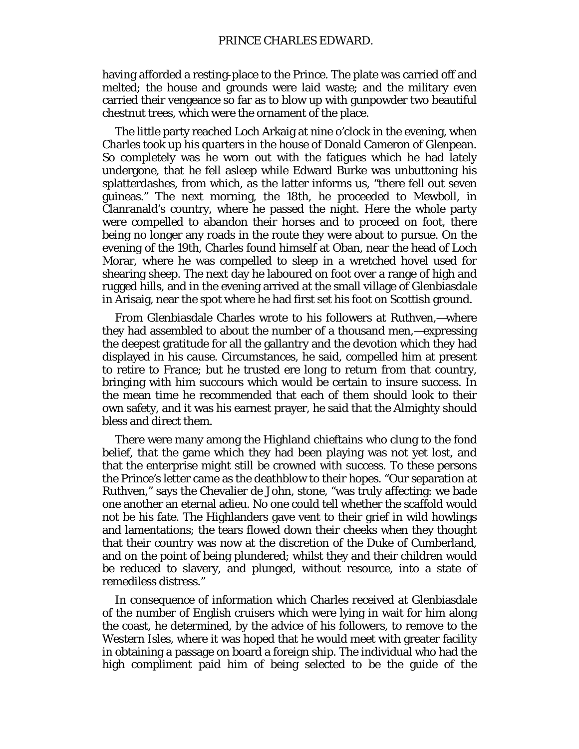having afforded a resting-place to the Prince. The plate was carried off and melted; the house and grounds were laid waste; and the military even carried their vengeance so far as to blow up with gunpowder two beautiful chestnut trees, which were the ornament of the place.

The little party reached Loch Arkaig at nine o'clock in the evening, when Charles took up his quarters in the house of Donald Cameron of Glenpean. So completely was he worn out with the fatigues which he had lately undergone, that he fell asleep while Edward Burke was unbuttoning his splatterdashes, from which, as the latter informs us, "there fell out seven guineas." The next morning, the 18th, he proceeded to Mewboll, in Clanranald's country, where he passed the night. Here the whole party were compelled to abandon their horses and to proceed on foot, there being no longer any roads in the route they were about to pursue. On the evening of the 19th, Charles found himself at Oban, near the head of Loch Morar, where he was compelled to sleep in a wretched hovel used for shearing sheep. The next day he laboured on foot over a range of high and rugged hills, and in the evening arrived at the small village of Glenbiasdale in Arisaig, near the spot where he had first set his foot on Scottish ground.

From Glenbiasdale Charles wrote to his followers at Ruthven,—where they had assembled to about the number of a thousand men,—expressing the deepest gratitude for all the gallantry and the devotion which they had displayed in his cause. Circumstances, he said, compelled him at present to retire to France; but he trusted ere long to return from that country, bringing with him succours which would be certain to insure success. In the mean time he recommended that each of them should look to their own safety, and it was his earnest prayer, he said that the Almighty should bless and direct them.

There were many among the Highland chieftains who clung to the fond belief, that the game which they had been playing was not yet lost, and that the enterprise might still be crowned with success. To these persons the Prince's letter came as the deathblow to their hopes. "Our separation at Ruthven," says the Chevalier de John, stone, "was truly affecting: we bade one another an eternal adieu. No one could tell whether the scaffold would not be his fate. The Highlanders gave vent to their grief in wild howlings and lamentations; the tears flowed down their cheeks when they thought that their country was now at the discretion of the Duke of Cumberland, and on the point of being plundered; whilst they and their children would be reduced to slavery, and plunged, without resource, into a state of remediless distress."

In consequence of information which Charles received at Glenbiasdale of the number of English cruisers which were lying in wait for him along the coast, he determined, by the advice of his followers, to remove to the Western Isles, where it was hoped that he would meet with greater facility in obtaining a passage on board a foreign ship. The individual who had the high compliment paid him of being selected to be the guide of the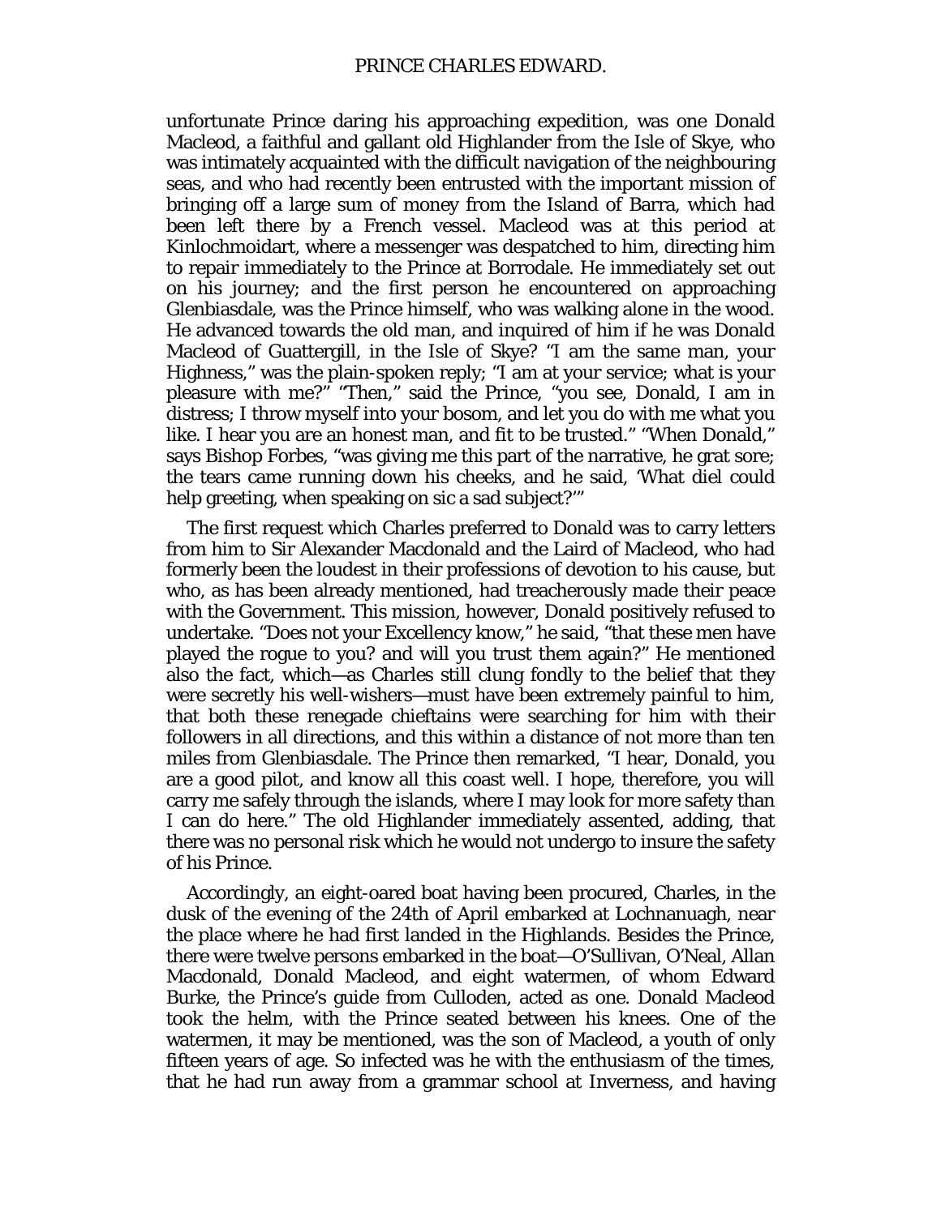unfortunate Prince daring his approaching expedition, was one Donald Macleod, a faithful and gallant old Highlander from the Isle of Skye, who was intimately acquainted with the difficult navigation of the neighbouring seas, and who had recently been entrusted with the important mission of bringing off a large sum of money from the Island of Barra, which had been left there by a French vessel. Macleod was at this period at Kinlochmoidart, where a messenger was despatched to him, directing him to repair immediately to the Prince at Borrodale. He immediately set out on his journey; and the first person he encountered on approaching Glenbiasdale, was the Prince himself, who was walking alone in the wood. He advanced towards the old man, and inquired of him if he was Donald Macleod of Guattergill, in the Isle of Skye? "I am the same man, your Highness," was the plain-spoken reply; "I am at your service; what is your pleasure with me?" "Then," said the Prince, "you see, Donald, I am in distress; I throw myself into your bosom, and let you do with me what you like. I hear you are an honest man, and fit to be trusted." "When Donald," says Bishop Forbes, "was giving me this part of the narrative, he grat sore; the tears came running down his cheeks, and he said, 'What diel could help greeting, when speaking on sic a sad subject?'"

The first request which Charles preferred to Donald was to carry letters from him to Sir Alexander Macdonald and the Laird of Macleod, who had formerly been the loudest in their professions of devotion to his cause, but who, as has been already mentioned, had treacherously made their peace with the Government. This mission, however, Donald positively refused to undertake. "Does not your Excellency know," he said, "that these men have played the rogue to you? and will you trust them again?" He mentioned also the fact, which—as Charles still clung fondly to the belief that they were secretly his well-wishers—must have been extremely painful to him, that both these renegade chieftains were searching for him with their followers in all directions, and this within a distance of not more than ten miles from Glenbiasdale. The Prince then remarked, "I hear, Donald, you are a good pilot, and know all this coast well. I hope, therefore, you will carry me safely through the islands, where I may look for more safety than I can do here." The old Highlander immediately assented, adding, that there was no personal risk which he would not undergo to insure the safety of his Prince.

Accordingly, an eight-oared boat having been procured, Charles, in the dusk of the evening of the 24th of April embarked at Lochnanuagh, near the place where he had first landed in the Highlands. Besides the Prince, there were twelve persons embarked in the boat—O'Sullivan, O'Neal, Allan Macdonald, Donald Macleod, and eight watermen, of whom Edward Burke, the Prince's guide from Culloden, acted as one. Donald Macleod took the helm, with the Prince seated between his knees. One of the watermen, it may be mentioned, was the son of Macleod, a youth of only fifteen years of age. So infected was he with the enthusiasm of the times, that he had run away from a grammar school at Inverness, and having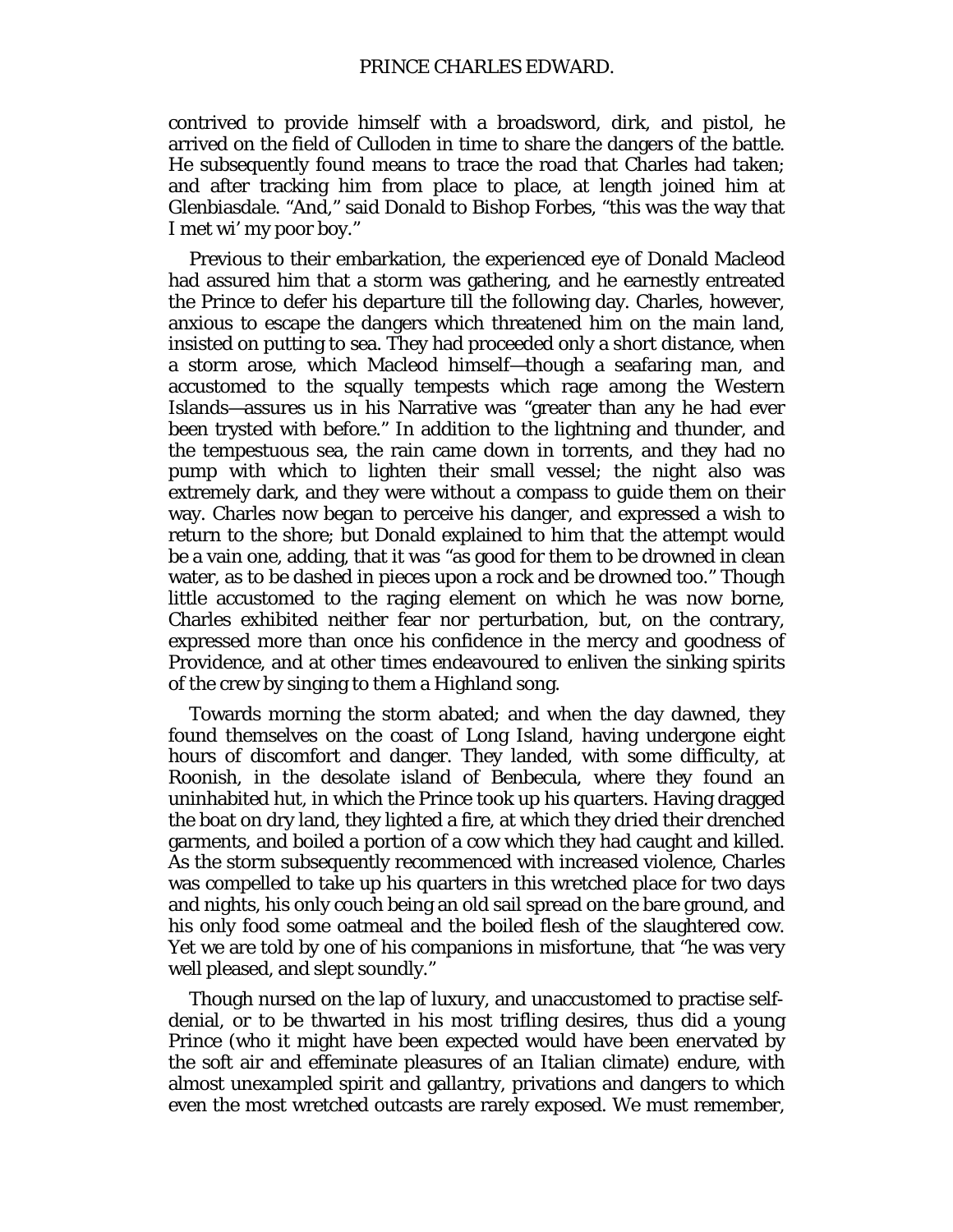contrived to provide himself with a broadsword, dirk, and pistol, he arrived on the field of Culloden in time to share the dangers of the battle. He subsequently found means to trace the road that Charles had taken; and after tracking him from place to place, at length joined him at Glenbiasdale. "And," said Donald to Bishop Forbes, "this was the way that I met wi' my poor boy."

Previous to their embarkation, the experienced eye of Donald Macleod had assured him that a storm was gathering, and he earnestly entreated the Prince to defer his departure till the following day. Charles, however, anxious to escape the dangers which threatened him on the main land, insisted on putting to sea. They had proceeded only a short distance, when a storm arose, which Macleod himself—though a seafaring man, and accustomed to the squally tempests which rage among the Western Islands—assures us in his Narrative was "greater than any he had ever been trysted with before." In addition to the lightning and thunder, and the tempestuous sea, the rain came down in torrents, and they had no pump with which to lighten their small vessel; the night also was extremely dark, and they were without a compass to guide them on their way. Charles now began to perceive his danger, and expressed a wish to return to the shore; but Donald explained to him that the attempt would be a vain one, adding, that it was "as good for them to be drowned in clean water, as to be dashed in pieces upon a rock and be drowned too." Though little accustomed to the raging element on which he was now borne, Charles exhibited neither fear nor perturbation, but, on the contrary, expressed more than once his confidence in the mercy and goodness of Providence, and at other times endeavoured to enliven the sinking spirits of the crew by singing to them a Highland song.

Towards morning the storm abated; and when the day dawned, they found themselves on the coast of Long Island, having undergone eight hours of discomfort and danger. They landed, with some difficulty, at Roonish, in the desolate island of Benbecula, where they found an uninhabited hut, in which the Prince took up his quarters. Having dragged the boat on dry land, they lighted a fire, at which they dried their drenched garments, and boiled a portion of a cow which they had caught and killed. As the storm subsequently recommenced with increased violence, Charles was compelled to take up his quarters in this wretched place for two days and nights, his only couch being an old sail spread on the bare ground, and his only food some oatmeal and the boiled flesh of the slaughtered cow. Yet we are told by one of his companions in misfortune, that "he was very well pleased, and slept soundly."

Though nursed on the lap of luxury, and unaccustomed to practise self-denial, or to be thwarted in his most trifling desires, thus did a young Prince (who it might have been expected would have been enervated by the soft air and effeminate pleasures of an Italian climate) endure, with almost unexampled spirit and gallantry, privations and dangers to which even the most wretched outcasts are rarely exposed. We must remember,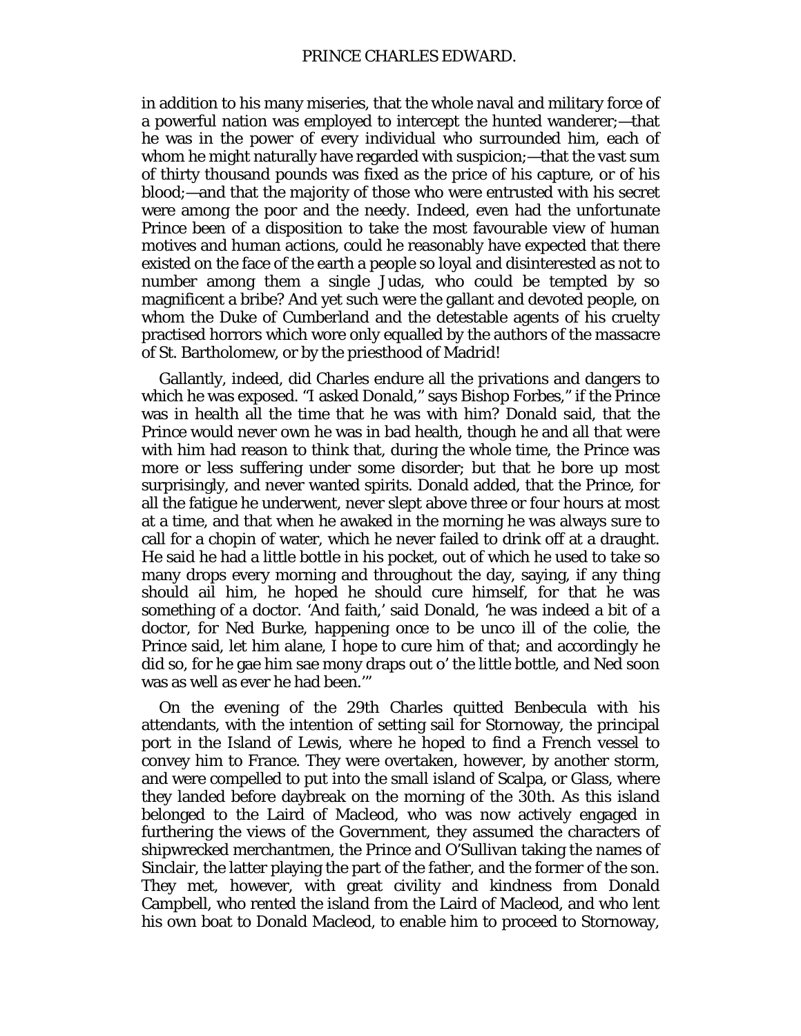in addition to his many miseries, that the whole naval and military force of a powerful nation was employed to intercept the hunted wanderer;—that he was in the power of every individual who surrounded him, each of whom he might naturally have regarded with suspicion;—that the vast sum of thirty thousand pounds was fixed as the price of his capture, or of his blood;—and that the majority of those who were entrusted with his secret were among the poor and the needy. Indeed, even had the unfortunate Prince been of a disposition to take the most favourable view of human motives and human actions, could he reasonably have expected that there existed on the face of the earth a people so loyal and disinterested as not to number among them a single Judas, who could be tempted by so magnificent a bribe? And yet such were the gallant and devoted people, on whom the Duke of Cumberland and the detestable agents of his cruelty practised horrors which wore only equalled by the authors of the massacre of St. Bartholomew, or by the priesthood of Madrid!

Gallantly, indeed, did Charles endure all the privations and dangers to which he was exposed. "I asked Donald," says Bishop Forbes," if the Prince was in health all the time that he was with him? Donald said, that the Prince would never own he was in bad health, though he and all that were with him had reason to think that, during the whole time, the Prince was more or less suffering under some disorder; but that he bore up most surprisingly, and never wanted spirits. Donald added, that the Prince, for all the fatigue he underwent, never slept above three or four hours at most at a time, and that when he awaked in the morning he was always sure to call for a chopin of water, which he never failed to drink off at a draught. He said he had a little bottle in his pocket, out of which he used to take so many drops every morning and throughout the day, saying, if any thing should ail him, he hoped he should cure himself, for that he was something of a doctor. 'And faith,' said Donald, 'he was indeed a bit of a doctor, for Ned Burke, happening once to be unco ill of the colie, the Prince said, let him alane, I hope to cure him of that; and accordingly he did so, for he gae him sae mony draps out o' the little bottle, and Ned soon was as well as ever he had been.'"

On the evening of the 29th Charles quitted Benbecula with his attendants, with the intention of setting sail for Stornoway, the principal port in the Island of Lewis, where he hoped to find a French vessel to convey him to France. They were overtaken, however, by another storm, and were compelled to put into the small island of Scalpa, or Glass, where they landed before daybreak on the morning of the 30th. As this island belonged to the Laird of Macleod, who was now actively engaged in furthering the views of the Government, they assumed the characters of shipwrecked merchantmen, the Prince and O'Sullivan taking the names of Sinclair, the latter playing the part of the father, and the former of the son. They met, however, with great civility and kindness from Donald Campbell, who rented the island from the Laird of Macleod, and who lent his own boat to Donald Macleod, to enable him to proceed to Stornoway,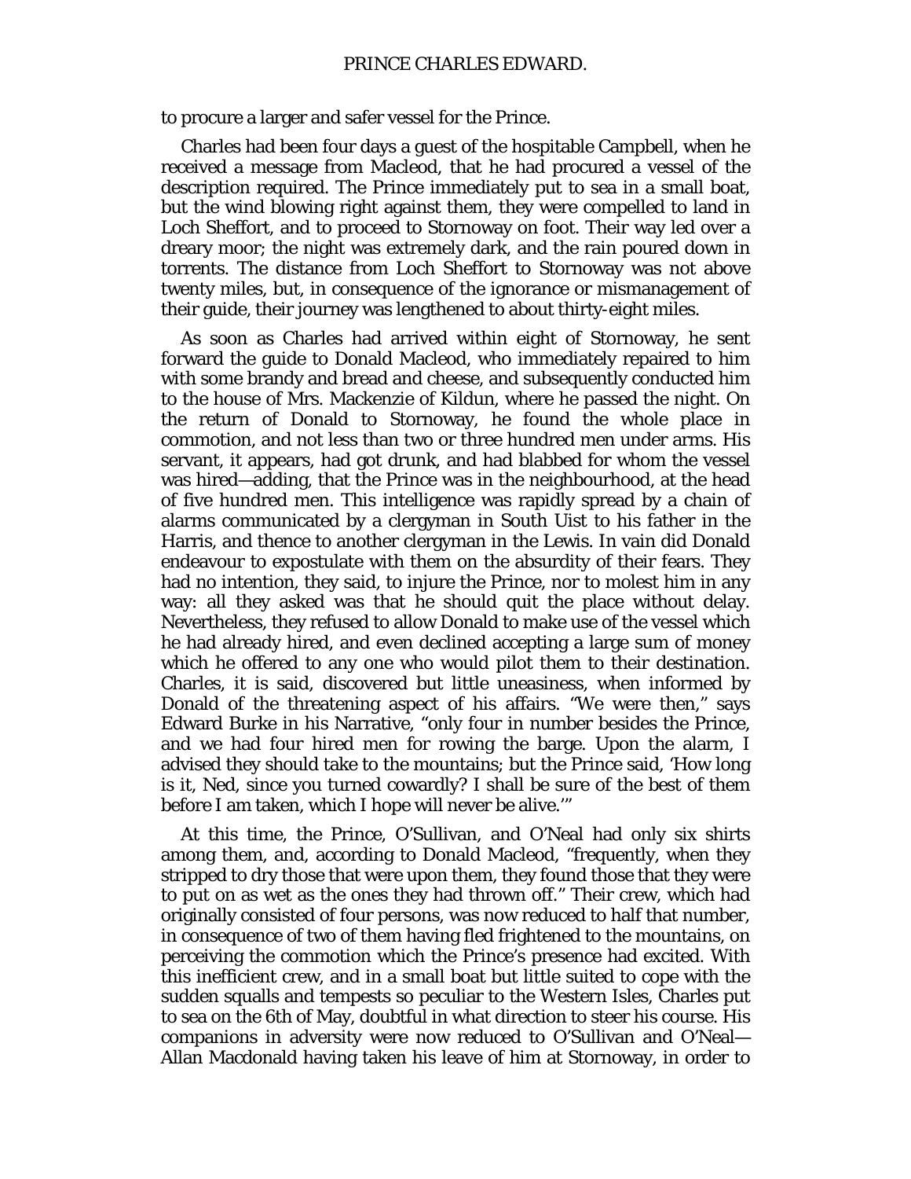to procure a larger and safer vessel for the Prince.

Charles had been four days a guest of the hospitable Campbell, when he received a message from Macleod, that he had procured a vessel of the description required. The Prince immediately put to sea in a small boat, but the wind blowing right against them, they were compelled to land in Loch Sheffort, and to proceed to Stornoway on foot. Their way led over a dreary moor; the night was extremely dark, and the rain poured down in torrents. The distance from Loch Sheffort to Stornoway was not above twenty miles, but, in consequence of the ignorance or mismanagement of their guide, their journey was lengthened to about thirty-eight miles.

As soon as Charles had arrived within eight of Stornoway, he sent forward the guide to Donald Macleod, who immediately repaired to him with some brandy and bread and cheese, and subsequently conducted him to the house of Mrs. Mackenzie of Kildun, where he passed the night. On the return of Donald to Stornoway, he found the whole place in commotion, and not less than two or three hundred men under arms. His servant, it appears, had got drunk, and had blabbed for whom the vessel was hired—adding, that the Prince was in the neighbourhood, at the head of five hundred men. This intelligence was rapidly spread by a chain of alarms communicated by a clergyman in South Uist to his father in the Harris, and thence to another clergyman in the Lewis. In vain did Donald endeavour to expostulate with them on the absurdity of their fears. They had no intention, they said, to injure the Prince, nor to molest him in any way: all they asked was that he should quit the place without delay. Nevertheless, they refused to allow Donald to make use of the vessel which he had already hired, and even declined accepting a large sum of money which he offered to any one who would pilot them to their destination. Charles, it is said, discovered but little uneasiness, when informed by Donald of the threatening aspect of his affairs. "We were then," says Edward Burke in his Narrative, "only four in number besides the Prince, and we had four hired men for rowing the barge. Upon the alarm, I advised they should take to the mountains; but the Prince said, 'How long is it, Ned, since you turned cowardly? I shall be sure of the best of them before I am taken, which I hope will never be alive.'"

At this time, the Prince, O'Sullivan, and O'Neal had only six shirts among them, and, according to Donald Macleod, "frequently, when they stripped to dry those that were upon them, they found those that they were to put on as wet as the ones they had thrown off." Their crew, which had originally consisted of four persons, was now reduced to half that number, in consequence of two of them having fled frightened to the mountains, on perceiving the commotion which the Prince's presence had excited. With this inefficient crew, and in a small boat but little suited to cope with the sudden squalls and tempests so peculiar to the Western Isles, Charles put to sea on the 6th of May, doubtful in what direction to steer his course. His companions in adversity were now reduced to O'Sullivan and O'Neal—Allan Macdonald having taken his leave of him at Stornoway, in order to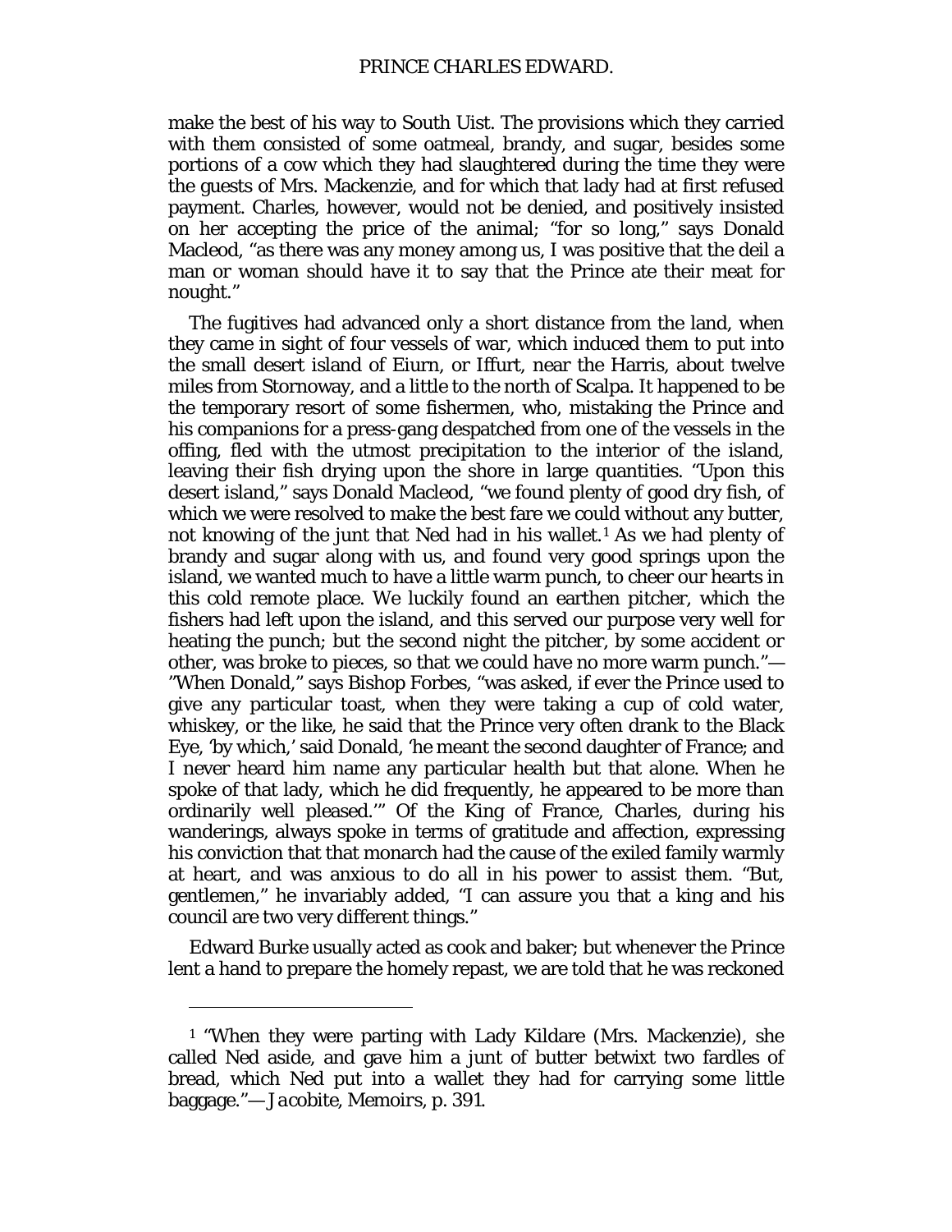make the best of his way to South Uist. The provisions which they carried with them consisted of some oatmeal, brandy, and sugar, besides some portions of a cow which they had slaughtered during the time they were the guests of Mrs. Mackenzie, and for which that lady had at first refused payment. Charles, however, would not be denied, and positively insisted on her accepting the price of the animal; "for so long," says Donald Macleod, "as there was any money among us, I was positive that the deil a man or woman should have it to say that the Prince ate their meat for nought."

The fugitives had advanced only a short distance from the land, when they came in sight of four vessels of war, which induced them to put into the small desert island of Eiurn, or Iffurt, near the Harris, about twelve miles from Stornoway, and a little to the north of Scalpa. It happened to be the temporary resort of some fishermen, who, mistaking the Prince and his companions for a press-gang despatched from one of the vessels in the offing, fled with the utmost precipitation to the interior of the island, leaving their fish drying upon the shore in large quantities. "Upon this desert island," says Donald Macleod, "we found plenty of good dry fish, of which we were resolved to make the best fare we could without any butter, not knowing of the junt that Ned had in his wallet.[1] As we had plenty of brandy and sugar along with us, and found very good springs upon the island, we wanted much to have a little warm punch, to cheer our hearts in this cold remote place. We luckily found an earthen pitcher, which the fishers had left upon the island, and this served our purpose very well for heating the punch; but the second night the pitcher, by some accident or other, was broke to pieces, so that we could have no more warm punch."—"When Donald," says Bishop Forbes, "was asked, if ever the Prince used to give any particular toast, when they were taking a cup of cold water, whiskey, or the like, he said that the Prince very often drank to the Black Eye, 'by which,' said Donald, 'he meant the second daughter of France; and I never heard him name any particular health but that alone. When he spoke of that lady, which he did frequently, he appeared to be more than ordinarily well pleased.'" Of the King of France, Charles, during his wanderings, always spoke in terms of gratitude and affection, expressing his conviction that that monarch had the cause of the exiled family warmly at heart, and was anxious to do all in his power to assist them. "But, gentlemen," he invariably added, "I can assure you that a king and his council are two very different things."

Edward Burke usually acted as cook and baker; but whenever the Prince lent a hand to prepare the homely repast, we are told that he was reckoned

---

[1] "When they were parting with Lady Kildare (Mrs. Mackenzie), she called Ned aside, and gave him a junt of butter betwixt two fardles of bread, which Ned put into a wallet they had for carrying some little baggage."—*Jacobite, Memoirs*, p. 391.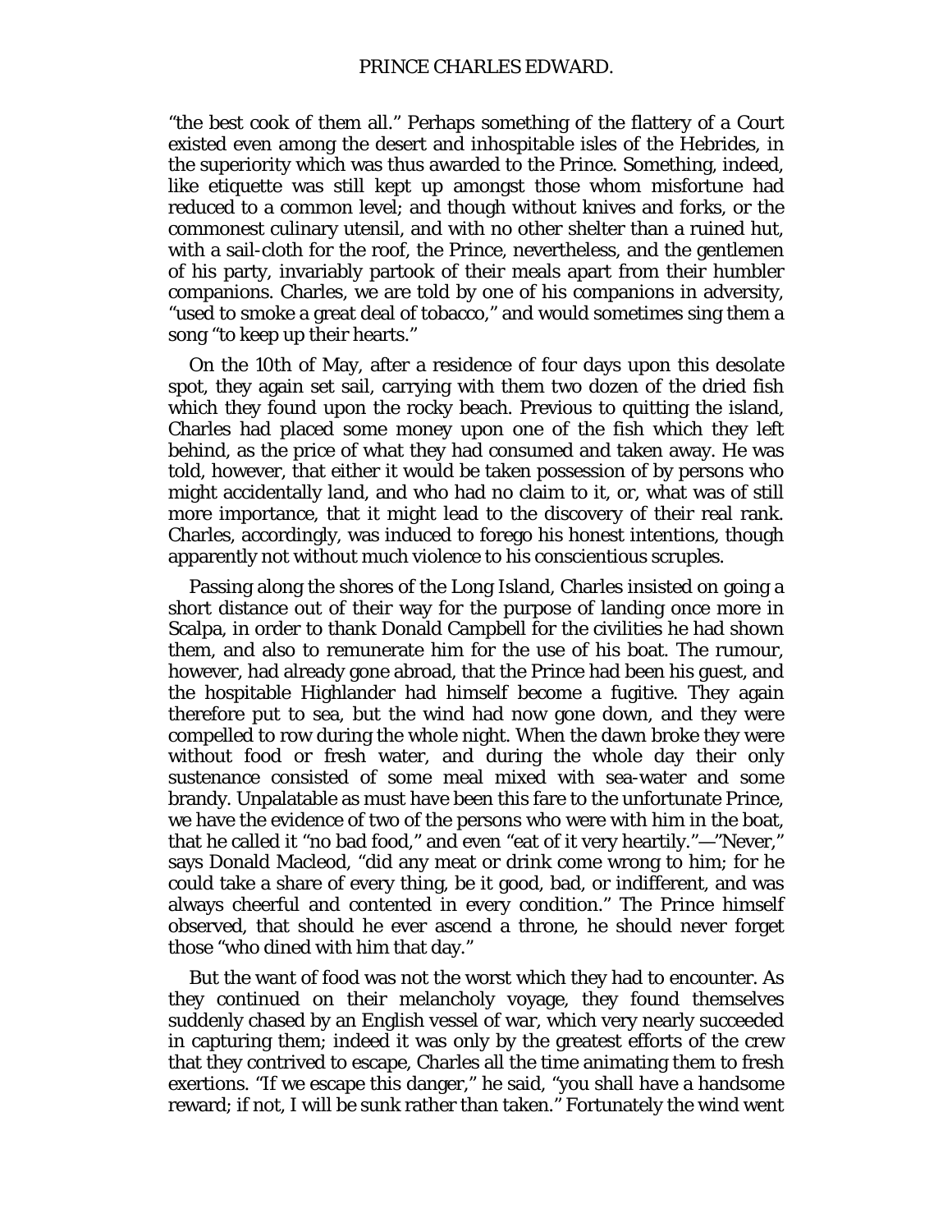"the best cook of them all." Perhaps something of the flattery of a Court existed even among the desert and inhospitable isles of the Hebrides, in the superiority which was thus awarded to the Prince. Something, indeed, like etiquette was still kept up amongst those whom misfortune had reduced to a common level; and though without knives and forks, or the commonest culinary utensil, and with no other shelter than a ruined hut, with a sail-cloth for the roof, the Prince, nevertheless, and the gentlemen of his party, invariably partook of their meals apart from their humbler companions. Charles, we are told by one of his companions in adversity, "used to smoke a great deal of tobacco," and would sometimes sing them a song "to keep up their hearts."

On the 10th of May, after a residence of four days upon this desolate spot, they again set sail, carrying with them two dozen of the dried fish which they found upon the rocky beach. Previous to quitting the island, Charles had placed some money upon one of the fish which they left behind, as the price of what they had consumed and taken away. He was told, however, that either it would be taken possession of by persons who might accidentally land, and who had no claim to it, or, what was of still more importance, that it might lead to the discovery of their real rank. Charles, accordingly, was induced to forego his honest intentions, though apparently not without much violence to his conscientious scruples.

Passing along the shores of the Long Island, Charles insisted on going a short distance out of their way for the purpose of landing once more in Scalpa, in order to thank Donald Campbell for the civilities he had shown them, and also to remunerate him for the use of his boat. The rumour, however, had already gone abroad, that the Prince had been his guest, and the hospitable Highlander had himself become a fugitive. They again therefore put to sea, but the wind had now gone down, and they were compelled to row during the whole night. When the dawn broke they were without food or fresh water, and during the whole day their only sustenance consisted of some meal mixed with sea-water and some brandy. Unpalatable as must have been this fare to the unfortunate Prince, we have the evidence of two of the persons who were with him in the boat, that he called it "no bad food," and even "eat of it very heartily."—"Never," says Donald Macleod, "did any meat or drink come wrong to him; for he could take a share of every thing, be it good, bad, or indifferent, and was always cheerful and contented in every condition." The Prince himself observed, that should he ever ascend a throne, he should never forget those "who dined with him that day."

But the want of food was not the worst which they had to encounter. As they continued on their melancholy voyage, they found themselves suddenly chased by an English vessel of war, which very nearly succeeded in capturing them; indeed it was only by the greatest efforts of the crew that they contrived to escape, Charles all the time animating them to fresh exertions. "If we escape this danger," he said, "you shall have a handsome reward; if not, I will be sunk rather than taken." Fortunately the wind went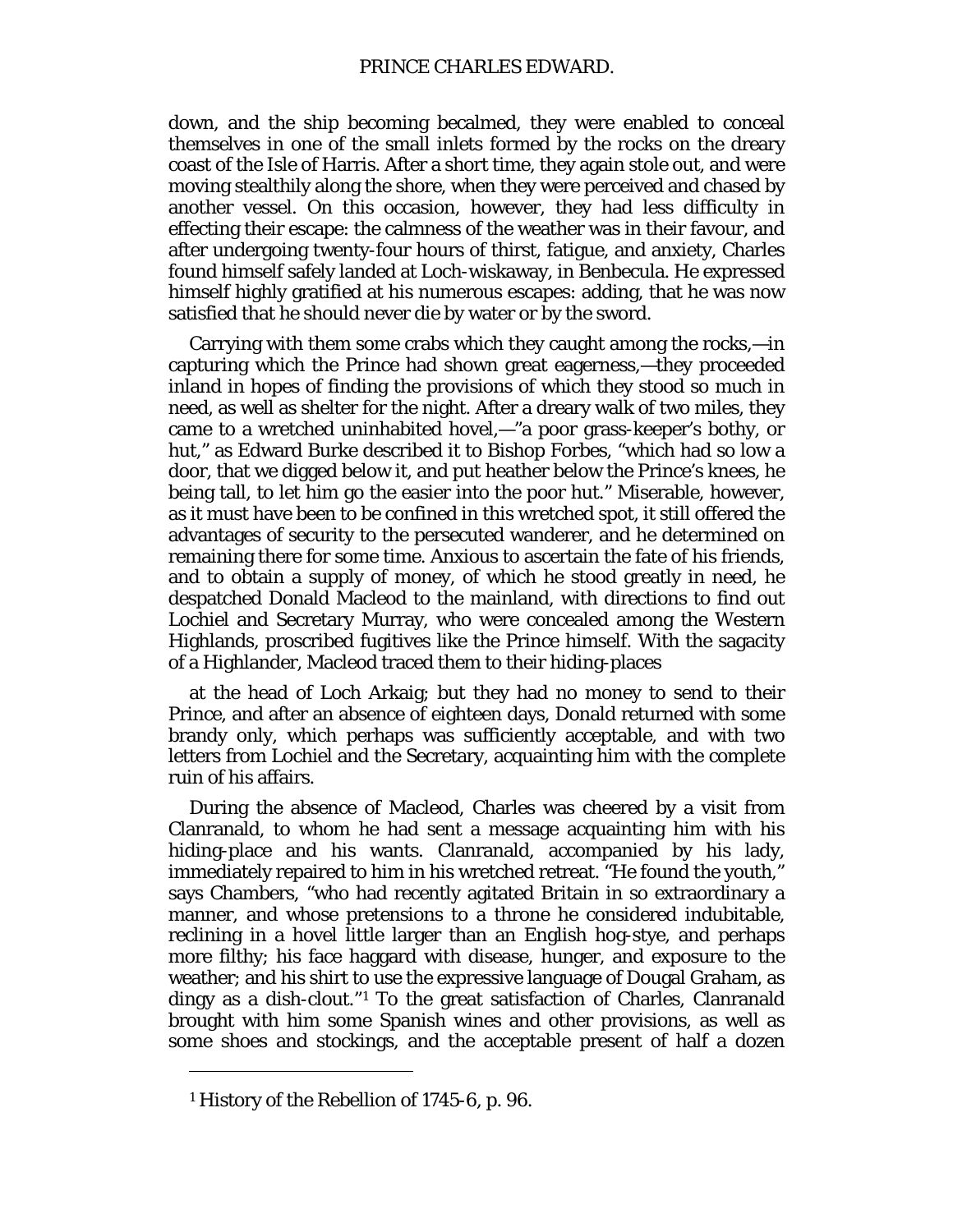down, and the ship becoming becalmed, they were enabled to conceal themselves in one of the small inlets formed by the rocks on the dreary coast of the Isle of Harris. After a short time, they again stole out, and were moving stealthily along the shore, when they were perceived and chased by another vessel. On this occasion, however, they had less difficulty in effecting their escape: the calmness of the weather was in their favour, and after undergoing twenty-four hours of thirst, fatigue, and anxiety, Charles found himself safely landed at Loch-wiskaway, in Benbecula. He expressed himself highly gratified at his numerous escapes: adding, that he was now satisfied that he should never die by water or by the sword.

Carrying with them some crabs which they caught among the rocks,—in capturing which the Prince had shown great eagerness,—they proceeded inland in hopes of finding the provisions of which they stood so much in need, as well as shelter for the night. After a dreary walk of two miles, they came to a wretched uninhabited hovel,—"a poor grass-keeper's bothy, or hut," as Edward Burke described it to Bishop Forbes, "which had so low a door, that we digged below it, and put heather below the Prince's knees, he being tall, to let him go the easier into the poor hut." Miserable, however, as it must have been to be confined in this wretched spot, it still offered the advantages of security to the persecuted wanderer, and he determined on remaining there for some time. Anxious to ascertain the fate of his friends, and to obtain a supply of money, of which he stood greatly in need, he despatched Donald Macleod to the mainland, with directions to find out Lochiel and Secretary Murray, who were concealed among the Western Highlands, proscribed fugitives like the Prince himself. With the sagacity of a Highlander, Macleod traced them to their hiding-places

at the head of Loch Arkaig; but they had no money to send to their Prince, and after an absence of eighteen days, Donald returned with some brandy only, which perhaps was sufficiently acceptable, and with two letters from Lochiel and the Secretary, acquainting him with the complete ruin of his affairs.

During the absence of Macleod, Charles was cheered by a visit from Clanranald, to whom he had sent a message acquainting him with his hiding-place and his wants. Clanranald, accompanied by his lady, immediately repaired to him in his wretched retreat. "He found the youth," says Chambers, "who had recently agitated Britain in so extraordinary a manner, and whose pretensions to a throne he considered indubitable, reclining in a hovel little larger than an English hog-stye, and perhaps more filthy; his face haggard with disease, hunger, and exposure to the weather; and his shirt to use the expressive language of Dougal Graham, as dingy as a dish-clout."[1] To the great satisfaction of Charles, Clanranald brought with him some Spanish wines and other provisions, as well as some shoes and stockings, and the acceptable present of half a dozen

---

[1] History of the Rebellion of 1745-6, p. 96.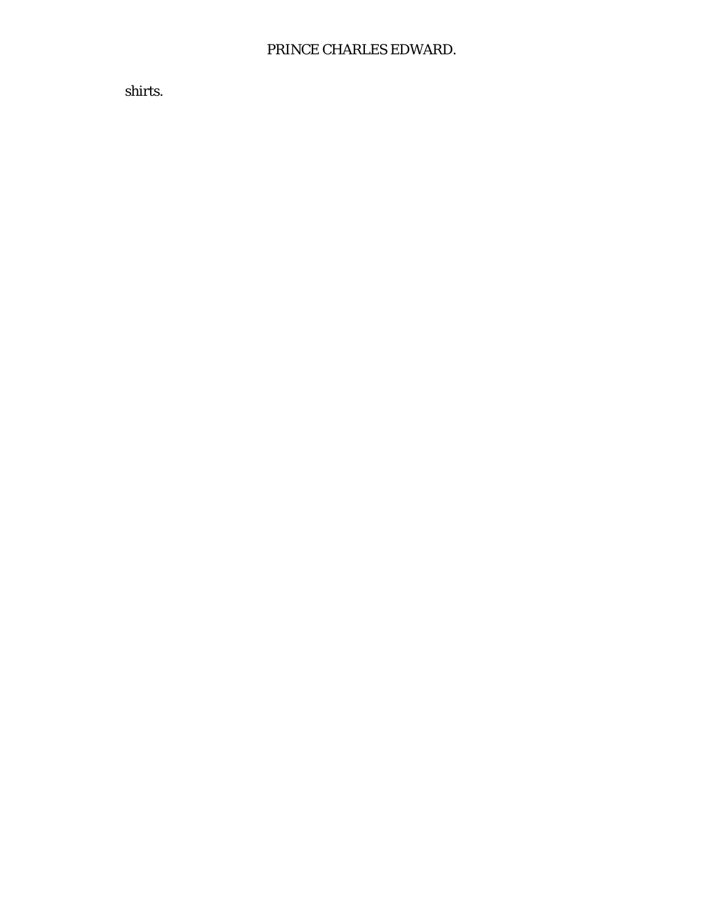shirts.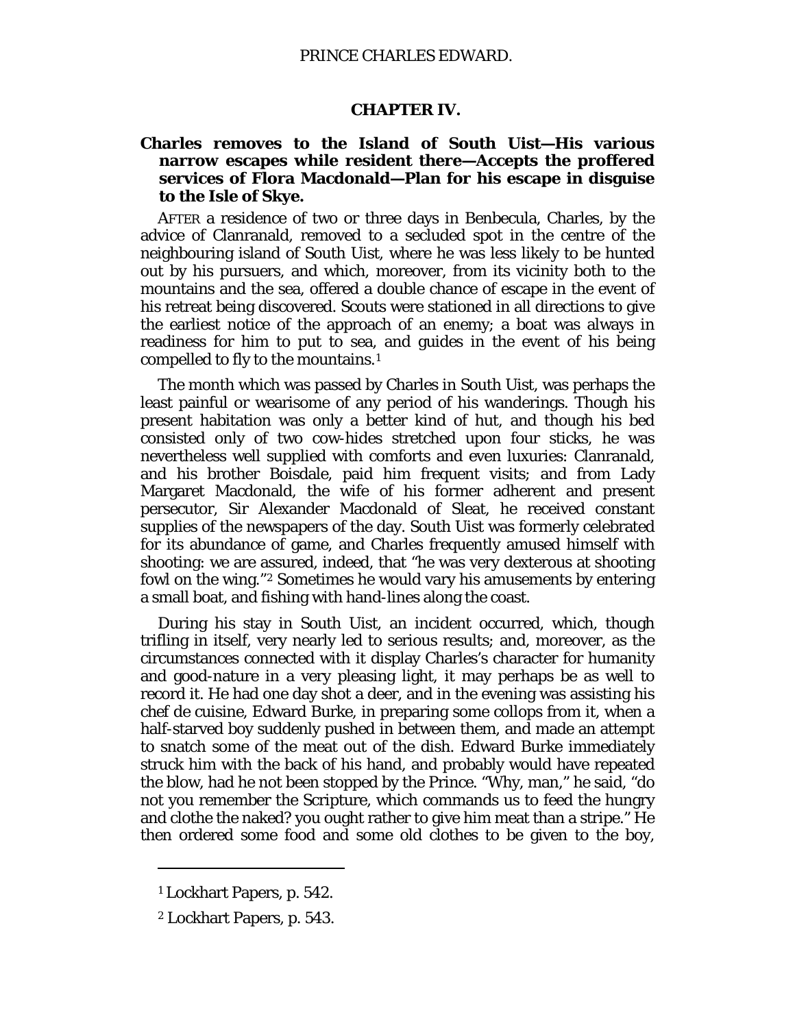## CHAPTER IV.

### Charles removes to the Island of South Uist—His various narrow escapes while resident there—Accepts the proffered services of Flora Macdonald—Plan for his escape in disguise to the Isle of Skye.

AFTER a residence of two or three days in Benbecula, Charles, by the advice of Clanranald, removed to a secluded spot in the centre of the neighbouring island of South Uist, where he was less likely to be hunted out by his pursuers, and which, moreover, from its vicinity both to the mountains and the sea, offered a double chance of escape in the event of his retreat being discovered. Scouts were stationed in all directions to give the earliest notice of the approach of an enemy; a boat was always in readiness for him to put to sea, and guides in the event of his being compelled to fly to the mountains.[1]

The month which was passed by Charles in South Uist, was perhaps the least painful or wearisome of any period of his wanderings. Though his present habitation was only a better kind of hut, and though his bed consisted only of two cow-hides stretched upon four sticks, he was nevertheless well supplied with comforts and even luxuries: Clanranald, and his brother Boisdale, paid him frequent visits; and from Lady Margaret Macdonald, the wife of his former adherent and present persecutor, Sir Alexander Macdonald of Sleat, he received constant supplies of the newspapers of the day. South Uist was formerly celebrated for its abundance of game, and Charles frequently amused himself with shooting: we are assured, indeed, that "he was very dexterous at shooting fowl on the wing."[2] Sometimes he would vary his amusements by entering a small boat, and fishing with hand-lines along the coast.

During his stay in South Uist, an incident occurred, which, though trifling in itself, very nearly led to serious results; and, moreover, as the circumstances connected with it display Charles's character for humanity and good-nature in a very pleasing light, it may perhaps be as well to record it. He had one day shot a deer, and in the evening was assisting his chef de cuisine, Edward Burke, in preparing some collops from it, when a half-starved boy suddenly pushed in between them, and made an attempt to snatch some of the meat out of the dish. Edward Burke immediately struck him with the back of his hand, and probably would have repeated the blow, had he not been stopped by the Prince. "Why, man," he said, "do not you remember the Scripture, which commands us to feed the hungry and clothe the naked? you ought rather to give him meat than a stripe." He then ordered some food and some old clothes to be given to the boy,

---

[1] Lockhart Papers, p. 542.

[2] Lockhart Papers, p. 543.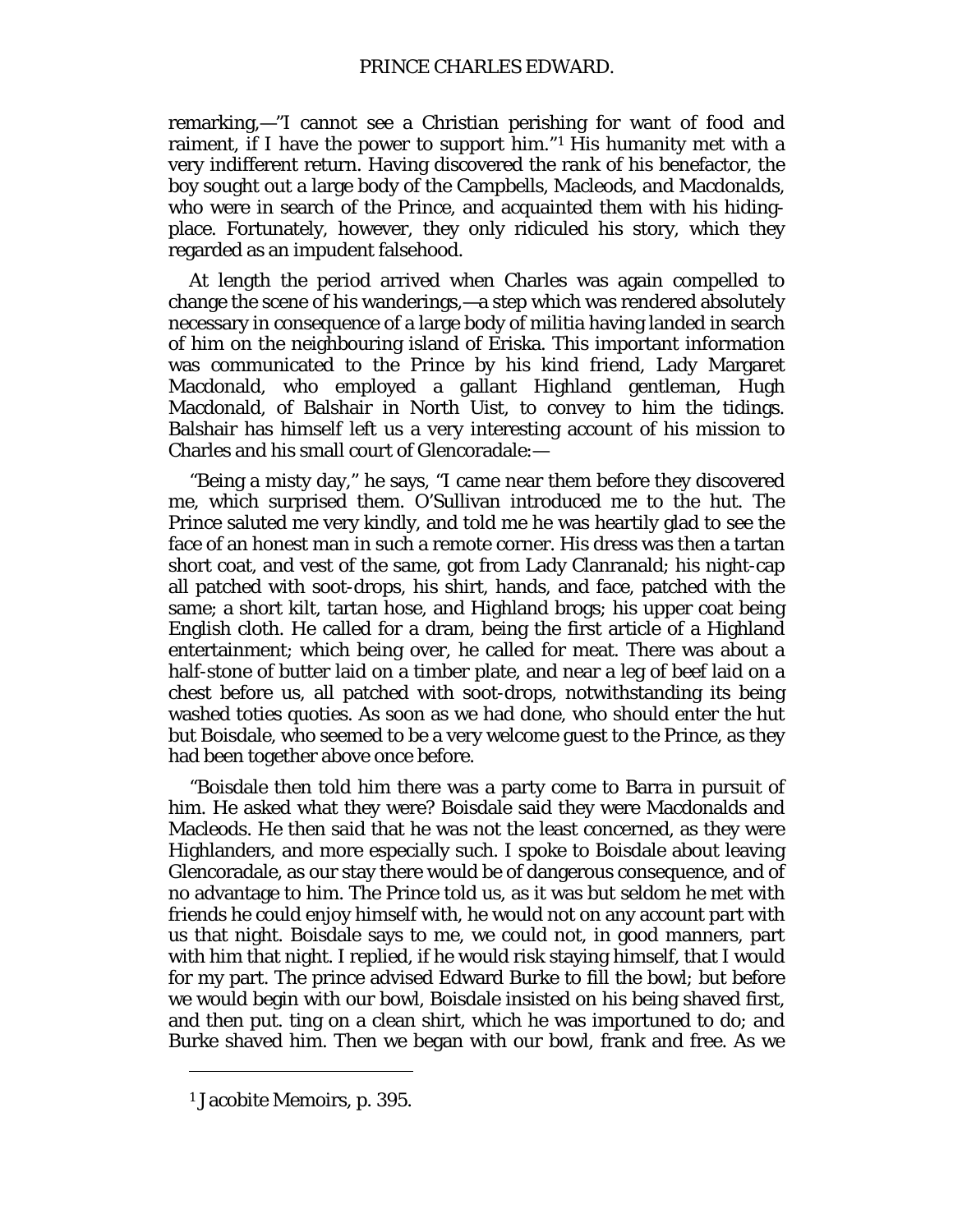remarking,—"I cannot see a Christian perishing for want of food and raiment, if I have the power to support him."[1] His humanity met with a very indifferent return. Having discovered the rank of his benefactor, the boy sought out a large body of the Campbells, Macleods, and Macdonalds, who were in search of the Prince, and acquainted them with his hiding-place. Fortunately, however, they only ridiculed his story, which they regarded as an impudent falsehood.

At length the period arrived when Charles was again compelled to change the scene of his wanderings,—a step which was rendered absolutely necessary in consequence of a large body of militia having landed in search of him on the neighbouring island of Eriska. This important information was communicated to the Prince by his kind friend, Lady Margaret Macdonald, who employed a gallant Highland gentleman, Hugh Macdonald, of Balshair in North Uist, to convey to him the tidings. Balshair has himself left us a very interesting account of his mission to Charles and his small court of Glencoradale:—

"Being a misty day," he says, "I came near them before they discovered me, which surprised them. O'Sullivan introduced me to the hut. The Prince saluted me very kindly, and told me he was heartily glad to see the face of an honest man in such a remote corner. His dress was then a tartan short coat, and vest of the same, got from Lady Clanranald; his night-cap all patched with soot-drops, his shirt, hands, and face, patched with the same; a short kilt, tartan hose, and Highland brogs; his upper coat being English cloth. He called for a dram, being the first article of a Highland entertainment; which being over, he called for meat. There was about a half-stone of butter laid on a timber plate, and near a leg of beef laid on a chest before us, all patched with soot-drops, notwithstanding its being washed toties quoties. As soon as we had done, who should enter the hut but Boisdale, who seemed to be a very welcome guest to the Prince, as they had been together above once before.

"Boisdale then told him there was a party come to Barra in pursuit of him. He asked what they were? Boisdale said they were Macdonalds and Macleods. He then said that he was not the least concerned, as they were Highlanders, and more especially such. I spoke to Boisdale about leaving Glencoradale, as our stay there would be of dangerous consequence, and of no advantage to him. The Prince told us, as it was but seldom he met with friends he could enjoy himself with, he would not on any account part with us that night. Boisdale says to me, we could not, in good manners, part with him that night. I replied, if he would risk staying himself, that I would for my part. The prince advised Edward Burke to fill the bowl; but before we would begin with our bowl, Boisdale insisted on his being shaved first, and then put. ting on a clean shirt, which he was importuned to do; and Burke shaved him. Then we began with our bowl, frank and free. As we

[1] Jacobite Memoirs, p. 395.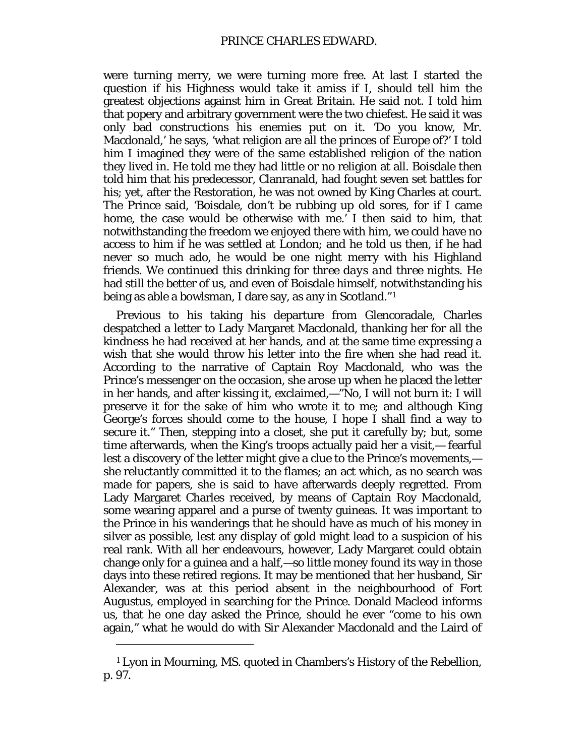were turning merry, we were turning more free. At last I started the question if his Highness would take it amiss if I, should tell him the greatest objections against him in Great Britain. He said not. I told him that popery and arbitrary government were the two chiefest. He said it was only bad constructions his enemies put on it. 'Do you know, Mr. Macdonald,' he says, 'what religion are all the princes of Europe of?' I told him I imagined they were of the same established religion of the nation they lived in. He told me they had little or no religion at all. Boisdale then told him that his predecessor, Clanranald, had fought seven set battles for his; yet, after the Restoration, he was not owned by King Charles at court. The Prince said, 'Boisdale, don't be rubbing up old sores, for if I came home, the case would be otherwise with me.' I then said to him, that notwithstanding the freedom we enjoyed there with him, we could have no access to him if he was settled at London; and he told us then, if he had never so much ado, he would be one night merry with his Highland friends. We continued this drinking for *three days and three nights*. He had still the better of us, and even of Boisdale himself, notwithstanding his being as able a bowlsman, I dare say, as any in Scotland."[1]

Previous to his taking his departure from Glencoradale, Charles despatched a letter to Lady Margaret Macdonald, thanking her for all the kindness he had received at her hands, and at the same time expressing a wish that she would throw his letter into the fire when she had read it. According to the narrative of Captain Roy Macdonald, who was the Prince's messenger on the occasion, she arose up when he placed the letter in her hands, and after kissing it, exclaimed,—"No, I will not burn it: I will preserve it for the sake of him who wrote it to me; and although King George's forces should come to the house, I hope I shall find a way to secure it." Then, stepping into a closet, she put it carefully by; but, some time afterwards, when the King's troops actually paid her a visit,— fearful lest a discovery of the letter might give a clue to the Prince's movements,— she reluctantly committed it to the flames; an act which, as no search was made for papers, she is said to have afterwards deeply regretted. From Lady Margaret Charles received, by means of Captain Roy Macdonald, some wearing apparel and a purse of twenty guineas. It was important to the Prince in his wanderings that he should have as much of his money in silver as possible, lest any display of gold might lead to a suspicion of his real rank. With all her endeavours, however, Lady Margaret could obtain change only for a guinea and a half,—so little money found its way in those days into these retired regions. It may be mentioned that her husband, Sir Alexander, was at this period absent in the neighbourhood of Fort Augustus, employed in searching for the Prince. Donald Macleod informs us, that he one day asked the Prince, should he ever "come to his own again," what he would do with Sir Alexander Macdonald and the Laird of

---

[1] Lyon in Mourning, MS. quoted in Chambers's History of the Rebellion, p. 97.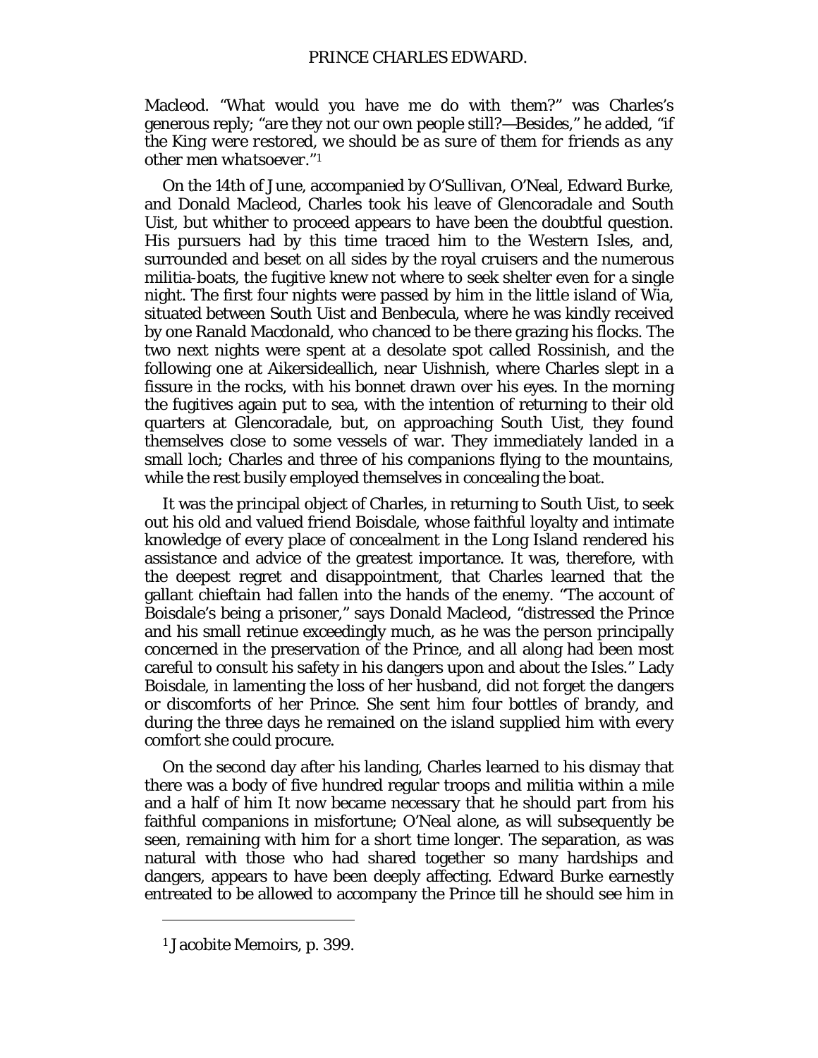Macleod. "What would you have me do with them?" was Charles's generous reply; "are they not our own people still?—Besides," he added, "*if the King were restored, we should be as sure of them for friends as any other men whatsoever*."[1]

On the 14th of June, accompanied by O'Sullivan, O'Neal, Edward Burke, and Donald Macleod, Charles took his leave of Glencoradale and South Uist, but whither to proceed appears to have been the doubtful question. His pursuers had by this time traced him to the Western Isles, and, surrounded and beset on all sides by the royal cruisers and the numerous militia-boats, the fugitive knew not where to seek shelter even for a single night. The first four nights were passed by him in the little island of Wia, situated between South Uist and Benbecula, where he was kindly received by one Ranald Macdonald, who chanced to be there grazing his flocks. The two next nights were spent at a desolate spot called Rossinish, and the following one at Aikersideallich, near Uishnish, where Charles slept in a fissure in the rocks, with his bonnet drawn over his eyes. In the morning the fugitives again put to sea, with the intention of returning to their old quarters at Glencoradale, but, on approaching South Uist, they found themselves close to some vessels of war. They immediately landed in a small loch; Charles and three of his companions flying to the mountains, while the rest busily employed themselves in concealing the boat.

It was the principal object of Charles, in returning to South Uist, to seek out his old and valued friend Boisdale, whose faithful loyalty and intimate knowledge of every place of concealment in the Long Island rendered his assistance and advice of the greatest importance. It was, therefore, with the deepest regret and disappointment, that Charles learned that the gallant chieftain had fallen into the hands of the enemy. "The account of Boisdale's being a prisoner," says Donald Macleod, "distressed the Prince and his small retinue exceedingly much, as he was the person principally concerned in the preservation of the Prince, and all along had been most careful to consult his safety in his dangers upon and about the Isles." Lady Boisdale, in lamenting the loss of her husband, did not forget the dangers or discomforts of her Prince. She sent him four bottles of brandy, and during the three days he remained on the island supplied him with every comfort she could procure.

On the second day after his landing, Charles learned to his dismay that there was a body of five hundred regular troops and militia within a mile and a half of him It now became necessary that he should part from his faithful companions in misfortune; O'Neal alone, as will subsequently be seen, remaining with him for a short time longer. The separation, as was natural with those who had shared together so many hardships and dangers, appears to have been deeply affecting. Edward Burke earnestly entreated to be allowed to accompany the Prince till he should see him in

---

[1] Jacobite Memoirs, p. 399.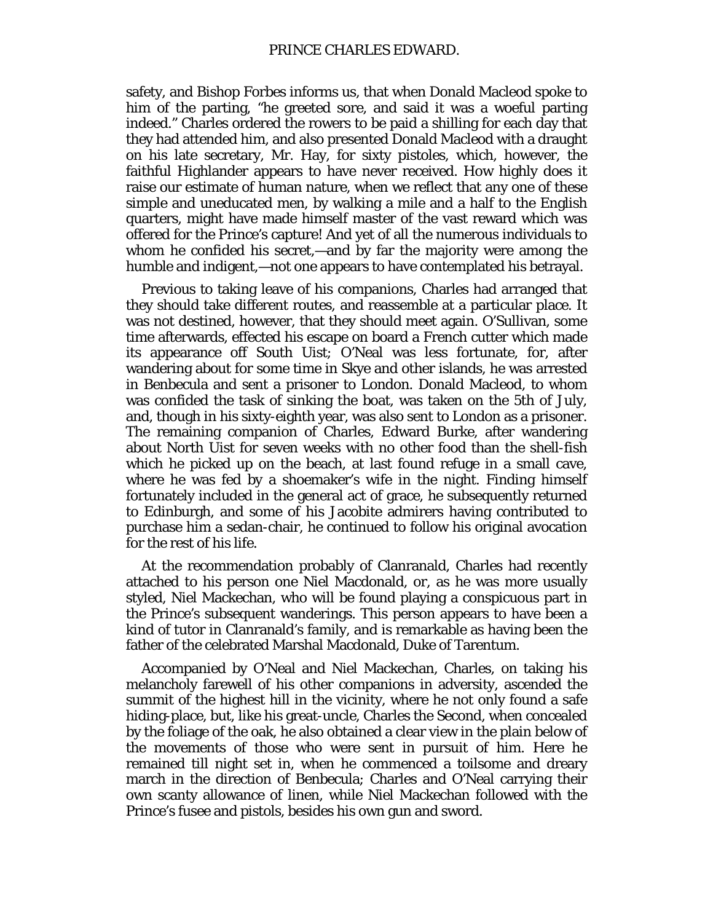safety, and Bishop Forbes informs us, that when Donald Macleod spoke to him of the parting, "he greeted sore, and said it was a woeful parting indeed." Charles ordered the rowers to be paid a shilling for each day that they had attended him, and also presented Donald Macleod with a draught on his late secretary, Mr. Hay, for sixty pistoles, which, however, the faithful Highlander appears to have never received. How highly does it raise our estimate of human nature, when we reflect that any one of these simple and uneducated men, by walking a mile and a half to the English quarters, might have made himself master of the vast reward which was offered for the Prince's capture! And yet of all the numerous individuals to whom he confided his secret,—and by far the majority were among the humble and indigent,—not one appears to have contemplated his betrayal.

Previous to taking leave of his companions, Charles had arranged that they should take different routes, and reassemble at a particular place. It was not destined, however, that they should meet again. O'Sullivan, some time afterwards, effected his escape on board a French cutter which made its appearance off South Uist; O'Neal was less fortunate, for, after wandering about for some time in Skye and other islands, he was arrested in Benbecula and sent a prisoner to London. Donald Macleod, to whom was confided the task of sinking the boat, was taken on the 5th of July, and, though in his sixty-eighth year, was also sent to London as a prisoner. The remaining companion of Charles, Edward Burke, after wandering about North Uist for seven weeks with no other food than the shell-fish which he picked up on the beach, at last found refuge in a small cave, where he was fed by a shoemaker's wife in the night. Finding himself fortunately included in the general act of grace, he subsequently returned to Edinburgh, and some of his Jacobite admirers having contributed to purchase him a sedan-chair, he continued to follow his original avocation for the rest of his life.

At the recommendation probably of Clanranald, Charles had recently attached to his person one Niel Macdonald, or, as he was more usually styled, Niel Mackechan, who will be found playing a conspicuous part in the Prince's subsequent wanderings. This person appears to have been a kind of tutor in Clanranald's family, and is remarkable as having been the father of the celebrated Marshal Macdonald, Duke of Tarentum.

Accompanied by O'Neal and Niel Mackechan, Charles, on taking his melancholy farewell of his other companions in adversity, ascended the summit of the highest hill in the vicinity, where he not only found a safe hiding-place, but, like his great-uncle, Charles the Second, when concealed by the foliage of the oak, he also obtained a clear view in the plain below of the movements of those who were sent in pursuit of him. Here he remained till night set in, when he commenced a toilsome and dreary march in the direction of Benbecula; Charles and O'Neal carrying their own scanty allowance of linen, while Niel Mackechan followed with the Prince's fusee and pistols, besides his own gun and sword.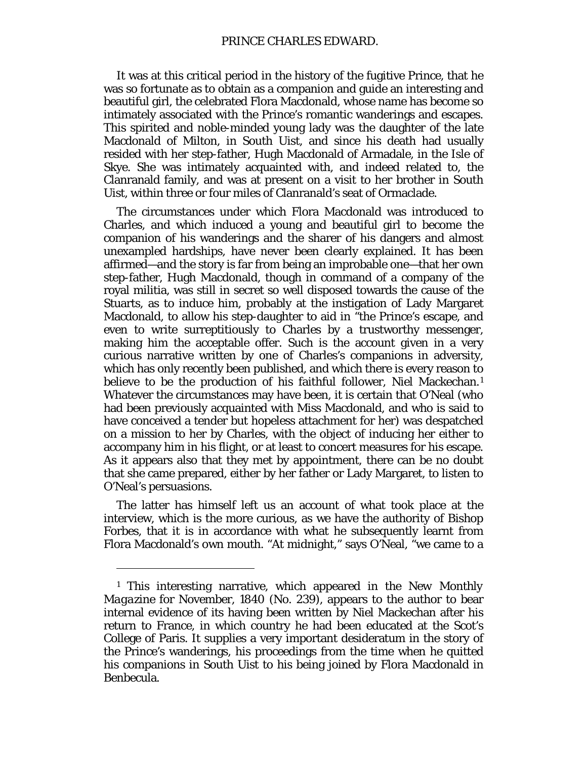It was at this critical period in the history of the fugitive Prince, that he was so fortunate as to obtain as a companion and guide an interesting and beautiful girl, the celebrated Flora Macdonald, whose name has become so intimately associated with the Prince's romantic wanderings and escapes. This spirited and noble-minded young lady was the daughter of the late Macdonald of Milton, in South Uist, and since his death had usually resided with her step-father, Hugh Macdonald of Armadale, in the Isle of Skye. She was intimately acquainted with, and indeed related to, the Clanranald family, and was at present on a visit to her brother in South Uist, within three or four miles of Clanranald's seat of Ormaclade.

The circumstances under which Flora Macdonald was introduced to Charles, and which induced a young and beautiful girl to become the companion of his wanderings and the sharer of his dangers and almost unexampled hardships, have never been clearly explained. It has been affirmed—and the story is far from being an improbable one—that her own step-father, Hugh Macdonald, though in command of a company of the royal militia, was still in secret so well disposed towards the cause of the Stuarts, as to induce him, probably at the instigation of Lady Margaret Macdonald, to allow his step-daughter to aid in "the Prince's escape, and even to write surreptitiously to Charles by a trustworthy messenger, making him the acceptable offer. Such is the account given in a very curious narrative written by one of Charles's companions in adversity, which has only recently been published, and which there is every reason to believe to be the production of his faithful follower, Niel Mackechan.[1] Whatever the circumstances may have been, it is certain that O'Neal (who had been previously acquainted with Miss Macdonald, and who is said to have conceived a tender but hopeless attachment for her) was despatched on a mission to her by Charles, with the object of inducing her either to accompany him in his flight, or at least to concert measures for his escape. As it appears also that they met by appointment, there can be no doubt that she came prepared, either by her father or Lady Margaret, to listen to O'Neal's persuasions.

The latter has himself left us an account of what took place at the interview, which is the more curious, as we have the authority of Bishop Forbes, that it is in accordance with what he subsequently learnt from Flora Macdonald's own mouth. "At midnight," says O'Neal, "we came to a

[1] This interesting narrative, which appeared in the New Monthly *Magazine* for November, 1840 (No. 239), appears to the author to bear internal evidence of its having been written by Niel Mackechan after his return to France, in which country he had been educated at the Scot's College of Paris. It supplies a very important desideratum in the story of the Prince's wanderings, his proceedings from the time when he quitted his companions in South Uist to his being joined by Flora Macdonald in Benbecula.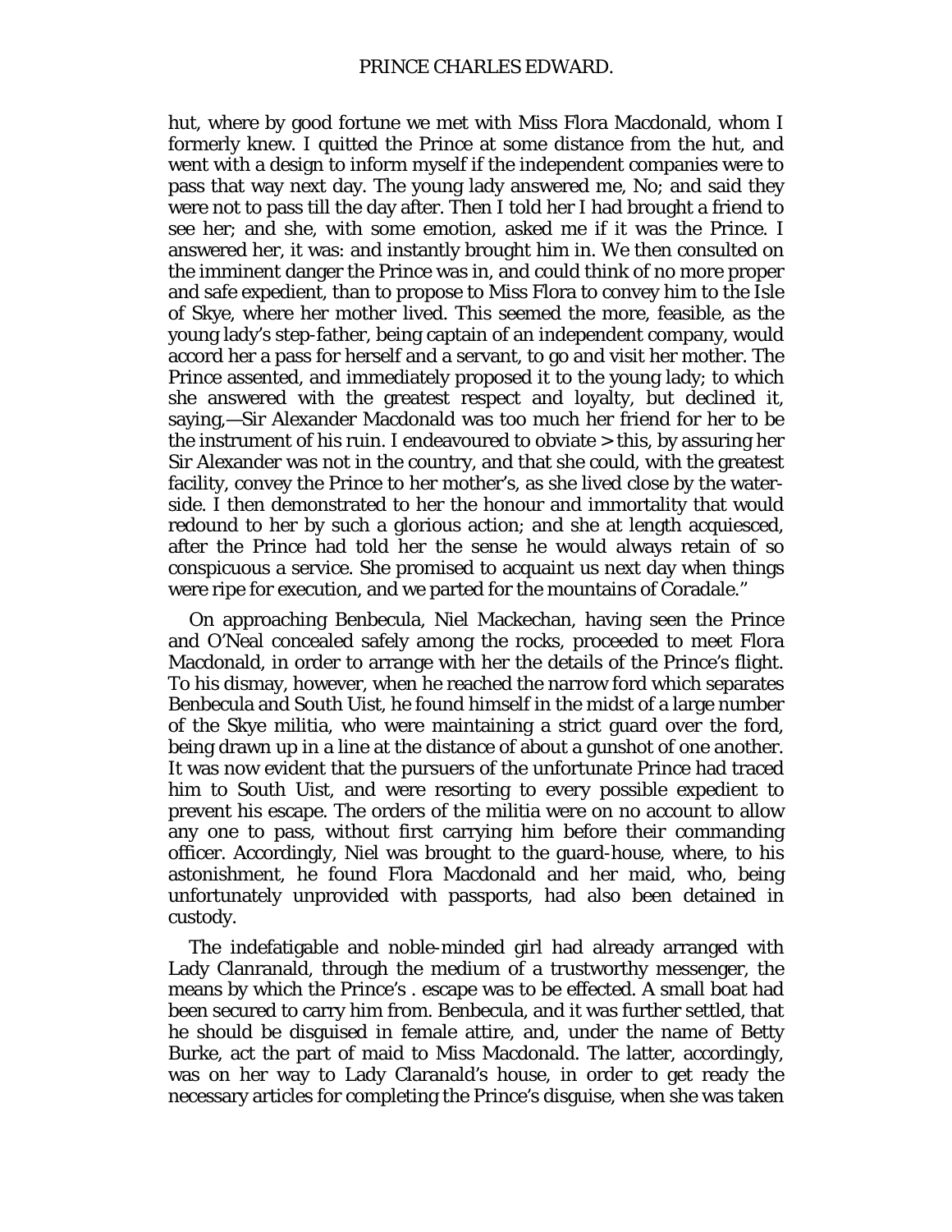hut, where by good fortune we met with Miss Flora Macdonald, whom I formerly knew. I quitted the Prince at some distance from the hut, and went with a design to inform myself if the independent companies were to pass that way next day. The young lady answered me, No; and said they were not to pass till the day after. Then I told her I had brought a friend to see her; and she, with some emotion, asked me if it was the Prince. I answered her, it was: and instantly brought him in. We then consulted on the imminent danger the Prince was in, and could think of no more proper and safe expedient, than to propose to Miss Flora to convey him to the Isle of Skye, where her mother lived. This seemed the more, feasible, as the young lady's step-father, being captain of an independent company, would accord her a pass for herself and a servant, to go and visit her mother. The Prince assented, and immediately proposed it to the young lady; to which she answered with the greatest respect and loyalty, but declined it, saying,—Sir Alexander Macdonald was too much her friend for her to be the instrument of his ruin. I endeavoured to obviate > this, by assuring her Sir Alexander was not in the country, and that she could, with the greatest facility, convey the Prince to her mother's, as she lived close by the water-side. I then demonstrated to her the honour and immortality that would redound to her by such a glorious action; and she at length acquiesced, after the Prince had told her the sense he would always retain of so conspicuous a service. She promised to acquaint us next day when things were ripe for execution, and we parted for the mountains of Coradale."

On approaching Benbecula, Niel Mackechan, having seen the Prince and O'Neal concealed safely among the rocks, proceeded to meet Flora Macdonald, in order to arrange with her the details of the Prince's flight. To his dismay, however, when he reached the narrow ford which separates Benbecula and South Uist, he found himself in the midst of a large number of the Skye militia, who were maintaining a strict guard over the ford, being drawn up in a line at the distance of about a gunshot of one another. It was now evident that the pursuers of the unfortunate Prince had traced him to South Uist, and were resorting to every possible expedient to prevent his escape. The orders of the militia were on no account to allow any one to pass, without first carrying him before their commanding officer. Accordingly, Niel was brought to the guard-house, where, to his astonishment, he found Flora Macdonald and her maid, who, being unfortunately unprovided with passports, had also been detained in custody.

The indefatigable and noble-minded girl had already arranged with Lady Clanranald, through the medium of a trustworthy messenger, the means by which the Prince's . escape was to be effected. A small boat had been secured to carry him from. Benbecula, and it was further settled, that he should be disguised in female attire, and, under the name of Betty Burke, act the part of maid to Miss Macdonald. The latter, accordingly, was on her way to Lady Claranald's house, in order to get ready the necessary articles for completing the Prince's disguise, when she was taken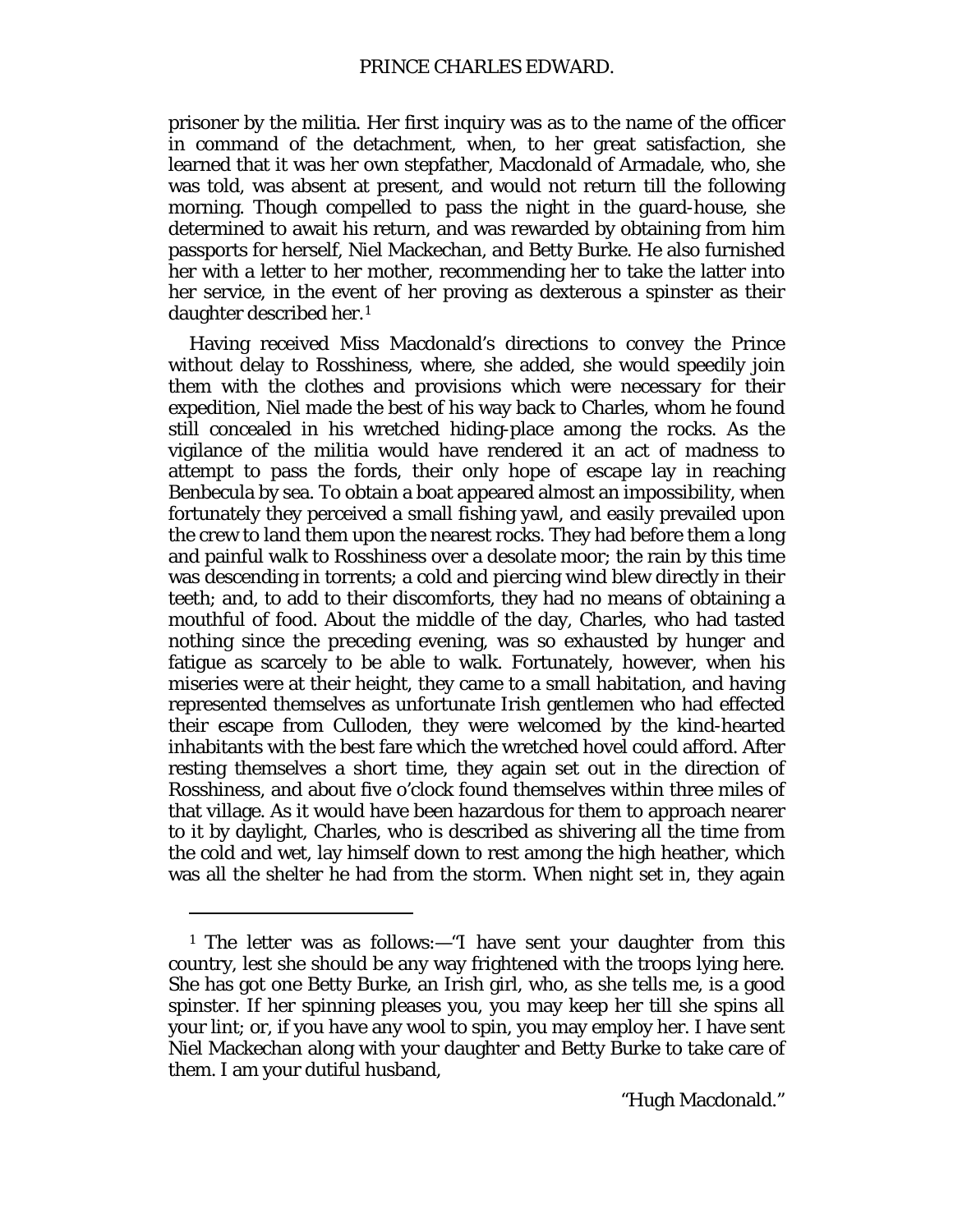prisoner by the militia. Her first inquiry was as to the name of the officer in command of the detachment, when, to her great satisfaction, she learned that it was her own stepfather, Macdonald of Armadale, who, she was told, was absent at present, and would not return till the following morning. Though compelled to pass the night in the guard-house, she determined to await his return, and was rewarded by obtaining from him passports for herself, Niel Mackechan, and Betty Burke. He also furnished her with a letter to her mother, recommending her to take the latter into her service, in the event of her proving as dexterous a spinster as their daughter described her.[1]

Having received Miss Macdonald's directions to convey the Prince without delay to Rosshiness, where, she added, she would speedily join them with the clothes and provisions which were necessary for their expedition, Niel made the best of his way back to Charles, whom he found still concealed in his wretched hiding-place among the rocks. As the vigilance of the militia would have rendered it an act of madness to attempt to pass the fords, their only hope of escape lay in reaching Benbecula by sea. To obtain a boat appeared almost an impossibility, when fortunately they perceived a small fishing yawl, and easily prevailed upon the crew to land them upon the nearest rocks. They had before them a long and painful walk to Rosshiness over a desolate moor; the rain by this time was descending in torrents; a cold and piercing wind blew directly in their teeth; and, to add to their discomforts, they had no means of obtaining a mouthful of food. About the middle of the day, Charles, who had tasted nothing since the preceding evening, was so exhausted by hunger and fatigue as scarcely to be able to walk. Fortunately, however, when his miseries were at their height, they came to a small habitation, and having represented themselves as unfortunate Irish gentlemen who had effected their escape from Culloden, they were welcomed by the kind-hearted inhabitants with the best fare which the wretched hovel could afford. After resting themselves a short time, they again set out in the direction of Rosshiness, and about five o'clock found themselves within three miles of that village. As it would have been hazardous for them to approach nearer to it by daylight, Charles, who is described as shivering all the time from the cold and wet, lay himself down to rest among the high heather, which was all the shelter he had from the storm. When night set in, they again

---

[1] The letter was as follows:—"I have sent your daughter from this country, lest she should be any way frightened with the troops lying here. She has got one Betty Burke, an Irish girl, who, as she tells me, is a good spinster. If her spinning pleases you, you may keep her till she spins all your lint; or, if you have any wool to spin, you may employ her. I have sent Niel Mackechan along with your daughter and Betty Burke to take care of them. I am your dutiful husband,

"Hugh Macdonald."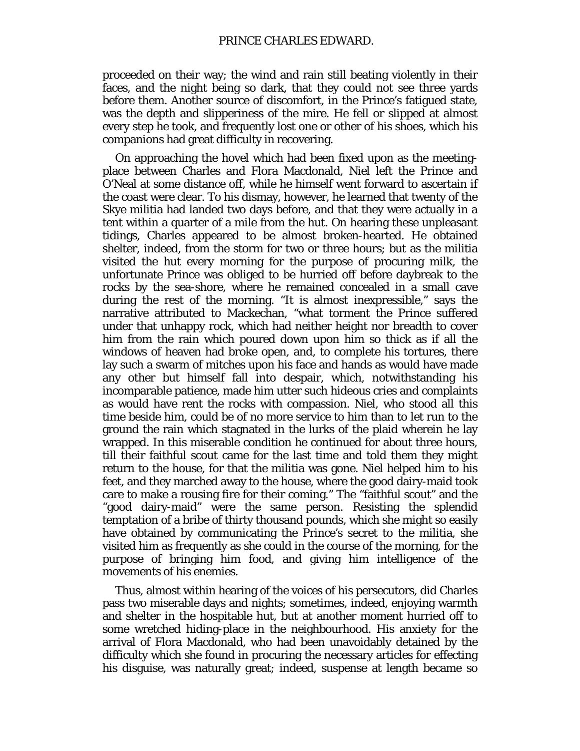proceeded on their way; the wind and rain still beating violently in their faces, and the night being so dark, that they could not see three yards before them. Another source of discomfort, in the Prince's fatigued state, was the depth and slipperiness of the mire. He fell or slipped at almost every step he took, and frequently lost one or other of his shoes, which his companions had great difficulty in recovering.

On approaching the hovel which had been fixed upon as the meeting-place between Charles and Flora Macdonald, Niel left the Prince and O'Neal at some distance off, while he himself went forward to ascertain if the coast were clear. To his dismay, however, he learned that twenty of the Skye militia had landed two days before, and that they were actually in a tent within a quarter of a mile from the hut. On hearing these unpleasant tidings, Charles appeared to be almost broken-hearted. He obtained shelter, indeed, from the storm for two or three hours; but as the militia visited the hut every morning for the purpose of procuring milk, the unfortunate Prince was obliged to be hurried off before daybreak to the rocks by the sea-shore, where he remained concealed in a small cave during the rest of the morning. "It is almost inexpressible," says the narrative attributed to Mackechan, "what torment the Prince suffered under that unhappy rock, which had neither height nor breadth to cover him from the rain which poured down upon him so thick as if all the windows of heaven had broke open, and, to complete his tortures, there lay such a swarm of mitches upon his face and hands as would have made any other but himself fall into despair, which, notwithstanding his incomparable patience, made him utter such hideous cries and complaints as would have rent the rocks with compassion. Niel, who stood all this time beside him, could be of no more service to him than to let run to the ground the rain which stagnated in the lurks of the plaid wherein he lay wrapped. In this miserable condition he continued for about three hours, till their faithful scout came for the last time and told them they might return to the house, for that the militia was gone. Niel helped him to his feet, and they marched away to the house, where the good dairy-maid took care to make a rousing fire for their coming." The "faithful scout" and the "good dairy-maid" were the same person. Resisting the splendid temptation of a bribe of thirty thousand pounds, which she might so easily have obtained by communicating the Prince's secret to the militia, she visited him as frequently as she could in the course of the morning, for the purpose of bringing him food, and giving him intelligence of the movements of his enemies.

Thus, almost within hearing of the voices of his persecutors, did Charles pass two miserable days and nights; sometimes, indeed, enjoying warmth and shelter in the hospitable hut, but at another moment hurried off to some wretched hiding-place in the neighbourhood. His anxiety for the arrival of Flora Macdonald, who had been unavoidably detained by the difficulty which she found in procuring the necessary articles for effecting his disguise, was naturally great; indeed, suspense at length became so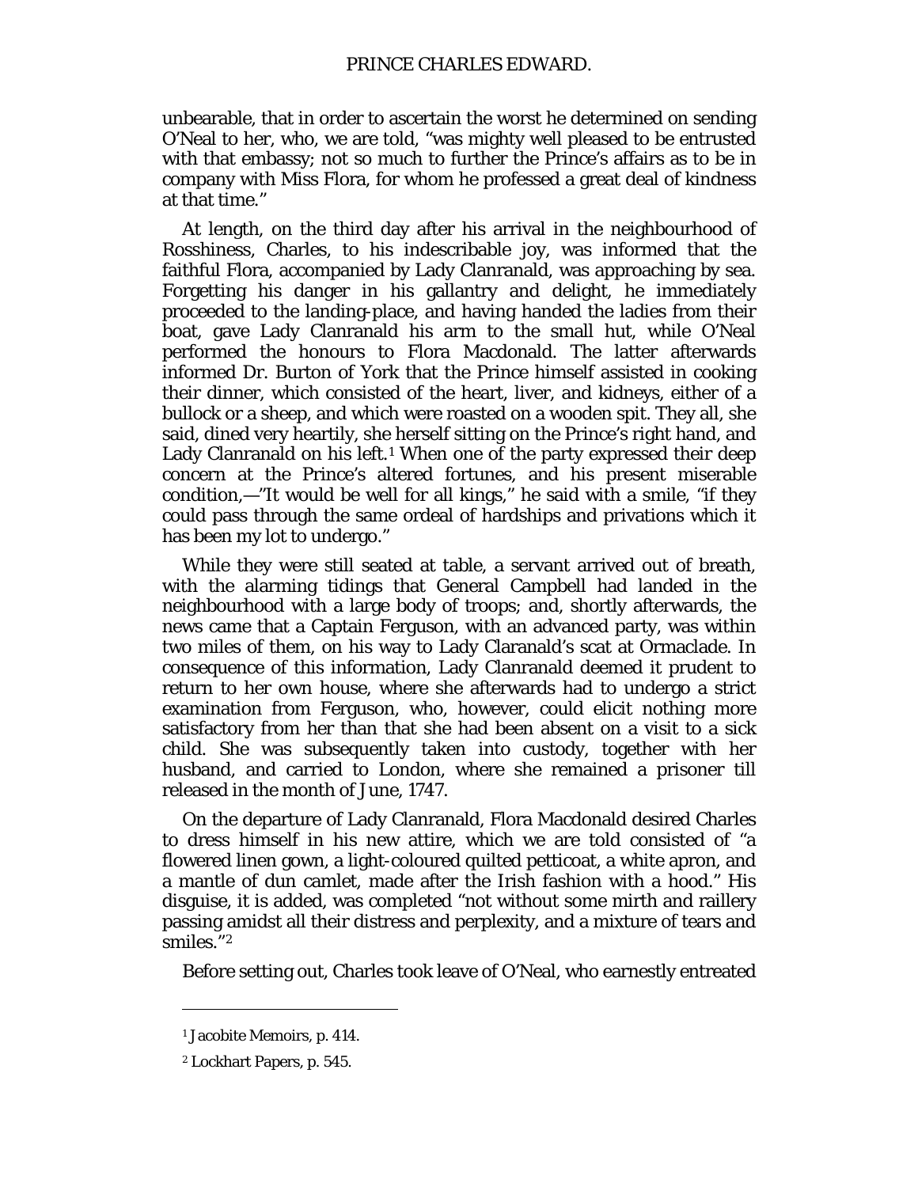unbearable, that in order to ascertain the worst he determined on sending O'Neal to her, who, we are told, "was mighty well pleased to be entrusted with that embassy; not so much to further the Prince's affairs as to be in company with Miss Flora, for whom he professed a great deal of kindness at that time."

At length, on the third day after his arrival in the neighbourhood of Rosshiness, Charles, to his indescribable joy, was informed that the faithful Flora, accompanied by Lady Clanranald, was approaching by sea. Forgetting his danger in his gallantry and delight, he immediately proceeded to the landing-place, and having handed the ladies from their boat, gave Lady Clanranald his arm to the small hut, while O'Neal performed the honours to Flora Macdonald. The latter afterwards informed Dr. Burton of York that the Prince himself assisted in cooking their dinner, which consisted of the heart, liver, and kidneys, either of a bullock or a sheep, and which were roasted on a wooden spit. They all, she said, dined very heartily, she herself sitting on the Prince's right hand, and Lady Clanranald on his left.[1] When one of the party expressed their deep concern at the Prince's altered fortunes, and his present miserable condition,—"It would be well for all kings," he said with a smile, "if they could pass through the same ordeal of hardships and privations which it has been my lot to undergo."

While they were still seated at table, a servant arrived out of breath, with the alarming tidings that General Campbell had landed in the neighbourhood with a large body of troops; and, shortly afterwards, the news came that a Captain Ferguson, with an advanced party, was within two miles of them, on his way to Lady Claranald's scat at Ormaclade. In consequence of this information, Lady Clanranald deemed it prudent to return to her own house, where she afterwards had to undergo a strict examination from Ferguson, who, however, could elicit nothing more satisfactory from her than that she had been absent on a visit to a sick child. She was subsequently taken into custody, together with her husband, and carried to London, where she remained a prisoner till released in the month of June, 1747.

On the departure of Lady Clanranald, Flora Macdonald desired Charles to dress himself in his new attire, which we are told consisted of "a flowered linen gown, a light-coloured quilted petticoat, a white apron, and a mantle of dun camlet, made after the Irish fashion with a hood." His disguise, it is added, was completed "not without some mirth and raillery passing amidst all their distress and perplexity, and a mixture of tears and smiles."[2]

Before setting out, Charles took leave of O'Neal, who earnestly entreated

---

[1] Jacobite Memoirs, p. 414.

[2] Lockhart Papers, p. 545.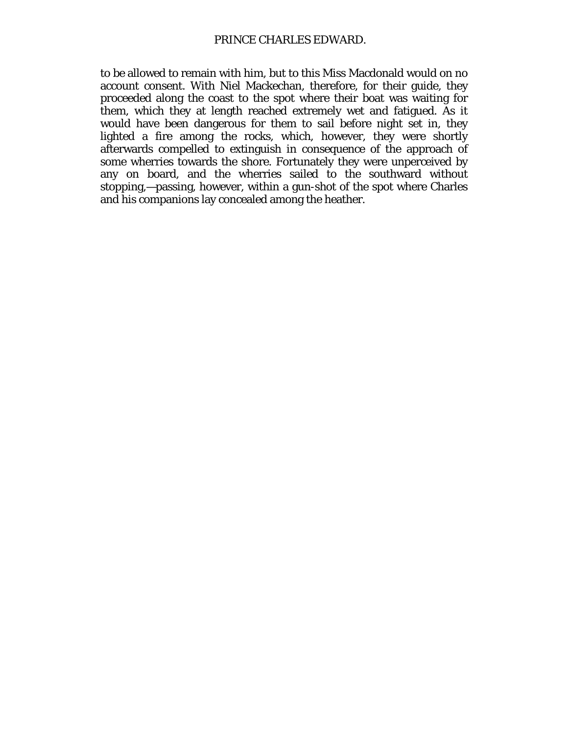to be allowed to remain with him, but to this Miss Macdonald would on no account consent. With Niel Mackechan, therefore, for their guide, they proceeded along the coast to the spot where their boat was waiting for them, which they at length reached extremely wet and fatigued. As it would have been dangerous for them to sail before night set in, they lighted a fire among the rocks, which, however, they were shortly afterwards compelled to extinguish in consequence of the approach of some wherries towards the shore. Fortunately they were unperceived by any on board, and the wherries sailed to the southward without stopping,—passing, however, within a gun-shot of the spot where Charles and his companions lay concealed among the heather.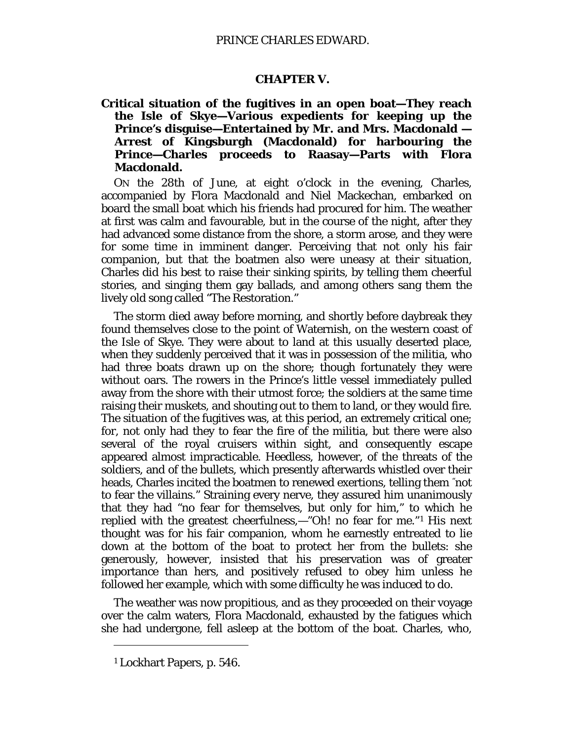## CHAPTER V.

**Critical situation of the fugitives in an open boat—They reach the Isle of Skye—Various expedients for keeping up the Prince's disguise—Entertained by Mr. and Mrs. Macdonald — Arrest of Kingsburgh (Macdonald) for harbouring the Prince—Charles proceeds to Raasay—Parts with Flora Macdonald.**

ON the 28th of June, at eight o'clock in the evening, Charles, accompanied by Flora Macdonald and Niel Mackechan, embarked on board the small boat which his friends had procured for him. The weather at first was calm and favourable, but in the course of the night, after they had advanced some distance from the shore, a storm arose, and they were for some time in imminent danger. Perceiving that not only his fair companion, but that the boatmen also were uneasy at their situation, Charles did his best to raise their sinking spirits, by telling them cheerful stories, and singing them gay ballads, and among others sang them the lively old song called "The Restoration."

The storm died away before morning, and shortly before daybreak they found themselves close to the point of Waternish, on the western coast of the Isle of Skye. They were about to land at this usually deserted place, when they suddenly perceived that it was in possession of the militia, who had three boats drawn up on the shore; though fortunately they were without oars. The rowers in the Prince's little vessel immediately pulled away from the shore with their utmost force; the soldiers at the same time raising their muskets, and shouting out to them to land, or they would fire. The situation of the fugitives was, at this period, an extremely critical one; for, not only had they to fear the fire of the militia, but there were also several of the royal cruisers within sight, and consequently escape appeared almost impracticable. Heedless, however, of the threats of the soldiers, and of the bullets, which presently afterwards whistled over their heads, Charles incited the boatmen to renewed exertions, telling them "not to fear the villains." Straining every nerve, they assured him unanimously that they had "no fear for themselves, but only for him," to which he replied with the greatest cheerfulness,—"Oh! no fear for me."[1] His next thought was for his fair companion, whom he earnestly entreated to lie down at the bottom of the boat to protect her from the bullets: she generously, however, insisted that his preservation was of greater importance than hers, and positively refused to obey him unless he followed her example, which with some difficulty he was induced to do.

The weather was now propitious, and as they proceeded on their voyage over the calm waters, Flora Macdonald, exhausted by the fatigues which she had undergone, fell asleep at the bottom of the boat. Charles, who,

---

[1] Lockhart Papers, p. 546.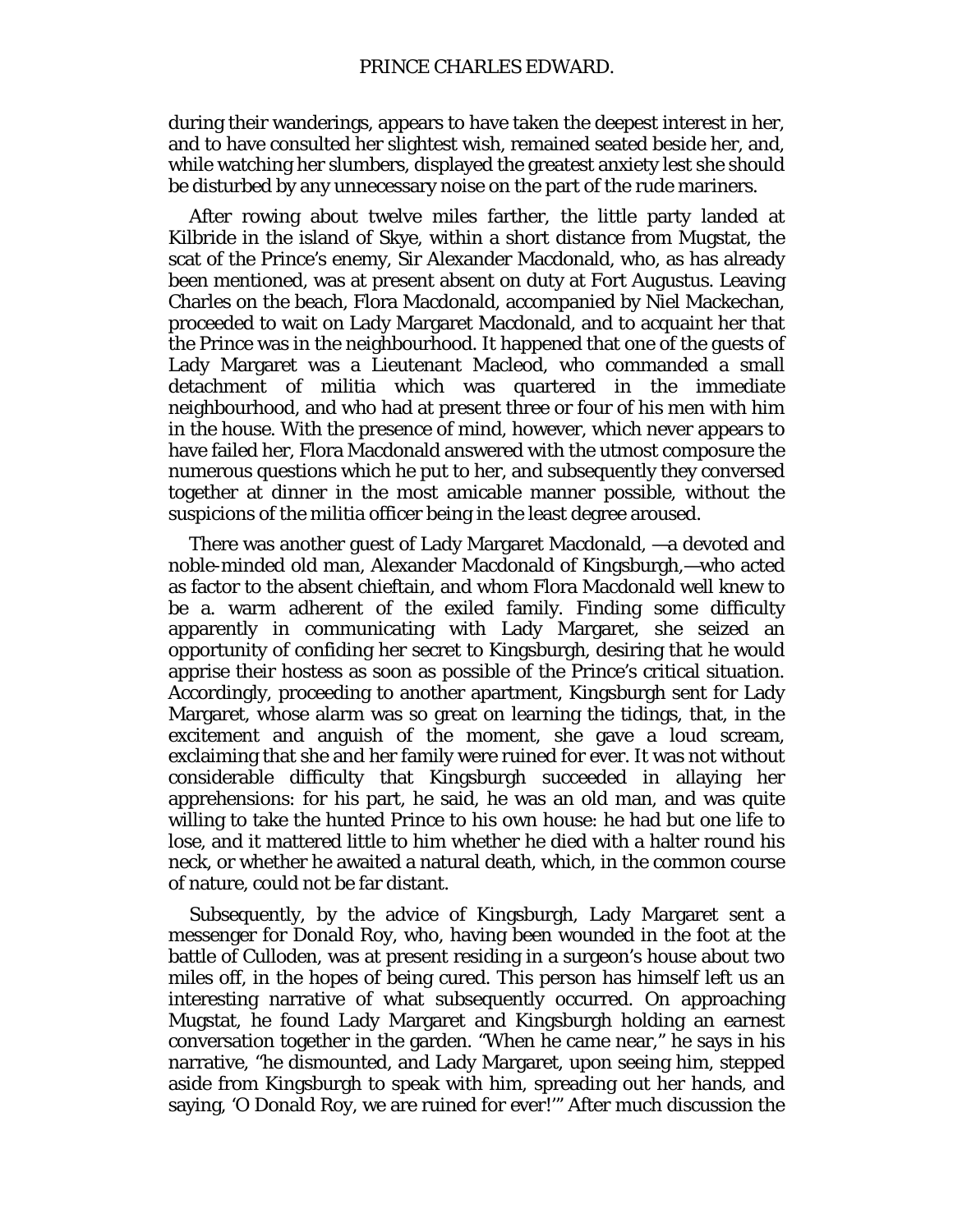during their wanderings, appears to have taken the deepest interest in her, and to have consulted her slightest wish, remained seated beside her, and, while watching her slumbers, displayed the greatest anxiety lest she should be disturbed by any unnecessary noise on the part of the rude mariners.

After rowing about twelve miles farther, the little party landed at Kilbride in the island of Skye, within a short distance from Mugstat, the scat of the Prince's enemy, Sir Alexander Macdonald, who, as has already been mentioned, was at present absent on duty at Fort Augustus. Leaving Charles on the beach, Flora Macdonald, accompanied by Niel Mackechan, proceeded to wait on Lady Margaret Macdonald, and to acquaint her that the Prince was in the neighbourhood. It happened that one of the guests of Lady Margaret was a Lieutenant Macleod, who commanded a small detachment of militia which was quartered in the immediate neighbourhood, and who had at present three or four of his men with him in the house. With the presence of mind, however, which never appears to have failed her, Flora Macdonald answered with the utmost composure the numerous questions which he put to her, and subsequently they conversed together at dinner in the most amicable manner possible, without the suspicions of the militia officer being in the least degree aroused.

There was another guest of Lady Margaret Macdonald, —a devoted and noble-minded old man, Alexander Macdonald of Kingsburgh,—who acted as factor to the absent chieftain, and whom Flora Macdonald well knew to be a. warm adherent of the exiled family. Finding some difficulty apparently in communicating with Lady Margaret, she seized an opportunity of confiding her secret to Kingsburgh, desiring that he would apprise their hostess as soon as possible of the Prince's critical situation. Accordingly, proceeding to another apartment, Kingsburgh sent for Lady Margaret, whose alarm was so great on learning the tidings, that, in the excitement and anguish of the moment, she gave a loud scream, exclaiming that she and her family were ruined for ever. It was not without considerable difficulty that Kingsburgh succeeded in allaying her apprehensions: for his part, he said, he was an old man, and was quite willing to take the hunted Prince to his own house: he had but one life to lose, and it mattered little to him whether he died with a halter round his neck, or whether he awaited a natural death, which, in the common course of nature, could not be far distant.

Subsequently, by the advice of Kingsburgh, Lady Margaret sent a messenger for Donald Roy, who, having been wounded in the foot at the battle of Culloden, was at present residing in a surgeon's house about two miles off, in the hopes of being cured. This person has himself left us an interesting narrative of what subsequently occurred. On approaching Mugstat, he found Lady Margaret and Kingsburgh holding an earnest conversation together in the garden. "When he came near," he says in his narrative, "he dismounted, and Lady Margaret, upon seeing him, stepped aside from Kingsburgh to speak with him, spreading out her hands, and saying, 'O Donald Roy, we are ruined for ever!'" After much discussion the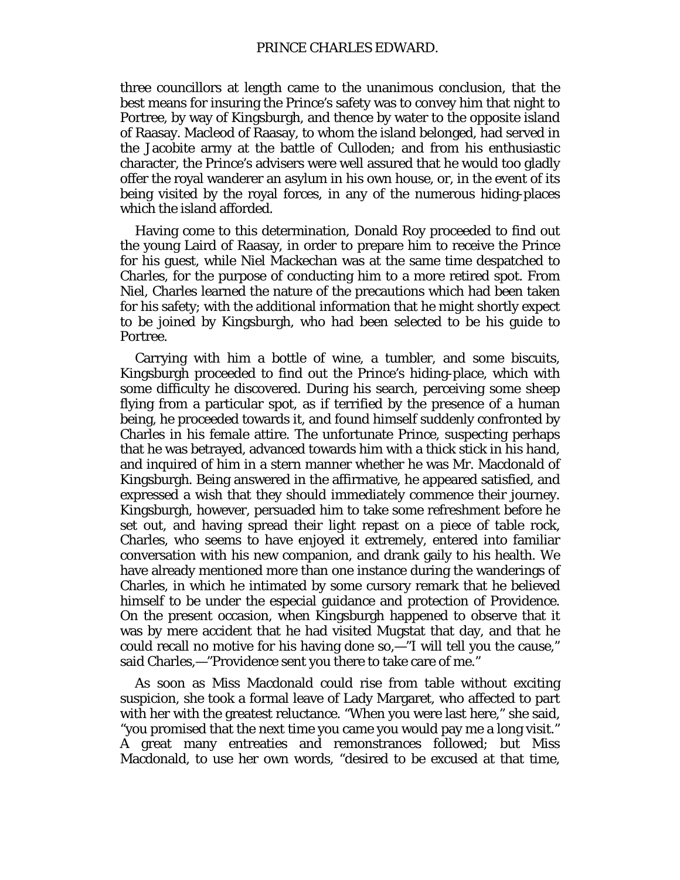three councillors at length came to the unanimous conclusion, that the best means for insuring the Prince's safety was to convey him that night to Portree, by way of Kingsburgh, and thence by water to the opposite island of Raasay. Macleod of Raasay, to whom the island belonged, had served in the Jacobite army at the battle of Culloden; and from his enthusiastic character, the Prince's advisers were well assured that he would too gladly offer the royal wanderer an asylum in his own house, or, in the event of its being visited by the royal forces, in any of the numerous hiding-places which the island afforded.

Having come to this determination, Donald Roy proceeded to find out the young Laird of Raasay, in order to prepare him to receive the Prince for his guest, while Niel Mackechan was at the same time despatched to Charles, for the purpose of conducting him to a more retired spot. From Niel, Charles learned the nature of the precautions which had been taken for his safety; with the additional information that he might shortly expect to be joined by Kingsburgh, who had been selected to be his guide to Portree.

Carrying with him a bottle of wine, a tumbler, and some biscuits, Kingsburgh proceeded to find out the Prince's hiding-place, which with some difficulty he discovered. During his search, perceiving some sheep flying from a particular spot, as if terrified by the presence of a human being, he proceeded towards it, and found himself suddenly confronted by Charles in his female attire. The unfortunate Prince, suspecting perhaps that he was betrayed, advanced towards him with a thick stick in his hand, and inquired of him in a stern manner whether he was Mr. Macdonald of Kingsburgh. Being answered in the affirmative, he appeared satisfied, and expressed a wish that they should immediately commence their journey. Kingsburgh, however, persuaded him to take some refreshment before he set out, and having spread their light repast on a piece of table rock, Charles, who seems to have enjoyed it extremely, entered into familiar conversation with his new companion, and drank gaily to his health. We have already mentioned more than one instance during the wanderings of Charles, in which he intimated by some cursory remark that he believed himself to be under the especial guidance and protection of Providence. On the present occasion, when Kingsburgh happened to observe that it was by mere accident that he had visited Mugstat that day, and that he could recall no motive for his having done so,—"I will tell you the cause," said Charles,—"Providence sent you there to take care of me."

As soon as Miss Macdonald could rise from table without exciting suspicion, she took a formal leave of Lady Margaret, who affected to part with her with the greatest reluctance. "When you were last here," she said, "you promised that the next time you came you would pay me a long visit." A great many entreaties and remonstrances followed; but Miss Macdonald, to use her own words, "desired to be excused at that time,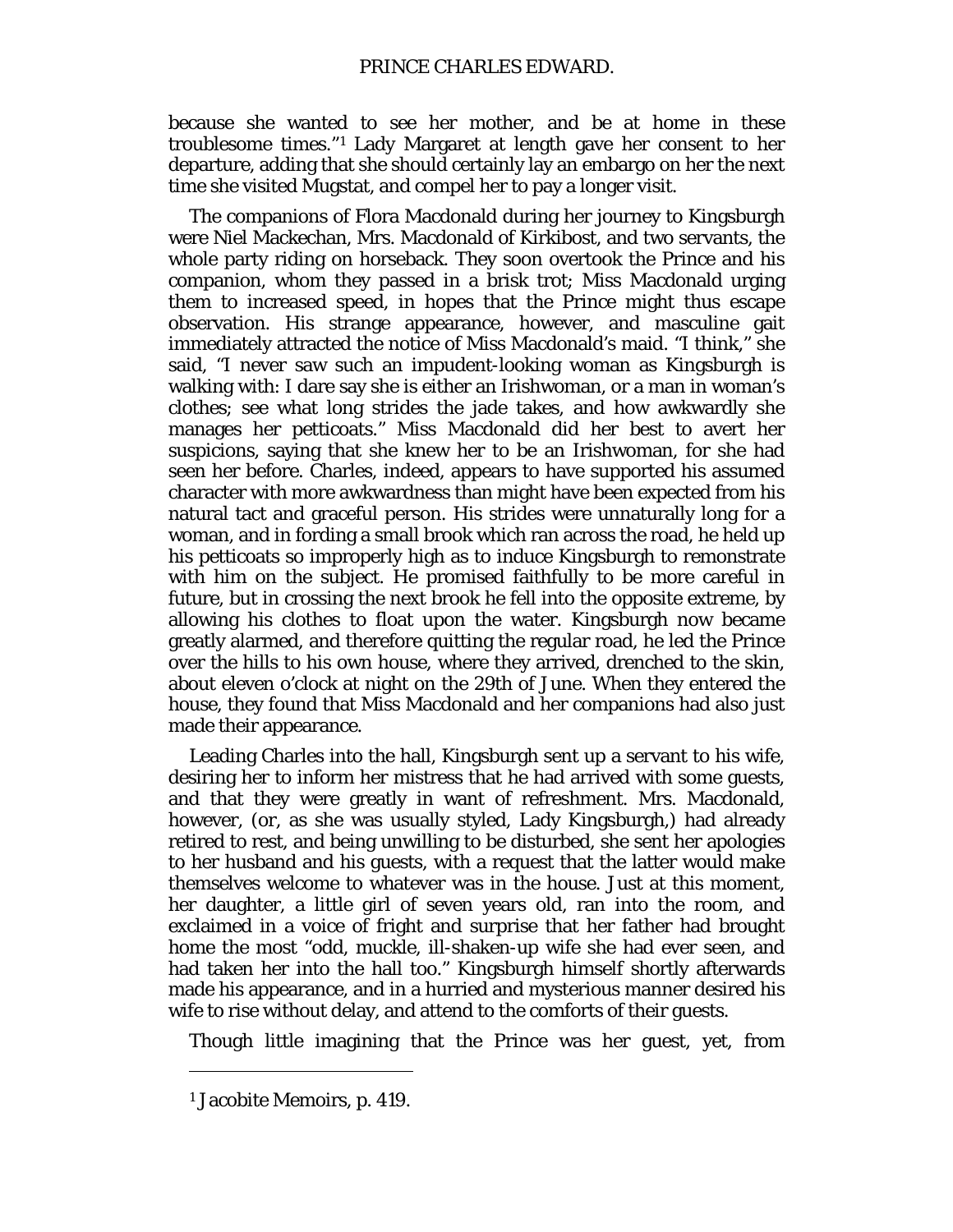because she wanted to see her mother, and be at home in these troublesome times."[1] Lady Margaret at length gave her consent to her departure, adding that she should certainly lay an embargo on her the next time she visited Mugstat, and compel her to pay a longer visit.

The companions of Flora Macdonald during her journey to Kingsburgh were Niel Mackechan, Mrs. Macdonald of Kirkibost, and two servants, the whole party riding on horseback. They soon overtook the Prince and his companion, whom they passed in a brisk trot; Miss Macdonald urging them to increased speed, in hopes that the Prince might thus escape observation. His strange appearance, however, and masculine gait immediately attracted the notice of Miss Macdonald's maid. "I think," she said, "I never saw such an impudent-looking woman as Kingsburgh is walking with: I dare say she is either an Irishwoman, or a man in woman's clothes; see what long strides the jade takes, and how awkwardly she manages her petticoats." Miss Macdonald did her best to avert her suspicions, saying that she knew her to be an Irishwoman, for she had seen her before. Charles, indeed, appears to have supported his assumed character with more awkwardness than might have been expected from his natural tact and graceful person. His strides were unnaturally long for a woman, and in fording a small brook which ran across the road, he held up his petticoats so improperly high as to induce Kingsburgh to remonstrate with him on the subject. He promised faithfully to be more careful in future, but in crossing the next brook he fell into the opposite extreme, by allowing his clothes to float upon the water. Kingsburgh now became greatly alarmed, and therefore quitting the regular road, he led the Prince over the hills to his own house, where they arrived, drenched to the skin, about eleven o'clock at night on the 29th of June. When they entered the house, they found that Miss Macdonald and her companions had also just made their appearance.

Leading Charles into the hall, Kingsburgh sent up a servant to his wife, desiring her to inform her mistress that he had arrived with some guests, and that they were greatly in want of refreshment. Mrs. Macdonald, however, (or, as she was usually styled, Lady Kingsburgh,) had already retired to rest, and being unwilling to be disturbed, she sent her apologies to her husband and his guests, with a request that the latter would make themselves welcome to whatever was in the house. Just at this moment, her daughter, a little girl of seven years old, ran into the room, and exclaimed in a voice of fright and surprise that her father had brought home the most "odd, muckle, ill-shaken-up wife she had ever seen, and had taken her into the hall too." Kingsburgh himself shortly afterwards made his appearance, and in a hurried and mysterious manner desired his wife to rise without delay, and attend to the comforts of their guests.

Though little imagining that the Prince was her guest, yet, from

[1] Jacobite Memoirs, p. 419.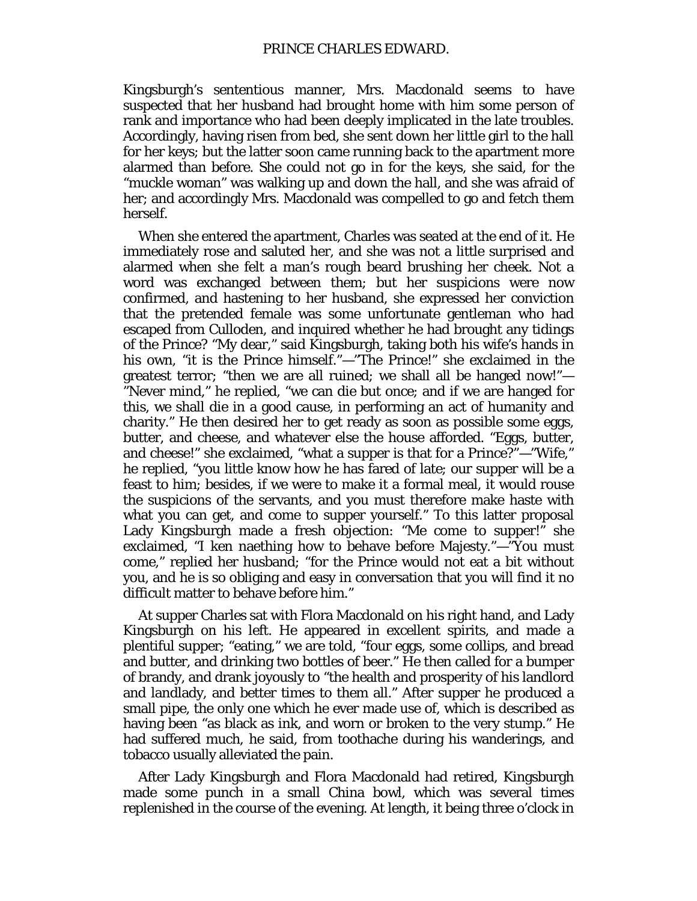Kingsburgh's sententious manner, Mrs. Macdonald seems to have suspected that her husband had brought home with him some person of rank and importance who had been deeply implicated in the late troubles. Accordingly, having risen from bed, she sent down her little girl to the hall for her keys; but the latter soon came running back to the apartment more alarmed than before. She could not go in for the keys, she said, for the "muckle woman" was walking up and down the hall, and she was afraid of her; and accordingly Mrs. Macdonald was compelled to go and fetch them herself.

When she entered the apartment, Charles was seated at the end of it. He immediately rose and saluted her, and she was not a little surprised and alarmed when she felt a man's rough beard brushing her cheek. Not a word was exchanged between them; but her suspicions were now confirmed, and hastening to her husband, she expressed her conviction that the pretended female was some unfortunate gentleman who had escaped from Culloden, and inquired whether he had brought any tidings of the Prince? "My dear," said Kingsburgh, taking both his wife's hands in his own, "it is the Prince himself."—"The Prince!" she exclaimed in the greatest terror; "then we are all ruined; we shall all be hanged now!"—"Never mind," he replied, "we can die but once; and if we are hanged for this, we shall die in a good cause, in performing an act of humanity and charity." He then desired her to get ready as soon as possible some eggs, butter, and cheese, and whatever else the house afforded. "Eggs, butter, and cheese!" she exclaimed, "what a supper is that for a Prince?"—"Wife," he replied, "you little know how he has fared of late; our supper will be a feast to him; besides, if we were to make it a formal meal, it would rouse the suspicions of the servants, and you must therefore make haste with what you can get, and come to supper yourself." To this latter proposal Lady Kingsburgh made a fresh objection: "Me come to supper!" she exclaimed, "I ken naething how to behave before Majesty."—"You must come," replied her husband; "for the Prince would not eat a bit without you, and he is so obliging and easy in conversation that you will find it no difficult matter to behave before him."

At supper Charles sat with Flora Macdonald on his right hand, and Lady Kingsburgh on his left. He appeared in excellent spirits, and made a plentiful supper; "eating," we are told, "four eggs, some collips, and bread and butter, and drinking two bottles of beer." He then called for a bumper of brandy, and drank joyously to "the health and prosperity of his landlord and landlady, and better times to them all." After supper he produced a small pipe, the only one which he ever made use of, which is described as having been "as black as ink, and worn or broken to the very stump." He had suffered much, he said, from toothache during his wanderings, and tobacco usually alleviated the pain.

After Lady Kingsburgh and Flora Macdonald had retired, Kingsburgh made some punch in a small China bowl, which was several times replenished in the course of the evening. At length, it being three o'clock in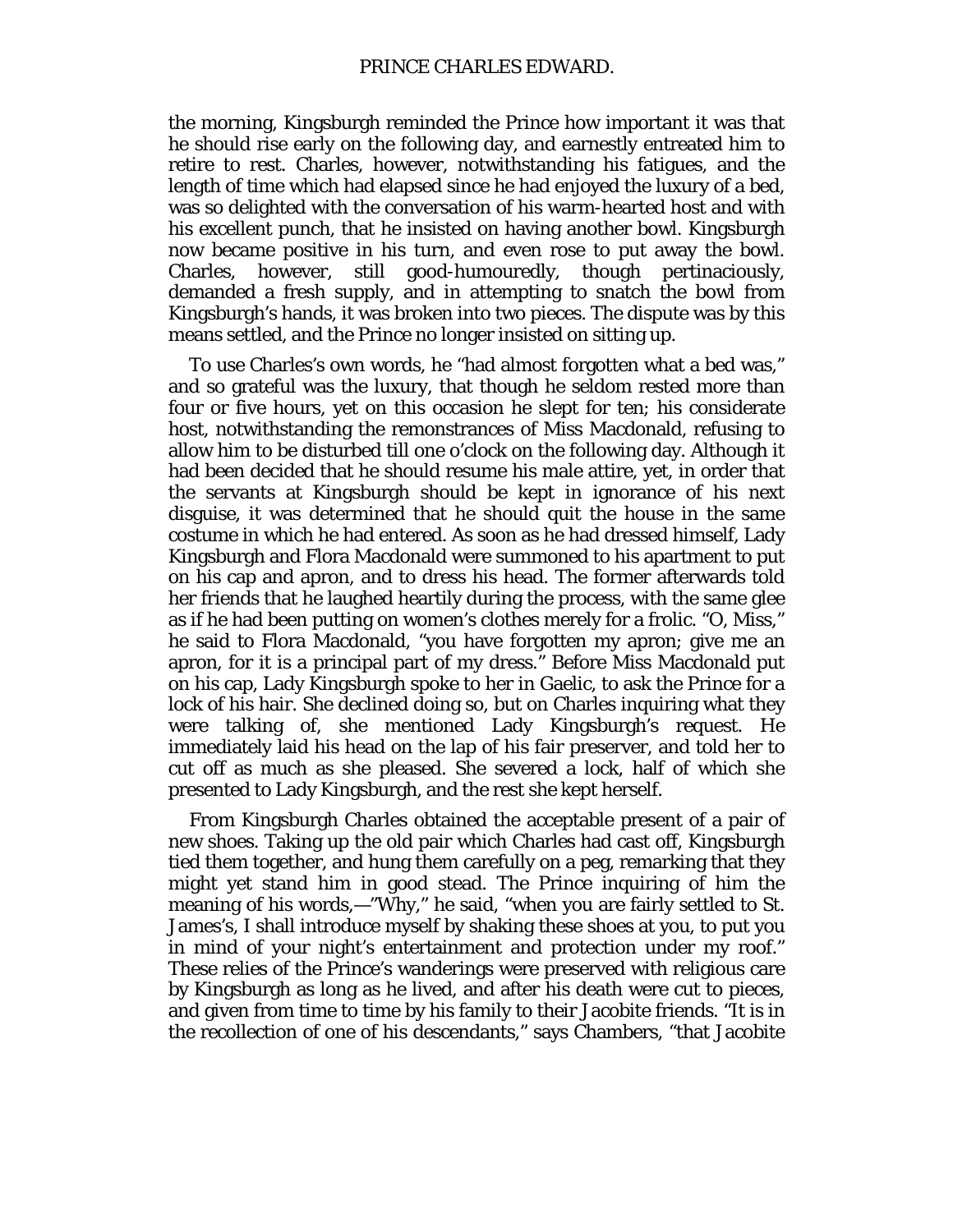the morning, Kingsburgh reminded the Prince how important it was that he should rise early on the following day, and earnestly entreated him to retire to rest. Charles, however, notwithstanding his fatigues, and the length of time which had elapsed since he had enjoyed the luxury of a bed, was so delighted with the conversation of his warm-hearted host and with his excellent punch, that he insisted on having another bowl. Kingsburgh now became positive in his turn, and even rose to put away the bowl. Charles, however, still good-humouredly, though pertinaciously, demanded a fresh supply, and in attempting to snatch the bowl from Kingsburgh's hands, it was broken into two pieces. The dispute was by this means settled, and the Prince no longer insisted on sitting up.

To use Charles's own words, he "had almost forgotten what a bed was," and so grateful was the luxury, that though he seldom rested more than four or five hours, yet on this occasion he slept for ten; his considerate host, notwithstanding the remonstrances of Miss Macdonald, refusing to allow him to be disturbed till one o'clock on the following day. Although it had been decided that he should resume his male attire, yet, in order that the servants at Kingsburgh should be kept in ignorance of his next disguise, it was determined that he should quit the house in the same costume in which he had entered. As soon as he had dressed himself, Lady Kingsburgh and Flora Macdonald were summoned to his apartment to put on his cap and apron, and to dress his head. The former afterwards told her friends that he laughed heartily during the process, with the same glee as if he had been putting on women's clothes merely for a frolic. "O, Miss," he said to Flora Macdonald, "you have forgotten my apron; give me an apron, for it is a principal part of my dress." Before Miss Macdonald put on his cap, Lady Kingsburgh spoke to her in Gaelic, to ask the Prince for a lock of his hair. She declined doing so, but on Charles inquiring what they were talking of, she mentioned Lady Kingsburgh's request. He immediately laid his head on the lap of his fair preserver, and told her to cut off as much as she pleased. She severed a lock, half of which she presented to Lady Kingsburgh, and the rest she kept herself.

From Kingsburgh Charles obtained the acceptable present of a pair of new shoes. Taking up the old pair which Charles had cast off, Kingsburgh tied them together, and hung them carefully on a peg, remarking that they might yet stand him in good stead. The Prince inquiring of him the meaning of his words,—"Why," he said, "when you are fairly settled to St. James's, I shall introduce myself by shaking these shoes at you, to put you in mind of your night's entertainment and protection under my roof." These relics of the Prince's wanderings were preserved with religious care by Kingsburgh as long as he lived, and after his death were cut to pieces, and given from time to time by his family to their Jacobite friends. "It is in the recollection of one of his descendants," says Chambers, "that Jacobite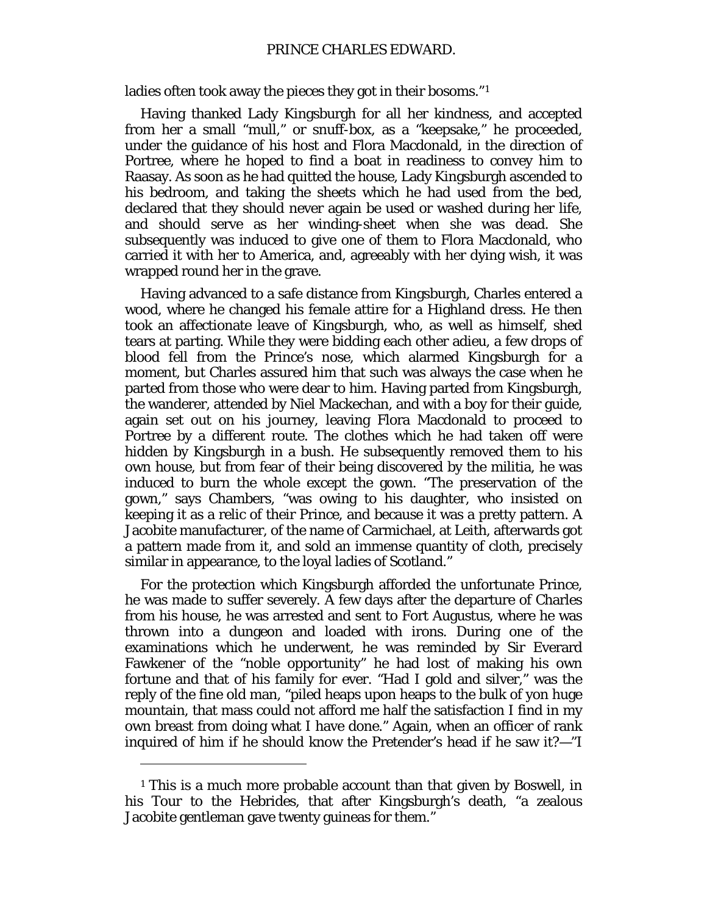ladies often took away the pieces they got in their bosoms."[1]

Having thanked Lady Kingsburgh for all her kindness, and accepted from her a small "mull," or snuff-box, as a "keepsake," he proceeded, under the guidance of his host and Flora Macdonald, in the direction of Portree, where he hoped to find a boat in readiness to convey him to Raasay. As soon as he had quitted the house, Lady Kingsburgh ascended to his bedroom, and taking the sheets which he had used from the bed, declared that they should never again be used or washed during her life, and should serve as her winding-sheet when she was dead. She subsequently was induced to give one of them to Flora Macdonald, who carried it with her to America, and, agreeably with her dying wish, it was wrapped round her in the grave.

Having advanced to a safe distance from Kingsburgh, Charles entered a wood, where he changed his female attire for a Highland dress. He then took an affectionate leave of Kingsburgh, who, as well as himself, shed tears at parting. While they were bidding each other adieu, a few drops of blood fell from the Prince's nose, which alarmed Kingsburgh for a moment, but Charles assured him that such was always the case when he parted from those who were dear to him. Having parted from Kingsburgh, the wanderer, attended by Niel Mackechan, and with a boy for their guide, again set out on his journey, leaving Flora Macdonald to proceed to Portree by a different route. The clothes which he had taken off were hidden by Kingsburgh in a bush. He subsequently removed them to his own house, but from fear of their being discovered by the militia, he was induced to burn the whole except the gown. "The preservation of the gown," says Chambers, "was owing to his daughter, who insisted on keeping it as a relic of their Prince, and because it was a pretty pattern. A Jacobite manufacturer, of the name of Carmichael, at Leith, afterwards got a pattern made from it, and sold an immense quantity of cloth, precisely similar in appearance, to the loyal ladies of Scotland."

For the protection which Kingsburgh afforded the unfortunate Prince, he was made to suffer severely. A few days after the departure of Charles from his house, he was arrested and sent to Fort Augustus, where he was thrown into a dungeon and loaded with irons. During one of the examinations which he underwent, he was reminded by Sir Everard Fawkener of the "noble opportunity" he had lost of making his own fortune and that of his family for ever. "Had I gold and silver," was the reply of the fine old man, "piled heaps upon heaps to the bulk of yon huge mountain, that mass could not afford me half the satisfaction I find in my own breast from doing what I have done." Again, when an officer of rank inquired of him if he should know the Pretender's head if he saw it?—"I

---

[1] This is a much more probable account than that given by Boswell, in his Tour to the Hebrides, that after Kingsburgh's death, "a zealous Jacobite gentleman gave twenty guineas for them."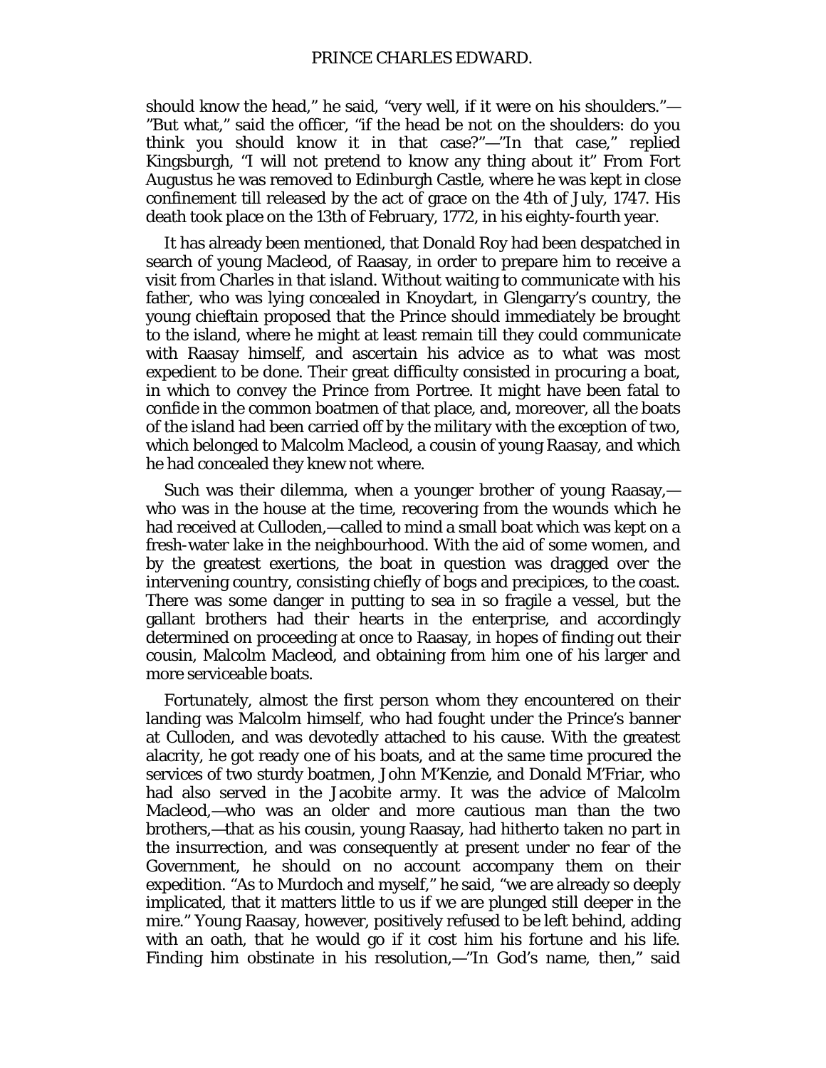should know the head," he said, "very well, if it were on his shoulders."—"But what," said the officer, "if the head be not on the shoulders: do you think you should know it in that case?"—"In that case," replied Kingsburgh, "I will not pretend to know any thing about it" From Fort Augustus he was removed to Edinburgh Castle, where he was kept in close confinement till released by the act of grace on the 4th of July, 1747. His death took place on the 13th of February, 1772, in his eighty-fourth year.

It has already been mentioned, that Donald Roy had been despatched in search of young Macleod, of Raasay, in order to prepare him to receive a visit from Charles in that island. Without waiting to communicate with his father, who was lying concealed in Knoydart, in Glengarry's country, the young chieftain proposed that the Prince should immediately be brought to the island, where he might at least remain till they could communicate with Raasay himself, and ascertain his advice as to what was most expedient to be done. Their great difficulty consisted in procuring a boat, in which to convey the Prince from Portree. It might have been fatal to confide in the common boatmen of that place, and, moreover, all the boats of the island had been carried off by the military with the exception of two, which belonged to Malcolm Macleod, a cousin of young Raasay, and which he had concealed they knew not where.

Such was their dilemma, when a younger brother of young Raasay,—who was in the house at the time, recovering from the wounds which he had received at Culloden,—called to mind a small boat which was kept on a fresh-water lake in the neighbourhood. With the aid of some women, and by the greatest exertions, the boat in question was dragged over the intervening country, consisting chiefly of bogs and precipices, to the coast. There was some danger in putting to sea in so fragile a vessel, but the gallant brothers had their hearts in the enterprise, and accordingly determined on proceeding at once to Raasay, in hopes of finding out their cousin, Malcolm Macleod, and obtaining from him one of his larger and more serviceable boats.

Fortunately, almost the first person whom they encountered on their landing was Malcolm himself, who had fought under the Prince's banner at Culloden, and was devotedly attached to his cause. With the greatest alacrity, he got ready one of his boats, and at the same time procured the services of two sturdy boatmen, John M'Kenzie, and Donald M'Friar, who had also served in the Jacobite army. It was the advice of Malcolm Macleod,—who was an older and more cautious man than the two brothers,—that as his cousin, young Raasay, had hitherto taken no part in the insurrection, and was consequently at present under no fear of the Government, he should on no account accompany them on their expedition. "As to Murdoch and myself," he said, "we are already so deeply implicated, that it matters little to us if we are plunged still deeper in the mire." Young Raasay, however, positively refused to be left behind, adding with an oath, that he would go if it cost him his fortune and his life. Finding him obstinate in his resolution,—"In God's name, then," said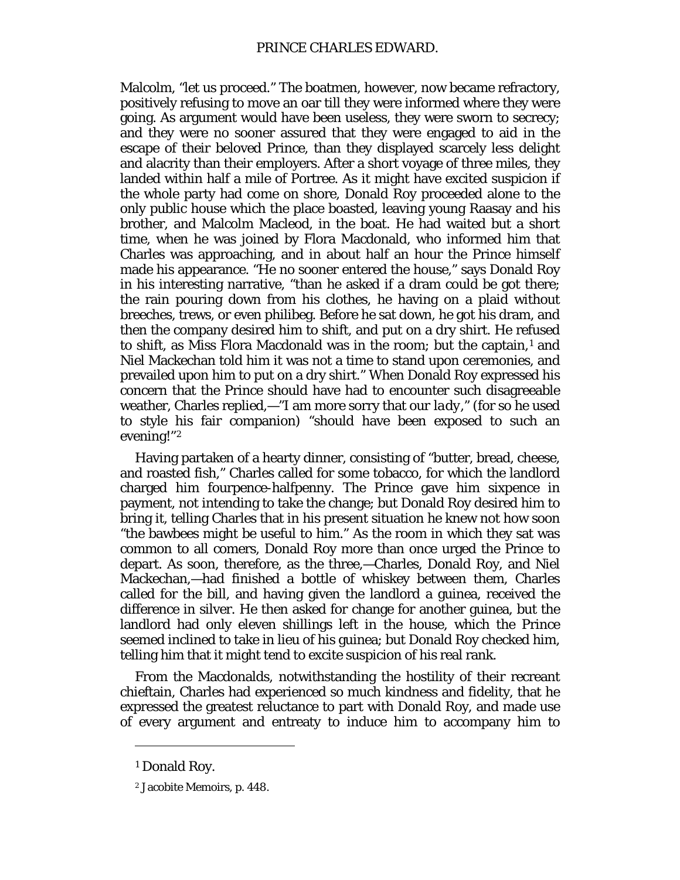Malcolm, "let us proceed." The boatmen, however, now became refractory, positively refusing to move an oar till they were informed where they were going. As argument would have been useless, they were sworn to secrecy; and they were no sooner assured that they were engaged to aid in the escape of their beloved Prince, than they displayed scarcely less delight and alacrity than their employers. After a short voyage of three miles, they landed within half a mile of Portree. As it might have excited suspicion if the whole party had come on shore, Donald Roy proceeded alone to the only public house which the place boasted, leaving young Raasay and his brother, and Malcolm Macleod, in the boat. He had waited but a short time, when he was joined by Flora Macdonald, who informed him that Charles was approaching, and in about half an hour the Prince himself made his appearance. "He no sooner entered the house," says Donald Roy in his interesting narrative, "than he asked if a dram could be got there; the rain pouring down from his clothes, he having on a plaid without breeches, trews, or even philibeg. Before he sat down, he got his dram, and then the company desired him to shift, and put on a dry shirt. He refused to shift, as Miss Flora Macdonald was in the room; but the captain,[1] and Niel Mackechan told him it was not a time to stand upon ceremonies, and prevailed upon him to put on a dry shirt." When Donald Roy expressed his concern that the Prince should have had to encounter such disagreeable weather, Charles replied,—"I am more sorry that our *lady*," (for so he used to style his fair companion) "should have been exposed to such an evening!"[2]

Having partaken of a hearty dinner, consisting of "butter, bread, cheese, and roasted fish," Charles called for some tobacco, for which the landlord charged him fourpence-halfpenny. The Prince gave him sixpence in payment, not intending to take the change; but Donald Roy desired him to bring it, telling Charles that in his present situation he knew not how soon "the bawbees might be useful to him." As the room in which they sat was common to all comers, Donald Roy more than once urged the Prince to depart. As soon, therefore, as the three,—Charles, Donald Roy, and Niel Mackechan,—had finished a bottle of whiskey between them, Charles called for the bill, and having given the landlord a guinea, received the difference in silver. He then asked for change for another guinea, but the landlord had only eleven shillings left in the house, which the Prince seemed inclined to take in lieu of his guinea; but Donald Roy checked him, telling him that it might tend to excite suspicion of his real rank.

From the Macdonalds, notwithstanding the hostility of their recreant chieftain, Charles had experienced so much kindness and fidelity, that he expressed the greatest reluctance to part with Donald Roy, and made use of every argument and entreaty to induce him to accompany him to

---

[1] Donald Roy.

[2] Jacobite Memoirs, p. 448.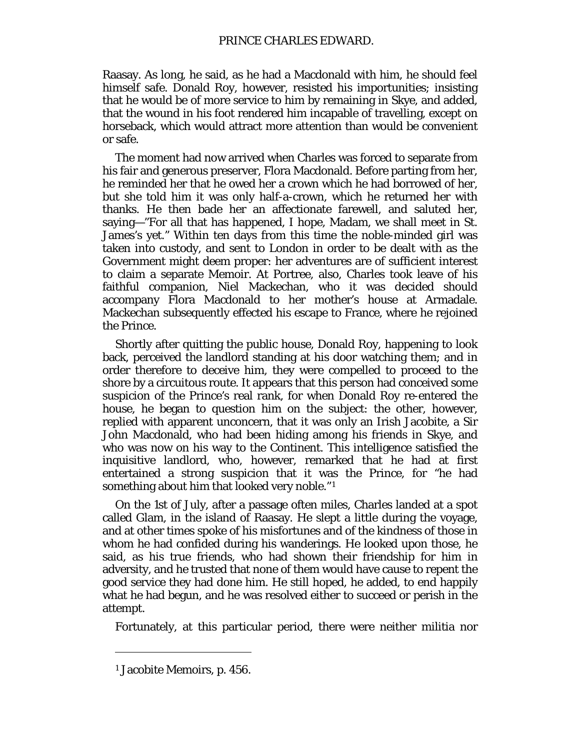Raasay. As long, he said, as he had a Macdonald with him, he should feel himself safe. Donald Roy, however, resisted his importunities; insisting that he would be of more service to him by remaining in Skye, and added, that the wound in his foot rendered him incapable of travelling, except on horseback, which would attract more attention than would be convenient or safe.

The moment had now arrived when Charles was forced to separate from his fair and generous preserver, Flora Macdonald. Before parting from her, he reminded her that he owed her a crown which he had borrowed of her, but she told him it was only half-a-crown, which he returned her with thanks. He then bade her an affectionate farewell, and saluted her, saying—"For all that has happened, I hope, Madam, we shall meet in St. James's yet." Within ten days from this time the noble-minded girl was taken into custody, and sent to London in order to be dealt with as the Government might deem proper: her adventures are of sufficient interest to claim a separate Memoir. At Portree, also, Charles took leave of his faithful companion, Niel Mackechan, who it was decided should accompany Flora Macdonald to her mother's house at Armadale. Mackechan subsequently effected his escape to France, where he rejoined the Prince.

Shortly after quitting the public house, Donald Roy, happening to look back, perceived the landlord standing at his door watching them; and in order therefore to deceive him, they were compelled to proceed to the shore by a circuitous route. It appears that this person had conceived some suspicion of the Prince's real rank, for when Donald Roy re-entered the house, he began to question him on the subject: the other, however, replied with apparent unconcern, that it was only an Irish Jacobite, a Sir John Macdonald, who had been hiding among his friends in Skye, and who was now on his way to the Continent. This intelligence satisfied the inquisitive landlord, who, however, remarked that he had at first entertained a strong suspicion that it was the Prince, for "he had something about him that looked very noble."[1]

On the 1st of July, after a passage often miles, Charles landed at a spot called Glam, in the island of Raasay. He slept a little during the voyage, and at other times spoke of his misfortunes and of the kindness of those in whom he had confided during his wanderings. He looked upon those, he said, as his true friends, who had shown their friendship for him in adversity, and he trusted that none of them would have cause to repent the good service they had done him. He still hoped, he added, to end happily what he had begun, and he was resolved either to succeed or perish in the attempt.

Fortunately, at this particular period, there were neither militia nor

[1] Jacobite Memoirs, p. 456.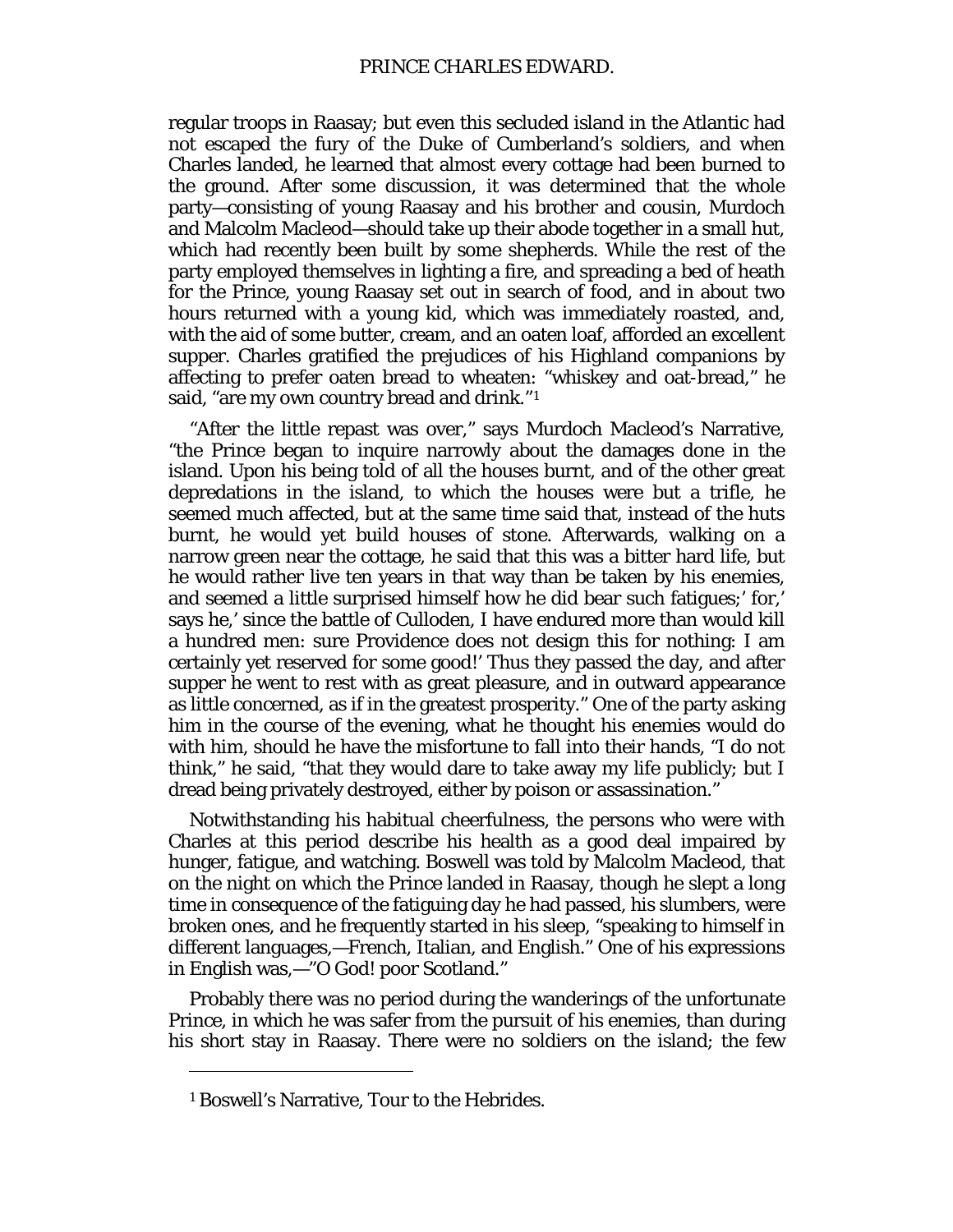regular troops in Raasay; but even this secluded island in the Atlantic had not escaped the fury of the Duke of Cumberland's soldiers, and when Charles landed, he learned that almost every cottage had been burned to the ground. After some discussion, it was determined that the whole party—consisting of young Raasay and his brother and cousin, Murdoch and Malcolm Macleod—should take up their abode together in a small hut, which had recently been built by some shepherds. While the rest of the party employed themselves in lighting a fire, and spreading a bed of heath for the Prince, young Raasay set out in search of food, and in about two hours returned with a young kid, which was immediately roasted, and, with the aid of some butter, cream, and an oaten loaf, afforded an excellent supper. Charles gratified the prejudices of his Highland companions by affecting to prefer oaten bread to wheaten: "whiskey and oat-bread," he said, "are my own country bread and drink."[1]

"After the little repast was over," says Murdoch Macleod's Narrative, "the Prince began to inquire narrowly about the damages done in the island. Upon his being told of all the houses burnt, and of the other great depredations in the island, to which the houses were but a trifle, he seemed much affected, but at the same time said that, instead of the huts burnt, he would yet build houses of stone. Afterwards, walking on a narrow green near the cottage, he said that this was a bitter hard life, but he would rather live ten years in that way than be taken by his enemies, and seemed a little surprised himself how he did bear such fatigues;' for,' says he,' since the battle of Culloden, I have endured more than would kill a hundred men: sure Providence does not design this for nothing: I am certainly yet reserved for some good!' Thus they passed the day, and after supper he went to rest with as great pleasure, and in outward appearance as little concerned, as if in the greatest prosperity." One of the party asking him in the course of the evening, what he thought his enemies would do with him, should he have the misfortune to fall into their hands, "I do not think," he said, "that they would dare to take away my life publicly; but I dread being privately destroyed, either by poison or assassination."

Notwithstanding his habitual cheerfulness, the persons who were with Charles at this period describe his health as a good deal impaired by hunger, fatigue, and watching. Boswell was told by Malcolm Macleod, that on the night on which the Prince landed in Raasay, though he slept a long time in consequence of the fatiguing day he had passed, his slumbers, were broken ones, and he frequently started in his sleep, "speaking to himself in different languages,—French, Italian, and English." One of his expressions in English was,—"O God! poor Scotland."

Probably there was no period during the wanderings of the unfortunate Prince, in which he was safer from the pursuit of his enemies, than during his short stay in Raasay. There were no soldiers on the island; the few

---

[1] Boswell's Narrative, Tour to the Hebrides.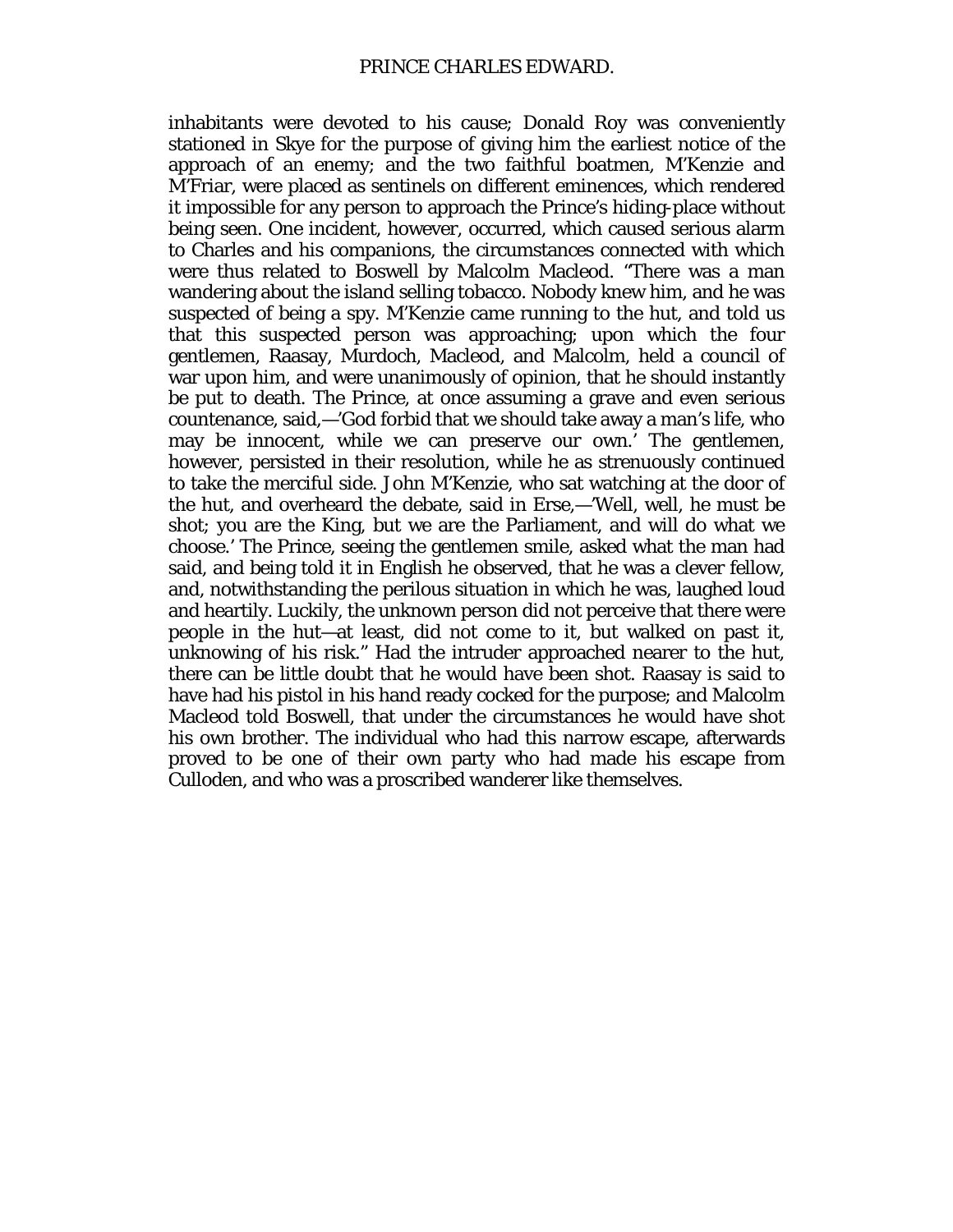inhabitants were devoted to his cause; Donald Roy was conveniently stationed in Skye for the purpose of giving him the earliest notice of the approach of an enemy; and the two faithful boatmen, M'Kenzie and M'Friar, were placed as sentinels on different eminences, which rendered it impossible for any person to approach the Prince's hiding-place without being seen. One incident, however, occurred, which caused serious alarm to Charles and his companions, the circumstances connected with which were thus related to Boswell by Malcolm Macleod. "There was a man wandering about the island selling tobacco. Nobody knew him, and he was suspected of being a spy. M'Kenzie came running to the hut, and told us that this suspected person was approaching; upon which the four gentlemen, Raasay, Murdoch, Macleod, and Malcolm, held a council of war upon him, and were unanimously of opinion, that he should instantly be put to death. The Prince, at once assuming a grave and even serious countenance, said,—'God forbid that we should take away a man's life, who may be innocent, while we can preserve our own.' The gentlemen, however, persisted in their resolution, while he as strenuously continued to take the merciful side. John M'Kenzie, who sat watching at the door of the hut, and overheard the debate, said in Erse,—'Well, well, he must be shot; you are the King, but we are the Parliament, and will do what we choose.' The Prince, seeing the gentlemen smile, asked what the man had said, and being told it in English he observed, that he was a clever fellow, and, notwithstanding the perilous situation in which he was, laughed loud and heartily. Luckily, the unknown person did not perceive that there were people in the hut—at least, did not come to it, but walked on past it, unknowing of his risk." Had the intruder approached nearer to the hut, there can be little doubt that he would have been shot. Raasay is said to have had his pistol in his hand ready cocked for the purpose; and Malcolm Macleod told Boswell, that under the circumstances he would have shot his own brother. The individual who had this narrow escape, afterwards proved to be one of their own party who had made his escape from Culloden, and who was a proscribed wanderer like themselves.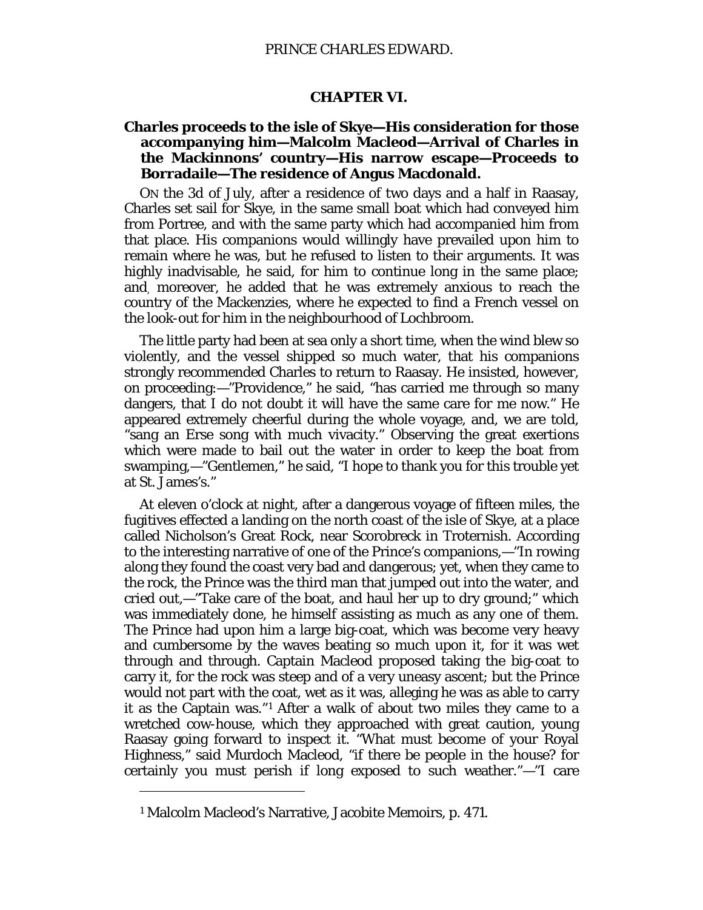## CHAPTER VI.

### Charles proceeds to the isle of Skye—His consideration for those accompanying him—Malcolm Macleod—Arrival of Charles in the Mackinnons' country—His narrow escape—Proceeds to Borradaile—The residence of Angus Macdonald.

ON the 3d of July, after a residence of two days and a half in Raasay, Charles set sail for Skye, in the same small boat which had conveyed him from Portree, and with the same party which had accompanied him from that place. His companions would willingly have prevailed upon him to remain where he was, but he refused to listen to their arguments. It was highly inadvisable, he said, for him to continue long in the same place; and, moreover, he added that he was extremely anxious to reach the country of the Mackenzies, where he expected to find a French vessel on the look-out for him in the neighbourhood of Lochbroom.

The little party had been at sea only a short time, when the wind blew so violently, and the vessel shipped so much water, that his companions strongly recommended Charles to return to Raasay. He insisted, however, on proceeding:—"Providence," he said, "has carried me through so many dangers, that I do not doubt it will have the same care for me now." He appeared extremely cheerful during the whole voyage, and, we are told, "sang an Erse song with much vivacity." Observing the great exertions which were made to bail out the water in order to keep the boat from swamping,—"Gentlemen," he said, "I hope to thank you for this trouble yet at St. James's."

At eleven o'clock at night, after a dangerous voyage of fifteen miles, the fugitives effected a landing on the north coast of the isle of Skye, at a place called Nicholson's Great Rock, near Scorobreck in Troternish. According to the interesting narrative of one of the Prince's companions,—"In rowing along they found the coast very bad and dangerous; yet, when they came to the rock, the Prince was the third man that jumped out into the water, and cried out,—"Take care of the boat, and haul her up to dry ground;" which was immediately done, he himself assisting as much as any one of them. The Prince had upon him a large big-coat, which was become very heavy and cumbersome by the waves beating so much upon it, for it was wet through and through. Captain Macleod proposed taking the big-coat to carry it, for the rock was steep and of a very uneasy ascent; but the Prince would not part with the coat, wet as it was, alleging he was as able to carry it as the Captain was."[1] After a walk of about two miles they came to a wretched cow-house, which they approached with great caution, young Raasay going forward to inspect it. "What must become of your Royal Highness," said Murdoch Macleod, "if there be people in the house? for certainly you must perish if long exposed to such weather."—"I care

[1] Malcolm Macleod's Narrative, Jacobite Memoirs, p. 471.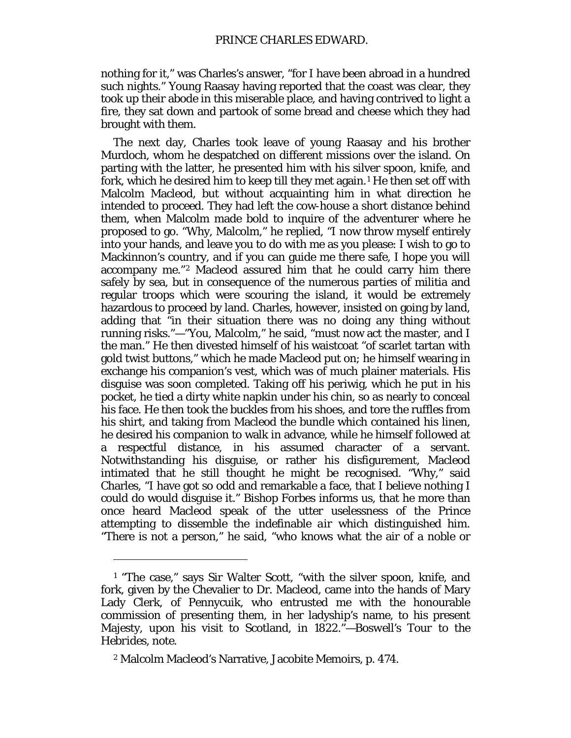nothing for it," was Charles's answer, "for I have been abroad in a hundred such nights." Young Raasay having reported that the coast was clear, they took up their abode in this miserable place, and having contrived to light a fire, they sat down and partook of some bread and cheese which they had brought with them.

The next day, Charles took leave of young Raasay and his brother Murdoch, whom he despatched on different missions over the island. On parting with the latter, he presented him with his silver spoon, knife, and fork, which he desired him to keep till they met again.[1] He then set off with Malcolm Macleod, but without acquainting him in what direction he intended to proceed. They had left the cow-house a short distance behind them, when Malcolm made bold to inquire of the adventurer where he proposed to go. "Why, Malcolm," he replied, "I now throw myself entirely into your hands, and leave you to do with me as you please: I wish to go to Mackinnon's country, and if you can guide me there safe, I hope you will accompany me."[2] Macleod assured him that he could carry him there safely by sea, but in consequence of the numerous parties of militia and regular troops which were scouring the island, it would be extremely hazardous to proceed by land. Charles, however, insisted on going by land, adding that "in their situation there was no doing any thing without running risks."—"You, Malcolm," he said, "must now act the master, and I the man." He then divested himself of his waistcoat "of scarlet tartan with gold twist buttons," which he made Macleod put on; he himself wearing in exchange his companion's vest, which was of much plainer materials. His disguise was soon completed. Taking off his periwig, which he put in his pocket, he tied a dirty white napkin under his chin, so as nearly to conceal his face. He then took the buckles from his shoes, and tore the ruffles from his shirt, and taking from Macleod the bundle which contained his linen, he desired his companion to walk in advance, while he himself followed at a respectful distance, in his assumed character of a servant. Notwithstanding his disguise, or rather his disfigurement, Macleod intimated that he still thought he might be recognised. "Why," said Charles, "I have got so odd and remarkable a face, that I believe nothing I could do would disguise it." Bishop Forbes informs us, that he more than once heard Macleod speak of the utter uselessness of the Prince attempting to dissemble the indefinable air which distinguished him. "There is not a person," he said, "who knows what the air of a noble or

---

[1] "The case," says Sir Walter Scott, "with the silver spoon, knife, and fork, given by the Chevalier to Dr. Macleod, came into the hands of Mary Lady Clerk, of Pennycuik, who entrusted me with the honourable commission of presenting them, in her ladyship's name, to his present Majesty, upon his visit to Scotland, in 1822."—Boswell's Tour to the Hebrides, note.

[2] Malcolm Macleod's Narrative, Jacobite Memoirs, p. 474.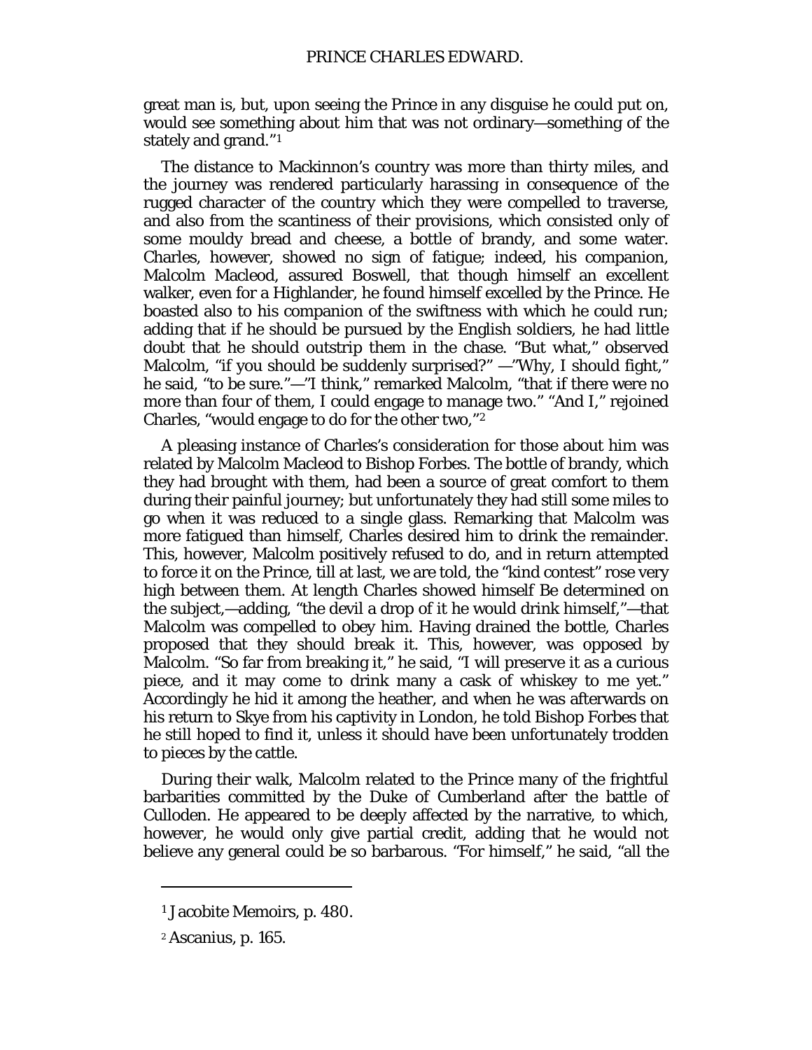great man is, but, upon seeing the Prince in any disguise he could put on, would see something about him that was not ordinary—something of the stately and grand."[1]

The distance to Mackinnon's country was more than thirty miles, and the journey was rendered particularly harassing in consequence of the rugged character of the country which they were compelled to traverse, and also from the scantiness of their provisions, which consisted only of some mouldy bread and cheese, a bottle of brandy, and some water. Charles, however, showed no sign of fatigue; indeed, his companion, Malcolm Macleod, assured Boswell, that though himself an excellent walker, even for a Highlander, he found himself excelled by the Prince. He boasted also to his companion of the swiftness with which he could run; adding that if he should be pursued by the English soldiers, he had little doubt that he should outstrip them in the chase. "But what," observed Malcolm, "if you should be suddenly surprised?" —"Why, I should fight," he said, "to be sure."—"I think," remarked Malcolm, "that if there were no more than four of them, I could engage to manage two." "And I," rejoined Charles, "would engage to do for the other two,"[2]

A pleasing instance of Charles's consideration for those about him was related by Malcolm Macleod to Bishop Forbes. The bottle of brandy, which they had brought with them, had been a source of great comfort to them during their painful journey; but unfortunately they had still some miles to go when it was reduced to a single glass. Remarking that Malcolm was more fatigued than himself, Charles desired him to drink the remainder. This, however, Malcolm positively refused to do, and in return attempted to force it on the Prince, till at last, we are told, the "kind contest" rose very high between them. At length Charles showed himself Be determined on the subject,—adding, "the devil a drop of it he would drink himself,"—that Malcolm was compelled to obey him. Having drained the bottle, Charles proposed that they should break it. This, however, was opposed by Malcolm. "So far from breaking it," he said, "I will preserve it as a curious piece, and it may come to drink many a cask of whiskey to me yet." Accordingly he hid it among the heather, and when he was afterwards on his return to Skye from his captivity in London, he told Bishop Forbes that he still hoped to find it, unless it should have been unfortunately trodden to pieces by the cattle.

During their walk, Malcolm related to the Prince many of the frightful barbarities committed by the Duke of Cumberland after the battle of Culloden. He appeared to be deeply affected by the narrative, to which, however, he would only give partial credit, adding that he would not believe any general could be so barbarous. "For himself," he said, "all the

---

[1] Jacobite Memoirs, p. 480.

[2] Ascanius, p. 165.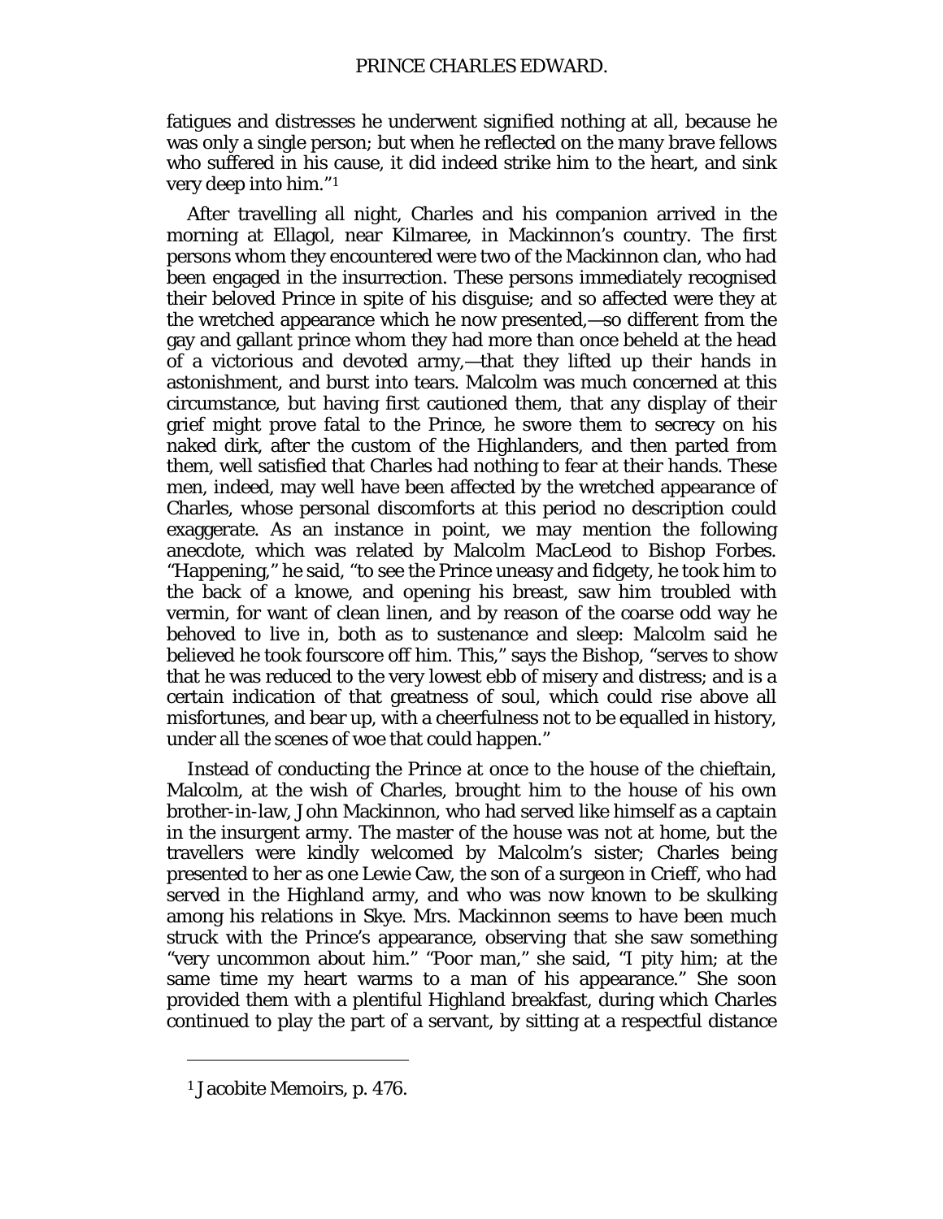fatigues and distresses he underwent signified nothing at all, because he was only a single person; but when he reflected on the many brave fellows who suffered in his cause, it did indeed strike him to the heart, and sink very deep into him."[1]

After travelling all night, Charles and his companion arrived in the morning at Ellagol, near Kilmaree, in Mackinnon's country. The first persons whom they encountered were two of the Mackinnon clan, who had been engaged in the insurrection. These persons immediately recognised their beloved Prince in spite of his disguise; and so affected were they at the wretched appearance which he now presented,—so different from the gay and gallant prince whom they had more than once beheld at the head of a victorious and devoted army,—that they lifted up their hands in astonishment, and burst into tears. Malcolm was much concerned at this circumstance, but having first cautioned them, that any display of their grief might prove fatal to the Prince, he swore them to secrecy on his naked dirk, after the custom of the Highlanders, and then parted from them, well satisfied that Charles had nothing to fear at their hands. These men, indeed, may well have been affected by the wretched appearance of Charles, whose personal discomforts at this period no description could exaggerate. As an instance in point, we may mention the following anecdote, which was related by Malcolm MacLeod to Bishop Forbes. "Happening," he said, "to see the Prince uneasy and fidgety, he took him to the back of a knowe, and opening his breast, saw him troubled with vermin, for want of clean linen, and by reason of the coarse odd way he behoved to live in, both as to sustenance and sleep: Malcolm said he believed he took fourscore off him. This," says the Bishop, "serves to show that he was reduced to the very lowest ebb of misery and distress; and is a certain indication of that greatness of soul, which could rise above all misfortunes, and bear up, with a cheerfulness not to be equalled in history, under all the scenes of woe that could happen."

Instead of conducting the Prince at once to the house of the chieftain, Malcolm, at the wish of Charles, brought him to the house of his own brother-in-law, John Mackinnon, who had served like himself as a captain in the insurgent army. The master of the house was not at home, but the travellers were kindly welcomed by Malcolm's sister; Charles being presented to her as one Lewie Caw, the son of a surgeon in Crieff, who had served in the Highland army, and who was now known to be skulking among his relations in Skye. Mrs. Mackinnon seems to have been much struck with the Prince's appearance, observing that she saw something "very uncommon about him." "Poor man," she said, "I pity him; at the same time my heart warms to a man of his appearance." She soon provided them with a plentiful Highland breakfast, during which Charles continued to play the part of a servant, by sitting at a respectful distance

[1] Jacobite Memoirs, p. 476.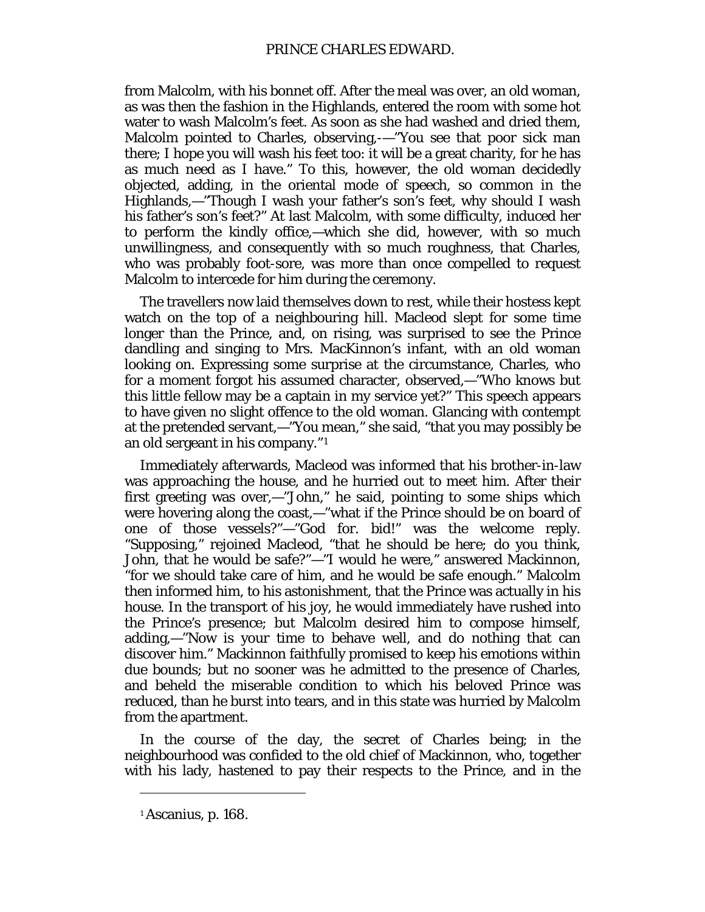from Malcolm, with his bonnet off. After the meal was over, an old woman, as was then the fashion in the Highlands, entered the room with some hot water to wash Malcolm's feet. As soon as she had washed and dried them, Malcolm pointed to Charles, observing,-—"You see that poor sick man there; I hope you will wash his feet too: it will be a great charity, for he has as much need as I have." To this, however, the old woman decidedly objected, adding, in the oriental mode of speech, so common in the Highlands,—"Though I wash your father's son's feet, why should I wash his father's son's feet?" At last Malcolm, with some difficulty, induced her to perform the kindly office,—which she did, however, with so much unwillingness, and consequently with so much roughness, that Charles, who was probably foot-sore, was more than once compelled to request Malcolm to intercede for him during the ceremony.

The travellers now laid themselves down to rest, while their hostess kept watch on the top of a neighbouring hill. Macleod slept for some time longer than the Prince, and, on rising, was surprised to see the Prince dandling and singing to Mrs. MacKinnon's infant, with an old woman looking on. Expressing some surprise at the circumstance, Charles, who for a moment forgot his assumed character, observed,—"Who knows but this little fellow may be a captain in my service yet?" This speech appears to have given no slight offence to the old woman. Glancing with contempt at the pretended servant,—"You mean," she said, "that you may possibly be an old sergeant in his company."[1]

Immediately afterwards, Macleod was informed that his brother-in-law was approaching the house, and he hurried out to meet him. After their first greeting was over,—"John," he said, pointing to some ships which were hovering along the coast,—"what if the Prince should be on board of one of those vessels?"—"God for. bid!" was the welcome reply. "Supposing," rejoined Macleod, "that he should be here; do you think, John, that he would be safe?"—"I would he were," answered Mackinnon, "for we should take care of him, and he would be safe enough." Malcolm then informed him, to his astonishment, that the Prince was actually in his house. In the transport of his joy, he would immediately have rushed into the Prince's presence; but Malcolm desired him to compose himself, adding,—"Now is your time to behave well, and do nothing that can discover him." Mackinnon faithfully promised to keep his emotions within due bounds; but no sooner was he admitted to the presence of Charles, and beheld the miserable condition to which his beloved Prince was reduced, than he burst into tears, and in this state was hurried by Malcolm from the apartment.

In the course of the day, the secret of Charles being; in the neighbourhood was confided to the old chief of Mackinnon, who, together with his lady, hastened to pay their respects to the Prince, and in the

---

[1] Ascanius, p. 168.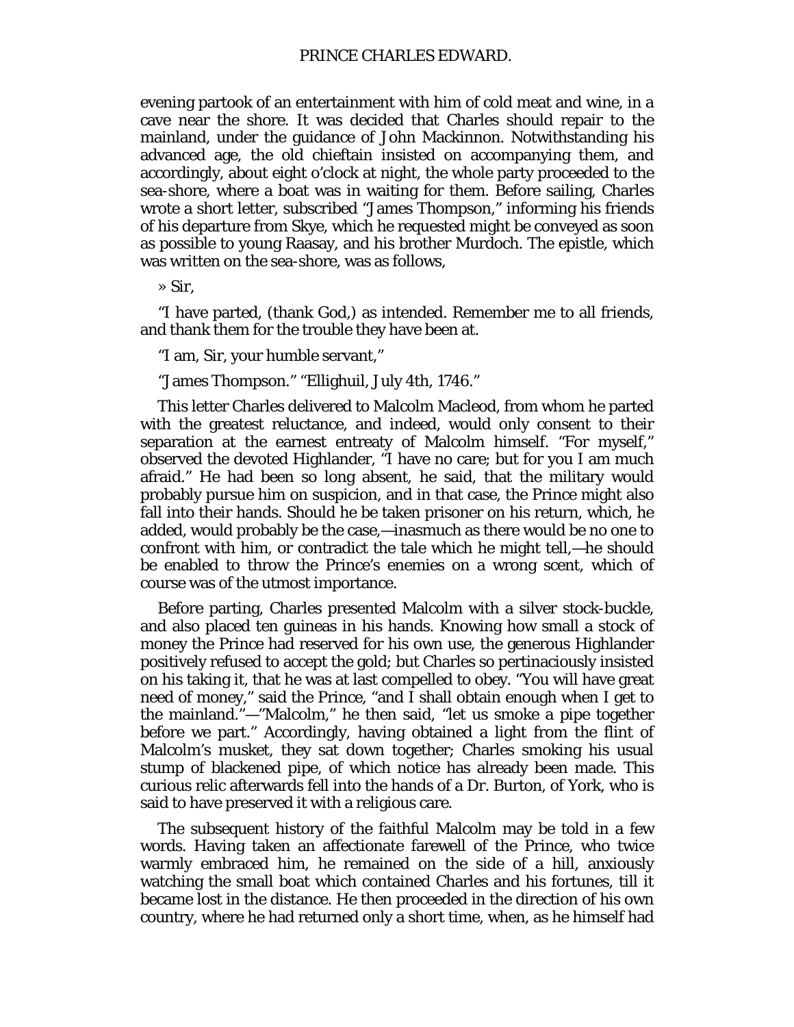evening partook of an entertainment with him of cold meat and wine, in a cave near the shore. It was decided that Charles should repair to the mainland, under the guidance of John Mackinnon. Notwithstanding his advanced age, the old chieftain insisted on accompanying them, and accordingly, about eight o'clock at night, the whole party proceeded to the sea-shore, where a boat was in waiting for them. Before sailing, Charles wrote a short letter, subscribed "James Thompson," informing his friends of his departure from Skye, which he requested might be conveyed as soon as possible to young Raasay, and his brother Murdoch. The epistle, which was written on the sea-shore, was as follows,

» Sir,

"I have parted, (thank God,) as intended. Remember me to all friends, and thank them for the trouble they have been at.

"I am, Sir, your humble servant,"

"James Thompson." "Ellighuil, July 4th, 1746."

This letter Charles delivered to Malcolm Macleod, from whom he parted with the greatest reluctance, and indeed, would only consent to their separation at the earnest entreaty of Malcolm himself. "For myself," observed the devoted Highlander, "I have no care; but for you I am much afraid." He had been so long absent, he said, that the military would probably pursue him on suspicion, and in that case, the Prince might also fall into their hands. Should he be taken prisoner on his return, which, he added, would probably be the case,—inasmuch as there would be no one to confront with him, or contradict the tale which he might tell,—he should be enabled to throw the Prince's enemies on a wrong scent, which of course was of the utmost importance.

Before parting, Charles presented Malcolm with a silver stock-buckle, and also placed ten guineas in his hands. Knowing how small a stock of money the Prince had reserved for his own use, the generous Highlander positively refused to accept the gold; but Charles so pertinaciously insisted on his taking it, that he was at last compelled to obey. "You will have great need of money," said the Prince, "and I shall obtain enough when I get to the mainland."—"Malcolm," he then said, "let us smoke a pipe together before we part." Accordingly, having obtained a light from the flint of Malcolm's musket, they sat down together; Charles smoking his usual stump of blackened pipe, of which notice has already been made. This curious relic afterwards fell into the hands of a Dr. Burton, of York, who is said to have preserved it with a religious care.

The subsequent history of the faithful Malcolm may be told in a few words. Having taken an affectionate farewell of the Prince, who twice warmly embraced him, he remained on the side of a hill, anxiously watching the small boat which contained Charles and his fortunes, till it became lost in the distance. He then proceeded in the direction of his own country, where he had returned only a short time, when, as he himself had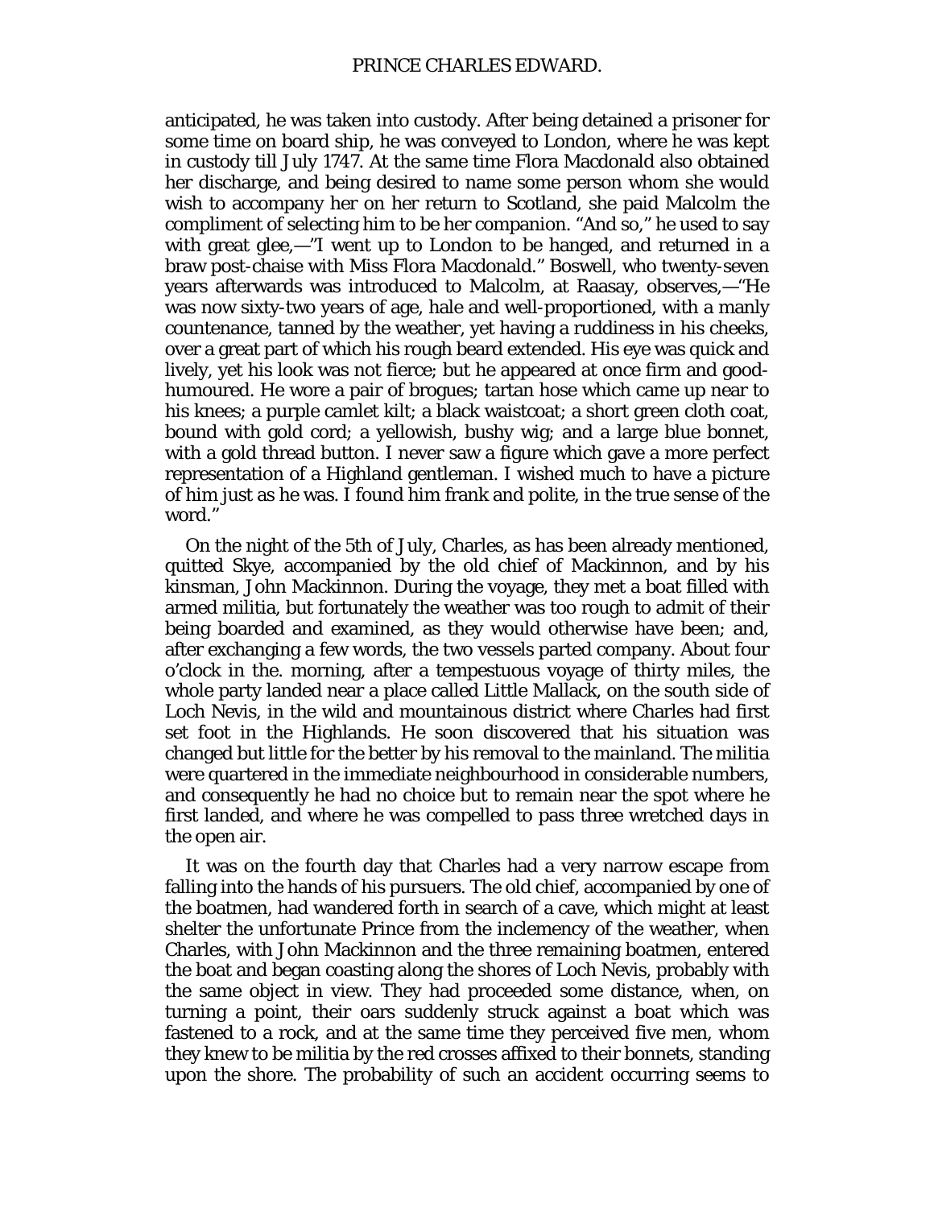anticipated, he was taken into custody. After being detained a prisoner for some time on board ship, he was conveyed to London, where he was kept in custody till July 1747. At the same time Flora Macdonald also obtained her discharge, and being desired to name some person whom she would wish to accompany her on her return to Scotland, she paid Malcolm the compliment of selecting him to be her companion. "And so," he used to say with great glee,—"I went up to London to be hanged, and returned in a braw post-chaise with Miss Flora Macdonald." Boswell, who twenty-seven years afterwards was introduced to Malcolm, at Raasay, observes,—"He was now sixty-two years of age, hale and well-proportioned, with a manly countenance, tanned by the weather, yet having a ruddiness in his cheeks, over a great part of which his rough beard extended. His eye was quick and lively, yet his look was not fierce; but he appeared at once firm and good-humoured. He wore a pair of brogues; tartan hose which came up near to his knees; a purple camlet kilt; a black waistcoat; a short green cloth coat, bound with gold cord; a yellowish, bushy wig; and a large blue bonnet, with a gold thread button. I never saw a figure which gave a more perfect representation of a Highland gentleman. I wished much to have a picture of him just as he was. I found him frank and polite, in the true sense of the word."

On the night of the 5th of July, Charles, as has been already mentioned, quitted Skye, accompanied by the old chief of Mackinnon, and by his kinsman, John Mackinnon. During the voyage, they met a boat filled with armed militia, but fortunately the weather was too rough to admit of their being boarded and examined, as they would otherwise have been; and, after exchanging a few words, the two vessels parted company. About four o'clock in the. morning, after a tempestuous voyage of thirty miles, the whole party landed near a place called Little Mallack, on the south side of Loch Nevis, in the wild and mountainous district where Charles had first set foot in the Highlands. He soon discovered that his situation was changed but little for the better by his removal to the mainland. The militia were quartered in the immediate neighbourhood in considerable numbers, and consequently he had no choice but to remain near the spot where he first landed, and where he was compelled to pass three wretched days in the open air.

It was on the fourth day that Charles had a very narrow escape from falling into the hands of his pursuers. The old chief, accompanied by one of the boatmen, had wandered forth in search of a cave, which might at least shelter the unfortunate Prince from the inclemency of the weather, when Charles, with John Mackinnon and the three remaining boatmen, entered the boat and began coasting along the shores of Loch Nevis, probably with the same object in view. They had proceeded some distance, when, on turning a point, their oars suddenly struck against a boat which was fastened to a rock, and at the same time they perceived five men, whom they knew to be militia by the red crosses affixed to their bonnets, standing upon the shore. The probability of such an accident occurring seems to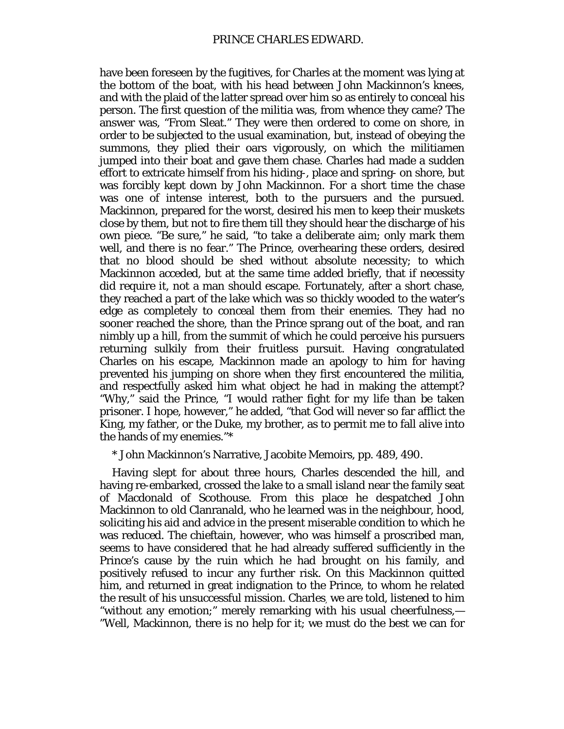have been foreseen by the fugitives, for Charles at the moment was lying at the bottom of the boat, with his head between John Mackinnon's knees, and with the plaid of the latter spread over him so as entirely to conceal his person. The first question of the militia was, from whence they came? The answer was, "From Sleat." They were then ordered to come on shore, in order to be subjected to the usual examination, but, instead of obeying the summons, they plied their oars vigorously, on which the militiamen jumped into their boat and gave them chase. Charles had made a sudden effort to extricate himself from his hiding-, place and spring- on shore, but was forcibly kept down by John Mackinnon. For a short time the chase was one of intense interest, both to the pursuers and the pursued. Mackinnon, prepared for the worst, desired his men to keep their muskets close by them, but not to fire them till they should hear the discharge of his own piece. "Be sure," he said, "to take a deliberate aim; only mark them well, and there is no fear." The Prince, overhearing these orders, desired that no blood should be shed without absolute necessity; to which Mackinnon acceded, but at the same time added briefly, that if necessity did require it, not a man should escape. Fortunately, after a short chase, they reached a part of the lake which was so thickly wooded to the water's edge as completely to conceal them from their enemies. They had no sooner reached the shore, than the Prince sprang out of the boat, and ran nimbly up a hill, from the summit of which he could perceive his pursuers returning sulkily from their fruitless pursuit. Having congratulated Charles on his escape, Mackinnon made an apology to him for having prevented his jumping on shore when they first encountered the militia, and respectfully asked him what object he had in making the attempt? "Why," said the Prince, "I would rather fight for my life than be taken prisoner. I hope, however," he added, "that God will never so far afflict the King, my father, or the Duke, my brother, as to permit me to fall alive into the hands of my enemies."*

* John Mackinnon's Narrative, Jacobite Memoirs, pp. 489, 490.

Having slept for about three hours, Charles descended the hill, and having re-embarked, crossed the lake to a small island near the family seat of Macdonald of Scothouse. From this place he despatched John Mackinnon to old Clanranald, who he learned was in the neighbour, hood, soliciting his aid and advice in the present miserable condition to which he was reduced. The chieftain, however, who was himself a proscribed man, seems to have considered that he had already suffered sufficiently in the Prince's cause by the ruin which he had brought on his family, and positively refused to incur any further risk. On this Mackinnon quitted him, and returned in great indignation to the Prince, to whom he related the result of his unsuccessful mission. Charles, we are told, listened to him "without any emotion;" merely remarking with his usual cheerfulness,—"Well, Mackinnon, there is no help for it; we must do the best we can for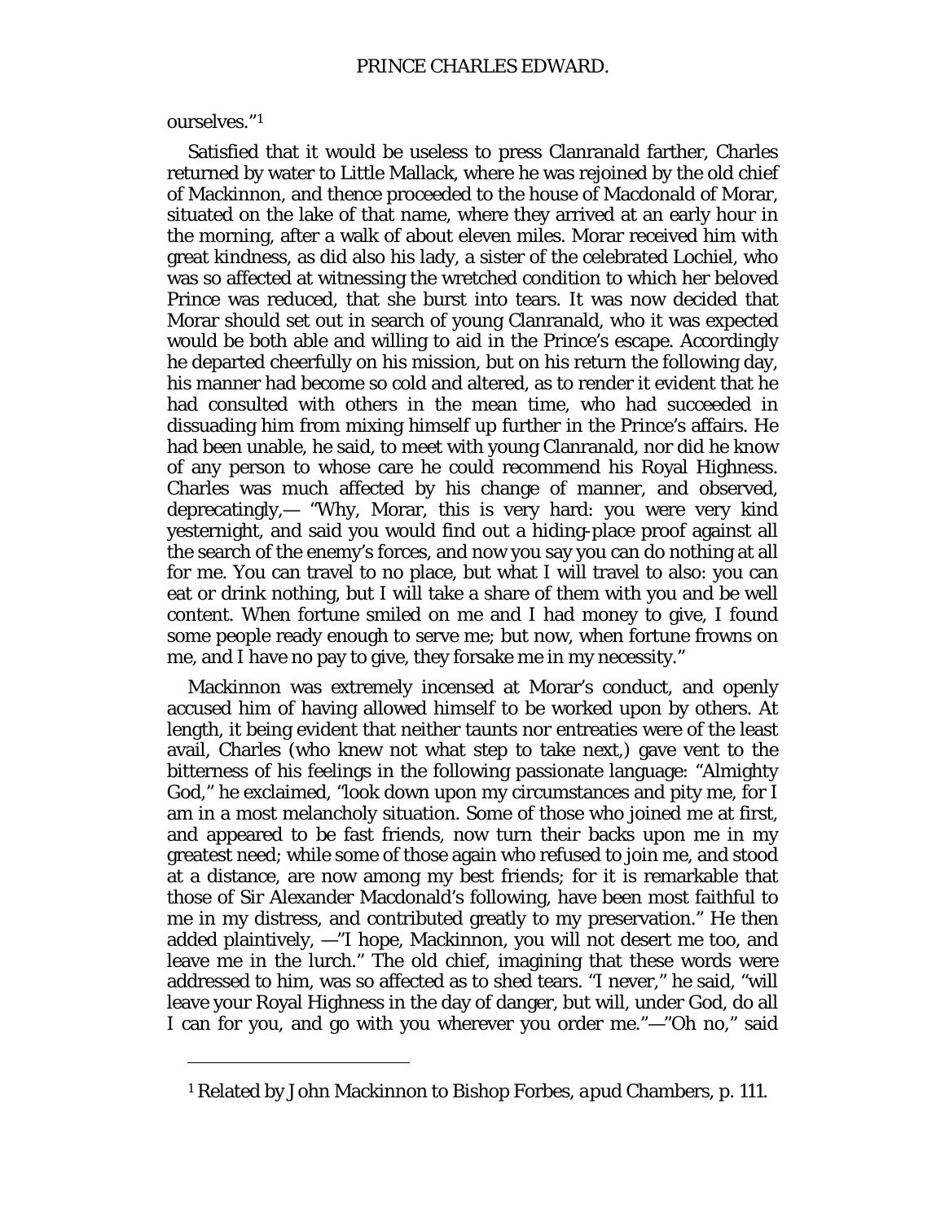ourselves."[1]

Satisfied that it would be useless to press Clanranald farther, Charles returned by water to Little Mallack, where he was rejoined by the old chief of Mackinnon, and thence proceeded to the house of Macdonald of Morar, situated on the lake of that name, where they arrived at an early hour in the morning, after a walk of about eleven miles. Morar received him with great kindness, as did also his lady, a sister of the celebrated Lochiel, who was so affected at witnessing the wretched condition to which her beloved Prince was reduced, that she burst into tears. It was now decided that Morar should set out in search of young Clanranald, who it was expected would be both able and willing to aid in the Prince's escape. Accordingly he departed cheerfully on his mission, but on his return the following day, his manner had become so cold and altered, as to render it evident that he had consulted with others in the mean time, who had succeeded in dissuading him from mixing himself up further in the Prince's affairs. He had been unable, he said, to meet with young Clanranald, nor did he know of any person to whose care he could recommend his Royal Highness. Charles was much affected by his change of manner, and observed, deprecatingly,— "Why, Morar, this is very hard: you were very kind yesternight, and said you would find out a hiding-place proof against all the search of the enemy's forces, and now you say you can do nothing at all for me. You can travel to no place, but what I will travel to also: you can eat or drink nothing, but I will take a share of them with you and be well content. When fortune smiled on me and I had money to give, I found some people ready enough to serve me; but now, when fortune frowns on me, and I have no pay to give, they forsake me in my necessity."

Mackinnon was extremely incensed at Morar's conduct, and openly accused him of having allowed himself to be worked upon by others. At length, it being evident that neither taunts nor entreaties were of the least avail, Charles (who knew not what step to take next,) gave vent to the bitterness of his feelings in the following passionate language: "Almighty God," he exclaimed, "look down upon my circumstances and pity me, for I am in a most melancholy situation. Some of those who joined me at first, and appeared to be fast friends, now turn their backs upon me in my greatest need; while some of those again who refused to join me, and stood at a distance, are now among my best friends; for it is remarkable that those of Sir Alexander Macdonald's following, have been most faithful to me in my distress, and contributed greatly to my preservation." He then added plaintively, —"I hope, Mackinnon, you will not desert me too, and leave me in the lurch." The old chief, imagining that these words were addressed to him, was so affected as to shed tears. "I never," he said, "will leave your Royal Highness in the day of danger, but will, under God, do all I can for you, and go with you wherever you order me."—"Oh no," said

---

[1] Related by John Mackinnon to Bishop Forbes, *apud* Chambers, p. 111.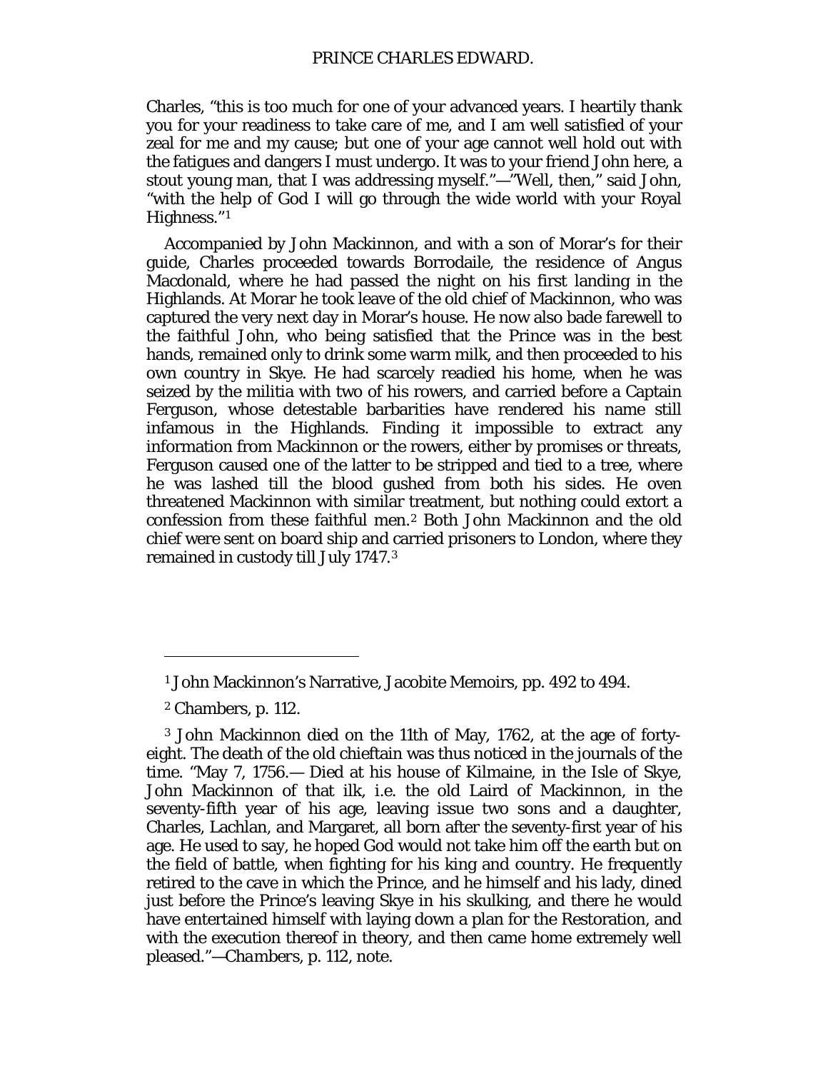Charles, "this is too much for one of your advanced years. I heartily thank you for your readiness to take care of me, and I am well satisfied of your zeal for me and my cause; but one of your age cannot well hold out with the fatigues and dangers I must undergo. It was to your friend John here, a stout young man, that I was addressing myself."—"Well, then," said John, "with the help of God I will go through the wide world with your Royal Highness."[1]

Accompanied by John Mackinnon, and with a son of Morar's for their guide, Charles proceeded towards Borrodaile, the residence of Angus Macdonald, where he had passed the night on his first landing in the Highlands. At Morar he took leave of the old chief of Mackinnon, who was captured the very next day in Morar's house. He now also bade farewell to the faithful John, who being satisfied that the Prince was in the best hands, remained only to drink some warm milk, and then proceeded to his own country in Skye. He had scarcely readied his home, when he was seized by the militia with two of his rowers, and carried before a Captain Ferguson, whose detestable barbarities have rendered his name still infamous in the Highlands. Finding it impossible to extract any information from Mackinnon or the rowers, either by promises or threats, Ferguson caused one of the latter to be stripped and tied to a tree, where he was lashed till the blood gushed from both his sides. He oven threatened Mackinnon with similar treatment, but nothing could extort a confession from these faithful men.[2] Both John Mackinnon and the old chief were sent on board ship and carried prisoners to London, where they remained in custody till July 1747.[3]

---

[1] John Mackinnon's Narrative, Jacobite Memoirs, pp. 492 to 494.

[2] Chambers, p. 112.

[3] John Mackinnon died on the 11th of May, 1762, at the age of forty-eight. The death of the old chieftain was thus noticed in the journals of the time. "May 7, 1756.— Died at his house of Kilmaine, in the Isle of Skye, John Mackinnon of that ilk, i.e. the old Laird of Mackinnon, in the seventy-fifth year of his age, leaving issue two sons and a daughter, Charles, Lachlan, and Margaret, all born after the seventy-first year of his age. He used to say, he hoped God would not take him off the earth but on the field of battle, when fighting for his king and country. He frequently retired to the cave in which the Prince, and he himself and his lady, dined just before the Prince's leaving Skye in his skulking, and there he would have entertained himself with laying down a plan for the Restoration, and with the execution thereof in theory, and then came home extremely well pleased."—*Chambers*, p. 112, note.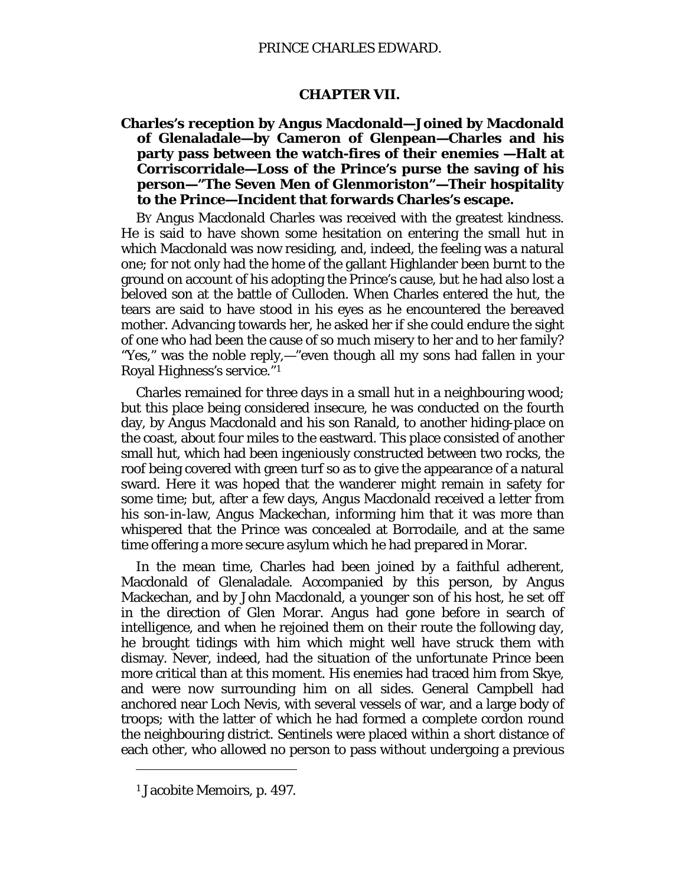## CHAPTER VII.

**Charles's reception by Angus Macdonald—Joined by Macdonald of Glenaladale—by Cameron of Glenpean—Charles and his party pass between the watch-fires of their enemies —Halt at Corriscorridale—Loss of the Prince's purse the saving of his person—"The Seven Men of Glenmoriston"—Their hospitality to the Prince—Incident that forwards Charles's escape.**

BY Angus Macdonald Charles was received with the greatest kindness. He is said to have shown some hesitation on entering the small hut in which Macdonald was now residing, and, indeed, the feeling was a natural one; for not only had the home of the gallant Highlander been burnt to the ground on account of his adopting the Prince's cause, but he had also lost a beloved son at the battle of Culloden. When Charles entered the hut, the tears are said to have stood in his eyes as he encountered the bereaved mother. Advancing towards her, he asked her if she could endure the sight of one who had been the cause of so much misery to her and to her family? "Yes," was the noble reply,—"even though all my sons had fallen in your Royal Highness's service."[1]

Charles remained for three days in a small hut in a neighbouring wood; but this place being considered insecure, he was conducted on the fourth day, by Angus Macdonald and his son Ranald, to another hiding-place on the coast, about four miles to the eastward. This place consisted of another small hut, which had been ingeniously constructed between two rocks, the roof being covered with green turf so as to give the appearance of a natural sward. Here it was hoped that the wanderer might remain in safety for some time; but, after a few days, Angus Macdonald received a letter from his son-in-law, Angus Mackechan, informing him that it was more than whispered that the Prince was concealed at Borrodaile, and at the same time offering a more secure asylum which he had prepared in Morar.

In the mean time, Charles had been joined by a faithful adherent, Macdonald of Glenaladale. Accompanied by this person, by Angus Mackechan, and by John Macdonald, a younger son of his host, he set off in the direction of Glen Morar. Angus had gone before in search of intelligence, and when he rejoined them on their route the following day, he brought tidings with him which might well have struck them with dismay. Never, indeed, had the situation of the unfortunate Prince been more critical than at this moment. His enemies had traced him from Skye, and were now surrounding him on all sides. General Campbell had anchored near Loch Nevis, with several vessels of war, and a large body of troops; with the latter of which he had formed a complete cordon round the neighbouring district. Sentinels were placed within a short distance of each other, who allowed no person to pass without undergoing a previous

[1] Jacobite Memoirs, p. 497.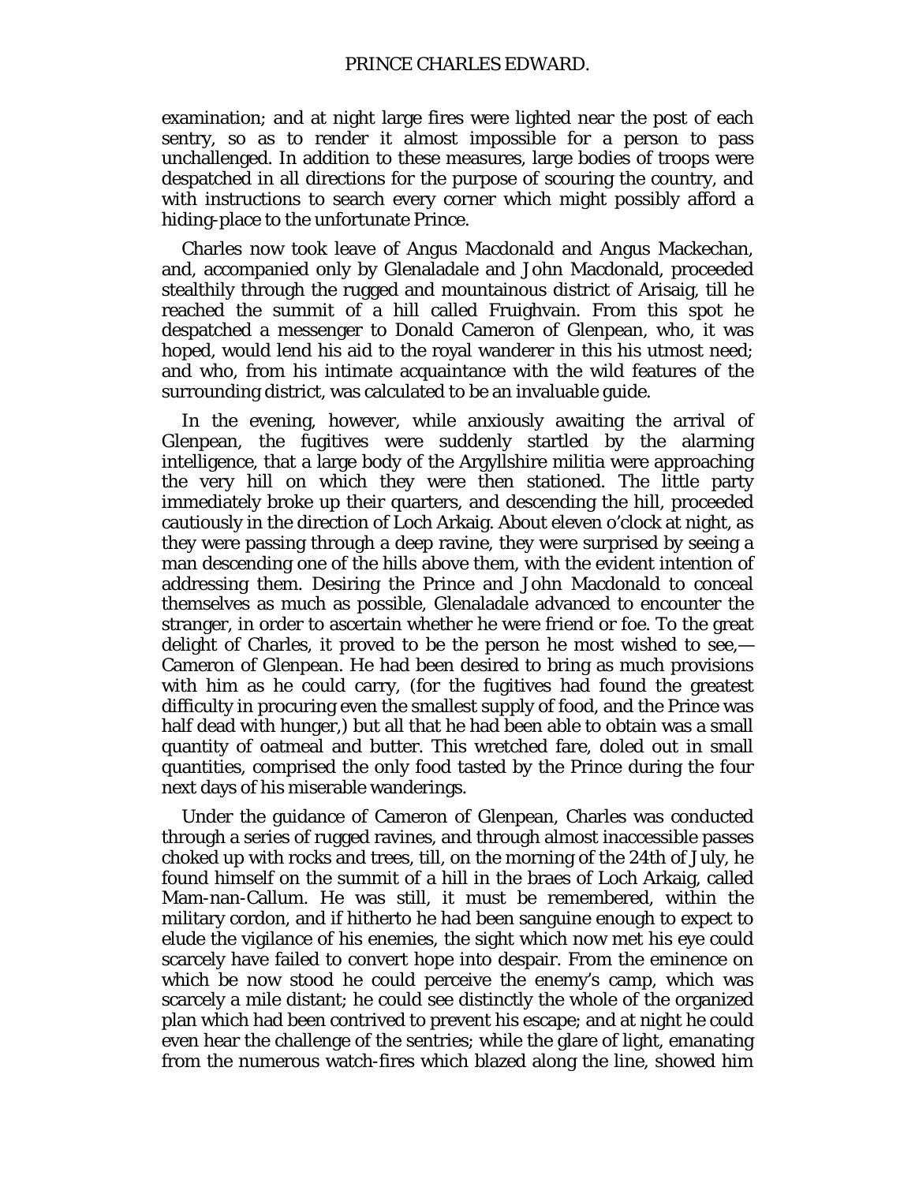examination; and at night large fires were lighted near the post of each sentry, so as to render it almost impossible for a person to pass unchallenged. In addition to these measures, large bodies of troops were despatched in all directions for the purpose of scouring the country, and with instructions to search every corner which might possibly afford a hiding-place to the unfortunate Prince.

Charles now took leave of Angus Macdonald and Angus Mackechan, and, accompanied only by Glenaladale and John Macdonald, proceeded stealthily through the rugged and mountainous district of Arisaig, till he reached the summit of a hill called Fruighvain. From this spot he despatched a messenger to Donald Cameron of Glenpean, who, it was hoped, would lend his aid to the royal wanderer in this his utmost need; and who, from his intimate acquaintance with the wild features of the surrounding district, was calculated to be an invaluable guide.

In the evening, however, while anxiously awaiting the arrival of Glenpean, the fugitives were suddenly startled by the alarming intelligence, that a large body of the Argyllshire militia were approaching the very hill on which they were then stationed. The little party immediately broke up their quarters, and descending the hill, proceeded cautiously in the direction of Loch Arkaig. About eleven o'clock at night, as they were passing through a deep ravine, they were surprised by seeing a man descending one of the hills above them, with the evident intention of addressing them. Desiring the Prince and John Macdonald to conceal themselves as much as possible, Glenaladale advanced to encounter the stranger, in order to ascertain whether he were friend or foe. To the great delight of Charles, it proved to be the person he most wished to see,—Cameron of Glenpean. He had been desired to bring as much provisions with him as he could carry, (for the fugitives had found the greatest difficulty in procuring even the smallest supply of food, and the Prince was half dead with hunger,) but all that he had been able to obtain was a small quantity of oatmeal and butter. This wretched fare, doled out in small quantities, comprised the only food tasted by the Prince during the four next days of his miserable wanderings.

Under the guidance of Cameron of Glenpean, Charles was conducted through a series of rugged ravines, and through almost inaccessible passes choked up with rocks and trees, till, on the morning of the 24th of July, he found himself on the summit of a hill in the braes of Loch Arkaig, called Mam-nan-Callum. He was still, it must be remembered, within the military cordon, and if hitherto he had been sanguine enough to expect to elude the vigilance of his enemies, the sight which now met his eye could scarcely have failed to convert hope into despair. From the eminence on which be now stood he could perceive the enemy's camp, which was scarcely a mile distant; he could see distinctly the whole of the organized plan which had been contrived to prevent his escape; and at night he could even hear the challenge of the sentries; while the glare of light, emanating from the numerous watch-fires which blazed along the line, showed him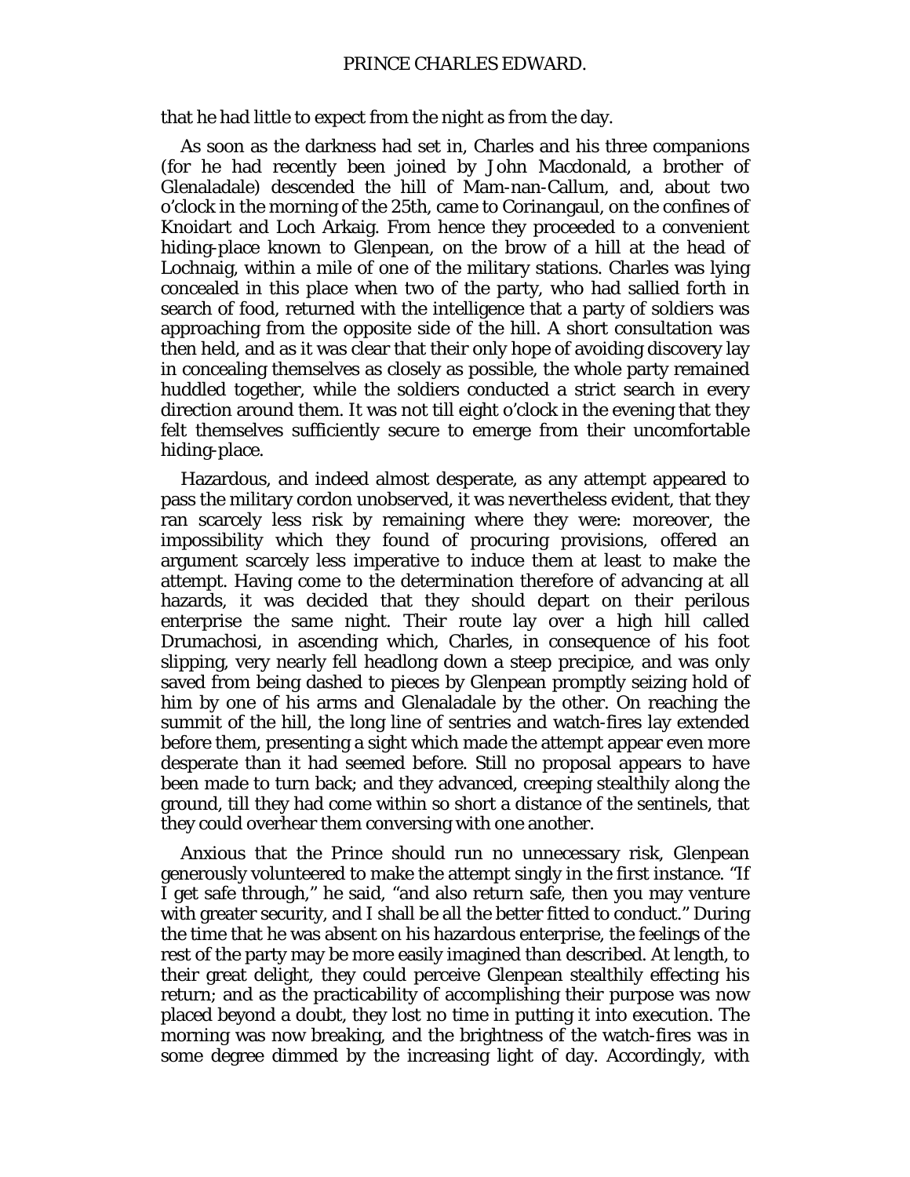that he had little to expect from the night as from the day.

As soon as the darkness had set in, Charles and his three companions (for he had recently been joined by John Macdonald, a brother of Glenaladale) descended the hill of Mam-nan-Callum, and, about two o'clock in the morning of the 25th, came to Corinangaul, on the confines of Knoidart and Loch Arkaig. From hence they proceeded to a convenient hiding-place known to Glenpean, on the brow of a hill at the head of Lochnaig, within a mile of one of the military stations. Charles was lying concealed in this place when two of the party, who had sallied forth in search of food, returned with the intelligence that a party of soldiers was approaching from the opposite side of the hill. A short consultation was then held, and as it was clear that their only hope of avoiding discovery lay in concealing themselves as closely as possible, the whole party remained huddled together, while the soldiers conducted a strict search in every direction around them. It was not till eight o'clock in the evening that they felt themselves sufficiently secure to emerge from their uncomfortable hiding-place.

Hazardous, and indeed almost desperate, as any attempt appeared to pass the military cordon unobserved, it was nevertheless evident, that they ran scarcely less risk by remaining where they were: moreover, the impossibility which they found of procuring provisions, offered an argument scarcely less imperative to induce them at least to make the attempt. Having come to the determination therefore of advancing at all hazards, it was decided that they should depart on their perilous enterprise the same night. Their route lay over a high hill called Drumachosi, in ascending which, Charles, in consequence of his foot slipping, very nearly fell headlong down a steep precipice, and was only saved from being dashed to pieces by Glenpean promptly seizing hold of him by one of his arms and Glenaladale by the other. On reaching the summit of the hill, the long line of sentries and watch-fires lay extended before them, presenting a sight which made the attempt appear even more desperate than it had seemed before. Still no proposal appears to have been made to turn back; and they advanced, creeping stealthily along the ground, till they had come within so short a distance of the sentinels, that they could overhear them conversing with one another.

Anxious that the Prince should run no unnecessary risk, Glenpean generously volunteered to make the attempt singly in the first instance. "If I get safe through," he said, "and also return safe, then you may venture with greater security, and I shall be all the better fitted to conduct." During the time that he was absent on his hazardous enterprise, the feelings of the rest of the party may be more easily imagined than described. At length, to their great delight, they could perceive Glenpean stealthily effecting his return; and as the practicability of accomplishing their purpose was now placed beyond a doubt, they lost no time in putting it into execution. The morning was now breaking, and the brightness of the watch-fires was in some degree dimmed by the increasing light of day. Accordingly, with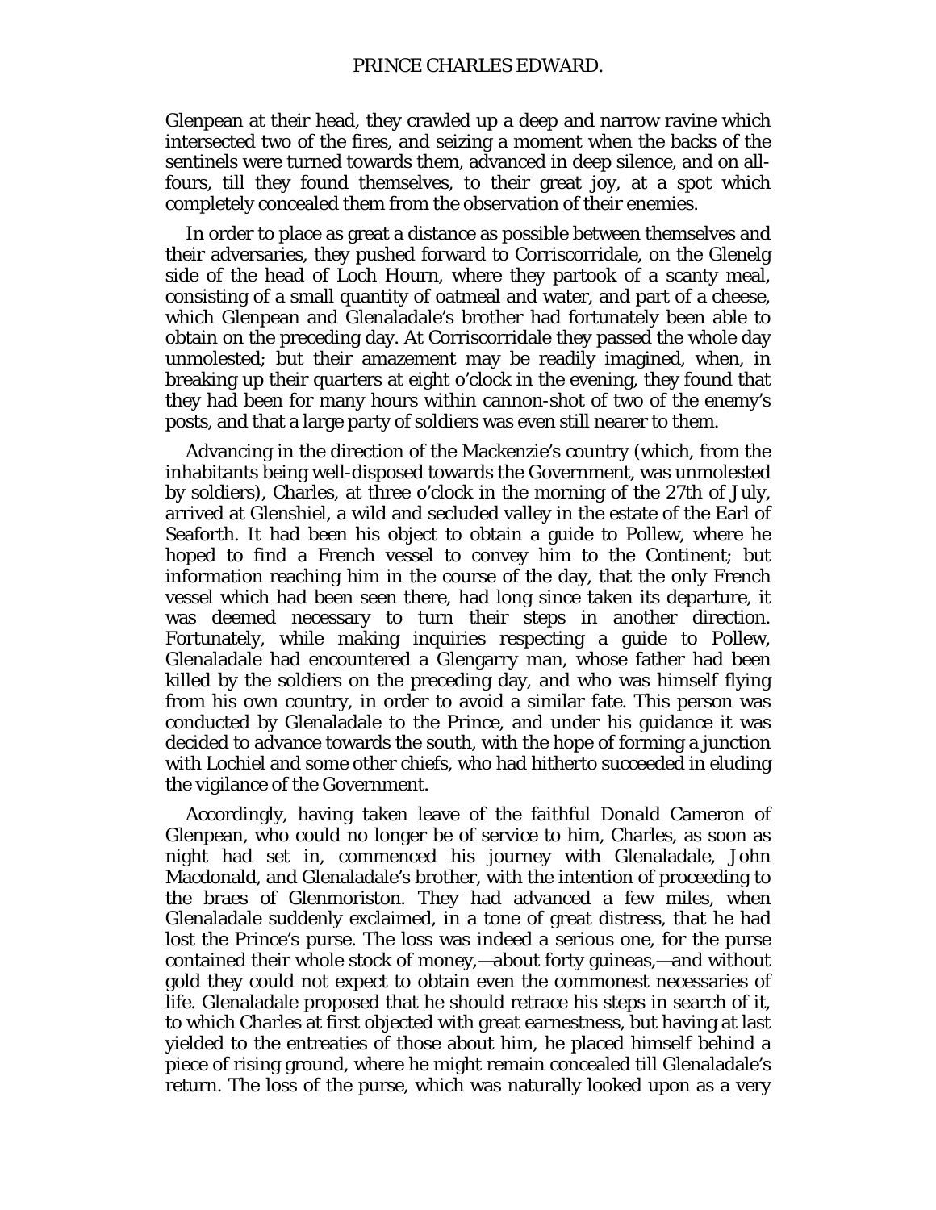Glenpean at their head, they crawled up a deep and narrow ravine which intersected two of the fires, and seizing a moment when the backs of the sentinels were turned towards them, advanced in deep silence, and on all-fours, till they found themselves, to their great joy, at a spot which completely concealed them from the observation of their enemies.

In order to place as great a distance as possible between themselves and their adversaries, they pushed forward to Corriscorridale, on the Glenelg side of the head of Loch Hourn, where they partook of a scanty meal, consisting of a small quantity of oatmeal and water, and part of a cheese, which Glenpean and Glenaladale's brother had fortunately been able to obtain on the preceding day. At Corriscorridale they passed the whole day unmolested; but their amazement may be readily imagined, when, in breaking up their quarters at eight o'clock in the evening, they found that they had been for many hours within cannon-shot of two of the enemy's posts, and that a large party of soldiers was even still nearer to them.

Advancing in the direction of the Mackenzie's country (which, from the inhabitants being well-disposed towards the Government, was unmolested by soldiers), Charles, at three o'clock in the morning of the 27th of July, arrived at Glenshiel, a wild and secluded valley in the estate of the Earl of Seaforth. It had been his object to obtain a guide to Pollew, where he hoped to find a French vessel to convey him to the Continent; but information reaching him in the course of the day, that the only French vessel which had been seen there, had long since taken its departure, it was deemed necessary to turn their steps in another direction. Fortunately, while making inquiries respecting a guide to Pollew, Glenaladale had encountered a Glengarry man, whose father had been killed by the soldiers on the preceding day, and who was himself flying from his own country, in order to avoid a similar fate. This person was conducted by Glenaladale to the Prince, and under his guidance it was decided to advance towards the south, with the hope of forming a junction with Lochiel and some other chiefs, who had hitherto succeeded in eluding the vigilance of the Government.

Accordingly, having taken leave of the faithful Donald Cameron of Glenpean, who could no longer be of service to him, Charles, as soon as night had set in, commenced his journey with Glenaladale, John Macdonald, and Glenaladale's brother, with the intention of proceeding to the braes of Glenmoriston. They had advanced a few miles, when Glenaladale suddenly exclaimed, in a tone of great distress, that he had lost the Prince's purse. The loss was indeed a serious one, for the purse contained their whole stock of money,—about forty guineas,—and without gold they could not expect to obtain even the commonest necessaries of life. Glenaladale proposed that he should retrace his steps in search of it, to which Charles at first objected with great earnestness, but having at last yielded to the entreaties of those about him, he placed himself behind a piece of rising ground, where he might remain concealed till Glenaladale's return. The loss of the purse, which was naturally looked upon as a very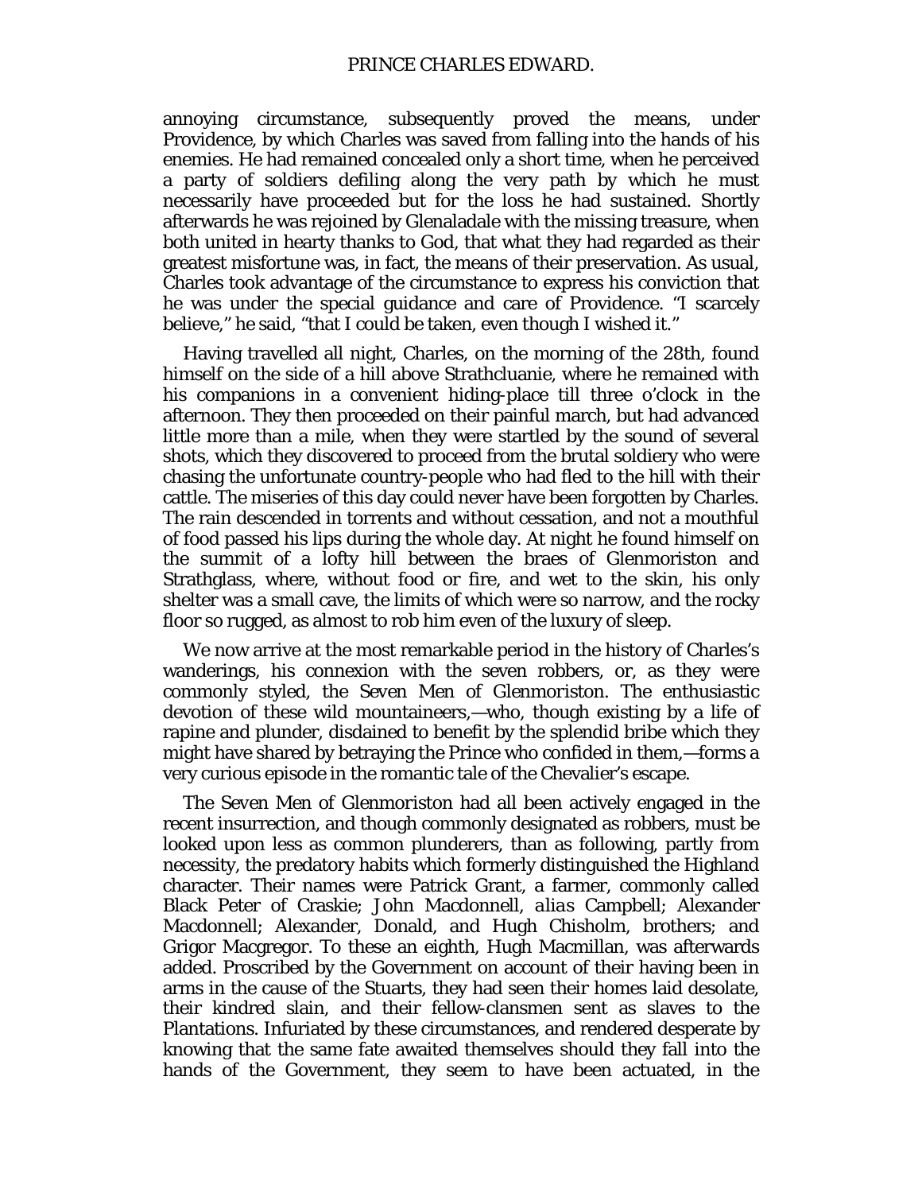annoying circumstance, subsequently proved the means, under Providence, by which Charles was saved from falling into the hands of his enemies. He had remained concealed only a short time, when he perceived a party of soldiers defiling along the very path by which he must necessarily have proceeded but for the loss he had sustained. Shortly afterwards he was rejoined by Glenaladale with the missing treasure, when both united in hearty thanks to God, that what they had regarded as their greatest misfortune was, in fact, the means of their preservation. As usual, Charles took advantage of the circumstance to express his conviction that he was under the special guidance and care of Providence. "I scarcely believe," he said, "that I could be taken, even though I wished it."

Having travelled all night, Charles, on the morning of the 28th, found himself on the side of a hill above Strathcluanie, where he remained with his companions in a convenient hiding-place till three o'clock in the afternoon. They then proceeded on their painful march, but had advanced little more than a mile, when they were startled by the sound of several shots, which they discovered to proceed from the brutal soldiery who were chasing the unfortunate country-people who had fled to the hill with their cattle. The miseries of this day could never have been forgotten by Charles. The rain descended in torrents and without cessation, and not a mouthful of food passed his lips during the whole day. At night he found himself on the summit of a lofty hill between the braes of Glenmoriston and Strathglass, where, without food or fire, and wet to the skin, his only shelter was a small cave, the limits of which were so narrow, and the rocky floor so rugged, as almost to rob him even of the luxury of sleep.

We now arrive at the most remarkable period in the history of Charles's wanderings, his connexion with the seven robbers, or, as they were commonly styled, the Seven Men of Glenmoriston. The enthusiastic devotion of these wild mountaineers,—who, though existing by a life of rapine and plunder, disdained to benefit by the splendid bribe which they might have shared by betraying the Prince who confided in them,—forms a very curious episode in the romantic tale of the Chevalier's escape.

The Seven Men of Glenmoriston had all been actively engaged in the recent insurrection, and though commonly designated as robbers, must be looked upon less as common plunderers, than as following, partly from necessity, the predatory habits which formerly distinguished the Highland character. Their names were Patrick Grant, a farmer, commonly called Black Peter of Craskie; John Macdonnell, *alias* Campbell; Alexander Macdonnell; Alexander, Donald, and Hugh Chisholm, brothers; and Grigor Macgregor. To these an eighth, Hugh Macmillan, was afterwards added. Proscribed by the Government on account of their having been in arms in the cause of the Stuarts, they had seen their homes laid desolate, their kindred slain, and their fellow-clansmen sent as slaves to the Plantations. Infuriated by these circumstances, and rendered desperate by knowing that the same fate awaited themselves should they fall into the hands of the Government, they seem to have been actuated, in the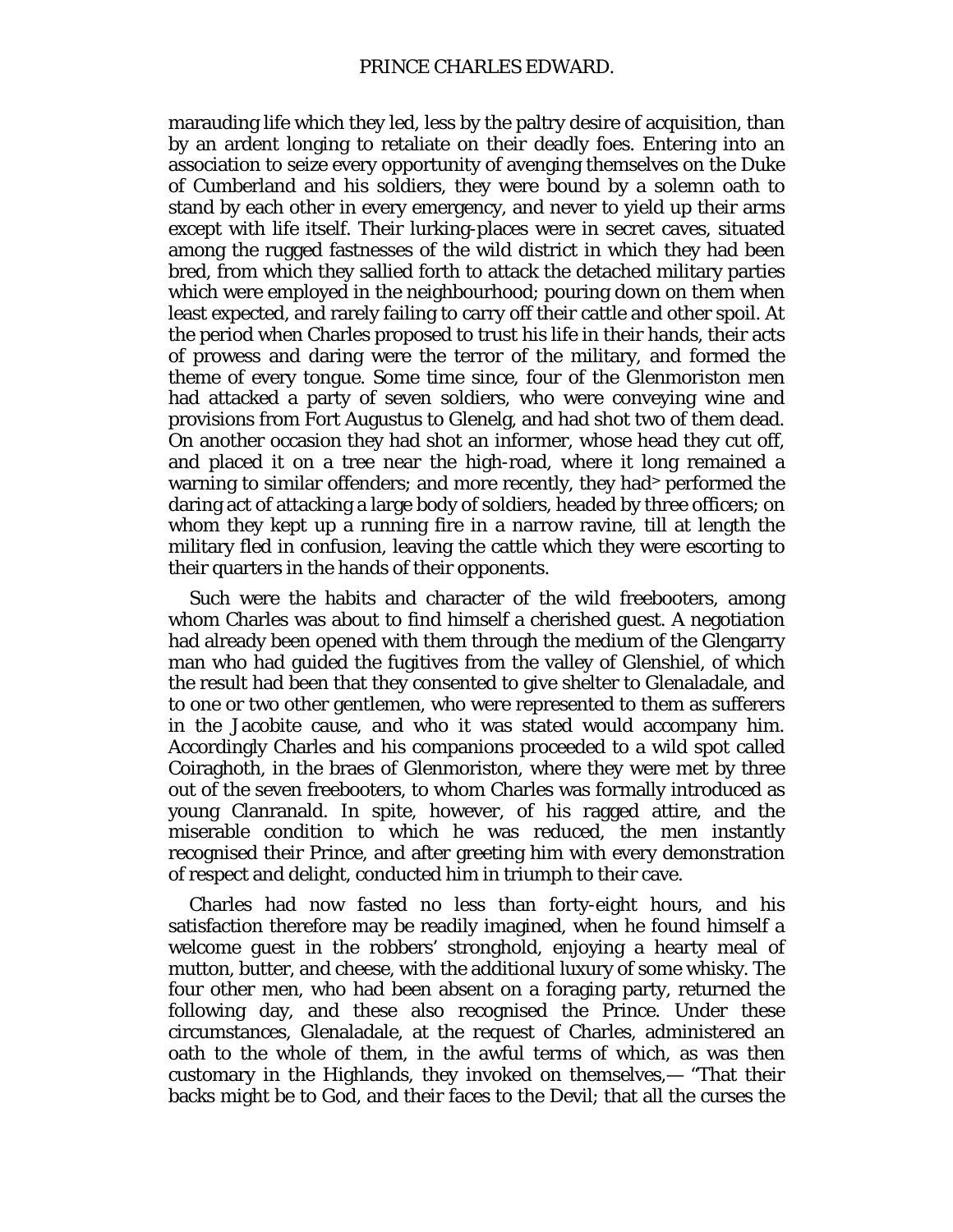marauding life which they led, less by the paltry desire of acquisition, than by an ardent longing to retaliate on their deadly foes. Entering into an association to seize every opportunity of avenging themselves on the Duke of Cumberland and his soldiers, they were bound by a solemn oath to stand by each other in every emergency, and never to yield up their arms except with life itself. Their lurking-places were in secret caves, situated among the rugged fastnesses of the wild district in which they had been bred, from which they sallied forth to attack the detached military parties which were employed in the neighbourhood; pouring down on them when least expected, and rarely failing to carry off their cattle and other spoil. At the period when Charles proposed to trust his life in their hands, their acts of prowess and daring were the terror of the military, and formed the theme of every tongue. Some time since, four of the Glenmoriston men had attacked a party of seven soldiers, who were conveying wine and provisions from Fort Augustus to Glenelg, and had shot two of them dead. On another occasion they had shot an informer, whose head they cut off, and placed it on a tree near the high-road, where it long remained a warning to similar offenders; and more recently, they had performed the daring act of attacking a large body of soldiers, headed by three officers; on whom they kept up a running fire in a narrow ravine, till at length the military fled in confusion, leaving the cattle which they were escorting to their quarters in the hands of their opponents.

Such were the habits and character of the wild freebooters, among whom Charles was about to find himself a cherished guest. A negotiation had already been opened with them through the medium of the Glengarry man who had guided the fugitives from the valley of Glenshiel, of which the result had been that they consented to give shelter to Glenaladale, and to one or two other gentlemen, who were represented to them as sufferers in the Jacobite cause, and who it was stated would accompany him. Accordingly Charles and his companions proceeded to a wild spot called Coiraghoth, in the braes of Glenmoriston, where they were met by three out of the seven freebooters, to whom Charles was formally introduced as young Clanranald. In spite, however, of his ragged attire, and the miserable condition to which he was reduced, the men instantly recognised their Prince, and after greeting him with every demonstration of respect and delight, conducted him in triumph to their cave.

Charles had now fasted no less than forty-eight hours, and his satisfaction therefore may be readily imagined, when he found himself a welcome guest in the robbers' stronghold, enjoying a hearty meal of mutton, butter, and cheese, with the additional luxury of some whisky. The four other men, who had been absent on a foraging party, returned the following day, and these also recognised the Prince. Under these circumstances, Glenaladale, at the request of Charles, administered an oath to the whole of them, in the awful terms of which, as was then customary in the Highlands, they invoked on themselves,— "That their backs might be to God, and their faces to the Devil; that all the curses the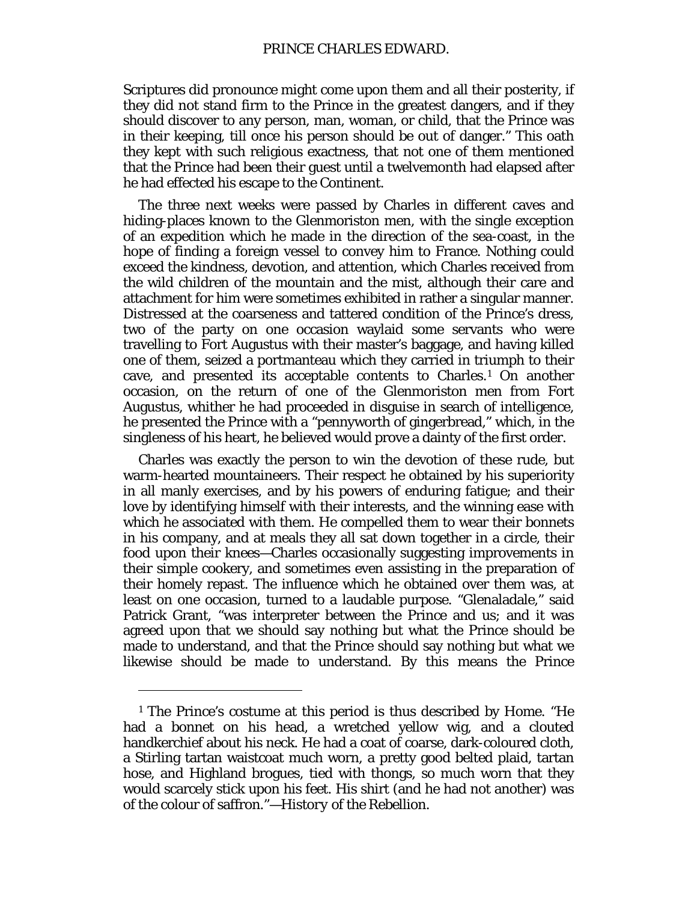Scriptures did pronounce might come upon them and all their posterity, if they did not stand firm to the Prince in the greatest dangers, and if they should discover to any person, man, woman, or child, that the Prince was in their keeping, till once his person should be out of danger." This oath they kept with such religious exactness, that not one of them mentioned that the Prince had been their guest until a twelvemonth had elapsed after he had effected his escape to the Continent.

The three next weeks were passed by Charles in different caves and hiding-places known to the Glenmoriston men, with the single exception of an expedition which he made in the direction of the sea-coast, in the hope of finding a foreign vessel to convey him to France. Nothing could exceed the kindness, devotion, and attention, which Charles received from the wild children of the mountain and the mist, although their care and attachment for him were sometimes exhibited in rather a singular manner. Distressed at the coarseness and tattered condition of the Prince's dress, two of the party on one occasion waylaid some servants who were travelling to Fort Augustus with their master's baggage, and having killed one of them, seized a portmanteau which they carried in triumph to their cave, and presented its acceptable contents to Charles.[1] On another occasion, on the return of one of the Glenmoriston men from Fort Augustus, whither he had proceeded in disguise in search of intelligence, he presented the Prince with a "pennyworth of gingerbread," which, in the singleness of his heart, he believed would prove a dainty of the first order.

Charles was exactly the person to win the devotion of these rude, but warm-hearted mountaineers. Their respect he obtained by his superiority in all manly exercises, and by his powers of enduring fatigue; and their love by identifying himself with their interests, and the winning ease with which he associated with them. He compelled them to wear their bonnets in his company, and at meals they all sat down together in a circle, their food upon their knees—Charles occasionally suggesting improvements in their simple cookery, and sometimes even assisting in the preparation of their homely repast. The influence which he obtained over them was, at least on one occasion, turned to a laudable purpose. "Glenaladale," said Patrick Grant, "was interpreter between the Prince and us; and it was agreed upon that we should say nothing but what the Prince should be made to understand, and that the Prince should say nothing but what we likewise should be made to understand. By this means the Prince

---

[1] The Prince's costume at this period is thus described by Home. "He had a bonnet on his head, a wretched yellow wig, and a clouted handkerchief about his neck. He had a coat of coarse, dark-coloured cloth, a Stirling tartan waistcoat much worn, a pretty good belted plaid, tartan hose, and Highland brogues, tied with thongs, so much worn that they would scarcely stick upon his feet. His shirt (and he had not another) was of the colour of saffron."—History of the Rebellion.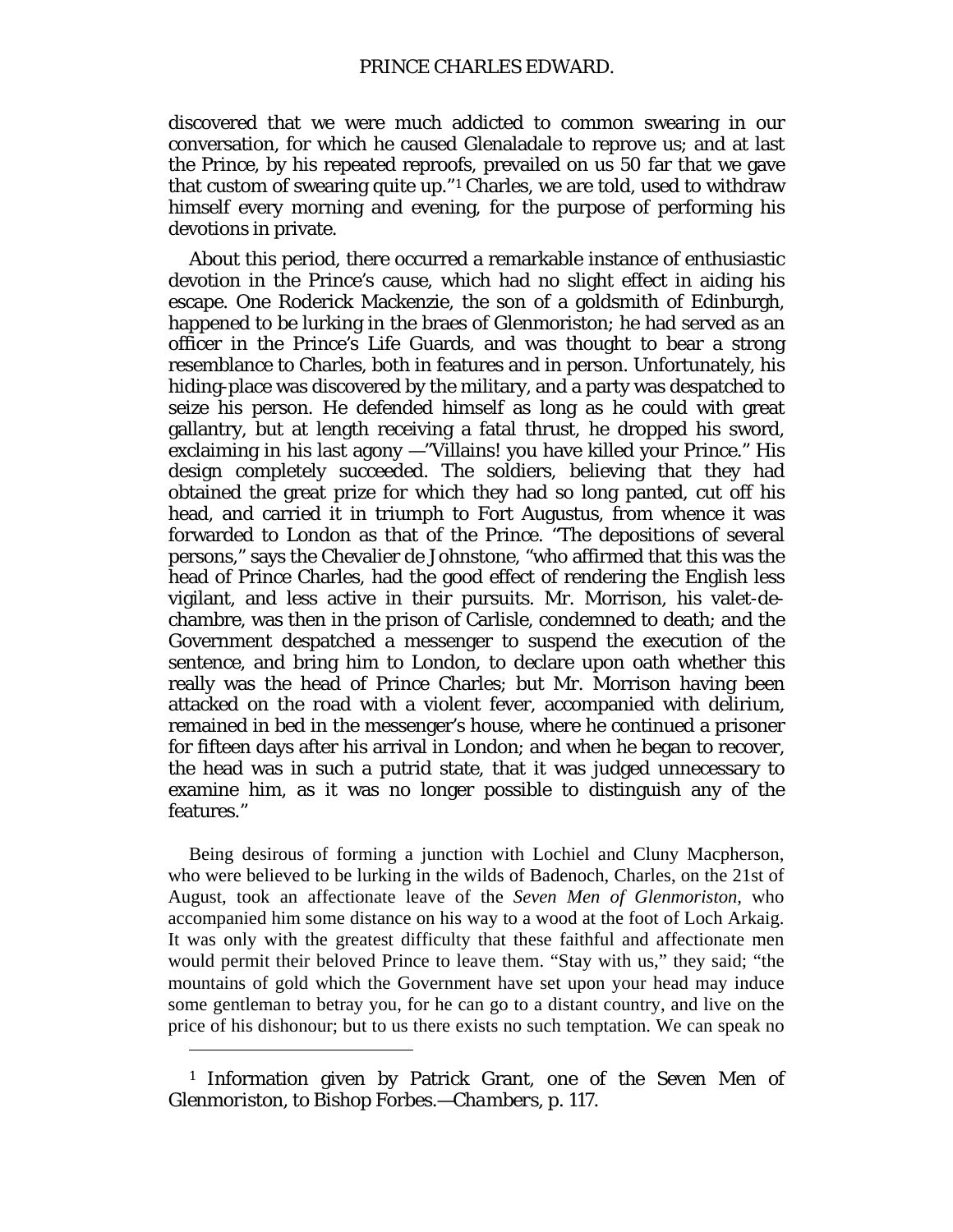discovered that we were much addicted to common swearing in our conversation, for which he caused Glenaladale to reprove us; and at last the Prince, by his repeated reproofs, prevailed on us 50 far that we gave that custom of swearing quite up."[1] Charles, we are told, used to withdraw himself every morning and evening, for the purpose of performing his devotions in private.

About this period, there occurred a remarkable instance of enthusiastic devotion in the Prince's cause, which had no slight effect in aiding his escape. One Roderick Mackenzie, the son of a goldsmith of Edinburgh, happened to be lurking in the braes of Glenmoriston; he had served as an officer in the Prince's Life Guards, and was thought to bear a strong resemblance to Charles, both in features and in person. Unfortunately, his hiding-place was discovered by the military, and a party was despatched to seize his person. He defended himself as long as he could with great gallantry, but at length receiving a fatal thrust, he dropped his sword, exclaiming in his last agony —"Villains! you have killed your Prince." His design completely succeeded. The soldiers, believing that they had obtained the great prize for which they had so long panted, cut off his head, and carried it in triumph to Fort Augustus, from whence it was forwarded to London as that of the Prince. "The depositions of several persons," says the Chevalier de Johnstone, "who affirmed that this was the head of Prince Charles, had the good effect of rendering the English less vigilant, and less active in their pursuits. Mr. Morrison, his valet-de-chambre, was then in the prison of Carlisle, condemned to death; and the Government despatched a messenger to suspend the execution of the sentence, and bring him to London, to declare upon oath whether this really was the head of Prince Charles; but Mr. Morrison having been attacked on the road with a violent fever, accompanied with delirium, remained in bed in the messenger's house, where he continued a prisoner for fifteen days after his arrival in London; and when he began to recover, the head was in such a putrid state, that it was judged unnecessary to examine him, as it was no longer possible to distinguish any of the features."

Being desirous of forming a junction with Lochiel and Cluny Macpherson, who were believed to be lurking in the wilds of Badenoch, Charles, on the 21st of August, took an affectionate leave of the *Seven Men of Glenmoriston*, who accompanied him some distance on his way to a wood at the foot of Loch Arkaig. It was only with the greatest difficulty that these faithful and affectionate men would permit their beloved Prince to leave them. "Stay with us," they said; "the mountains of gold which the Government have set upon your head may induce some gentleman to betray you, for he can go to a distant country, and live on the price of his dishonour; but to us there exists no such temptation. We can speak no

---

[1] Information given by Patrick Grant, one of the Seven Men of Glenmoriston, to Bishop Forbes.—*Chambers*, p. 117.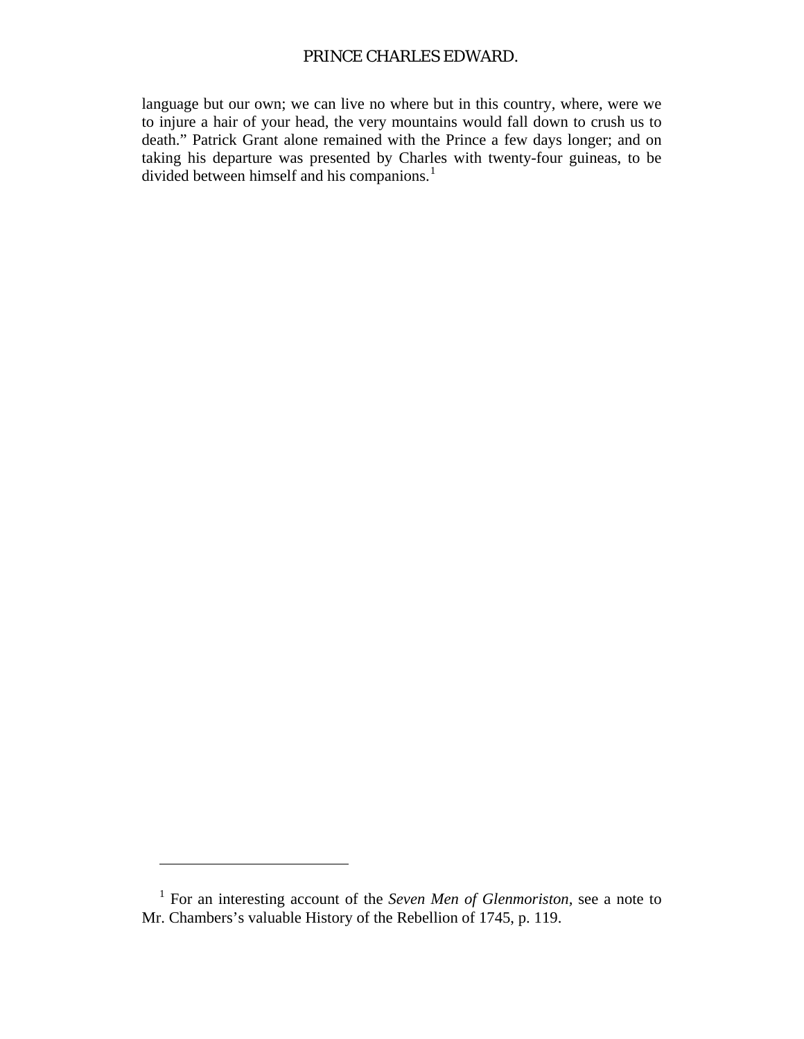language but our own; we can live no where but in this country, where, were we to injure a hair of your head, the very mountains would fall down to crush us to death." Patrick Grant alone remained with the Prince a few days longer; and on taking his departure was presented by Charles with twenty-four guineas, to be divided between himself and his companions.[1]

---

[1] For an interesting account of the *Seven Men of Glenmoriston*, see a note to Mr. Chambers's valuable History of the Rebellion of 1745, p. 119.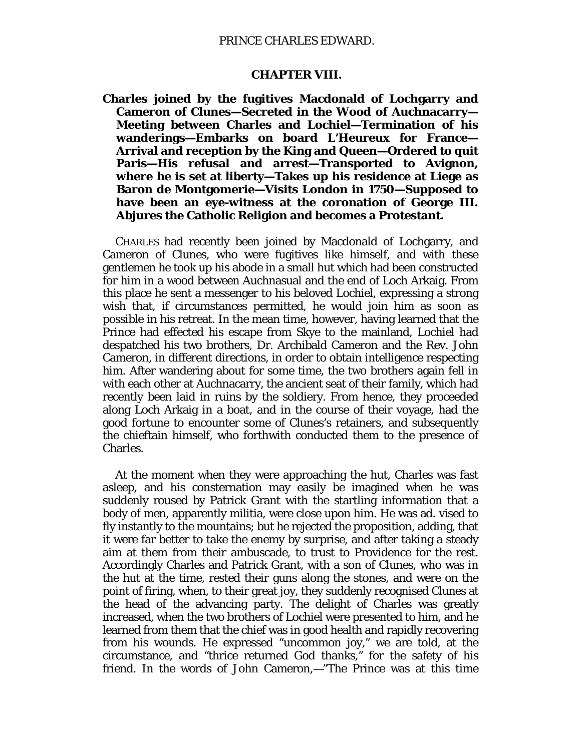## CHAPTER VIII.

**Charles joined by the fugitives Macdonald of Lochgarry and Cameron of Clunes—Secreted in the Wood of Auchnacarry—Meeting between Charles and Lochiel—Termination of his wanderings—Embarks on board L'Heureux for France—Arrival and reception by the King and Queen—Ordered to quit Paris—His refusal and arrest—Transported to Avignon, where he is set at liberty—Takes up his residence at Liege as Baron de Montgomerie—Visits London in 1750—Supposed to have been an eye-witness at the coronation of George III. Abjures the Catholic Religion and becomes a Protestant.**

CHARLES had recently been joined by Macdonald of Lochgarry, and Cameron of Clunes, who were fugitives like himself, and with these gentlemen he took up his abode in a small hut which had been constructed for him in a wood between Auchnasual and the end of Loch Arkaig. From this place he sent a messenger to his beloved Lochiel, expressing a strong wish that, if circumstances permitted, he would join him as soon as possible in his retreat. In the mean time, however, having learned that the Prince had effected his escape from Skye to the mainland, Lochiel had despatched his two brothers, Dr. Archibald Cameron and the Rev. John Cameron, in different directions, in order to obtain intelligence respecting him. After wandering about for some time, the two brothers again fell in with each other at Auchnacarry, the ancient seat of their family, which had recently been laid in ruins by the soldiery. From hence, they proceeded along Loch Arkaig in a boat, and in the course of their voyage, had the good fortune to encounter some of Clunes's retainers, and subsequently the chieftain himself, who forthwith conducted them to the presence of Charles.

At the moment when they were approaching the hut, Charles was fast asleep, and his consternation may easily be imagined when he was suddenly roused by Patrick Grant with the startling information that a body of men, apparently militia, were close upon him. He was ad. vised to fly instantly to the mountains; but he rejected the proposition, adding, that it were far better to take the enemy by surprise, and after taking a steady aim at them from their ambuscade, to trust to Providence for the rest. Accordingly Charles and Patrick Grant, with a son of Clunes, who was in the hut at the time, rested their guns along the stones, and were on the point of firing, when, to their great joy, they suddenly recognised Clunes at the head of the advancing party. The delight of Charles was greatly increased, when the two brothers of Lochiel were presented to him, and he learned from them that the chief was in good health and rapidly recovering from his wounds. He expressed "uncommon joy," we are told, at the circumstance, and "thrice returned God thanks," for the safety of his friend. In the words of John Cameron,—"The Prince was at this time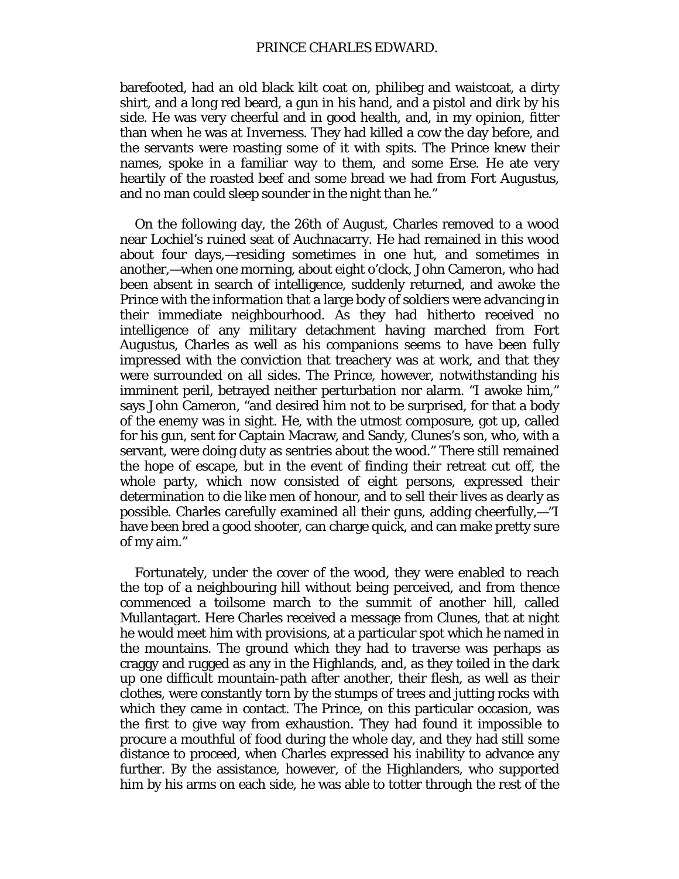barefooted, had an old black kilt coat on, philibeg and waistcoat, a dirty shirt, and a long red beard, a gun in his hand, and a pistol and dirk by his side. He was very cheerful and in good health, and, in my opinion, fitter than when he was at Inverness. They had killed a cow the day before, and the servants were roasting some of it with spits. The Prince knew their names, spoke in a familiar way to them, and some Erse. He ate very heartily of the roasted beef and some bread we had from Fort Augustus, and no man could sleep sounder in the night than he."

On the following day, the 26th of August, Charles removed to a wood near Lochiel's ruined seat of Auchnacarry. He had remained in this wood about four days,—residing sometimes in one hut, and sometimes in another,—when one morning, about eight o'clock, John Cameron, who had been absent in search of intelligence, suddenly returned, and awoke the Prince with the information that a large body of soldiers were advancing in their immediate neighbourhood. As they had hitherto received no intelligence of any military detachment having marched from Fort Augustus, Charles as well as his companions seems to have been fully impressed with the conviction that treachery was at work, and that they were surrounded on all sides. The Prince, however, notwithstanding his imminent peril, betrayed neither perturbation nor alarm. "I awoke him," says John Cameron, "and desired him not to be surprised, for that a body of the enemy was in sight. He, with the utmost composure, got up, called for his gun, sent for Captain Macraw, and Sandy, Clunes's son, who, with a servant, were doing duty as sentries about the wood." There still remained the hope of escape, but in the event of finding their retreat cut off, the whole party, which now consisted of eight persons, expressed their determination to die like men of honour, and to sell their lives as dearly as possible. Charles carefully examined all their guns, adding cheerfully,—"I have been bred a good shooter, can charge quick, and can make pretty sure of my aim."

Fortunately, under the cover of the wood, they were enabled to reach the top of a neighbouring hill without being perceived, and from thence commenced a toilsome march to the summit of another hill, called Mullantagart. Here Charles received a message from Clunes, that at night he would meet him with provisions, at a particular spot which he named in the mountains. The ground which they had to traverse was perhaps as craggy and rugged as any in the Highlands, and, as they toiled in the dark up one difficult mountain-path after another, their flesh, as well as their clothes, were constantly torn by the stumps of trees and jutting rocks with which they came in contact. The Prince, on this particular occasion, was the first to give way from exhaustion. They had found it impossible to procure a mouthful of food during the whole day, and they had still some distance to proceed, when Charles expressed his inability to advance any further. By the assistance, however, of the Highlanders, who supported him by his arms on each side, he was able to totter through the rest of the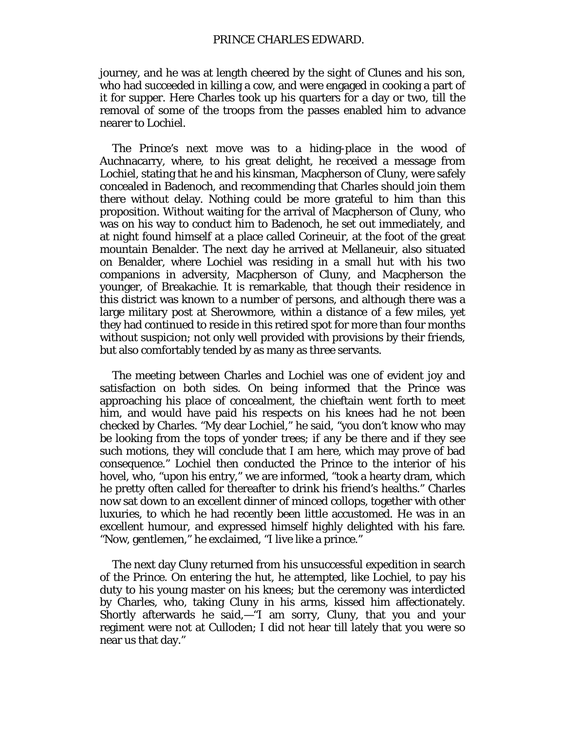journey, and he was at length cheered by the sight of Clunes and his son, who had succeeded in killing a cow, and were engaged in cooking a part of it for supper. Here Charles took up his quarters for a day or two, till the removal of some of the troops from the passes enabled him to advance nearer to Lochiel.

The Prince's next move was to a hiding-place in the wood of Auchnacarry, where, to his great delight, he received a message from Lochiel, stating that he and his kinsman, Macpherson of Cluny, were safely concealed in Badenoch, and recommending that Charles should join them there without delay. Nothing could be more grateful to him than this proposition. Without waiting for the arrival of Macpherson of Cluny, who was on his way to conduct him to Badenoch, he set out immediately, and at night found himself at a place called Corineuir, at the foot of the great mountain Benalder. The next day he arrived at Mellaneuir, also situated on Benalder, where Lochiel was residing in a small hut with his two companions in adversity, Macpherson of Cluny, and Macpherson the younger, of Breakachie. It is remarkable, that though their residence in this district was known to a number of persons, and although there was a large military post at Sherowmore, within a distance of a few miles, yet they had continued to reside in this retired spot for more than four months without suspicion; not only well provided with provisions by their friends, but also comfortably tended by as many as three servants.

The meeting between Charles and Lochiel was one of evident joy and satisfaction on both sides. On being informed that the Prince was approaching his place of concealment, the chieftain went forth to meet him, and would have paid his respects on his knees had he not been checked by Charles. "My dear Lochiel," he said, "you don't know who may be looking from the tops of yonder trees; if any be there and if they see such motions, they will conclude that I am here, which may prove of bad consequence." Lochiel then conducted the Prince to the interior of his hovel, who, "upon his entry," we are informed, "took a hearty dram, which he pretty often called for thereafter to drink his friend's healths." Charles now sat down to an excellent dinner of minced collops, together with other luxuries, to which he had recently been little accustomed. He was in an excellent humour, and expressed himself highly delighted with his fare. "Now, gentlemen," he exclaimed, "I live like a prince."

The next day Cluny returned from his unsuccessful expedition in search of the Prince. On entering the hut, he attempted, like Lochiel, to pay his duty to his young master on his knees; but the ceremony was interdicted by Charles, who, taking Cluny in his arms, kissed him affectionately. Shortly afterwards he said,—"I am sorry, Cluny, that you and your regiment were not at Culloden; I did not hear till lately that you were so near us that day."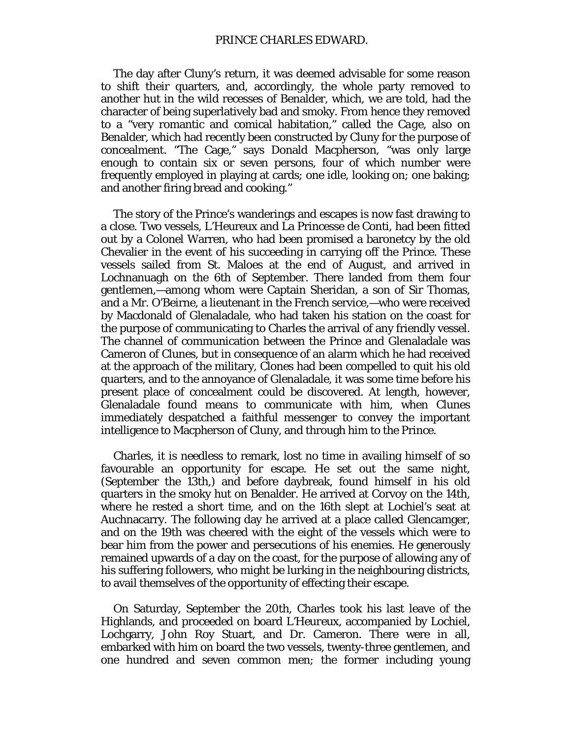The day after Cluny's return, it was deemed advisable for some reason to shift their quarters, and, accordingly, the whole party removed to another hut in the wild recesses of Benalder, which, we are told, had the character of being superlatively bad and smoky. From hence they removed to a "very romantic and comical habitation," called the *Cage*, also on Benalder, which had recently been constructed by Cluny for the purpose of concealment. "The Cage," says Donald Macpherson, "was only large enough to contain six or seven persons, four of which number were frequently employed in playing at cards; one idle, looking on; one baking; and another firing bread and cooking."

The story of the Prince's wanderings and escapes is now fast drawing to a close. Two vessels, L'Heureux and La Princesse de Conti, had been fitted out by a Colonel Warren, who had been promised a baronetcy by the old Chevalier in the event of his succeeding in carrying off the Prince. These vessels sailed from St. Maloes at the end of August, and arrived in Lochnanuagh on the 6th of September. There landed from them four gentlemen,—among whom were Captain Sheridan, a son of Sir Thomas, and a Mr. O'Beirne, a lieutenant in the French service,—who were received by Macdonald of Glenaladale, who had taken his station on the coast for the purpose of communicating to Charles the arrival of any friendly vessel. The channel of communication between the Prince and Glenaladale was Cameron of Clunes, but in consequence of an alarm which he had received at the approach of the military, Clones had been compelled to quit his old quarters, and to the annoyance of Glenaladale, it was some time before his present place of concealment could be discovered. At length, however, Glenaladale found means to communicate with him, when Clunes immediately despatched a faithful messenger to convey the important intelligence to Macpherson of Cluny, and through him to the Prince.

Charles, it is needless to remark, lost no time in availing himself of so favourable an opportunity for escape. He set out the same night, (September the 13th,) and before daybreak, found himself in his old quarters in the smoky hut on Benalder. He arrived at Corvoy on the 14th, where he rested a short time, and on the 16th slept at Lochiel's seat at Auchnacarry. The following day he arrived at a place called Glencamger, and on the 19th was cheered with the eight of the vessels which were to bear him from the power and persecutions of his enemies. He generously remained upwards of a day on the coast, for the purpose of allowing any of his suffering followers, who might be lurking in the neighbouring districts, to avail themselves of the opportunity of effecting their escape.

On Saturday, September the 20th, Charles took his last leave of the Highlands, and proceeded on board L'Heureux, accompanied by Lochiel, Lochgarry, John Roy Stuart, and Dr. Cameron. There were in all, embarked with him on board the two vessels, twenty-three gentlemen, and one hundred and seven common men; the former including young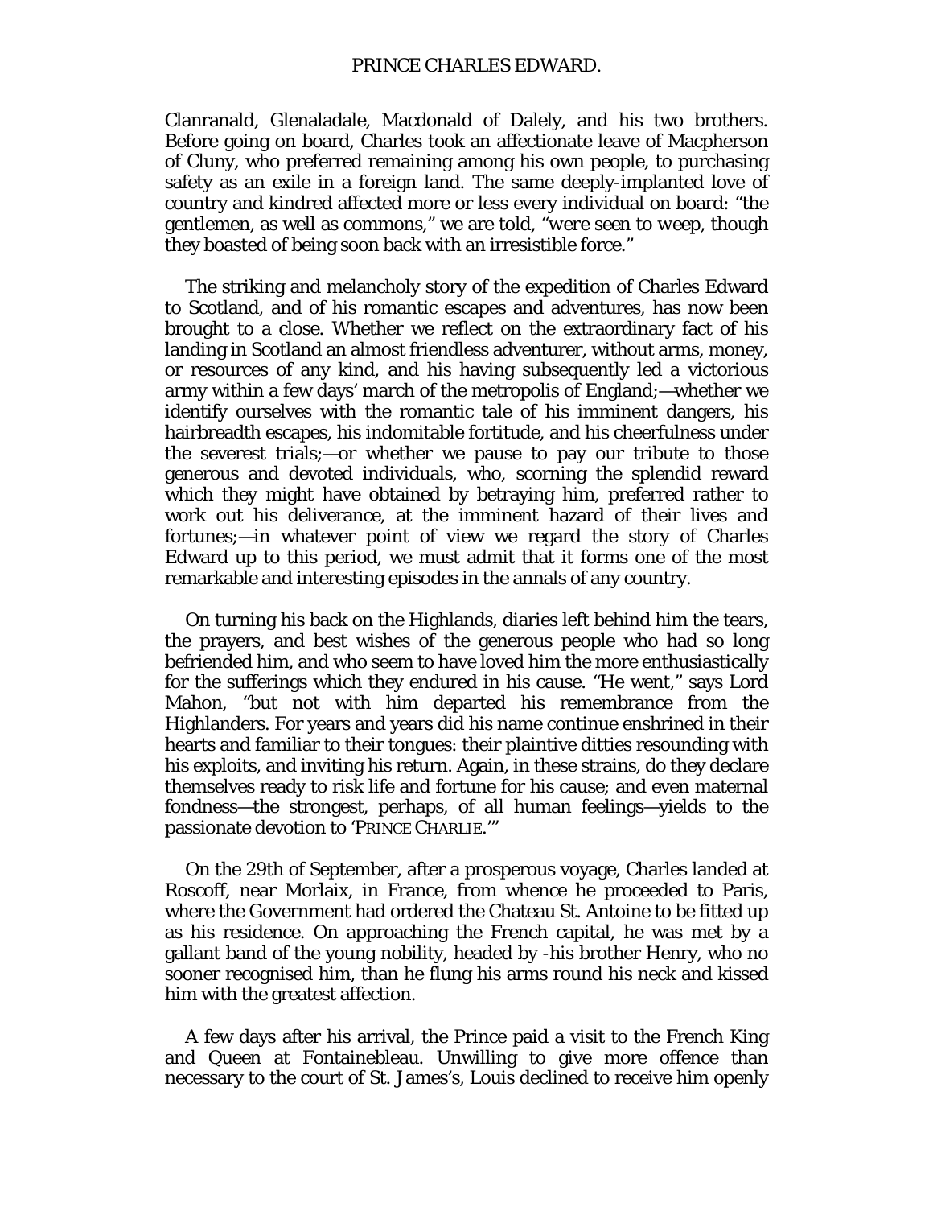Clanranald, Glenaladale, Macdonald of Dalely, and his two brothers. Before going on board, Charles took an affectionate leave of Macpherson of Cluny, who preferred remaining among his own people, to purchasing safety as an exile in a foreign land. The same deeply-implanted love of country and kindred affected more or less every individual on board: "the gentlemen, as well as commons," we are told, "were seen to weep, though they boasted of being soon back with an irresistible force."

The striking and melancholy story of the expedition of Charles Edward to Scotland, and of his romantic escapes and adventures, has now been brought to a close. Whether we reflect on the extraordinary fact of his landing in Scotland an almost friendless adventurer, without arms, money, or resources of any kind, and his having subsequently led a victorious army within a few days' march of the metropolis of England;—whether we identify ourselves with the romantic tale of his imminent dangers, his hairbreadth escapes, his indomitable fortitude, and his cheerfulness under the severest trials;—or whether we pause to pay our tribute to those generous and devoted individuals, who, scorning the splendid reward which they might have obtained by betraying him, preferred rather to work out his deliverance, at the imminent hazard of their lives and fortunes;—in whatever point of view we regard the story of Charles Edward up to this period, we must admit that it forms one of the most remarkable and interesting episodes in the annals of any country.

On turning his back on the Highlands, diaries left behind him the tears, the prayers, and best wishes of the generous people who had so long befriended him, and who seem to have loved him the more enthusiastically for the sufferings which they endured in his cause. "He went," says Lord Mahon, "but not with him departed his remembrance from the Highlanders. For years and years did his name continue enshrined in their hearts and familiar to their tongues: their plaintive ditties resounding with his exploits, and inviting his return. Again, in these strains, do they declare themselves ready to risk life and fortune for his cause; and even maternal fondness—the strongest, perhaps, of all human feelings—yields to the passionate devotion to 'PRINCE CHARLIE.'"

On the 29th of September, after a prosperous voyage, Charles landed at Roscoff, near Morlaix, in France, from whence he proceeded to Paris, where the Government had ordered the Chateau St. Antoine to be fitted up as his residence. On approaching the French capital, he was met by a gallant band of the young nobility, headed by -his brother Henry, who no sooner recognised him, than he flung his arms round his neck and kissed him with the greatest affection.

A few days after his arrival, the Prince paid a visit to the French King and Queen at Fontainebleau. Unwilling to give more offence than necessary to the court of St. James's, Louis declined to receive him openly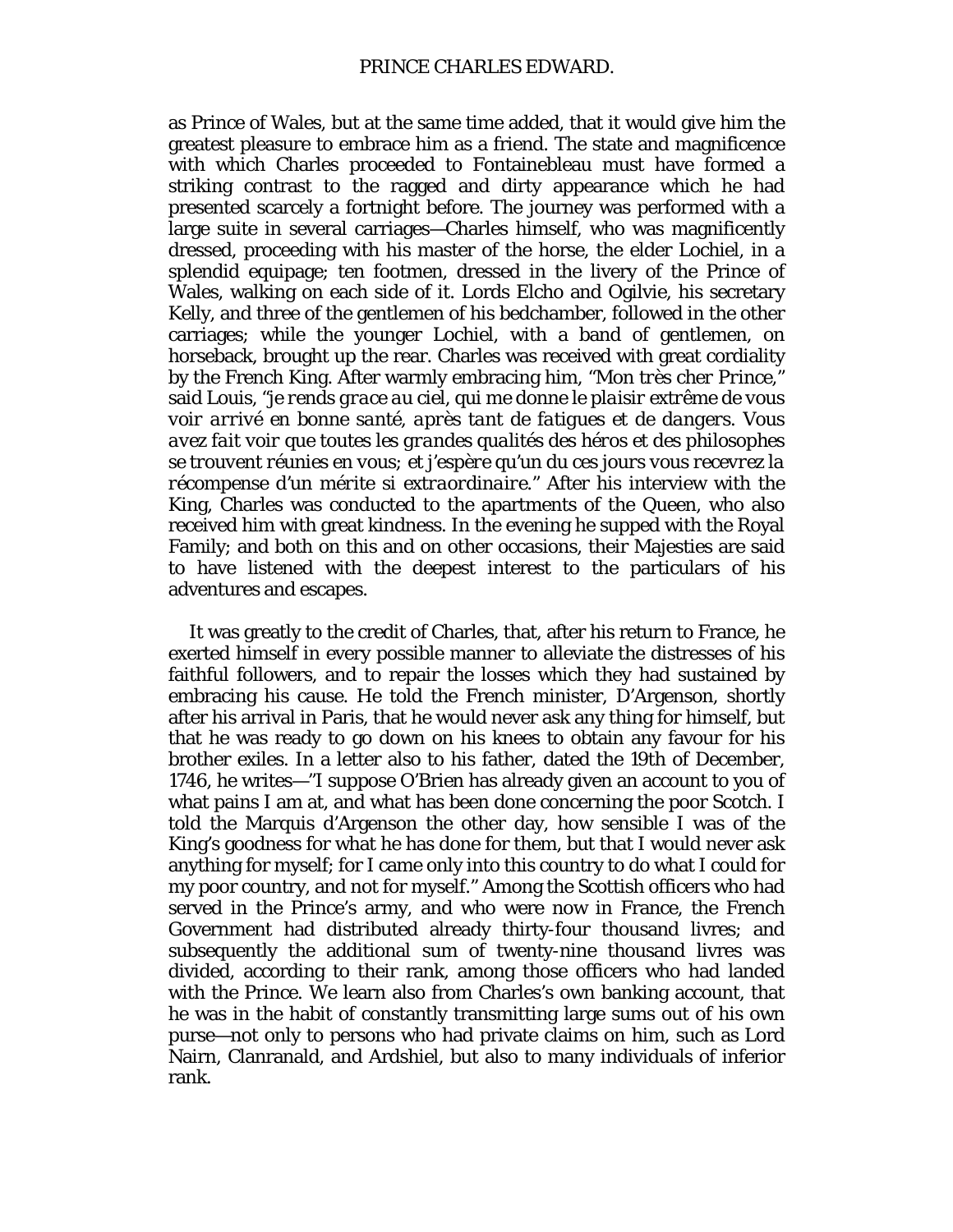as Prince of Wales, but at the same time added, that it would give him the greatest pleasure to embrace him as a friend. The state and magnificence with which Charles proceeded to Fontainebleau must have formed a striking contrast to the ragged and dirty appearance which he had presented scarcely a fortnight before. The journey was performed with a large suite in several carriages—Charles himself, who was magnificently dressed, proceeding with his master of the horse, the elder Lochiel, in a splendid equipage; ten footmen, dressed in the livery of the Prince of Wales, walking on each side of it. Lords Elcho and Ogilvie, his secretary Kelly, and three of the gentlemen of his bedchamber, followed in the other carriages; while the younger Lochiel, with a band of gentlemen, on horseback, brought up the rear. Charles was received with great cordiality by the French King. After warmly embracing him, "Mon très cher Prince," said Louis, "*je rends grace au ciel, qui me donne le plaisir extrême de vous voir arrivé en bonne santé, après tant de fatigues et de dangers. Vous avez fait voir que toutes les grandes qualités des héros et des philosophes se trouvent réunies en vous; et j'espère qu'un du ces jours vous recevrez la récompense d'un mérite si extraordinaire.*" After his interview with the King, Charles was conducted to the apartments of the Queen, who also received him with great kindness. In the evening he supped with the Royal Family; and both on this and on other occasions, their Majesties are said to have listened with the deepest interest to the particulars of his adventures and escapes.

It was greatly to the credit of Charles, that, after his return to France, he exerted himself in every possible manner to alleviate the distresses of his faithful followers, and to repair the losses which they had sustained by embracing his cause. He told the French minister, D'Argenson, shortly after his arrival in Paris, that he would never ask any thing for himself, but that he was ready to go down on his knees to obtain any favour for his brother exiles. In a letter also to his father, dated the 19th of December, 1746, he writes—"I suppose O'Brien has already given an account to you of what pains I am at, and what has been done concerning the poor Scotch. I told the Marquis d'Argenson the other day, how sensible I was of the King's goodness for what he has done for them, but that I would never ask anything for myself; for I came only into this country to do what I could for my poor country, and not for myself." Among the Scottish officers who had served in the Prince's army, and who were now in France, the French Government had distributed already thirty-four thousand livres; and subsequently the additional sum of twenty-nine thousand livres was divided, according to their rank, among those officers who had landed with the Prince. We learn also from Charles's own banking account, that he was in the habit of constantly transmitting large sums out of his own purse—not only to persons who had private claims on him, such as Lord Nairn, Clanranald, and Ardshiel, but also to many individuals of inferior rank.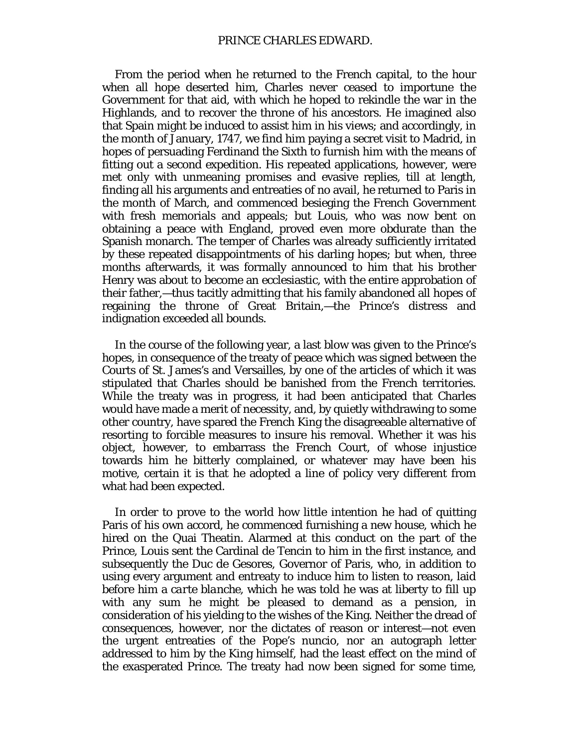From the period when he returned to the French capital, to the hour when all hope deserted him, Charles never ceased to importune the Government for that aid, with which he hoped to rekindle the war in the Highlands, and to recover the throne of his ancestors. He imagined also that Spain might be induced to assist him in his views; and accordingly, in the month of January, 1747, we find him paying a secret visit to Madrid, in hopes of persuading Ferdinand the Sixth to furnish him with the means of fitting out a second expedition. His repeated applications, however, were met only with unmeaning promises and evasive replies, till at length, finding all his arguments and entreaties of no avail, he returned to Paris in the month of March, and commenced besieging the French Government with fresh memorials and appeals; but Louis, who was now bent on obtaining a peace with England, proved even more obdurate than the Spanish monarch. The temper of Charles was already sufficiently irritated by these repeated disappointments of his darling hopes; but when, three months afterwards, it was formally announced to him that his brother Henry was about to become an ecclesiastic, with the entire approbation of their father,—thus tacitly admitting that his family abandoned all hopes of regaining the throne of Great Britain,—the Prince's distress and indignation exceeded all bounds.

In the course of the following year, a last blow was given to the Prince's hopes, in consequence of the treaty of peace which was signed between the Courts of St. James's and Versailles, by one of the articles of which it was stipulated that Charles should be banished from the French territories. While the treaty was in progress, it had been anticipated that Charles would have made a merit of necessity, and, by quietly withdrawing to some other country, have spared the French King the disagreeable alternative of resorting to forcible measures to insure his removal. Whether it was his object, however, to embarrass the French Court, of whose injustice towards him he bitterly complained, or whatever may have been his motive, certain it is that he adopted a line of policy very different from what had been expected.

In order to prove to the world how little intention he had of quitting Paris of his own accord, he commenced furnishing a new house, which he hired on the Quai Theatin. Alarmed at this conduct on the part of the Prince, Louis sent the Cardinal de Tencin to him in the first instance, and subsequently the Duc de Gesores, Governor of Paris, who, in addition to using every argument and entreaty to induce him to listen to reason, laid before him a *carte blanche*, which he was told he was at liberty to fill up with any sum he might be pleased to demand as a pension, in consideration of his yielding to the wishes of the King. Neither the dread of consequences, however, nor the dictates of reason or interest—not even the urgent entreaties of the Pope's nuncio, nor an autograph letter addressed to him by the King himself, had the least effect on the mind of the exasperated Prince. The treaty had now been signed for some time,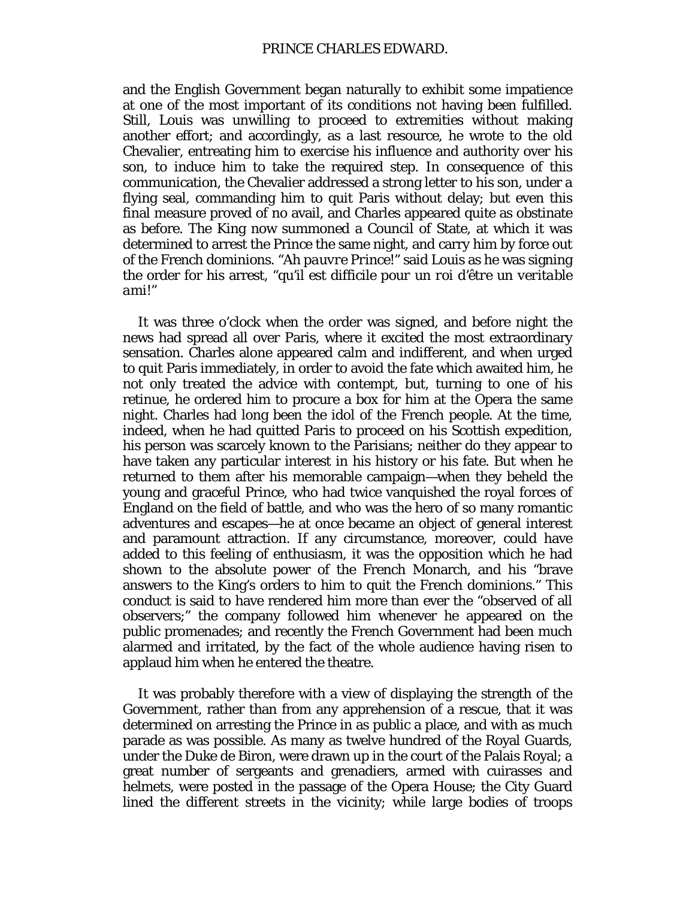and the English Government began naturally to exhibit some impatience at one of the most important of its conditions not having been fulfilled. Still, Louis was unwilling to proceed to extremities without making another effort; and accordingly, as a last resource, he wrote to the old Chevalier, entreating him to exercise his influence and authority over his son, to induce him to take the required step. In consequence of this communication, the Chevalier addressed a strong letter to his son, under a flying seal, commanding him to quit Paris without delay; but even this final measure proved of no avail, and Charles appeared quite as obstinate as before. The King now summoned a Council of State, at which it was determined to arrest the Prince the same night, and carry him by force out of the French dominions. "Ah *pauvre Prince!*" said Louis as he was signing the order for his arrest, "*qu'il est difficile pour un roi d'être un veritable ami!*"

It was three o'clock when the order was signed, and before night the news had spread all over Paris, where it excited the most extraordinary sensation. Charles alone appeared calm and indifferent, and when urged to quit Paris immediately, in order to avoid the fate which awaited him, he not only treated the advice with contempt, but, turning to one of his retinue, he ordered him to procure a box for him at the Opera the same night. Charles had long been the idol of the French people. At the time, indeed, when he had quitted Paris to proceed on his Scottish expedition, his person was scarcely known to the Parisians; neither do they appear to have taken any particular interest in his history or his fate. But when he returned to them after his memorable campaign—when they beheld the young and graceful Prince, who had twice vanquished the royal forces of England on the field of battle, and who was the hero of so many romantic adventures and escapes—he at once became an object of general interest and paramount attraction. If any circumstance, moreover, could have added to this feeling of enthusiasm, it was the opposition which he had shown to the absolute power of the French Monarch, and his "brave answers to the King's orders to him to quit the French dominions." This conduct is said to have rendered him more than ever the "observed of all observers;" the company followed him whenever he appeared on the public promenades; and recently the French Government had been much alarmed and irritated, by the fact of the whole audience having risen to applaud him when he entered the theatre.

It was probably therefore with a view of displaying the strength of the Government, rather than from any apprehension of a rescue, that it was determined on arresting the Prince in as public a place, and with as much parade as was possible. As many as twelve hundred of the Royal Guards, under the Duke de Biron, were drawn up in the court of the Palais Royal; a great number of sergeants and grenadiers, armed with cuirasses and helmets, were posted in the passage of the Opera House; the City Guard lined the different streets in the vicinity; while large bodies of troops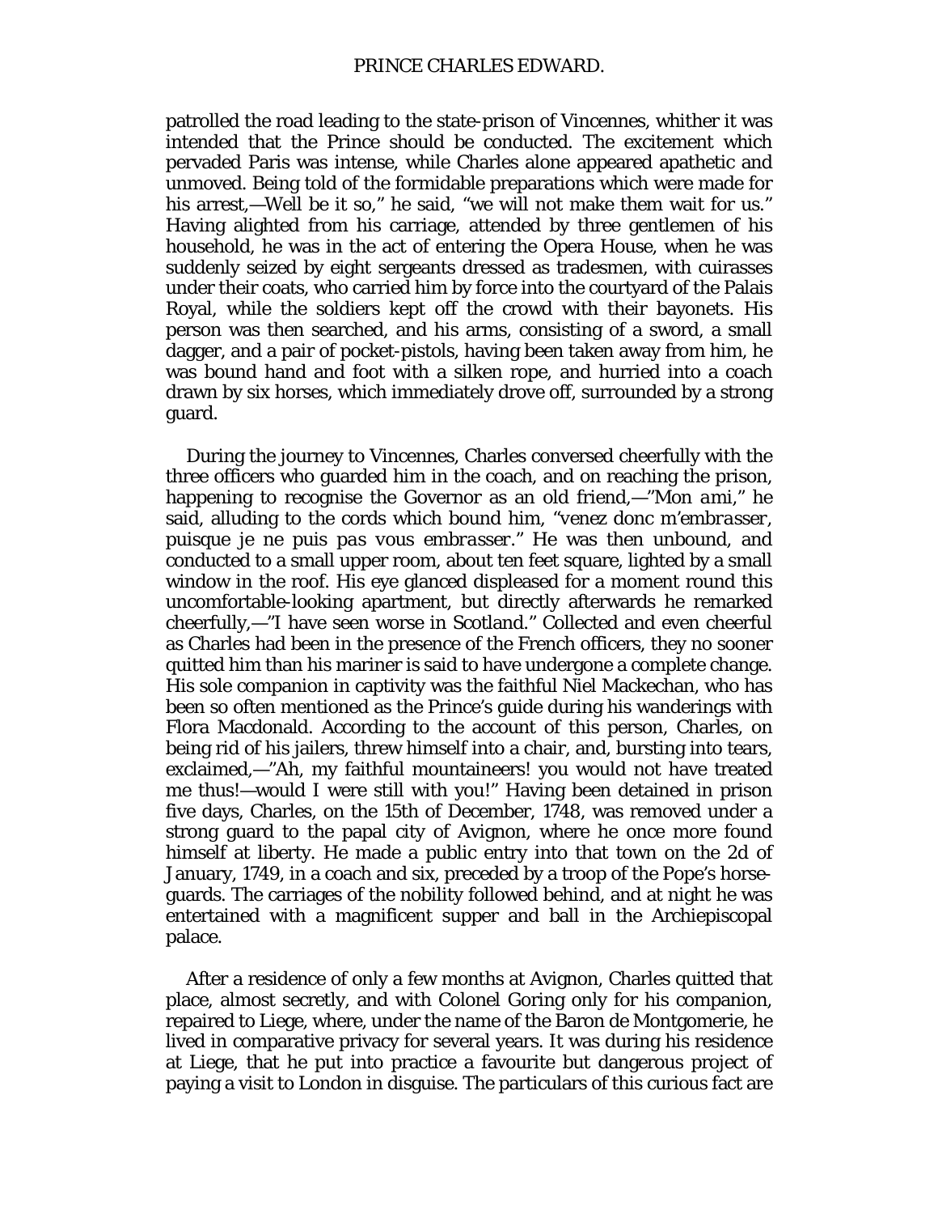patrolled the road leading to the state-prison of Vincennes, whither it was intended that the Prince should be conducted. The excitement which pervaded Paris was intense, while Charles alone appeared apathetic and unmoved. Being told of the formidable preparations which were made for his arrest,—Well be it so," he said, "we will not make them wait for us." Having alighted from his carriage, attended by three gentlemen of his household, he was in the act of entering the Opera House, when he was suddenly seized by eight sergeants dressed as tradesmen, with cuirasses under their coats, who carried him by force into the courtyard of the Palais Royal, while the soldiers kept off the crowd with their bayonets. His person was then searched, and his arms, consisting of a sword, a small dagger, and a pair of pocket-pistols, having been taken away from him, he was bound hand and foot with a silken rope, and hurried into a coach drawn by six horses, which immediately drove off, surrounded by a strong guard.

During the journey to Vincennes, Charles conversed cheerfully with the three officers who guarded him in the coach, and on reaching the prison, happening to recognise the Governor as an old friend,—"*Mon ami*," he said, alluding to the cords which bound him, "*venez donc m'embrasser, puisque je ne puis pas vous embrasser*." He was then unbound, and conducted to a small upper room, about ten feet square, lighted by a small window in the roof. His eye glanced displeased for a moment round this uncomfortable-looking apartment, but directly afterwards he remarked cheerfully,—"I have seen worse in Scotland." Collected and even cheerful as Charles had been in the presence of the French officers, they no sooner quitted him than his mariner is said to have undergone a complete change. His sole companion in captivity was the faithful Niel Mackechan, who has been so often mentioned as the Prince's guide during his wanderings with Flora Macdonald. According to the account of this person, Charles, on being rid of his jailers, threw himself into a chair, and, bursting into tears, exclaimed,—"Ah, my faithful mountaineers! you would not have treated me thus!—would I were still with you!" Having been detained in prison five days, Charles, on the 15th of December, 1748, was removed under a strong guard to the papal city of Avignon, where he once more found himself at liberty. He made a public entry into that town on the 2d of January, 1749, in a coach and six, preceded by a troop of the Pope's horse-guards. The carriages of the nobility followed behind, and at night he was entertained with a magnificent supper and ball in the Archiepiscopal palace.

After a residence of only a few months at Avignon, Charles quitted that place, almost secretly, and with Colonel Goring only for his companion, repaired to Liege, where, under the name of the Baron de Montgomerie, he lived in comparative privacy for several years. It was during his residence at Liege, that he put into practice a favourite but dangerous project of paying a visit to London in disguise. The particulars of this curious fact are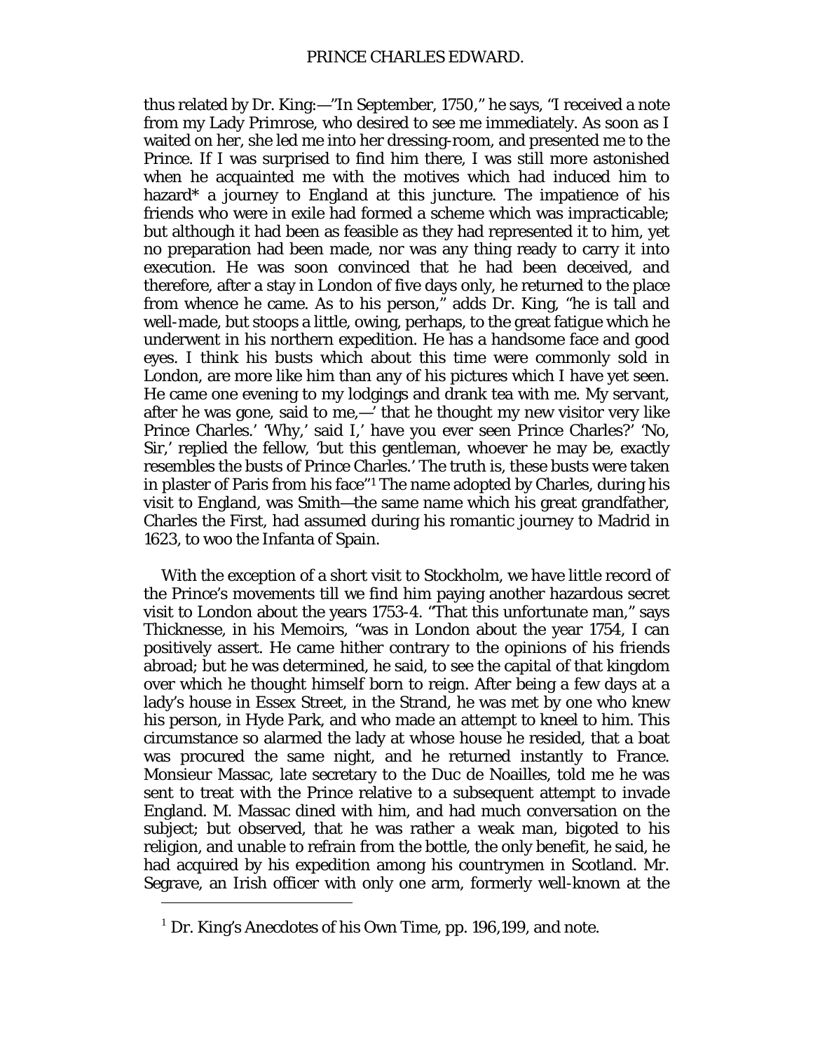thus related by Dr. King:—"In September, 1750," he says, "I received a note from my Lady Primrose, who desired to see me immediately. As soon as I waited on her, she led me into her dressing-room, and presented me to the Prince. If I was surprised to find him there, I was still more astonished when he acquainted me with the motives which had induced him to hazard* a journey to England at this juncture. The impatience of his friends who were in exile had formed a scheme which was impracticable; but although it had been as feasible as they had represented it to him, yet no preparation had been made, nor was any thing ready to carry it into execution. He was soon convinced that he had been deceived, and therefore, after a stay in London of five days only, he returned to the place from whence he came. As to his person," adds Dr. King, "he is tall and well-made, but stoops a little, owing, perhaps, to the great fatigue which he underwent in his northern expedition. He has a handsome face and good eyes. I think his busts which about this time were commonly sold in London, are more like him than any of his pictures which I have yet seen. He came one evening to my lodgings and drank tea with me. My servant, after he was gone, said to me,—' that he thought my new visitor very like Prince Charles.' 'Why,' said I,' have you ever seen Prince Charles?' 'No, Sir,' replied the fellow, 'but this gentleman, whoever he may be, exactly resembles the busts of Prince Charles.' The truth is, these busts were taken in plaster of Paris from his face"[1] The name adopted by Charles, during his visit to England, was Smith—the same name which his great grandfather, Charles the First, had assumed during his romantic journey to Madrid in 1623, to woo the Infanta of Spain.

With the exception of a short visit to Stockholm, we have little record of the Prince's movements till we find him paying another hazardous secret visit to London about the years 1753-4. "That this unfortunate man," says Thicknesse, in his Memoirs, "was in London about the year 1754, I can positively assert. He came hither contrary to the opinions of his friends abroad; but he was determined, he said, to see the capital of that kingdom over which he thought himself born to reign. After being a few days at a lady's house in Essex Street, in the Strand, he was met by one who knew his person, in Hyde Park, and who made an attempt to kneel to him. This circumstance so alarmed the lady at whose house he resided, that a boat was procured the same night, and he returned instantly to France. Monsieur Massac, late secretary to the Duc de Noailles, told me he was sent to treat with the Prince relative to a subsequent attempt to invade England. M. Massac dined with him, and had much conversation on the subject; but observed, that he was rather a weak man, bigoted to his religion, and unable to refrain from the bottle, the only benefit, he said, he had acquired by his expedition among his countrymen in Scotland. Mr. Segrave, an Irish officer with only one arm, formerly well-known at the

[1] Dr. King's Anecdotes of his Own Time, pp. 196,199, and note.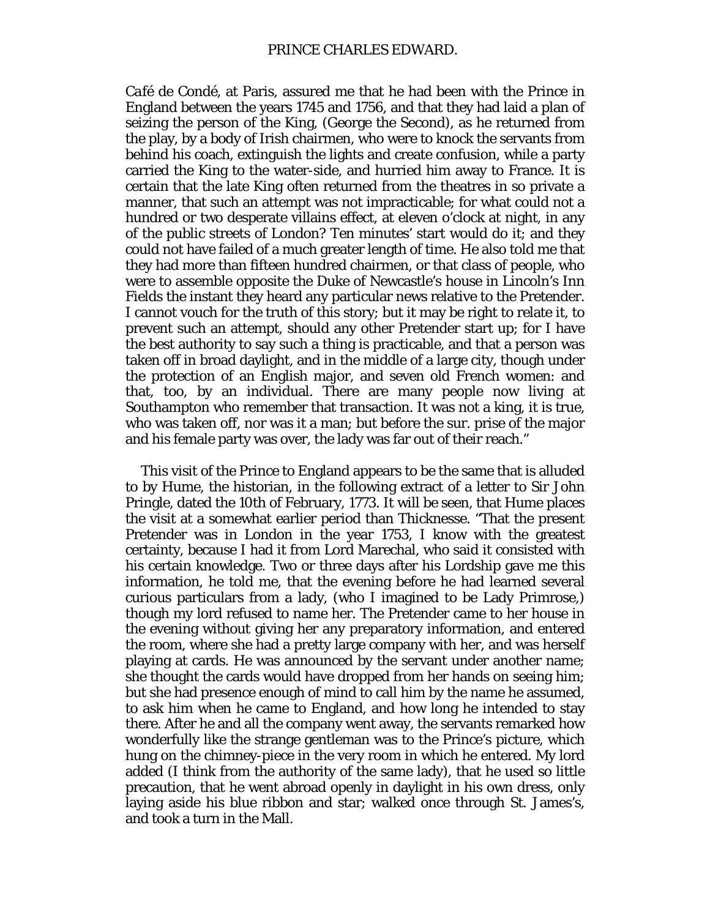Café de Condé, at Paris, assured me that he had been with the Prince in England between the years 1745 and 1756, and that they had laid a plan of seizing the person of the King, (George the Second), as he returned from the play, by a body of Irish chairmen, who were to knock the servants from behind his coach, extinguish the lights and create confusion, while a party carried the King to the water-side, and hurried him away to France. It is certain that the late King often returned from the theatres in so private a manner, that such an attempt was not impracticable; for what could not a hundred or two desperate villains effect, at eleven o'clock at night, in any of the public streets of London? Ten minutes' start would do it; and they could not have failed of a much greater length of time. He also told me that they had more than fifteen hundred chairmen, or that class of people, who were to assemble opposite the Duke of Newcastle's house in Lincoln's Inn Fields the instant they heard any particular news relative to the Pretender. I cannot vouch for the truth of this story; but it may be right to relate it, to prevent such an attempt, should any other Pretender start up; for I have the best authority to say such a thing is practicable, and that a person was taken off in broad daylight, and in the middle of a large city, though under the protection of an English major, and seven old French women: and that, too, by an individual. There are many people now living at Southampton who remember that transaction. It was not a king, it is true, who was taken off, nor was it a man; but before the sur. prise of the major and his female party was over, the lady was far out of their reach."

This visit of the Prince to England appears to be the same that is alluded to by Hume, the historian, in the following extract of a letter to Sir John Pringle, dated the 10th of February, 1773. It will be seen, that Hume places the visit at a somewhat earlier period than Thicknesse. "That the present Pretender was in London in the year 1753, I know with the greatest certainty, because I had it from Lord Marechal, who said it consisted with his certain knowledge. Two or three days after his Lordship gave me this information, he told me, that the evening before he had learned several curious particulars from a lady, (who I imagined to be Lady Primrose,) though my lord refused to name her. The Pretender came to her house in the evening without giving her any preparatory information, and entered the room, where she had a pretty large company with her, and was herself playing at cards. He was announced by the servant under another name; she thought the cards would have dropped from her hands on seeing him; but she had presence enough of mind to call him by the name he assumed, to ask him when he came to England, and how long he intended to stay there. After he and all the company went away, the servants remarked how wonderfully like the strange gentleman was to the Prince's picture, which hung on the chimney-piece in the very room in which he entered. My lord added (I think from the authority of the same lady), that he used so little precaution, that he went abroad openly in daylight in his own dress, only laying aside his blue ribbon and star; walked once through St. James's, and took a turn in the Mall.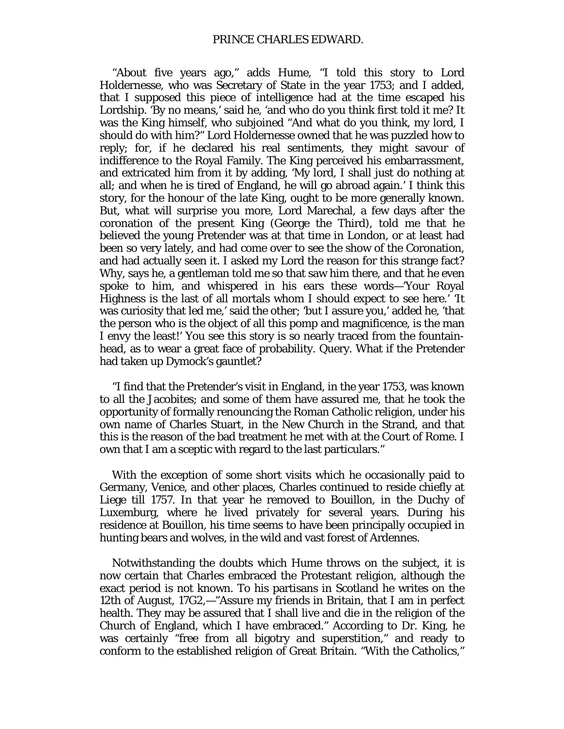"About five years ago," adds Hume, "I told this story to Lord Holdernesse, who was Secretary of State in the year 1753; and I added, that I supposed this piece of intelligence had at the time escaped his Lordship. 'By no means,' said he, 'and who do you think first told it me? It was the King himself, who subjoined "And what do you think, my lord, I should do with him?" Lord Holdernesse owned that he was puzzled how to reply; for, if he declared his real sentiments, they might savour of indifference to the Royal Family. The King perceived his embarrassment, and extricated him from it by adding, 'My lord, I shall just do nothing at all; and when he is tired of England, he will go abroad again.' I think this story, for the honour of the late King, ought to be more generally known. But, what will surprise you more, Lord Marechal, a few days after the coronation of the present King (George the Third), told me that he believed the young Pretender was at that time in London, or at least had been so very lately, and had come over to see the show of the Coronation, and had actually seen it. I asked my Lord the reason for this strange fact? Why, says he, a gentleman told me so that saw him there, and that he even spoke to him, and whispered in his ears these words—'Your Royal Highness is the last of all mortals whom I should expect to see here.' 'It was curiosity that led me,' said the other; 'but I assure you,' added he, 'that the person who is the object of all this pomp and magnificence, is the man I envy the least!' You see this story is so nearly traced from the fountain-head, as to wear a great face of probability. Query. What if the Pretender had taken up Dymock's gauntlet?

"I find that the Pretender's visit in England, in the year 1753, was known to all the Jacobites; and some of them have assured me, that he took the opportunity of formally renouncing the Roman Catholic religion, under his own name of Charles Stuart, in the New Church in the Strand, and that this is the reason of the bad treatment he met with at the Court of Rome. I own that I am a sceptic with regard to the last particulars."

With the exception of some short visits which he occasionally paid to Germany, Venice, and other places, Charles continued to reside chiefly at Liege till 1757. In that year he removed to Bouillon, in the Duchy of Luxemburg, where he lived privately for several years. During his residence at Bouillon, his time seems to have been principally occupied in hunting bears and wolves, in the wild and vast forest of Ardennes.

Notwithstanding the doubts which Hume throws on the subject, it is now certain that Charles embraced the Protestant religion, although the exact period is not known. To his partisans in Scotland he writes on the 12th of August, 17G2,—"Assure my friends in Britain, that I am in perfect health. They may be assured that I shall live and die in the religion of the Church of England, which I have embraced." According to Dr. King, he was certainly "free from all bigotry and superstition," and ready to conform to the established religion of Great Britain. "With the Catholics,"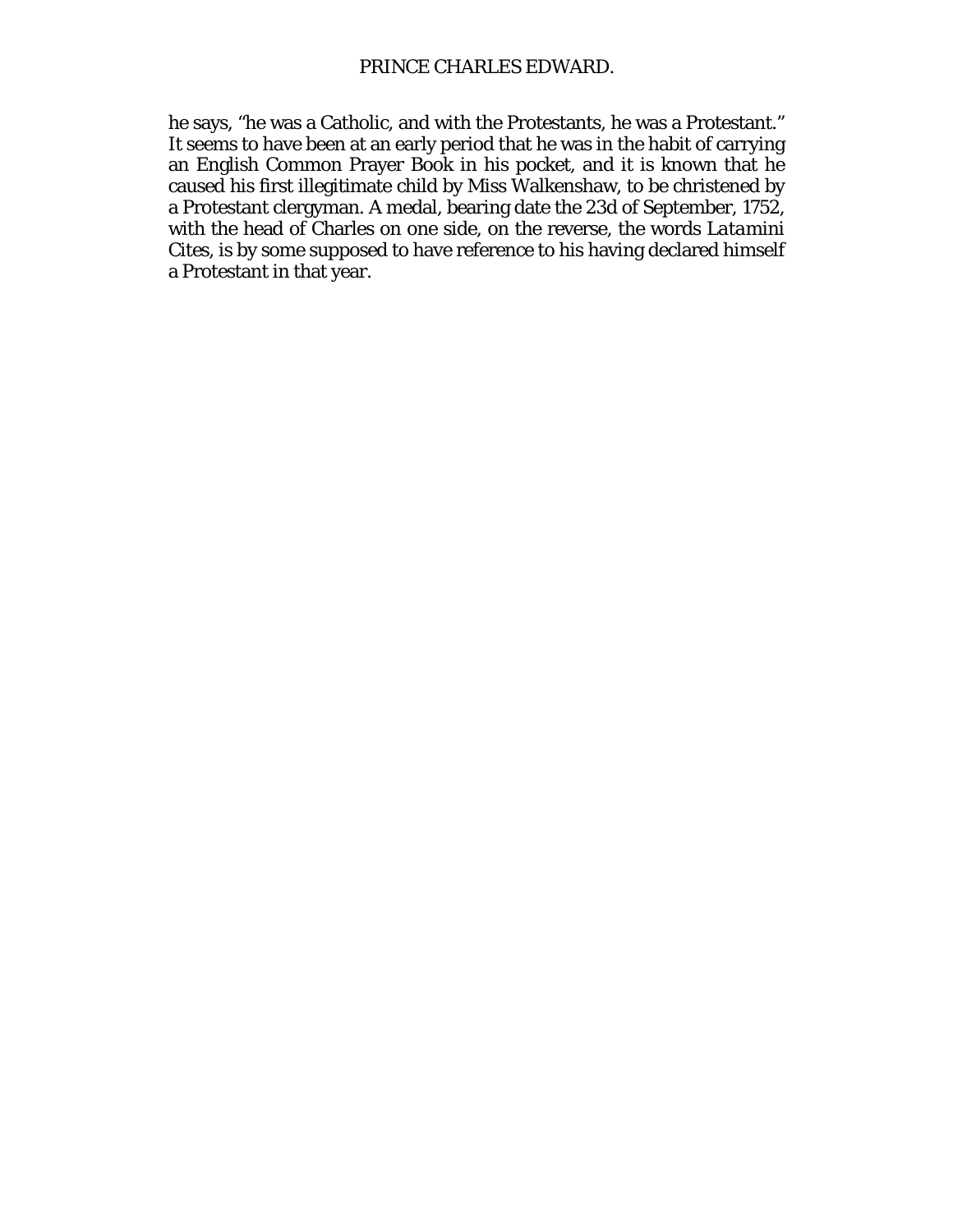he says, "he was a Catholic, and with the Protestants, he was a Protestant." It seems to have been at an early period that he was in the habit of carrying an English Common Prayer Book in his pocket, and it is known that he caused his first illegitimate child by Miss Walkenshaw, to be christened by a Protestant clergyman. A medal, bearing date the 23d of September, 1752, with the head of Charles on one side, on the reverse, the words *Latamini Cites*, is by some supposed to have reference to his having declared himself a Protestant in that year.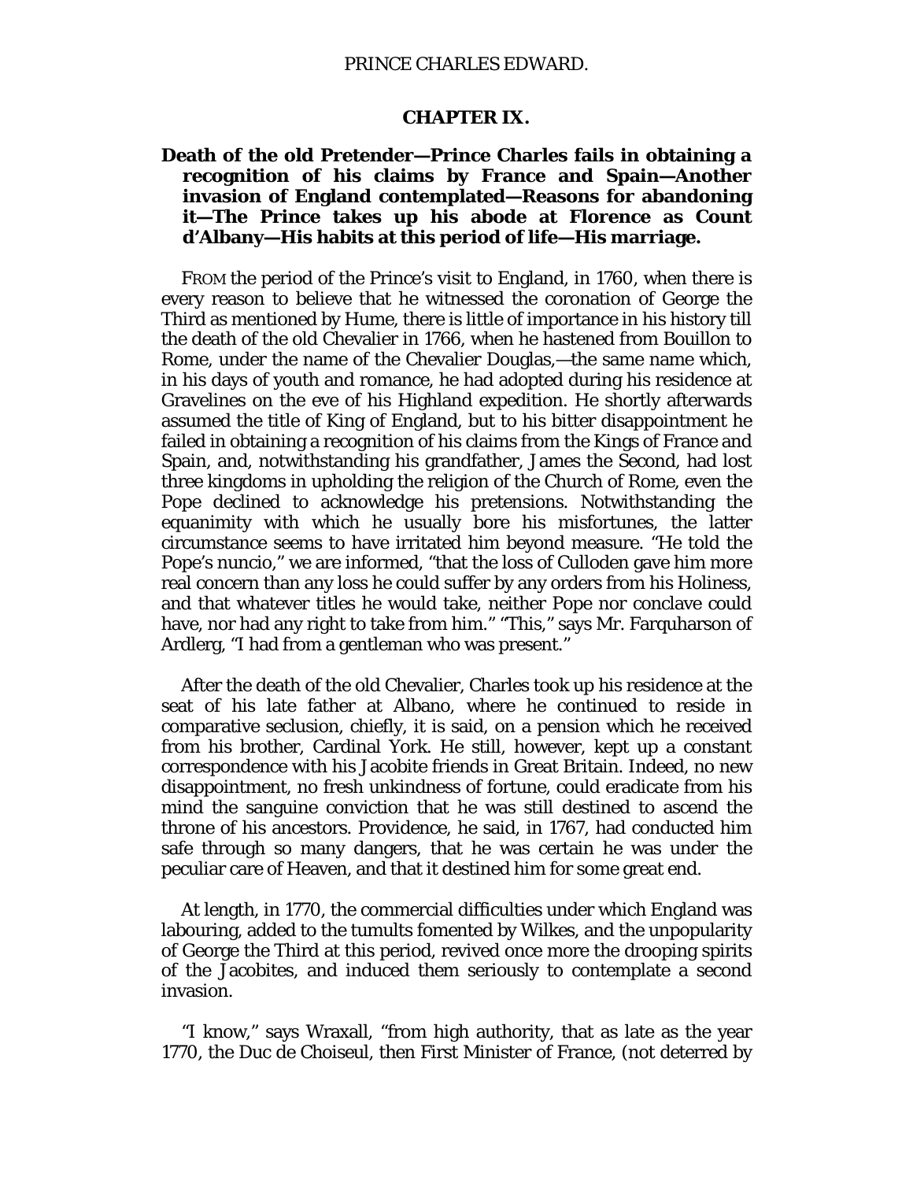## CHAPTER IX.

**Death of the old Pretender—Prince Charles fails in obtaining a recognition of his claims by France and Spain—Another invasion of England contemplated—Reasons for abandoning it—The Prince takes up his abode at Florence as Count d'Albany—His habits at this period of life—His marriage.**

FROM the period of the Prince's visit to England, in 1760, when there is every reason to believe that he witnessed the coronation of George the Third as mentioned by Hume, there is little of importance in his history till the death of the old Chevalier in 1766, when he hastened from Bouillon to Rome, under the name of the Chevalier Douglas,—the same name which, in his days of youth and romance, he had adopted during his residence at Gravelines on the eve of his Highland expedition. He shortly afterwards assumed the title of King of England, but to his bitter disappointment he failed in obtaining a recognition of his claims from the Kings of France and Spain, and, notwithstanding his grandfather, James the Second, had lost three kingdoms in upholding the religion of the Church of Rome, even the Pope declined to acknowledge his pretensions. Notwithstanding the equanimity with which he usually bore his misfortunes, the latter circumstance seems to have irritated him beyond measure. "He told the Pope's nuncio," we are informed, "that the loss of Culloden gave him more real concern than any loss he could suffer by any orders from his Holiness, and that whatever titles he would take, neither Pope nor conclave could have, nor had any right to take from him." "This," says Mr. Farquharson of Ardlerg, "I had from a gentleman who was present."

After the death of the old Chevalier, Charles took up his residence at the seat of his late father at Albano, where he continued to reside in comparative seclusion, chiefly, it is said, on a pension which he received from his brother, Cardinal York. He still, however, kept up a constant correspondence with his Jacobite friends in Great Britain. Indeed, no new disappointment, no fresh unkindness of fortune, could eradicate from his mind the sanguine conviction that he was still destined to ascend the throne of his ancestors. Providence, he said, in 1767, had conducted him safe through so many dangers, that he was certain he was under the peculiar care of Heaven, and that it destined him for some great end.

At length, in 1770, the commercial difficulties under which England was labouring, added to the tumults fomented by Wilkes, and the unpopularity of George the Third at this period, revived once more the drooping spirits of the Jacobites, and induced them seriously to contemplate a second invasion.

"I know," says Wraxall, "from high authority, that as late as the year 1770, the Duc de Choiseul, then First Minister of France, (not deterred by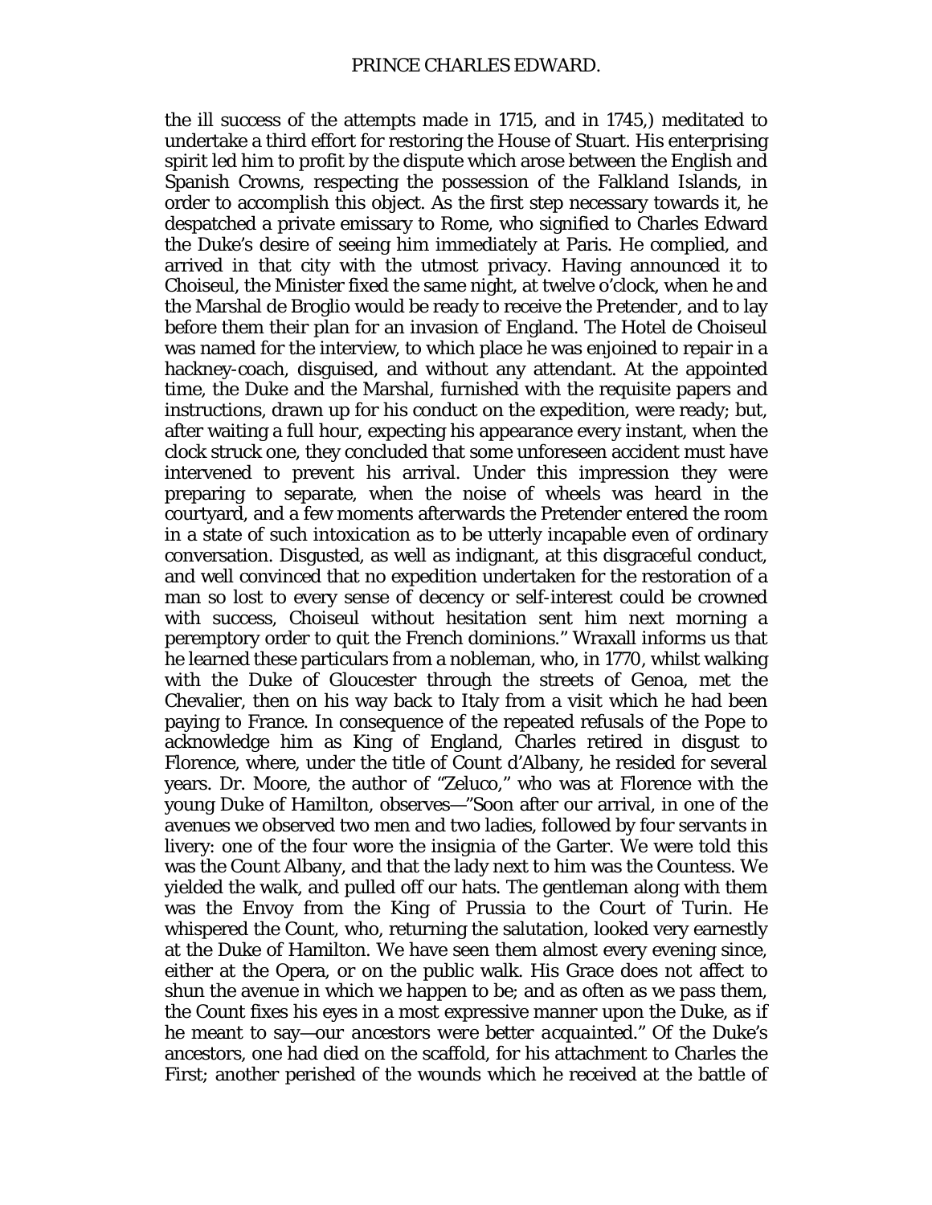the ill success of the attempts made in 1715, and in 1745,) meditated to undertake a third effort for restoring the House of Stuart. His enterprising spirit led him to profit by the dispute which arose between the English and Spanish Crowns, respecting the possession of the Falkland Islands, in order to accomplish this object. As the first step necessary towards it, he despatched a private emissary to Rome, who signified to Charles Edward the Duke's desire of seeing him immediately at Paris. He complied, and arrived in that city with the utmost privacy. Having announced it to Choiseul, the Minister fixed the same night, at twelve o'clock, when he and the Marshal de Broglio would be ready to receive the *Pretender*, and to lay before them their plan for an invasion of England. The Hotel de Choiseul was named for the interview, to which place he was enjoined to repair in a hackney-coach, disguised, and without any attendant. At the appointed time, the Duke and the Marshal, furnished with the requisite papers and instructions, drawn up for his conduct on the expedition, were ready; but, after waiting a full hour, expecting his appearance every instant, when the clock struck one, they concluded that some unforeseen accident must have intervened to prevent his arrival. Under this impression they were preparing to separate, when the noise of wheels was heard in the courtyard, and a few moments afterwards the Pretender entered the room in a state of such intoxication as to be utterly incapable even of ordinary conversation. Disgusted, as well as indignant, at this disgraceful conduct, and well convinced that no expedition undertaken for the restoration of a man so lost to every sense of decency or self-interest could be crowned with success, Choiseul without hesitation sent him next morning a peremptory order to quit the French dominions." Wraxall informs us that he learned these particulars from a nobleman, who, in 1770, whilst walking with the Duke of Gloucester through the streets of Genoa, met the Chevalier, then on his way back to Italy from a visit which he had been paying to France. In consequence of the repeated refusals of the Pope to acknowledge him as King of England, Charles retired in disgust to Florence, where, under the title of Count d'Albany, he resided for several years. Dr. Moore, the author of "Zeluco," who was at Florence with the young Duke of Hamilton, observes—"Soon after our arrival, in one of the avenues we observed two men and two ladies, followed by four servants in livery: one of the four wore the insignia of the Garter. We were told this was the Count Albany, and that the lady next to him was the Countess. We yielded the walk, and pulled off our hats. The gentleman along with them was the Envoy from the King of Prussia to the Court of Turin. He whispered the Count, who, returning the salutation, looked very earnestly at the Duke of Hamilton. We have seen them almost every evening since, either at the Opera, or on the public walk. His Grace does not affect to shun the avenue in which we happen to be; and as often as we pass them, the Count fixes his eyes in a most expressive manner upon the Duke, as if he meant to say—*our ancestors were better acquainted*." Of the Duke's ancestors, one had died on the scaffold, for his attachment to Charles the First; another perished of the wounds which he received at the battle of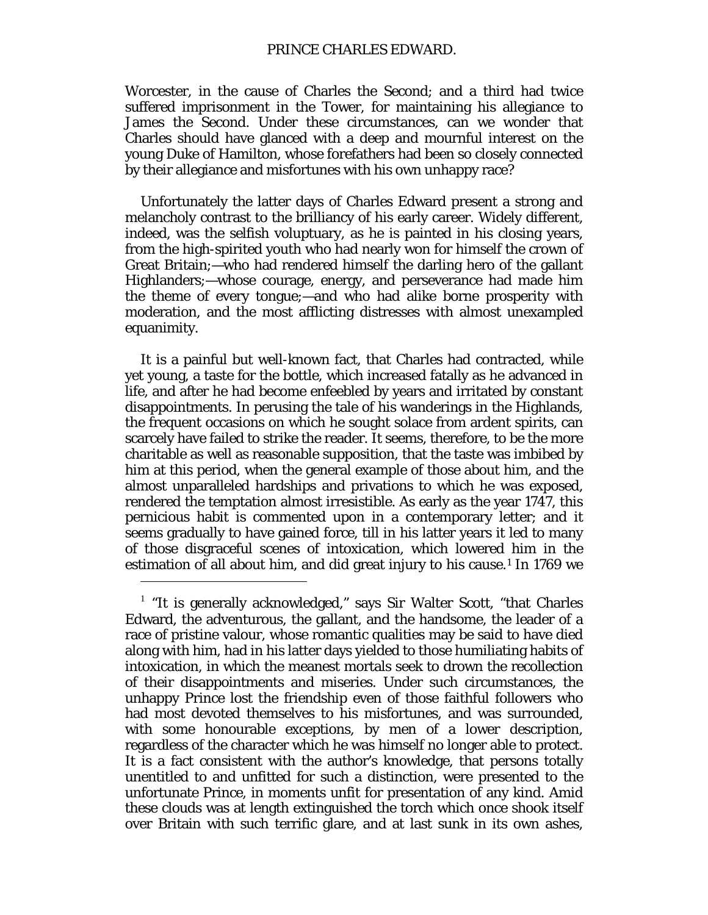Worcester, in the cause of Charles the Second; and a third had twice suffered imprisonment in the Tower, for maintaining his allegiance to James the Second. Under these circumstances, can we wonder that Charles should have glanced with a deep and mournful interest on the young Duke of Hamilton, whose forefathers had been so closely connected by their allegiance and misfortunes with his own unhappy race?

Unfortunately the latter days of Charles Edward present a strong and melancholy contrast to the brilliancy of his early career. Widely different, indeed, was the selfish voluptuary, as he is painted in his closing years, from the high-spirited youth who had nearly won for himself the crown of Great Britain;—who had rendered himself the darling hero of the gallant Highlanders;—whose courage, energy, and perseverance had made him the theme of every tongue;—and who had alike borne prosperity with moderation, and the most afflicting distresses with almost unexampled equanimity.

It is a painful but well-known fact, that Charles had contracted, while yet young, a taste for the bottle, which increased fatally as he advanced in life, and after he had become enfeebled by years and irritated by constant disappointments. In perusing the tale of his wanderings in the Highlands, the frequent occasions on which he sought solace from ardent spirits, can scarcely have failed to strike the reader. It seems, therefore, to be the more charitable as well as reasonable supposition, that the taste was imbibed by him at this period, when the general example of those about him, and the almost unparalleled hardships and privations to which he was exposed, rendered the temptation almost irresistible. As early as the year 1747, this pernicious habit is commented upon in a contemporary letter; and it seems gradually to have gained force, till in his latter years it led to many of those disgraceful scenes of intoxication, which lowered him in the estimation of all about him, and did great injury to his cause.[1] In 1769 we

[1] "It is generally acknowledged," says Sir Walter Scott, "that Charles Edward, the adventurous, the gallant, and the handsome, the leader of a race of pristine valour, whose romantic qualities may be said to have died along with him, had in his latter days yielded to those humiliating habits of intoxication, in which the meanest mortals seek to drown the recollection of their disappointments and miseries. Under such circumstances, the unhappy Prince lost the friendship even of those faithful followers who had most devoted themselves to his misfortunes, and was surrounded, with some honourable exceptions, by men of a lower description, regardless of the character which he was himself no longer able to protect. It is a fact consistent with the author's knowledge, that persons totally unentitled to and unfitted for such a distinction, were presented to the unfortunate Prince, in moments unfit for presentation of any kind. Amid these clouds was at length extinguished the torch which once shook itself over Britain with such terrific glare, and at last sunk in its own ashes,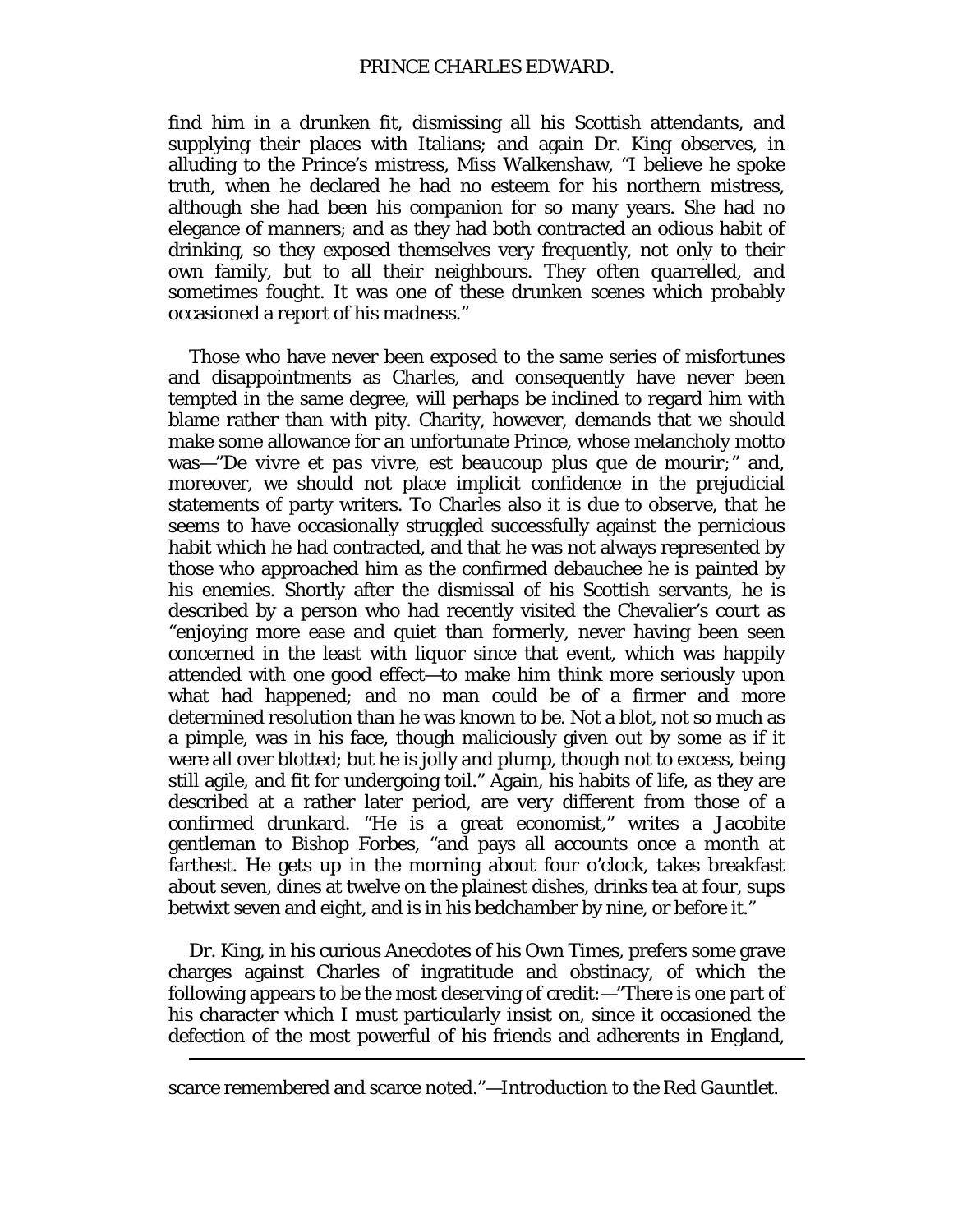find him in a drunken fit, dismissing all his Scottish attendants, and supplying their places with Italians; and again Dr. King observes, in alluding to the Prince's mistress, Miss Walkenshaw, "I believe he spoke truth, when he declared he had no esteem for his northern mistress, although she had been his companion for so many years. She had no elegance of manners; and as they had both contracted an odious habit of drinking, so they exposed themselves very frequently, not only to their own family, but to all their neighbours. They often quarrelled, and sometimes fought. It was one of these drunken scenes which probably occasioned a report of his madness."

Those who have never been exposed to the same series of misfortunes and disappointments as Charles, and consequently have never been tempted in the same degree, will perhaps be inclined to regard him with blame rather than with pity. Charity, however, demands that we should make some allowance for an unfortunate Prince, whose melancholy motto was—"*De vivre et pas vivre, est beaucoup plus que de mourir;*" and, moreover, we should not place implicit confidence in the prejudicial statements of party writers. To Charles also it is due to observe, that he seems to have occasionally struggled successfully against the pernicious habit which he had contracted, and that he was not always represented by those who approached him as the confirmed debauchee he is painted by his enemies. Shortly after the dismissal of his Scottish servants, he is described by a person who had recently visited the Chevalier's court as "enjoying more ease and quiet than formerly, never having been seen concerned in the least with liquor since that event, which was happily attended with one good effect—to make him think more seriously upon what had happened; and no man could be of a firmer and more determined resolution than he was known to be. Not a blot, not so much as a pimple, was in his face, though maliciously given out by some as if it were all over blotted; but he is jolly and plump, though not to excess, being still agile, and fit for undergoing toil." Again, his habits of life, as they are described at a rather later period, are very different from those of a confirmed drunkard. "He is a great economist," writes a Jacobite gentleman to Bishop Forbes, "and pays all accounts once a month at farthest. He gets up in the morning about four o'clock, takes breakfast about seven, dines at twelve on the plainest dishes, drinks tea at four, sups betwixt seven and eight, and is in his bedchamber by nine, or before it."

Dr. King, in his curious Anecdotes of his Own Times, prefers some grave charges against Charles of ingratitude and obstinacy, of which the following appears to be the most deserving of credit:—"There is one part of his character which I must particularly insist on, since it occasioned the defection of the most powerful of his friends and adherents in England,

---

scarce remembered and scarce noted."—*Introduction to the Red Gauntlet.*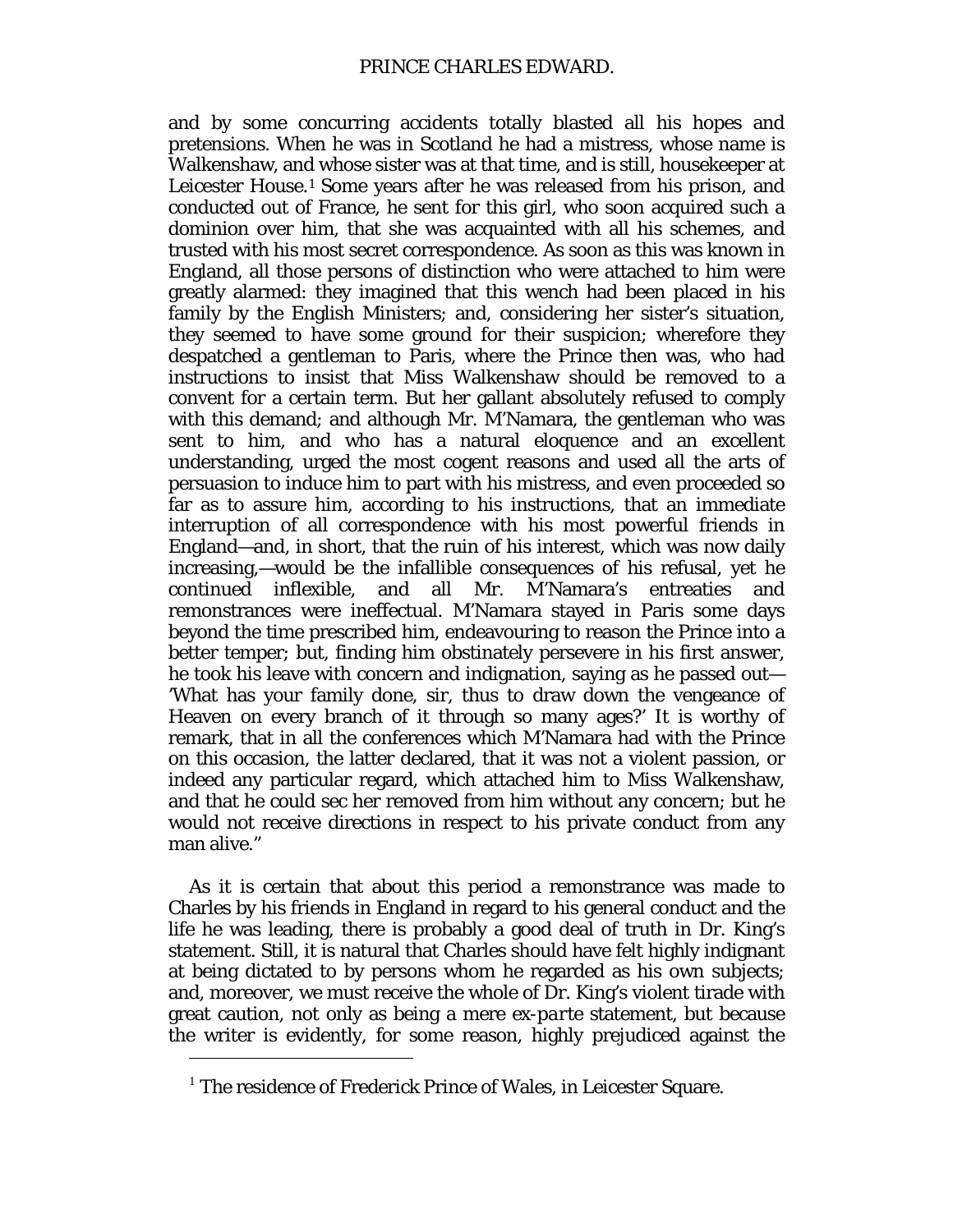and by some concurring accidents totally blasted all his hopes and pretensions. When he was in Scotland he had a mistress, whose name is Walkenshaw, and whose sister was at that time, and is still, housekeeper at Leicester House.[1] Some years after he was released from his prison, and conducted out of France, he sent for this girl, who soon acquired such a dominion over him, that she was acquainted with all his schemes, and trusted with his most secret correspondence. As soon as this was known in England, all those persons of distinction who were attached to him were greatly alarmed: they imagined that this wench had been placed in his family by the English Ministers; and, considering her sister's situation, they seemed to have some ground for their suspicion; wherefore they despatched a gentleman to Paris, where the Prince then was, who had instructions to insist that Miss Walkenshaw should be removed to a convent for a certain term. But her gallant absolutely refused to comply with this demand; and although Mr. M'Namara, the gentleman who was sent to him, and who has a natural eloquence and an excellent understanding, urged the most cogent reasons and used all the arts of persuasion to induce him to part with his mistress, and even proceeded so far as to assure him, according to his instructions, that an immediate interruption of all correspondence with his most powerful friends in England—and, in short, that the ruin of his interest, which was now daily increasing,—would be the infallible consequences of his refusal, yet he continued inflexible, and all Mr. M'Namara's entreaties and remonstrances were ineffectual. M'Namara stayed in Paris some days beyond the time prescribed him, endeavouring to reason the Prince into a better temper; but, finding him obstinately persevere in his first answer, he took his leave with concern and indignation, saying as he passed out—'What has your family done, sir, thus to draw down the vengeance of Heaven on every branch of it through so many ages?' It is worthy of remark, that in all the conferences which M'Namara had with the Prince on this occasion, the latter declared, that it was not a violent passion, or indeed any particular regard, which attached him to Miss Walkenshaw, and that he could sec her removed from him without any concern; but he would not receive directions in respect to his private conduct from any man alive."

As it is certain that about this period a remonstrance was made to Charles by his friends in England in regard to his general conduct and the life he was leading, there is probably a good deal of truth in Dr. King's statement. Still, it is natural that Charles should have felt highly indignant at being dictated to by persons whom he regarded as his own subjects; and, moreover, we must receive the whole of Dr. King's violent tirade with great caution, not only as being a mere *ex-parte* statement, but because the writer is evidently, for some reason, highly prejudiced against the

[1] The residence of Frederick Prince of Wales, in Leicester Square.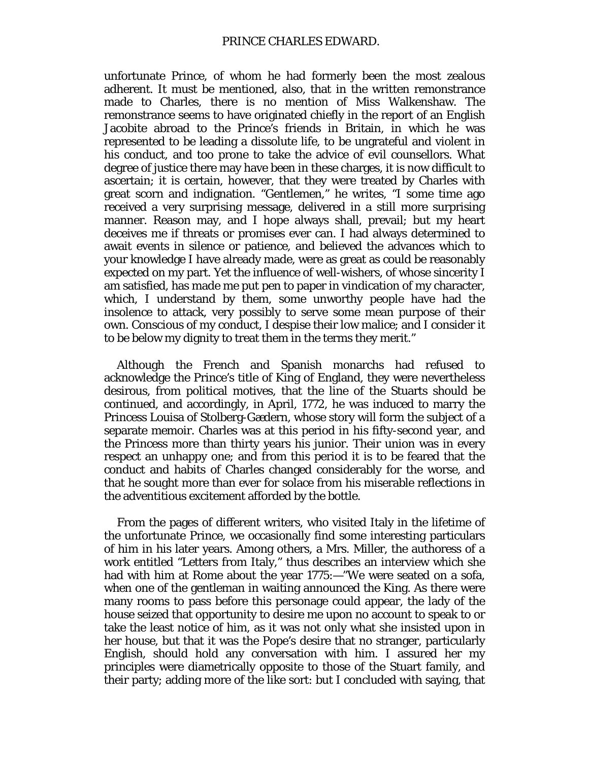unfortunate Prince, of whom he had formerly been the most zealous adherent. It must be mentioned, also, that in the written remonstrance made to Charles, there is no mention of Miss Walkenshaw. The remonstrance seems to have originated chiefly in the report of an English Jacobite abroad to the Prince's friends in Britain, in which he was represented to be leading a dissolute life, to be ungrateful and violent in his conduct, and too prone to take the advice of evil counsellors. What degree of justice there may have been in these charges, it is now difficult to ascertain; it is certain, however, that they were treated by Charles with great scorn and indignation. "Gentlemen," he writes, "I some time ago received a very surprising message, delivered in a still more surprising manner. Reason may, and I hope always shall, prevail; but my heart deceives me if threats or promises ever can. I had always determined to await events in silence or patience, and believed the advances which to your knowledge I have already made, were as great as could be reasonably expected on my part. Yet the influence of well-wishers, of whose sincerity I am satisfied, has made me put pen to paper in vindication of my character, which, I understand by them, some unworthy people have had the insolence to attack, very possibly to serve some mean purpose of their own. Conscious of my conduct, I despise their low malice; and I consider it to be below my dignity to treat them in the terms they merit."

Although the French and Spanish monarchs had refused to acknowledge the Prince's title of King of England, they were nevertheless desirous, from political motives, that the line of the Stuarts should be continued, and accordingly, in April, 1772, he was induced to marry the Princess Louisa of Stolberg-Gædern, whose story will form the subject of a separate memoir. Charles was at this period in his fifty-second year, and the Princess more than thirty years his junior. Their union was in every respect an unhappy one; and from this period it is to be feared that the conduct and habits of Charles changed considerably for the worse, and that he sought more than ever for solace from his miserable reflections in the adventitious excitement afforded by the bottle.

From the pages of different writers, who visited Italy in the lifetime of the unfortunate Prince, we occasionally find some interesting particulars of him in his later years. Among others, a Mrs. Miller, the authoress of a work entitled "Letters from Italy," thus describes an interview which she had with him at Rome about the year 1775:—"We were seated on a sofa, when one of the gentleman in waiting announced the King. As there were many rooms to pass before this personage could appear, the lady of the house seized that opportunity to desire me upon no account to speak to or take the least notice of him, as it was not only what she insisted upon in her house, but that it was the Pope's desire that no stranger, particularly English, should hold any conversation with him. I assured her my principles were diametrically opposite to those of the Stuart family, and their party; adding more of the like sort: but I concluded with saying, that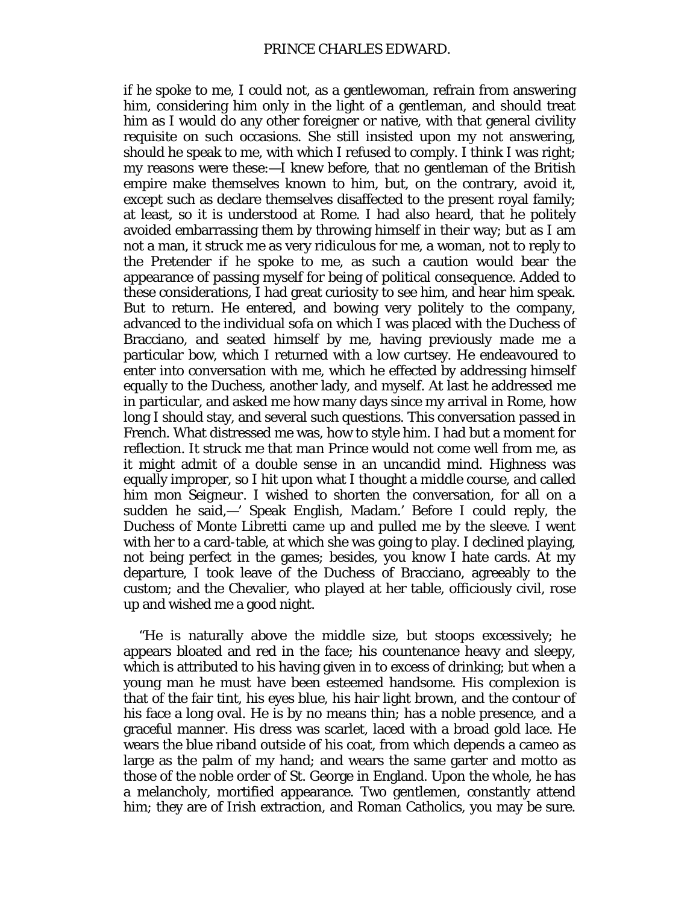if he spoke to me, I could not, as a gentlewoman, refrain from answering him, considering him only in the light of a gentleman, and should treat him as I would do any other foreigner or native, with that general civility requisite on such occasions. She still insisted upon my not answering, should he speak to me, with which I refused to comply. I think I was right; my reasons were these:—I knew before, that no gentleman of the British empire make themselves known to him, but, on the contrary, avoid it, except such as declare themselves disaffected to the present royal family; at least, so it is understood at Rome. I had also heard, that he politely avoided embarrassing them by throwing himself in their way; but as I am not a man, it struck me as very ridiculous for me, a woman, not to reply to the Pretender if he spoke to me, as such a caution would bear the appearance of passing myself for being of political consequence. Added to these considerations, I had great curiosity to see him, and hear him speak. But to return. He entered, and bowing very politely to the company, advanced to the individual sofa on which I was placed with the Duchess of Bracciano, and seated himself by me, having previously made me a particular bow, which I returned with a low curtsey. He endeavoured to enter into conversation with me, which he effected by addressing himself equally to the Duchess, another lady, and myself. At last he addressed me in particular, and asked me how many days since my arrival in Rome, how long I should stay, and several such questions. This conversation passed in French. What distressed me was, how to style him. I had but a moment for reflection. It struck me that *man* Prince would not come well from me, as it might admit of a double sense in an uncandid mind. Highness was equally improper, so I hit upon what I thought a middle course, and called him mon Seigneur. I wished to shorten the conversation, for all on a sudden he said,—' Speak English, Madam.' Before I could reply, the Duchess of Monte Libretti came up and pulled me by the sleeve. I went with her to a card-table, at which she was going to play. I declined playing, not being perfect in the games; besides, you know I hate cards. At my departure, I took leave of the Duchess of Bracciano, agreeably to the custom; and the Chevalier, who played at her table, officiously civil, rose up and wished me a good night.

"He is naturally above the middle size, but stoops excessively; he appears bloated and red in the face; his countenance heavy and sleepy, which is attributed to his having given in to excess of drinking; but when a young man he must have been esteemed handsome. His complexion is that of the fair tint, his eyes blue, his hair light brown, and the contour of his face a long oval. He is by no means thin; has a noble presence, and a graceful manner. His dress was scarlet, laced with a broad gold lace. He wears the blue riband outside of his coat, from which depends a cameo as large as the palm of my hand; and wears the same garter and motto as those of the noble order of St. George in England. Upon the whole, he has a melancholy, mortified appearance. Two gentlemen, constantly attend him; they are of Irish extraction, and Roman Catholics, you may be sure.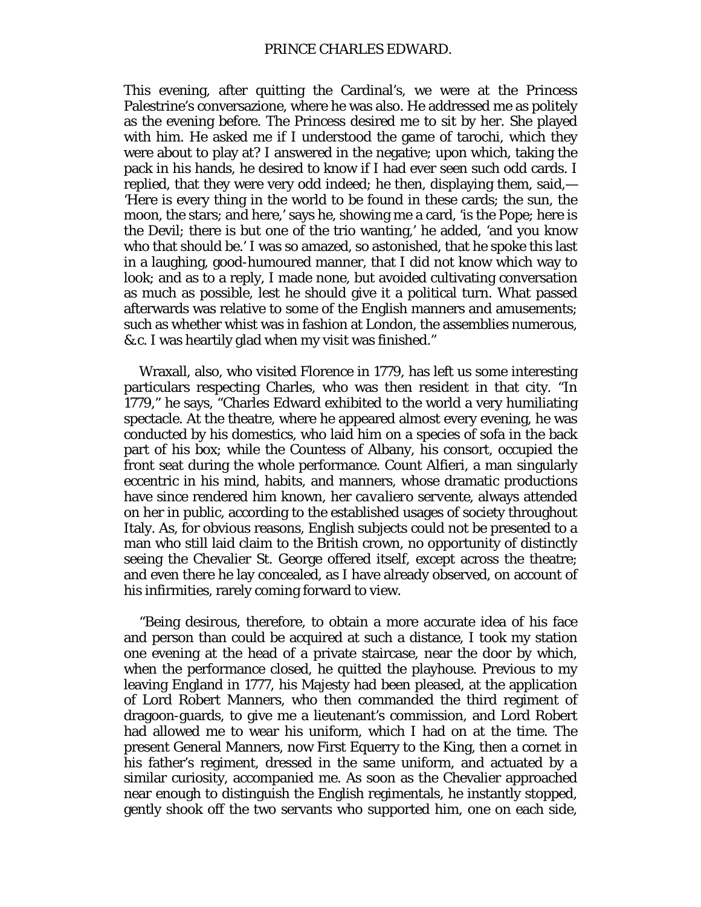This evening, after quitting the Cardinal's, we were at the Princess Palestrine's conversazione, where he was also. He addressed me as politely as the evening before. The Princess desired me to sit by her. She played with him. He asked me if I understood the game of tarochi, which they were about to play at? I answered in the negative; upon which, taking the pack in his hands, he desired to know if I had ever seen such odd cards. I replied, that they were very odd indeed; he then, displaying them, said,—'Here is every thing in the world to be found in these cards; the sun, the moon, the stars; and here,' says he, showing me a card, 'is the Pope; here is the Devil; there is but one of the trio wanting,' he added, 'and you know who that should be.' I was so amazed, so astonished, that he spoke this last in a laughing, good-humoured manner, that I did not know which way to look; and as to a reply, I made none, but avoided cultivating conversation as much as possible, lest he should give it a political turn. What passed afterwards was relative to some of the English manners and amusements; such as whether whist was in fashion at London, the assemblies numerous, &c. I was heartily glad when my visit was finished."

Wraxall, also, who visited Florence in 1779, has left us some interesting particulars respecting Charles, who was then resident in that city. "In 1779," he says, "Charles Edward exhibited to the world a very humiliating spectacle. At the theatre, where he appeared almost every evening, he was conducted by his domestics, who laid him on a species of sofa in the back part of his box; while the Countess of Albany, his consort, occupied the front seat during the whole performance. Count Alfieri, a man singularly eccentric in his mind, habits, and manners, whose dramatic productions have since rendered him known, her *cavaliero servente*, always attended on her in public, according to the established usages of society throughout Italy. As, for obvious reasons, English subjects could not be presented to a man who still laid claim to the British crown, no opportunity of distinctly seeing the Chevalier St. George offered itself, except across the theatre; and even there he lay concealed, as I have already observed, on account of his infirmities, rarely coming forward to view.

"Being desirous, therefore, to obtain a more accurate idea of his face and person than could be acquired at such a distance, I took my station one evening at the head of a private staircase, near the door by which, when the performance closed, he quitted the playhouse. Previous to my leaving England in 1777, his Majesty had been pleased, at the application of Lord Robert Manners, who then commanded the third regiment of dragoon-guards, to give me a lieutenant's commission, and Lord Robert had allowed me to wear his uniform, which I had on at the time. The present General Manners, now First Equerry to the King, then a cornet in his father's regiment, dressed in the same uniform, and actuated by a similar curiosity, accompanied me. As soon as the Chevalier approached near enough to distinguish the English regimentals, he instantly stopped, gently shook off the two servants who supported him, one on each side,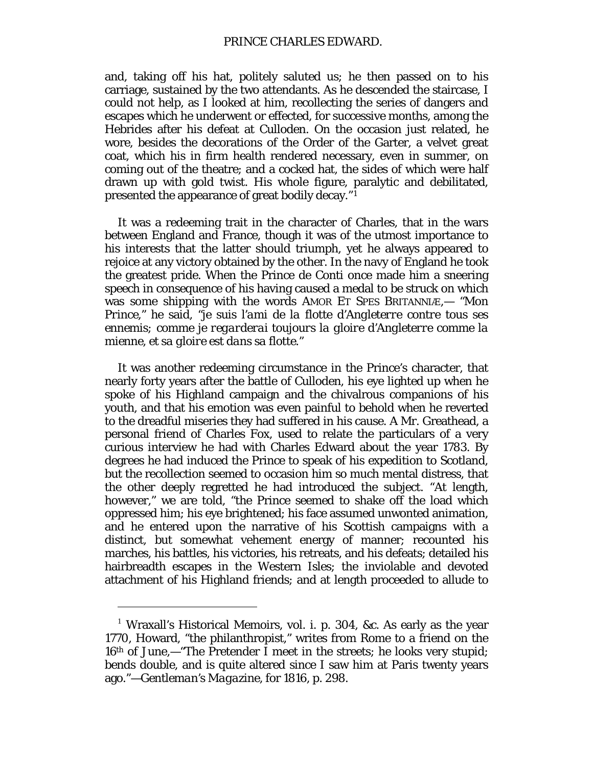and, taking off his hat, politely saluted us; he then passed on to his carriage, sustained by the two attendants. As he descended the staircase, I could not help, as I looked at him, recollecting the series of dangers and escapes which he underwent or effected, for successive months, among the Hebrides after his defeat at Culloden. On the occasion just related, he wore, besides the decorations of the Order of the Garter, a velvet great coat, which his in firm health rendered necessary, even in summer, on coming out of the theatre; and a cocked hat, the sides of which were half drawn up with gold twist. His whole figure, paralytic and debilitated, presented the appearance of great bodily decay."[1]

It was a redeeming trait in the character of Charles, that in the wars between England and France, though it was of the utmost importance to his interests that the latter should triumph, yet he always appeared to rejoice at any victory obtained by the other. In the navy of England he took the greatest pride. When the Prince de Conti once made him a sneering speech in consequence of his having caused a medal to be struck on which was some shipping with the words AMOR ET SPES BRITANNIÆ,— "*Mon Prince*," he said, "*je suis l'ami de la flotte d'Angleterre contre tous ses ennemis; comme je regarderai toujours la gloire d'Angleterre comme la mienne, et sa gloire est dans sa flotte*."

It was another redeeming circumstance in the Prince's character, that nearly forty years after the battle of Culloden, his eye lighted up when he spoke of his Highland campaign and the chivalrous companions of his youth, and that his emotion was even painful to behold when he reverted to the dreadful miseries they had suffered in his cause. A Mr. Greathead, a personal friend of Charles Fox, used to relate the particulars of a very curious interview he had with Charles Edward about the year 1783. By degrees he had induced the Prince to speak of his expedition to Scotland, but the recollection seemed to occasion him so much mental distress, that the other deeply regretted he had introduced the subject. "At length, however," we are told, "the Prince seemed to shake off the load which oppressed him; his eye brightened; his face assumed unwonted animation, and he entered upon the narrative of his Scottish campaigns with a distinct, but somewhat vehement energy of manner; recounted his marches, his battles, his victories, his retreats, and his defeats; detailed his hairbreadth escapes in the Western Isles; the inviolable and devoted attachment of his Highland friends; and at length proceeded to allude to

---

[1] Wraxall's Historical Memoirs, vol. i. p. 304, &c. As early as the year 1770, Howard, "the philanthropist," writes from Rome to a friend on the 16th of June,—"The Pretender I meet in the streets; he looks very stupid; bends double, and is quite altered since I saw him at Paris twenty years ago."—*Gentleman's Magazine*, for 1816, p. 298.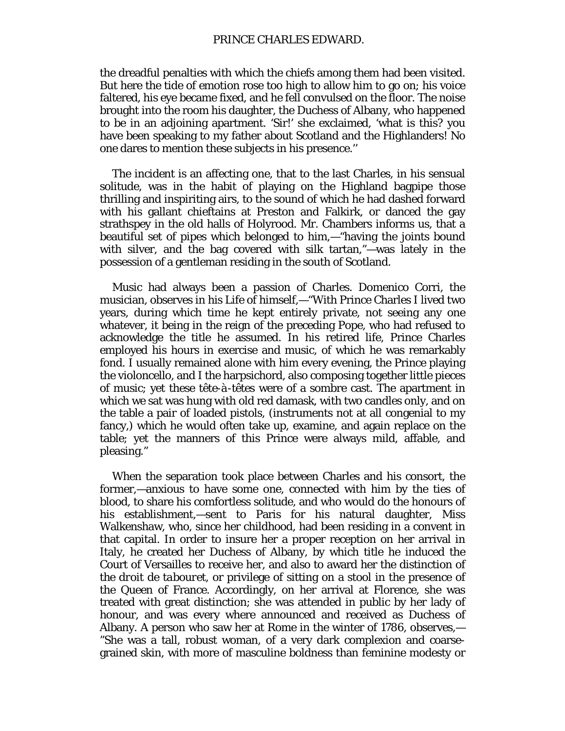the dreadful penalties with which the chiefs among them had been visited. But here the tide of emotion rose too high to allow him to go on; his voice faltered, his eye became fixed, and he fell convulsed on the floor. The noise brought into the room his daughter, the Duchess of Albany, who happened to be in an adjoining apartment. 'Sir!' she exclaimed, 'what is this? you have been speaking to my father about Scotland and the Highlanders! No one dares to mention these subjects in his presence.''

The incident is an affecting one, that to the last Charles, in his sensual solitude, was in the habit of playing on the Highland bagpipe those thrilling and inspiriting airs, to the sound of which he had dashed forward with his gallant chieftains at Preston and Falkirk, or danced the gay strathspey in the old halls of Holyrood. Mr. Chambers informs us, that a beautiful set of pipes which belonged to him,—"having the joints bound with silver, and the bag covered with silk tartan,"—was lately in the possession of a gentleman residing in the south of Scotland.

Music had always been a passion of Charles. Domenico Corri, the musician, observes in his Life of himself,—"With Prince Charles I lived two years, during which time he kept entirely private, not seeing any one whatever, it being in the reign of the preceding Pope, who had refused to acknowledge the title he assumed. In his retired life, Prince Charles employed his hours in exercise and music, of which he was remarkably fond. I usually remained alone with him every evening, the Prince playing the violoncello, and I the harpsichord, also composing together little pieces of music; yet these tête-à-têtes were of a sombre cast. The apartment in which we sat was hung with old red damask, with two candles only, and on the table a pair of loaded pistols, (instruments not at all congenial to my fancy,) which he would often take up, examine, and again replace on the table; yet the manners of this Prince were always mild, affable, and pleasing.''

When the separation took place between Charles and his consort, the former,—anxious to have some one, connected with him by the ties of blood, to share his comfortless solitude, and who would do the honours of his establishment,—sent to Paris for his natural daughter, Miss Walkenshaw, who, since her childhood, had been residing in a convent in that capital. In order to insure her a proper reception on her arrival in Italy, he created her Duchess of Albany, by which title he induced the Court of Versailles to receive her, and also to award her the distinction of the *droit de tabouret*, or privilege of sitting on a stool in the presence of the Queen of France. Accordingly, on her arrival at Florence, she was treated with great distinction; she was attended in public by her lady of honour, and was every where announced and received as Duchess of Albany. A person who saw her at Rome in the winter of 1786, observes,—"She was a tall, robust woman, of a very dark complexion and coarse-grained skin, with more of masculine boldness than feminine modesty or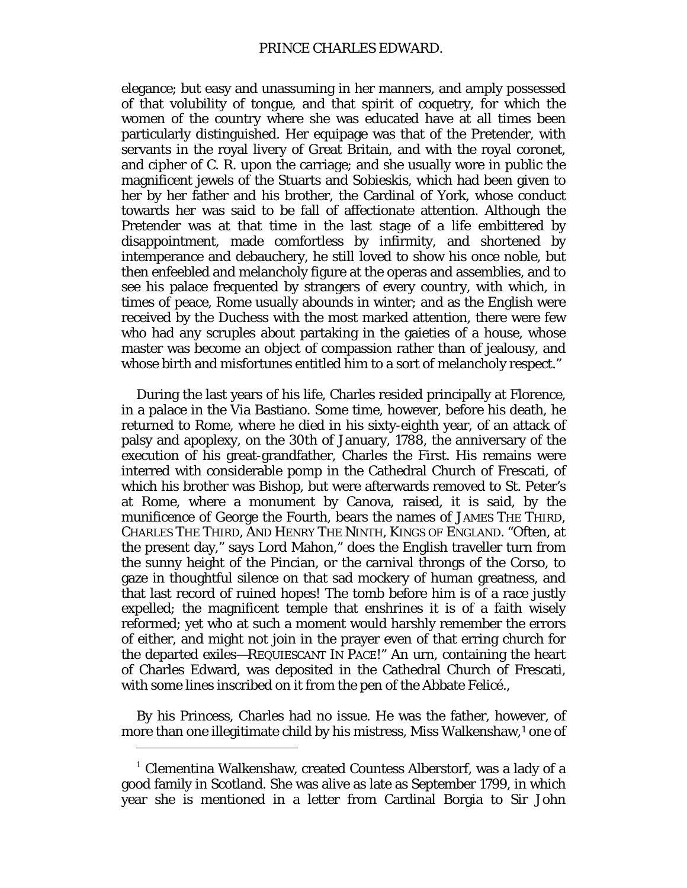elegance; but easy and unassuming in her manners, and amply possessed of that volubility of tongue, and that spirit of coquetry, for which the women of the country where she was educated have at all times been particularly distinguished. Her equipage was that of the Pretender, with servants in the royal livery of Great Britain, and with the royal coronet, and cipher of C. R. upon the carriage; and she usually wore in public the magnificent jewels of the Stuarts and Sobieskis, which had been given to her by her father and his brother, the Cardinal of York, whose conduct towards her was said to be fall of affectionate attention. Although the Pretender was at that time in the last stage of a life embittered by disappointment, made comfortless by infirmity, and shortened by intemperance and debauchery, he still loved to show his once noble, but then enfeebled and melancholy figure at the operas and assemblies, and to see his palace frequented by strangers of every country, with which, in times of peace, Rome usually abounds in winter; and as the English were received by the Duchess with the most marked attention, there were few who had any scruples about partaking in the gaieties of a house, whose master was become an object of compassion rather than of jealousy, and whose birth and misfortunes entitled him to a sort of melancholy respect."

During the last years of his life, Charles resided principally at Florence, in a palace in the Via Bastiano. Some time, however, before his death, he returned to Rome, where he died in his sixty-eighth year, of an attack of palsy and apoplexy, on the 30th of January, 1788, the anniversary of the execution of his great-grandfather, Charles the First. His remains were interred with considerable pomp in the Cathedral Church of Frescati, of which his brother was Bishop, but were afterwards removed to St. Peter's at Rome, where a monument by Canova, raised, it is said, by the munificence of George the Fourth, bears the names of JAMES THE THIRD, CHARLES THE THIRD, AND HENRY THE NINTH, KINGS OF ENGLAND. "Often, at the present day," says Lord Mahon," does the English traveller turn from the sunny height of the Pincian, or the carnival throngs of the Corso, to gaze in thoughtful silence on that sad mockery of human greatness, and that last record of ruined hopes! The tomb before him is of a race justly expelled; the magnificent temple that enshrines it is of a faith wisely reformed; yet who at such a moment would harshly remember the errors of either, and might not join in the prayer even of that erring church for the departed exiles—REQUIESCANT IN PACE!" An urn, containing the heart of Charles Edward, was deposited in the Cathedral Church of Frescati, with some lines inscribed on it from the pen of the Abbate Felicé.,

By his Princess, Charles had no issue. He was the father, however, of more than one illegitimate child by his mistress, Miss Walkenshaw,[1] one of

[1] Clementina Walkenshaw, created Countess Alberstorf, was a lady of a good family in Scotland. She was alive as late as September 1799, in which year she is mentioned in a letter from Cardinal Borgia to Sir John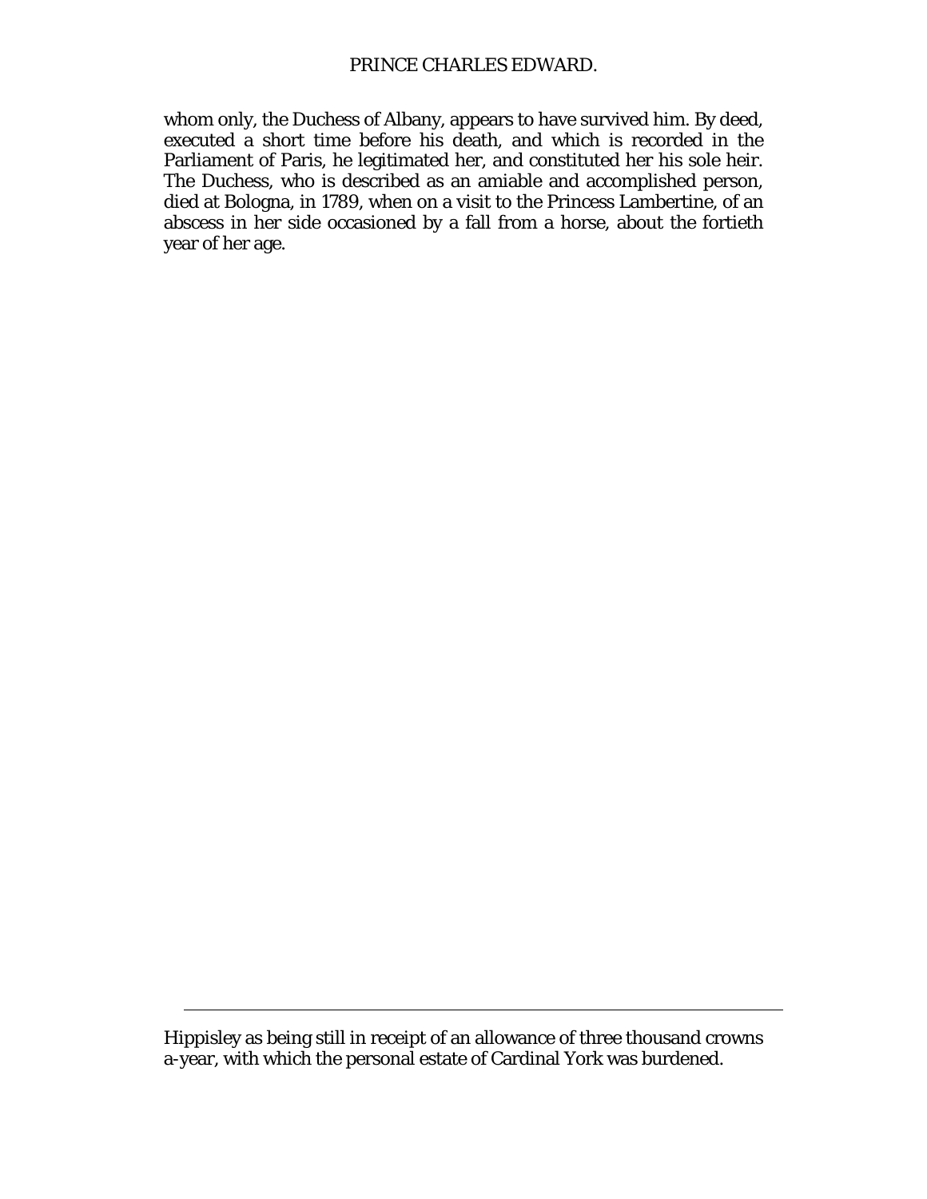whom only, the Duchess of Albany, appears to have survived him. By deed, executed a short time before his death, and which is recorded in the Parliament of Paris, he legitimated her, and constituted her his sole heir. The Duchess, who is described as an amiable and accomplished person, died at Bologna, in 1789, when on a visit to the Princess Lambertine, of an abscess in her side occasioned by a fall from a horse, about the fortieth year of her age.

---

Hippisley as being still in receipt of an allowance of three thousand crowns a-year, with which the personal estate of Cardinal York was burdened.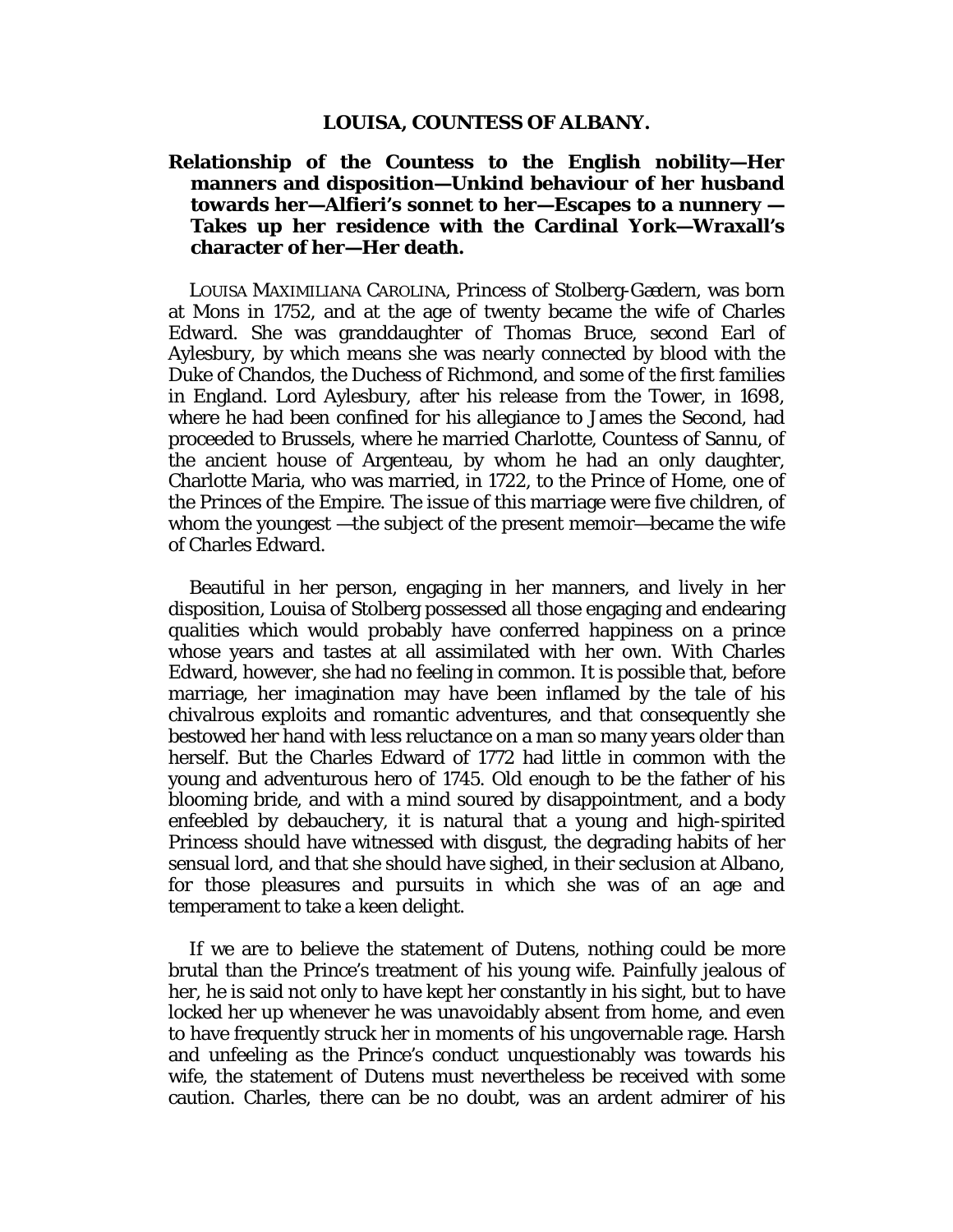## LOUISA, COUNTESS OF ALBANY.

**Relationship of the Countess to the English nobility—Her manners and disposition—Unkind behaviour of her husband towards her—Alfieri's sonnet to her—Escapes to a nunnery —Takes up her residence with the Cardinal York—Wraxall's character of her—Her death.**

LOUISA MAXIMILIANA CAROLINA, Princess of Stolberg-Gædern, was born at Mons in 1752, and at the age of twenty became the wife of Charles Edward. She was granddaughter of Thomas Bruce, second Earl of Aylesbury, by which means she was nearly connected by blood with the Duke of Chandos, the Duchess of Richmond, and some of the first families in England. Lord Aylesbury, after his release from the Tower, in 1698, where he had been confined for his allegiance to James the Second, had proceeded to Brussels, where he married Charlotte, Countess of Sannu, of the ancient house of Argenteau, by whom he had an only daughter, Charlotte Maria, who was married, in 1722, to the Prince of Home, one of the Princes of the Empire. The issue of this marriage were five children, of whom the youngest —the subject of the present memoir—became the wife of Charles Edward.

Beautiful in her person, engaging in her manners, and lively in her disposition, Louisa of Stolberg possessed all those engaging and endearing qualities which would probably have conferred happiness on a prince whose years and tastes at all assimilated with her own. With Charles Edward, however, she had no feeling in common. It is possible that, before marriage, her imagination may have been inflamed by the tale of his chivalrous exploits and romantic adventures, and that consequently she bestowed her hand with less reluctance on a man so many years older than herself. But the Charles Edward of 1772 had little in common with the young and adventurous hero of 1745. Old enough to be the father of his blooming bride, and with a mind soured by disappointment, and a body enfeebled by debauchery, it is natural that a young and high-spirited Princess should have witnessed with disgust, the degrading habits of her sensual lord, and that she should have sighed, in their seclusion at Albano, for those pleasures and pursuits in which she was of an age and temperament to take a keen delight.

If we are to believe the statement of Dutens, nothing could be more brutal than the Prince's treatment of his young wife. Painfully jealous of her, he is said not only to have kept her constantly in his sight, but to have locked her up whenever he was unavoidably absent from home, and even to have frequently struck her in moments of his ungovernable rage. Harsh and unfeeling as the Prince's conduct unquestionably was towards his wife, the statement of Dutens must nevertheless be received with some caution. Charles, there can be no doubt, was an ardent admirer of his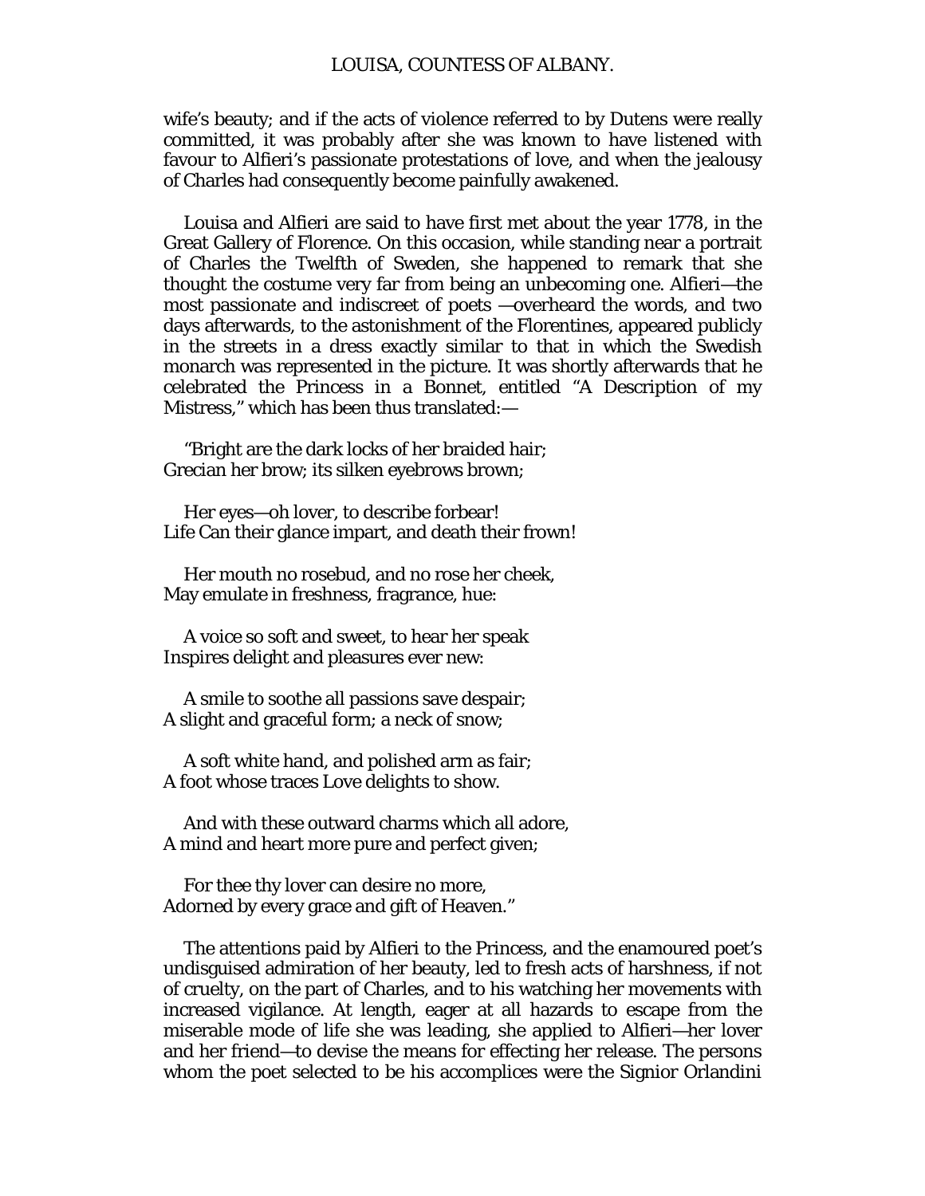wife's beauty; and if the acts of violence referred to by Dutens were really committed, it was probably after she was known to have listened with favour to Alfieri's passionate protestations of love, and when the jealousy of Charles had consequently become painfully awakened.

Louisa and Alfieri are said to have first met about the year 1778, in the Great Gallery of Florence. On this occasion, while standing near a portrait of Charles the Twelfth of Sweden, she happened to remark that she thought the costume very far from being an unbecoming one. Alfieri—the most passionate and indiscreet of poets —overheard the words, and two days afterwards, to the astonishment of the Florentines, appeared publicly in the streets in a dress exactly similar to that in which the Swedish monarch was represented in the picture. It was shortly afterwards that he celebrated the Princess in a Bonnet, entitled "A Description of my Mistress," which has been thus translated:—

"Bright are the dark locks of her braided hair;
Grecian her brow; its silken eyebrows brown;

Her eyes—oh lover, to describe forbear!
Life Can their glance impart, and death their frown!

Her mouth no rosebud, and no rose her cheek,
May emulate in freshness, fragrance, hue:

A voice so soft and sweet, to hear her speak
Inspires delight and pleasures ever new:

A smile to soothe all passions save despair;
A slight and graceful form; a neck of snow;

A soft white hand, and polished arm as fair;
A foot whose traces Love delights to show.

And with these outward charms which all adore,
A mind and heart more pure and perfect given;

For thee thy lover can desire no more,
Adorned by every grace and gift of Heaven."

The attentions paid by Alfieri to the Princess, and the enamoured poet's undisguised admiration of her beauty, led to fresh acts of harshness, if not of cruelty, on the part of Charles, and to his watching her movements with increased vigilance. At length, eager at all hazards to escape from the miserable mode of life she was leading, she applied to Alfieri—her lover and her friend—to devise the means for effecting her release. The persons whom the poet selected to be his accomplices were the Signior Orlandini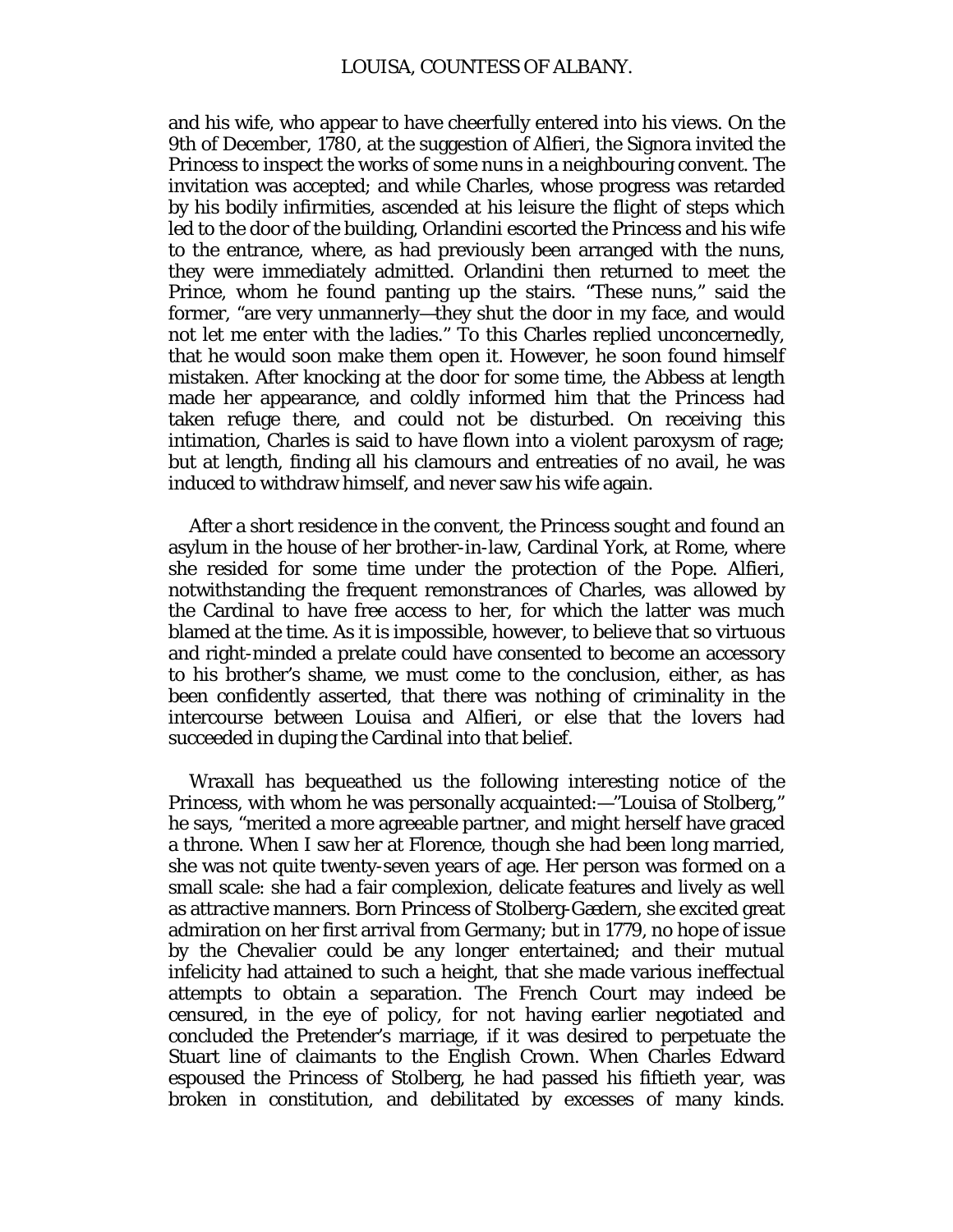and his wife, who appear to have cheerfully entered into his views. On the 9th of December, 1780, at the suggestion of Alfieri, the Signora invited the Princess to inspect the works of some nuns in a neighbouring convent. The invitation was accepted; and while Charles, whose progress was retarded by his bodily infirmities, ascended at his leisure the flight of steps which led to the door of the building, Orlandini escorted the Princess and his wife to the entrance, where, as had previously been arranged with the nuns, they were immediately admitted. Orlandini then returned to meet the Prince, whom he found panting up the stairs. "These nuns," said the former, "are very unmannerly—they shut the door in my face, and would not let me enter with the ladies." To this Charles replied unconcernedly, that he would soon make them open it. However, he soon found himself mistaken. After knocking at the door for some time, the Abbess at length made her appearance, and coldly informed him that the Princess had taken refuge there, and could not be disturbed. On receiving this intimation, Charles is said to have flown into a violent paroxysm of rage; but at length, finding all his clamours and entreaties of no avail, he was induced to withdraw himself, and never saw his wife again.

After a short residence in the convent, the Princess sought and found an asylum in the house of her brother-in-law, Cardinal York, at Rome, where she resided for some time under the protection of the Pope. Alfieri, notwithstanding the frequent remonstrances of Charles, was allowed by the Cardinal to have free access to her, for which the latter was much blamed at the time. As it is impossible, however, to believe that so virtuous and right-minded a prelate could have consented to become an accessory to his brother's shame, we must come to the conclusion, either, as has been confidently asserted, that there was nothing of criminality in the intercourse between Louisa and Alfieri, or else that the lovers had succeeded in duping the Cardinal into that belief.

Wraxall has bequeathed us the following interesting notice of the Princess, with whom he was personally acquainted:—"Louisa of Stolberg," he says, "merited a more agreeable partner, and might herself have graced a throne. When I saw her at Florence, though she had been long married, she was not quite twenty-seven years of age. Her person was formed on a small scale: she had a fair complexion, delicate features and lively as well as attractive manners. Born Princess of Stolberg-Gædern, she excited great admiration on her first arrival from Germany; but in 1779, no hope of issue by the Chevalier could be any longer entertained; and their mutual infelicity had attained to such a height, that she made various ineffectual attempts to obtain a separation. The French Court may indeed be censured, in the eye of policy, for not having earlier negotiated and concluded the Pretender's marriage, if it was desired to perpetuate the Stuart line of claimants to the English Crown. When Charles Edward espoused the Princess of Stolberg, he had passed his fiftieth year, was broken in constitution, and debilitated by excesses of many kinds.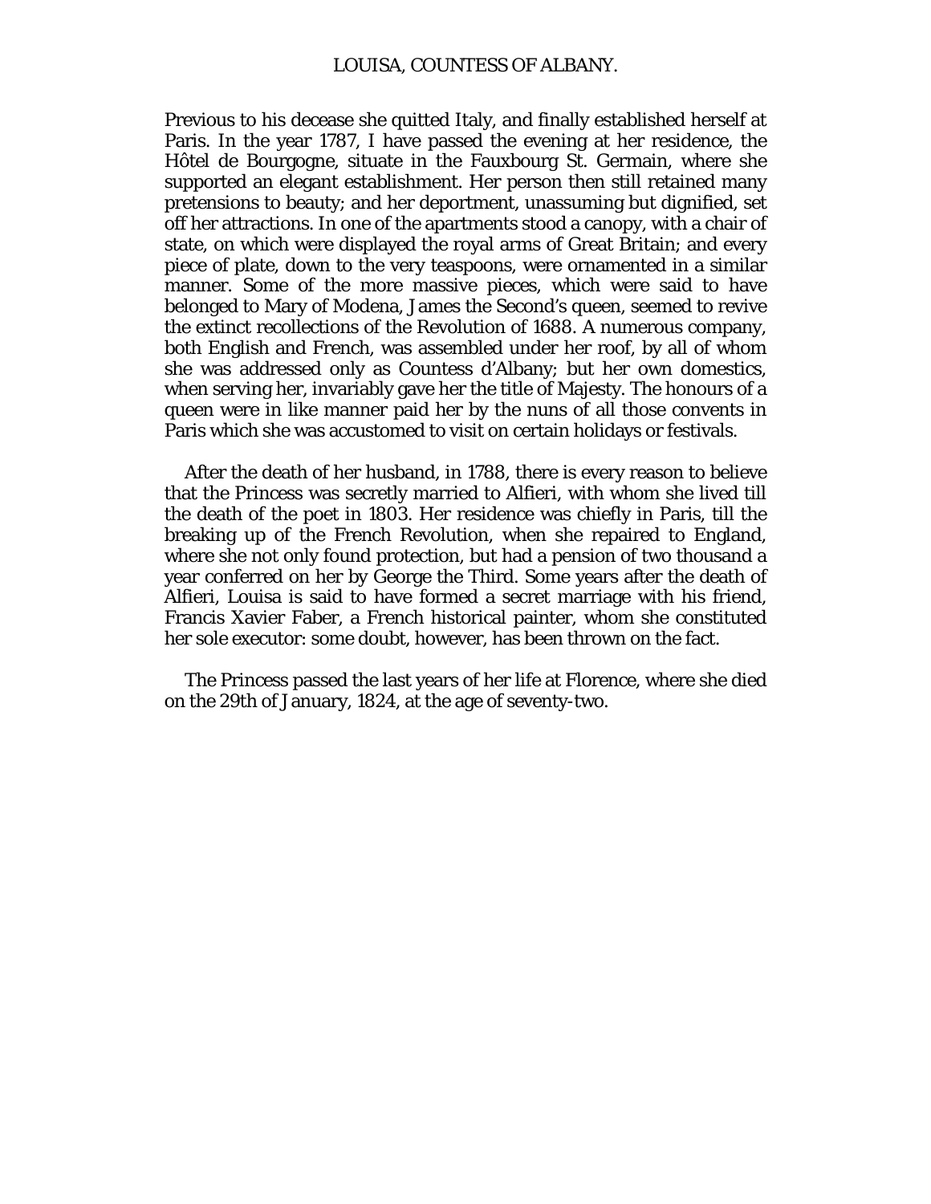Previous to his decease she quitted Italy, and finally established herself at Paris. In the year 1787, I have passed the evening at her residence, the Hôtel de Bourgogne, situate in the Fauxbourg St. Germain, where she supported an elegant establishment. Her person then still retained many pretensions to beauty; and her deportment, unassuming but dignified, set off her attractions. In one of the apartments stood a canopy, with a chair of state, on which were displayed the royal arms of Great Britain; and every piece of plate, down to the very teaspoons, were ornamented in a similar manner. Some of the more massive pieces, which were said to have belonged to Mary of Modena, James the Second's queen, seemed to revive the extinct recollections of the Revolution of 1688. A numerous company, both English and French, was assembled under her roof, by all of whom she was addressed only as Countess d'Albany; but her own domestics, when serving her, invariably gave her the title of Majesty. The honours of a queen were in like manner paid her by the nuns of all those convents in Paris which she was accustomed to visit on certain holidays or festivals.

After the death of her husband, in 1788, there is every reason to believe that the Princess was secretly married to Alfieri, with whom she lived till the death of the poet in 1803. Her residence was chiefly in Paris, till the breaking up of the French Revolution, when she repaired to England, where she not only found protection, but had a pension of two thousand a year conferred on her by George the Third. Some years after the death of Alfieri, Louisa is said to have formed a secret marriage with his friend, Francis Xavier Faber, a French historical painter, whom she constituted her sole executor: some doubt, however, has been thrown on the fact.

The Princess passed the last years of her life at Florence, where she died on the 29th of January, 1824, at the age of seventy-two.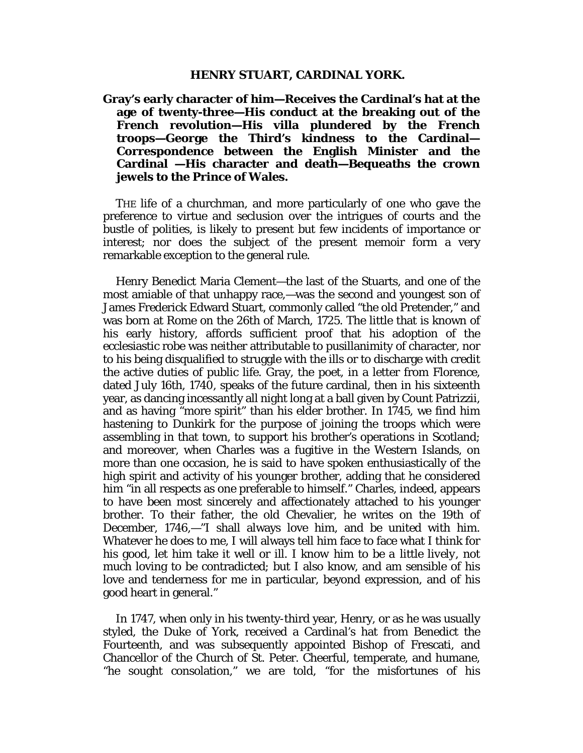## HENRY STUART, CARDINAL YORK.

**Gray's early character of him—Receives the Cardinal's hat at the age of twenty-three—His conduct at the breaking out of the French revolution—His villa plundered by the French troops—George the Third's kindness to the Cardinal—Correspondence between the English Minister and the Cardinal —His character and death—Bequeaths the crown jewels to the Prince of Wales.**

THE life of a churchman, and more particularly of one who gave the preference to virtue and seclusion over the intrigues of courts and the bustle of polities, is likely to present but few incidents of importance or interest; nor does the subject of the present memoir form a very remarkable exception to the general rule.

Henry Benedict Maria Clement—the last of the Stuarts, and one of the most amiable of that unhappy race,—was the second and youngest son of James Frederick Edward Stuart, commonly called "the old Pretender," and was born at Rome on the 26th of March, 1725. The little that is known of his early history, affords sufficient proof that his adoption of the ecclesiastic robe was neither attributable to pusillanimity of character, nor to his being disqualified to struggle with the ills or to discharge with credit the active duties of public life. Gray, the poet, in a letter from Florence, dated July 16th, 1740, speaks of the future cardinal, then in his sixteenth year, as dancing incessantly all night long at a ball given by Count Patrizzii, and as having "more spirit" than his elder brother. In 1745, we find him hastening to Dunkirk for the purpose of joining the troops which were assembling in that town, to support his brother's operations in Scotland; and moreover, when Charles was a fugitive in the Western Islands, on more than one occasion, he is said to have spoken enthusiastically of the high spirit and activity of his younger brother, adding that he considered him "in all respects as one preferable to himself." Charles, indeed, appears to have been most sincerely and affectionately attached to his younger brother. To their father, the old Chevalier, he writes on the 19th of December, 1746,—"I shall always love him, and be united with him. Whatever he does to me, I will always tell him face to face what I think for his good, let him take it well or ill. I know him to be a little lively, not much loving to be contradicted; but I also know, and am sensible of his love and tenderness for me in particular, beyond expression, and of his good heart in general."

In 1747, when only in his twenty-third year, Henry, or as he was usually styled, the Duke of York, received a Cardinal's hat from Benedict the Fourteenth, and was subsequently appointed Bishop of Frescati, and Chancellor of the Church of St. Peter. Cheerful, temperate, and humane, "he sought consolation," we are told, "for the misfortunes of his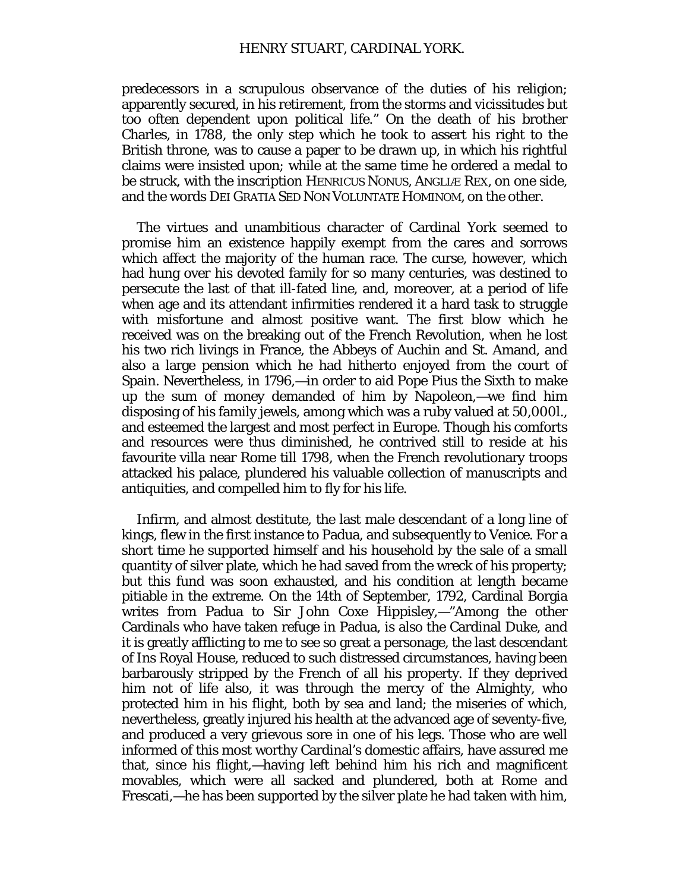predecessors in a scrupulous observance of the duties of his religion; apparently secured, in his retirement, from the storms and vicissitudes but too often dependent upon political life." On the death of his brother Charles, in 1788, the only step which he took to assert his right to the British throne, was to cause a paper to be drawn up, in which his rightful claims were insisted upon; while at the same time he ordered a medal to be struck, with the inscription HENRICUS NONUS, ANGLIÆ REX, on one side, and the words DEI GRATIA SED NON VOLUNTATE HOMINOM, on the other.

The virtues and unambitious character of Cardinal York seemed to promise him an existence happily exempt from the cares and sorrows which affect the majority of the human race. The curse, however, which had hung over his devoted family for so many centuries, was destined to persecute the last of that ill-fated line, and, moreover, at a period of life when age and its attendant infirmities rendered it a hard task to struggle with misfortune and almost positive want. The first blow which he received was on the breaking out of the French Revolution, when he lost his two rich livings in France, the Abbeys of Auchin and St. Amand, and also a large pension which he had hitherto enjoyed from the court of Spain. Nevertheless, in 1796,—in order to aid Pope Pius the Sixth to make up the sum of money demanded of him by Napoleon,—we find him disposing of his family jewels, among which was a ruby valued at 50,000l., and esteemed the largest and most perfect in Europe. Though his comforts and resources were thus diminished, he contrived still to reside at his favourite villa near Rome till 1798, when the French revolutionary troops attacked his palace, plundered his valuable collection of manuscripts and antiquities, and compelled him to fly for his life.

Infirm, and almost destitute, the last male descendant of a long line of kings, flew in the first instance to Padua, and subsequently to Venice. For a short time he supported himself and his household by the sale of a small quantity of silver plate, which he had saved from the wreck of his property; but this fund was soon exhausted, and his condition at length became pitiable in the extreme. On the 14th of September, 1792, Cardinal Borgia writes from Padua to Sir John Coxe Hippisley,—"Among the other Cardinals who have taken refuge in Padua, is also the Cardinal Duke, and it is greatly afflicting to me to see so great a personage, the last descendant of Ins Royal House, reduced to such distressed circumstances, having been barbarously stripped by the French of all his property. If they deprived him not of life also, it was through the mercy of the Almighty, who protected him in his flight, both by sea and land; the miseries of which, nevertheless, greatly injured his health at the advanced age of seventy-five, and produced a very grievous sore in one of his legs. Those who are well informed of this most worthy Cardinal's domestic affairs, have assured me that, since his flight,—having left behind him his rich and magnificent movables, which were all sacked and plundered, both at Rome and Frescati,—he has been supported by the silver plate he had taken with him,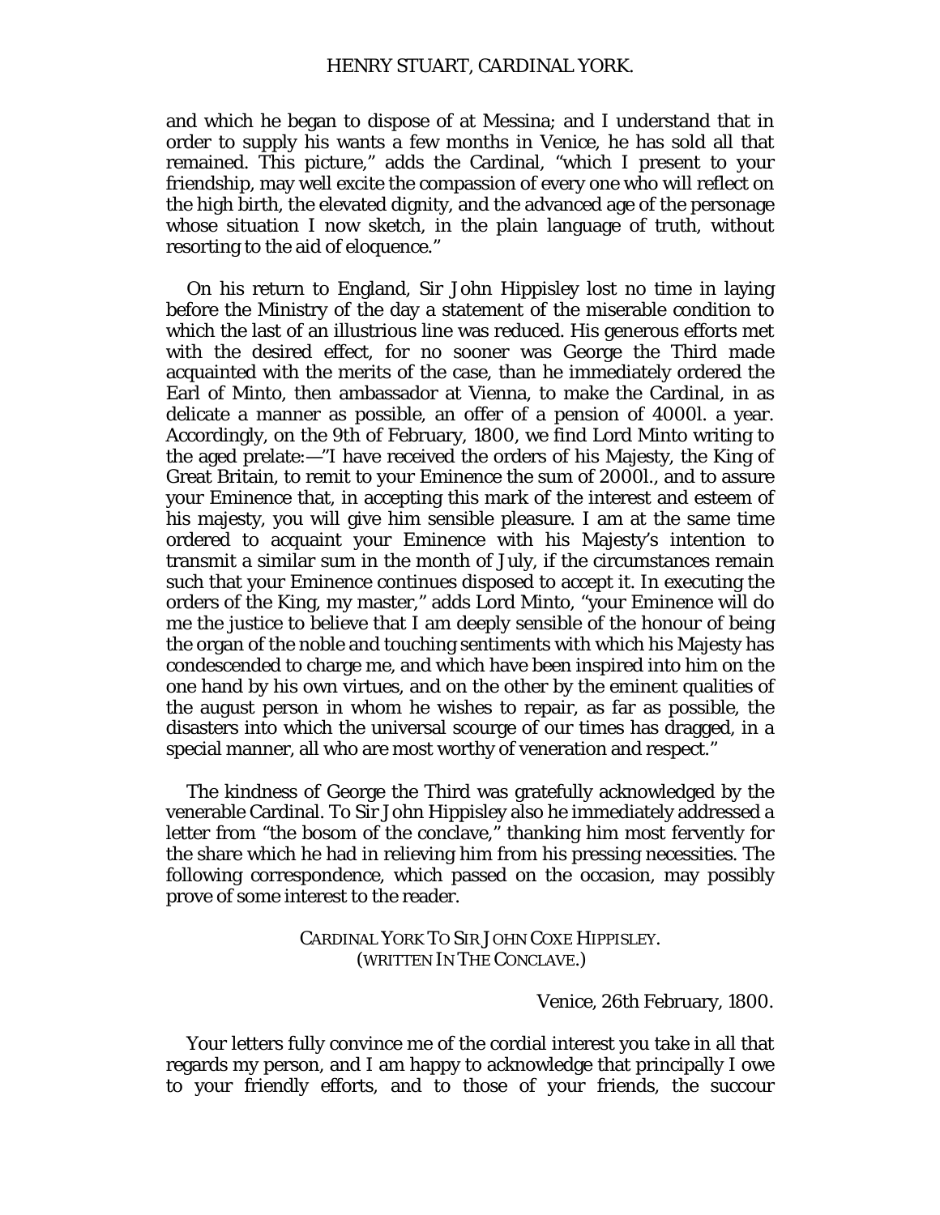and which he began to dispose of at Messina; and I understand that in order to supply his wants a few months in Venice, he has sold all that remained. This picture," adds the Cardinal, "which I present to your friendship, may well excite the compassion of every one who will reflect on the high birth, the elevated dignity, and the advanced age of the personage whose situation I now sketch, in the plain language of truth, without resorting to the aid of eloquence."

On his return to England, Sir John Hippisley lost no time in laying before the Ministry of the day a statement of the miserable condition to which the last of an illustrious line was reduced. His generous efforts met with the desired effect, for no sooner was George the Third made acquainted with the merits of the case, than he immediately ordered the Earl of Minto, then ambassador at Vienna, to make the Cardinal, in as delicate a manner as possible, an offer of a pension of 4000l. a year. Accordingly, on the 9th of February, 1800, we find Lord Minto writing to the aged prelate:—"I have received the orders of his Majesty, the King of Great Britain, to remit to your Eminence the sum of 2000l., and to assure your Eminence that, in accepting this mark of the interest and esteem of his majesty, you will give him sensible pleasure. I am at the same time ordered to acquaint your Eminence with his Majesty's intention to transmit a similar sum in the month of July, if the circumstances remain such that your Eminence continues disposed to accept it. In executing the orders of the King, my master," adds Lord Minto, "your Eminence will do me the justice to believe that I am deeply sensible of the honour of being the organ of the noble and touching sentiments with which his Majesty has condescended to charge me, and which have been inspired into him on the one hand by his own virtues, and on the other by the eminent qualities of the august person in whom he wishes to repair, as far as possible, the disasters into which the universal scourge of our times has dragged, in a special manner, all who are most worthy of veneration and respect."

The kindness of George the Third was gratefully acknowledged by the venerable Cardinal. To Sir John Hippisley also he immediately addressed a letter from "the bosom of the conclave," thanking him most fervently for the share which he had in relieving him from his pressing necessities. The following correspondence, which passed on the occasion, may possibly prove of some interest to the reader.

CARDINAL YORK TO SIR JOHN COXE HIPPISLEY.
(WRITTEN IN THE CONCLAVE.)

Venice, 26th February, 1800.

Your letters fully convince me of the cordial interest you take in all that regards my person, and I am happy to acknowledge that principally I owe to your friendly efforts, and to those of your friends, the succour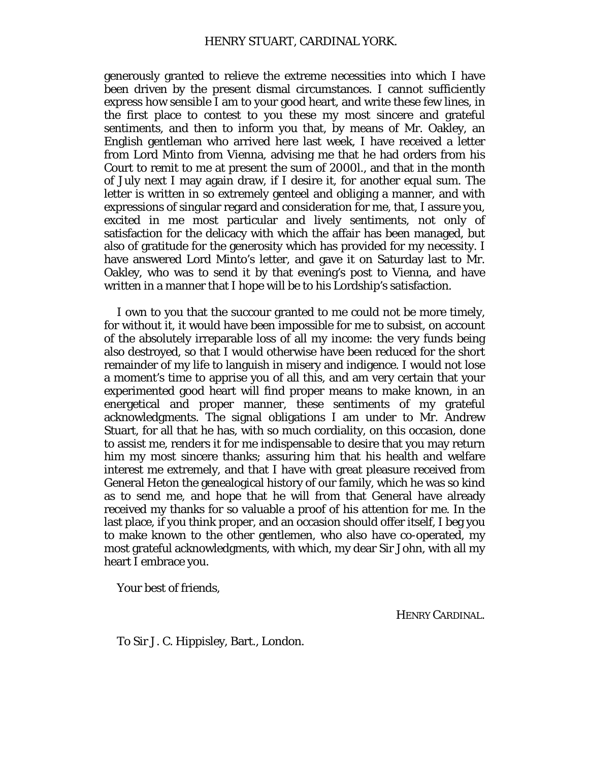generously granted to relieve the extreme necessities into which I have been driven by the present dismal circumstances. I cannot sufficiently express how sensible I am to your good heart, and write these few lines, in the first place to contest to you these my most sincere and grateful sentiments, and then to inform you that, by means of Mr. Oakley, an English gentleman who arrived here last week, I have received a letter from Lord Minto from Vienna, advising me that he had orders from his Court to remit to me at present the sum of 2000l., and that in the month of July next I may again draw, if I desire it, for another equal sum. The letter is written in so extremely genteel and obliging a manner, and with expressions of singular regard and consideration for me, that, I assure you, excited in me most particular and lively sentiments, not only of satisfaction for the delicacy with which the affair has been managed, but also of gratitude for the generosity which has provided for my necessity. I have answered Lord Minto's letter, and gave it on Saturday last to Mr. Oakley, who was to send it by that evening's post to Vienna, and have written in a manner that I hope will be to his Lordship's satisfaction.

I own to you that the succour granted to me could not be more timely, for without it, it would have been impossible for me to subsist, on account of the absolutely irreparable loss of all my income: the very funds being also destroyed, so that I would otherwise have been reduced for the short remainder of my life to languish in misery and indigence. I would not lose a moment's time to apprise you of all this, and am very certain that your experimented good heart will find proper means to make known, in an energetical and proper manner, these sentiments of my grateful acknowledgments. The signal obligations I am under to Mr. Andrew Stuart, for all that he has, with so much cordiality, on this occasion, done to assist me, renders it for me indispensable to desire that you may return him my most sincere thanks; assuring him that his health and welfare interest me extremely, and that I have with great pleasure received from General Heton the genealogical history of our family, which he was so kind as to send me, and hope that he will from that General have already received my thanks for so valuable a proof of his attention for me. In the last place, if you think proper, and an occasion should offer itself, I beg you to make known to the other gentlemen, who also have co-operated, my most grateful acknowledgments, with which, my dear Sir John, with all my heart I embrace you.

Your best of friends,

HENRY CARDINAL.

To Sir J. C. Hippisley, Bart., London.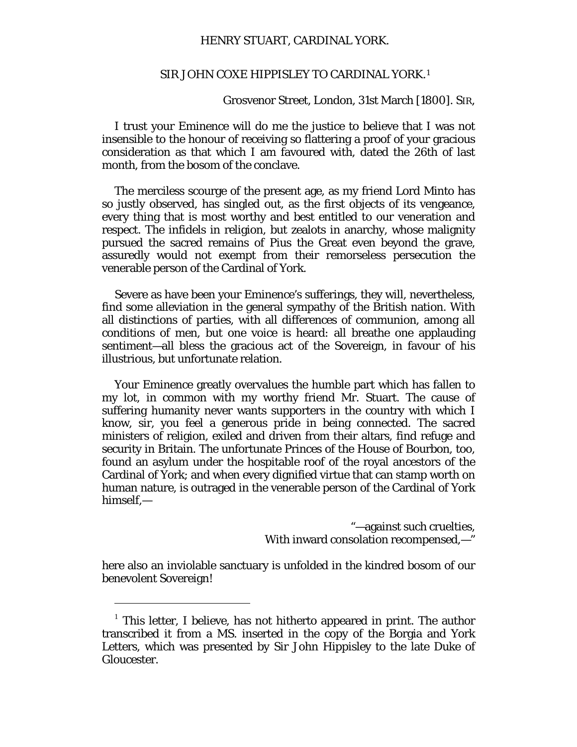HENRY STUART, CARDINAL YORK.

## SIR JOHN COXE HIPPISLEY TO CARDINAL YORK.[1]

Grosvenor Street, London, 31st March [1800]. SIR,

I trust your Eminence will do me the justice to believe that I was not insensible to the honour of receiving so flattering a proof of your gracious consideration as that which I am favoured with, dated the 26th of last month, from the bosom of the conclave.

The merciless scourge of the present age, as my friend Lord Minto has so justly observed, has singled out, as the first objects of its vengeance, every thing that is most worthy and best entitled to our veneration and respect. The infidels in religion, but zealots in anarchy, whose malignity pursued the sacred remains of Pius the Great even beyond the grave, assuredly would not exempt from their remorseless persecution the venerable person of the Cardinal of York.

Severe as have been your Eminence's sufferings, they will, nevertheless, find some alleviation in the general sympathy of the British nation. With all distinctions of parties, with all differences of communion, among all conditions of men, but one voice is heard: all breathe one applauding sentiment—all bless the gracious act of the Sovereign, in favour of his illustrious, but unfortunate relation.

Your Eminence greatly overvalues the humble part which has fallen to my lot, in common with my worthy friend Mr. Stuart. The cause of suffering humanity never wants supporters in the country with which I know, sir, you feel a generous pride in being connected. The sacred ministers of religion, exiled and driven from their altars, find refuge and security in Britain. The unfortunate Princes of the House of Bourbon, too, found an asylum under the hospitable roof of the royal ancestors of the Cardinal of York; and when every dignified virtue that can stamp worth on human nature, is outraged in the venerable person of the Cardinal of York himself,—

> "—against such cruelties,
> With inward consolation recompensed,—"

here also an inviolable sanctuary is unfolded in the kindred bosom of our benevolent Sovereign!

---

[1] This letter, I believe, has not hitherto appeared in print. The author transcribed it from a MS. inserted in the copy of the Borgia and York Letters, which was presented by Sir John Hippisley to the late Duke of Gloucester.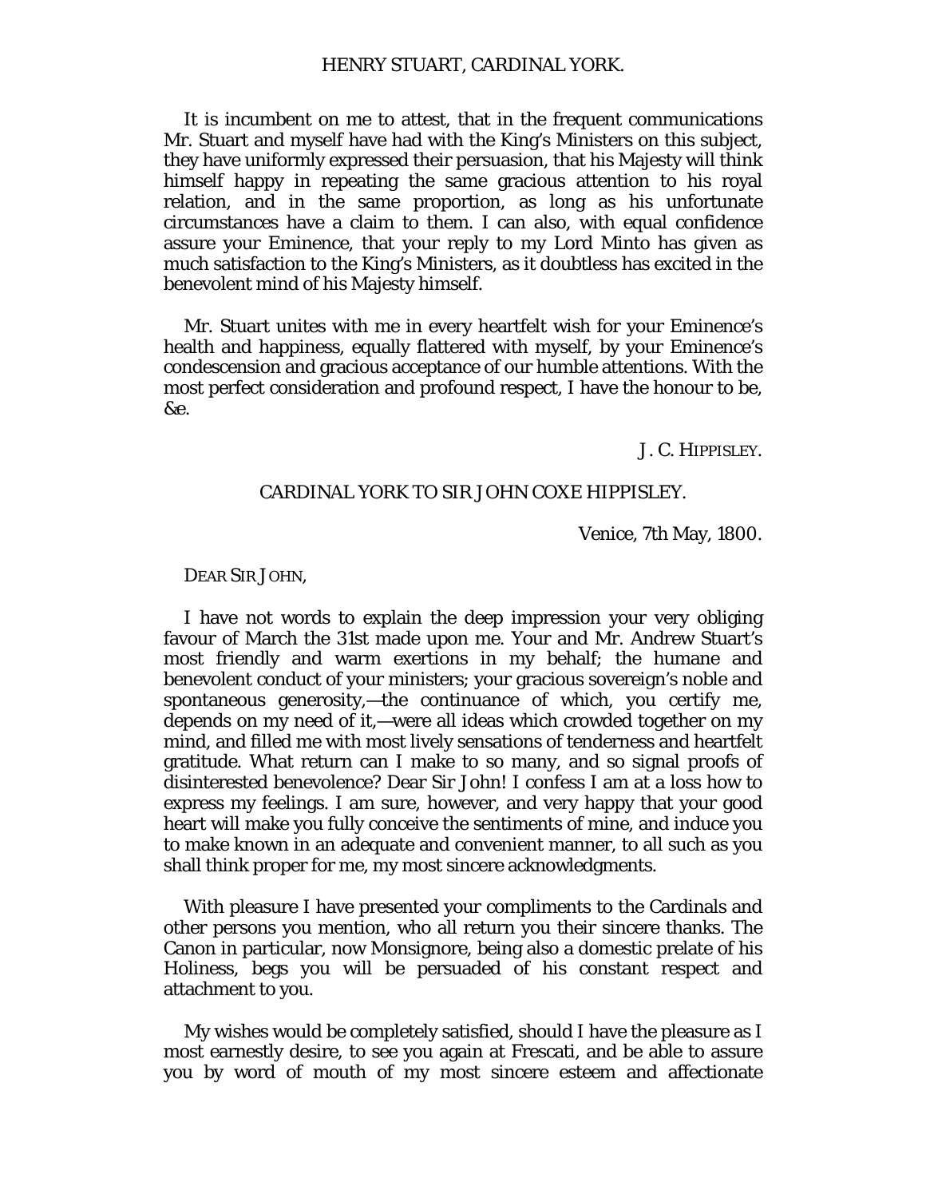It is incumbent on me to attest, that in the frequent communications Mr. Stuart and myself have had with the King's Ministers on this subject, they have uniformly expressed their persuasion, that his Majesty will think himself happy in repeating the same gracious attention to his royal relation, and in the same proportion, as long as his unfortunate circumstances have a claim to them. I can also, with equal confidence assure your Eminence, that your reply to my Lord Minto has given as much satisfaction to the King's Ministers, as it doubtless has excited in the benevolent mind of his Majesty himself.

Mr. Stuart unites with me in every heartfelt wish for your Eminence's health and happiness, equally flattered with myself, by your Eminence's condescension and gracious acceptance of our humble attentions. With the most perfect consideration and profound respect, I have the honour to be, &c.

J. C. HIPPISLEY.

## CARDINAL YORK TO SIR JOHN COXE HIPPISLEY.

Venice, 7th May, 1800.

DEAR SIR JOHN,

I have not words to explain the deep impression your very obliging favour of March the 31st made upon me. Your and Mr. Andrew Stuart's most friendly and warm exertions in my behalf; the humane and benevolent conduct of your ministers; your gracious sovereign's noble and spontaneous generosity,—the continuance of which, you certify me, depends on my need of it,—were all ideas which crowded together on my mind, and filled me with most lively sensations of tenderness and heartfelt gratitude. What return can I make to so many, and so signal proofs of disinterested benevolence? Dear Sir John! I confess I am at a loss how to express my feelings. I am sure, however, and very happy that your good heart will make you fully conceive the sentiments of mine, and induce you to make known in an adequate and convenient manner, to all such as you shall think proper for me, my most sincere acknowledgments.

With pleasure I have presented your compliments to the Cardinals and other persons you mention, who all return you their sincere thanks. The Canon in particular, now Monsignore, being also a domestic prelate of his Holiness, begs you will be persuaded of his constant respect and attachment to you.

My wishes would be completely satisfied, should I have the pleasure as I most earnestly desire, to see you again at Frescati, and be able to assure you by word of mouth of my most sincere esteem and affectionate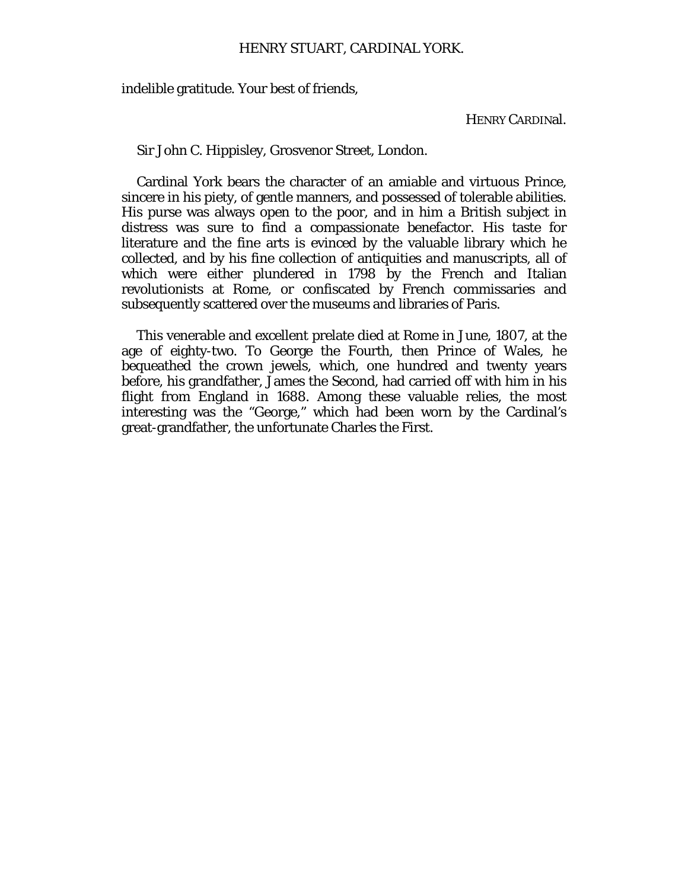indelible gratitude. Your best of friends,

HENRY CARDINAL.

Sir John C. Hippisley, Grosvenor Street, London.

Cardinal York bears the character of an amiable and virtuous Prince, sincere in his piety, of gentle manners, and possessed of tolerable abilities. His purse was always open to the poor, and in him a British subject in distress was sure to find a compassionate benefactor. His taste for literature and the fine arts is evinced by the valuable library which he collected, and by his fine collection of antiquities and manuscripts, all of which were either plundered in 1798 by the French and Italian revolutionists at Rome, or confiscated by French commissaries and subsequently scattered over the museums and libraries of Paris.

This venerable and excellent prelate died at Rome in June, 1807, at the age of eighty-two. To George the Fourth, then Prince of Wales, he bequeathed the crown jewels, which, one hundred and twenty years before, his grandfather, James the Second, had carried off with him in his flight from England in 1688. Among these valuable relics, the most interesting was the "George," which had been worn by the Cardinal's great-grandfather, the unfortunate Charles the First.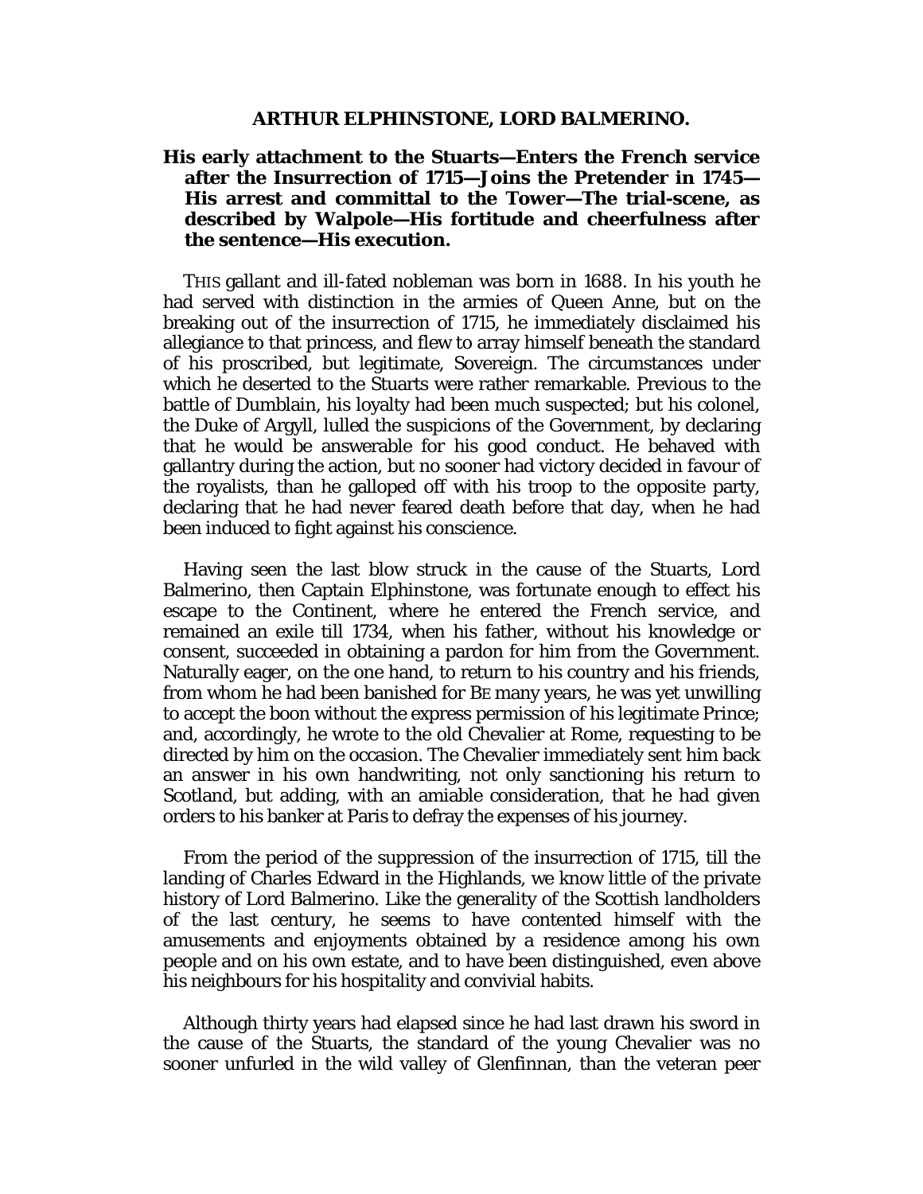## ARTHUR ELPHINSTONE, LORD BALMERINO.

**His early attachment to the Stuarts—Enters the French service after the Insurrection of 1715—Joins the Pretender in 1745—His arrest and committal to the Tower—The trial-scene, as described by Walpole—His fortitude and cheerfulness after the sentence—His execution.**

THIS gallant and ill-fated nobleman was born in 1688. In his youth he had served with distinction in the armies of Queen Anne, but on the breaking out of the insurrection of 1715, he immediately disclaimed his allegiance to that princess, and flew to array himself beneath the standard of his proscribed, but legitimate, Sovereign. The circumstances under which he deserted to the Stuarts were rather remarkable. Previous to the battle of Dumblain, his loyalty had been much suspected; but his colonel, the Duke of Argyll, lulled the suspicions of the Government, by declaring that he would be answerable for his good conduct. He behaved with gallantry during the action, but no sooner had victory decided in favour of the royalists, than he galloped off with his troop to the opposite party, declaring that he had never feared death before that day, when he had been induced to fight against his conscience.

Having seen the last blow struck in the cause of the Stuarts, Lord Balmerino, then Captain Elphinstone, was fortunate enough to effect his escape to the Continent, where he entered the French service, and remained an exile till 1734, when his father, without his knowledge or consent, succeeded in obtaining a pardon for him from the Government. Naturally eager, on the one hand, to return to his country and his friends, from whom he had been banished for BE many years, he was yet unwilling to accept the boon without the express permission of his legitimate Prince; and, accordingly, he wrote to the old Chevalier at Rome, requesting to be directed by him on the occasion. The Chevalier immediately sent him back an answer in his own handwriting, not only sanctioning his return to Scotland, but adding, with an amiable consideration, that he had given orders to his banker at Paris to defray the expenses of his journey.

From the period of the suppression of the insurrection of 1715, till the landing of Charles Edward in the Highlands, we know little of the private history of Lord Balmerino. Like the generality of the Scottish landholders of the last century, he seems to have contented himself with the amusements and enjoyments obtained by a residence among his own people and on his own estate, and to have been distinguished, even above his neighbours for his hospitality and convivial habits.

Although thirty years had elapsed since he had last drawn his sword in the cause of the Stuarts, the standard of the young Chevalier was no sooner unfurled in the wild valley of Glenfinnan, than the veteran peer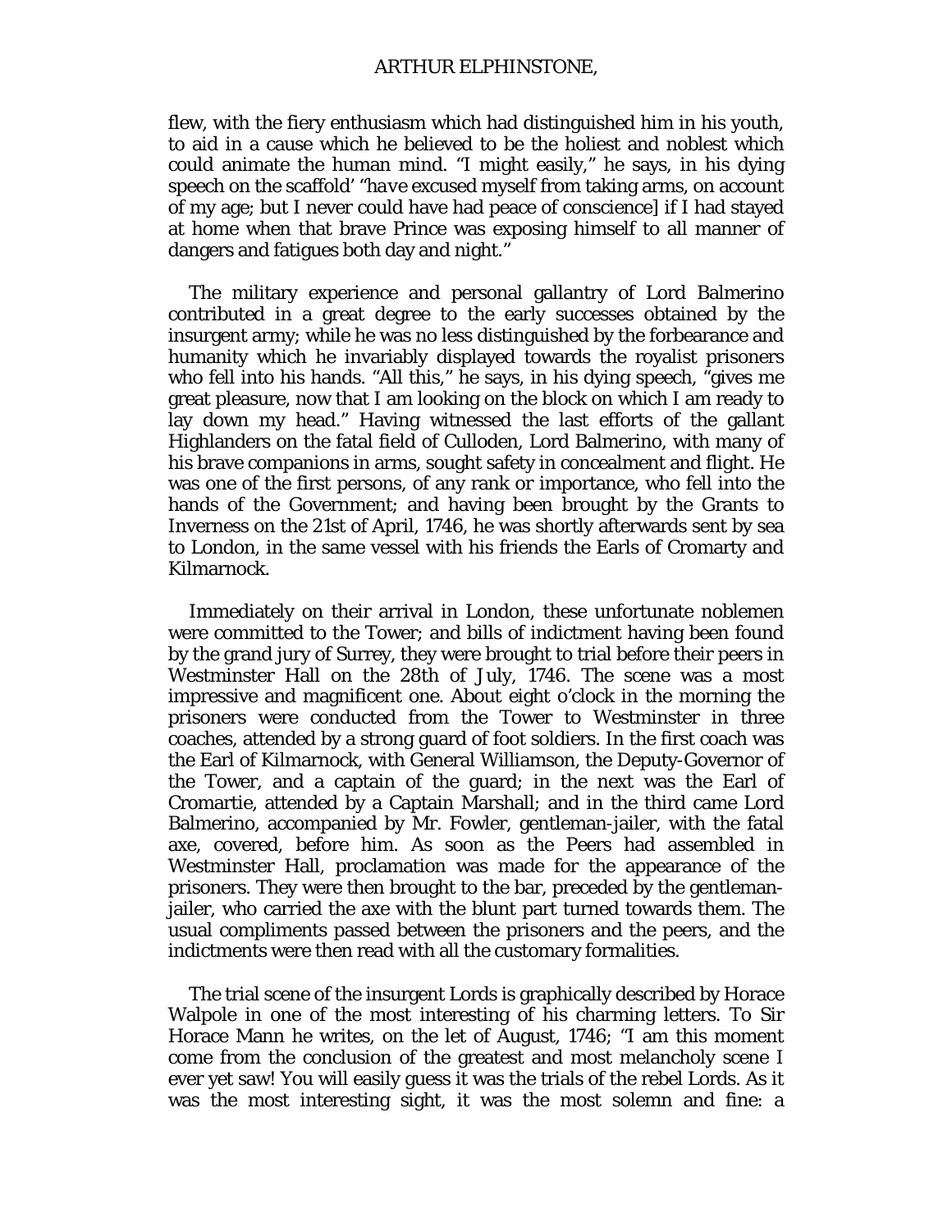flew, with the fiery enthusiasm which had distinguished him in his youth, to aid in a cause which he believed to be the holiest and noblest which could animate the human mind. "I might easily," he says, in his dying speech on the scaffold' "*have* excused myself from taking arms, on account of my age; but I never could have had peace of conscience] if I had stayed at home when that brave Prince was exposing himself to all manner of dangers and fatigues both day and night."

The military experience and personal gallantry of Lord Balmerino contributed in a great degree to the early successes obtained by the insurgent army; while he was no less distinguished by the forbearance and humanity which he invariably displayed towards the royalist prisoners who fell into his hands. "All this," he says, in his dying speech, "gives me great pleasure, now that I am looking on the block on which I am ready to lay down my head." Having witnessed the last efforts of the gallant Highlanders on the fatal field of Culloden, Lord Balmerino, with many of his brave companions in arms, sought safety in concealment and flight. He was one of the first persons, of any rank or importance, who fell into the hands of the Government; and having been brought by the Grants to Inverness on the 21st of April, 1746, he was shortly afterwards sent by sea to London, in the same vessel with his friends the Earls of Cromarty and Kilmarnock.

Immediately on their arrival in London, these unfortunate noblemen were committed to the Tower; and bills of indictment having been found by the grand jury of Surrey, they were brought to trial before their peers in Westminster Hall on the 28th of July, 1746. The scene was a most impressive and magnificent one. About eight o'clock in the morning the prisoners were conducted from the Tower to Westminster in three coaches, attended by a strong guard of foot soldiers. In the first coach was the Earl of Kilmarnock, with General Williamson, the Deputy-Governor of the Tower, and a captain of the guard; in the next was the Earl of Cromartie, attended by a Captain Marshall; and in the third came Lord Balmerino, accompanied by Mr. Fowler, gentleman-jailer, with the fatal axe, covered, before him. As soon as the Peers had assembled in Westminster Hall, proclamation was made for the appearance of the prisoners. They were then brought to the bar, preceded by the gentleman-jailer, who carried the axe with the blunt part turned towards them. The usual compliments passed between the prisoners and the peers, and the indictments were then read with all the customary formalities.

The trial scene of the insurgent Lords is graphically described by Horace Walpole in one of the most interesting of his charming letters. To Sir Horace Mann he writes, on the let of August, 1746; "I am this moment come from the conclusion of the greatest and most melancholy scene I ever yet saw! You will easily guess it was the trials of the rebel Lords. As it was the most interesting sight, it was the most solemn and fine: a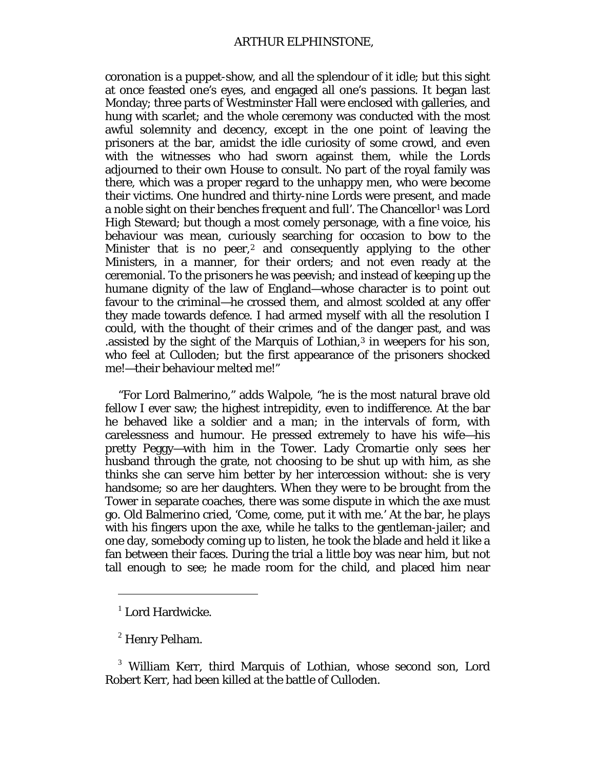coronation is a puppet-show, and all the splendour of it idle; but this sight at once feasted one's eyes, and engaged all one's passions. It began last Monday; three parts of Westminster Hall were enclosed with galleries, and hung with scarlet; and the whole ceremony was conducted with the most awful solemnity and decency, except in the one point of leaving the prisoners at the bar, amidst the idle curiosity of some crowd, and even with the witnesses who had sworn against them, while the Lords adjourned to their own House to consult. No part of the royal family was there, which was a proper regard to the unhappy men, who were become their victims. One hundred and thirty-nine Lords were present, and made a noble sight on their benches *frequent and full*'. The Chancellor[1] was Lord High Steward; but though a most comely personage, with a fine voice, his behaviour was mean, curiously searching for occasion to bow to the Minister that is no peer,[2] and consequently applying to the other Ministers, in a manner, for their orders; and not even ready at the ceremonial. To the prisoners he was peevish; and instead of keeping up the humane dignity of the law of England—whose character is to point out favour to the criminal—he crossed them, and almost scolded at any offer they made towards defence. I had armed myself with all the resolution I could, with the thought of their crimes and of the danger past, and was .assisted by the sight of the Marquis of Lothian,[3] in weepers for his son, who feel at Culloden; but the first appearance of the prisoners shocked me!—their behaviour melted me!"

"For Lord Balmerino," adds Walpole, "he is the most natural brave old fellow I ever saw; the highest intrepidity, even to indifference. At the bar he behaved like a soldier and a man; in the intervals of form, with carelessness and humour. He pressed extremely to have his wife—his pretty Peggy—with him in the Tower. Lady Cromartie only sees her husband through the grate, not choosing to be shut up with him, as she thinks she can serve him better by her intercession without: she is very handsome; so are her daughters. When they were to be brought from the Tower in separate coaches, there was some dispute in which the axe must go. Old Balmerino cried, 'Come, come, put it with me.' At the bar, he plays with his fingers upon the axe, while he talks to the gentleman-jailer; and one day, somebody coming up to listen, he took the blade and held it like a fan between their faces. During the trial a little boy was near him, but not tall enough to see; he made room for the child, and placed him near

---

[1] Lord Hardwicke.

[2] Henry Pelham.

[3] William Kerr, third Marquis of Lothian, whose second son, Lord Robert Kerr, had been killed at the battle of Culloden.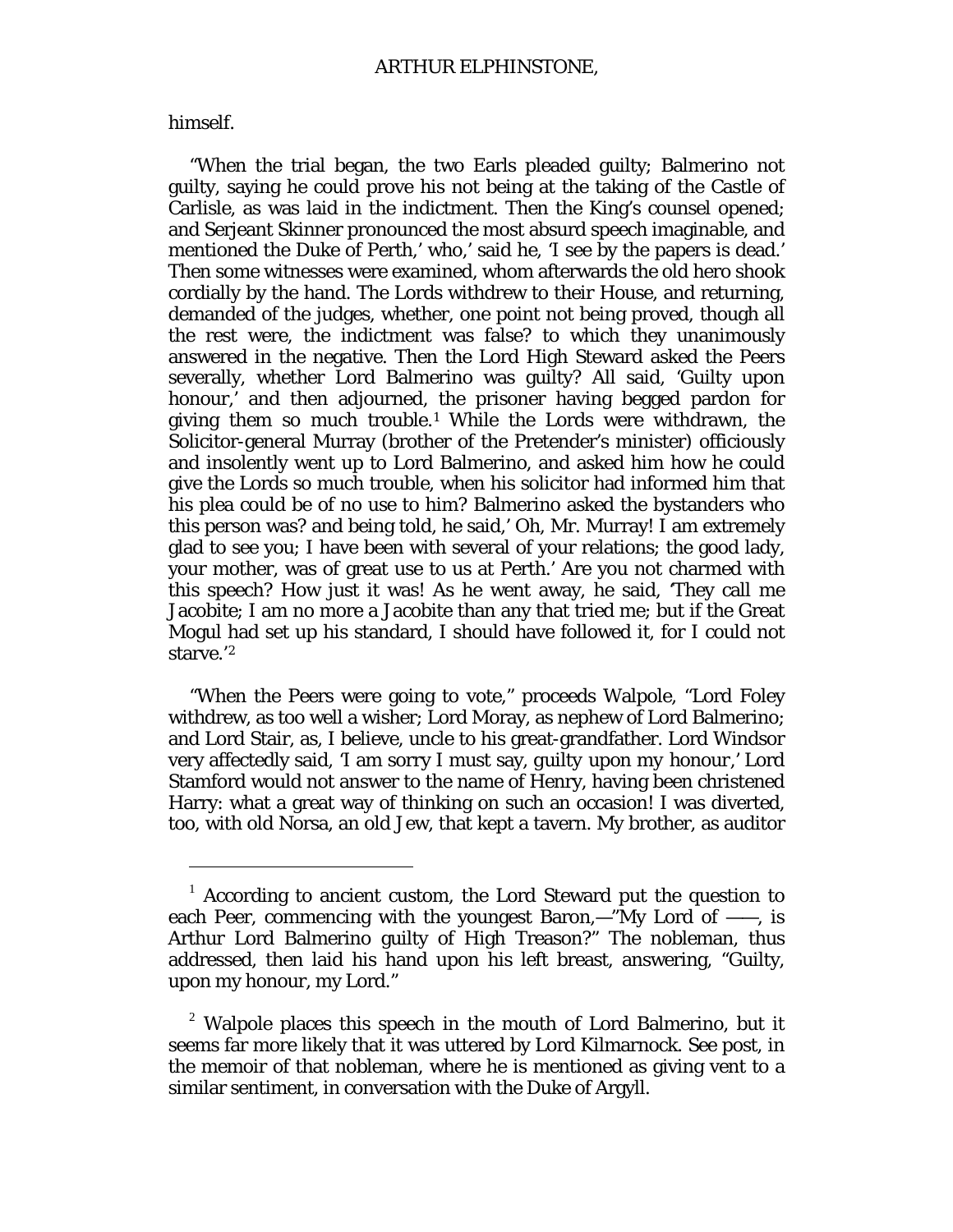himself.

"When the trial began, the two Earls pleaded guilty; Balmerino not guilty, saying he could prove his not being at the taking of the Castle of Carlisle, as was laid in the indictment. Then the King's counsel opened; and Serjeant Skinner pronounced the most absurd speech imaginable, and mentioned the Duke of Perth,' who,' said he, 'I see by the papers is dead.' Then some witnesses were examined, whom afterwards the old hero shook cordially by the hand. The Lords withdrew to their House, and returning, demanded of the judges, whether, one point not being proved, though all the rest were, the indictment was false? to which they unanimously answered in the negative. Then the Lord High Steward asked the Peers severally, whether Lord Balmerino was guilty? All said, 'Guilty upon honour,' and then adjourned, the prisoner having begged pardon for giving them so much trouble.[1] While the Lords were withdrawn, the Solicitor-general Murray (brother of the Pretender's minister) officiously and insolently went up to Lord Balmerino, and asked him how he could give the Lords so much trouble, when his solicitor had informed him that his plea could be of no use to him? Balmerino asked the bystanders who this person was? and being told, he said,' Oh, Mr. Murray! I am extremely glad to see you; I have been with several of your relations; the good lady, your mother, was of great use to us at Perth.' Are you not charmed with this speech? How just it was! As he went away, he said, 'They call me Jacobite; I am no more a Jacobite than any that tried me; but if the Great Mogul had set up his standard, I should have followed it, for I could not starve.'[2]

"When the Peers were going to vote," proceeds Walpole, "Lord Foley withdrew, as too well a wisher; Lord Moray, as nephew of Lord Balmerino; and Lord Stair, as, I believe, uncle to his great-grandfather. Lord Windsor very affectedly said, 'I am sorry I must say, guilty upon my honour,' Lord Stamford would not answer to the name of Henry, having been christened Harry: what a great way of thinking on such an occasion! I was diverted, too, with old Norsa, an old Jew, that kept a tavern. My brother, as auditor

---

[1] According to ancient custom, the Lord Steward put the question to each Peer, commencing with the youngest Baron,—"My Lord of ——, is Arthur Lord Balmerino guilty of High Treason?" The nobleman, thus addressed, then laid his hand upon his left breast, answering, "Guilty, upon my honour, my Lord."

[2] Walpole places this speech in the mouth of Lord Balmerino, but it seems far more likely that it was uttered by Lord Kilmarnock. See post, in the memoir of that nobleman, where he is mentioned as giving vent to a similar sentiment, in conversation with the Duke of Argyll.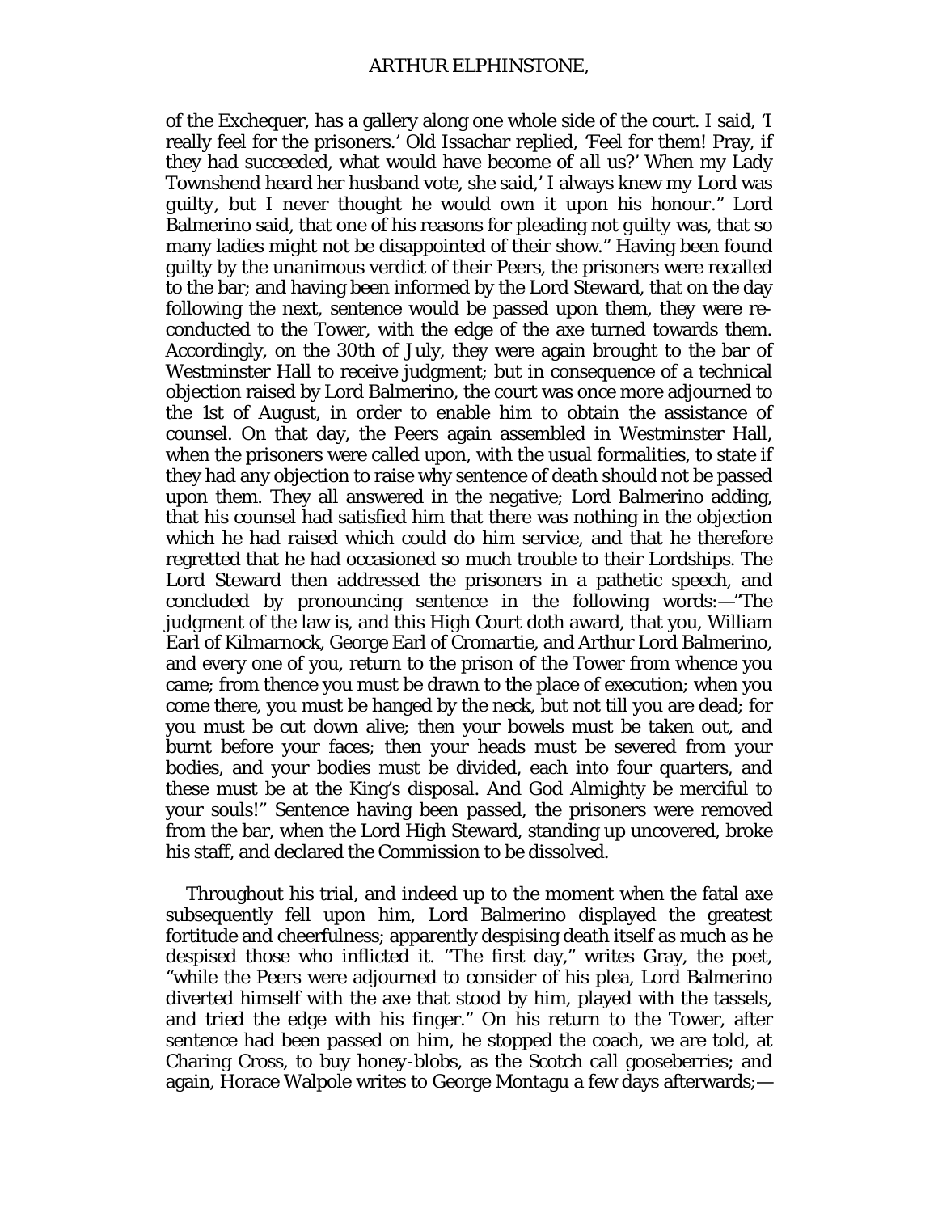of the Exchequer, has a gallery along one whole side of the court. I said, 'I really feel for the prisoners.' Old Issachar replied, 'Feel for them! Pray, if they had succeeded, what would have become of *all us*?' When my Lady Townshend heard her husband vote, she said,' I always knew my Lord was guilty, but I never thought he would own it upon his honour." Lord Balmerino said, that one of his reasons for pleading not guilty was, that so many ladies might not be disappointed of their show." Having been found guilty by the unanimous verdict of their Peers, the prisoners were recalled to the bar; and having been informed by the Lord Steward, that on the day following the next, sentence would be passed upon them, they were re-conducted to the Tower, with the edge of the axe turned towards them. Accordingly, on the 30th of July, they were again brought to the bar of Westminster Hall to receive judgment; but in consequence of a technical objection raised by Lord Balmerino, the court was once more adjourned to the 1st of August, in order to enable him to obtain the assistance of counsel. On that day, the Peers again assembled in Westminster Hall, when the prisoners were called upon, with the usual formalities, to state if they had any objection to raise why sentence of death should not be passed upon them. They all answered in the negative; Lord Balmerino adding, that his counsel had satisfied him that there was nothing in the objection which he had raised which could do him service, and that he therefore regretted that he had occasioned so much trouble to their Lordships. The Lord Steward then addressed the prisoners in a pathetic speech, and concluded by pronouncing sentence in the following words:—"The judgment of the law is, and this High Court doth award, that you, William Earl of Kilmarnock, George Earl of Cromartie, and Arthur Lord Balmerino, and every one of you, return to the prison of the Tower from whence you came; from thence you must be drawn to the place of execution; when you come there, you must be hanged by the neck, but not till you are dead; for you must be cut down alive; then your bowels must be taken out, and burnt before your faces; then your heads must be severed from your bodies, and your bodies must be divided, each into four quarters, and these must be at the King's disposal. And God Almighty be merciful to your souls!" Sentence having been passed, the prisoners were removed from the bar, when the Lord High Steward, standing up uncovered, broke his staff, and declared the Commission to be dissolved.

Throughout his trial, and indeed up to the moment when the fatal axe subsequently fell upon him, Lord Balmerino displayed the greatest fortitude and cheerfulness; apparently despising death itself as much as he despised those who inflicted it. "The first day," writes Gray, the poet, "while the Peers were adjourned to consider of his plea, Lord Balmerino diverted himself with the axe that stood by him, played with the tassels, and tried the edge with his finger." On his return to the Tower, after sentence had been passed on him, he stopped the coach, we are told, at Charing Cross, to buy honey-blobs, as the Scotch call gooseberries; and again, Horace Walpole writes to George Montagu a few days afterwards;—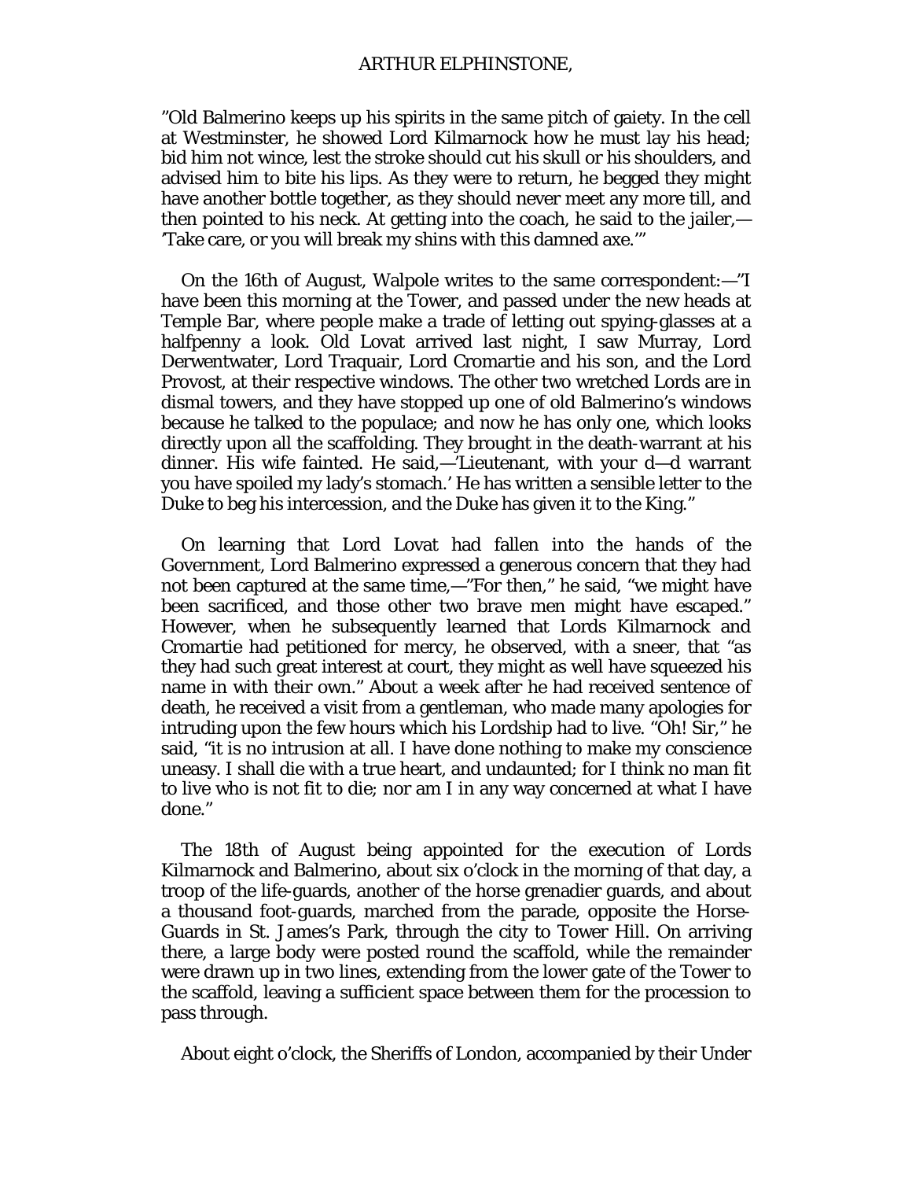"Old Balmerino keeps up his spirits in the same pitch of gaiety. In the cell at Westminster, he showed Lord Kilmarnock how he must lay his head; bid him not wince, lest the stroke should cut his skull or his shoulders, and advised him to bite his lips. As they were to return, he begged they might have another bottle together, as they should never meet any more till, and then pointed to his neck. At getting into the coach, he said to the jailer,—'Take care, or you will break my shins with this damned axe.'"

On the 16th of August, Walpole writes to the same correspondent:—"I have been this morning at the Tower, and passed under the new heads at Temple Bar, where people make a trade of letting out spying-glasses at a halfpenny a look. Old Lovat arrived last night, I saw Murray, Lord Derwentwater, Lord Traquair, Lord Cromartie and his son, and the Lord Provost, at their respective windows. The other two wretched Lords are in dismal towers, and they have stopped up one of old Balmerino's windows because he talked to the populace; and now he has only one, which looks directly upon all the scaffolding. They brought in the death-warrant at his dinner. His wife fainted. He said,—'Lieutenant, with your d—d warrant you have spoiled my lady's stomach.' He has written a sensible letter to the Duke to beg his intercession, and the Duke has given it to the King."

On learning that Lord Lovat had fallen into the hands of the Government, Lord Balmerino expressed a generous concern that they had not been captured at the same time,—"For then," he said, "we might have been sacrificed, and those other two brave men might have escaped." However, when he subsequently learned that Lords Kilmarnock and Cromartie had petitioned for mercy, he observed, with a sneer, that "as they had such great interest at court, they might as well have squeezed his name in with their own." About a week after he had received sentence of death, he received a visit from a gentleman, who made many apologies for intruding upon the few hours which his Lordship had to live. "Oh! Sir," he said, "it is no intrusion at all. I have done nothing to make my conscience uneasy. I shall die with a true heart, and undaunted; for I think no man fit to live who is not fit to die; nor am I in any way concerned at what I have done."

The 18th of August being appointed for the execution of Lords Kilmarnock and Balmerino, about six o'clock in the morning of that day, a troop of the life-guards, another of the horse grenadier guards, and about a thousand foot-guards, marched from the parade, opposite the Horse-Guards in St. James's Park, through the city to Tower Hill. On arriving there, a large body were posted round the scaffold, while the remainder were drawn up in two lines, extending from the lower gate of the Tower to the scaffold, leaving a sufficient space between them for the procession to pass through.

About eight o'clock, the Sheriffs of London, accompanied by their Under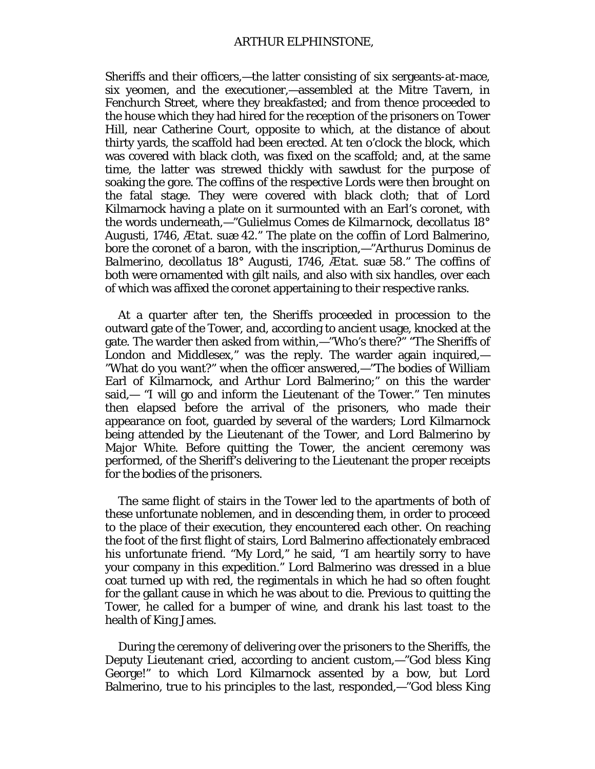Sheriffs and their officers,—the latter consisting of six sergeants-at-mace, six yeomen, and the executioner,—assembled at the Mitre Tavern, in Fenchurch Street, where they breakfasted; and from thence proceeded to the house which they had hired for the reception of the prisoners on Tower Hill, near Catherine Court, opposite to which, at the distance of about thirty yards, the scaffold had been erected. At ten o'clock the block, which was covered with black cloth, was fixed on the scaffold; and, at the same time, the latter was strewed thickly with sawdust for the purpose of soaking the gore. The coffins of the respective Lords were then brought on the fatal stage. They were covered with black cloth; that of Lord Kilmarnock having a plate on it surmounted with an Earl's coronet, with the words underneath,—"*Gulielmus Comes de Kilmarnock, decollatus* 18° *Augusti*, 1746, *Ætat. suæ* 42." The plate on the coffin of Lord Balmerino, bore the coronet of a baron, with the inscription,—"*Arthurus Dominus de Balmerino, decollatus* 18° *Augusti*, 1746, *Ætat. suæ* 58." The coffins of both were ornamented with gilt nails, and also with six handles, over each of which was affixed the coronet appertaining to their respective ranks.

At a quarter after ten, the Sheriffs proceeded in procession to the outward gate of the Tower, and, according to ancient usage, knocked at the gate. The warder then asked from within,—"Who's there?" "The Sheriffs of London and Middlesex," was the reply. The warder again inquired,—"What do you want?" when the officer answered,—"The bodies of William Earl of Kilmarnock, and Arthur Lord Balmerino;" on this the warder said,— "I will go and inform the Lieutenant of the Tower." Ten minutes then elapsed before the arrival of the prisoners, who made their appearance on foot, guarded by several of the warders; Lord Kilmarnock being attended by the Lieutenant of the Tower, and Lord Balmerino by Major White. Before quitting the Tower, the ancient ceremony was performed, of the Sheriff's delivering to the Lieutenant the proper receipts for the bodies of the prisoners.

The same flight of stairs in the Tower led to the apartments of both of these unfortunate noblemen, and in descending them, in order to proceed to the place of their execution, they encountered each other. On reaching the foot of the first flight of stairs, Lord Balmerino affectionately embraced his unfortunate friend. "My Lord," he said, "I am heartily sorry to have your company in this expedition." Lord Balmerino was dressed in a blue coat turned up with red, the regimentals in which he had so often fought for the gallant cause in which he was about to die. Previous to quitting the Tower, he called for a bumper of wine, and drank his last toast to the health of King James.

During the ceremony of delivering over the prisoners to the Sheriffs, the Deputy Lieutenant cried, according to ancient custom,—"God bless King George!" to which Lord Kilmarnock assented by a bow, but Lord Balmerino, true to his principles to the last, responded,—"God bless King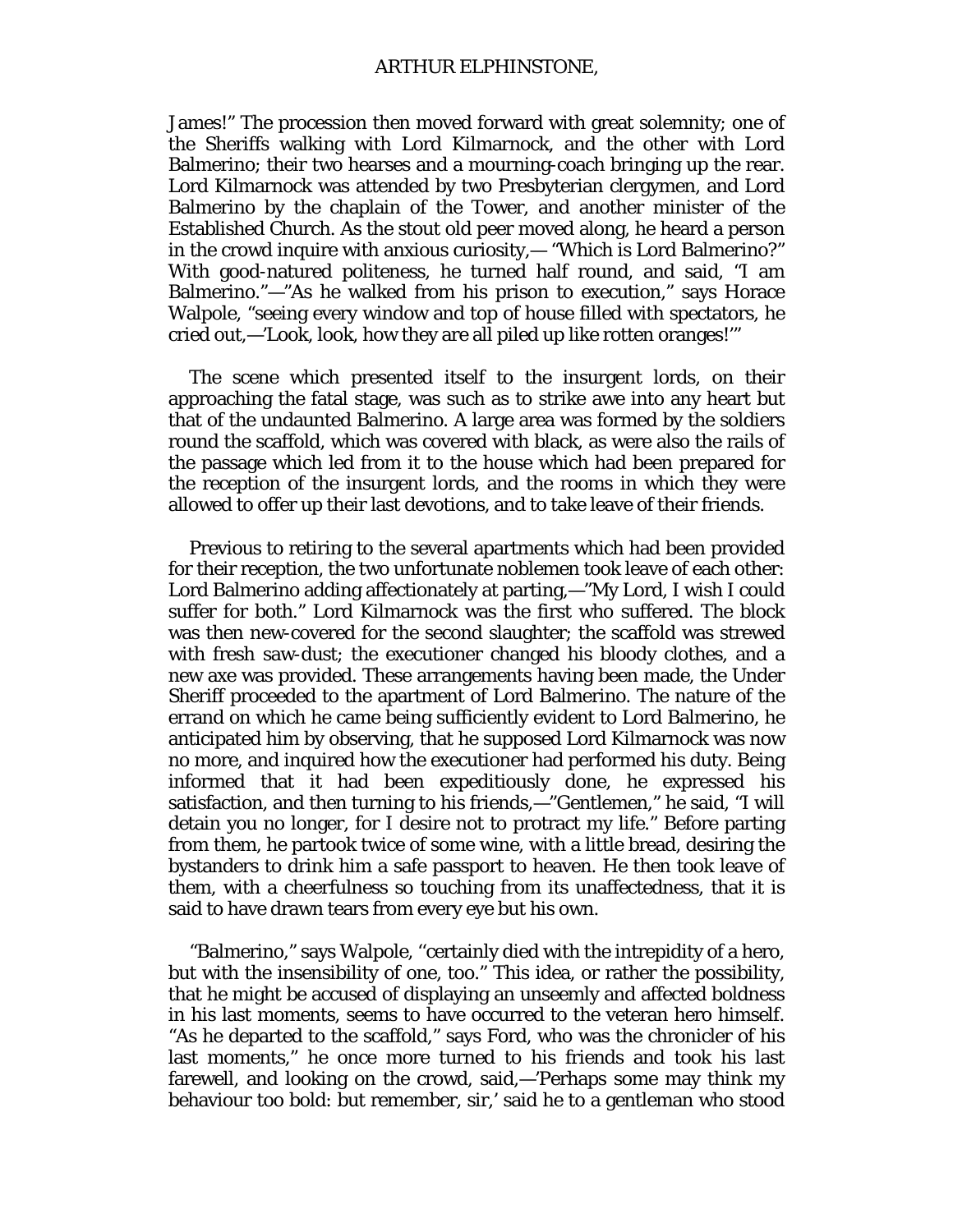James!" The procession then moved forward with great solemnity; one of the Sheriffs walking with Lord Kilmarnock, and the other with Lord Balmerino; their two hearses and a mourning-coach bringing up the rear. Lord Kilmarnock was attended by two Presbyterian clergymen, and Lord Balmerino by the chaplain of the Tower, and another minister of the Established Church. As the stout old peer moved along, he heard a person in the crowd inquire with anxious curiosity,— "Which is Lord Balmerino?" With good-natured politeness, he turned half round, and said, "I am Balmerino."—"As he walked from his prison to execution," says Horace Walpole, "seeing every window and top of house filled with spectators, he cried out,—'Look, look, how they are all piled up like rotten oranges!'"

The scene which presented itself to the insurgent lords, on their approaching the fatal stage, was such as to strike awe into any heart but that of the undaunted Balmerino. A large area was formed by the soldiers round the scaffold, which was covered with black, as were also the rails of the passage which led from it to the house which had been prepared for the reception of the insurgent lords, and the rooms in which they were allowed to offer up their last devotions, and to take leave of their friends.

Previous to retiring to the several apartments which had been provided for their reception, the two unfortunate noblemen took leave of each other: Lord Balmerino adding affectionately at parting,—"My Lord, I wish I could suffer for both." Lord Kilmarnock was the first who suffered. The block was then new-covered for the second slaughter; the scaffold was strewed with fresh saw-dust; the executioner changed his bloody clothes, and a new axe was provided. These arrangements having been made, the Under Sheriff proceeded to the apartment of Lord Balmerino. The nature of the errand on which he came being sufficiently evident to Lord Balmerino, he anticipated him by observing, that he supposed Lord Kilmarnock was now no more, and inquired how the executioner had performed his duty. Being informed that it had been expeditiously done, he expressed his satisfaction, and then turning to his friends,—"Gentlemen," he said, "I will detain you no longer, for I desire not to protract my life." Before parting from them, he partook twice of some wine, with a little bread, desiring the bystanders to drink him a safe passport to heaven. He then took leave of them, with a cheerfulness so touching from its unaffectedness, that it is said to have drawn tears from every eye but his own.

"Balmerino," says Walpole, "certainly died with the intrepidity of a hero, but with the insensibility of one, too." This idea, or rather the possibility, that he might be accused of displaying an unseemly and affected boldness in his last moments, seems to have occurred to the veteran hero himself. "As he departed to the scaffold," says Ford, who was the chronicler of his last moments," he once more turned to his friends and took his last farewell, and looking on the crowd, said,—'Perhaps some may think my behaviour too bold: but remember, sir,' said he to a gentleman who stood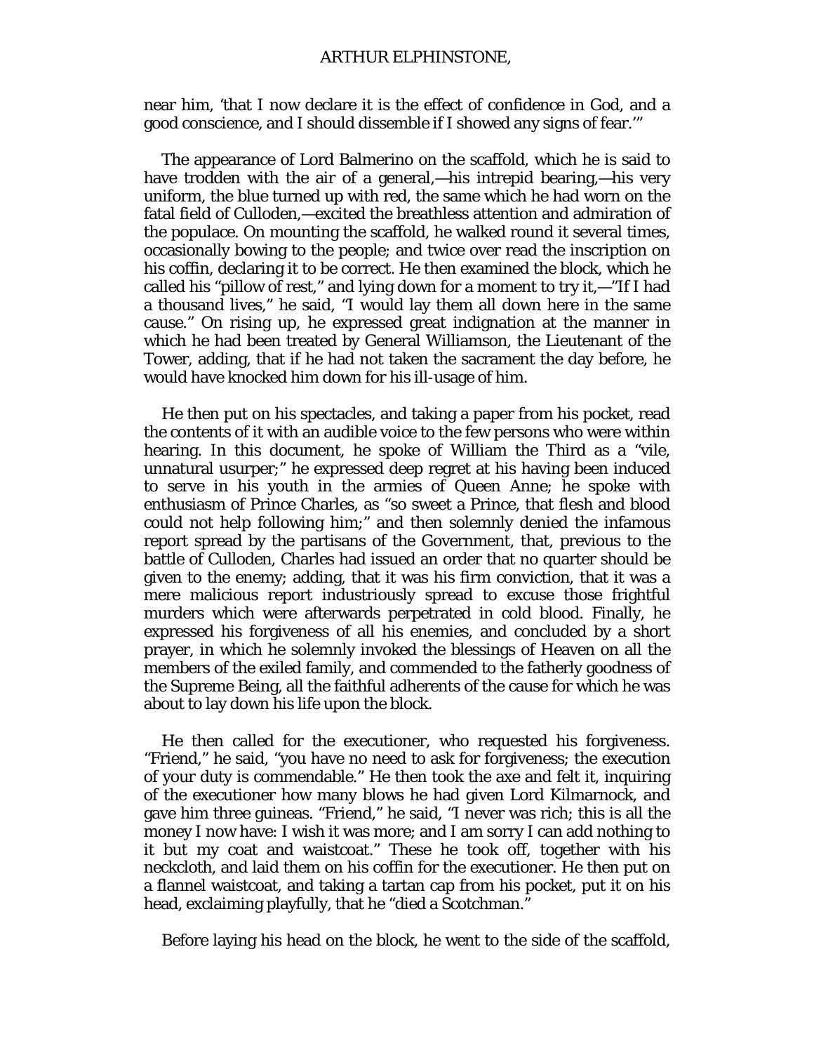near him, 'that I now declare it is the effect of confidence in God, and a good conscience, and I should dissemble if I showed any signs of fear.'"

The appearance of Lord Balmerino on the scaffold, which he is said to have trodden with the air of a general,—his intrepid bearing,—his very uniform, the blue turned up with red, the same which he had worn on the fatal field of Culloden,—excited the breathless attention and admiration of the populace. On mounting the scaffold, he walked round it several times, occasionally bowing to the people; and twice over read the inscription on his coffin, declaring it to be correct. He then examined the block, which he called his "pillow of rest," and lying down for a moment to try it,—"If I had a thousand lives," he said, "I would lay them all down here in the same cause." On rising up, he expressed great indignation at the manner in which he had been treated by General Williamson, the Lieutenant of the Tower, adding, that if he had not taken the sacrament the day before, he would have knocked him down for his ill-usage of him.

He then put on his spectacles, and taking a paper from his pocket, read the contents of it with an audible voice to the few persons who were within hearing. In this document, he spoke of William the Third as a "vile, unnatural usurper;" he expressed deep regret at his having been induced to serve in his youth in the armies of Queen Anne; he spoke with enthusiasm of Prince Charles, as "so sweet a Prince, that flesh and blood could not help following him;" and then solemnly denied the infamous report spread by the partisans of the Government, that, previous to the battle of Culloden, Charles had issued an order that no quarter should be given to the enemy; adding, that it was his firm conviction, that it was a mere malicious report industriously spread to excuse those frightful murders which were afterwards perpetrated in cold blood. Finally, he expressed his forgiveness of all his enemies, and concluded by a short prayer, in which he solemnly invoked the blessings of Heaven on all the members of the exiled family, and commended to the fatherly goodness of the Supreme Being, all the faithful adherents of the cause for which he was about to lay down his life upon the block.

He then called for the executioner, who requested his forgiveness. "Friend," he said, "you have no need to ask for forgiveness; the execution of your duty is commendable." He then took the axe and felt it, inquiring of the executioner how many blows he had given Lord Kilmarnock, and gave him three guineas. "Friend," he said, "I never was rich; this is all the money I now have: I wish it was more; and I am sorry I can add nothing to it but my coat and waistcoat." These he took off, together with his neckcloth, and laid them on his coffin for the executioner. He then put on a flannel waistcoat, and taking a tartan cap from his pocket, put it on his head, exclaiming playfully, that he "died a Scotchman."

Before laying his head on the block, he went to the side of the scaffold,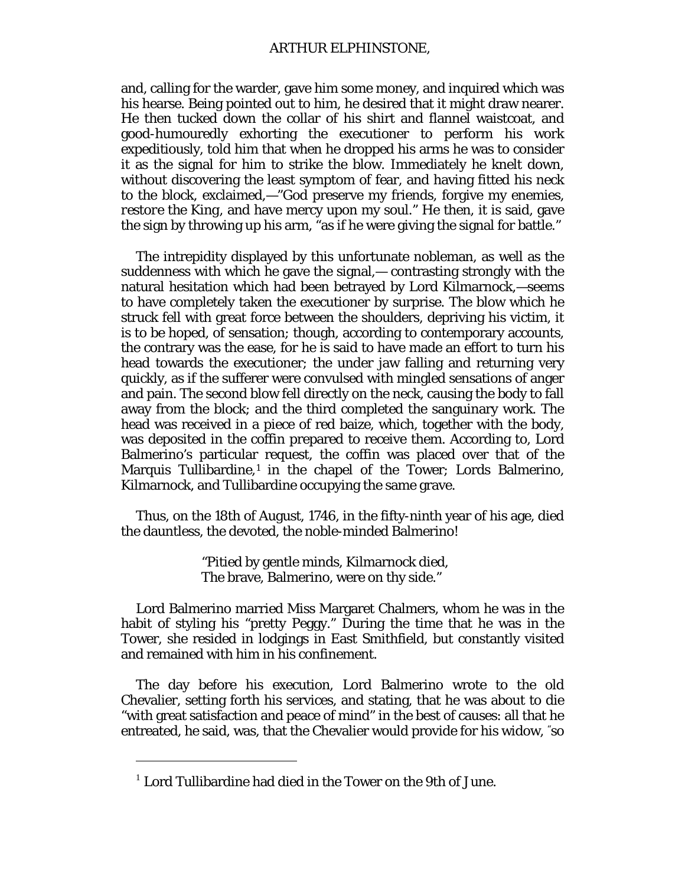and, calling for the warder, gave him some money, and inquired which was his hearse. Being pointed out to him, he desired that it might draw nearer. He then tucked down the collar of his shirt and flannel waistcoat, and good-humouredly exhorting the executioner to perform his work expeditiously, told him that when he dropped his arms he was to consider it as the signal for him to strike the blow. Immediately he knelt down, without discovering the least symptom of fear, and having fitted his neck to the block, exclaimed,—"God preserve my friends, forgive my enemies, restore the King, and have mercy upon my soul." He then, it is said, gave the sign by throwing up his arm, "as if he were giving the signal for battle."

The intrepidity displayed by this unfortunate nobleman, as well as the suddenness with which he gave the signal,— contrasting strongly with the natural hesitation which had been betrayed by Lord Kilmarnock,—seems to have completely taken the executioner by surprise. The blow which he struck fell with great force between the shoulders, depriving his victim, it is to be hoped, of sensation; though, according to contemporary accounts, the contrary was the ease, for he is said to have made an effort to turn his head towards the executioner; the under jaw falling and returning very quickly, as if the sufferer were convulsed with mingled sensations of anger and pain. The second blow fell directly on the neck, causing the body to fall away from the block; and the third completed the sanguinary work. The head was received in a piece of red baize, which, together with the body, was deposited in the coffin prepared to receive them. According to, Lord Balmerino's particular request, the coffin was placed over that of the Marquis Tullibardine,[1] in the chapel of the Tower; Lords Balmerino, Kilmarnock, and Tullibardine occupying the same grave.

Thus, on the 18th of August, 1746, in the fifty-ninth year of his age, died the dauntless, the devoted, the noble-minded Balmerino!

> "Pitied by gentle minds, Kilmarnock died,
> The brave, Balmerino, were on thy side."

Lord Balmerino married Miss Margaret Chalmers, whom he was in the habit of styling his "pretty Peggy." During the time that he was in the Tower, she resided in lodgings in East Smithfield, but constantly visited and remained with him in his confinement.

The day before his execution, Lord Balmerino wrote to the old Chevalier, setting forth his services, and stating, that he was about to die "with great satisfaction and peace of mind" in the best of causes: all that he entreated, he said, was, that the Chevalier would provide for his widow, "so

---

[1] Lord Tullibardine had died in the Tower on the 9th of June.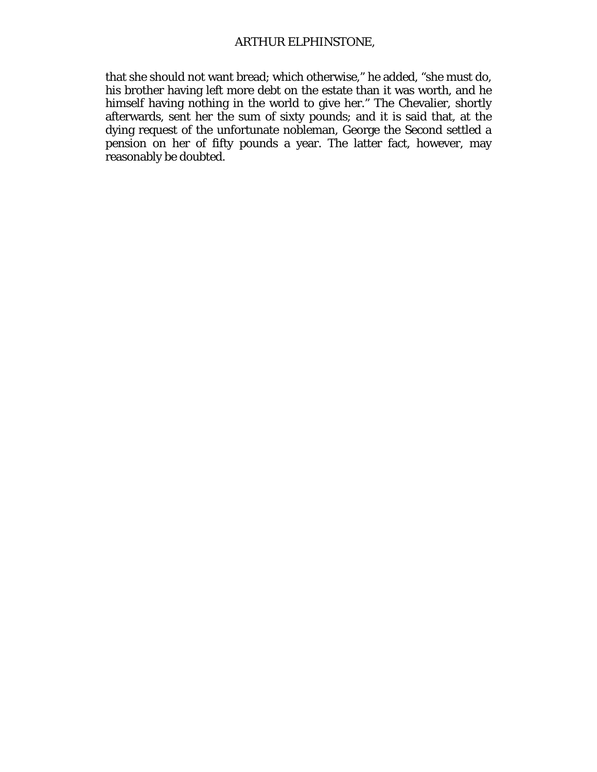that she should not want bread; which otherwise," he added, "she must do, his brother having left more debt on the estate than it was worth, and he himself having nothing in the world to give her." The Chevalier, shortly afterwards, sent her the sum of sixty pounds; and it is said that, at the dying request of the unfortunate nobleman, George the Second settled a pension on her of fifty pounds a year. The latter fact, however, may reasonably be doubted.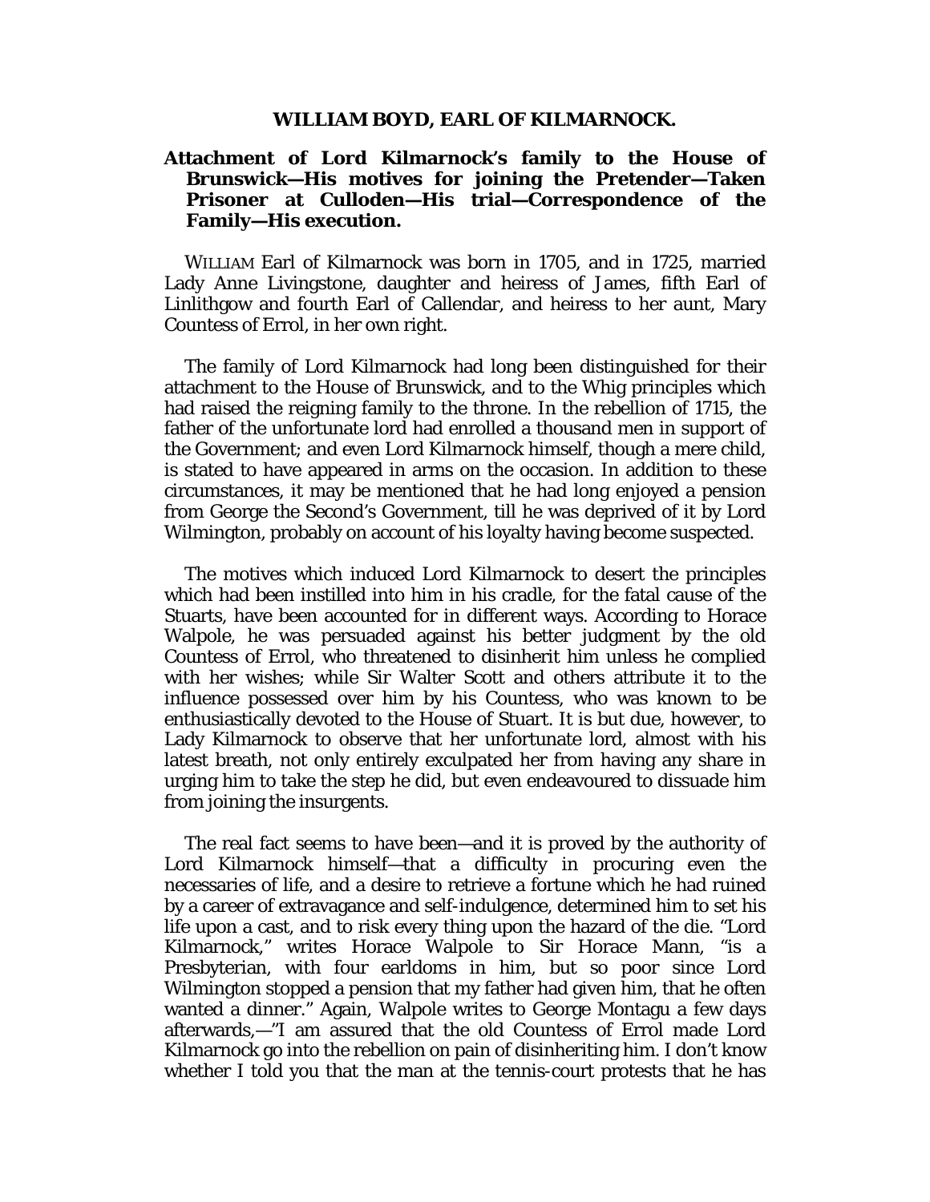## WILLIAM BOYD, EARL OF KILMARNOCK.

**Attachment of Lord Kilmarnock's family to the House of Brunswick—His motives for joining the Pretender—Taken Prisoner at Culloden—His trial—Correspondence of the Family—His execution.**

WILLIAM Earl of Kilmarnock was born in 1705, and in 1725, married Lady Anne Livingstone, daughter and heiress of James, fifth Earl of Linlithgow and fourth Earl of Callendar, and heiress to her aunt, Mary Countess of Errol, in her own right.

The family of Lord Kilmarnock had long been distinguished for their attachment to the House of Brunswick, and to the Whig principles which had raised the reigning family to the throne. In the rebellion of 1715, the father of the unfortunate lord had enrolled a thousand men in support of the Government; and even Lord Kilmarnock himself, though a mere child, is stated to have appeared in arms on the occasion. In addition to these circumstances, it may be mentioned that he had long enjoyed a pension from George the Second's Government, till he was deprived of it by Lord Wilmington, probably on account of his loyalty having become suspected.

The motives which induced Lord Kilmarnock to desert the principles which had been instilled into him in his cradle, for the fatal cause of the Stuarts, have been accounted for in different ways. According to Horace Walpole, he was persuaded against his better judgment by the old Countess of Errol, who threatened to disinherit him unless he complied with her wishes; while Sir Walter Scott and others attribute it to the influence possessed over him by his Countess, who was known to be enthusiastically devoted to the House of Stuart. It is but due, however, to Lady Kilmarnock to observe that her unfortunate lord, almost with his latest breath, not only entirely exculpated her from having any share in urging him to take the step he did, but even endeavoured to dissuade him from joining the insurgents.

The real fact seems to have been—and it is proved by the authority of Lord Kilmarnock himself—that a difficulty in procuring even the necessaries of life, and a desire to retrieve a fortune which he had ruined by a career of extravagance and self-indulgence, determined him to set his life upon a cast, and to risk every thing upon the hazard of the die. "Lord Kilmarnock," writes Horace Walpole to Sir Horace Mann, "is a Presbyterian, with four earldoms in him, but so poor since Lord Wilmington stopped a pension that my father had given him, that he often wanted a dinner." Again, Walpole writes to George Montagu a few days afterwards,—"I am assured that the old Countess of Errol made Lord Kilmarnock go into the rebellion on pain of disinheriting him. I don't know whether I told you that the man at the tennis-court protests that he has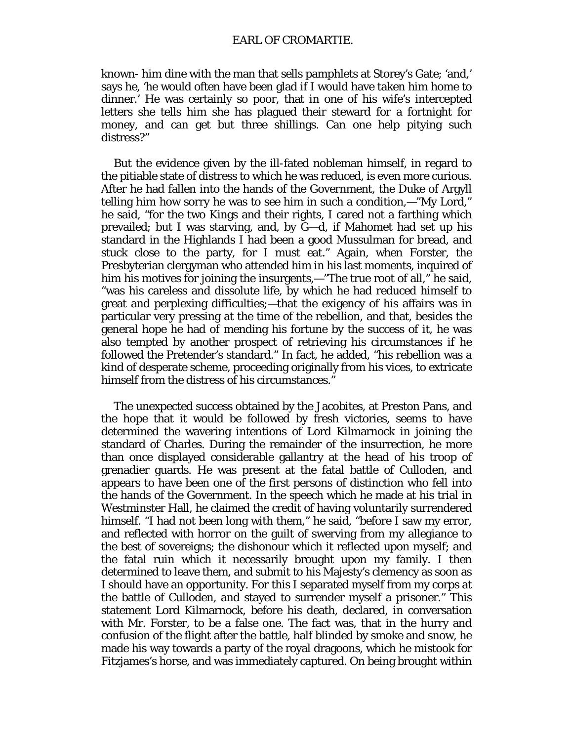known- him dine with the man that sells pamphlets at Storey's Gate; 'and,' says he, 'he would often have been glad if I would have taken him home to dinner.' He was certainly so poor, that in one of his wife's intercepted letters she tells him she has plagued their steward for a fortnight for money, and can get but three shillings. Can one help pitying such distress?"

But the evidence given by the ill-fated nobleman himself, in regard to the pitiable state of distress to which he was reduced, is even more curious. After he had fallen into the hands of the Government, the Duke of Argyll telling him how sorry he was to see him in such a condition,—"My Lord," he said, "for the two Kings and their rights, I cared not a farthing which prevailed; but I was starving, and, by G—d, if Mahomet had set up his standard in the Highlands I had been a good Mussulman for bread, and stuck close to the party, for I must eat." Again, when Forster, the Presbyterian clergyman who attended him in his last moments, inquired of him his motives for joining the insurgents,—"The true root of all," he said, "was his careless and dissolute life, by which he had reduced himself to great and perplexing difficulties;—that the exigency of his affairs was in particular very pressing at the time of the rebellion, and that, besides the general hope he had of mending his fortune by the success of it, he was also tempted by another prospect of retrieving his circumstances if he followed the Pretender's standard." In fact, he added, "his rebellion was a kind of desperate scheme, proceeding originally from his vices, to extricate himself from the distress of his circumstances."

The unexpected success obtained by the Jacobites, at Preston Pans, and the hope that it would be followed by fresh victories, seems to have determined the wavering intentions of Lord Kilmarnock in joining the standard of Charles. During the remainder of the insurrection, he more than once displayed considerable gallantry at the head of his troop of grenadier guards. He was present at the fatal battle of Culloden, and appears to have been one of the first persons of distinction who fell into the hands of the Government. In the speech which he made at his trial in Westminster Hall, he claimed the credit of having voluntarily surrendered himself. "I had not been long with them," he said, "before I saw my error, and reflected with horror on the guilt of swerving from my allegiance to the best of sovereigns; the dishonour which it reflected upon myself; and the fatal ruin which it necessarily brought upon my family. I then determined to leave them, and submit to his Majesty's clemency as soon as I should have an opportunity. For this I separated myself from my corps at the battle of Culloden, and stayed to surrender myself a prisoner." This statement Lord Kilmarnock, before his death, declared, in conversation with Mr. Forster, to be a false one. The fact was, that in the hurry and confusion of the flight after the battle, half blinded by smoke and snow, he made his way towards a party of the royal dragoons, which he mistook for Fitzjames's horse, and was immediately captured. On being brought within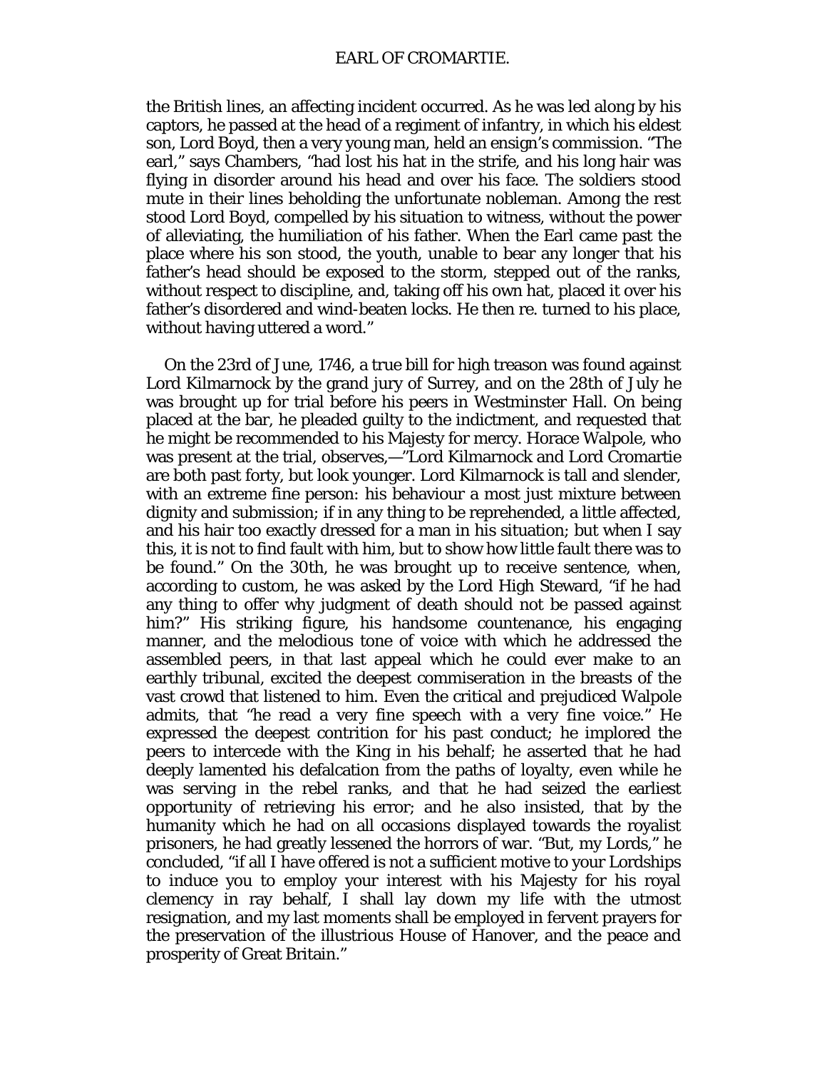the British lines, an affecting incident occurred. As he was led along by his captors, he passed at the head of a regiment of infantry, in which his eldest son, Lord Boyd, then a very young man, held an ensign's commission. "The earl," says Chambers, "had lost his hat in the strife, and his long hair was flying in disorder around his head and over his face. The soldiers stood mute in their lines beholding the unfortunate nobleman. Among the rest stood Lord Boyd, compelled by his situation to witness, without the power of alleviating, the humiliation of his father. When the Earl came past the place where his son stood, the youth, unable to bear any longer that his father's head should be exposed to the storm, stepped out of the ranks, without respect to discipline, and, taking off his own hat, placed it over his father's disordered and wind-beaten locks. He then re. turned to his place, without having uttered a word."

On the 23rd of June, 1746, a true bill for high treason was found against Lord Kilmarnock by the grand jury of Surrey, and on the 28th of July he was brought up for trial before his peers in Westminster Hall. On being placed at the bar, he pleaded guilty to the indictment, and requested that he might be recommended to his Majesty for mercy. Horace Walpole, who was present at the trial, observes,—"Lord Kilmarnock and Lord Cromartie are both past forty, but look younger. Lord Kilmarnock is tall and slender, with an extreme fine person: his behaviour a most just mixture between dignity and submission; if in any thing to be reprehended, a little affected, and his hair too exactly dressed for a man in his situation; but when I say this, it is not to find fault with him, but to show how little fault there was to be found." On the 30th, he was brought up to receive sentence, when, according to custom, he was asked by the Lord High Steward, "if he had any thing to offer why judgment of death should not be passed against him?" His striking figure, his handsome countenance, his engaging manner, and the melodious tone of voice with which he addressed the assembled peers, in that last appeal which he could ever make to an earthly tribunal, excited the deepest commiseration in the breasts of the vast crowd that listened to him. Even the critical and prejudiced Walpole admits, that "he read a very fine speech with a very fine voice." He expressed the deepest contrition for his past conduct; he implored the peers to intercede with the King in his behalf; he asserted that he had deeply lamented his defalcation from the paths of loyalty, even while he was serving in the rebel ranks, and that he had seized the earliest opportunity of retrieving his error; and he also insisted, that by the humanity which he had on all occasions displayed towards the royalist prisoners, he had greatly lessened the horrors of war. "But, my Lords," he concluded, "if all I have offered is not a sufficient motive to your Lordships to induce you to employ your interest with his Majesty for his royal clemency in ray behalf, I shall lay down my life with the utmost resignation, and my last moments shall be employed in fervent prayers for the preservation of the illustrious House of Hanover, and the peace and prosperity of Great Britain."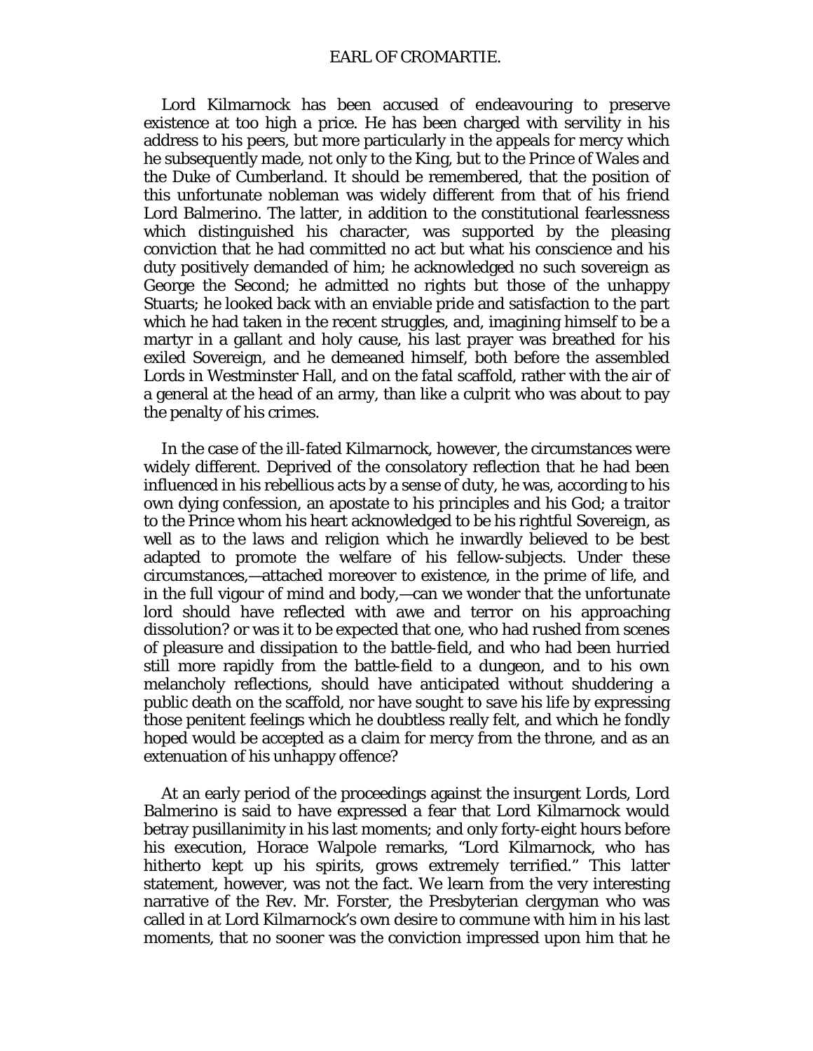Lord Kilmarnock has been accused of endeavouring to preserve existence at too high a price. He has been charged with servility in his address to his peers, but more particularly in the appeals for mercy which he subsequently made, not only to the King, but to the Prince of Wales and the Duke of Cumberland. It should be remembered, that the position of this unfortunate nobleman was widely different from that of his friend Lord Balmerino. The latter, in addition to the constitutional fearlessness which distinguished his character, was supported by the pleasing conviction that he had committed no act but what his conscience and his duty positively demanded of him; he acknowledged no such sovereign as George the Second; he admitted no rights but those of the unhappy Stuarts; he looked back with an enviable pride and satisfaction to the part which he had taken in the recent struggles, and, imagining himself to be a martyr in a gallant and holy cause, his last prayer was breathed for his exiled Sovereign, and he demeaned himself, both before the assembled Lords in Westminster Hall, and on the fatal scaffold, rather with the air of a general at the head of an army, than like a culprit who was about to pay the penalty of his crimes.

In the case of the ill-fated Kilmarnock, however, the circumstances were widely different. Deprived of the consolatory reflection that he had been influenced in his rebellious acts by a sense of duty, he was, according to his own dying confession, an apostate to his principles and his God; a traitor to the Prince whom his heart acknowledged to be his rightful Sovereign, as well as to the laws and religion which he inwardly believed to be best adapted to promote the welfare of his fellow-subjects. Under these circumstances,—attached moreover to existence, in the prime of life, and in the full vigour of mind and body,—can we wonder that the unfortunate lord should have reflected with awe and terror on his approaching dissolution? or was it to be expected that one, who had rushed from scenes of pleasure and dissipation to the battle-field, and who had been hurried still more rapidly from the battle-field to a dungeon, and to his own melancholy reflections, should have anticipated without shuddering a public death on the scaffold, nor have sought to save his life by expressing those penitent feelings which he doubtless really felt, and which he fondly hoped would be accepted as a claim for mercy from the throne, and as an extenuation of his unhappy offence?

At an early period of the proceedings against the insurgent Lords, Lord Balmerino is said to have expressed a fear that Lord Kilmarnock would betray pusillanimity in his last moments; and only forty-eight hours before his execution, Horace Walpole remarks, "Lord Kilmarnock, who has hitherto kept up his spirits, grows extremely terrified." This latter statement, however, was not the fact. We learn from the very interesting narrative of the Rev. Mr. Forster, the Presbyterian clergyman who was called in at Lord Kilmarnock's own desire to commune with him in his last moments, that no sooner was the conviction impressed upon him that he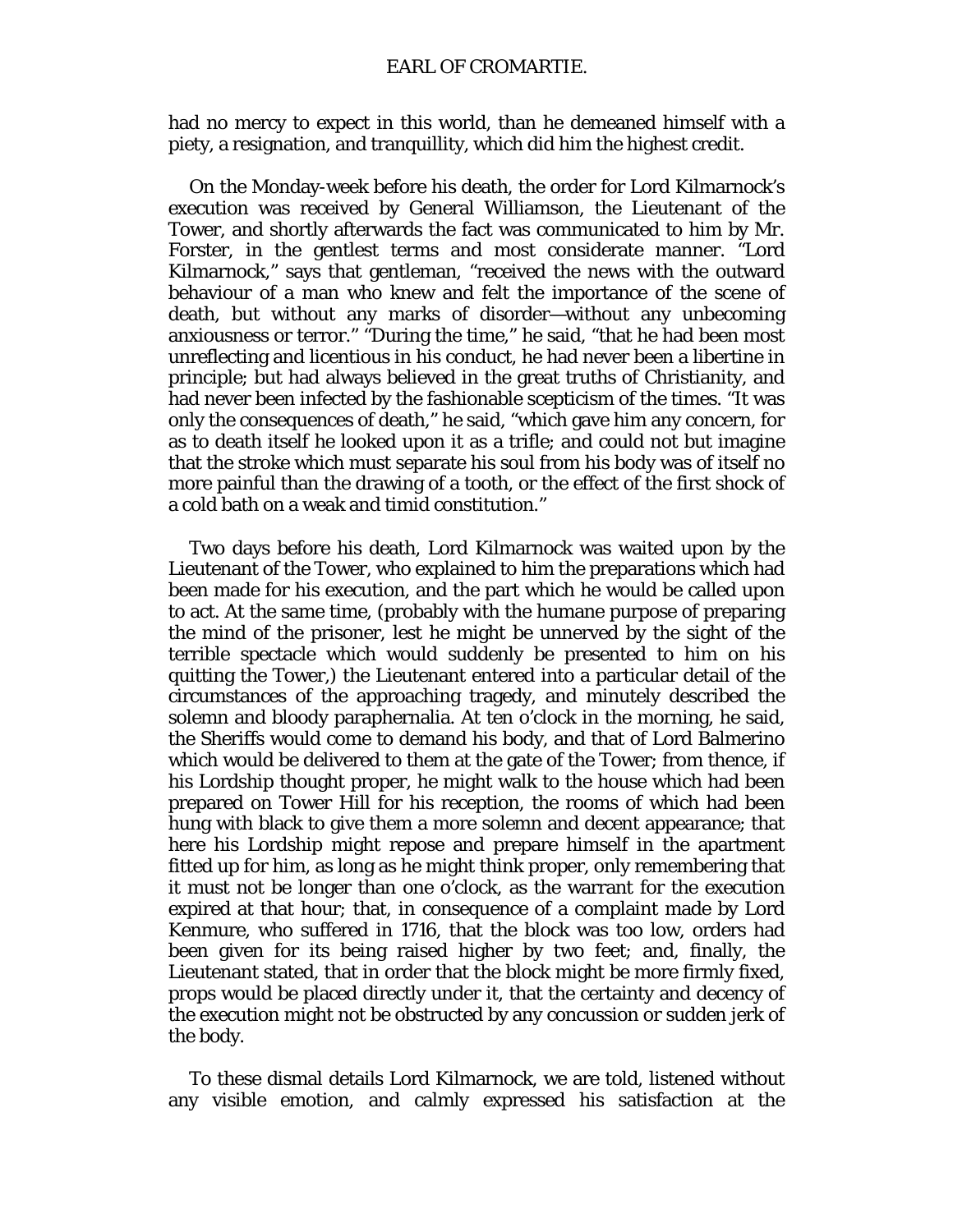had no mercy to expect in this world, than he demeaned himself with a piety, a resignation, and tranquillity, which did him the highest credit.

On the Monday-week before his death, the order for Lord Kilmarnock's execution was received by General Williamson, the Lieutenant of the Tower, and shortly afterwards the fact was communicated to him by Mr. Forster, in the gentlest terms and most considerate manner. "Lord Kilmarnock," says that gentleman, "received the news with the outward behaviour of a man who knew and felt the importance of the scene of death, but without any marks of disorder—without any unbecoming anxiousness or terror." "During the time," he said, "that he had been most unreflecting and licentious in his conduct, he had never been a libertine in principle; but had always believed in the great truths of Christianity, and had never been infected by the fashionable scepticism of the times. "It was only the consequences of death," he said, "which gave him any concern, for as to death itself he looked upon it as a trifle; and could not but imagine that the stroke which must separate his soul from his body was of itself no more painful than the drawing of a tooth, or the effect of the first shock of a cold bath on a weak and timid constitution."

Two days before his death, Lord Kilmarnock was waited upon by the Lieutenant of the Tower, who explained to him the preparations which had been made for his execution, and the part which he would be called upon to act. At the same time, (probably with the humane purpose of preparing the mind of the prisoner, lest he might be unnerved by the sight of the terrible spectacle which would suddenly be presented to him on his quitting the Tower,) the Lieutenant entered into a particular detail of the circumstances of the approaching tragedy, and minutely described the solemn and bloody paraphernalia. At ten o'clock in the morning, he said, the Sheriffs would come to demand his body, and that of Lord Balmerino which would be delivered to them at the gate of the Tower; from thence, if his Lordship thought proper, he might walk to the house which had been prepared on Tower Hill for his reception, the rooms of which had been hung with black to give them a more solemn and decent appearance; that here his Lordship might repose and prepare himself in the apartment fitted up for him, as long as he might think proper, only remembering that it must not be longer than one o'clock, as the warrant for the execution expired at that hour; that, in consequence of a complaint made by Lord Kenmure, who suffered in 1716, that the block was too low, orders had been given for its being raised higher by two feet; and, finally, the Lieutenant stated, that in order that the block might be more firmly fixed, props would be placed directly under it, that the certainty and decency of the execution might not be obstructed by any concussion or sudden jerk of the body.

To these dismal details Lord Kilmarnock, we are told, listened without any visible emotion, and calmly expressed his satisfaction at the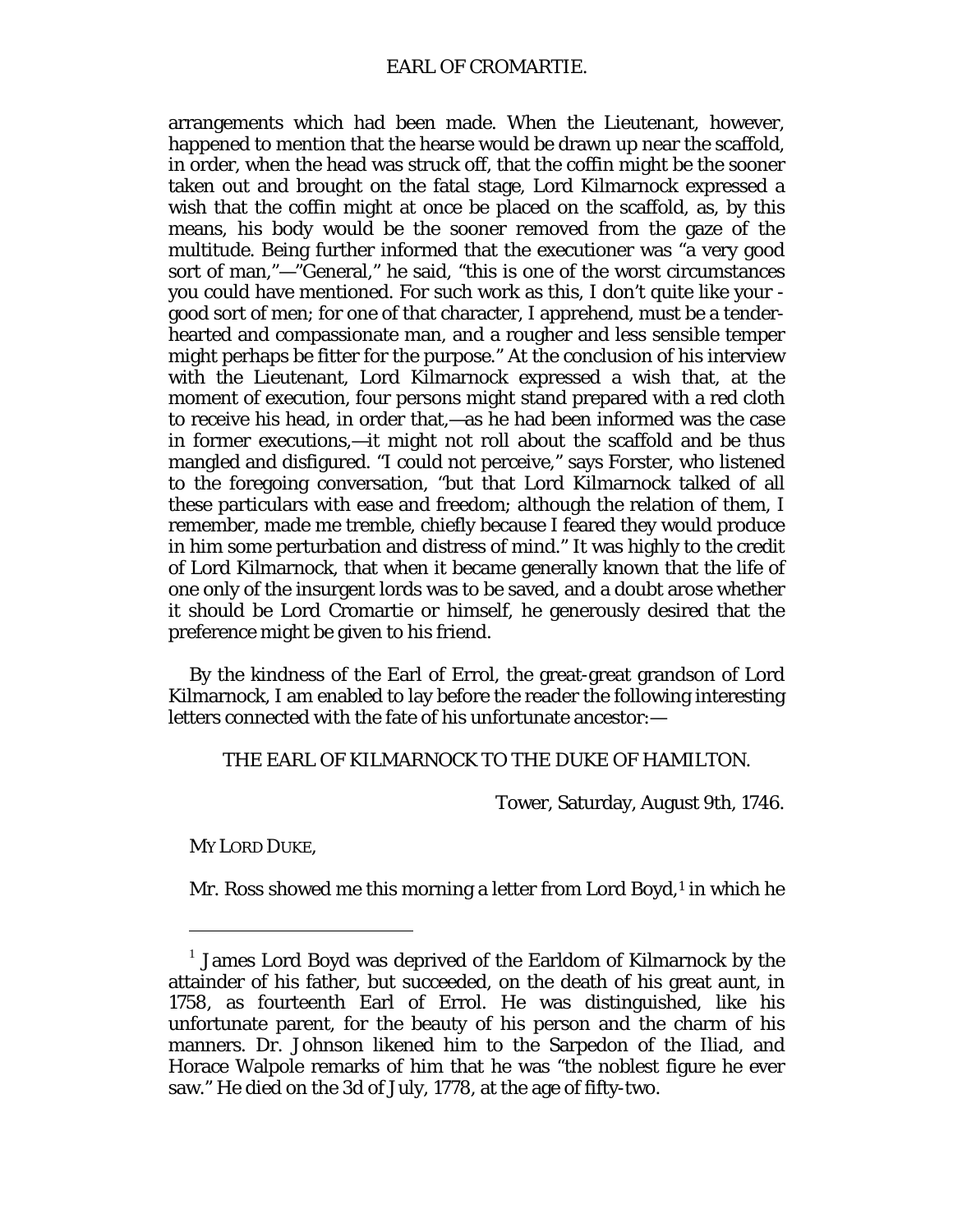arrangements which had been made. When the Lieutenant, however, happened to mention that the hearse would be drawn up near the scaffold, in order, when the head was struck off, that the coffin might be the sooner taken out and brought on the fatal stage, Lord Kilmarnock expressed a wish that the coffin might at once be placed on the scaffold, as, by this means, his body would be the sooner removed from the gaze of the multitude. Being further informed that the executioner was "a very good sort of man,"—"General," he said, "this is one of the worst circumstances you could have mentioned. For such work as this, I don't quite like your - good sort of men; for one of that character, I apprehend, must be a tender-hearted and compassionate man, and a rougher and less sensible temper might perhaps be fitter for the purpose." At the conclusion of his interview with the Lieutenant, Lord Kilmarnock expressed a wish that, at the moment of execution, four persons might stand prepared with a red cloth to receive his head, in order that,—as he had been informed was the case in former executions,—it might not roll about the scaffold and be thus mangled and disfigured. "I could not perceive," says Forster, who listened to the foregoing conversation, "but that Lord Kilmarnock talked of all these particulars with ease and freedom; although the relation of them, I remember, made me tremble, chiefly because I feared they would produce in him some perturbation and distress of mind." It was highly to the credit of Lord Kilmarnock, that when it became generally known that the life of one only of the insurgent lords was to be saved, and a doubt arose whether it should be Lord Cromartie or himself, he generously desired that the preference might be given to his friend.

By the kindness of the Earl of Errol, the great-great grandson of Lord Kilmarnock, I am enabled to lay before the reader the following interesting letters connected with the fate of his unfortunate ancestor:—

THE EARL OF KILMARNOCK TO THE DUKE OF HAMILTON.

Tower, Saturday, August 9th, 1746.

MY LORD DUKE,

Mr. Ross showed me this morning a letter from Lord Boyd,[1] in which he

---

[1] James Lord Boyd was deprived of the Earldom of Kilmarnock by the attainder of his father, but succeeded, on the death of his great aunt, in 1758, as fourteenth Earl of Errol. He was distinguished, like his unfortunate parent, for the beauty of his person and the charm of his manners. Dr. Johnson likened him to the Sarpedon of the Iliad, and Horace Walpole remarks of him that he was "the noblest figure he ever saw." He died on the 3d of July, 1778, at the age of fifty-two.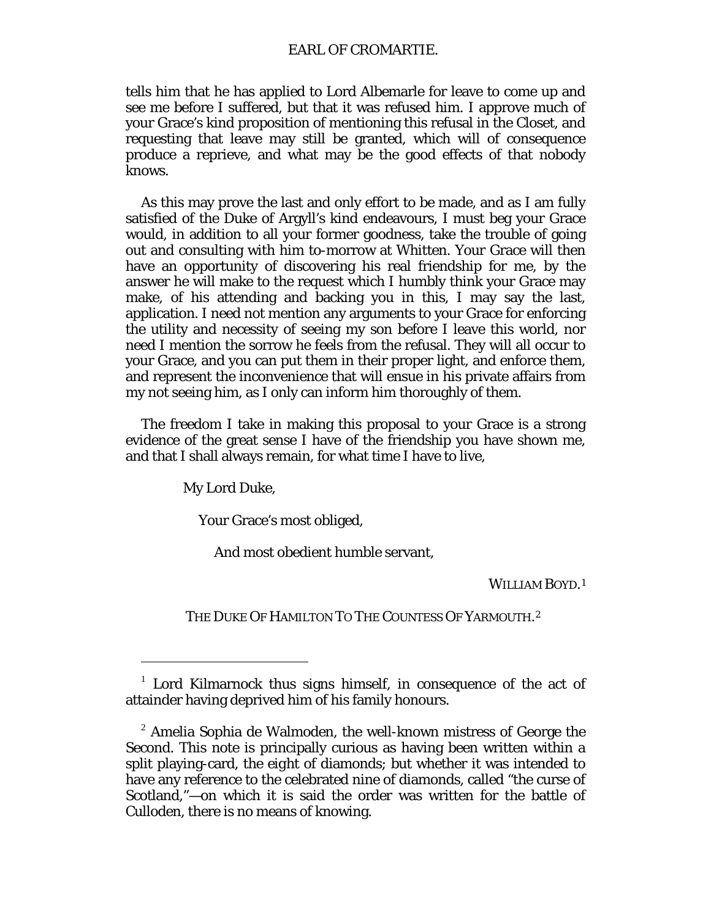tells him that he has applied to Lord Albemarle for leave to come up and see me before I suffered, but that it was refused him. I approve much of your Grace's kind proposition of mentioning this refusal in the Closet, and requesting that leave may still be granted, which will of consequence produce a reprieve, and what may be the good effects of that nobody knows.

As this may prove the last and only effort to be made, and as I am fully satisfied of the Duke of Argyll's kind endeavours, I must beg your Grace would, in addition to all your former goodness, take the trouble of going out and consulting with him to-morrow at Whitten. Your Grace will then have an opportunity of discovering his real friendship for me, by the answer he will make to the request which I humbly think your Grace may make, of his attending and backing you in this, I may say the last, application. I need not mention any arguments to your Grace for enforcing the utility and necessity of seeing my son before I leave this world, nor need I mention the sorrow he feels from the refusal. They will all occur to your Grace, and you can put them in their proper light, and enforce them, and represent the inconvenience that will ensue in his private affairs from my not seeing him, as I only can inform him thoroughly of them.

The freedom I take in making this proposal to your Grace is a strong evidence of the great sense I have of the friendship you have shown me, and that I shall always remain, for what time I have to live,

My Lord Duke,

Your Grace's most obliged,

And most obedient humble servant,

WILLIAM BOYD.[1]

THE DUKE OF HAMILTON TO THE COUNTESS OF YARMOUTH.[2]

---

[1] Lord Kilmarnock thus signs himself, in consequence of the act of attainder having deprived him of his family honours.

[2] Amelia Sophia de Walmoden, the well-known mistress of George the Second. This note is principally curious as having been written within a split playing-card, the eight of diamonds; but whether it was intended to have any reference to the celebrated nine of diamonds, called "the curse of Scotland,"—on which it is said the order was written for the battle of Culloden, there is no means of knowing.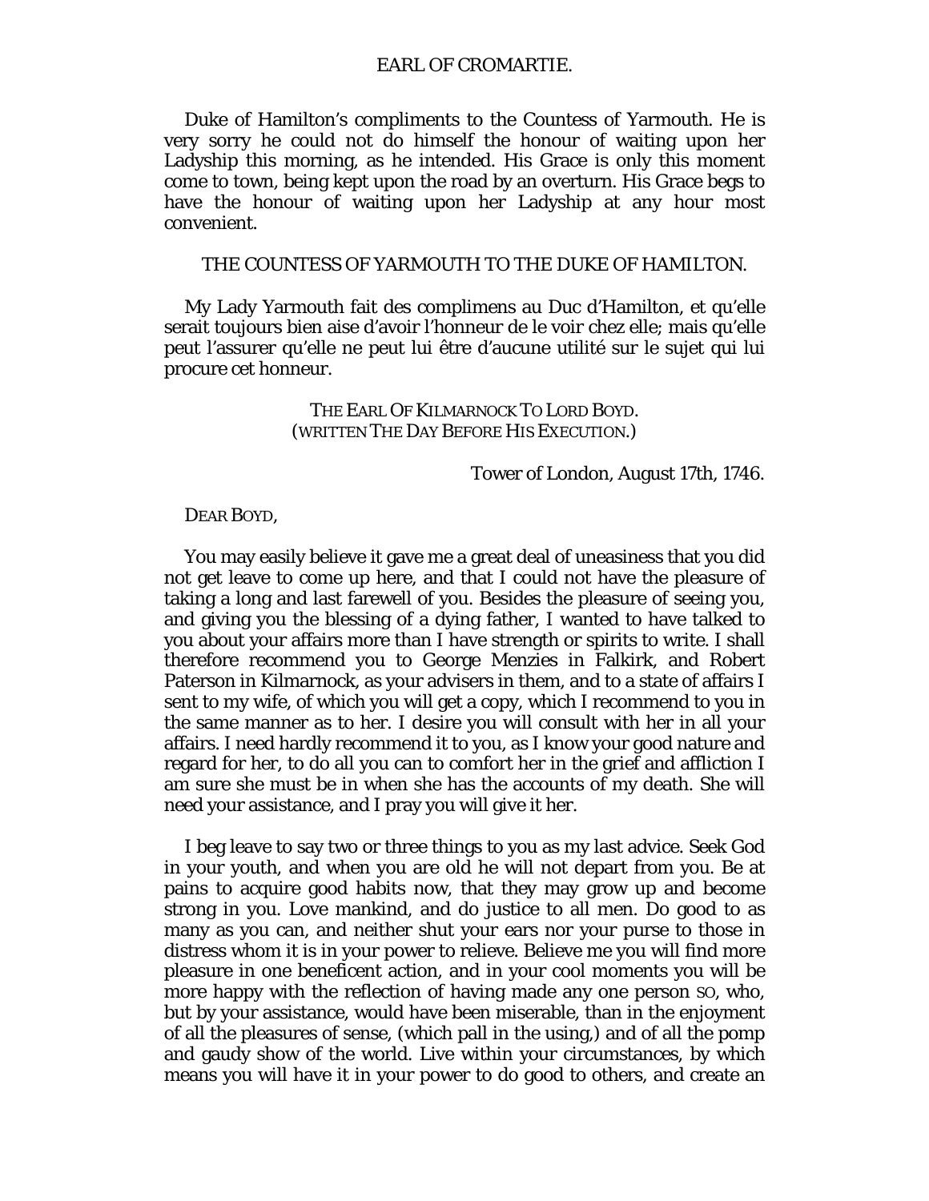EARL OF CROMARTIE.

Duke of Hamilton's compliments to the Countess of Yarmouth. He is very sorry he could not do himself the honour of waiting upon her Ladyship this morning, as he intended. His Grace is only this moment come to town, being kept upon the road by an overturn. His Grace begs to have the honour of waiting upon her Ladyship at any hour most convenient.

THE COUNTESS OF YARMOUTH TO THE DUKE OF HAMILTON.

My Lady Yarmouth fait des complimens au Duc d'Hamilton, et qu'elle serait toujours bien aise d'avoir l'honneur de le voir chez elle; mais qu'elle peut l'assurer qu'elle ne peut lui être d'aucune utilité sur le sujet qui lui procure cet honneur.

THE EARL OF KILMARNOCK TO LORD BOYD.
(WRITTEN THE DAY BEFORE HIS EXECUTION.)

Tower of London, August 17th, 1746.

DEAR BOYD,

You may easily believe it gave me a great deal of uneasiness that you did not get leave to come up here, and that I could not have the pleasure of taking a long and last farewell of you. Besides the pleasure of seeing you, and giving you the blessing of a dying father, I wanted to have talked to you about your affairs more than I have strength or spirits to write. I shall therefore recommend you to George Menzies in Falkirk, and Robert Paterson in Kilmarnock, as your advisers in them, and to a state of affairs I sent to my wife, of which you will get a copy, which I recommend to you in the same manner as to her. I desire you will consult with her in all your affairs. I need hardly recommend it to you, as I know your good nature and regard for her, to do all you can to comfort her in the grief and affliction I am sure she must be in when she has the accounts of my death. She will need your assistance, and I pray you will give it her.

I beg leave to say two or three things to you as my last advice. Seek God in your youth, and when you are old he will not depart from you. Be at pains to acquire good habits now, that they may grow up and become strong in you. Love mankind, and do justice to all men. Do good to as many as you can, and neither shut your ears nor your purse to those in distress whom it is in your power to relieve. Believe me you will find more pleasure in one beneficent action, and in your cool moments you will be more happy with the reflection of having made any one person SO, who, but by your assistance, would have been miserable, than in the enjoyment of all the pleasures of sense, (which pall in the using,) and of all the pomp and gaudy show of the world. Live within your circumstances, by which means you will have it in your power to do good to others, and create an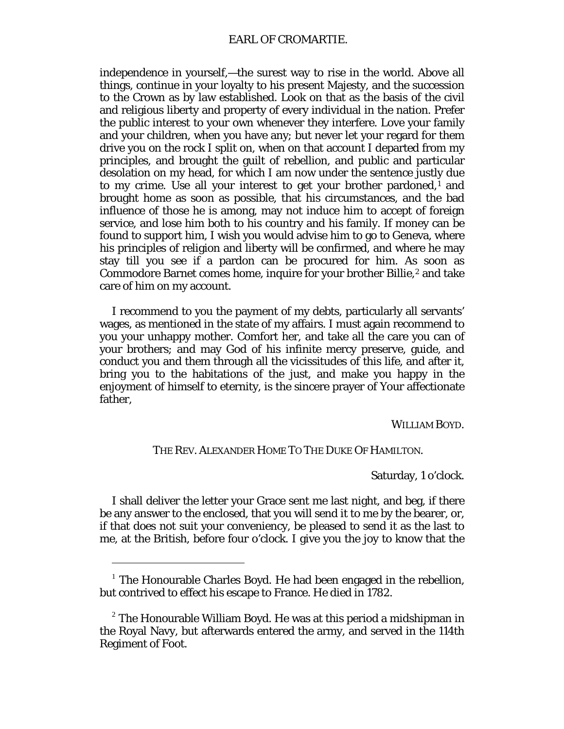independence in yourself,—the surest way to rise in the world. Above all things, continue in your loyalty to his present Majesty, and the succession to the Crown as by law established. Look on that as the basis of the civil and religious liberty and property of every individual in the nation. Prefer the public interest to your own whenever they interfere. Love your family and your children, when you have any; but never let your regard for them drive you on the rock I split on, when on that account I departed from my principles, and brought the guilt of rebellion, and public and particular desolation on my head, for which I am now under the sentence justly due to my crime. Use all your interest to get your brother pardoned,[1] and brought home as soon as possible, that his circumstances, and the bad influence of those he is among, may not induce him to accept of foreign service, and lose him both to his country and his family. If money can be found to support him, I wish you would advise him to go to Geneva, where his principles of religion and liberty will be confirmed, and where he may stay till you see if a pardon can be procured for him. As soon as Commodore Barnet comes home, inquire for your brother Billie,[2] and take care of him on my account.

I recommend to you the payment of my debts, particularly all servants' wages, as mentioned in the state of my affairs. I must again recommend to you your unhappy mother. Comfort her, and take all the care you can of your brothers; and may God of his infinite mercy preserve, guide, and conduct you and them through all the vicissitudes of this life, and after it, bring you to the habitations of the just, and make you happy in the enjoyment of himself to eternity, is the sincere prayer of Your affectionate father,

WILLIAM BOYD.

THE REV. ALEXANDER HOME TO THE DUKE OF HAMILTON.

Saturday, 1 o'clock.

I shall deliver the letter your Grace sent me last night, and beg, if there be any answer to the enclosed, that you will send it to me by the bearer, or, if that does not suit your conveniency, be pleased to send it as the last to me, at the British, before four o'clock. I give you the joy to know that the

---

[1] The Honourable Charles Boyd. He had been engaged in the rebellion, but contrived to effect his escape to France. He died in 1782.

[2] The Honourable William Boyd. He was at this period a midshipman in the Royal Navy, but afterwards entered the army, and served in the 114th Regiment of Foot.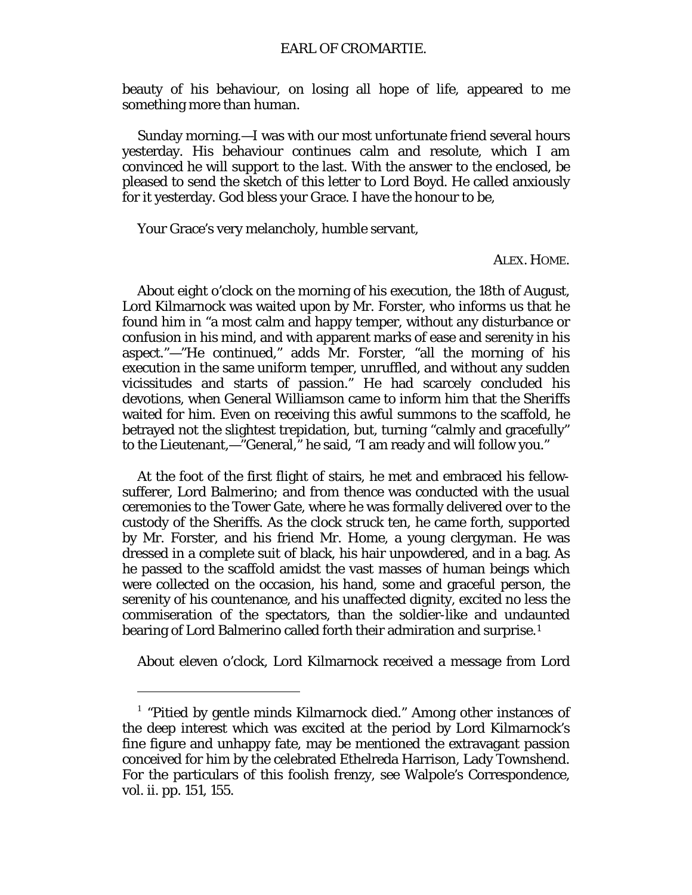beauty of his behaviour, on losing all hope of life, appeared to me something more than human.

Sunday morning.—I was with our most unfortunate friend several hours yesterday. His behaviour continues calm and resolute, which I am convinced he will support to the last. With the answer to the enclosed, be pleased to send the sketch of this letter to Lord Boyd. He called anxiously for it yesterday. God bless your Grace. I have the honour to be,

Your Grace's very melancholy, humble servant,

ALEX. HOME.

About eight o'clock on the morning of his execution, the 18th of August, Lord Kilmarnock was waited upon by Mr. Forster, who informs us that he found him in "a most calm and happy temper, without any disturbance or confusion in his mind, and with apparent marks of ease and serenity in his aspect."—"He continued," adds Mr. Forster, "all the morning of his execution in the same uniform temper, unruffled, and without any sudden vicissitudes and starts of passion." He had scarcely concluded his devotions, when General Williamson came to inform him that the Sheriffs waited for him. Even on receiving this awful summons to the scaffold, he betrayed not the slightest trepidation, but, turning "calmly and gracefully" to the Lieutenant,—"General," he said, "I am ready and will follow you."

At the foot of the first flight of stairs, he met and embraced his fellow-sufferer, Lord Balmerino; and from thence was conducted with the usual ceremonies to the Tower Gate, where he was formally delivered over to the custody of the Sheriffs. As the clock struck ten, he came forth, supported by Mr. Forster, and his friend Mr. Home, a young clergyman. He was dressed in a complete suit of black, his hair unpowdered, and in a bag. As he passed to the scaffold amidst the vast masses of human beings which were collected on the occasion, his hand, some and graceful person, the serenity of his countenance, and his unaffected dignity, excited no less the commiseration of the spectators, than the soldier-like and undaunted bearing of Lord Balmerino called forth their admiration and surprise.[1]

About eleven o'clock, Lord Kilmarnock received a message from Lord

---

[1] "Pitied by gentle minds Kilmarnock died." Among other instances of the deep interest which was excited at the period by Lord Kilmarnock's fine figure and unhappy fate, may be mentioned the extravagant passion conceived for him by the celebrated Ethelreda Harrison, Lady Townshend. For the particulars of this foolish frenzy, see Walpole's Correspondence, vol. ii. pp. 151, 155.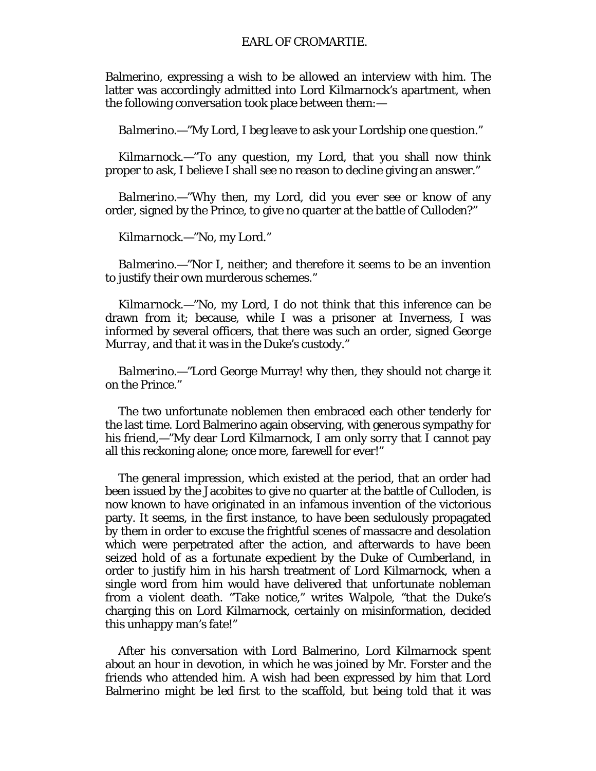Balmerino, expressing a wish to be allowed an interview with him. The latter was accordingly admitted into Lord Kilmarnock's apartment, when the following conversation took place between them:—

*Balmerino.*—"My Lord, I beg leave to ask your Lordship one question."

*Kilmarnock.*—"To any question, my Lord, that you shall now think proper to ask, I believe I shall see no reason to decline giving an answer."

*Balmerino.*—"Why then, my Lord, did you ever see or know of any order, signed by the Prince, to give no quarter at the battle of Culloden?"

*Kilmarnock.*—"No, my Lord."

*Balmerino.*—"Nor I, neither; and therefore it seems to be an invention to justify their own murderous schemes."

*Kilmarnock.*—"No, my Lord, I do not think that this inference can be drawn from it; because, while I was a prisoner at Inverness, I was informed by several officers, that there was such an order, signed *George Murray*, and that it was in the Duke's custody."

*Balmerino.*—"Lord George Murray! why then, they should not charge it on the Prince."

The two unfortunate noblemen then embraced each other tenderly for the last time. Lord Balmerino again observing, with generous sympathy for his friend,—"My dear Lord Kilmarnock, I am only sorry that I cannot pay all this reckoning alone; once more, farewell for ever!"

The general impression, which existed at the period, that an order had been issued by the Jacobites to give no quarter at the battle of Culloden, is now known to have originated in an infamous invention of the victorious party. It seems, in the first instance, to have been sedulously propagated by them in order to excuse the frightful scenes of massacre and desolation which were perpetrated after the action, and afterwards to have been seized hold of as a fortunate expedient by the Duke of Cumberland, in order to justify him in his harsh treatment of Lord Kilmarnock, when a single word from him would have delivered that unfortunate nobleman from a violent death. "Take notice," writes Walpole, "that the Duke's charging this on Lord Kilmarnock, certainly on misinformation, decided this unhappy man's fate!"

After his conversation with Lord Balmerino, Lord Kilmarnock spent about an hour in devotion, in which he was joined by Mr. Forster and the friends who attended him. A wish had been expressed by him that Lord Balmerino might be led first to the scaffold, but being told that it was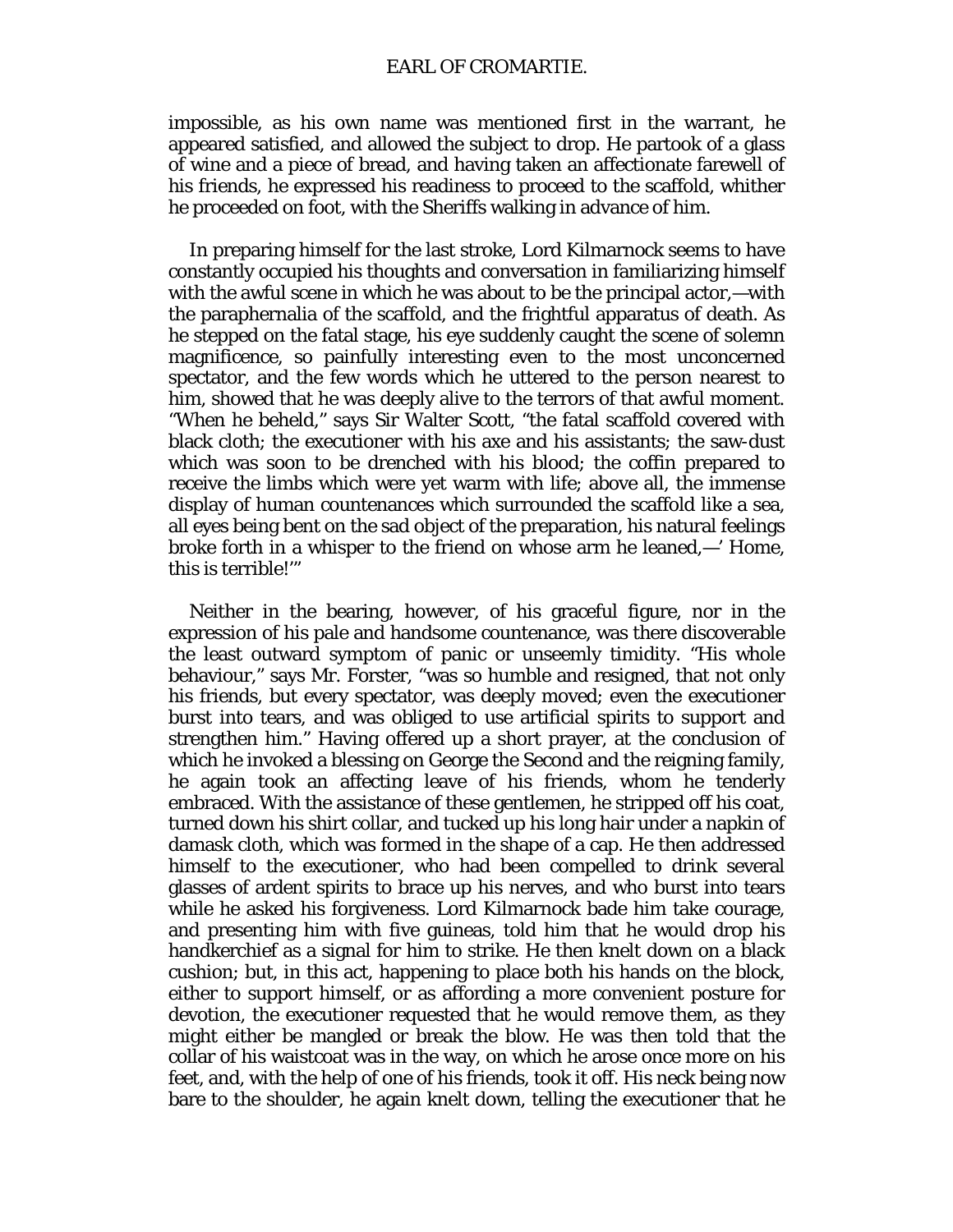impossible, as his own name was mentioned first in the warrant, he appeared satisfied, and allowed the subject to drop. He partook of a glass of wine and a piece of bread, and having taken an affectionate farewell of his friends, he expressed his readiness to proceed to the scaffold, whither he proceeded on foot, with the Sheriffs walking in advance of him.

In preparing himself for the last stroke, Lord Kilmarnock seems to have constantly occupied his thoughts and conversation in familiarizing himself with the awful scene in which he was about to be the principal actor,—with the paraphernalia of the scaffold, and the frightful apparatus of death. As he stepped on the fatal stage, his eye suddenly caught the scene of solemn magnificence, so painfully interesting even to the most unconcerned spectator, and the few words which he uttered to the person nearest to him, showed that he was deeply alive to the terrors of that awful moment. "When he beheld," says Sir Walter Scott, "the fatal scaffold covered with black cloth; the executioner with his axe and his assistants; the saw-dust which was soon to be drenched with his blood; the coffin prepared to receive the limbs which were yet warm with life; above all, the immense display of human countenances which surrounded the scaffold like a sea, all eyes being bent on the sad object of the preparation, his natural feelings broke forth in a whisper to the friend on whose arm he leaned,—' Home, this is terrible!'"

Neither in the bearing, however, of his graceful figure, nor in the expression of his pale and handsome countenance, was there discoverable the least outward symptom of panic or unseemly timidity. "His whole behaviour," says Mr. Forster, "was so humble and resigned, that not only his friends, but every spectator, was deeply moved; even the executioner burst into tears, and was obliged to use artificial spirits to support and strengthen him." Having offered up a short prayer, at the conclusion of which he invoked a blessing on George the Second and the reigning family, he again took an affecting leave of his friends, whom he tenderly embraced. With the assistance of these gentlemen, he stripped off his coat, turned down his shirt collar, and tucked up his long hair under a napkin of damask cloth, which was formed in the shape of a cap. He then addressed himself to the executioner, who had been compelled to drink several glasses of ardent spirits to brace up his nerves, and who burst into tears while he asked his forgiveness. Lord Kilmarnock bade him take courage, and presenting him with five guineas, told him that he would drop his handkerchief as a signal for him to strike. He then knelt down on a black cushion; but, in this act, happening to place both his hands on the block, either to support himself, or as affording a more convenient posture for devotion, the executioner requested that he would remove them, as they might either be mangled or break the blow. He was then told that the collar of his waistcoat was in the way, on which he arose once more on his feet, and, with the help of one of his friends, took it off. His neck being now bare to the shoulder, he again knelt down, telling the executioner that he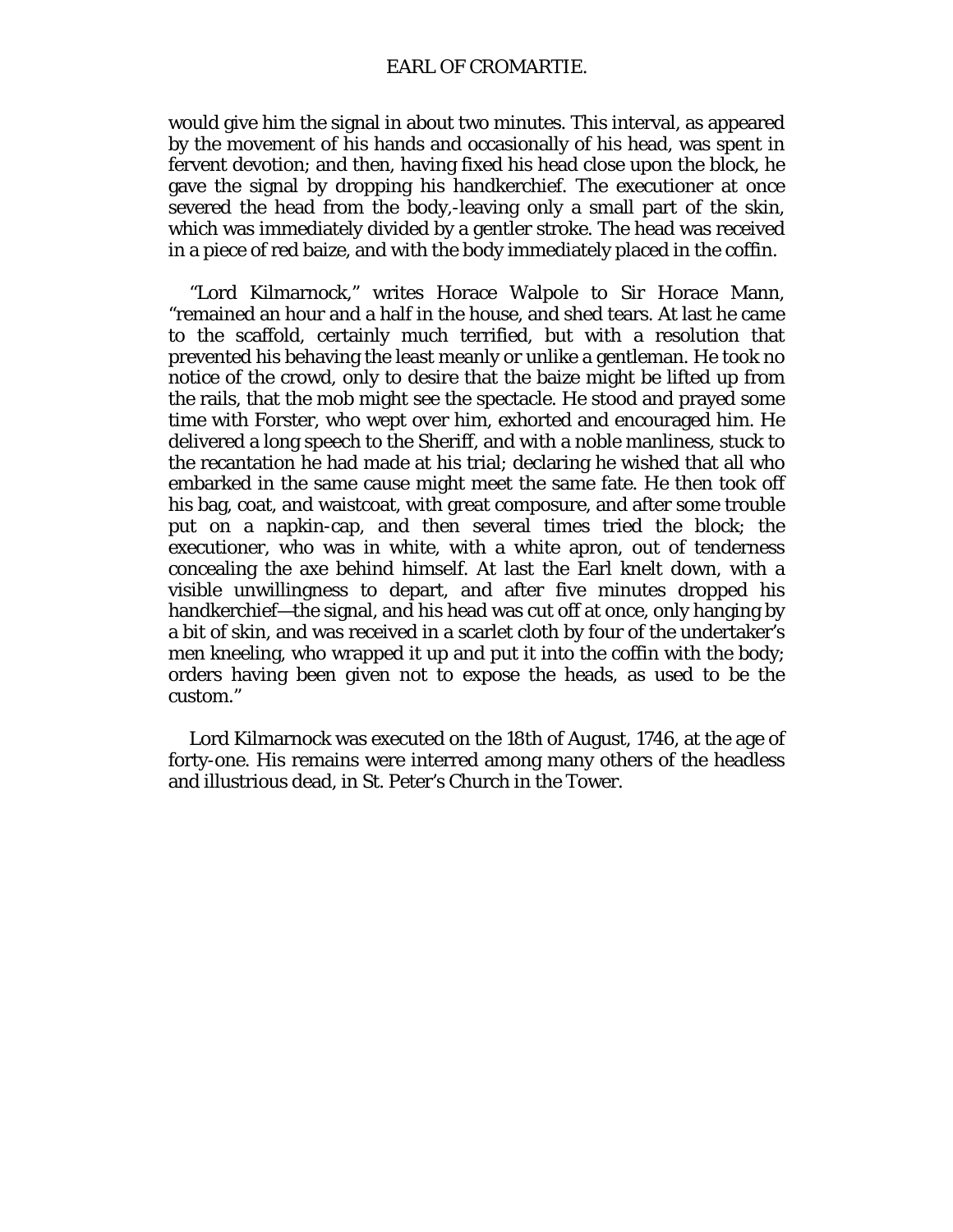would give him the signal in about two minutes. This interval, as appeared by the movement of his hands and occasionally of his head, was spent in fervent devotion; and then, having fixed his head close upon the block, he gave the signal by dropping his handkerchief. The executioner at once severed the head from the body,-leaving only a small part of the skin, which was immediately divided by a gentler stroke. The head was received in a piece of red baize, and with the body immediately placed in the coffin.

"Lord Kilmarnock," writes Horace Walpole to Sir Horace Mann, "remained an hour and a half in the house, and shed tears. At last he came to the scaffold, certainly much terrified, but with a resolution that prevented his behaving the least meanly or unlike a gentleman. He took no notice of the crowd, only to desire that the baize might be lifted up from the rails, that the mob might see the spectacle. He stood and prayed some time with Forster, who wept over him, exhorted and encouraged him. He delivered a long speech to the Sheriff, and with a noble manliness, stuck to the recantation he had made at his trial; declaring he wished that all who embarked in the same cause might meet the same fate. He then took off his bag, coat, and waistcoat, with great composure, and after some trouble put on a napkin-cap, and then several times tried the block; the executioner, who was in white, with a white apron, out of tenderness concealing the axe behind himself. At last the Earl knelt down, with a visible unwillingness to depart, and after five minutes dropped his handkerchief—the signal, and his head was cut off at once, only hanging by a bit of skin, and was received in a scarlet cloth by four of the undertaker's men kneeling, who wrapped it up and put it into the coffin with the body; orders having been given not to expose the heads, as used to be the custom."

Lord Kilmarnock was executed on the 18th of August, 1746, at the age of forty-one. His remains were interred among many others of the headless and illustrious dead, in St. Peter's Church in the Tower.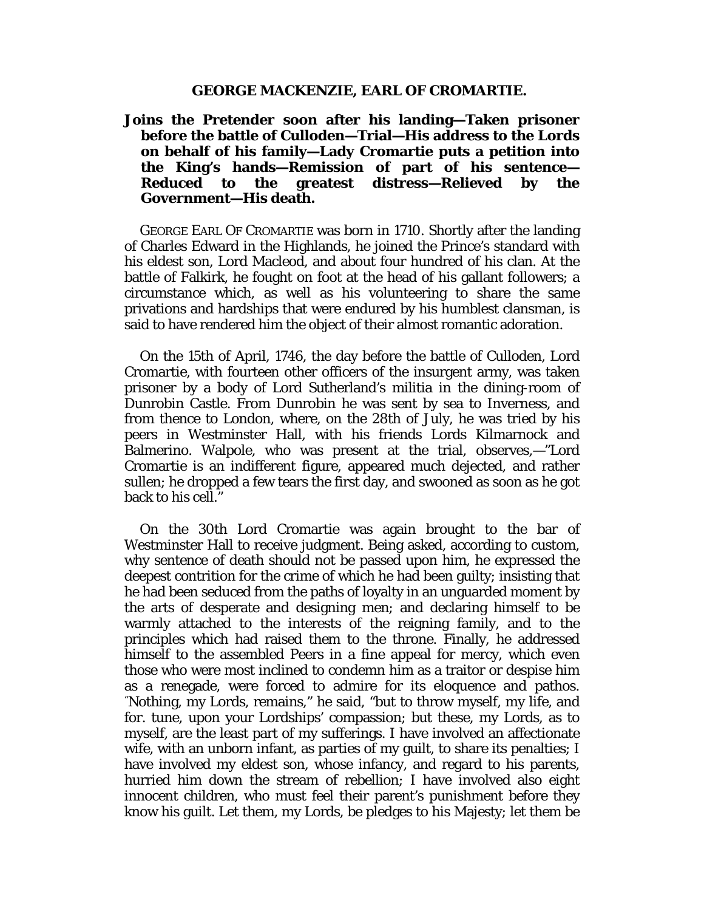## GEORGE MACKENZIE, EARL OF CROMARTIE.

**Joins the Pretender soon after his landing—Taken prisoner before the battle of Culloden—Trial—His address to the Lords on behalf of his family—Lady Cromartie puts a petition into the King's hands—Remission of part of his sentence—Reduced to the greatest distress—Relieved by the Government—His death.**

GEORGE EARL OF CROMARTIE was born in 1710. Shortly after the landing of Charles Edward in the Highlands, he joined the Prince's standard with his eldest son, Lord Macleod, and about four hundred of his clan. At the battle of Falkirk, he fought on foot at the head of his gallant followers; a circumstance which, as well as his volunteering to share the same privations and hardships that were endured by his humblest clansman, is said to have rendered him the object of their almost romantic adoration.

On the 15th of April, 1746, the day before the battle of Culloden, Lord Cromartie, with fourteen other officers of the insurgent army, was taken prisoner by a body of Lord Sutherland's militia in the dining-room of Dunrobin Castle. From Dunrobin he was sent by sea to Inverness, and from thence to London, where, on the 28th of July, he was tried by his peers in Westminster Hall, with his friends Lords Kilmarnock and Balmerino. Walpole, who was present at the trial, observes,—"Lord Cromartie is an indifferent figure, appeared much dejected, and rather sullen; he dropped a few tears the first day, and swooned as soon as he got back to his cell."

On the 30th Lord Cromartie was again brought to the bar of Westminster Hall to receive judgment. Being asked, according to custom, why sentence of death should not be passed upon him, he expressed the deepest contrition for the crime of which he had been guilty; insisting that he had been seduced from the paths of loyalty in an unguarded moment by the arts of desperate and designing men; and declaring himself to be warmly attached to the interests of the reigning family, and to the principles which had raised them to the throne. Finally, he addressed himself to the assembled Peers in a fine appeal for mercy, which even those who were most inclined to condemn him as a traitor or despise him as a renegade, were forced to admire for its eloquence and pathos. "Nothing, my Lords, remains," he said, "but to throw myself, my life, and for. tune, upon your Lordships' compassion; but these, my Lords, as to myself, are the least part of my sufferings. I have involved an affectionate wife, with an unborn infant, as parties of my guilt, to share its penalties; I have involved my eldest son, whose infancy, and regard to his parents, hurried him down the stream of rebellion; I have involved also eight innocent children, who must feel their parent's punishment before they know his guilt. Let them, my Lords, be pledges to his Majesty; let them be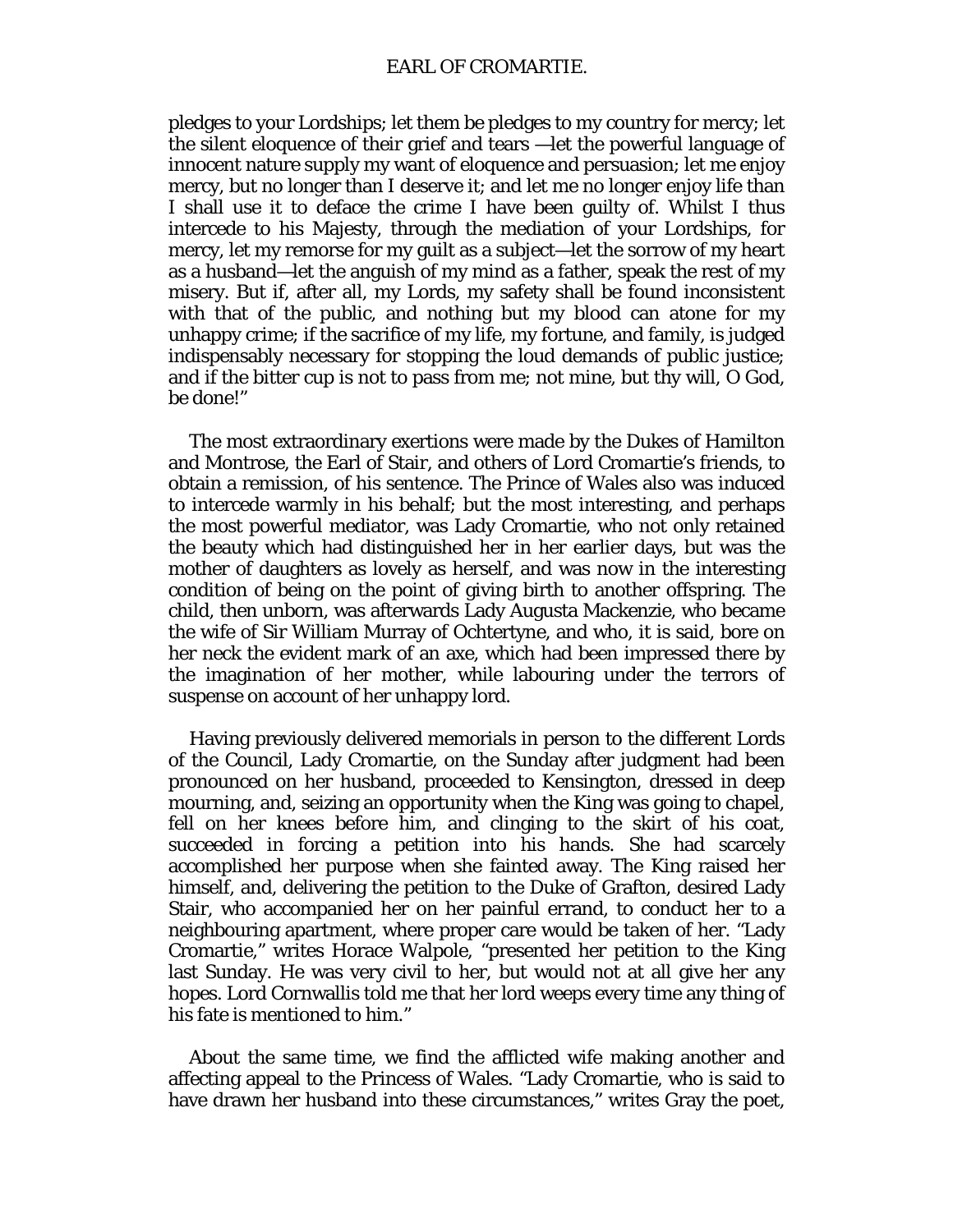pledges to your Lordships; let them be pledges to my country for mercy; let the silent eloquence of their grief and tears —let the powerful language of innocent nature supply my want of eloquence and persuasion; let me enjoy mercy, but no longer than I deserve it; and let me no longer enjoy life than I shall use it to deface the crime I have been guilty of. Whilst I thus intercede to his Majesty, through the mediation of your Lordships, for mercy, let my remorse for my guilt as a subject—let the sorrow of my heart as a husband—let the anguish of my mind as a father, speak the rest of my misery. But if, after all, my Lords, my safety shall be found inconsistent with that of the public, and nothing but my blood can atone for my unhappy crime; if the sacrifice of my life, my fortune, and family, is judged indispensably necessary for stopping the loud demands of public justice; and if the bitter cup is not to pass from me; not mine, but thy will, O God, be done!"

The most extraordinary exertions were made by the Dukes of Hamilton and Montrose, the Earl of Stair, and others of Lord Cromartie's friends, to obtain a remission, of his sentence. The Prince of Wales also was induced to intercede warmly in his behalf; but the most interesting, and perhaps the most powerful mediator, was Lady Cromartie, who not only retained the beauty which had distinguished her in her earlier days, but was the mother of daughters as lovely as herself, and was now in the interesting condition of being on the point of giving birth to another offspring. The child, then unborn, was afterwards Lady Augusta Mackenzie, who became the wife of Sir William Murray of Ochtertyne, and who, it is said, bore on her neck the evident mark of an axe, which had been impressed there by the imagination of her mother, while labouring under the terrors of suspense on account of her unhappy lord.

Having previously delivered memorials in person to the different Lords of the Council, Lady Cromartie, on the Sunday after judgment had been pronounced on her husband, proceeded to Kensington, dressed in deep mourning, and, seizing an opportunity when the King was going to chapel, fell on her knees before him, and clinging to the skirt of his coat, succeeded in forcing a petition into his hands. She had scarcely accomplished her purpose when she fainted away. The King raised her himself, and, delivering the petition to the Duke of Grafton, desired Lady Stair, who accompanied her on her painful errand, to conduct her to a neighbouring apartment, where proper care would be taken of her. "Lady Cromartie," writes Horace Walpole, "presented her petition to the King last Sunday. He was very civil to her, but would not at all give her any hopes. Lord Cornwallis told me that her lord weeps every time any thing of his fate is mentioned to him."

About the same time, we find the afflicted wife making another and affecting appeal to the Princess of Wales. "Lady Cromartie, who is said to have drawn her husband into these circumstances," writes Gray the poet,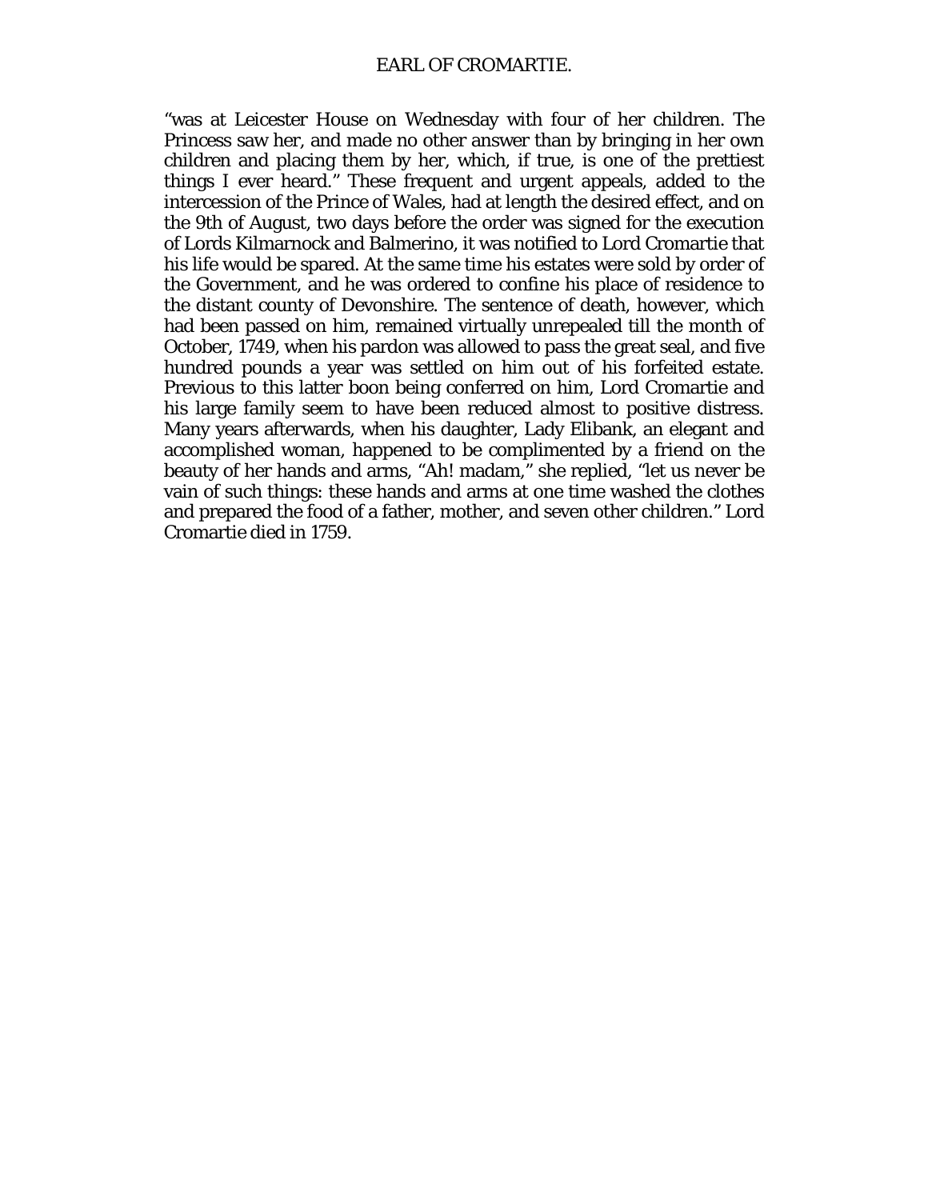"was at Leicester House on Wednesday with four of her children. The Princess saw her, and made no other answer than by bringing in her own children and placing them by her, which, if true, is one of the prettiest things I ever heard." These frequent and urgent appeals, added to the intercession of the Prince of Wales, had at length the desired effect, and on the 9th of August, two days before the order was signed for the execution of Lords Kilmarnock and Balmerino, it was notified to Lord Cromartie that his life would be spared. At the same time his estates were sold by order of the Government, and he was ordered to confine his place of residence to the distant county of Devonshire. The sentence of death, however, which had been passed on him, remained virtually unrepealed till the month of October, 1749, when his pardon was allowed to pass the great seal, and five hundred pounds a year was settled on him out of his forfeited estate. Previous to this latter boon being conferred on him, Lord Cromartie and his large family seem to have been reduced almost to positive distress. Many years afterwards, when his daughter, Lady Elibank, an elegant and accomplished woman, happened to be complimented by a friend on the beauty of her hands and arms, "Ah! madam," she replied, "let us never be vain of such things: these hands and arms at one time washed the clothes and prepared the food of a father, mother, and seven other children." Lord Cromartie died in 1759.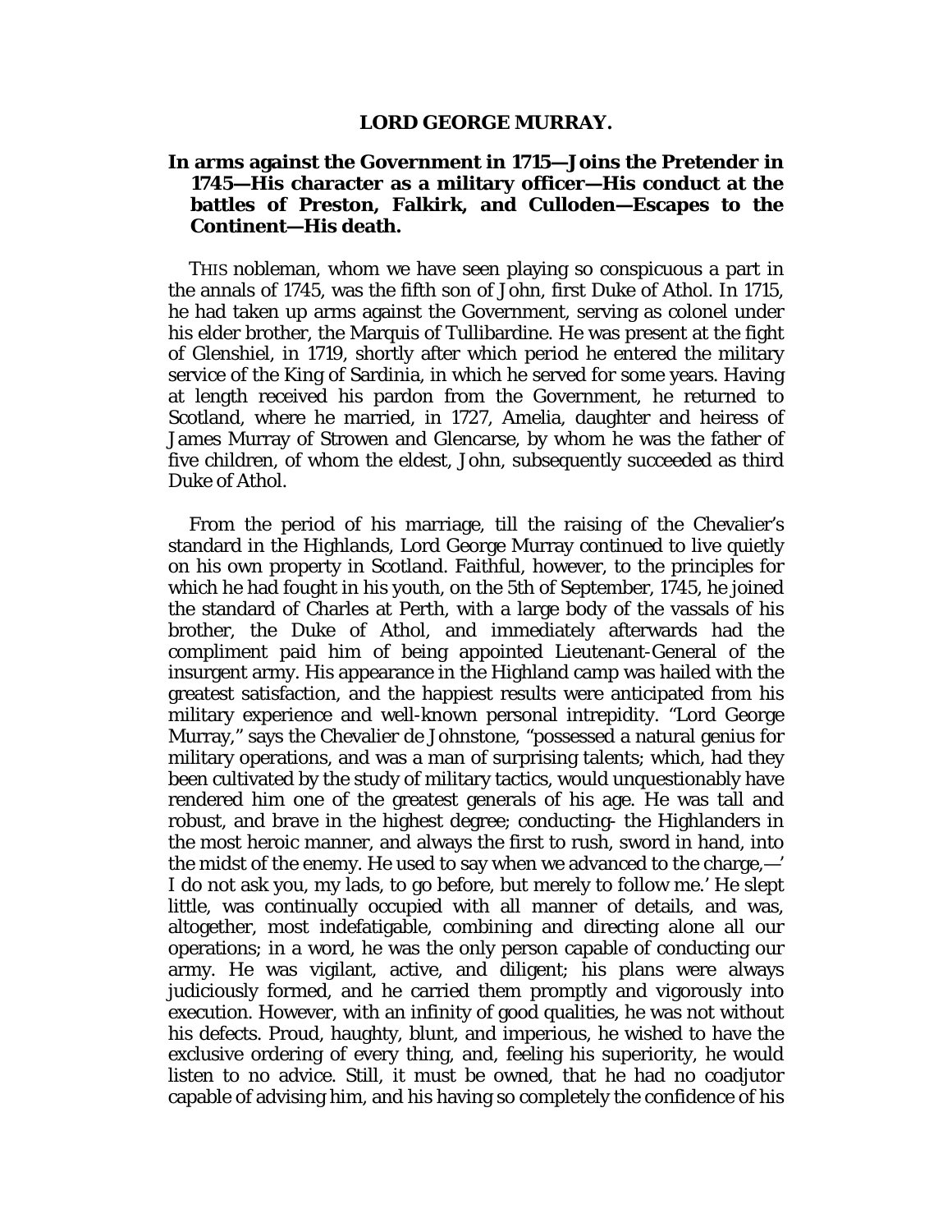## LORD GEORGE MURRAY.

**In arms against the Government in 1715—Joins the Pretender in 1745—His character as a military officer—His conduct at the battles of Preston, Falkirk, and Culloden—Escapes to the Continent—His death.**

THIS nobleman, whom we have seen playing so conspicuous a part in the annals of 1745, was the fifth son of John, first Duke of Athol. In 1715, he had taken up arms against the Government, serving as colonel under his elder brother, the Marquis of Tullibardine. He was present at the fight of Glenshiel, in 1719, shortly after which period he entered the military service of the King of Sardinia, in which he served for some years. Having at length received his pardon from the Government, he returned to Scotland, where he married, in 1727, Amelia, daughter and heiress of James Murray of Strowen and Glencarse, by whom he was the father of five children, of whom the eldest, John, subsequently succeeded as third Duke of Athol.

From the period of his marriage, till the raising of the Chevalier's standard in the Highlands, Lord George Murray continued to live quietly on his own property in Scotland. Faithful, however, to the principles for which he had fought in his youth, on the 5th of September, 1745, he joined the standard of Charles at Perth, with a large body of the vassals of his brother, the Duke of Athol, and immediately afterwards had the compliment paid him of being appointed Lieutenant-General of the insurgent army. His appearance in the Highland camp was hailed with the greatest satisfaction, and the happiest results were anticipated from his military experience and well-known personal intrepidity. "Lord George Murray," says the Chevalier de Johnstone, "possessed a natural genius for military operations, and was a man of surprising talents; which, had they been cultivated by the study of military tactics, would unquestionably have rendered him one of the greatest generals of his age. He was tall and robust, and brave in the highest degree; conducting- the Highlanders in the most heroic manner, and always the first to rush, sword in hand, into the midst of the enemy. He used to say when we advanced to the charge,—' I do not ask you, my lads, to go before, but merely to follow me.' He slept little, was continually occupied with all manner of details, and was, altogether, most indefatigable, combining and directing alone all our operations; in a word, he was the only person capable of conducting our army. He was vigilant, active, and diligent; his plans were always judiciously formed, and he carried them promptly and vigorously into execution. However, with an infinity of good qualities, he was not without his defects. Proud, haughty, blunt, and imperious, he wished to have the exclusive ordering of every thing, and, feeling his superiority, he would listen to no advice. Still, it must be owned, that he had no coadjutor capable of advising him, and his having so completely the confidence of his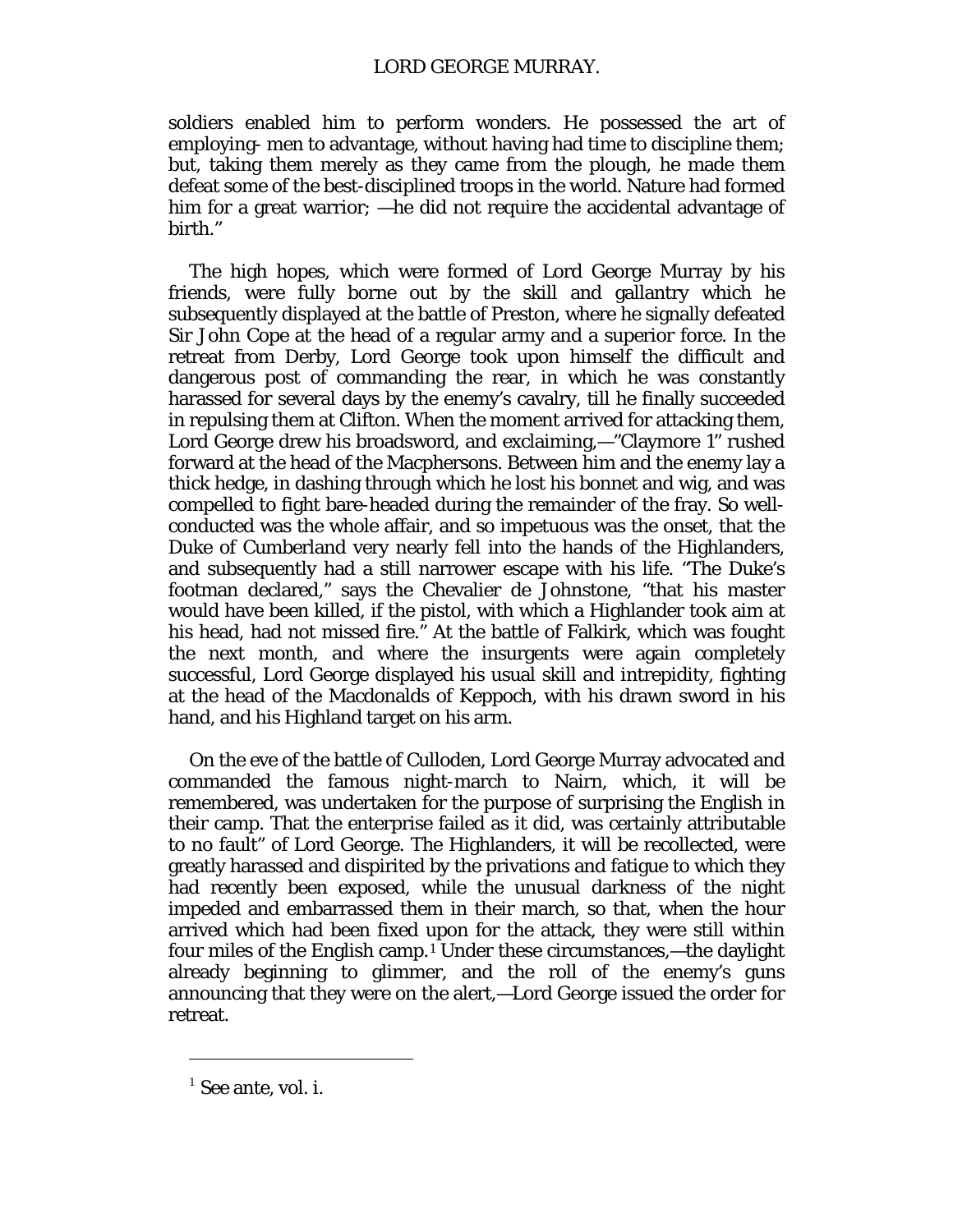soldiers enabled him to perform wonders. He possessed the art of employing- men to advantage, without having had time to discipline them; but, taking them merely as they came from the plough, he made them defeat some of the best-disciplined troops in the world. Nature had formed him for a great warrior; —he did not require the accidental advantage of birth."

The high hopes, which were formed of Lord George Murray by his friends, were fully borne out by the skill and gallantry which he subsequently displayed at the battle of Preston, where he signally defeated Sir John Cope at the head of a regular army and a superior force. In the retreat from Derby, Lord George took upon himself the difficult and dangerous post of commanding the rear, in which he was constantly harassed for several days by the enemy's cavalry, till he finally succeeded in repulsing them at Clifton. When the moment arrived for attacking them, Lord George drew his broadsword, and exclaiming,—"Claymore 1" rushed forward at the head of the Macphersons. Between him and the enemy lay a thick hedge, in dashing through which he lost his bonnet and wig, and was compelled to fight bare-headed during the remainder of the fray. So well-conducted was the whole affair, and so impetuous was the onset, that the Duke of Cumberland very nearly fell into the hands of the Highlanders, and subsequently had a still narrower escape with his life. "The Duke's footman declared," says the Chevalier de Johnstone, "that his master would have been killed, if the pistol, with which a Highlander took aim at his head, had not missed fire." At the battle of Falkirk, which was fought the next month, and where the insurgents were again completely successful, Lord George displayed his usual skill and intrepidity, fighting at the head of the Macdonalds of Keppoch, with his drawn sword in his hand, and his Highland target on his arm.

On the eve of the battle of Culloden, Lord George Murray advocated and commanded the famous night-march to Nairn, which, it will be remembered, was undertaken for the purpose of surprising the English in their camp. That the enterprise failed as it did, was certainly attributable to no fault" of Lord George. The Highlanders, it will be recollected, were greatly harassed and dispirited by the privations and fatigue to which they had recently been exposed, while the unusual darkness of the night impeded and embarrassed them in their march, so that, when the hour arrived which had been fixed upon for the attack, they were still within four miles of the English camp.[1] Under these circumstances,—the daylight already beginning to glimmer, and the roll of the enemy's guns announcing that they were on the alert,—Lord George issued the order for retreat.

---

[1] See ante, vol. i.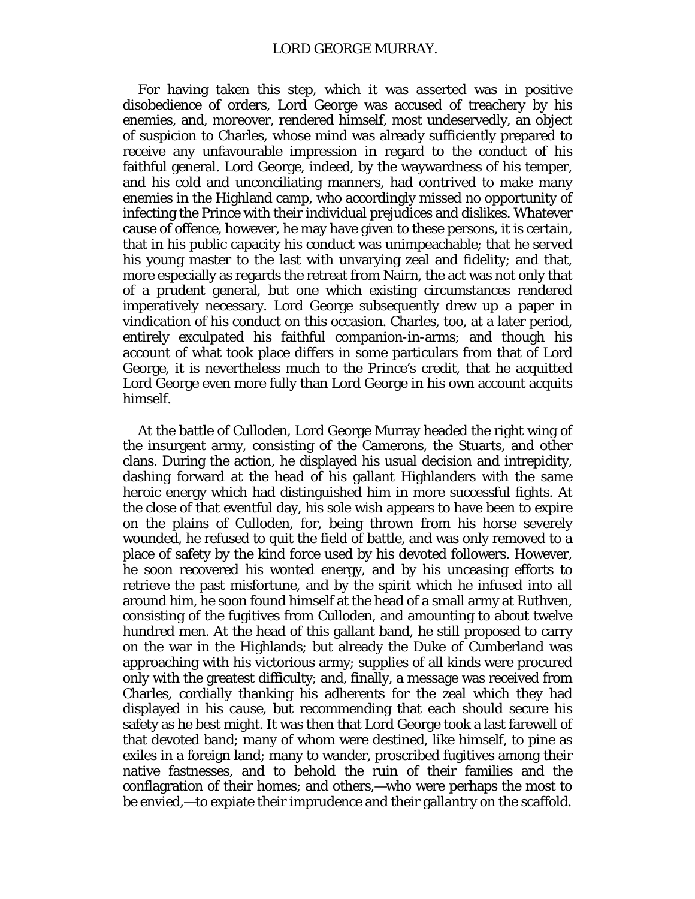For having taken this step, which it was asserted was in positive disobedience of orders, Lord George was accused of treachery by his enemies, and, moreover, rendered himself, most undeservedly, an object of suspicion to Charles, whose mind was already sufficiently prepared to receive any unfavourable impression in regard to the conduct of his faithful general. Lord George, indeed, by the waywardness of his temper, and his cold and unconciliating manners, had contrived to make many enemies in the Highland camp, who accordingly missed no opportunity of infecting the Prince with their individual prejudices and dislikes. Whatever cause of offence, however, he may have given to these persons, it is certain, that in his public capacity his conduct was unimpeachable; that he served his young master to the last with unvarying zeal and fidelity; and that, more especially as regards the retreat from Nairn, the act was not only that of a prudent general, but one which existing circumstances rendered imperatively necessary. Lord George subsequently drew up a paper in vindication of his conduct on this occasion. Charles, too, at a later period, entirely exculpated his faithful companion-in-arms; and though his account of what took place differs in some particulars from that of Lord George, it is nevertheless much to the Prince's credit, that he acquitted Lord George even more fully than Lord George in his own account acquits himself.

At the battle of Culloden, Lord George Murray headed the right wing of the insurgent army, consisting of the Camerons, the Stuarts, and other clans. During the action, he displayed his usual decision and intrepidity, dashing forward at the head of his gallant Highlanders with the same heroic energy which had distinguished him in more successful fights. At the close of that eventful day, his sole wish appears to have been to expire on the plains of Culloden, for, being thrown from his horse severely wounded, he refused to quit the field of battle, and was only removed to a place of safety by the kind force used by his devoted followers. However, he soon recovered his wonted energy, and by his unceasing efforts to retrieve the past misfortune, and by the spirit which he infused into all around him, he soon found himself at the head of a small army at Ruthven, consisting of the fugitives from Culloden, and amounting to about twelve hundred men. At the head of this gallant band, he still proposed to carry on the war in the Highlands; but already the Duke of Cumberland was approaching with his victorious army; supplies of all kinds were procured only with the greatest difficulty; and, finally, a message was received from Charles, cordially thanking his adherents for the zeal which they had displayed in his cause, but recommending that each should secure his safety as he best might. It was then that Lord George took a last farewell of that devoted band; many of whom were destined, like himself, to pine as exiles in a foreign land; many to wander, proscribed fugitives among their native fastnesses, and to behold the ruin of their families and the conflagration of their homes; and others,—who were perhaps the most to be envied,—to expiate their imprudence and their gallantry on the scaffold.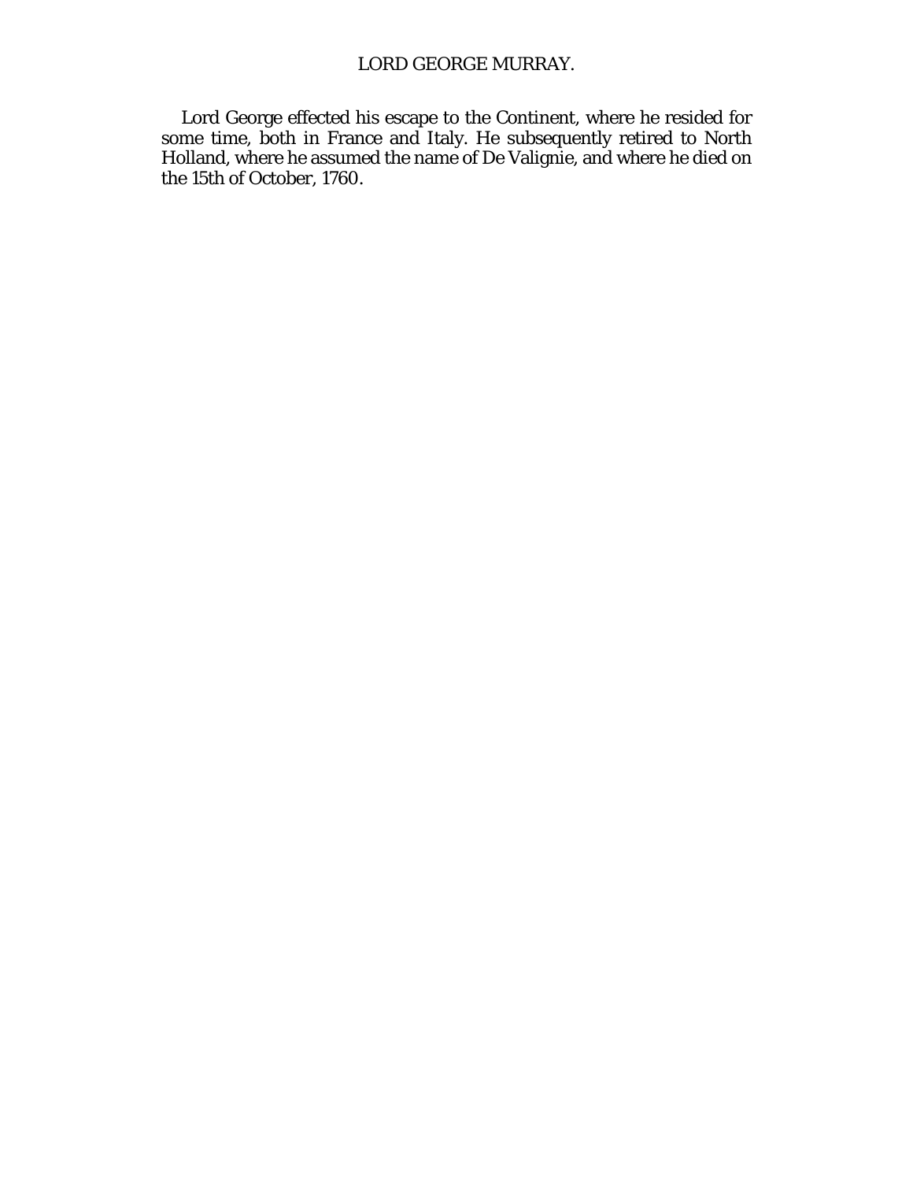Lord George effected his escape to the Continent, where he resided for some time, both in France and Italy. He subsequently retired to North Holland, where he assumed the name of De Valignie, and where he died on the 15th of October, 1760.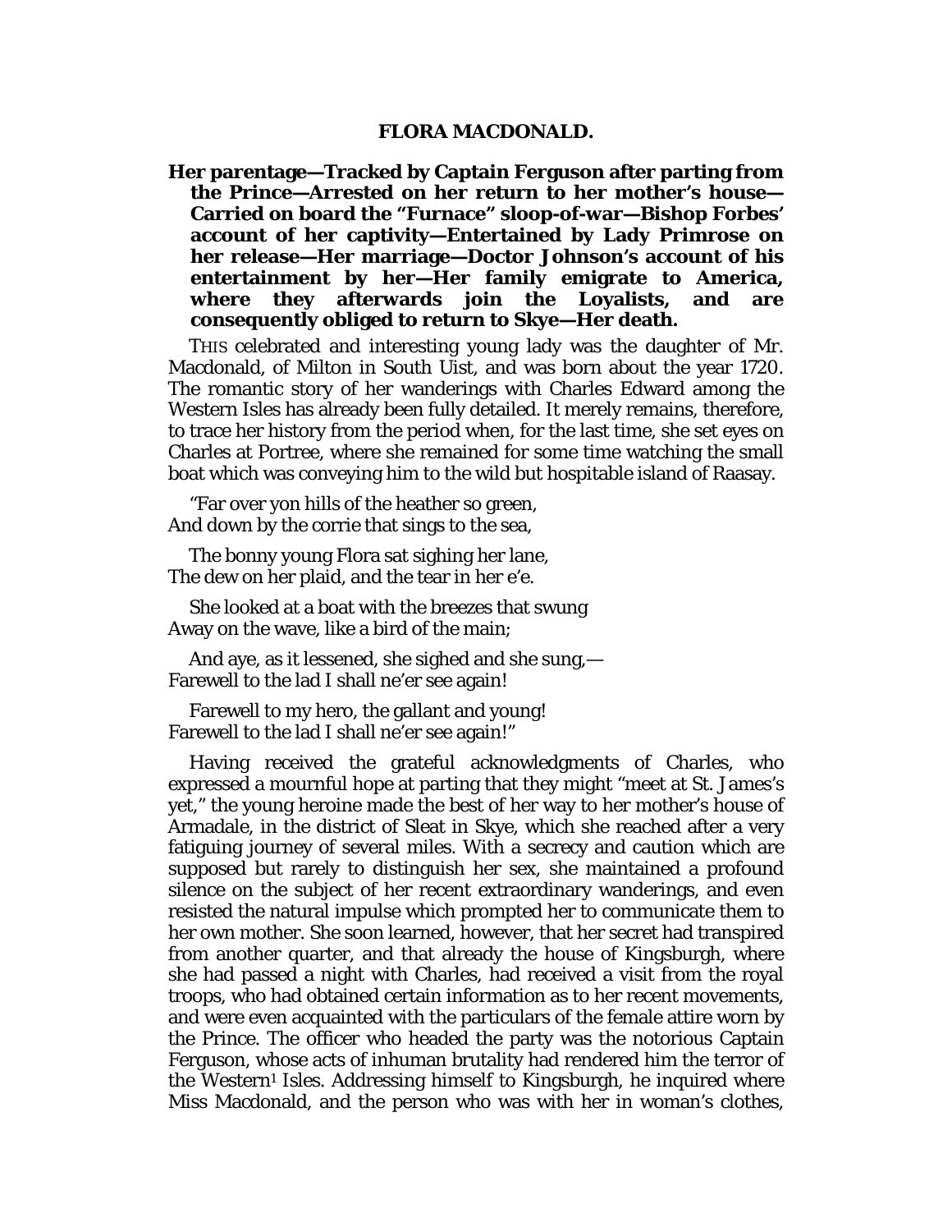## FLORA MACDONALD.

**Her parentage—Tracked by Captain Ferguson after parting from the Prince—Arrested on her return to her mother's house—Carried on board the "Furnace" sloop-of-war—Bishop Forbes' account of her captivity—Entertained by Lady Primrose on her release—Her marriage—Doctor Johnson's account of his entertainment by her—Her family emigrate to America, where they afterwards join the Loyalists, and are consequently obliged to return to Skye—Her death.**

THIS celebrated and interesting young lady was the daughter of Mr. Macdonald, of Milton in South Uist, and was born about the year 1720. The romantic story of her wanderings with Charles Edward among the Western Isles has already been fully detailed. It merely remains, therefore, to trace her history from the period when, for the last time, she set eyes on Charles at Portree, where she remained for some time watching the small boat which was conveying him to the wild but hospitable island of Raasay.

"Far over yon hills of the heather so green,  
And down by the corrie that sings to the sea,

The bonny young Flora sat sighing her lane,  
The dew on her plaid, and the tear in her e'e.

She looked at a boat with the breezes that swung  
Away on the wave, like a bird of the main;

And aye, as it lessened, she sighed and she sung,—  
Farewell to the lad I shall ne'er see again!

Farewell to my hero, the gallant and young!  
Farewell to the lad I shall ne'er see again!"

Having received the grateful acknowledgments of Charles, who expressed a mournful hope at parting that they might "meet at St. James's yet," the young heroine made the best of her way to her mother's house of Armadale, in the district of Sleat in Skye, which she reached after a very fatiguing journey of several miles. With a secrecy and caution which are supposed but rarely to distinguish her sex, she maintained a profound silence on the subject of her recent extraordinary wanderings, and even resisted the natural impulse which prompted her to communicate them to her own mother. She soon learned, however, that her secret had transpired from another quarter, and that already the house of Kingsburgh, where she had passed a night with Charles, had received a visit from the royal troops, who had obtained certain information as to her recent movements, and were even acquainted with the particulars of the female attire worn by the Prince. The officer who headed the party was the notorious Captain Ferguson, whose acts of inhuman brutality had rendered him the terror of the Western[1] Isles. Addressing himself to Kingsburgh, he inquired where Miss Macdonald, and the person who was with her in woman's clothes,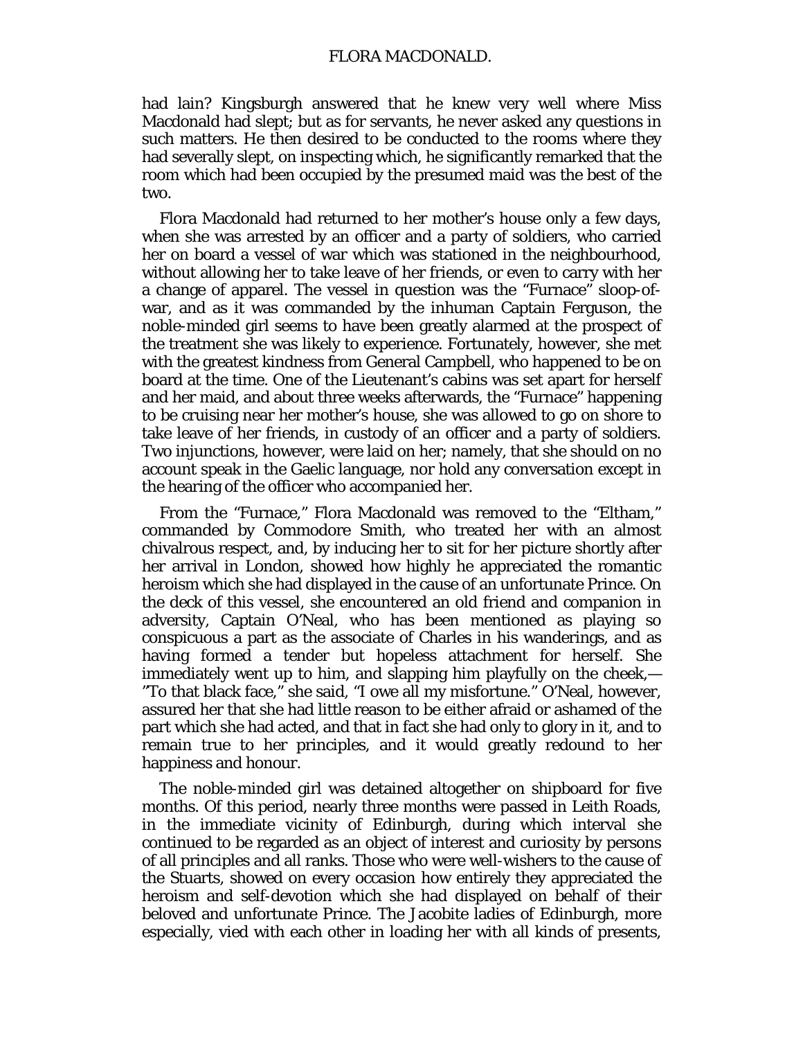had lain? Kingsburgh answered that he knew very well where Miss Macdonald had slept; but as for servants, he never asked any questions in such matters. He then desired to be conducted to the rooms where they had severally slept, on inspecting which, he significantly remarked that the room which had been occupied by the presumed maid was the best of the two.

Flora Macdonald had returned to her mother's house only a few days, when she was arrested by an officer and a party of soldiers, who carried her on board a vessel of war which was stationed in the neighbourhood, without allowing her to take leave of her friends, or even to carry with her a change of apparel. The vessel in question was the "Furnace" sloop-of-war, and as it was commanded by the inhuman Captain Ferguson, the noble-minded girl seems to have been greatly alarmed at the prospect of the treatment she was likely to experience. Fortunately, however, she met with the greatest kindness from General Campbell, who happened to be on board at the time. One of the Lieutenant's cabins was set apart for herself and her maid, and about three weeks afterwards, the "Furnace" happening to be cruising near her mother's house, she was allowed to go on shore to take leave of her friends, in custody of an officer and a party of soldiers. Two injunctions, however, were laid on her; namely, that she should on no account speak in the Gaelic language, nor hold any conversation except in the hearing of the officer who accompanied her.

From the "Furnace," Flora Macdonald was removed to the "Eltham," commanded by Commodore Smith, who treated her with an almost chivalrous respect, and, by inducing her to sit for her picture shortly after her arrival in London, showed how highly he appreciated the romantic heroism which she had displayed in the cause of an unfortunate Prince. On the deck of this vessel, she encountered an old friend and companion in adversity, Captain O'Neal, who has been mentioned as playing so conspicuous a part as the associate of Charles in his wanderings, and as having formed a tender but hopeless attachment for herself. She immediately went up to him, and slapping him playfully on the cheek,—"To that black face," she said, "I owe all my misfortune." O'Neal, however, assured her that she had little reason to be either afraid or ashamed of the part which she had acted, and that in fact she had only to glory in it, and to remain true to her principles, and it would greatly redound to her happiness and honour.

The noble-minded girl was detained altogether on shipboard for five months. Of this period, nearly three months were passed in Leith Roads, in the immediate vicinity of Edinburgh, during which interval she continued to be regarded as an object of interest and curiosity by persons of all principles and all ranks. Those who were well-wishers to the cause of the Stuarts, showed on every occasion how entirely they appreciated the heroism and self-devotion which she had displayed on behalf of their beloved and unfortunate Prince. The Jacobite ladies of Edinburgh, more especially, vied with each other in loading her with all kinds of presents,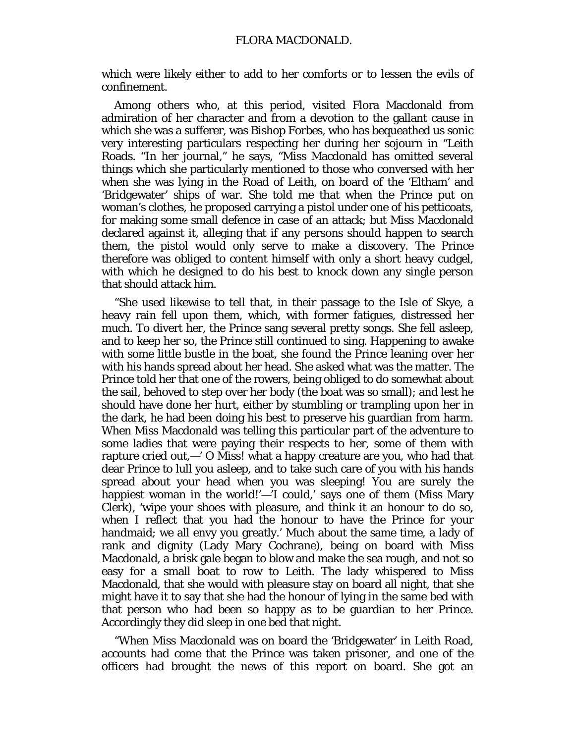which were likely either to add to her comforts or to lessen the evils of confinement.

Among others who, at this period, visited Flora Macdonald from admiration of her character and from a devotion to the gallant cause in which she was a sufferer, was Bishop Forbes, who has bequeathed us sonic very interesting particulars respecting her during her sojourn in "Leith Roads. "In her journal," he says, "Miss Macdonald has omitted several things which she particularly mentioned to those who conversed with her when she was lying in the Road of Leith, on board of the 'Eltham' and 'Bridgewater' ships of war. She told me that when the Prince put on woman's clothes, he proposed carrying a pistol under one of his petticoats, for making some small defence in case of an attack; but Miss Macdonald declared against it, alleging that if any persons should happen to search them, the pistol would only serve to make a discovery. The Prince therefore was obliged to content himself with only a short heavy cudgel, with which he designed to do his best to knock down any single person that should attack him.

"She used likewise to tell that, in their passage to the Isle of Skye, a heavy rain fell upon them, which, with former fatigues, distressed her much. To divert her, the Prince sang several pretty songs. She fell asleep, and to keep her so, the Prince still continued to sing. Happening to awake with some little bustle in the boat, she found the Prince leaning over her with his hands spread about her head. She asked what was the matter. The Prince told her that one of the rowers, being obliged to do somewhat about the sail, behoved to step over her body (the boat was so small); and lest he should have done her hurt, either by stumbling or trampling upon her in the dark, he had been doing his best to preserve his guardian from harm. When Miss Macdonald was telling this particular part of the adventure to some ladies that were paying their respects to her, some of them with rapture cried out,—' O Miss! what a happy creature are you, who had that dear Prince to lull you asleep, and to take such care of you with his hands spread about your head when you was sleeping! You are surely the happiest woman in the world!'—'I could,' says one of them (Miss Mary Clerk), 'wipe your shoes with pleasure, and think it an honour to do so, when I reflect that you had the honour to have the Prince for your handmaid; we all envy you greatly.' Much about the same time, a lady of rank and dignity (Lady Mary Cochrane), being on board with Miss Macdonald, a brisk gale began to blow and make the sea rough, and not so easy for a small boat to row to Leith. The lady whispered to Miss Macdonald, that she would with pleasure stay on board all night, that she might have it to say that she had the honour of lying in the same bed with that person who had been so happy as to be guardian to her Prince. Accordingly they did sleep in one bed that night.

"When Miss Macdonald was on board the 'Bridgewater' in Leith Road, accounts had come that the Prince was taken prisoner, and one of the officers had brought the news of this report on board. She got an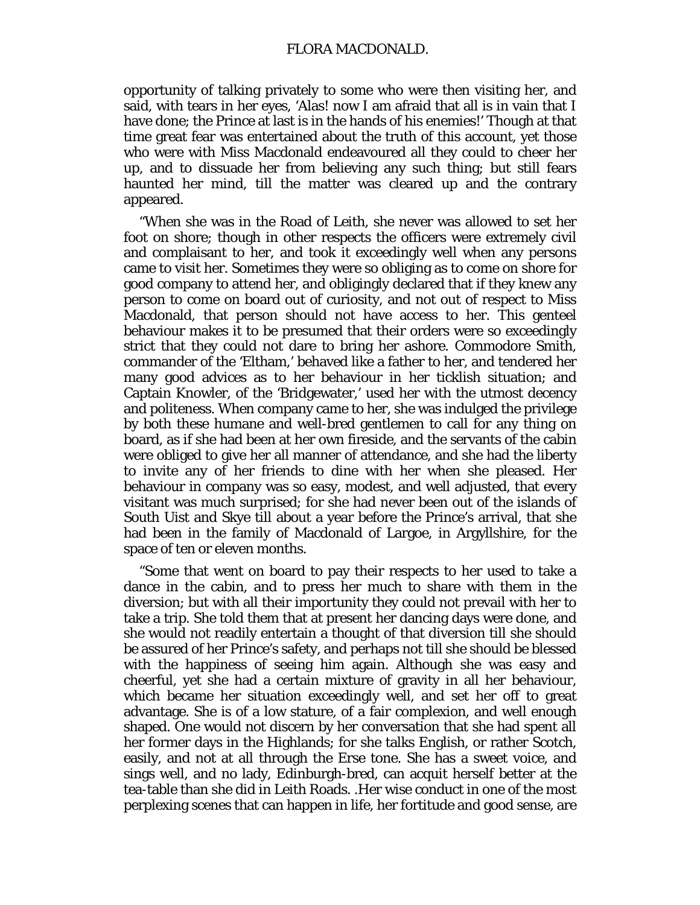opportunity of talking privately to some who were then visiting her, and said, with tears in her eyes, 'Alas! now I am afraid that all is in vain that I have done; the Prince at last is in the hands of his enemies!' Though at that time great fear was entertained about the truth of this account, yet those who were with Miss Macdonald endeavoured all they could to cheer her up, and to dissuade her from believing any such thing; but still fears haunted her mind, till the matter was cleared up and the contrary appeared.

"When she was in the Road of Leith, she never was allowed to set her foot on shore; though in other respects the officers were extremely civil and complaisant to her, and took it exceedingly well when any persons came to visit her. Sometimes they were so obliging as to come on shore for good company to attend her, and obligingly declared that if they knew any person to come on board out of curiosity, and not out of respect to Miss Macdonald, that person should not have access to her. This genteel behaviour makes it to be presumed that their orders were so exceedingly strict that they could not dare to bring her ashore. Commodore Smith, commander of the 'Eltham,' behaved like a father to her, and tendered her many good advices as to her behaviour in her ticklish situation; and Captain Knowler, of the 'Bridgewater,' used her with the utmost decency and politeness. When company came to her, she was indulged the privilege by both these humane and well-bred gentlemen to call for any thing on board, as if she had been at her own fireside, and the servants of the cabin were obliged to give her all manner of attendance, and she had the liberty to invite any of her friends to dine with her when she pleased. Her behaviour in company was so easy, modest, and well adjusted, that every visitant was much surprised; for she had never been out of the islands of South Uist and Skye till about a year before the Prince's arrival, that she had been in the family of Macdonald of Largoe, in Argyllshire, for the space of ten or eleven months.

"Some that went on board to pay their respects to her used to take a dance in the cabin, and to press her much to share with them in the diversion; but with all their importunity they could not prevail with her to take a trip. She told them that at present her dancing days were done, and she would not readily entertain a thought of that diversion till she should be assured of her Prince's safety, and perhaps not till she should be blessed with the happiness of seeing him again. Although she was easy and cheerful, yet she had a certain mixture of gravity in all her behaviour, which became her situation exceedingly well, and set her off to great advantage. She is of a low stature, of a fair complexion, and well enough shaped. One would not discern by her conversation that she had spent all her former days in the Highlands; for she talks English, or rather Scotch, easily, and not at all through the Erse tone. She has a sweet voice, and sings well, and no lady, Edinburgh-bred, can acquit herself better at the tea-table than she did in Leith Roads. .Her wise conduct in one of the most perplexing scenes that can happen in life, her fortitude and good sense, are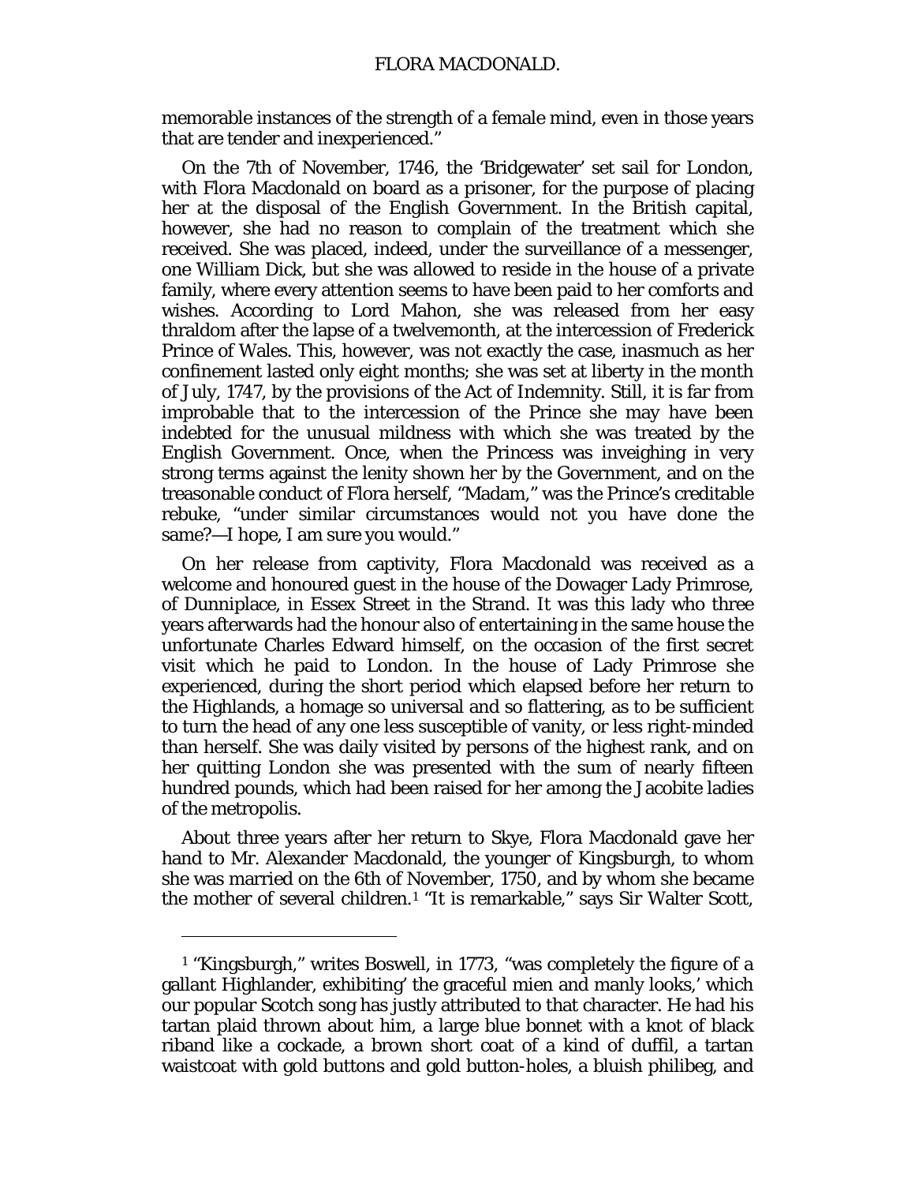memorable instances of the strength of a female mind, even in those years that are tender and inexperienced."

On the 7th of November, 1746, the 'Bridgewater' set sail for London, with Flora Macdonald on board as a prisoner, for the purpose of placing her at the disposal of the English Government. In the British capital, however, she had no reason to complain of the treatment which she received. She was placed, indeed, under the surveillance of a messenger, one William Dick, but she was allowed to reside in the house of a private family, where every attention seems to have been paid to her comforts and wishes. According to Lord Mahon, she was released from her easy thraldom after the lapse of a twelvemonth, at the intercession of Frederick Prince of Wales. This, however, was not exactly the case, inasmuch as her confinement lasted only eight months; she was set at liberty in the month of July, 1747, by the provisions of the Act of Indemnity. Still, it is far from improbable that to the intercession of the Prince she may have been indebted for the unusual mildness with which she was treated by the English Government. Once, when the Princess was inveighing in very strong terms against the lenity shown her by the Government, and on the treasonable conduct of Flora herself, "Madam," was the Prince's creditable rebuke, "under similar circumstances would not you have done the same?—I hope, I am sure you would."

On her release from captivity, Flora Macdonald was received as a welcome and honoured guest in the house of the Dowager Lady Primrose, of Dunniplace, in Essex Street in the Strand. It was this lady who three years afterwards had the honour also of entertaining in the same house the unfortunate Charles Edward himself, on the occasion of the first secret visit which he paid to London. In the house of Lady Primrose she experienced, during the short period which elapsed before her return to the Highlands, a homage so universal and so flattering, as to be sufficient to turn the head of any one less susceptible of vanity, or less right-minded than herself. She was daily visited by persons of the highest rank, and on her quitting London she was presented with the sum of nearly fifteen hundred pounds, which had been raised for her among the Jacobite ladies of the metropolis.

About three years after her return to Skye, Flora Macdonald gave her hand to Mr. Alexander Macdonald, the younger of Kingsburgh, to whom she was married on the 6th of November, 1750, and by whom she became the mother of several children.[1] "It is remarkable," says Sir Walter Scott,

---

[1] "Kingsburgh," writes Boswell, in 1773, "was completely the figure of a gallant Highlander, exhibiting' the graceful mien and manly looks,' which our popular Scotch song has justly attributed to that character. He had his tartan plaid thrown about him, a large blue bonnet with a knot of black riband like a cockade, a brown short coat of a kind of duffil, a tartan waistcoat with gold buttons and gold button-holes, a bluish philibeg, and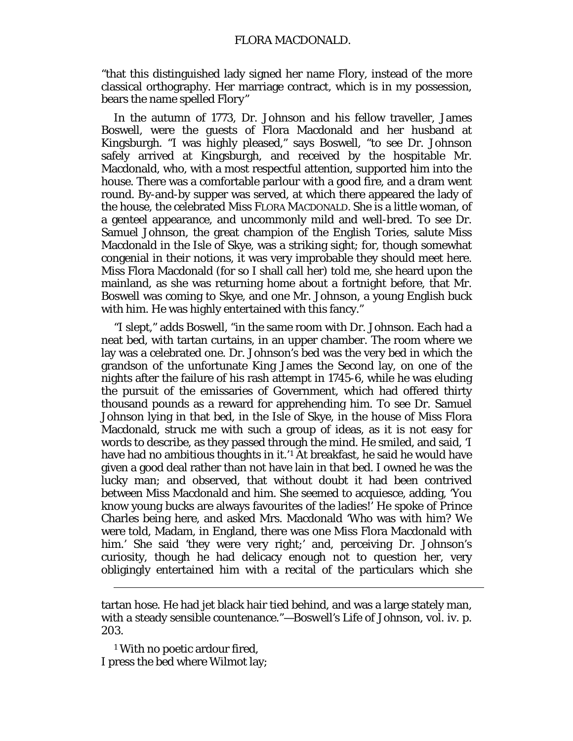"that this distinguished lady signed her name Flory, instead of the more classical orthography. Her marriage contract, which is in my possession, bears the name spelled Flory"

In the autumn of 1773, Dr. Johnson and his fellow traveller, James Boswell, were the guests of Flora Macdonald and her husband at Kingsburgh. "I was highly pleased," says Boswell, "to see Dr. Johnson safely arrived at Kingsburgh, and received by the hospitable Mr. Macdonald, who, with a most respectful attention, supported him into the house. There was a comfortable parlour with a good fire, and a dram went round. By-and-by supper was served, at which there appeared the lady of the house, the celebrated Miss FLORA MACDONALD. She is a little woman, of a genteel appearance, and uncommonly mild and well-bred. To see Dr. Samuel Johnson, the great champion of the English Tories, salute Miss Macdonald in the Isle of Skye, was a striking sight; for, though somewhat congenial in their notions, it was very improbable they should meet here. Miss Flora Macdonald (for so I shall call her) told me, she heard upon the mainland, as she was returning home about a fortnight before, that Mr. Boswell was coming to Skye, and one Mr. Johnson, a young English buck with him. He was highly entertained with this fancy."

"I slept," adds Boswell, "in the same room with Dr. Johnson. Each had a neat bed, with tartan curtains, in an upper chamber. The room where we lay was a celebrated one. Dr. Johnson's bed was the very bed in which the grandson of the unfortunate King James the Second lay, on one of the nights after the failure of his rash attempt in 1745-6, while he was eluding the pursuit of the emissaries of Government, which had offered thirty thousand pounds as a reward for apprehending him. To see Dr. Samuel Johnson lying in that bed, in the Isle of Skye, in the house of Miss Flora Macdonald, struck me with such a group of ideas, as it is not easy for words to describe, as they passed through the mind. He smiled, and said, 'I have had no ambitious thoughts in it.'[1] At breakfast, he said he would have given a good deal rather than not have lain in that bed. I owned he was the lucky man; and observed, that without doubt it had been contrived between Miss Macdonald and him. She seemed to acquiesce, adding, 'You know young bucks are always favourites of the ladies!' He spoke of Prince Charles being here, and asked Mrs. Macdonald 'Who was with him? We were told, Madam, in England, there was one Miss Flora Macdonald with him.' She said 'they were very right;' and, perceiving Dr. Johnson's curiosity, though he had delicacy enough not to question her, very obligingly entertained him with a recital of the particulars which she

---

tartan hose. He had jet black hair tied behind, and was a large stately man, with a steady sensible countenance."—Boswell's Life of Johnson, vol. iv. p. 203.

[1] With no poetic ardour fired,
I press the bed where Wilmot lay;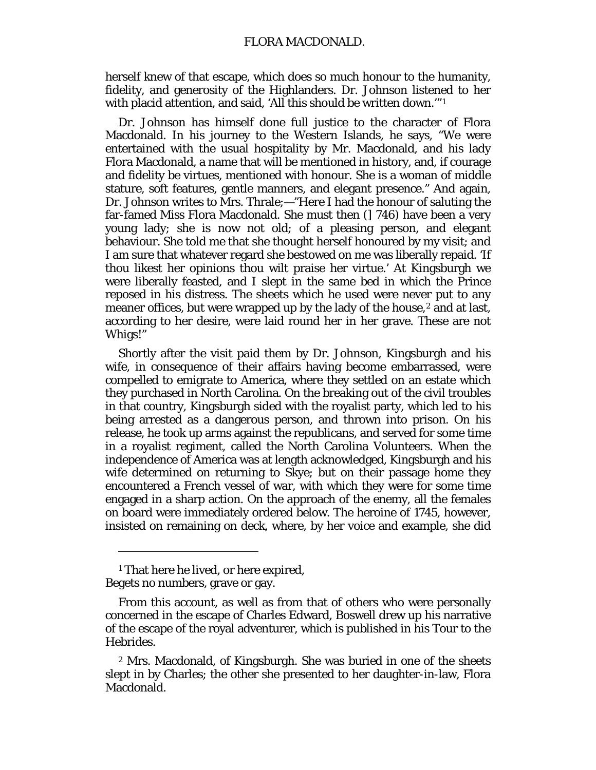herself knew of that escape, which does so much honour to the humanity, fidelity, and generosity of the Highlanders. Dr. Johnson listened to her with placid attention, and said, 'All this should be written down.'"[1]

Dr. Johnson has himself done full justice to the character of Flora Macdonald. In his journey to the Western Islands, he says, "We were entertained with the usual hospitality by Mr. Macdonald, and his lady Flora Macdonald, a name that will be mentioned in history, and, if courage and fidelity be virtues, mentioned with honour. She is a woman of middle stature, soft features, gentle manners, and elegant presence." And again, Dr. Johnson writes to Mrs. Thrale;—"Here I had the honour of saluting the far-famed Miss Flora Macdonald. She must then (] 746) have been a very young lady; she is now not old; of a pleasing person, and elegant behaviour. She told me that she thought herself honoured by my visit; and I am sure that whatever regard she bestowed on me was liberally repaid. 'If thou likest her opinions thou wilt praise her virtue.' At Kingsburgh we were liberally feasted, and I slept in the same bed in which the Prince reposed in his distress. The sheets which he used were never put to any meaner offices, but were wrapped up by the lady of the house,[2] and at last, according to her desire, were laid round her in her grave. These are not Whigs!"

Shortly after the visit paid them by Dr. Johnson, Kingsburgh and his wife, in consequence of their affairs having become embarrassed, were compelled to emigrate to America, where they settled on an estate which they purchased in North Carolina. On the breaking out of the civil troubles in that country, Kingsburgh sided with the royalist party, which led to his being arrested as a dangerous person, and thrown into prison. On his release, he took up arms against the republicans, and served for some time in a royalist regiment, called the North Carolina Volunteers. When the independence of America was at length acknowledged, Kingsburgh and his wife determined on returning to Skye; but on their passage home they encountered a French vessel of war, with which they were for some time engaged in a sharp action. On the approach of the enemy, all the females on board were immediately ordered below. The heroine of 1745, however, insisted on remaining on deck, where, by her voice and example, she did

---

[1] That here he lived, or here expired,
Begets no numbers, grave or gay.

From this account, as well as from that of others who were personally concerned in the escape of Charles Edward, Boswell drew up his narrative of the escape of the royal adventurer, which is published in his Tour to the Hebrides.

[2] Mrs. Macdonald, of Kingsburgh. She was buried in one of the sheets slept in by Charles; the other she presented to her daughter-in-law, Flora Macdonald.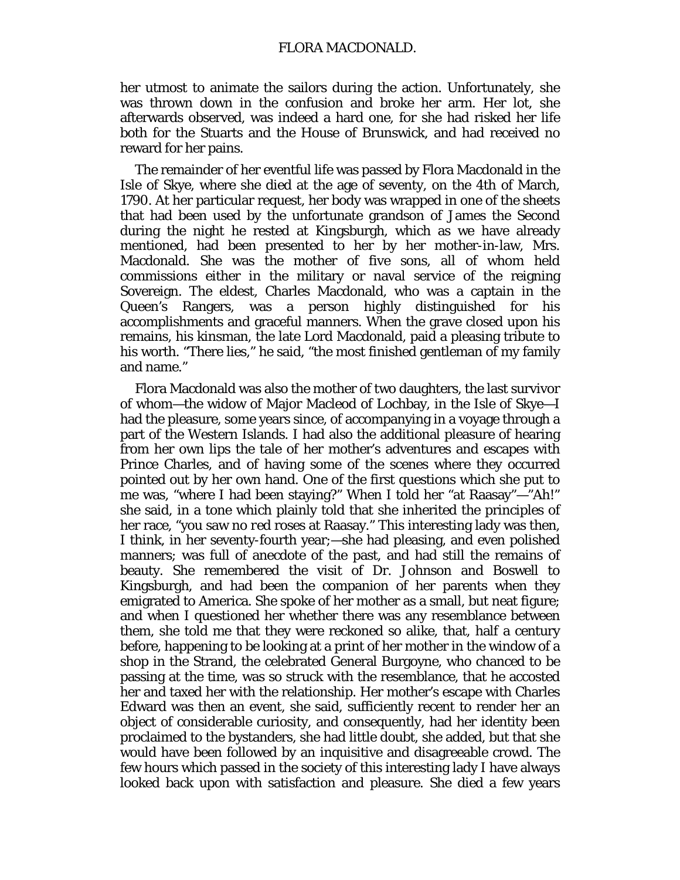her utmost to animate the sailors during the action. Unfortunately, she was thrown down in the confusion and broke her arm. Her lot, she afterwards observed, was indeed a hard one, for she had risked her life both for the Stuarts and the House of Brunswick, and had received no reward for her pains.

The remainder of her eventful life was passed by Flora Macdonald in the Isle of Skye, where she died at the age of seventy, on the 4th of March, 1790. At her particular request, her body was wrapped in one of the sheets that had been used by the unfortunate grandson of James the Second during the night he rested at Kingsburgh, which as we have already mentioned, had been presented to her by her mother-in-law, Mrs. Macdonald. She was the mother of five sons, all of whom held commissions either in the military or naval service of the reigning Sovereign. The eldest, Charles Macdonald, who was a captain in the Queen's Rangers, was a person highly distinguished for his accomplishments and graceful manners. When the grave closed upon his remains, his kinsman, the late Lord Macdonald, paid a pleasing tribute to his worth. "There lies," he said, "the most finished gentleman of my family and name."

Flora Macdonald was also the mother of two daughters, the last survivor of whom—the widow of Major Macleod of Lochbay, in the Isle of Skye—I had the pleasure, some years since, of accompanying in a voyage through a part of the Western Islands. I had also the additional pleasure of hearing from her own lips the tale of her mother's adventures and escapes with Prince Charles, and of having some of the scenes where they occurred pointed out by her own hand. One of the first questions which she put to me was, "where I had been staying?" When I told her "at Raasay"—"Ah!" she said, in a tone which plainly told that she inherited the principles of her race, "you saw no red roses at Raasay." This interesting lady was then, I think, in her seventy-fourth year;—she had pleasing, and even polished manners; was full of anecdote of the past, and had still the remains of beauty. She remembered the visit of Dr. Johnson and Boswell to Kingsburgh, and had been the companion of her parents when they emigrated to America. She spoke of her mother as a small, but neat figure; and when I questioned her whether there was any resemblance between them, she told me that they were reckoned so alike, that, half a century before, happening to be looking at a print of her mother in the window of a shop in the Strand, the celebrated General Burgoyne, who chanced to be passing at the time, was so struck with the resemblance, that he accosted her and taxed her with the relationship. Her mother's escape with Charles Edward was then an event, she said, sufficiently recent to render her an object of considerable curiosity, and consequently, had her identity been proclaimed to the bystanders, she had little doubt, she added, but that she would have been followed by an inquisitive and disagreeable crowd. The few hours which passed in the society of this interesting lady I have always looked back upon with satisfaction and pleasure. She died a few years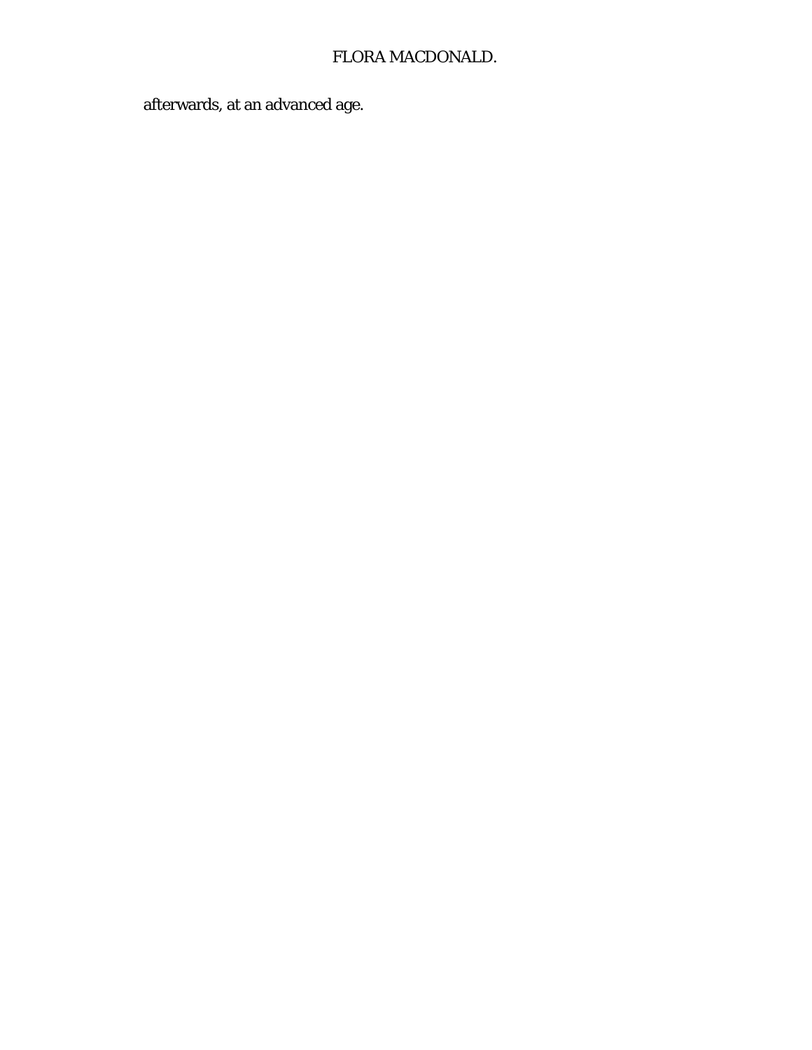afterwards, at an advanced age.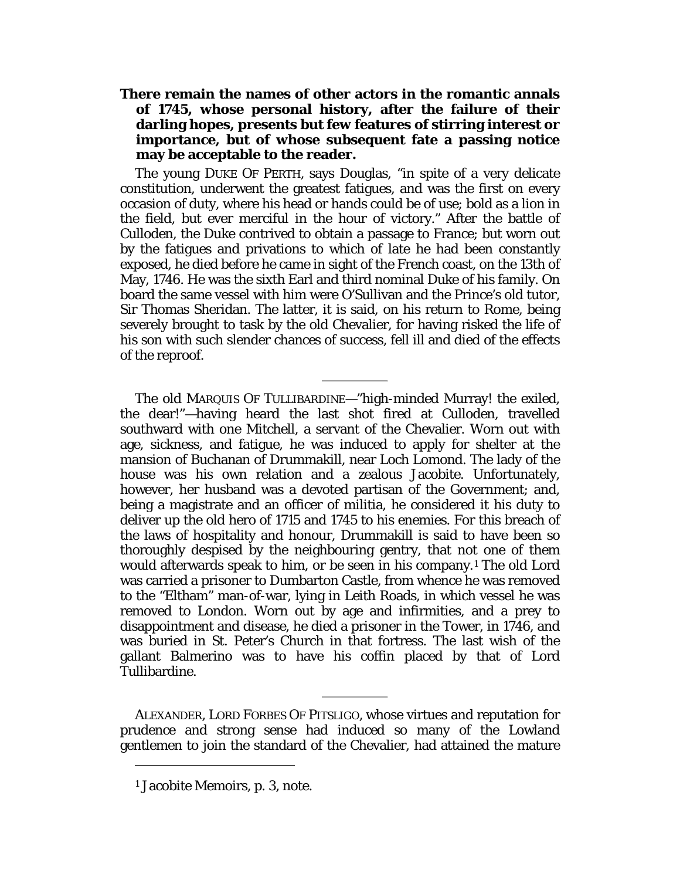**There remain the names of other actors in the romantic annals of 1745, whose personal history, after the failure of their darling hopes, presents but few features of stirring interest or importance, but of whose subsequent fate a passing notice may be acceptable to the reader.**

The young DUKE OF PERTH, says Douglas, "in spite of a very delicate constitution, underwent the greatest fatigues, and was the first on every occasion of duty, where his head or hands could be of use; bold as a lion in the field, but ever merciful in the hour of victory." After the battle of Culloden, the Duke contrived to obtain a passage to France; but worn out by the fatigues and privations to which of late he had been constantly exposed, he died before he came in sight of the French coast, on the 13th of May, 1746. He was the sixth Earl and third nominal Duke of his family. On board the same vessel with him were O'Sullivan and the Prince's old tutor, Sir Thomas Sheridan. The latter, it is said, on his return to Rome, being severely brought to task by the old Chevalier, for having risked the life of his son with such slender chances of success, fell ill and died of the effects of the reproof.

---

The old MARQUIS OF TULLIBARDINE—"high-minded Murray! the exiled, the dear!"—having heard the last shot fired at Culloden, travelled southward with one Mitchell, a servant of the Chevalier. Worn out with age, sickness, and fatigue, he was induced to apply for shelter at the mansion of Buchanan of Drummakill, near Loch Lomond. The lady of the house was his own relation and a zealous Jacobite. Unfortunately, however, her husband was a devoted partisan of the Government; and, being a magistrate and an officer of militia, he considered it his duty to deliver up the old hero of 1715 and 1745 to his enemies. For this breach of the laws of hospitality and honour, Drummakill is said to have been so thoroughly despised by the neighbouring gentry, that not one of them would afterwards speak to him, or be seen in his company.[1] The old Lord was carried a prisoner to Dumbarton Castle, from whence he was removed to the "Eltham" man-of-war, lying in Leith Roads, in which vessel he was removed to London. Worn out by age and infirmities, and a prey to disappointment and disease, he died a prisoner in the Tower, in 1746, and was buried in St. Peter's Church in that fortress. The last wish of the gallant Balmerino was to have his coffin placed by that of Lord Tullibardine.

---

ALEXANDER, LORD FORBES OF PITSLIGO, whose virtues and reputation for prudence and strong sense had induced so many of the Lowland gentlemen to join the standard of the Chevalier, had attained the mature

---

[1] Jacobite Memoirs, p. 3, note.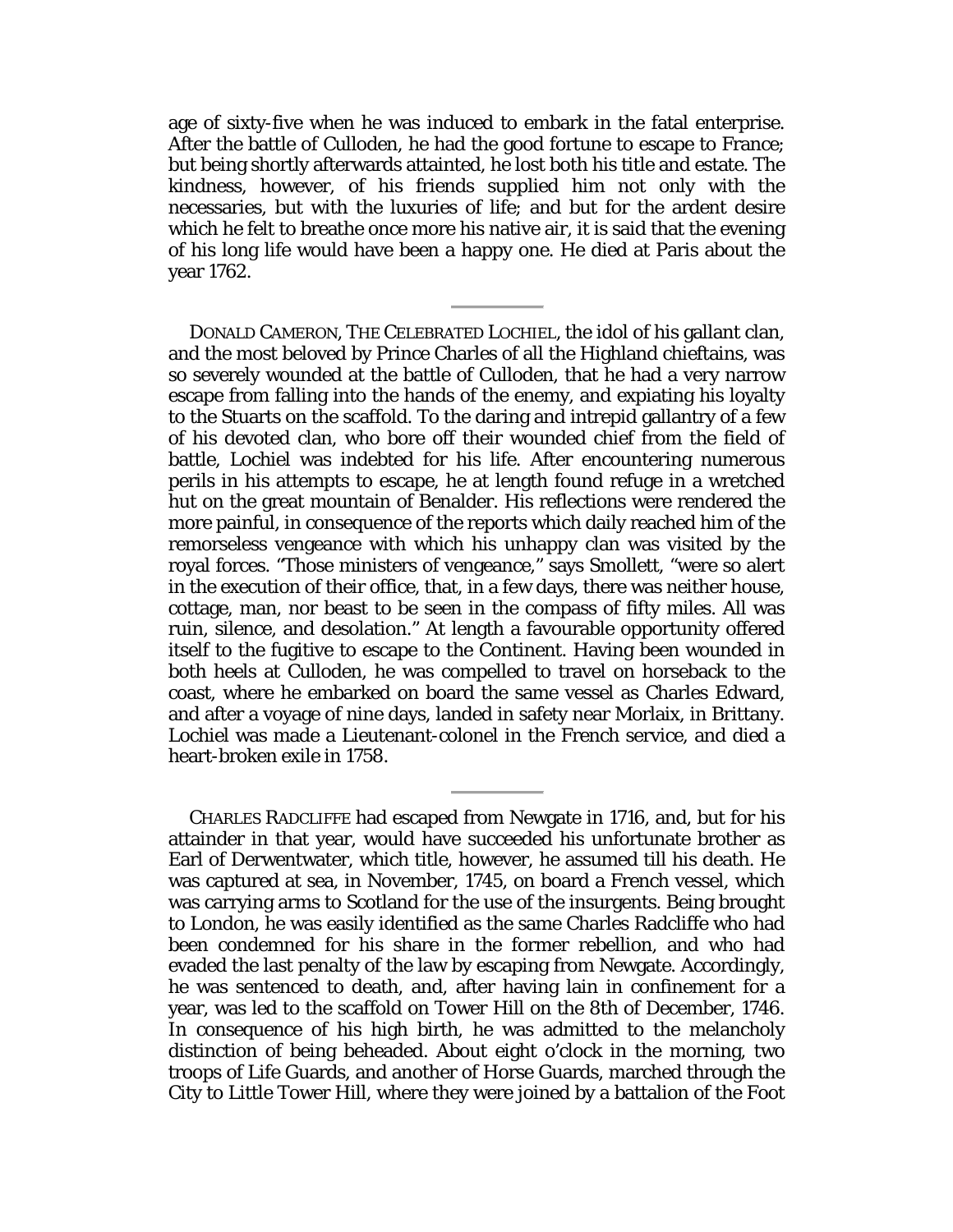age of sixty-five when he was induced to embark in the fatal enterprise. After the battle of Culloden, he had the good fortune to escape to France; but being shortly afterwards attainted, he lost both his title and estate. The kindness, however, of his friends supplied him not only with the necessaries, but with the luxuries of life; and but for the ardent desire which he felt to breathe once more his native air, it is said that the evening of his long life would have been a happy one. He died at Paris about the year 1762.

---

DONALD CAMERON, THE CELEBRATED LOCHIEL, the idol of his gallant clan, and the most beloved by Prince Charles of all the Highland chieftains, was so severely wounded at the battle of Culloden, that he had a very narrow escape from falling into the hands of the enemy, and expiating his loyalty to the Stuarts on the scaffold. To the daring and intrepid gallantry of a few of his devoted clan, who bore off their wounded chief from the field of battle, Lochiel was indebted for his life. After encountering numerous perils in his attempts to escape, he at length found refuge in a wretched hut on the great mountain of Benalder. His reflections were rendered the more painful, in consequence of the reports which daily reached him of the remorseless vengeance with which his unhappy clan was visited by the royal forces. "Those ministers of vengeance," says Smollett, "were so alert in the execution of their office, that, in a few days, there was neither house, cottage, man, nor beast to be seen in the compass of fifty miles. All was ruin, silence, and desolation." At length a favourable opportunity offered itself to the fugitive to escape to the Continent. Having been wounded in both heels at Culloden, he was compelled to travel on horseback to the coast, where he embarked on board the same vessel as Charles Edward, and after a voyage of nine days, landed in safety near Morlaix, in Brittany. Lochiel was made a Lieutenant-colonel in the French service, and died a heart-broken exile in 1758.

---

CHARLES RADCLIFFE had escaped from Newgate in 1716, and, but for his attainder in that year, would have succeeded his unfortunate brother as Earl of Derwentwater, which title, however, he assumed till his death. He was captured at sea, in November, 1745, on board a French vessel, which was carrying arms to Scotland for the use of the insurgents. Being brought to London, he was easily identified as the same Charles Radcliffe who had been condemned for his share in the former rebellion, and who had evaded the last penalty of the law by escaping from Newgate. Accordingly, he was sentenced to death, and, after having lain in confinement for a year, was led to the scaffold on Tower Hill on the 8th of December, 1746. In consequence of his high birth, he was admitted to the melancholy distinction of being beheaded. About eight o'clock in the morning, two troops of Life Guards, and another of Horse Guards, marched through the City to Little Tower Hill, where they were joined by a battalion of the Foot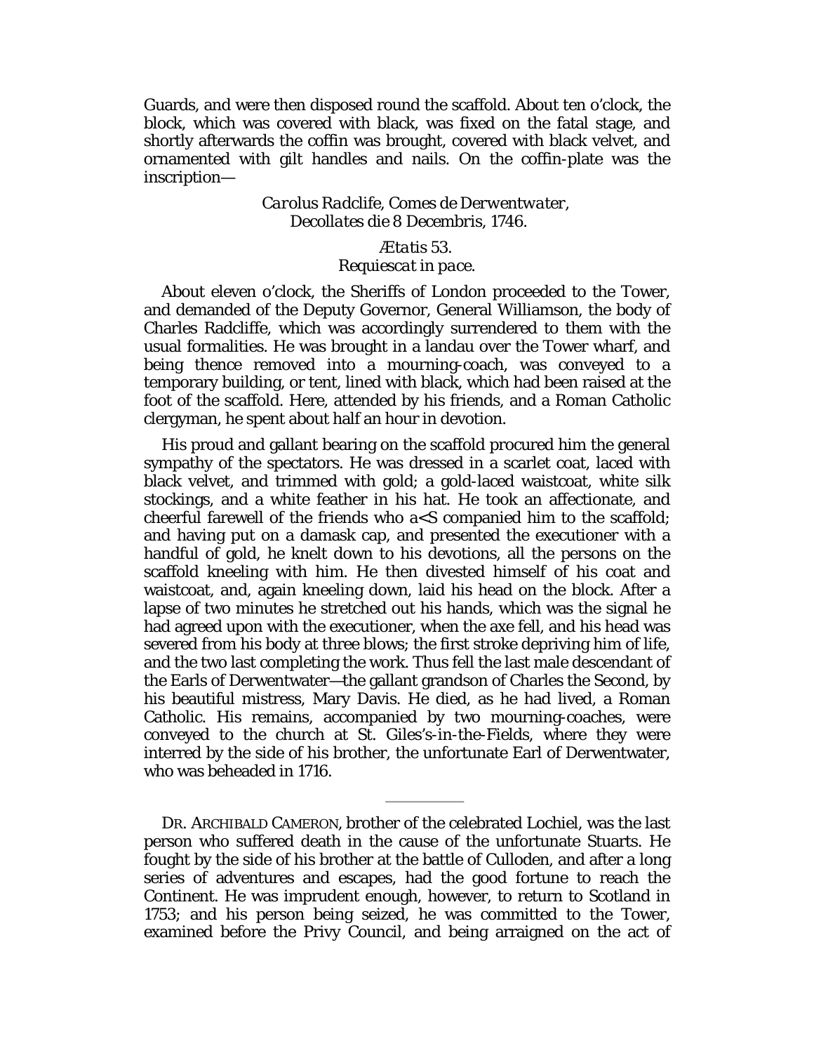Guards, and were then disposed round the scaffold. About ten o'clock, the block, which was covered with black, was fixed on the fatal stage, and shortly afterwards the coffin was brought, covered with black velvet, and ornamented with gilt handles and nails. On the coffin-plate was the inscription—

*Carolus Radclife, Comes de Derwentwater,*
*Decollates die 8 Decembris, 1746.*

*Ætatis 53.*
*Requiescat in pace.*

About eleven o'clock, the Sheriffs of London proceeded to the Tower, and demanded of the Deputy Governor, General Williamson, the body of Charles Radcliffe, which was accordingly surrendered to them with the usual formalities. He was brought in a landau over the Tower wharf, and being thence removed into a mourning-coach, was conveyed to a temporary building, or tent, lined with black, which had been raised at the foot of the scaffold. Here, attended by his friends, and a Roman Catholic clergyman, he spent about half an hour in devotion.

His proud and gallant bearing on the scaffold procured him the general sympathy of the spectators. He was dressed in a scarlet coat, laced with black velvet, and trimmed with gold; a gold-laced waistcoat, white silk stockings, and a white feather in his hat. He took an affectionate, and cheerful farewell of the friends who a<S companied him to the scaffold; and having put on a damask cap, and presented the executioner with a handful of gold, he knelt down to his devotions, all the persons on the scaffold kneeling with him. He then divested himself of his coat and waistcoat, and, again kneeling down, laid his head on the block. After a lapse of two minutes he stretched out his hands, which was the signal he had agreed upon with the executioner, when the axe fell, and his head was severed from his body at three blows; the first stroke depriving him of life, and the two last completing the work. Thus fell the last male descendant of the Earls of Derwentwater—the gallant grandson of Charles the Second, by his beautiful mistress, Mary Davis. He died, as he had lived, a Roman Catholic. His remains, accompanied by two mourning-coaches, were conveyed to the church at St. Giles's-in-the-Fields, where they were interred by the side of his brother, the unfortunate Earl of Derwentwater, who was beheaded in 1716.

---

DR. ARCHIBALD CAMERON, brother of the celebrated Lochiel, was the last person who suffered death in the cause of the unfortunate Stuarts. He fought by the side of his brother at the battle of Culloden, and after a long series of adventures and escapes, had the good fortune to reach the Continent. He was imprudent enough, however, to return to Scotland in 1753; and his person being seized, he was committed to the Tower, examined before the Privy Council, and being arraigned on the act of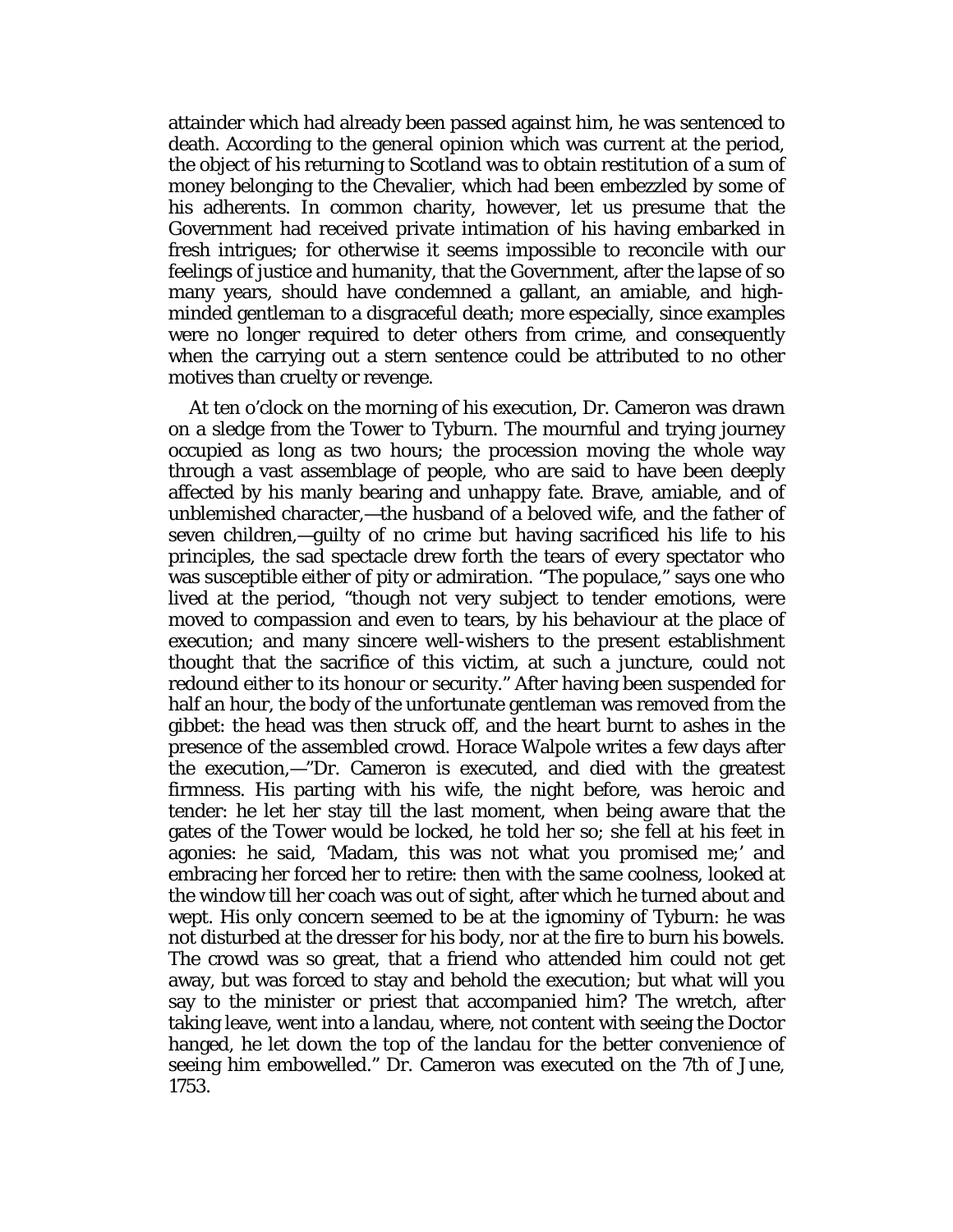attainder which had already been passed against him, he was sentenced to death. According to the general opinion which was current at the period, the object of his returning to Scotland was to obtain restitution of a sum of money belonging to the Chevalier, which had been embezzled by some of his adherents. In common charity, however, let us presume that the Government had received private intimation of his having embarked in fresh intrigues; for otherwise it seems impossible to reconcile with our feelings of justice and humanity, that the Government, after the lapse of so many years, should have condemned a gallant, an amiable, and high-minded gentleman to a disgraceful death; more especially, since examples were no longer required to deter others from crime, and consequently when the carrying out a stern sentence could be attributed to no other motives than cruelty or revenge.

At ten o'clock on the morning of his execution, Dr. Cameron was drawn on a sledge from the Tower to Tyburn. The mournful and trying journey occupied as long as two hours; the procession moving the whole way through a vast assemblage of people, who are said to have been deeply affected by his manly bearing and unhappy fate. Brave, amiable, and of unblemished character,—the husband of a beloved wife, and the father of seven children,—guilty of no crime but having sacrificed his life to his principles, the sad spectacle drew forth the tears of every spectator who was susceptible either of pity or admiration. "The populace," says one who lived at the period, "though not very subject to tender emotions, were moved to compassion and even to tears, by his behaviour at the place of execution; and many sincere well-wishers to the present establishment thought that the sacrifice of this victim, at such a juncture, could not redound either to its honour or security." After having been suspended for half an hour, the body of the unfortunate gentleman was removed from the gibbet: the head was then struck off, and the heart burnt to ashes in the presence of the assembled crowd. Horace Walpole writes a few days after the execution,—"Dr. Cameron is executed, and died with the greatest firmness. His parting with his wife, the night before, was heroic and tender: he let her stay till the last moment, when being aware that the gates of the Tower would be locked, he told her so; she fell at his feet in agonies: he said, 'Madam, this was not what you promised me;' and embracing her forced her to retire: then with the same coolness, looked at the window till her coach was out of sight, after which he turned about and wept. His only concern seemed to be at the ignominy of Tyburn: he was not disturbed at the dresser for his body, nor at the fire to burn his bowels. The crowd was so great, that a friend who attended him could not get away, but was forced to stay and behold the execution; but what will you say to the minister or priest that accompanied him? The wretch, after taking leave, went into a landau, where, not content with seeing the Doctor hanged, he let down the top of the landau for the better convenience of seeing him embowelled." Dr. Cameron was executed on the 7th of June, 1753.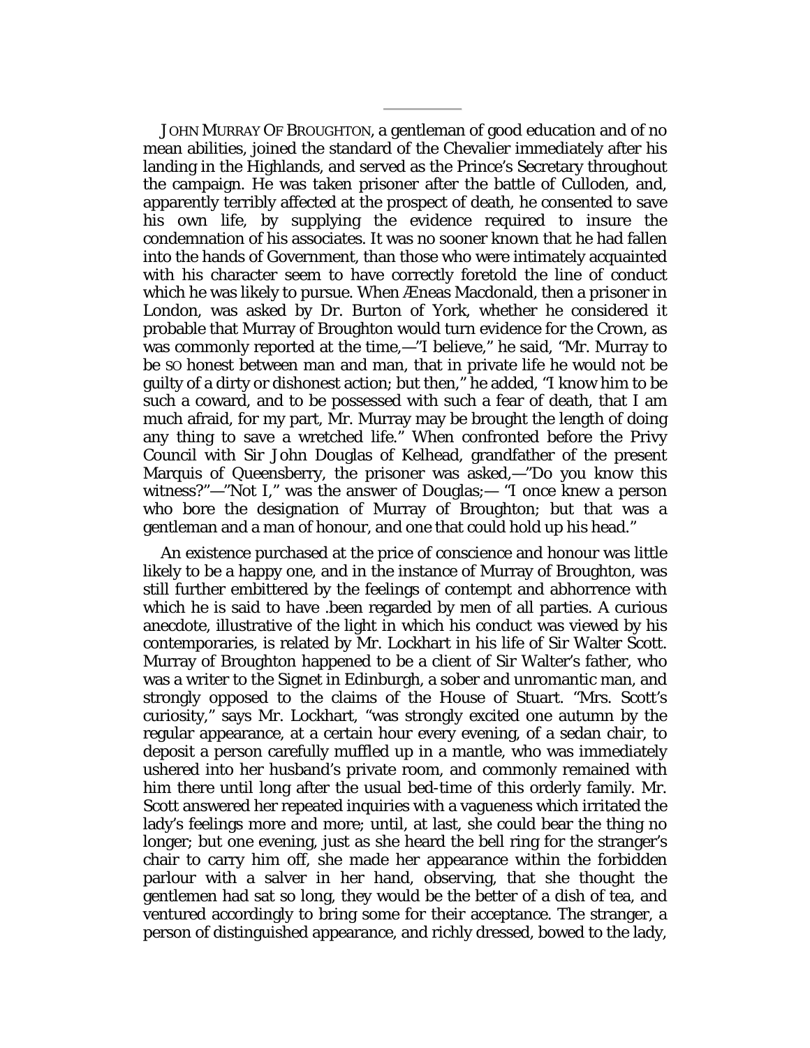---

JOHN MURRAY OF BROUGHTON, a gentleman of good education and of no mean abilities, joined the standard of the Chevalier immediately after his landing in the Highlands, and served as the Prince's Secretary throughout the campaign. He was taken prisoner after the battle of Culloden, and, apparently terribly affected at the prospect of death, he consented to save his own life, by supplying the evidence required to insure the condemnation of his associates. It was no sooner known that he had fallen into the hands of Government, than those who were intimately acquainted with his character seem to have correctly foretold the line of conduct which he was likely to pursue. When Æneas Macdonald, then a prisoner in London, was asked by Dr. Burton of York, whether he considered it probable that Murray of Broughton would turn evidence for the Crown, as was commonly reported at the time,—"I believe," he said, "Mr. Murray to be SO honest between man and man, that in private life he would not be guilty of a dirty or dishonest action; but then," he added, "I know him to be such a coward, and to be possessed with such a fear of death, that I am much afraid, for my part, Mr. Murray may be brought the length of doing any thing to save a wretched life." When confronted before the Privy Council with Sir John Douglas of Kelhead, grandfather of the present Marquis of Queensberry, the prisoner was asked,—"Do you know this witness?"—"Not I," was the answer of Douglas;— "I once knew a person who bore the designation of Murray of Broughton; but that was a gentleman and a man of honour, and one that could hold up his head."

An existence purchased at the price of conscience and honour was little likely to be a happy one, and in the instance of Murray of Broughton, was still further embittered by the feelings of contempt and abhorrence with which he is said to have .been regarded by men of all parties. A curious anecdote, illustrative of the light in which his conduct was viewed by his contemporaries, is related by Mr. Lockhart in his life of Sir Walter Scott. Murray of Broughton happened to be a client of Sir Walter's father, who was a writer to the Signet in Edinburgh, a sober and unromantic man, and strongly opposed to the claims of the House of Stuart. "Mrs. Scott's curiosity," says Mr. Lockhart, "was strongly excited one autumn by the regular appearance, at a certain hour every evening, of a sedan chair, to deposit a person carefully muffled up in a mantle, who was immediately ushered into her husband's private room, and commonly remained with him there until long after the usual bed-time of this orderly family. Mr. Scott answered her repeated inquiries with a vagueness which irritated the lady's feelings more and more; until, at last, she could bear the thing no longer; but one evening, just as she heard the bell ring for the stranger's chair to carry him off, she made her appearance within the forbidden parlour with a salver in her hand, observing, that she thought the gentlemen had sat so long, they would be the better of a dish of tea, and ventured accordingly to bring some for their acceptance. The stranger, a person of distinguished appearance, and richly dressed, bowed to the lady,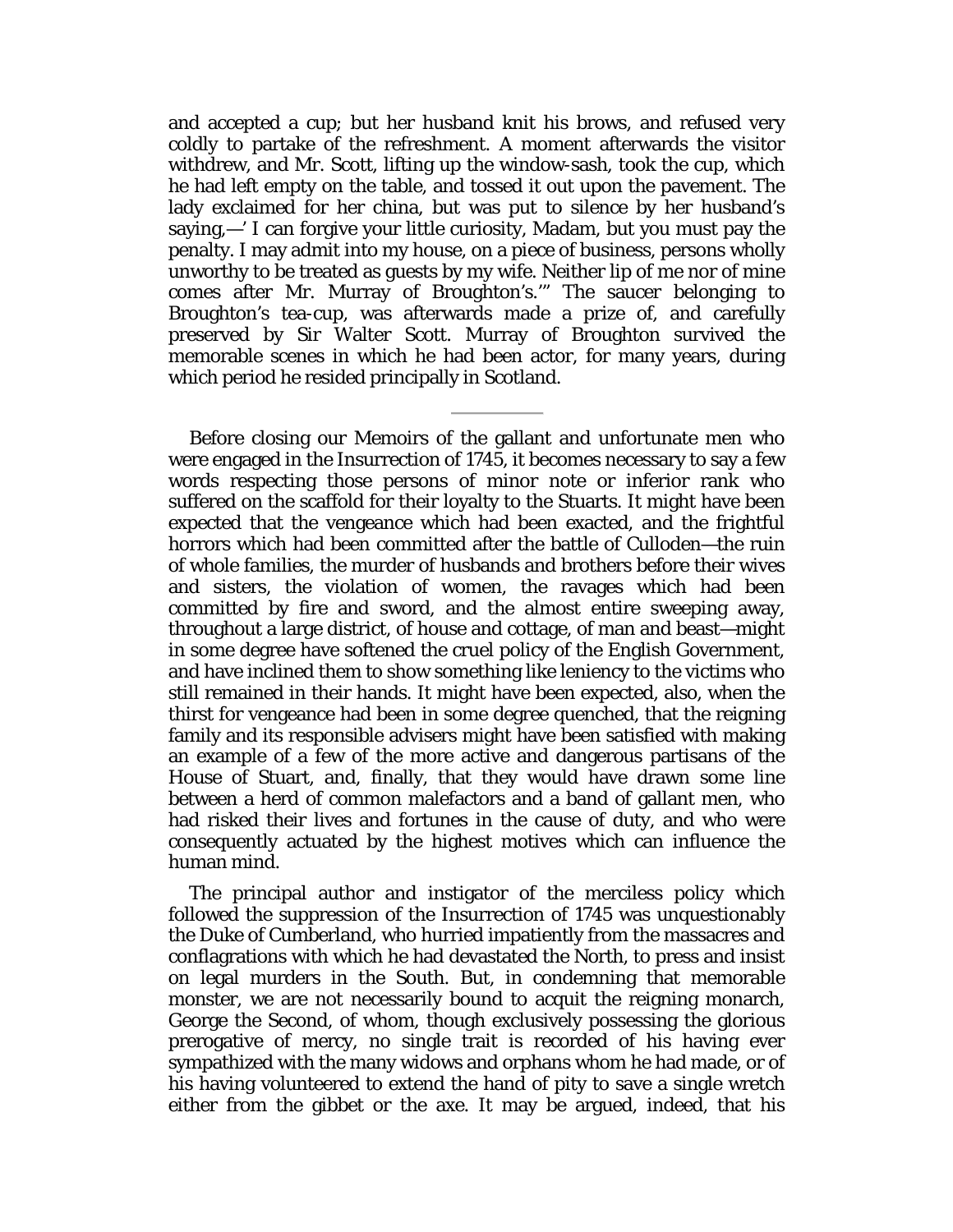and accepted a cup; but her husband knit his brows, and refused very coldly to partake of the refreshment. A moment afterwards the visitor withdrew, and Mr. Scott, lifting up the window-sash, took the cup, which he had left empty on the table, and tossed it out upon the pavement. The lady exclaimed for her china, but was put to silence by her husband's saying,—' I can forgive your little curiosity, Madam, but you must pay the penalty. I may admit into my house, on a piece of business, persons wholly unworthy to be treated as guests by my wife. Neither lip of me nor of mine comes after Mr. Murray of Broughton's.'" The saucer belonging to Broughton's tea-cup, was afterwards made a prize of, and carefully preserved by Sir Walter Scott. Murray of Broughton survived the memorable scenes in which he had been actor, for many years, during which period he resided principally in Scotland.

---

Before closing our Memoirs of the gallant and unfortunate men who were engaged in the Insurrection of 1745, it becomes necessary to say a few words respecting those persons of minor note or inferior rank who suffered on the scaffold for their loyalty to the Stuarts. It might have been expected that the vengeance which had been exacted, and the frightful horrors which had been committed after the battle of Culloden—the ruin of whole families, the murder of husbands and brothers before their wives and sisters, the violation of women, the ravages which had been committed by fire and sword, and the almost entire sweeping away, throughout a large district, of house and cottage, of man and beast—might in some degree have softened the cruel policy of the English Government, and have inclined them to show something like leniency to the victims who still remained in their hands. It might have been expected, also, when the thirst for vengeance had been in some degree quenched, that the reigning family and its responsible advisers might have been satisfied with making an example of a few of the more active and dangerous partisans of the House of Stuart, and, finally, that they would have drawn some line between a herd of common malefactors and a band of gallant men, who had risked their lives and fortunes in the cause of duty, and who were consequently actuated by the highest motives which can influence the human mind.

The principal author and instigator of the merciless policy which followed the suppression of the Insurrection of 1745 was unquestionably the Duke of Cumberland, who hurried impatiently from the massacres and conflagrations with which he had devastated the North, to press and insist on legal murders in the South. But, in condemning that memorable monster, we are not necessarily bound to acquit the reigning monarch, George the Second, of whom, though exclusively possessing the glorious prerogative of mercy, no single trait is recorded of his having ever sympathized with the many widows and orphans whom he had made, or of his having volunteered to extend the hand of pity to save a single wretch either from the gibbet or the axe. It may be argued, indeed, that his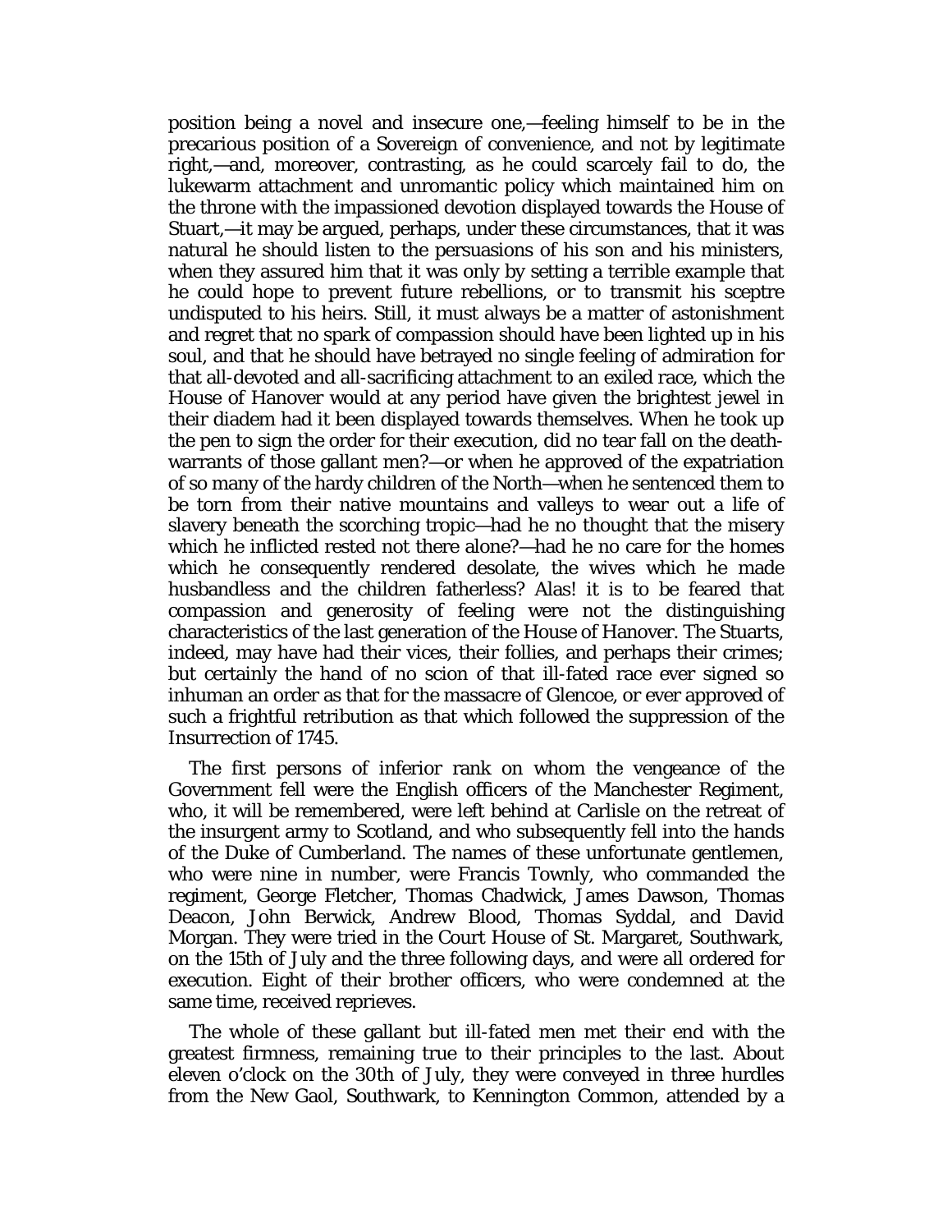position being a novel and insecure one,—feeling himself to be in the precarious position of a Sovereign of convenience, and not by legitimate right,—and, moreover, contrasting, as he could scarcely fail to do, the lukewarm attachment and unromantic policy which maintained him on the throne with the impassioned devotion displayed towards the House of Stuart,—it may be argued, perhaps, under these circumstances, that it was natural he should listen to the persuasions of his son and his ministers, when they assured him that it was only by setting a terrible example that he could hope to prevent future rebellions, or to transmit his sceptre undisputed to his heirs. Still, it must always be a matter of astonishment and regret that no spark of compassion should have been lighted up in his soul, and that he should have betrayed no single feeling of admiration for that all-devoted and all-sacrificing attachment to an exiled race, which the House of Hanover would at any period have given the brightest jewel in their diadem had it been displayed towards themselves. When he took up the pen to sign the order for their execution, did no tear fall on the death-warrants of those gallant men?—or when he approved of the expatriation of so many of the hardy children of the North—when he sentenced them to be torn from their native mountains and valleys to wear out a life of slavery beneath the scorching tropic—had he no thought that the misery which he inflicted rested not there alone?—had he no care for the homes which he consequently rendered desolate, the wives which he made husbandless and the children fatherless? Alas! it is to be feared that compassion and generosity of feeling were not the distinguishing characteristics of the last generation of the House of Hanover. The Stuarts, indeed, may have had their vices, their follies, and perhaps their crimes; but certainly the hand of no scion of that ill-fated race ever signed so inhuman an order as that for the massacre of Glencoe, or ever approved of such a frightful retribution as that which followed the suppression of the Insurrection of 1745.

The first persons of inferior rank on whom the vengeance of the Government fell were the English officers of the Manchester Regiment, who, it will be remembered, were left behind at Carlisle on the retreat of the insurgent army to Scotland, and who subsequently fell into the hands of the Duke of Cumberland. The names of these unfortunate gentlemen, who were nine in number, were Francis Townly, who commanded the regiment, George Fletcher, Thomas Chadwick, James Dawson, Thomas Deacon, John Berwick, Andrew Blood, Thomas Syddal, and David Morgan. They were tried in the Court House of St. Margaret, Southwark, on the 15th of July and the three following days, and were all ordered for execution. Eight of their brother officers, who were condemned at the same time, received reprieves.

The whole of these gallant but ill-fated men met their end with the greatest firmness, remaining true to their principles to the last. About eleven o'clock on the 30th of July, they were conveyed in three hurdles from the New Gaol, Southwark, to Kennington Common, attended by a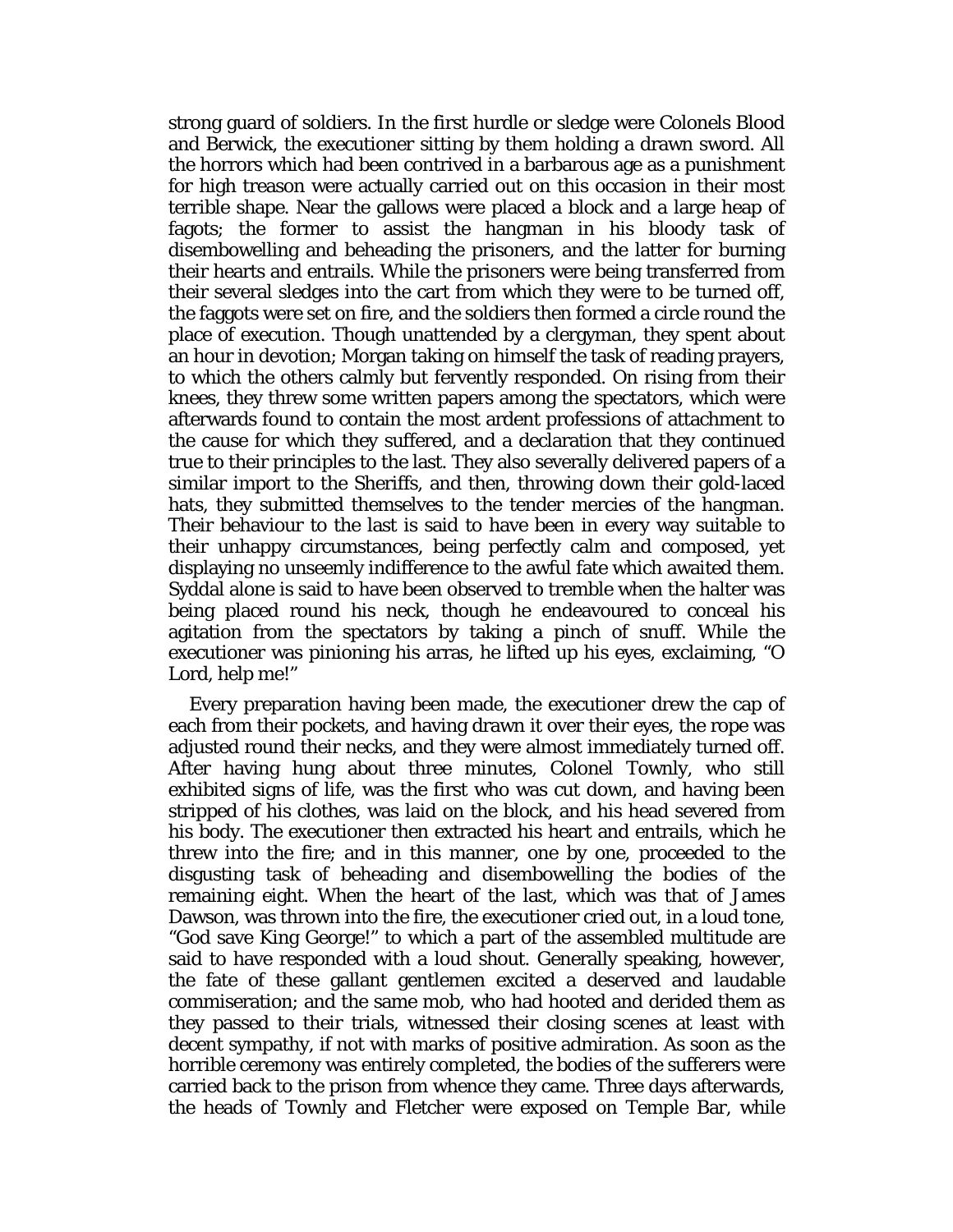strong guard of soldiers. In the first hurdle or sledge were Colonels Blood and Berwick, the executioner sitting by them holding a drawn sword. All the horrors which had been contrived in a barbarous age as a punishment for high treason were actually carried out on this occasion in their most terrible shape. Near the gallows were placed a block and a large heap of fagots; the former to assist the hangman in his bloody task of disembowelling and beheading the prisoners, and the latter for burning their hearts and entrails. While the prisoners were being transferred from their several sledges into the cart from which they were to be turned off, the faggots were set on fire, and the soldiers then formed a circle round the place of execution. Though unattended by a clergyman, they spent about an hour in devotion; Morgan taking on himself the task of reading prayers, to which the others calmly but fervently responded. On rising from their knees, they threw some written papers among the spectators, which were afterwards found to contain the most ardent professions of attachment to the cause for which they suffered, and a declaration that they continued true to their principles to the last. They also severally delivered papers of a similar import to the Sheriffs, and then, throwing down their gold-laced hats, they submitted themselves to the tender mercies of the hangman. Their behaviour to the last is said to have been in every way suitable to their unhappy circumstances, being perfectly calm and composed, yet displaying no unseemly indifference to the awful fate which awaited them. Syddal alone is said to have been observed to tremble when the halter was being placed round his neck, though he endeavoured to conceal his agitation from the spectators by taking a pinch of snuff. While the executioner was pinioning his arras, he lifted up his eyes, exclaiming, "O Lord, help me!"

Every preparation having been made, the executioner drew the cap of each from their pockets, and having drawn it over their eyes, the rope was adjusted round their necks, and they were almost immediately turned off. After having hung about three minutes, Colonel Townly, who still exhibited signs of life, was the first who was cut down, and having been stripped of his clothes, was laid on the block, and his head severed from his body. The executioner then extracted his heart and entrails, which he threw into the fire; and in this manner, one by one, proceeded to the disgusting task of beheading and disembowelling the bodies of the remaining eight. When the heart of the last, which was that of James Dawson, was thrown into the fire, the executioner cried out, in a loud tone, "God save King George!" to which a part of the assembled multitude are said to have responded with a loud shout. Generally speaking, however, the fate of these gallant gentlemen excited a deserved and laudable commiseration; and the same mob, who had hooted and derided them as they passed to their trials, witnessed their closing scenes at least with decent sympathy, if not with marks of positive admiration. As soon as the horrible ceremony was entirely completed, the bodies of the sufferers were carried back to the prison from whence they came. Three days afterwards, the heads of Townly and Fletcher were exposed on Temple Bar, while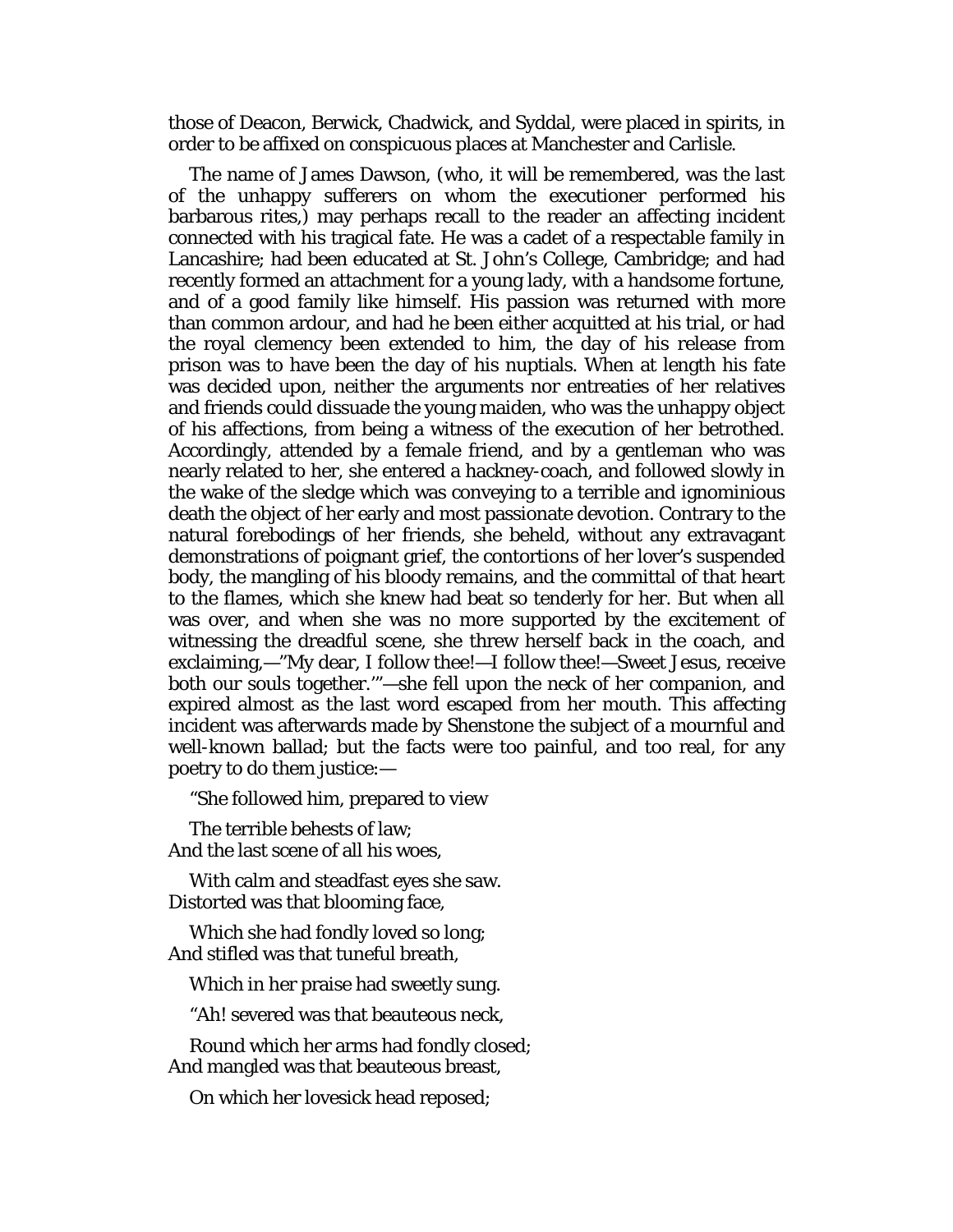those of Deacon, Berwick, Chadwick, and Syddal, were placed in spirits, in order to be affixed on conspicuous places at Manchester and Carlisle.

The name of James Dawson, (who, it will be remembered, was the last of the unhappy sufferers on whom the executioner performed his barbarous rites,) may perhaps recall to the reader an affecting incident connected with his tragical fate. He was a cadet of a respectable family in Lancashire; had been educated at St. John's College, Cambridge; and had recently formed an attachment for a young lady, with a handsome fortune, and of a good family like himself. His passion was returned with more than common ardour, and had he been either acquitted at his trial, or had the royal clemency been extended to him, the day of his release from prison was to have been the day of his nuptials. When at length his fate was decided upon, neither the arguments nor entreaties of her relatives and friends could dissuade the young maiden, who was the unhappy object of his affections, from being a witness of the execution of her betrothed. Accordingly, attended by a female friend, and by a gentleman who was nearly related to her, she entered a hackney-coach, and followed slowly in the wake of the sledge which was conveying to a terrible and ignominious death the object of her early and most passionate devotion. Contrary to the natural forebodings of her friends, she beheld, without any extravagant demonstrations of poignant grief, the contortions of her lover's suspended body, the mangling of his bloody remains, and the committal of that heart to the flames, which she knew had beat so tenderly for her. But when all was over, and when she was no more supported by the excitement of witnessing the dreadful scene, she threw herself back in the coach, and exclaiming,—"My dear, I follow thee!—I follow thee!—Sweet Jesus, receive both our souls together.'"—she fell upon the neck of her companion, and expired almost as the last word escaped from her mouth. This affecting incident was afterwards made by Shenstone the subject of a mournful and well-known ballad; but the facts were too painful, and too real, for any poetry to do them justice:—

"She followed him, prepared to view  
The terrible behests of law;  
And the last scene of all his woes,  
With calm and steadfast eyes she saw.  
Distorted was that blooming face,  
Which she had fondly loved so long;  
And stifled was that tuneful breath,  
Which in her praise had sweetly sung.

"Ah! severed was that beauteous neck,  
Round which her arms had fondly closed;  
And mangled was that beauteous breast,  
On which her lovesick head reposed;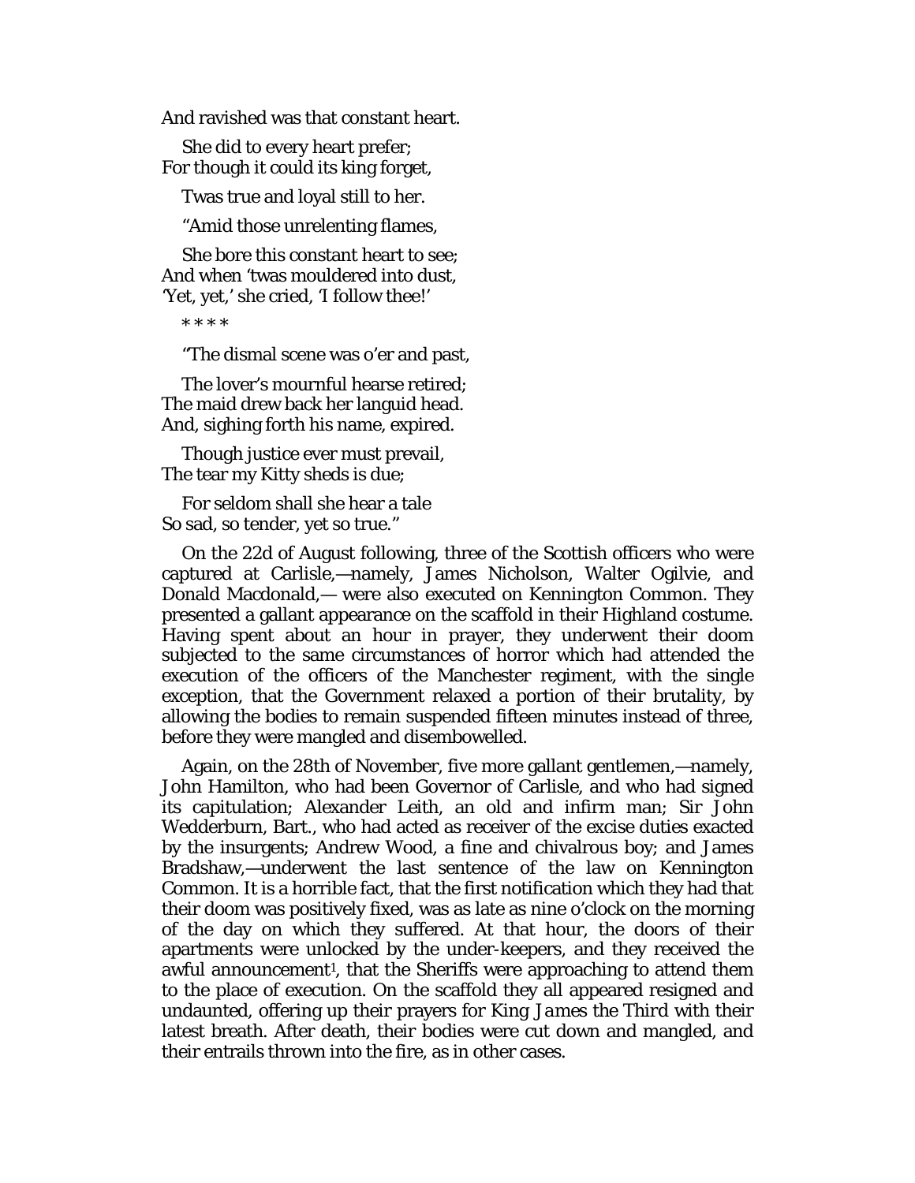And ravished was that constant heart.

She did to every heart prefer;
For though it could its king forget,

'Twas true and loyal still to her.

"Amid those unrelenting flames,

She bore this constant heart to see;
And when 'twas mouldered into dust,
'Yet, yet,' she cried, 'I follow thee!'

* * * *

"The dismal scene was o'er and past,

The lover's mournful hearse retired;
The maid drew back her languid head.
And, sighing forth his name, expired.

Though justice ever must prevail,
The tear my Kitty sheds is due;

For seldom shall she hear a tale
So sad, so tender, yet so true."

On the 22d of August following, three of the Scottish officers who were captured at Carlisle,—namely, James Nicholson, Walter Ogilvie, and Donald Macdonald,— were also executed on Kennington Common. They presented a gallant appearance on the scaffold in their Highland costume. Having spent about an hour in prayer, they underwent their doom subjected to the same circumstances of horror which had attended the execution of the officers of the Manchester regiment, with the single exception, that the Government relaxed a portion of their brutality, by allowing the bodies to remain suspended fifteen minutes instead of three, before they were mangled and disembowelled.

Again, on the 28th of November, five more gallant gentlemen,—namely, John Hamilton, who had been Governor of Carlisle, and who had signed its capitulation; Alexander Leith, an old and infirm man; Sir John Wedderburn, Bart., who had acted as receiver of the excise duties exacted by the insurgents; Andrew Wood, a fine and chivalrous boy; and James Bradshaw,—underwent the last sentence of the law on Kennington Common. It is a horrible fact, that the first notification which they had that their doom was positively fixed, was as late as nine o'clock on the morning of the day on which they suffered. At that hour, the doors of their apartments were unlocked by the under-keepers, and they received the awful announcement[1], that the Sheriffs were approaching to attend them to the place of execution. On the scaffold they all appeared resigned and undaunted, offering up their prayers for King James the Third with their latest breath. After death, their bodies were cut down and mangled, and their entrails thrown into the fire, as in other cases.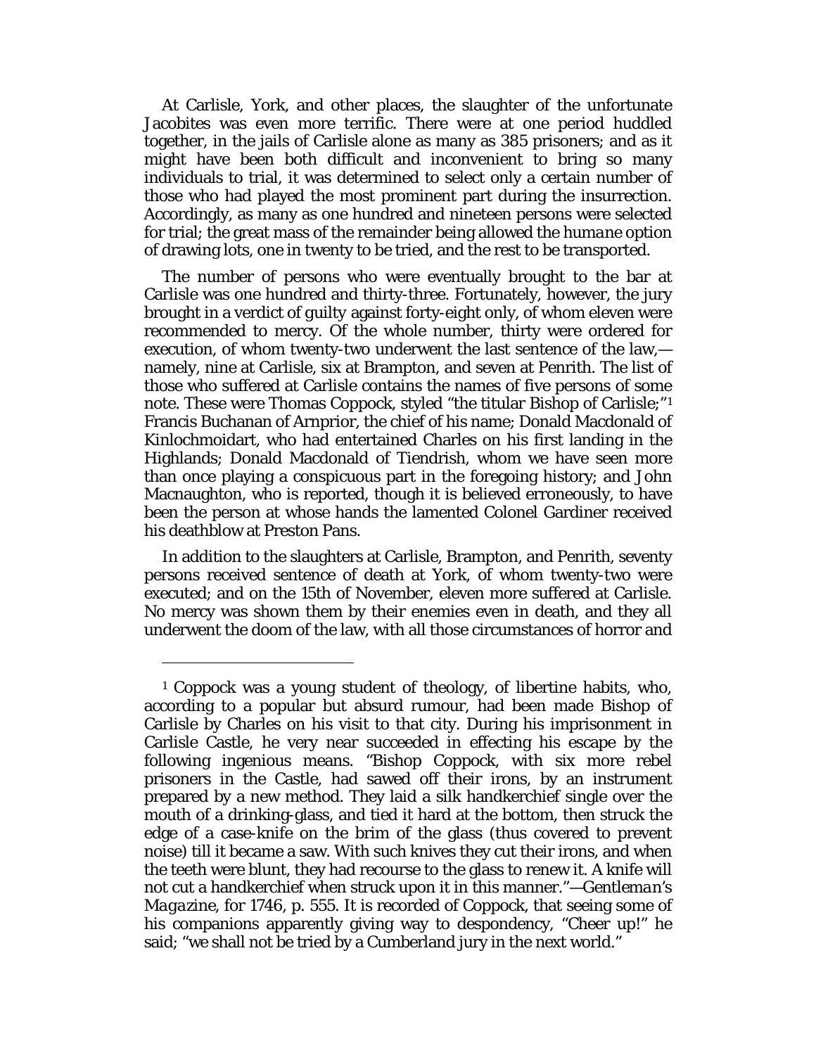At Carlisle, York, and other places, the slaughter of the unfortunate Jacobites was even more terrific. There were at one period huddled together, in the jails of Carlisle alone as many as 385 prisoners; and as it might have been both difficult and inconvenient to bring so many individuals to trial, it was determined to select only a certain number of those who had played the most prominent part during the insurrection. Accordingly, as many as one hundred and nineteen persons were selected for trial; the great mass of the remainder being allowed the *humane* option of drawing lots, one in twenty to be tried, and the rest to be transported.

The number of persons who were eventually brought to the bar at Carlisle was one hundred and thirty-three. Fortunately, however, the jury brought in a verdict of guilty against forty-eight only, of whom eleven were recommended to mercy. Of the whole number, thirty were ordered for execution, of whom twenty-two underwent the last sentence of the law,—namely, nine at Carlisle, six at Brampton, and seven at Penrith. The list of those who suffered at Carlisle contains the names of five persons of some note. These were Thomas Coppock, styled "the titular Bishop of Carlisle;"[1] Francis Buchanan of Arnprior, the chief of his name; Donald Macdonald of Kinlochmoidart, who had entertained Charles on his first landing in the Highlands; Donald Macdonald of Tiendrish, whom we have seen more than once playing a conspicuous part in the foregoing history; and John Macnaughton, who is reported, though it is believed erroneously, to have been the person at whose hands the lamented Colonel Gardiner received his deathblow at Preston Pans.

In addition to the slaughters at Carlisle, Brampton, and Penrith, seventy persons received sentence of death at York, of whom twenty-two were executed; and on the 15th of November, eleven more suffered at Carlisle. No mercy was shown them by their enemies even in death, and they all underwent the doom of the law, with all those circumstances of horror and

---

[1] Coppock was a young student of theology, of libertine habits, who, according to a popular but absurd rumour, had been made Bishop of Carlisle by Charles on his visit to that city. During his imprisonment in Carlisle Castle, he very near succeeded in effecting his escape by the following ingenious means. "Bishop Coppock, with six more rebel prisoners in the Castle, had sawed off their irons, by an instrument prepared by a new method. They laid a silk handkerchief single over the mouth of a drinking-glass, and tied it hard at the bottom, then struck the edge of a case-knife on the brim of the glass (thus covered to prevent noise) till it became a saw. With such knives they cut their irons, and when the teeth were blunt, they had recourse to the glass to renew it. A knife will not cut a handkerchief when struck upon it in this manner."—*Gentleman's Magazine*, for 1746, p. 555. It is recorded of Coppock, that seeing some of his companions apparently giving way to despondency, "Cheer up!" he said; "we shall not be tried by a Cumberland jury in the next world."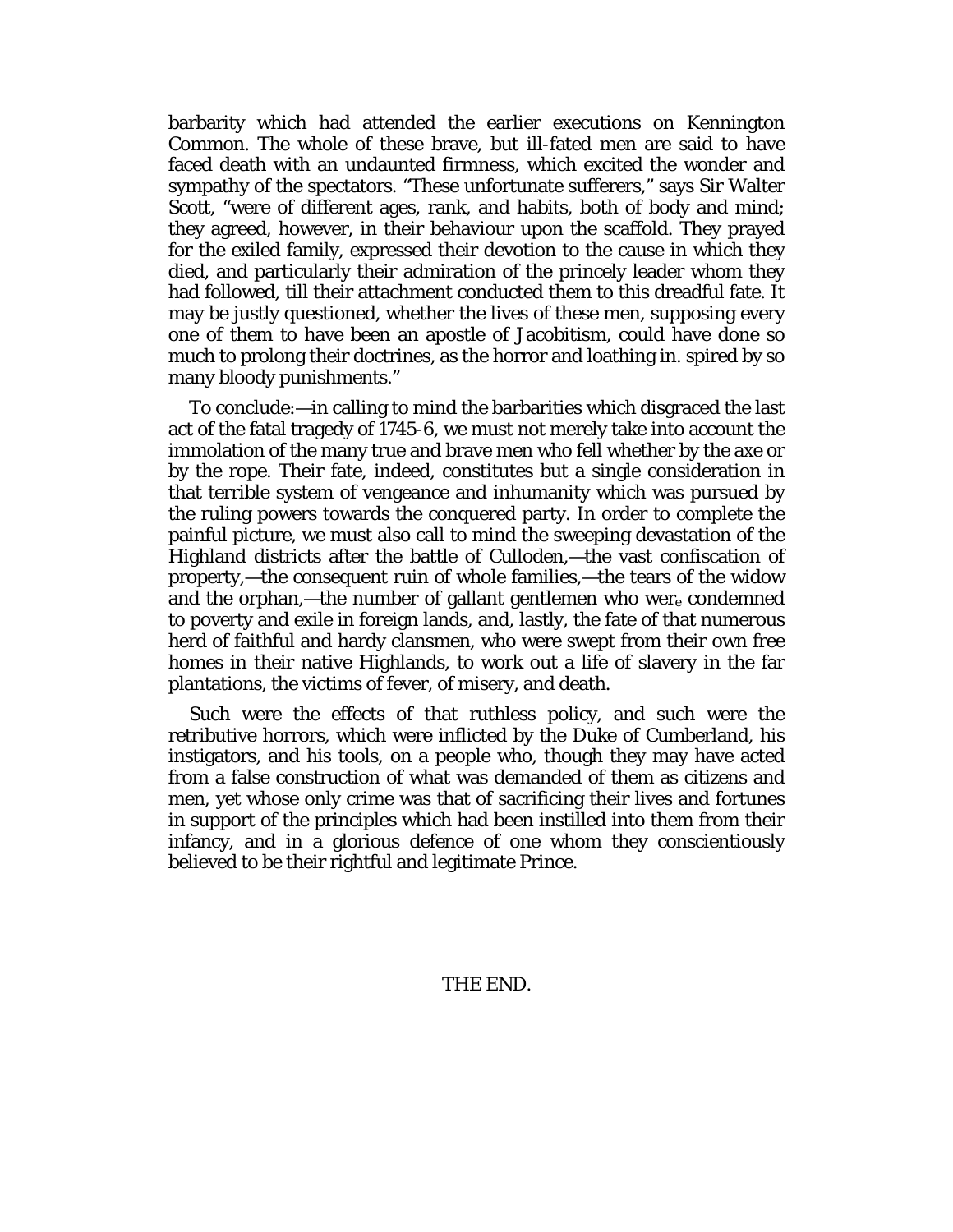barbarity which had attended the earlier executions on Kennington Common. The whole of these brave, but ill-fated men are said to have faced death with an undaunted firmness, which excited the wonder and sympathy of the spectators. "These unfortunate sufferers," says Sir Walter Scott, "were of different ages, rank, and habits, both of body and mind; they agreed, however, in their behaviour upon the scaffold. They prayed for the exiled family, expressed their devotion to the cause in which they died, and particularly their admiration of the princely leader whom they had followed, till their attachment conducted them to this dreadful fate. It may be justly questioned, whether the lives of these men, supposing every one of them to have been an apostle of Jacobitism, could have done so much to prolong their doctrines, as the horror and loathing in. spired by so many bloody punishments."

To conclude:—in calling to mind the barbarities which disgraced the last act of the fatal tragedy of 1745-6, we must not merely take into account the immolation of the many true and brave men who fell whether by the axe or by the rope. Their fate, indeed, constitutes but a single consideration in that terrible system of vengeance and inhumanity which was pursued by the ruling powers towards the conquered party. In order to complete the painful picture, we must also call to mind the sweeping devastation of the Highland districts after the battle of Culloden,—the vast confiscation of property,—the consequent ruin of whole families,—the tears of the widow and the orphan,—the number of gallant gentlemen who were condemned to poverty and exile in foreign lands, and, lastly, the fate of that numerous herd of faithful and hardy clansmen, who were swept from their own free homes in their native Highlands, to work out a life of slavery in the far plantations, the victims of fever, of misery, and death.

Such were the effects of that ruthless policy, and such were the retributive horrors, which were inflicted by the Duke of Cumberland, his instigators, and his tools, on a people who, though they may have acted from a false construction of what was demanded of them as citizens and men, yet whose only crime was that of sacrificing their lives and fortunes in support of the principles which had been instilled into them from their infancy, and in a glorious defence of one whom they conscientiously believed to be their rightful and legitimate Prince.

THE END.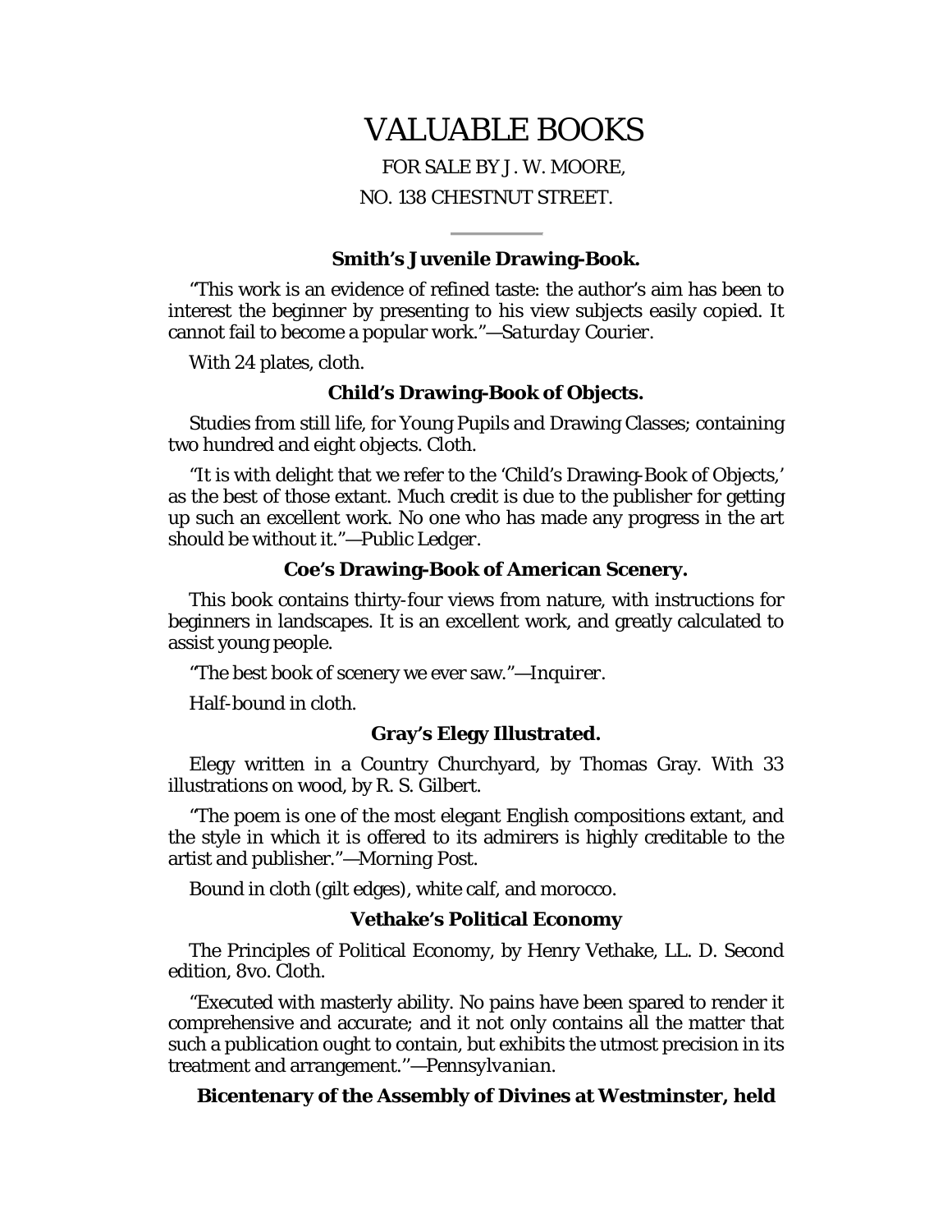# VALUABLE BOOKS

FOR SALE BY J. W. MOORE,

NO. 138 CHESTNUT STREET.

---

### Smith's Juvenile Drawing-Book.

"This work is an evidence of refined taste: the author's aim has been to interest the beginner by presenting to his view subjects easily copied. It cannot fail to become a popular work."—*Saturday Courier*.

With 24 plates, cloth.

### Child's Drawing-Book of Objects.

Studies from still life, for Young Pupils and Drawing Classes; containing two hundred and eight objects. Cloth.

"It is with delight that we refer to the 'Child's Drawing-Book of Objects,' as the best of those extant. Much credit is due to the publisher for getting up such an excellent work. No one who has made any progress in the art should be without it."—*Public Ledger*.

### Coe's Drawing-Book of American Scenery.

This book contains thirty-four views from nature, with instructions for beginners in landscapes. It is an excellent work, and greatly calculated to assist young people.

"The best book of scenery we ever saw."—*Inquirer*.

Half-bound in cloth.

### Gray's Elegy Illustrated.

Elegy written in a Country Churchyard, by Thomas Gray. With 33 illustrations on wood, by R. S. Gilbert.

"The poem is one of the most elegant English compositions extant, and the style in which it is offered to its admirers is highly creditable to the artist and publisher."—*Morning Post*.

Bound in cloth (gilt edges), white calf, and morocco.

### Vethake's Political Economy

The Principles of Political Economy, by Henry Vethake, LL. D. Second edition, 8vo. Cloth.

"Executed with masterly ability. No pains have been spared to render it comprehensive and accurate; and it not only contains all the matter that such a publication ought to contain, but exhibits the utmost precision in its treatment and arrangement."—*Pennsylvanian*.

### Bicentenary of the Assembly of Divines at Westminster, held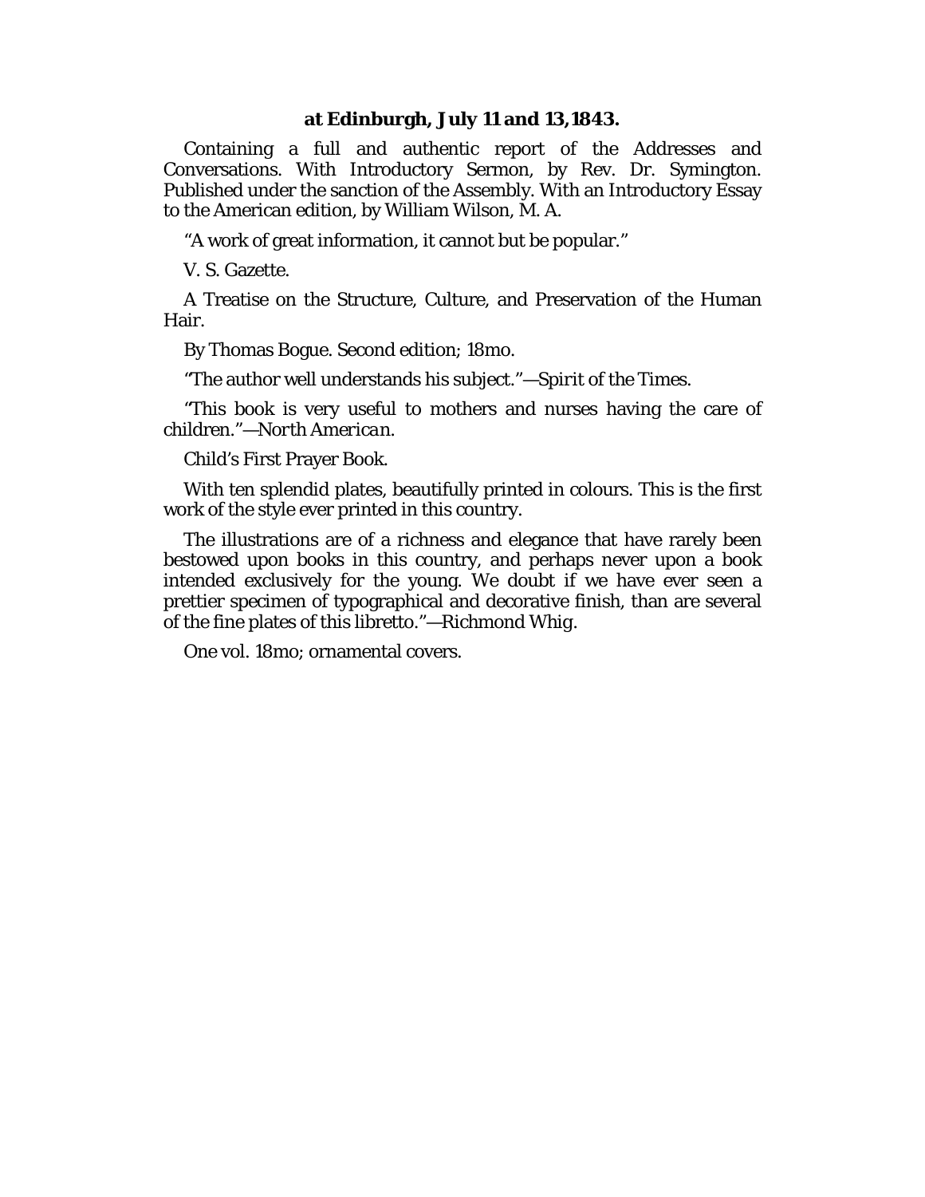**at Edinburgh, July 11 and 13, 1843.**

Containing a full and authentic report of the Addresses and Conversations. With Introductory Sermon, by Rev. Dr. Symington. Published under the sanction of the Assembly. With an Introductory Essay to the American edition, by William Wilson, M. A.

"A work of great information, it cannot but be popular."

V. S. Gazette.

A Treatise on the Structure, Culture, and Preservation of the Human Hair.

By Thomas Bogue. Second edition; 18mo.

"The author well understands his subject."—Spirit of the Times.

"This book is very useful to mothers and nurses having the care of children."—*North American.*

Child's First Prayer Book.

With ten splendid plates, beautifully printed in colours. This is the first work of the style ever printed in this country.

The illustrations are of a richness and elegance that have rarely been bestowed upon books in this country, and perhaps never upon a book intended exclusively for the young. We doubt if we have ever seen a prettier specimen of typographical and decorative finish, than are several of the fine plates of this libretto."—Richmond Whig.

One vol. 18mo; ornamental covers.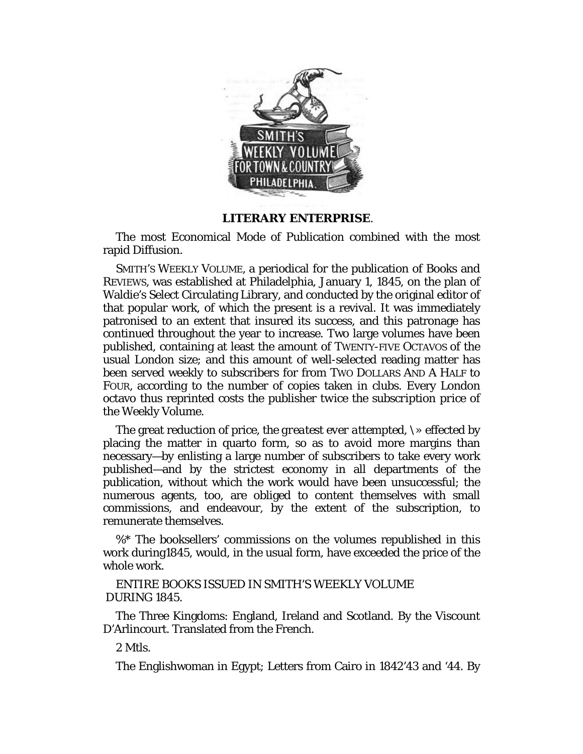**LITERARY ENTERPRISE**.

The most Economical Mode of Publication combined with the most rapid Diffusion.

SMITH'S WEEKLY VOLUME, a periodical for the publication of Books and REVIEWS, was established at Philadelphia, January 1, 1845, on the plan of Waldie's Select Circulating Library, and conducted by the original editor of that popular work, of which the present is a revival. It was immediately patronised to an extent that insured its success, and this patronage has continued throughout the year to increase. Two large volumes have been published, containing at least the amount of TWENTY-FIVE OCTAVOS of the usual London size; and this amount of well-selected reading matter has been served weekly to subscribers for from TWO DOLLARS AND A HALF to FOUR, according to the number of copies taken in clubs. Every London octavo thus reprinted costs the publisher twice the subscription price of the Weekly Volume.

The great reduction of price, *the greatest ever attempted*, \» effected by placing the matter in quarto form, so as to avoid more margins than necessary—by enlisting a large number of subscribers to take every work published—and by the strictest economy in all departments of the publication, without which the work would have been unsuccessful; the numerous agents, too, are obliged to content themselves with small commissions, and endeavour, by the extent of the subscription, to remunerate themselves.

%* The booksellers' commissions on the volumes republished in this work during1845, would, in the usual form, have exceeded the price of the whole work.

ENTIRE BOOKS ISSUED IN SMITH'S WEEKLY VOLUME DURING 1845.

The Three Kingdoms: England, Ireland and Scotland. By the Viscount D'Arlincourt. Translated from the French.

2 Mtls.

The Englishwoman in Egypt; Letters from Cairo in 1842'43 and '44. By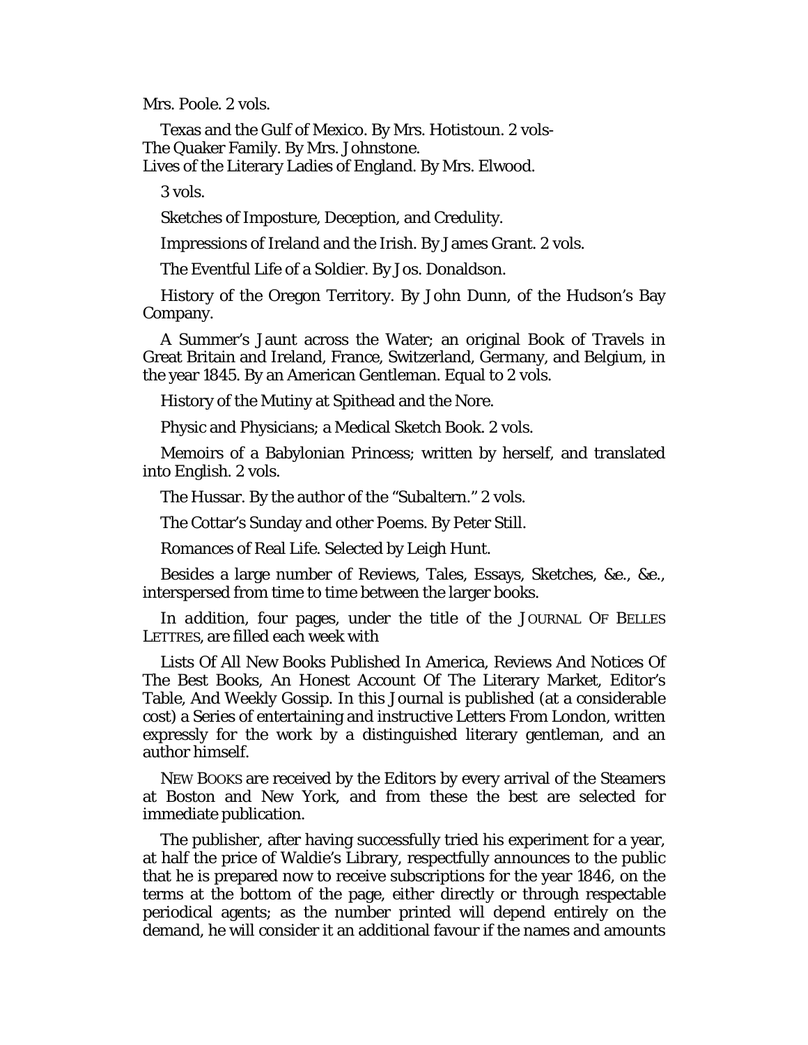Mrs. Poole. 2 vols.

Texas and the Gulf of Mexico. By Mrs. Hotistoun. 2 vols-
The Quaker Family. By Mrs. Johnstone.
Lives of the Literary Ladies of England. By Mrs. Elwood.

3 vols.

Sketches of Imposture, Deception, and Credulity.

Impressions of Ireland and the Irish. By James Grant. 2 vols.

The Eventful Life of a Soldier. By Jos. Donaldson.

History of the Oregon Territory. By John Dunn, of the Hudson's Bay Company.

A Summer's Jaunt across the Water; an original Book of Travels in Great Britain and Ireland, France, Switzerland, Germany, and Belgium, in the year 1845. By an American Gentleman. Equal to 2 vols.

History of the Mutiny at Spithead and the Nore.

Physic and Physicians; a Medical Sketch Book. 2 vols.

Memoirs of a Babylonian Princess; written by herself, and translated into English. 2 vols.

The Hussar. By the author of the "Subaltern." 2 vols.

The Cottar's Sunday and other Poems. By Peter Still.

Romances of Real Life. Selected by Leigh Hunt.

Besides a large number of Reviews, Tales, Essays, Sketches, &c., &c., interspersed from time to time between the larger books.

In addition, four pages, under the title of the JOURNAL OF BELLES LETTRES, are filled each week with

Lists Of All New Books Published In America, Reviews And Notices Of The Best Books, An Honest Account Of The Literary Market, Editor's Table, And Weekly Gossip. In this Journal is published (at a considerable cost) a Series of entertaining and instructive Letters From London, written expressly for the work by a distinguished literary gentleman, and an author himself.

NEW BOOKS are received by the Editors by every arrival of the Steamers at Boston and New York, and from these the best are selected for immediate publication.

The publisher, after having successfully tried his experiment for a year, at half the price of Waldie's Library, respectfully announces to the public that he is prepared now to receive subscriptions for the year 1846, on the terms at the bottom of the page, either directly or through respectable periodical agents; as the number printed will depend entirely on the demand, he will consider it an additional favour if the names and amounts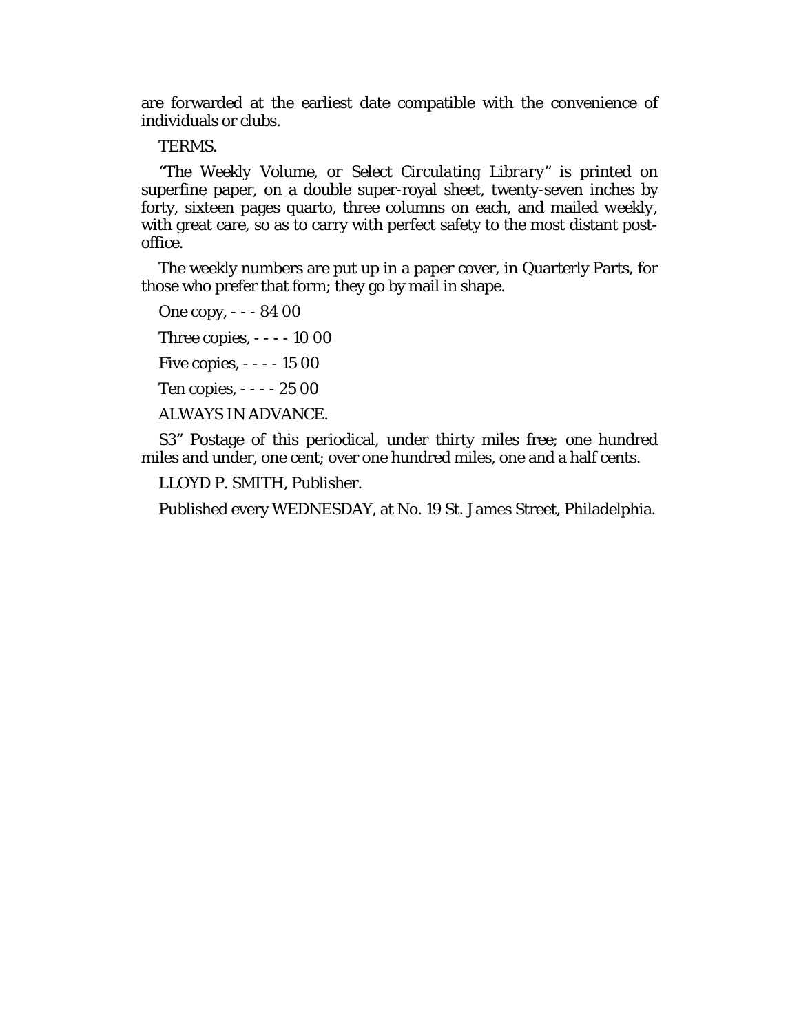are forwarded at the earliest date compatible with the convenience of individuals or clubs.

TERMS.

"The Weekly Volume, or *Select Circulating Library*" is printed on superfine paper, on a double super-royal sheet, twenty-seven inches by forty, sixteen pages quarto, three columns on each, and mailed weekly, with great care, so as to carry with perfect safety to the most distant post-office.

The weekly numbers are put up in a paper cover, in Quarterly Parts, for those who prefer that form; they go by mail in shape.

One copy, - - - 84 00

Three copies, - - - - 10 00

Five copies, - - - - 15 00

Ten copies, - - - - 25 00

ALWAYS IN ADVANCE.

S3" Postage of this periodical, under thirty miles free; one hundred miles and under, one cent; over one hundred miles, one and a half cents.

LLOYD P. SMITH, Publisher.

Published every WEDNESDAY, at No. 19 St. James Street, Philadelphia.